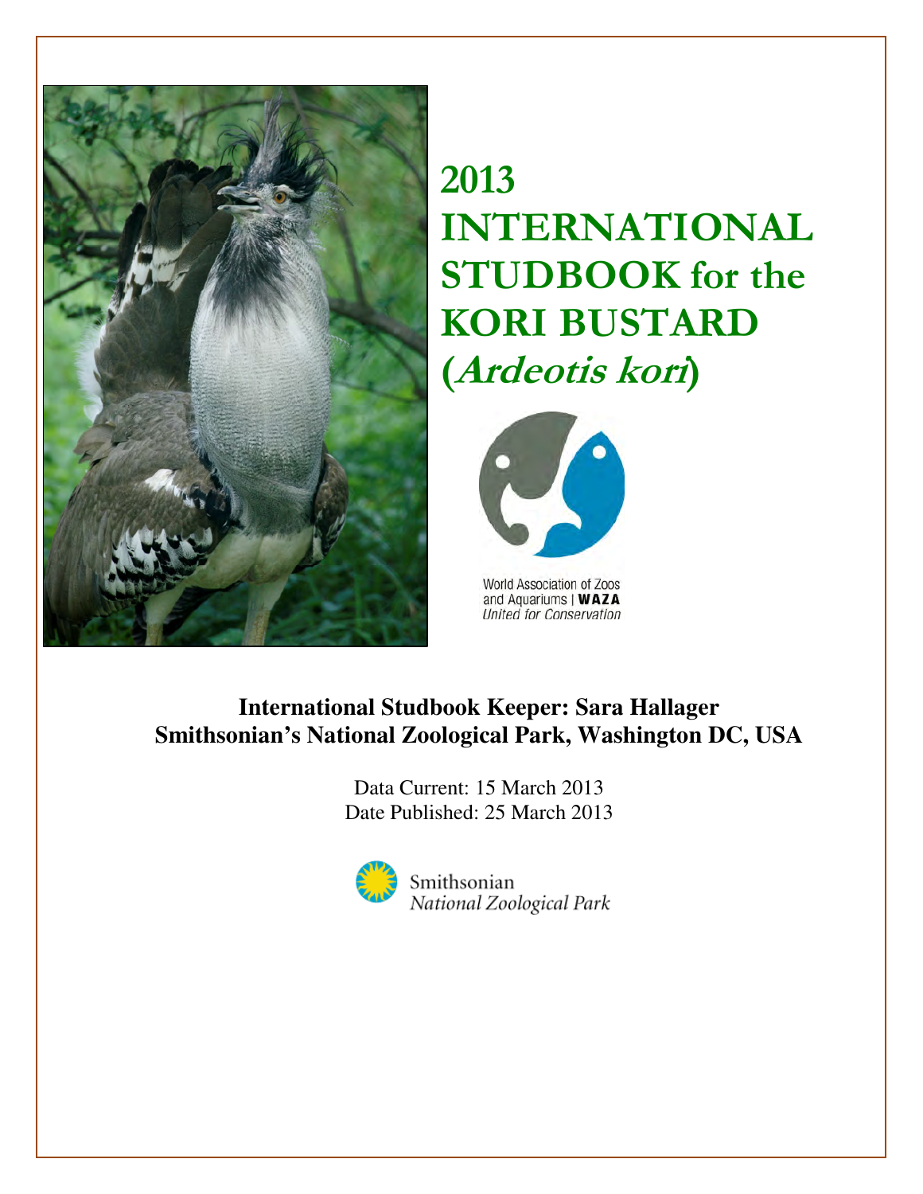# 2013 INTERNATIONAL STUDBOOK for the KORI BUSTARD (*Ardeotis kori*)

World Association of Zoos and Aquariums | **WAZA**
*United for Conservation*

**International Studbook Keeper: Sara Hallager**
**Smithsonian's National Zoological Park, Washington DC, USA**

Data Current: 15 March 2013
Date Published: 25 March 2013

Smithsonian
*National Zoological Park*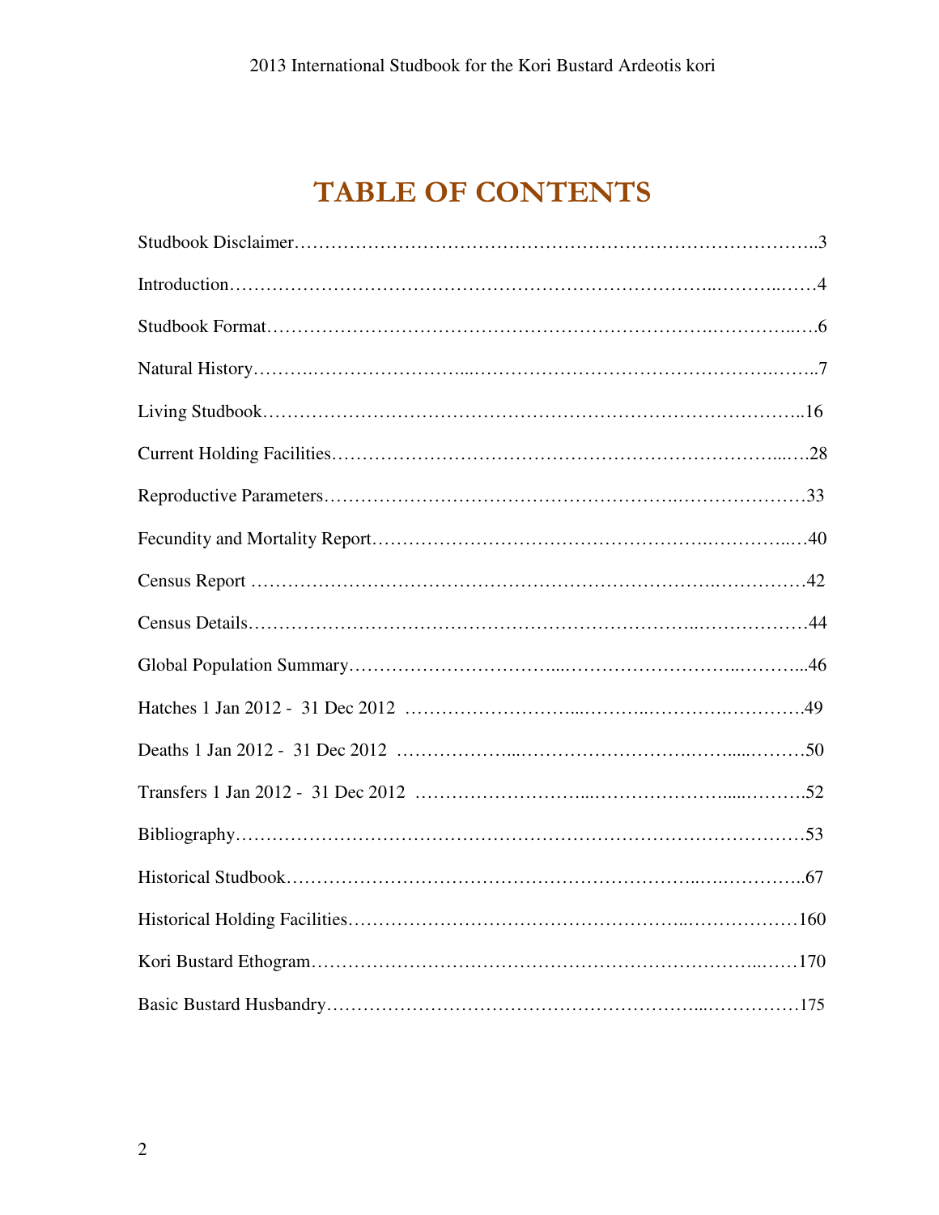# TABLE OF CONTENTS

Studbook Disclaimer……………………………………………………………………..3

Introduction…………………………………………………………………..………..……4

Studbook Format…………………………………………………………….…………..….6

Natural History……….……………………...…………………………………….…….7

Living Studbook……………………………………………………………………………..16

Current Holding Facilities………………………………………………………………...…28

Reproductive Parameters……………………………………………….…………………33

Fecundity and Mortality Report…………………………………………….…………..…40

Census Report ………………………………………………………………..……………42

Census Details…………………………………………………………..………………44

Global Population Summary…………………………...……………………..………...46

Hatches 1 Jan 2012 - 31 Dec 2012 ……………………...………..……….………….49

Deaths 1 Jan 2012 - 31 Dec 2012 ………………...……………………….……....………50

Transfers 1 Jan 2012 - 31 Dec 2012 ………………………...…………………....……….52

Bibliography………………………………………………………………………………53

Historical Studbook………………………………………………………..….…………..67

Historical Holding Facilities……………………………………………...………………160

Kori Bustard Ethogram……………………………………………………………...……170

Basic Bustard Husbandry…………………………………………………...……………175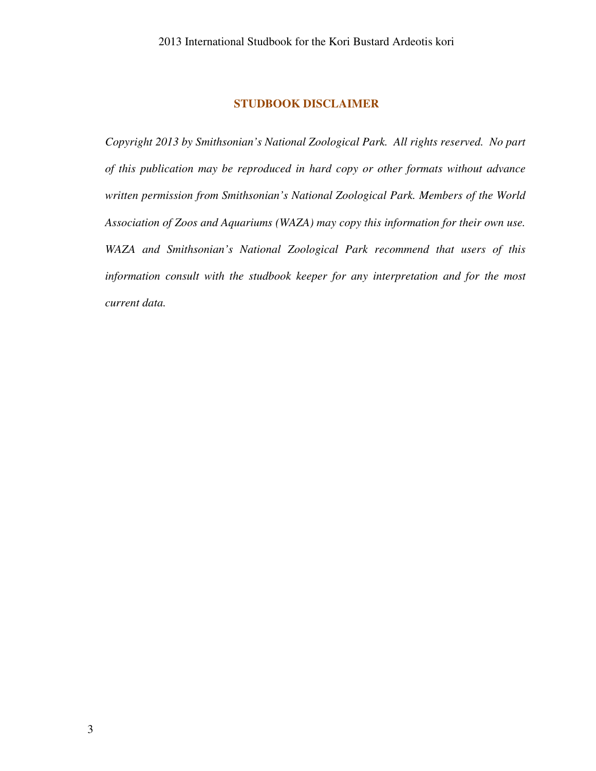## STUDBOOK DISCLAIMER

*Copyright 2013 by Smithsonian's National Zoological Park. All rights reserved. No part of this publication may be reproduced in hard copy or other formats without advance written permission from Smithsonian's National Zoological Park. Members of the World Association of Zoos and Aquariums (WAZA) may copy this information for their own use. WAZA and Smithsonian's National Zoological Park recommend that users of this information consult with the studbook keeper for any interpretation and for the most current data.*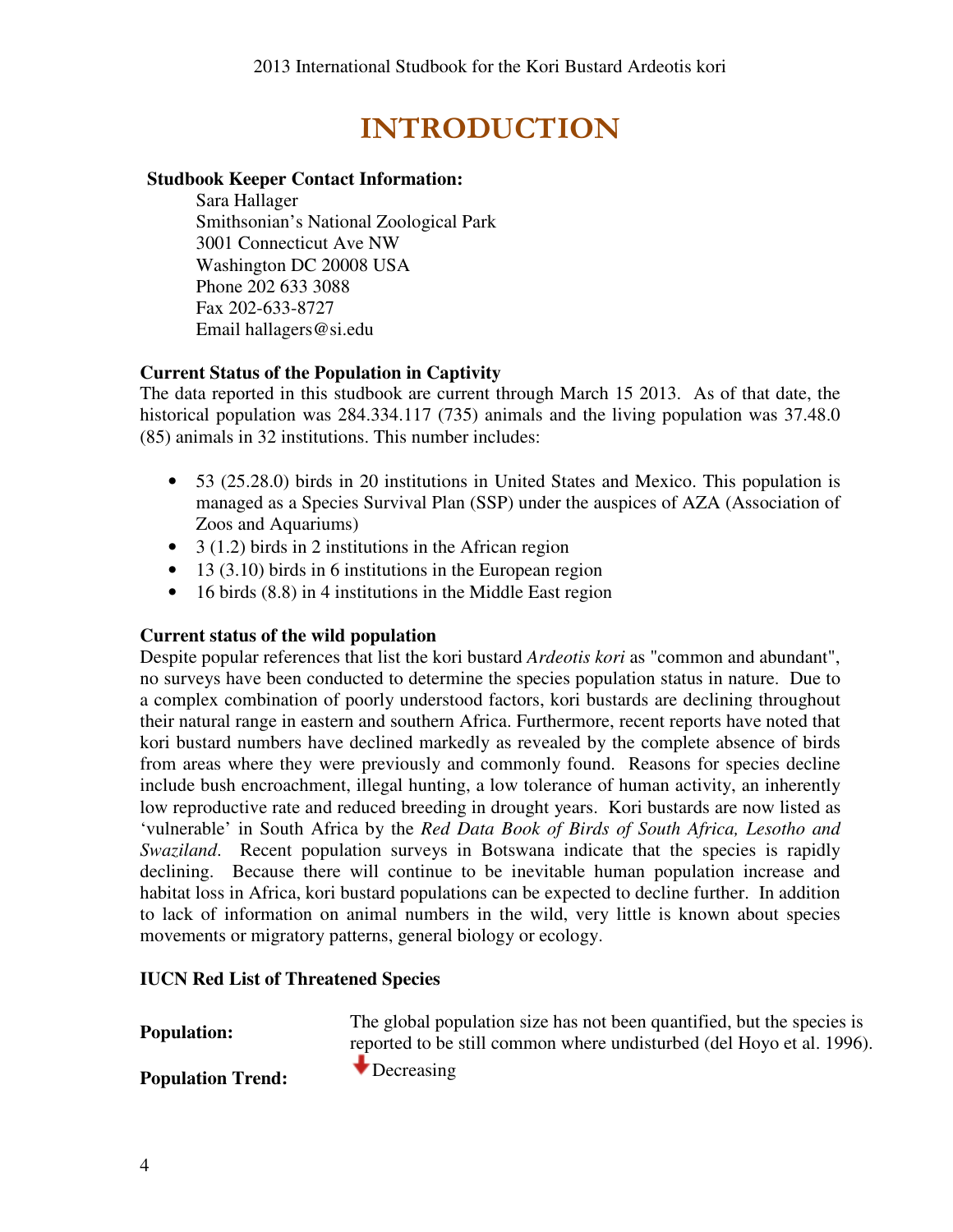# INTRODUCTION

**Studbook Keeper Contact Information:**

Sara Hallager
Smithsonian's National Zoological Park
3001 Connecticut Ave NW
Washington DC 20008 USA
Phone 202 633 3088
Fax 202-633-8727
Email hallagers@si.edu

**Current Status of the Population in Captivity**

The data reported in this studbook are current through March 15 2013. As of that date, the historical population was 284.334.117 (735) animals and the living population was 37.48.0 (85) animals in 32 institutions. This number includes:

- 53 (25.28.0) birds in 20 institutions in United States and Mexico. This population is managed as a Species Survival Plan (SSP) under the auspices of AZA (Association of Zoos and Aquariums)
- 3 (1.2) birds in 2 institutions in the African region
- 13 (3.10) birds in 6 institutions in the European region
- 16 birds (8.8) in 4 institutions in the Middle East region

**Current status of the wild population**

Despite popular references that list the kori bustard *Ardeotis kori* as "common and abundant", no surveys have been conducted to determine the species population status in nature. Due to a complex combination of poorly understood factors, kori bustards are declining throughout their natural range in eastern and southern Africa. Furthermore, recent reports have noted that kori bustard numbers have declined markedly as revealed by the complete absence of birds from areas where they were previously and commonly found. Reasons for species decline include bush encroachment, illegal hunting, a low tolerance of human activity, an inherently low reproductive rate and reduced breeding in drought years. Kori bustards are now listed as 'vulnerable' in South Africa by the *Red Data Book of Birds of South Africa, Lesotho and Swaziland*. Recent population surveys in Botswana indicate that the species is rapidly declining. Because there will continue to be inevitable human population increase and habitat loss in Africa, kori bustard populations can be expected to decline further. In addition to lack of information on animal numbers in the wild, very little is known about species movements or migratory patterns, general biology or ecology.

**IUCN Red List of Threatened Species**

| | |
|---|---|
| **Population:** | The global population size has not been quantified, but the species is reported to be still common where undisturbed (del Hoyo et al. 1996). |
| **Population Trend:** | ↓ Decreasing |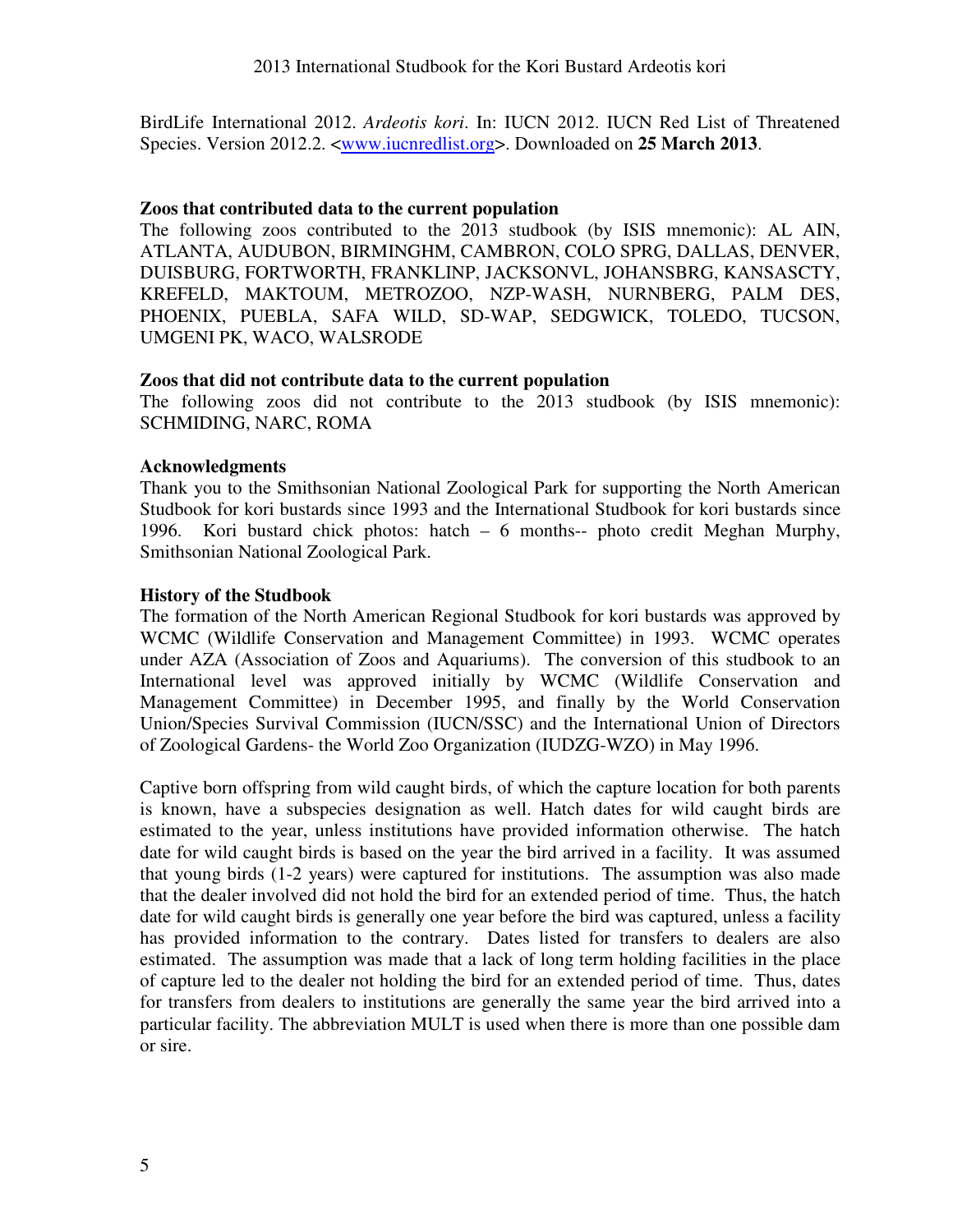BirdLife International 2012. *Ardeotis kori*. In: IUCN 2012. IUCN Red List of Threatened Species. Version 2012.2. <www.iucnredlist.org>. Downloaded on **25 March 2013**.

**Zoos that contributed data to the current population**

The following zoos contributed to the 2013 studbook (by ISIS mnemonic): AL AIN, ATLANTA, AUDUBON, BIRMINGHM, CAMBRON, COLO SPRG, DALLAS, DENVER, DUISBURG, FORTWORTH, FRANKLINP, JACKSONVL, JOHANSBRG, KANSASCTY, KREFELD, MAKTOUM, METROZOO, NZP-WASH, NURNBERG, PALM DES, PHOENIX, PUEBLA, SAFA WILD, SD-WAP, SEDGWICK, TOLEDO, TUCSON, UMGENI PK, WACO, WALSRODE

**Zoos that did not contribute data to the current population**

The following zoos did not contribute to the 2013 studbook (by ISIS mnemonic): SCHMIDING, NARC, ROMA

**Acknowledgments**

Thank you to the Smithsonian National Zoological Park for supporting the North American Studbook for kori bustards since 1993 and the International Studbook for kori bustards since 1996. Kori bustard chick photos: hatch – 6 months-- photo credit Meghan Murphy, Smithsonian National Zoological Park.

**History of the Studbook**

The formation of the North American Regional Studbook for kori bustards was approved by WCMC (Wildlife Conservation and Management Committee) in 1993. WCMC operates under AZA (Association of Zoos and Aquariums). The conversion of this studbook to an International level was approved initially by WCMC (Wildlife Conservation and Management Committee) in December 1995, and finally by the World Conservation Union/Species Survival Commission (IUCN/SSC) and the International Union of Directors of Zoological Gardens- the World Zoo Organization (IUDZG-WZO) in May 1996.

Captive born offspring from wild caught birds, of which the capture location for both parents is known, have a subspecies designation as well. Hatch dates for wild caught birds are estimated to the year, unless institutions have provided information otherwise. The hatch date for wild caught birds is based on the year the bird arrived in a facility. It was assumed that young birds (1-2 years) were captured for institutions. The assumption was also made that the dealer involved did not hold the bird for an extended period of time. Thus, the hatch date for wild caught birds is generally one year before the bird was captured, unless a facility has provided information to the contrary. Dates listed for transfers to dealers are also estimated. The assumption was made that a lack of long term holding facilities in the place of capture led to the dealer not holding the bird for an extended period of time. Thus, dates for transfers from dealers to institutions are generally the same year the bird arrived into a particular facility. The abbreviation MULT is used when there is more than one possible dam or sire.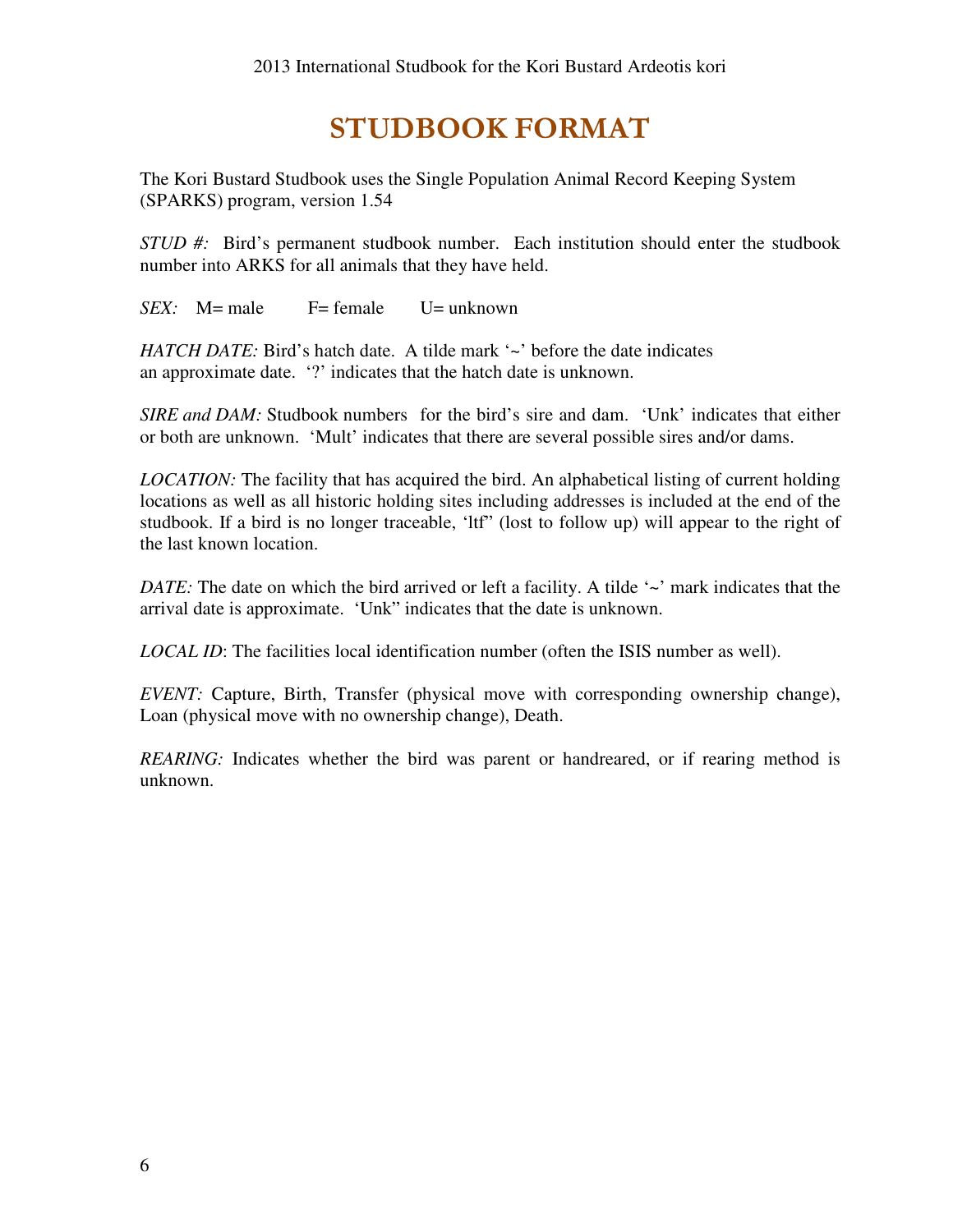# STUDBOOK FORMAT

The Kori Bustard Studbook uses the Single Population Animal Record Keeping System (SPARKS) program, version 1.54

*STUD #:* Bird's permanent studbook number. Each institution should enter the studbook number into ARKS for all animals that they have held.

*SEX:* M= male F= female U= unknown

*HATCH DATE:* Bird's hatch date. A tilde mark '~' before the date indicates an approximate date. '?' indicates that the hatch date is unknown.

*SIRE and DAM:* Studbook numbers for the bird's sire and dam. 'Unk' indicates that either or both are unknown. 'Mult' indicates that there are several possible sires and/or dams.

*LOCATION:* The facility that has acquired the bird. An alphabetical listing of current holding locations as well as all historic holding sites including addresses is included at the end of the studbook. If a bird is no longer traceable, 'ltf" (lost to follow up) will appear to the right of the last known location.

*DATE:* The date on which the bird arrived or left a facility. A tilde '~' mark indicates that the arrival date is approximate. 'Unk" indicates that the date is unknown.

*LOCAL ID*: The facilities local identification number (often the ISIS number as well).

*EVENT:* Capture, Birth, Transfer (physical move with corresponding ownership change), Loan (physical move with no ownership change), Death.

*REARING:* Indicates whether the bird was parent or handreared, or if rearing method is unknown.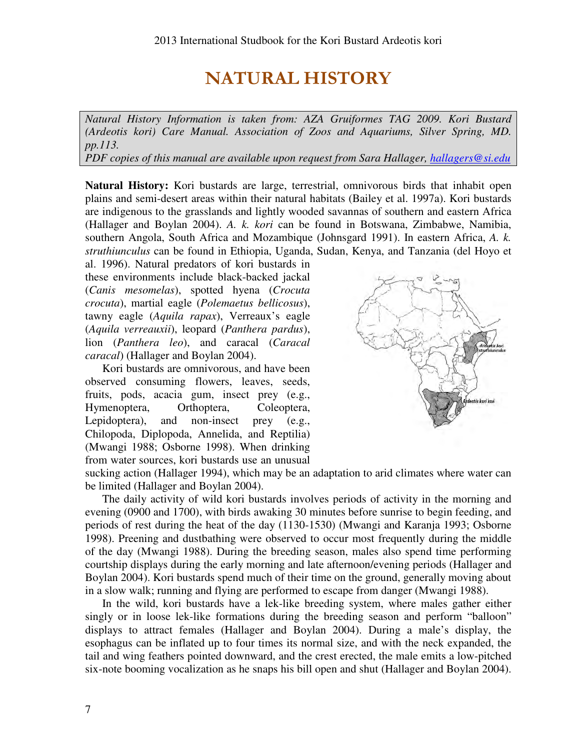# NATURAL HISTORY

*Natural History Information is taken from: AZA Gruiformes TAG 2009. Kori Bustard (Ardeotis kori) Care Manual. Association of Zoos and Aquariums, Silver Spring, MD. pp.113.*
*PDF copies of this manual are available upon request from Sara Hallager, hallagers@si.edu*

**Natural History:** Kori bustards are large, terrestrial, omnivorous birds that inhabit open plains and semi-desert areas within their natural habitats (Bailey et al. 1997a). Kori bustards are indigenous to the grasslands and lightly wooded savannas of southern and eastern Africa (Hallager and Boylan 2004). *A. k. kori* can be found in Botswana, Zimbabwe, Namibia, southern Angola, South Africa and Mozambique (Johnsgard 1991). In eastern Africa, *A. k. struthiunculus* can be found in Ethiopia, Uganda, Sudan, Kenya, and Tanzania (del Hoyo et al. 1996). Natural predators of kori bustards in these environments include black-backed jackal (*Canis mesomelas*), spotted hyena (*Crocuta crocuta*), martial eagle (*Polemaetus bellicosus*), tawny eagle (*Aquila rapax*), Verreaux's eagle (*Aquila verreauxii*), leopard (*Panthera pardus*), lion (*Panthera leo*), and caracal (*Caracal caracal*) (Hallager and Boylan 2004).

Kori bustards are omnivorous, and have been observed consuming flowers, leaves, seeds, fruits, pods, acacia gum, insect prey (e.g., Hymenoptera, Orthoptera, Coleoptera, Lepidoptera), and non-insect prey (e.g., Chilopoda, Diplopoda, Annelida, and Reptilia) (Mwangi 1988; Osborne 1998). When drinking from water sources, kori bustards use an unusual sucking action (Hallager 1994), which may be an adaptation to arid climates where water can be limited (Hallager and Boylan 2004).

The daily activity of wild kori bustards involves periods of activity in the morning and evening (0900 and 1700), with birds awaking 30 minutes before sunrise to begin feeding, and periods of rest during the heat of the day (1130-1530) (Mwangi and Karanja 1993; Osborne 1998). Preening and dustbathing were observed to occur most frequently during the middle of the day (Mwangi 1988). During the breeding season, males also spend time performing courtship displays during the early morning and late afternoon/evening periods (Hallager and Boylan 2004). Kori bustards spend much of their time on the ground, generally moving about in a slow walk; running and flying are performed to escape from danger (Mwangi 1988).

In the wild, kori bustards have a lek-like breeding system, where males gather either singly or in loose lek-like formations during the breeding season and perform "balloon" displays to attract females (Hallager and Boylan 2004). During a male's display, the esophagus can be inflated up to four times its normal size, and with the neck expanded, the tail and wing feathers pointed downward, and the crest erected, the male emits a low-pitched six-note booming vocalization as he snaps his bill open and shut (Hallager and Boylan 2004).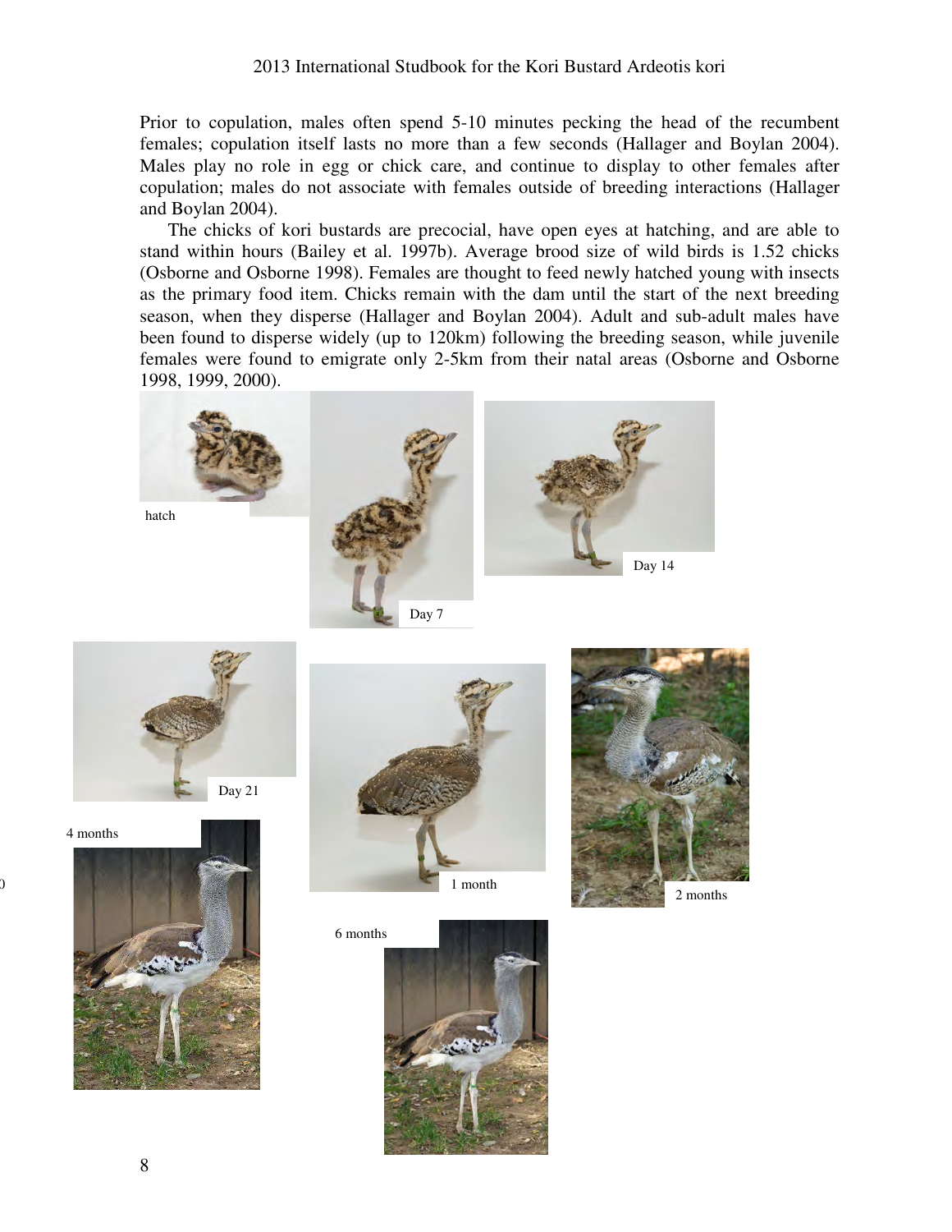Prior to copulation, males often spend 5-10 minutes pecking the head of the recumbent females; copulation itself lasts no more than a few seconds (Hallager and Boylan 2004). Males play no role in egg or chick care, and continue to display to other females after copulation; males do not associate with females outside of breeding interactions (Hallager and Boylan 2004).

The chicks of kori bustards are precocial, have open eyes at hatching, and are able to stand within hours (Bailey et al. 1997b). Average brood size of wild birds is 1.52 chicks (Osborne and Osborne 1998). Females are thought to feed newly hatched young with insects as the primary food item. Chicks remain with the dam until the start of the next breeding season, when they disperse (Hallager and Boylan 2004). Adult and sub-adult males have been found to disperse widely (up to 120km) following the breeding season, while juvenile females were found to emigrate only 2-5km from their natal areas (Osborne and Osborne 1998, 1999, 2000).

hatch

Day 7

Day 14

Day 21

1 month

2 months

4 months

6 months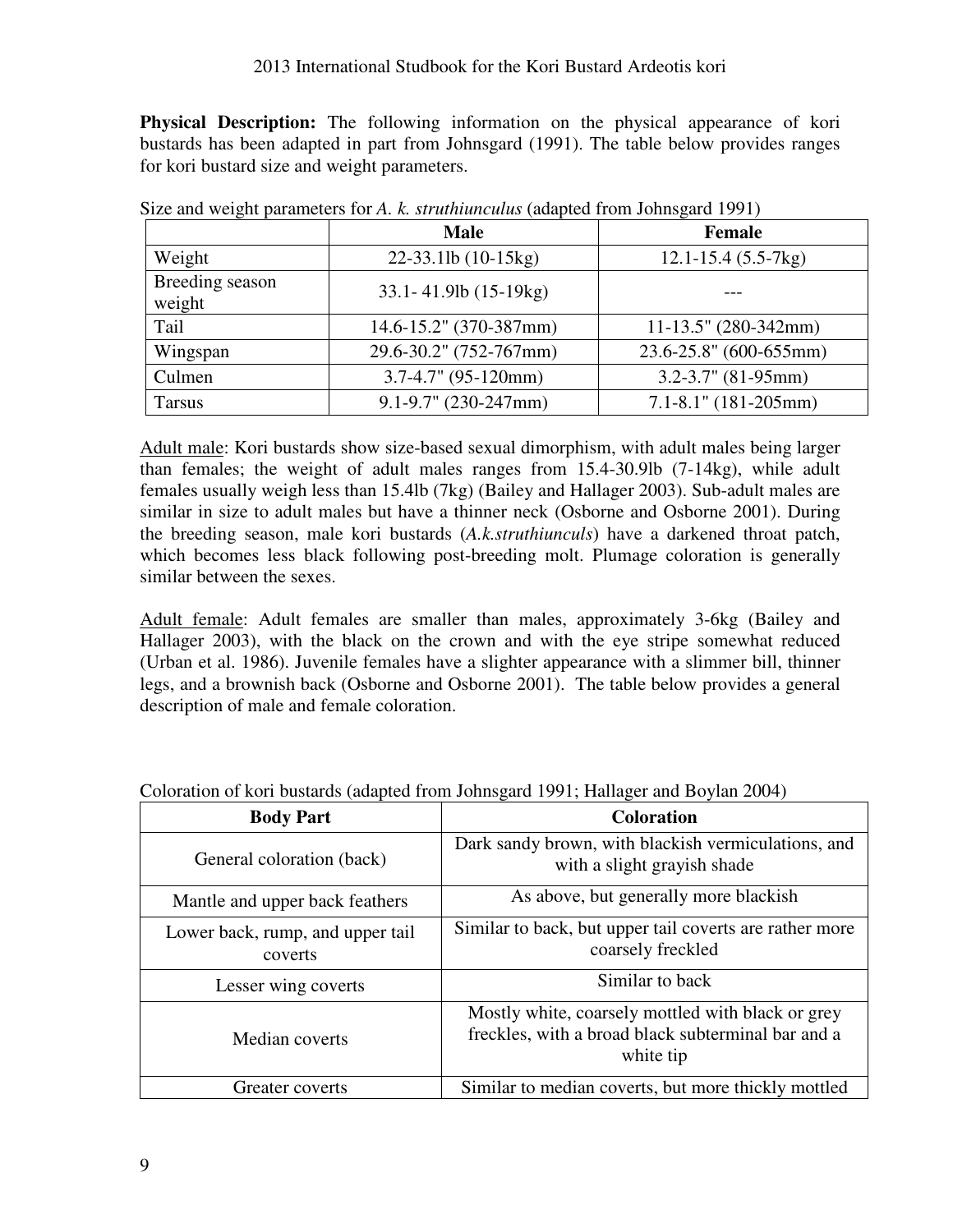**Physical Description:** The following information on the physical appearance of kori bustards has been adapted in part from Johnsgard (1991). The table below provides ranges for kori bustard size and weight parameters.

Size and weight parameters for *A. k. struthiunculus* (adapted from Johnsgard 1991)

| | Male | Female |
|---|---|---|
| Weight | 22-33.1lb (10-15kg) | 12.1-15.4 (5.5-7kg) |
| Breeding season weight | 33.1- 41.9lb (15-19kg) | --- |
| Tail | 14.6-15.2" (370-387mm) | 11-13.5" (280-342mm) |
| Wingspan | 29.6-30.2" (752-767mm) | 23.6-25.8" (600-655mm) |
| Culmen | 3.7-4.7" (95-120mm) | 3.2-3.7" (81-95mm) |
| Tarsus | 9.1-9.7" (230-247mm) | 7.1-8.1" (181-205mm) |

Adult male: Kori bustards show size-based sexual dimorphism, with adult males being larger than females; the weight of adult males ranges from 15.4-30.9lb (7-14kg), while adult females usually weigh less than 15.4lb (7kg) (Bailey and Hallager 2003). Sub-adult males are similar in size to adult males but have a thinner neck (Osborne and Osborne 2001). During the breeding season, male kori bustards (*A.k.struthiunculs*) have a darkened throat patch, which becomes less black following post-breeding molt. Plumage coloration is generally similar between the sexes.

Adult female: Adult females are smaller than males, approximately 3-6kg (Bailey and Hallager 2003), with the black on the crown and with the eye stripe somewhat reduced (Urban et al. 1986). Juvenile females have a slighter appearance with a slimmer bill, thinner legs, and a brownish back (Osborne and Osborne 2001). The table below provides a general description of male and female coloration.

Coloration of kori bustards (adapted from Johnsgard 1991; Hallager and Boylan 2004)

| Body Part | Coloration |
|---|---|
| General coloration (back) | Dark sandy brown, with blackish vermiculations, and with a slight grayish shade |
| Mantle and upper back feathers | As above, but generally more blackish |
| Lower back, rump, and upper tail coverts | Similar to back, but upper tail coverts are rather more coarsely freckled |
| Lesser wing coverts | Similar to back |
| Median coverts | Mostly white, coarsely mottled with black or grey freckles, with a broad black subterminal bar and a white tip |
| Greater coverts | Similar to median coverts, but more thickly mottled |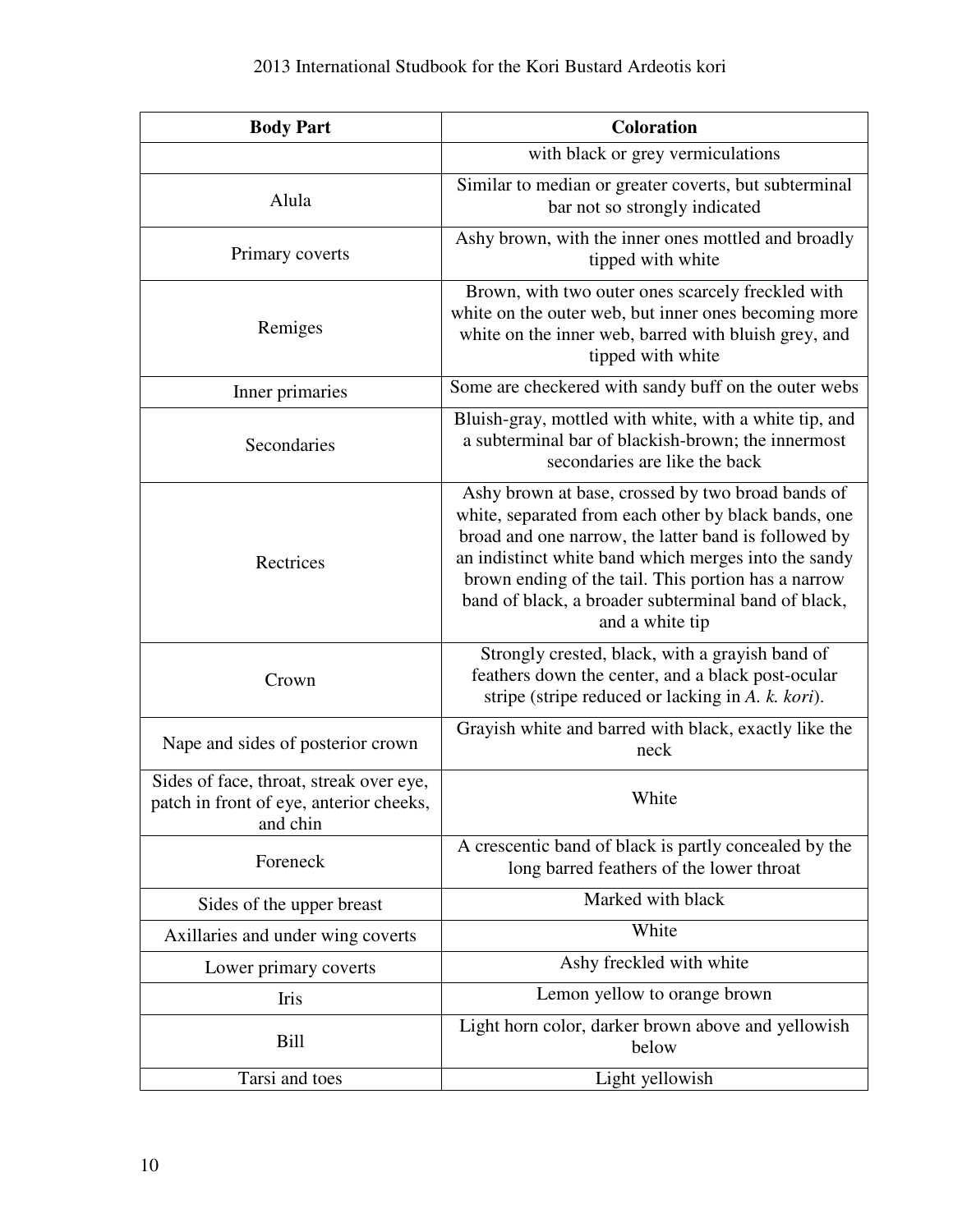| Body Part | Coloration |
|---|---|
| | with black or grey vermiculations |
| Alula | Similar to median or greater coverts, but subterminal bar not so strongly indicated |
| Primary coverts | Ashy brown, with the inner ones mottled and broadly tipped with white |
| Remiges | Brown, with two outer ones scarcely freckled with white on the outer web, but inner ones becoming more white on the inner web, barred with bluish grey, and tipped with white |
| Inner primaries | Some are checkered with sandy buff on the outer webs |
| Secondaries | Bluish-gray, mottled with white, with a white tip, and a subterminal bar of blackish-brown; the innermost secondaries are like the back |
| Rectrices | Ashy brown at base, crossed by two broad bands of white, separated from each other by black bands, one broad and one narrow, the latter band is followed by an indistinct white band which merges into the sandy brown ending of the tail. This portion has a narrow band of black, a broader subterminal band of black, and a white tip |
| Crown | Strongly crested, black, with a grayish band of feathers down the center, and a black post-ocular stripe (stripe reduced or lacking in *A. k. kori*). |
| Nape and sides of posterior crown | Grayish white and barred with black, exactly like the neck |
| Sides of face, throat, streak over eye, patch in front of eye, anterior cheeks, and chin | White |
| Foreneck | A crescentic band of black is partly concealed by the long barred feathers of the lower throat |
| Sides of the upper breast | Marked with black |
| Axillaries and under wing coverts | White |
| Lower primary coverts | Ashy freckled with white |
| Iris | Lemon yellow to orange brown |
| Bill | Light horn color, darker brown above and yellowish below |
| Tarsi and toes | Light yellowish |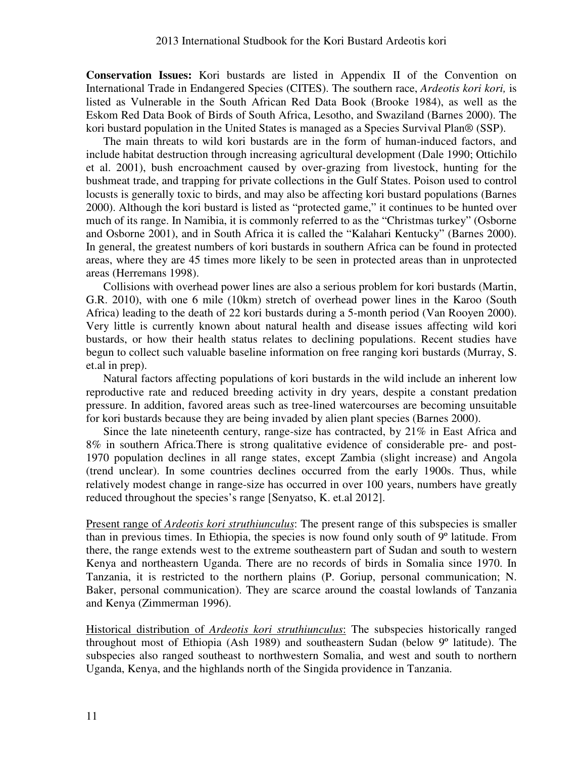**Conservation Issues:** Kori bustards are listed in Appendix II of the Convention on International Trade in Endangered Species (CITES). The southern race, *Ardeotis kori kori,* is listed as Vulnerable in the South African Red Data Book (Brooke 1984), as well as the Eskom Red Data Book of Birds of South Africa, Lesotho, and Swaziland (Barnes 2000). The kori bustard population in the United States is managed as a Species Survival Plan® (SSP).

The main threats to wild kori bustards are in the form of human-induced factors, and include habitat destruction through increasing agricultural development (Dale 1990; Ottichilo et al. 2001), bush encroachment caused by over-grazing from livestock, hunting for the bushmeat trade, and trapping for private collections in the Gulf States. Poison used to control locusts is generally toxic to birds, and may also be affecting kori bustard populations (Barnes 2000). Although the kori bustard is listed as "protected game," it continues to be hunted over much of its range. In Namibia, it is commonly referred to as the "Christmas turkey" (Osborne and Osborne 2001), and in South Africa it is called the "Kalahari Kentucky" (Barnes 2000). In general, the greatest numbers of kori bustards in southern Africa can be found in protected areas, where they are 45 times more likely to be seen in protected areas than in unprotected areas (Herremans 1998).

Collisions with overhead power lines are also a serious problem for kori bustards (Martin, G.R. 2010), with one 6 mile (10km) stretch of overhead power lines in the Karoo (South Africa) leading to the death of 22 kori bustards during a 5-month period (Van Rooyen 2000). Very little is currently known about natural health and disease issues affecting wild kori bustards, or how their health status relates to declining populations. Recent studies have begun to collect such valuable baseline information on free ranging kori bustards (Murray, S. et.al in prep).

Natural factors affecting populations of kori bustards in the wild include an inherent low reproductive rate and reduced breeding activity in dry years, despite a constant predation pressure. In addition, favored areas such as tree-lined watercourses are becoming unsuitable for kori bustards because they are being invaded by alien plant species (Barnes 2000).

Since the late nineteenth century, range-size has contracted, by 21% in East Africa and 8% in southern Africa.There is strong qualitative evidence of considerable pre- and post-1970 population declines in all range states, except Zambia (slight increase) and Angola (trend unclear). In some countries declines occurred from the early 1900s. Thus, while relatively modest change in range-size has occurred in over 100 years, numbers have greatly reduced throughout the species's range [Senyatso, K. et.al 2012].

Present range of *Ardeotis kori struthiunculus*: The present range of this subspecies is smaller than in previous times. In Ethiopia, the species is now found only south of 9º latitude. From there, the range extends west to the extreme southeastern part of Sudan and south to western Kenya and northeastern Uganda. There are no records of birds in Somalia since 1970. In Tanzania, it is restricted to the northern plains (P. Goriup, personal communication; N. Baker, personal communication). They are scarce around the coastal lowlands of Tanzania and Kenya (Zimmerman 1996).

Historical distribution of *Ardeotis kori struthiunculus*: The subspecies historically ranged throughout most of Ethiopia (Ash 1989) and southeastern Sudan (below 9º latitude). The subspecies also ranged southeast to northwestern Somalia, and west and south to northern Uganda, Kenya, and the highlands north of the Singida providence in Tanzania.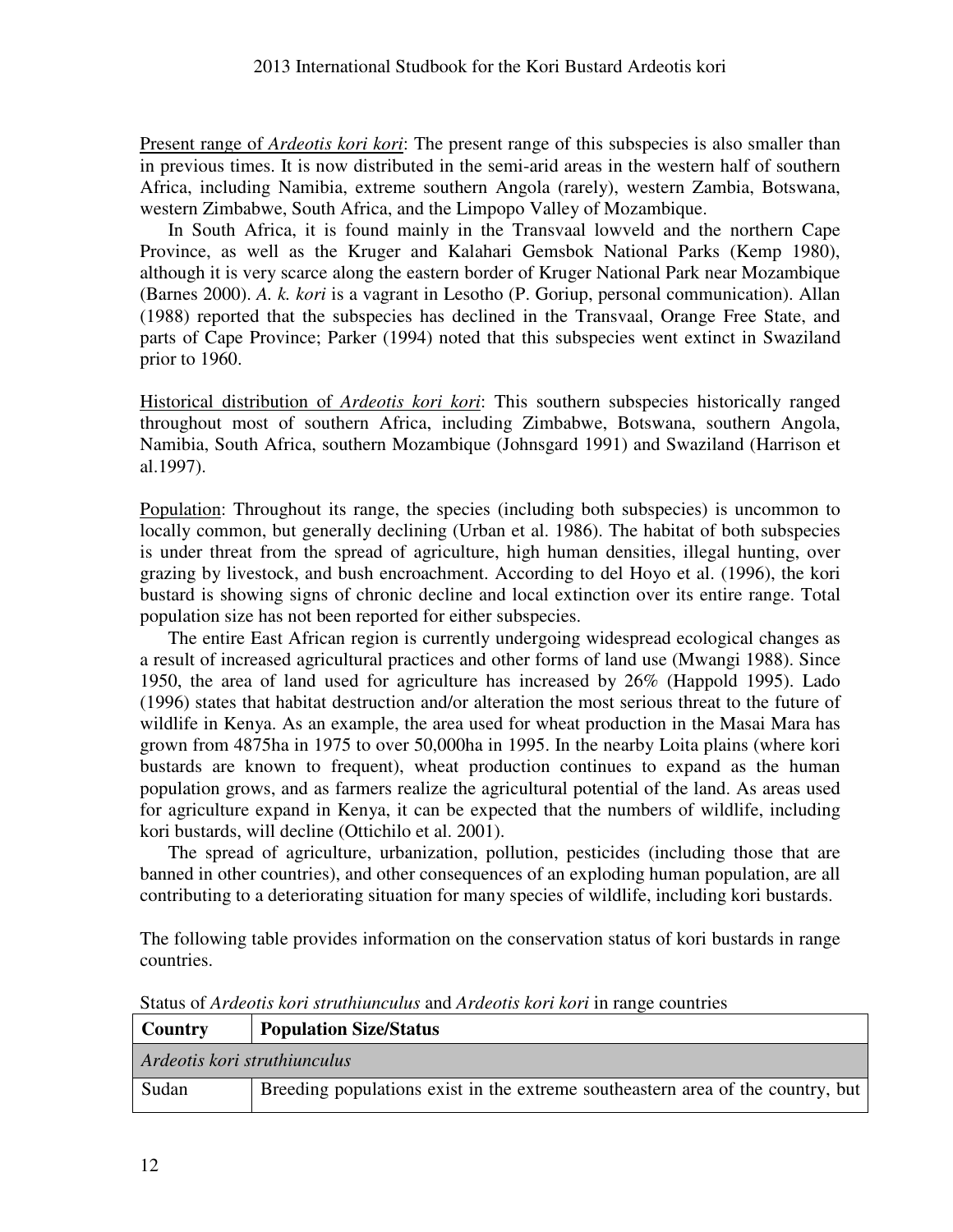Present range of *Ardeotis kori kori*: The present range of this subspecies is also smaller than in previous times. It is now distributed in the semi-arid areas in the western half of southern Africa, including Namibia, extreme southern Angola (rarely), western Zambia, Botswana, western Zimbabwe, South Africa, and the Limpopo Valley of Mozambique.

In South Africa, it is found mainly in the Transvaal lowveld and the northern Cape Province, as well as the Kruger and Kalahari Gemsbok National Parks (Kemp 1980), although it is very scarce along the eastern border of Kruger National Park near Mozambique (Barnes 2000). *A. k. kori* is a vagrant in Lesotho (P. Goriup, personal communication). Allan (1988) reported that the subspecies has declined in the Transvaal, Orange Free State, and parts of Cape Province; Parker (1994) noted that this subspecies went extinct in Swaziland prior to 1960.

Historical distribution of *Ardeotis kori kori*: This southern subspecies historically ranged throughout most of southern Africa, including Zimbabwe, Botswana, southern Angola, Namibia, South Africa, southern Mozambique (Johnsgard 1991) and Swaziland (Harrison et al.1997).

Population: Throughout its range, the species (including both subspecies) is uncommon to locally common, but generally declining (Urban et al. 1986). The habitat of both subspecies is under threat from the spread of agriculture, high human densities, illegal hunting, over grazing by livestock, and bush encroachment. According to del Hoyo et al. (1996), the kori bustard is showing signs of chronic decline and local extinction over its entire range. Total population size has not been reported for either subspecies.

The entire East African region is currently undergoing widespread ecological changes as a result of increased agricultural practices and other forms of land use (Mwangi 1988). Since 1950, the area of land used for agriculture has increased by 26% (Happold 1995). Lado (1996) states that habitat destruction and/or alteration the most serious threat to the future of wildlife in Kenya. As an example, the area used for wheat production in the Masai Mara has grown from 4875ha in 1975 to over 50,000ha in 1995. In the nearby Loita plains (where kori bustards are known to frequent), wheat production continues to expand as the human population grows, and as farmers realize the agricultural potential of the land. As areas used for agriculture expand in Kenya, it can be expected that the numbers of wildlife, including kori bustards, will decline (Ottichilo et al. 2001).

The spread of agriculture, urbanization, pollution, pesticides (including those that are banned in other countries), and other consequences of an exploding human population, are all contributing to a deteriorating situation for many species of wildlife, including kori bustards.

The following table provides information on the conservation status of kori bustards in range countries.

Status of *Ardeotis kori struthiunculus* and *Ardeotis kori kori* in range countries

| Country | Population Size/Status |
|---|---|
| *Ardeotis kori struthiunculus* | |
| Sudan | Breeding populations exist in the extreme southeastern area of the country, but |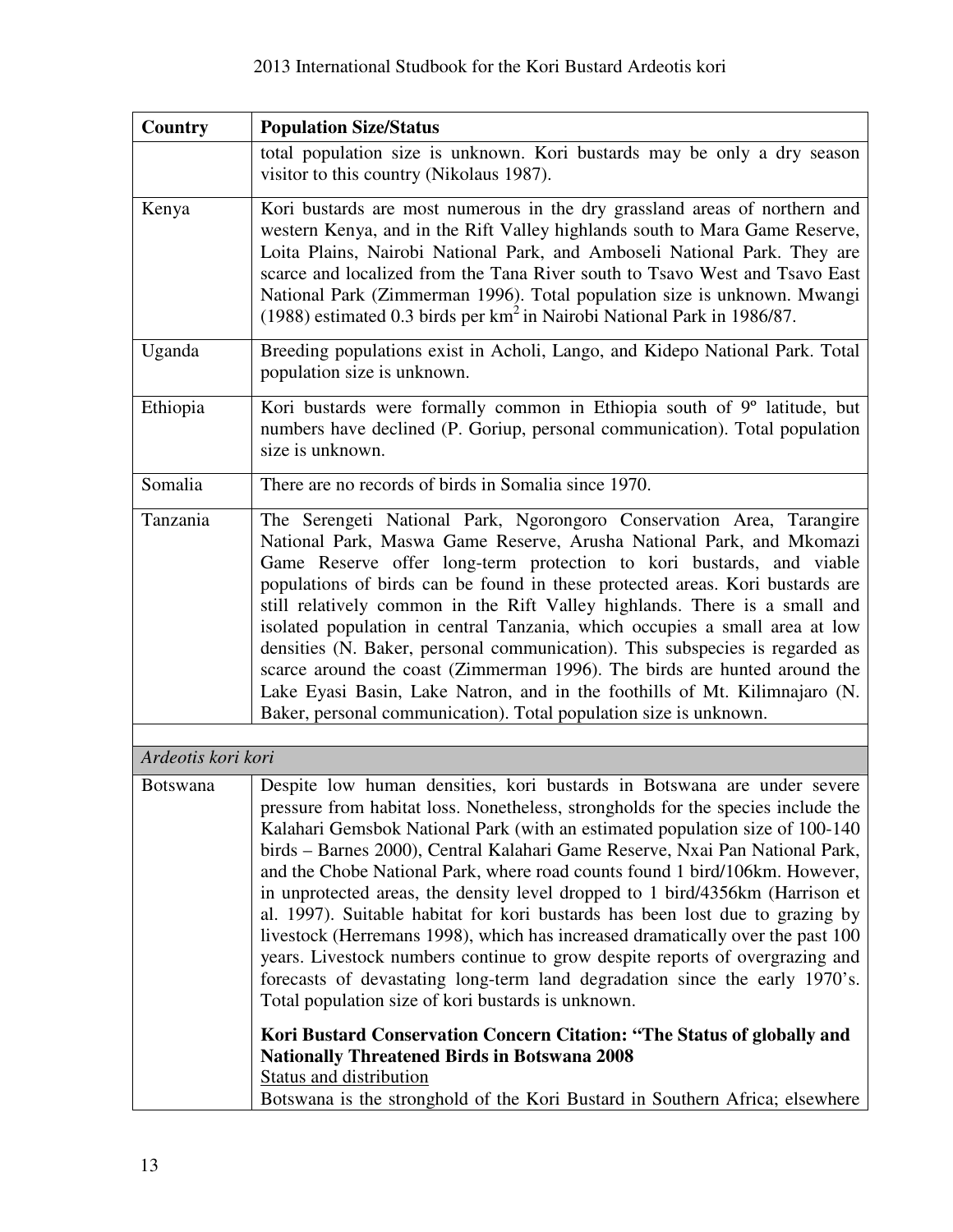| Country | Population Size/Status |
|---|---|
| | total population size is unknown. Kori bustards may be only a dry season visitor to this country (Nikolaus 1987). |
| Kenya | Kori bustards are most numerous in the dry grassland areas of northern and western Kenya, and in the Rift Valley highlands south to Mara Game Reserve, Loita Plains, Nairobi National Park, and Amboseli National Park. They are scarce and localized from the Tana River south to Tsavo West and Tsavo East National Park (Zimmerman 1996). Total population size is unknown. Mwangi (1988) estimated 0.3 birds per km$^2$ in Nairobi National Park in 1986/87. |
| Uganda | Breeding populations exist in Acholi, Lango, and Kidepo National Park. Total population size is unknown. |
| Ethiopia | Kori bustards were formally common in Ethiopia south of 9º latitude, but numbers have declined (P. Goriup, personal communication). Total population size is unknown. |
| Somalia | There are no records of birds in Somalia since 1970. |
| Tanzania | The Serengeti National Park, Ngorongoro Conservation Area, Tarangire National Park, Maswa Game Reserve, Arusha National Park, and Mkomazi Game Reserve offer long-term protection to kori bustards, and viable populations of birds can be found in these protected areas. Kori bustards are still relatively common in the Rift Valley highlands. There is a small and isolated population in central Tanzania, which occupies a small area at low densities (N. Baker, personal communication). This subspecies is regarded as scarce around the coast (Zimmerman 1996). The birds are hunted around the Lake Eyasi Basin, Lake Natron, and in the foothills of Mt. Kilimnajaro (N. Baker, personal communication). Total population size is unknown. |
| | |
| *Ardeotis kori kori* | |
| Botswana | Despite low human densities, kori bustards in Botswana are under severe pressure from habitat loss. Nonetheless, strongholds for the species include the Kalahari Gemsbok National Park (with an estimated population size of 100-140 birds – Barnes 2000), Central Kalahari Game Reserve, Nxai Pan National Park, and the Chobe National Park, where road counts found 1 bird/106km. However, in unprotected areas, the density level dropped to 1 bird/4356km (Harrison et al. 1997). Suitable habitat for kori bustards has been lost due to grazing by livestock (Herremans 1998), which has increased dramatically over the past 100 years. Livestock numbers continue to grow despite reports of overgrazing and forecasts of devastating long-term land degradation since the early 1970's. Total population size of kori bustards is unknown.<br><br>**Kori Bustard Conservation Concern Citation: "The Status of globally and Nationally Threatened Birds in Botswana 2008**<br>Status and distribution<br>Botswana is the stronghold of the Kori Bustard in Southern Africa; elsewhere |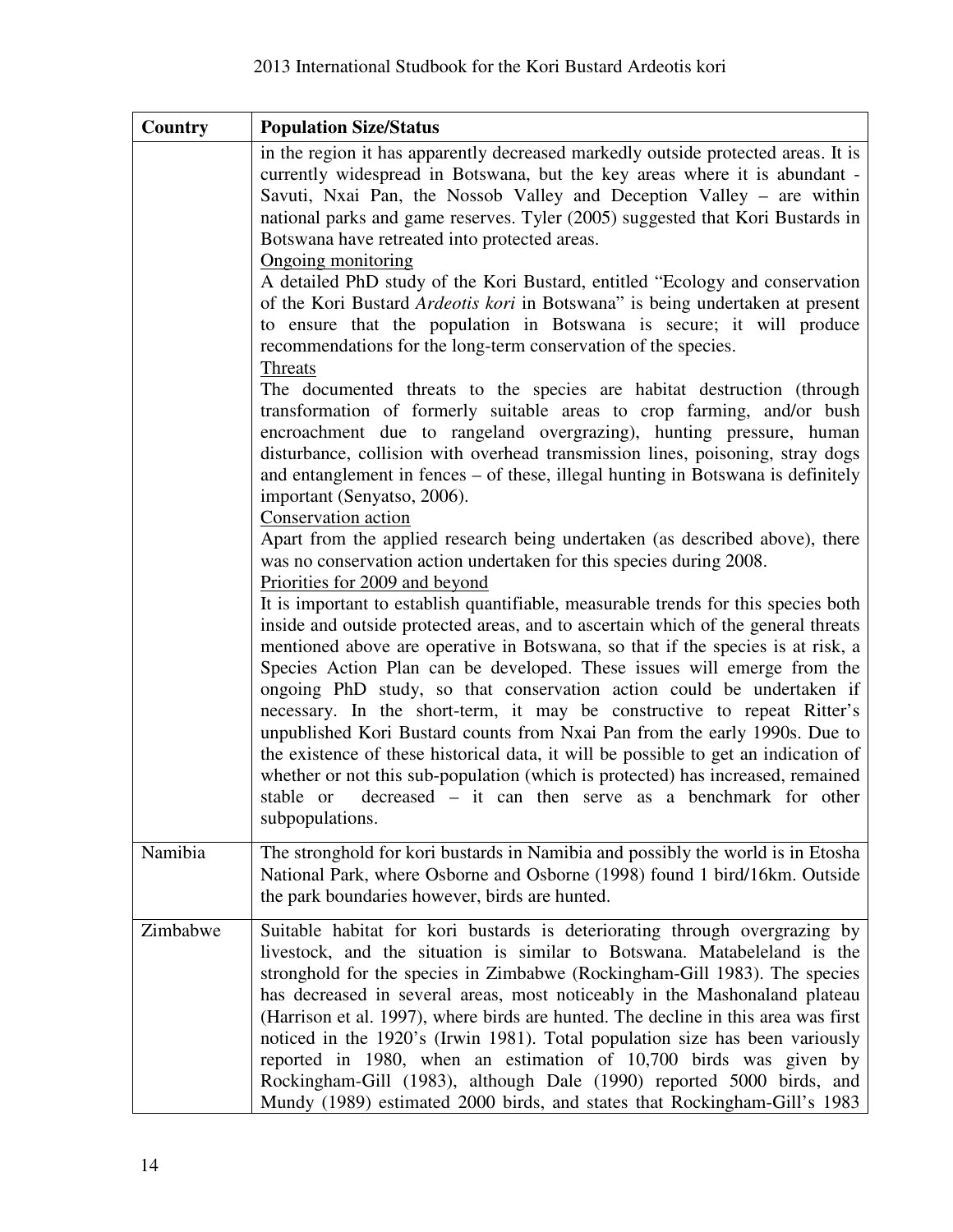| Country | Population Size/Status |
|---|---|
| | in the region it has apparently decreased markedly outside protected areas. It is currently widespread in Botswana, but the key areas where it is abundant - Savuti, Nxai Pan, the Nossob Valley and Deception Valley – are within national parks and game reserves. Tyler (2005) suggested that Kori Bustards in Botswana have retreated into protected areas.<br>Ongoing monitoring<br>A detailed PhD study of the Kori Bustard, entitled "Ecology and conservation of the Kori Bustard *Ardeotis kori* in Botswana" is being undertaken at present to ensure that the population in Botswana is secure; it will produce recommendations for the long-term conservation of the species.<br>Threats<br>The documented threats to the species are habitat destruction (through transformation of formerly suitable areas to crop farming, and/or bush encroachment due to rangeland overgrazing), hunting pressure, human disturbance, collision with overhead transmission lines, poisoning, stray dogs and entanglement in fences – of these, illegal hunting in Botswana is definitely important (Senyatso, 2006).<br>Conservation action<br>Apart from the applied research being undertaken (as described above), there was no conservation action undertaken for this species during 2008.<br>Priorities for 2009 and beyond<br>It is important to establish quantifiable, measurable trends for this species both inside and outside protected areas, and to ascertain which of the general threats mentioned above are operative in Botswana, so that if the species is at risk, a Species Action Plan can be developed. These issues will emerge from the ongoing PhD study, so that conservation action could be undertaken if necessary. In the short-term, it may be constructive to repeat Ritter's unpublished Kori Bustard counts from Nxai Pan from the early 1990s. Due to the existence of these historical data, it will be possible to get an indication of whether or not this sub-population (which is protected) has increased, remained stable or decreased – it can then serve as a benchmark for other subpopulations. |
| Namibia | The stronghold for kori bustards in Namibia and possibly the world is in Etosha National Park, where Osborne and Osborne (1998) found 1 bird/16km. Outside the park boundaries however, birds are hunted. |
| Zimbabwe | Suitable habitat for kori bustards is deteriorating through overgrazing by livestock, and the situation is similar to Botswana. Matabeleland is the stronghold for the species in Zimbabwe (Rockingham-Gill 1983). The species has decreased in several areas, most noticeably in the Mashonaland plateau (Harrison et al. 1997), where birds are hunted. The decline in this area was first noticed in the 1920's (Irwin 1981). Total population size has been variously reported in 1980, when an estimation of 10,700 birds was given by Rockingham-Gill (1983), although Dale (1990) reported 5000 birds, and Mundy (1989) estimated 2000 birds, and states that Rockingham-Gill's 1983 |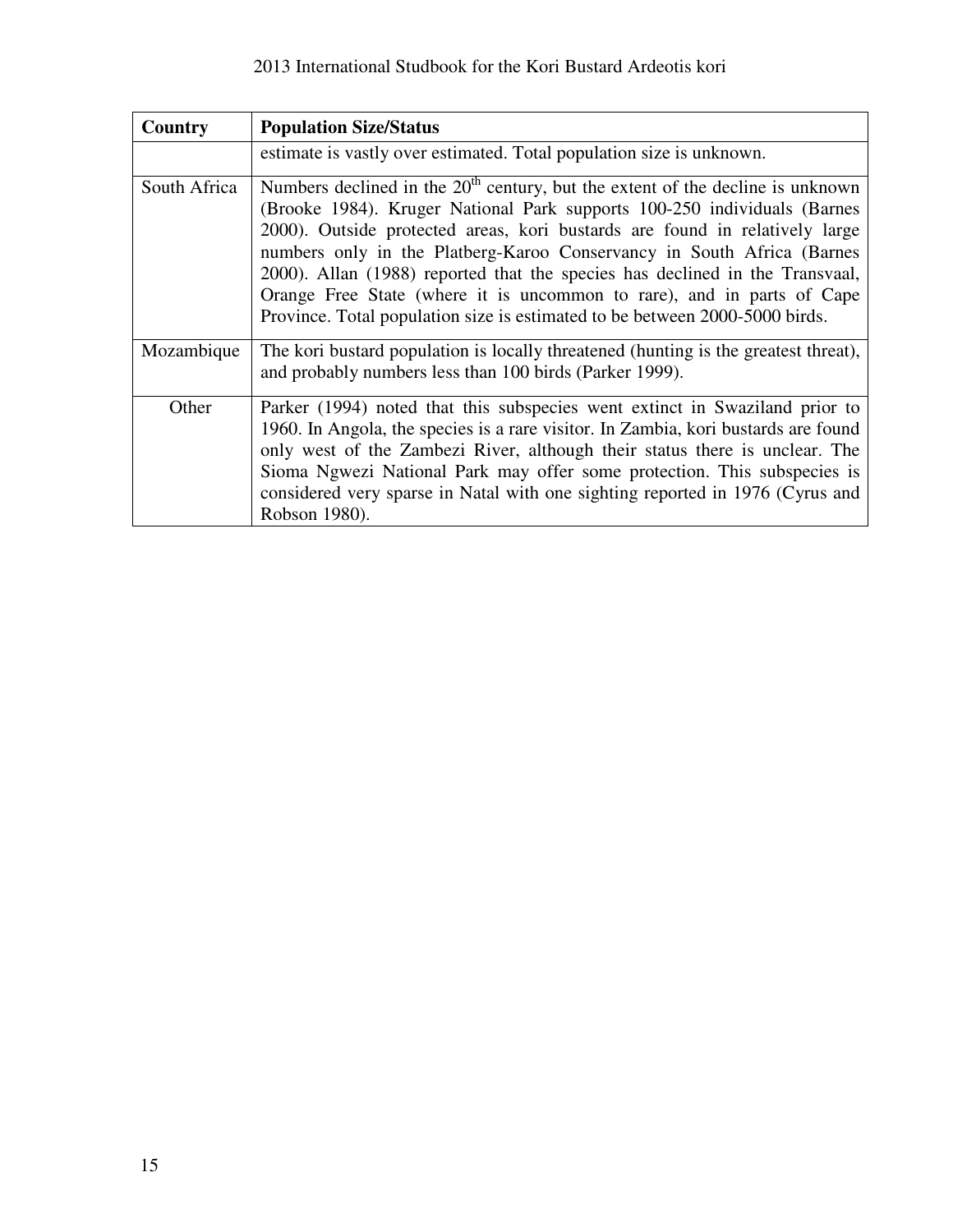| Country | Population Size/Status |
|---|---|
| | estimate is vastly over estimated. Total population size is unknown. |
| South Africa | Numbers declined in the 20th century, but the extent of the decline is unknown (Brooke 1984). Kruger National Park supports 100-250 individuals (Barnes 2000). Outside protected areas, kori bustards are found in relatively large numbers only in the Platberg-Karoo Conservancy in South Africa (Barnes 2000). Allan (1988) reported that the species has declined in the Transvaal, Orange Free State (where it is uncommon to rare), and in parts of Cape Province. Total population size is estimated to be between 2000-5000 birds. |
| Mozambique | The kori bustard population is locally threatened (hunting is the greatest threat), and probably numbers less than 100 birds (Parker 1999). |
| Other | Parker (1994) noted that this subspecies went extinct in Swaziland prior to 1960. In Angola, the species is a rare visitor. In Zambia, kori bustards are found only west of the Zambezi River, although their status there is unclear. The Sioma Ngwezi National Park may offer some protection. This subspecies is considered very sparse in Natal with one sighting reported in 1976 (Cyrus and Robson 1980). |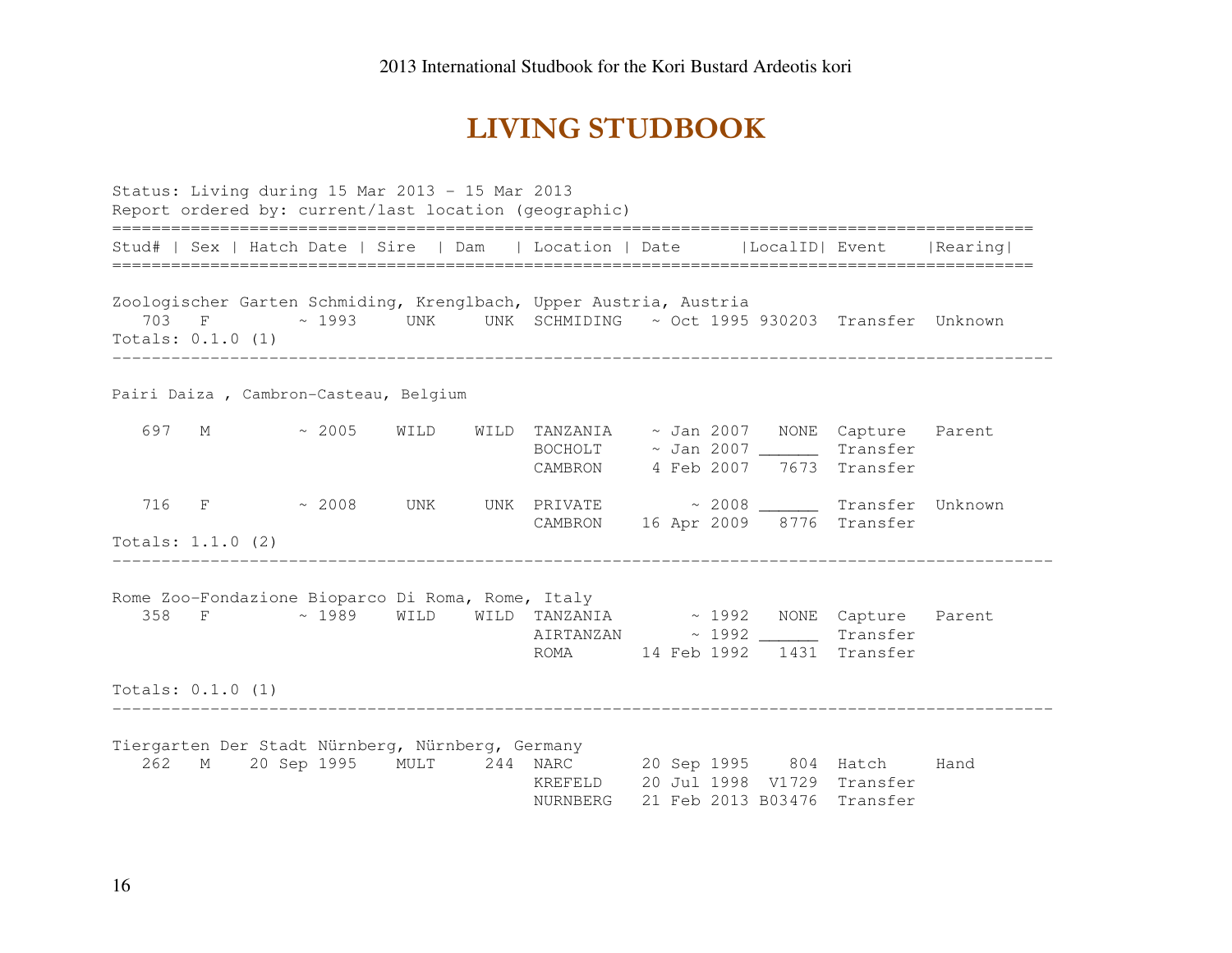# LIVING STUDBOOK

```
Status: Living during 15 Mar 2013 - 15 Mar 2013
Report ordered by: current/last location (geographic)
==============================================================================================
Stud# | Sex | Hatch Date | Sire  | Dam   | Location | Date      |LocalID| Event    |Rearing|
==============================================================================================

Zoologischer Garten Schmiding, Krenglbach, Upper Austria, Austria
   703   F        ~ 1993     UNK     UNK  SCHMIDING   ~ Oct 1995 930203  Transfer  Unknown
Totals: 0.1.0 (1)
-----------------------------------------------------------------------------------------------

Pairi Daiza , Cambron-Casteau, Belgium

   697   M        ~ 2005    WILD    WILD  TANZANIA    ~ Jan 2007   NONE  Capture   Parent
                                          BOCHOLT     ~ Jan 2007 ______  Transfer
                                          CAMBRON     4 Feb 2007   7673  Transfer

   716   F        ~ 2008     UNK     UNK  PRIVATE        ~ 2008 ______  Transfer  Unknown
                                          CAMBRON    16 Apr 2009   8776  Transfer
Totals: 1.1.0 (2)
-----------------------------------------------------------------------------------------------

Rome Zoo-Fondazione Bioparco Di Roma, Rome, Italy
   358   F        ~ 1989    WILD    WILD  TANZANIA        ~ 1992   NONE  Capture   Parent
                                          AIRTANZAN       ~ 1992 ______  Transfer
                                          ROMA       14 Feb 1992   1431  Transfer

Totals: 0.1.0 (1)
-----------------------------------------------------------------------------------------------

Tiergarten Der Stadt Nürnberg, Nürnberg, Germany
   262   M    20 Sep 1995    MULT     244  NARC       20 Sep 1995    804  Hatch     Hand
                                          KREFELD    20 Jul 1998  V1729  Transfer
                                          NURNBERG   21 Feb 2013 B03476  Transfer
```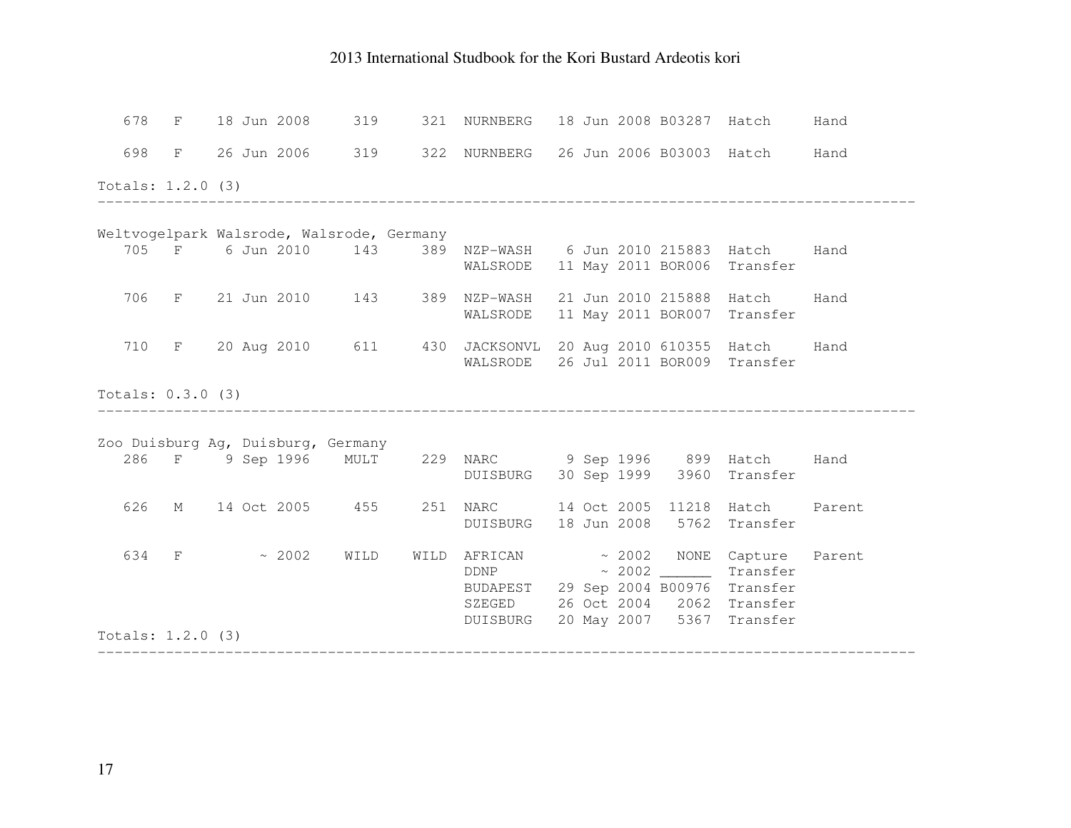```
   678   F    18 Jun 2008     319     321  NURNBERG   18 Jun 2008 B03287  Hatch     Hand

   698   F    26 Jun 2006     319     322  NURNBERG   26 Jun 2006 B03003  Hatch     Hand

Totals: 1.2.0 (3)
---------------------------------------------------------------------------------------------

Weltvogelpark Walsrode, Walsrode, Germany
   705   F     6 Jun 2010     143     389  NZP-WASH    6 Jun 2010 215883  Hatch     Hand
                                           WALSRODE   11 May 2011 BOR006  Transfer

   706   F    21 Jun 2010     143     389  NZP-WASH   21 Jun 2010 215888  Hatch     Hand
                                           WALSRODE   11 May 2011 BOR007  Transfer

   710   F    20 Aug 2010     611     430  JACKSONVL  20 Aug 2010 610355  Hatch     Hand
                                           WALSRODE   26 Jul 2011 BOR009  Transfer

Totals: 0.3.0 (3)
---------------------------------------------------------------------------------------------

Zoo Duisburg Ag, Duisburg, Germany
   286   F     9 Sep 1996    MULT     229  NARC        9 Sep 1996     899  Hatch     Hand
                                           DUISBURG   30 Sep 1999    3960  Transfer

   626   M    14 Oct 2005     455     251  NARC       14 Oct 2005   11218  Hatch     Parent
                                           DUISBURG   18 Jun 2008    5762  Transfer

   634   F         ~ 2002    WILD    WILD  AFRICAN         ~ 2002    NONE  Capture   Parent
                                           DDNP            ~ 2002 ______  Transfer
                                           BUDAPEST   29 Sep 2004 B00976  Transfer
                                           SZEGED     26 Oct 2004    2062  Transfer
                                           DUISBURG   20 May 2007    5367  Transfer
Totals: 1.2.0 (3)
---------------------------------------------------------------------------------------------
```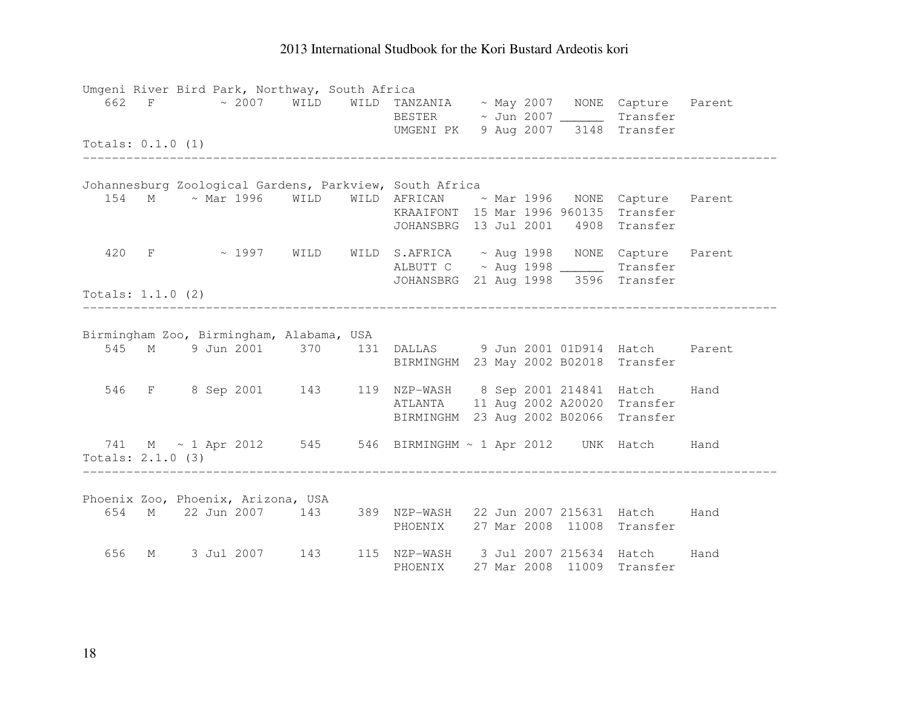Umgeni River Bird Park, Northway, South Africa

| | | | | | | | | | |
|---|---|---|---|---|---|---|---|---|---|
| 662 | F | ~ 2007 | WILD | WILD | TANZANIA | ~ May 2007 | NONE | Capture | Parent |
| | | | | | BESTER | ~ Jun 2007 | ______ | Transfer | |
| | | | | | UMGENI PK | 9 Aug 2007 | 3148 | Transfer | |

Totals: 0.1.0 (1)

---

Johannesburg Zoological Gardens, Parkview, South Africa

| | | | | | | | | | |
|---|---|---|---|---|---|---|---|---|---|
| 154 | M | ~ Mar 1996 | WILD | WILD | AFRICAN | ~ Mar 1996 | NONE | Capture | Parent |
| | | | | | KRAAIFONT | 15 Mar 1996 | 960135 | Transfer | |
| | | | | | JOHANSBRG | 13 Jul 2001 | 4908 | Transfer | |
| 420 | F | ~ 1997 | WILD | WILD | S.AFRICA | ~ Aug 1998 | NONE | Capture | Parent |
| | | | | | ALBUTT C | ~ Aug 1998 | ______ | Transfer | |
| | | | | | JOHANSBRG | 21 Aug 1998 | 3596 | Transfer | |

Totals: 1.1.0 (2)

---

Birmingham Zoo, Birmingham, Alabama, USA

| | | | | | | | | | |
|---|---|---|---|---|---|---|---|---|---|
| 545 | M | 9 Jun 2001 | 370 | 131 | DALLAS | 9 Jun 2001 | 01D914 | Hatch | Parent |
| | | | | | BIRMINGHM | 23 May 2002 | B02018 | Transfer | |
| 546 | F | 8 Sep 2001 | 143 | 119 | NZP-WASH | 8 Sep 2001 | 214841 | Hatch | Hand |
| | | | | | ATLANTA | 11 Aug 2002 | A20020 | Transfer | |
| | | | | | BIRMINGHM | 23 Aug 2002 | B02066 | Transfer | |
| 741 | M | ~ 1 Apr 2012 | 545 | 546 | BIRMINGHM | ~ 1 Apr 2012 | UNK | Hatch | Hand |

Totals: 2.1.0 (3)

---

Phoenix Zoo, Phoenix, Arizona, USA

| | | | | | | | | | |
|---|---|---|---|---|---|---|---|---|---|
| 654 | M | 22 Jun 2007 | 143 | 389 | NZP-WASH | 22 Jun 2007 | 215631 | Hatch | Hand |
| | | | | | PHOENIX | 27 Mar 2008 | 11008 | Transfer | |
| 656 | M | 3 Jul 2007 | 143 | 115 | NZP-WASH | 3 Jul 2007 | 215634 | Hatch | Hand |
| | | | | | PHOENIX | 27 Mar 2008 | 11009 | Transfer | |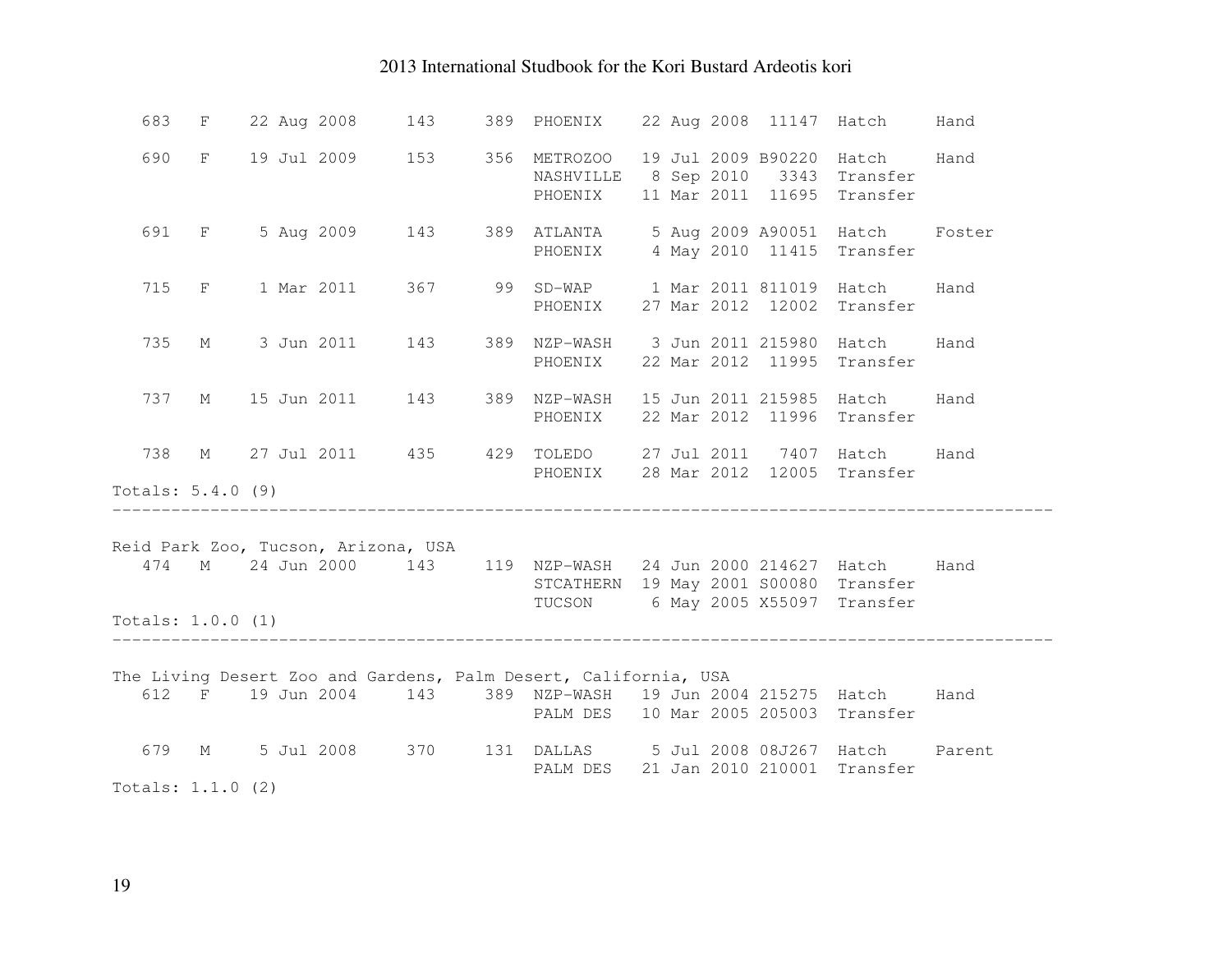```
   683   F    22 Aug 2008     143     389  PHOENIX    22 Aug 2008  11147  Hatch     Hand

   690   F    19 Jul 2009     153     356  METROZOO   19 Jul 2009 B90220  Hatch     Hand
                                           NASHVILLE   8 Sep 2010   3343  Transfer
                                           PHOENIX    11 Mar 2011  11695  Transfer

   691   F     5 Aug 2009     143     389  ATLANTA     5 Aug 2009 A90051  Hatch     Foster
                                           PHOENIX     4 May 2010  11415  Transfer

   715   F     1 Mar 2011     367      99  SD-WAP      1 Mar 2011 811019  Hatch     Hand
                                           PHOENIX    27 Mar 2012  12002  Transfer

   735   M     3 Jun 2011     143     389  NZP-WASH    3 Jun 2011 215980  Hatch     Hand
                                           PHOENIX    22 Mar 2012  11995  Transfer

   737   M    15 Jun 2011     143     389  NZP-WASH   15 Jun 2011 215985  Hatch     Hand
                                           PHOENIX    22 Mar 2012  11996  Transfer

   738   M    27 Jul 2011     435     429  TOLEDO     27 Jul 2011   7407  Hatch     Hand
                                           PHOENIX    28 Mar 2012  12005  Transfer
Totals: 5.4.0 (9)
------------------------------------------------------------------------------------------

Reid Park Zoo, Tucson, Arizona, USA
   474   M    24 Jun 2000     143     119  NZP-WASH   24 Jun 2000 214627  Hatch     Hand
                                           STCATHERN  19 May 2001 S00080  Transfer
                                           TUCSON      6 May 2005 X55097  Transfer
Totals: 1.0.0 (1)
------------------------------------------------------------------------------------------

The Living Desert Zoo and Gardens, Palm Desert, California, USA
   612   F    19 Jun 2004     143     389  NZP-WASH   19 Jun 2004 215275  Hatch     Hand
                                           PALM DES   10 Mar 2005 205003  Transfer

   679   M     5 Jul 2008     370     131  DALLAS      5 Jul 2008 08J267  Hatch     Parent
                                           PALM DES   21 Jan 2010 210001  Transfer
Totals: 1.1.0 (2)
```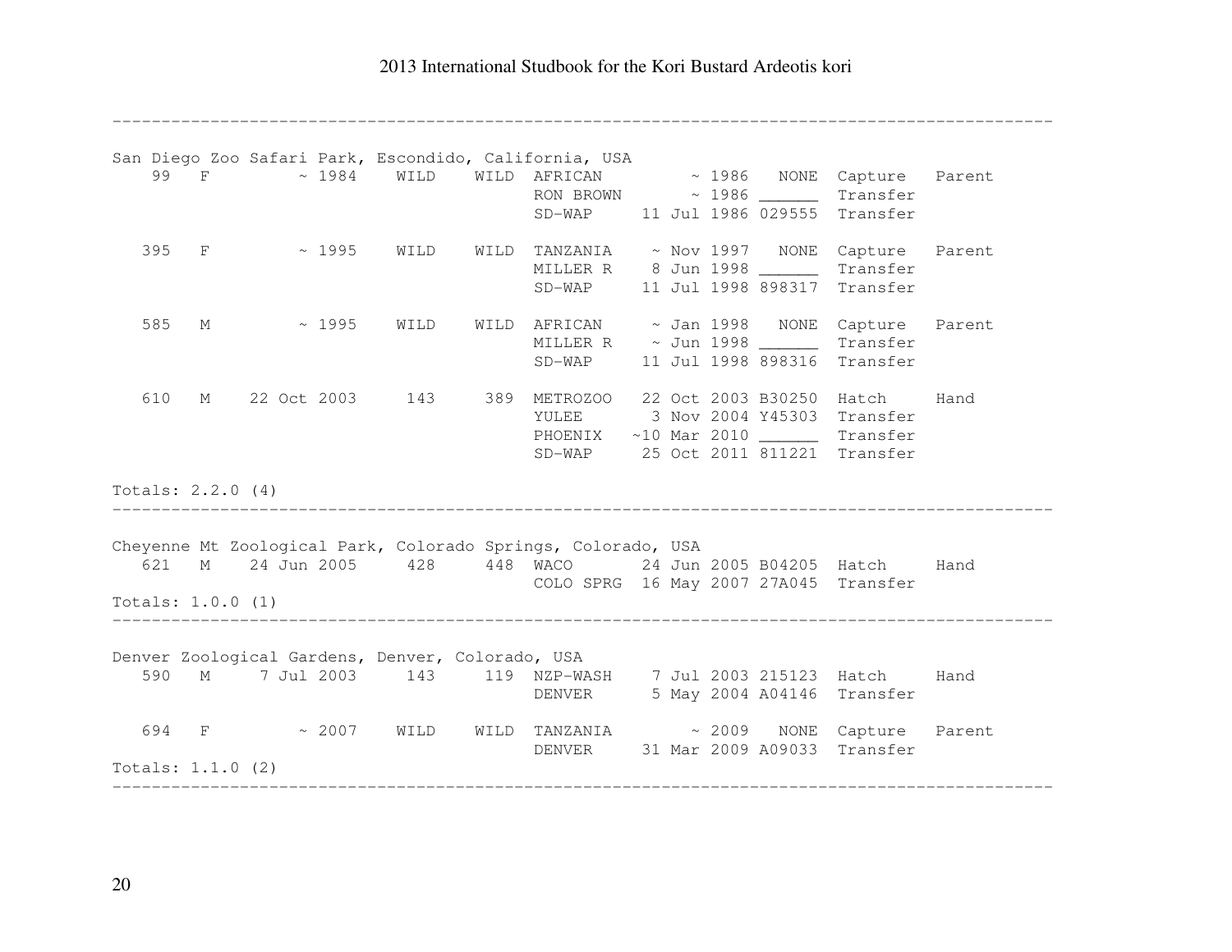San Diego Zoo Safari Park, Escondido, California, USA

```
    99   F         ~ 1984    WILD    WILD  AFRICAN         ~ 1986   NONE  Capture   Parent
                                           RON BROWN       ~ 1986 ______  Transfer
                                           SD-WAP     11 Jul 1986 029555  Transfer

   395   F         ~ 1995    WILD    WILD  TANZANIA    ~ Nov 1997   NONE  Capture   Parent
                                           MILLER R    8 Jun 1998 ______  Transfer
                                           SD-WAP     11 Jul 1998 898317  Transfer

   585   M         ~ 1995    WILD    WILD  AFRICAN     ~ Jan 1998   NONE  Capture   Parent
                                           MILLER R    ~ Jun 1998 ______  Transfer
                                           SD-WAP     11 Jul 1998 898316  Transfer

   610   M    22 Oct 2003     143     389  METROZOO   22 Oct 2003 B30250  Hatch     Hand
                                           YULEE       3 Nov 2004 Y45303  Transfer
                                           PHOENIX   ~10 Mar 2010 ______  Transfer
                                           SD-WAP     25 Oct 2011 811221  Transfer
```

Totals: 2.2.0 (4)

---

Cheyenne Mt Zoological Park, Colorado Springs, Colorado, USA

```
   621   M    24 Jun 2005     428     448  WACO       24 Jun 2005 B04205  Hatch     Hand
                                           COLO SPRG  16 May 2007 27A045  Transfer
```

Totals: 1.0.0 (1)

---

Denver Zoological Gardens, Denver, Colorado, USA

```
   590   M     7 Jul 2003     143     119  NZP-WASH    7 Jul 2003 215123  Hatch     Hand
                                           DENVER      5 May 2004 A04146  Transfer

   694   F         ~ 2007    WILD    WILD  TANZANIA        ~ 2009   NONE  Capture   Parent
                                           DENVER     31 Mar 2009 A09033  Transfer
```

Totals: 1.1.0 (2)

---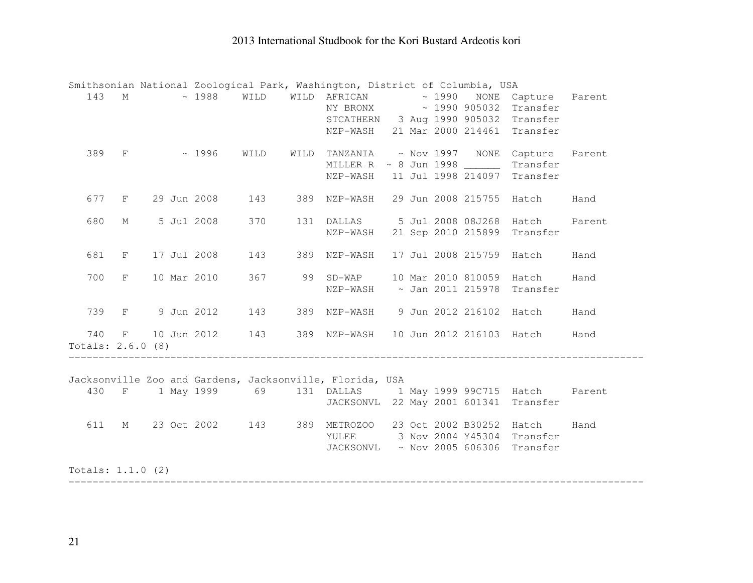Smithsonian National Zoological Park, Washington, District of Columbia, USA

| | | | | | | | | | |
|---|---|---|---|---|---|---|---|---|---|
| 143 | M | ~ 1988 | WILD | WILD | AFRICAN | ~ 1990 | NONE | Capture | Parent |
| | | | | | NY BRONX | ~ 1990 | 905032 | Transfer | |
| | | | | | STCATHERN | 3 Aug 1990 | 905032 | Transfer | |
| | | | | | NZP-WASH | 21 Mar 2000 | 214461 | Transfer | |
| 389 | F | ~ 1996 | WILD | WILD | TANZANIA | ~ Nov 1997 | NONE | Capture | Parent |
| | | | | | MILLER R | ~ 8 Jun 1998 | ______ | Transfer | |
| | | | | | NZP-WASH | 11 Jul 1998 | 214097 | Transfer | |
| 677 | F | 29 Jun 2008 | 143 | 389 | NZP-WASH | 29 Jun 2008 | 215755 | Hatch | Hand |
| 680 | M | 5 Jul 2008 | 370 | 131 | DALLAS | 5 Jul 2008 | 08J268 | Hatch | Parent |
| | | | | | NZP-WASH | 21 Sep 2010 | 215899 | Transfer | |
| 681 | F | 17 Jul 2008 | 143 | 389 | NZP-WASH | 17 Jul 2008 | 215759 | Hatch | Hand |
| 700 | F | 10 Mar 2010 | 367 | 99 | SD-WAP | 10 Mar 2010 | 810059 | Hatch | Hand |
| | | | | | NZP-WASH | ~ Jan 2011 | 215978 | Transfer | |
| 739 | F | 9 Jun 2012 | 143 | 389 | NZP-WASH | 9 Jun 2012 | 216102 | Hatch | Hand |
| 740 | F | 10 Jun 2012 | 143 | 389 | NZP-WASH | 10 Jun 2012 | 216103 | Hatch | Hand |

Totals: 2.6.0 (8)

---

Jacksonville Zoo and Gardens, Jacksonville, Florida, USA

| | | | | | | | | | |
|---|---|---|---|---|---|---|---|---|---|
| 430 | F | 1 May 1999 | 69 | 131 | DALLAS | 1 May 1999 | 99C715 | Hatch | Parent |
| | | | | | JACKSONVL | 22 May 2001 | 601341 | Transfer | |
| 611 | M | 23 Oct 2002 | 143 | 389 | METROZOO | 23 Oct 2002 | B30252 | Hatch | Hand |
| | | | | | YULEE | 3 Nov 2004 | Y45304 | Transfer | |
| | | | | | JACKSONVL | ~ Nov 2005 | 606306 | Transfer | |

Totals: 1.1.0 (2)

---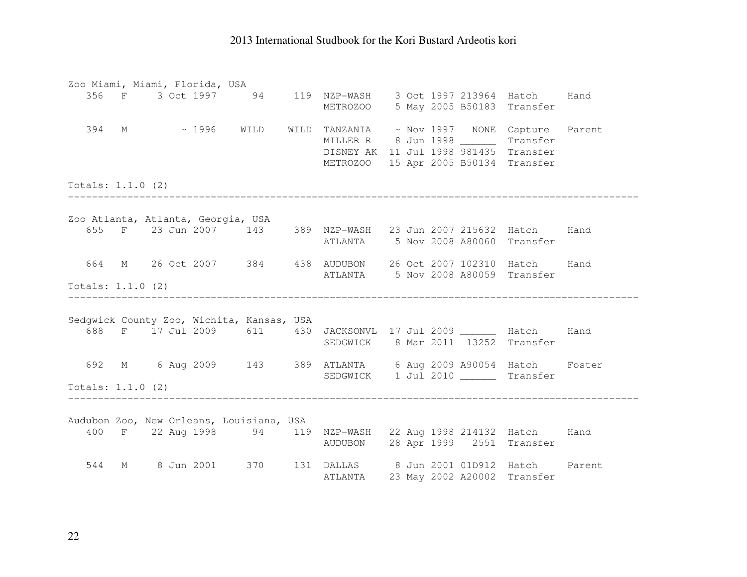Zoo Miami, Miami, Florida, USA

| | | | | | | | | | |
|---|---|---|---|---|---|---|---|---|---|
| 356 | F | 3 Oct 1997 | 94 | 119 | NZP-WASH | 3 Oct 1997 | 213964 | Hatch | Hand |
| | | | | | METROZOO | 5 May 2005 | B50183 | Transfer | |
| 394 | M | ~ 1996 | WILD | WILD | TANZANIA | ~ Nov 1997 | NONE | Capture | Parent |
| | | | | | MILLER R | 8 Jun 1998 | ______ | Transfer | |
| | | | | | DISNEY AK | 11 Jul 1998 | 981435 | Transfer | |
| | | | | | METROZOO | 15 Apr 2005 | B50134 | Transfer | |

Totals: 1.1.0 (2)

---

Zoo Atlanta, Atlanta, Georgia, USA

| | | | | | | | | | |
|---|---|---|---|---|---|---|---|---|---|
| 655 | F | 23 Jun 2007 | 143 | 389 | NZP-WASH | 23 Jun 2007 | 215632 | Hatch | Hand |
| | | | | | ATLANTA | 5 Nov 2008 | A80060 | Transfer | |
| 664 | M | 26 Oct 2007 | 384 | 438 | AUDUBON | 26 Oct 2007 | 102310 | Hatch | Hand |
| | | | | | ATLANTA | 5 Nov 2008 | A80059 | Transfer | |

Totals: 1.1.0 (2)

---

Sedgwick County Zoo, Wichita, Kansas, USA

| | | | | | | | | | |
|---|---|---|---|---|---|---|---|---|---|
| 688 | F | 17 Jul 2009 | 611 | 430 | JACKSONVL | 17 Jul 2009 | ______ | Hatch | Hand |
| | | | | | SEDGWICK | 8 Mar 2011 | 13252 | Transfer | |
| 692 | M | 6 Aug 2009 | 143 | 389 | ATLANTA | 6 Aug 2009 | A90054 | Hatch | Foster |
| | | | | | SEDGWICK | 1 Jul 2010 | ______ | Transfer | |

Totals: 1.1.0 (2)

---

Audubon Zoo, New Orleans, Louisiana, USA

| | | | | | | | | | |
|---|---|---|---|---|---|---|---|---|---|
| 400 | F | 22 Aug 1998 | 94 | 119 | NZP-WASH | 22 Aug 1998 | 214132 | Hatch | Hand |
| | | | | | AUDUBON | 28 Apr 1999 | 2551 | Transfer | |
| 544 | M | 8 Jun 2001 | 370 | 131 | DALLAS | 8 Jun 2001 | 01D912 | Hatch | Parent |
| | | | | | ATLANTA | 23 May 2002 | A20002 | Transfer | |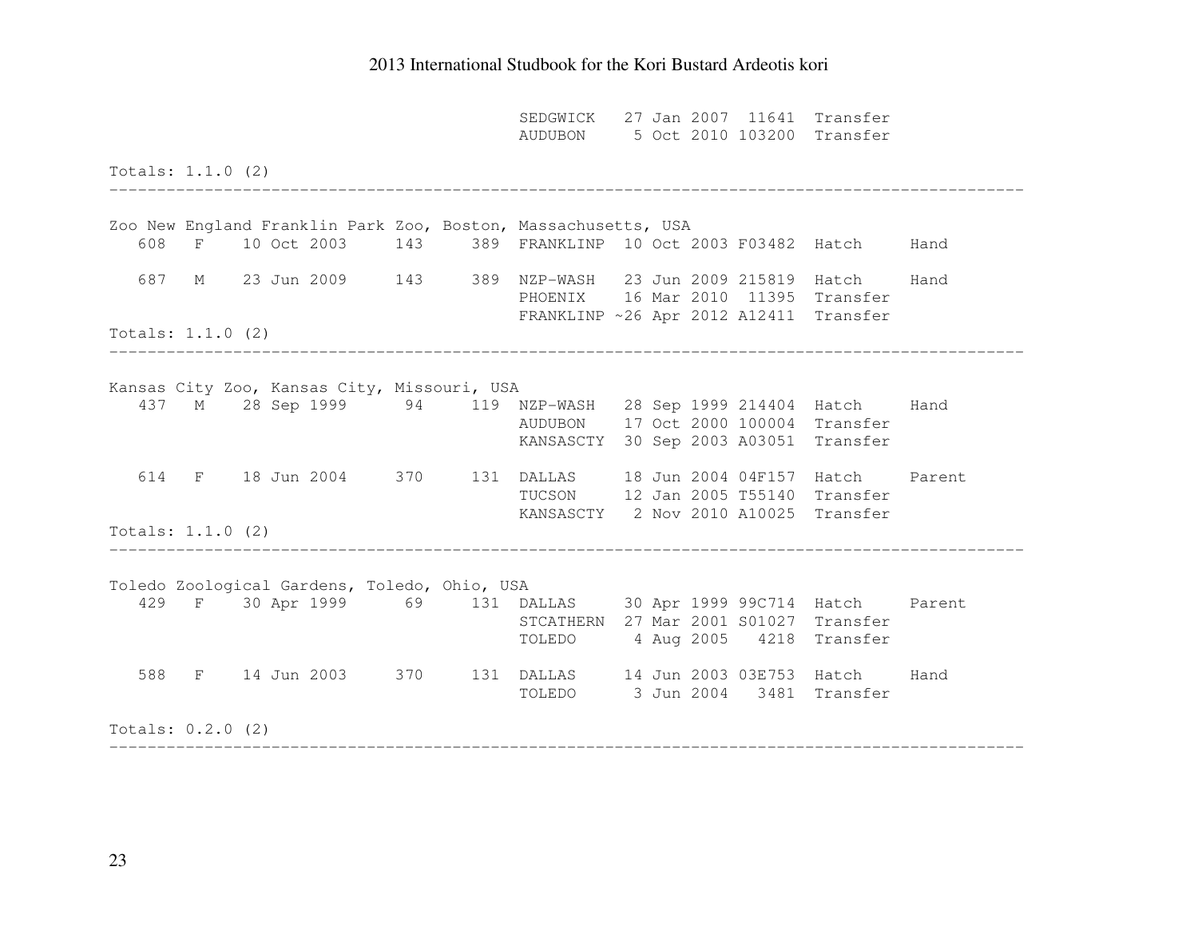```
                                             SEDGWICK   27 Jan 2007  11641  Transfer
                                             AUDUBON     5 Oct 2010 103200  Transfer

Totals: 1.1.0 (2)
------------------------------------------------------------------------------------------

Zoo New England Franklin Park Zoo, Boston, Massachusetts, USA
   608   F    10 Oct 2003     143     389  FRANKLINP  10 Oct 2003 F03482  Hatch     Hand

   687   M    23 Jun 2009     143     389  NZP-WASH   23 Jun 2009 215819  Hatch     Hand
                                           PHOENIX    16 Mar 2010  11395  Transfer
                                           FRANKLINP ~26 Apr 2012 A12411  Transfer
Totals: 1.1.0 (2)
------------------------------------------------------------------------------------------

Kansas City Zoo, Kansas City, Missouri, USA
   437   M    28 Sep 1999      94     119  NZP-WASH   28 Sep 1999 214404  Hatch     Hand
                                           AUDUBON    17 Oct 2000 100004  Transfer
                                           KANSASCTY  30 Sep 2003 A03051  Transfer

   614   F    18 Jun 2004     370     131  DALLAS     18 Jun 2004 04F157  Hatch     Parent
                                           TUCSON     12 Jan 2005 T55140  Transfer
                                           KANSASCTY   2 Nov 2010 A10025  Transfer
Totals: 1.1.0 (2)
------------------------------------------------------------------------------------------

Toledo Zoological Gardens, Toledo, Ohio, USA
   429   F    30 Apr 1999      69     131  DALLAS     30 Apr 1999 99C714  Hatch     Parent
                                           STCATHERN  27 Mar 2001 S01027  Transfer
                                           TOLEDO      4 Aug 2005   4218  Transfer

   588   F    14 Jun 2003     370     131  DALLAS     14 Jun 2003 03E753  Hatch     Hand
                                           TOLEDO      3 Jun 2004   3481  Transfer

Totals: 0.2.0 (2)
------------------------------------------------------------------------------------------
```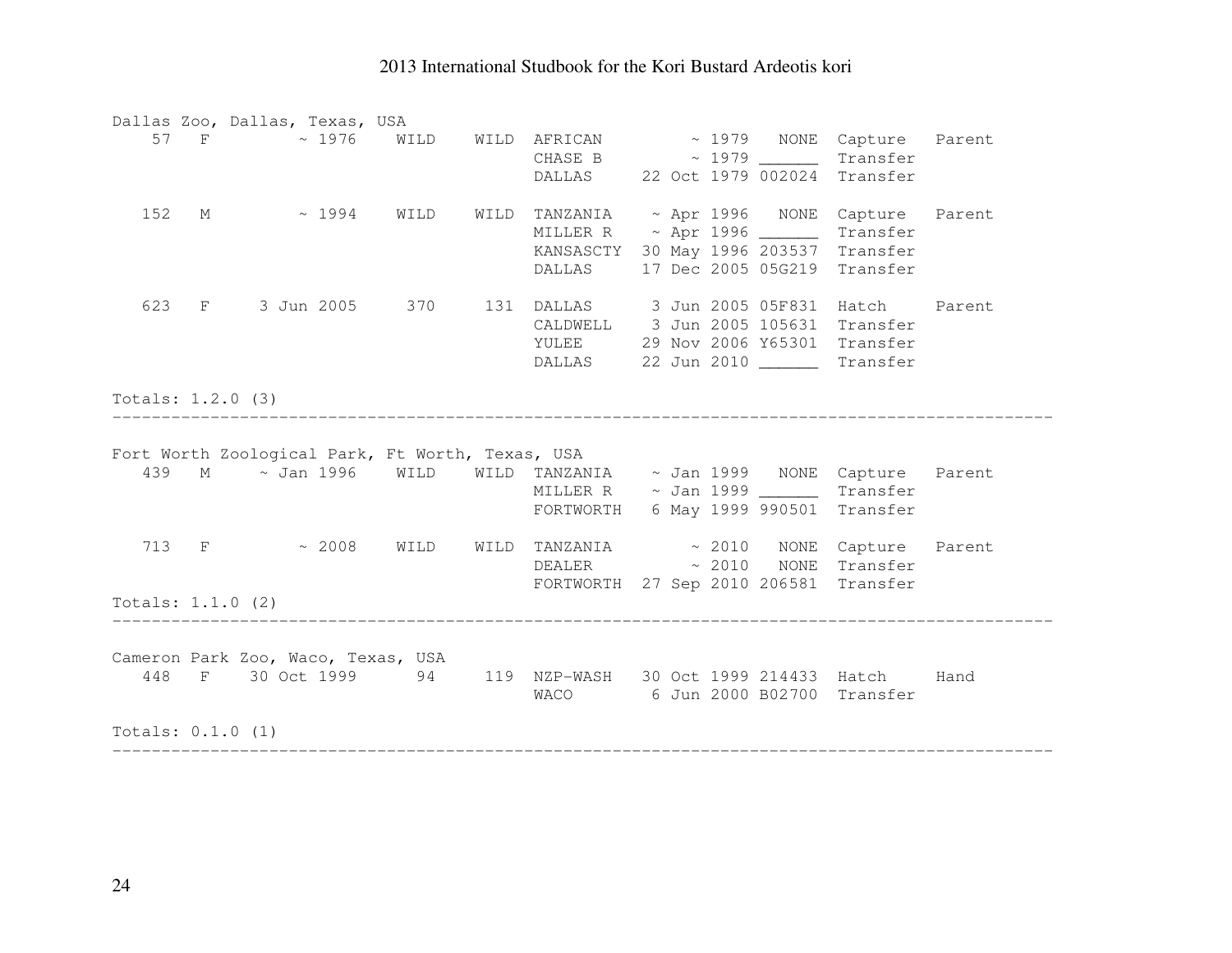Dallas Zoo, Dallas, Texas, USA

| | | | | | | | | | |
|---|---|---|---|---|---|---|---|---|---|
| 57 | F | ~ 1976 | WILD | WILD | AFRICAN | ~ 1979 | NONE | Capture | Parent |
| | | | | | CHASE B | ~ 1979 | ______ | Transfer | |
| | | | | | DALLAS | 22 Oct 1979 | 002024 | Transfer | |
| 152 | M | ~ 1994 | WILD | WILD | TANZANIA | ~ Apr 1996 | NONE | Capture | Parent |
| | | | | | MILLER R | ~ Apr 1996 | ______ | Transfer | |
| | | | | | KANSASCTY | 30 May 1996 | 203537 | Transfer | |
| | | | | | DALLAS | 17 Dec 2005 | 05G219 | Transfer | |
| 623 | F | 3 Jun 2005 | 370 | 131 | DALLAS | 3 Jun 2005 | 05F831 | Hatch | Parent |
| | | | | | CALDWELL | 3 Jun 2005 | 105631 | Transfer | |
| | | | | | YULEE | 29 Nov 2006 | Y65301 | Transfer | |
| | | | | | DALLAS | 22 Jun 2010 | ______ | Transfer | |

Totals: 1.2.0 (3)

---

Fort Worth Zoological Park, Ft Worth, Texas, USA

| | | | | | | | | | |
|---|---|---|---|---|---|---|---|---|---|
| 439 | M | ~ Jan 1996 | WILD | WILD | TANZANIA | ~ Jan 1999 | NONE | Capture | Parent |
| | | | | | MILLER R | ~ Jan 1999 | ______ | Transfer | |
| | | | | | FORTWORTH | 6 May 1999 | 990501 | Transfer | |
| 713 | F | ~ 2008 | WILD | WILD | TANZANIA | ~ 2010 | NONE | Capture | Parent |
| | | | | | DEALER | ~ 2010 | NONE | Transfer | |
| | | | | | FORTWORTH | 27 Sep 2010 | 206581 | Transfer | |

Totals: 1.1.0 (2)

---

Cameron Park Zoo, Waco, Texas, USA

| | | | | | | | | | |
|---|---|---|---|---|---|---|---|---|---|
| 448 | F | 30 Oct 1999 | 94 | 119 | NZP-WASH | 30 Oct 1999 | 214433 | Hatch | Hand |
| | | | | | WACO | 6 Jun 2000 | B02700 | Transfer | |

Totals: 0.1.0 (1)

---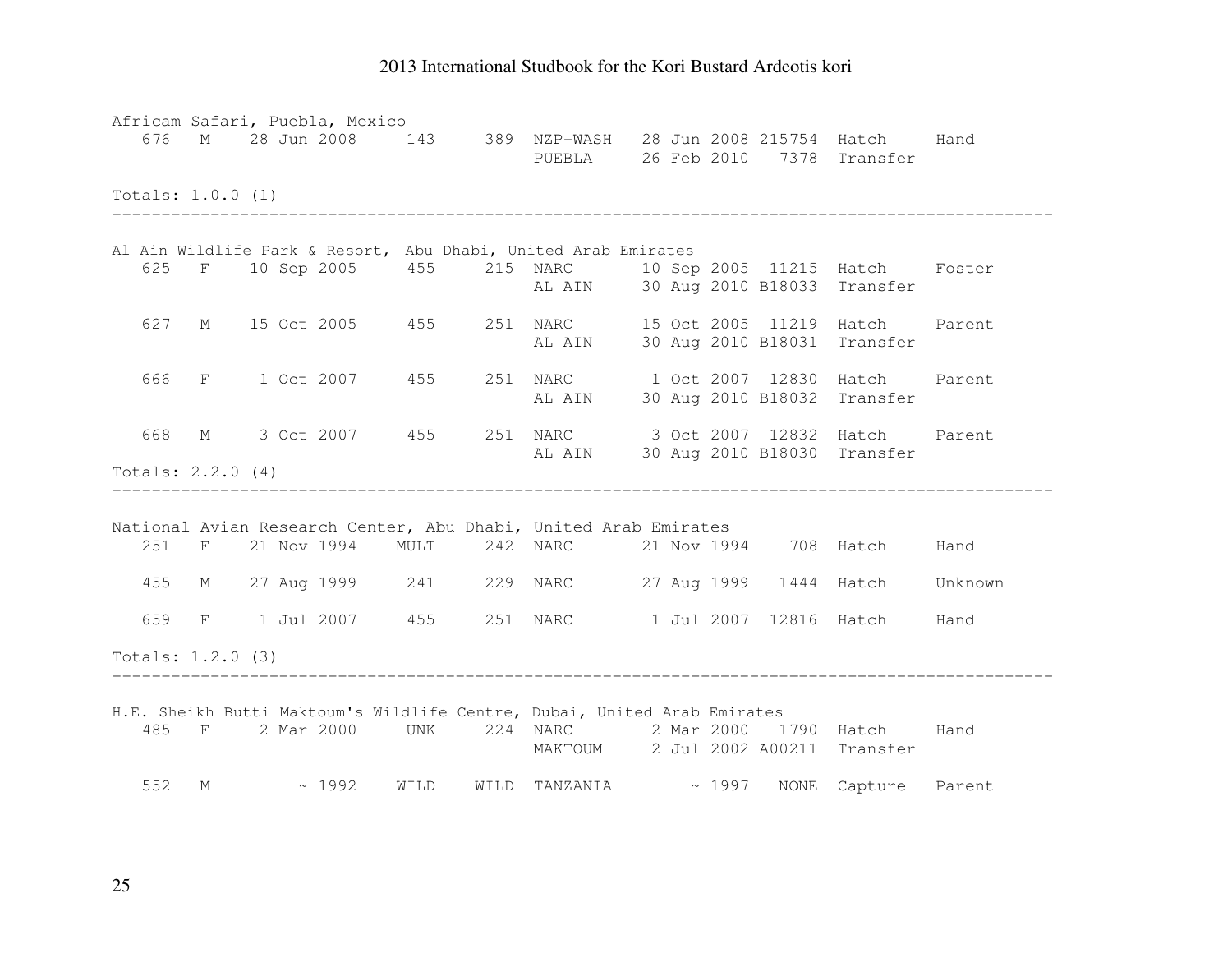Africam Safari, Puebla, Mexico

| | | | | | | | | | |
|---|---|---|---|---|---|---|---|---|---|
| 676 | M | 28 Jun 2008 | 143 | 389 | NZP-WASH | 28 Jun 2008 | 215754 | Hatch | Hand |
| | | | | | PUEBLA | 26 Feb 2010 | 7378 | Transfer | |

Totals: 1.0.0 (1)

---

Al Ain Wildlife Park & Resort, Abu Dhabi, United Arab Emirates

| | | | | | | | | | |
|---|---|---|---|---|---|---|---|---|---|
| 625 | F | 10 Sep 2005 | 455 | 215 | NARC | 10 Sep 2005 | 11215 | Hatch | Foster |
| | | | | | AL AIN | 30 Aug 2010 | B18033 | Transfer | |
| 627 | M | 15 Oct 2005 | 455 | 251 | NARC | 15 Oct 2005 | 11219 | Hatch | Parent |
| | | | | | AL AIN | 30 Aug 2010 | B18031 | Transfer | |
| 666 | F | 1 Oct 2007 | 455 | 251 | NARC | 1 Oct 2007 | 12830 | Hatch | Parent |
| | | | | | AL AIN | 30 Aug 2010 | B18032 | Transfer | |
| 668 | M | 3 Oct 2007 | 455 | 251 | NARC | 3 Oct 2007 | 12832 | Hatch | Parent |
| | | | | | AL AIN | 30 Aug 2010 | B18030 | Transfer | |

Totals: 2.2.0 (4)

---

National Avian Research Center, Abu Dhabi, United Arab Emirates

| | | | | | | | | | |
|---|---|---|---|---|---|---|---|---|---|
| 251 | F | 21 Nov 1994 | MULT | 242 | NARC | 21 Nov 1994 | 708 | Hatch | Hand |
| 455 | M | 27 Aug 1999 | 241 | 229 | NARC | 27 Aug 1999 | 1444 | Hatch | Unknown |
| 659 | F | 1 Jul 2007 | 455 | 251 | NARC | 1 Jul 2007 | 12816 | Hatch | Hand |

Totals: 1.2.0 (3)

---

H.E. Sheikh Butti Maktoum's Wildlife Centre, Dubai, United Arab Emirates

| | | | | | | | | | |
|---|---|---|---|---|---|---|---|---|---|
| 485 | F | 2 Mar 2000 | UNK | 224 | NARC | 2 Mar 2000 | 1790 | Hatch | Hand |
| | | | | | MAKTOUM | 2 Jul 2002 | A00211 | Transfer | |
| 552 | M | ~ 1992 | WILD | WILD | TANZANIA | ~ 1997 | NONE | Capture | Parent |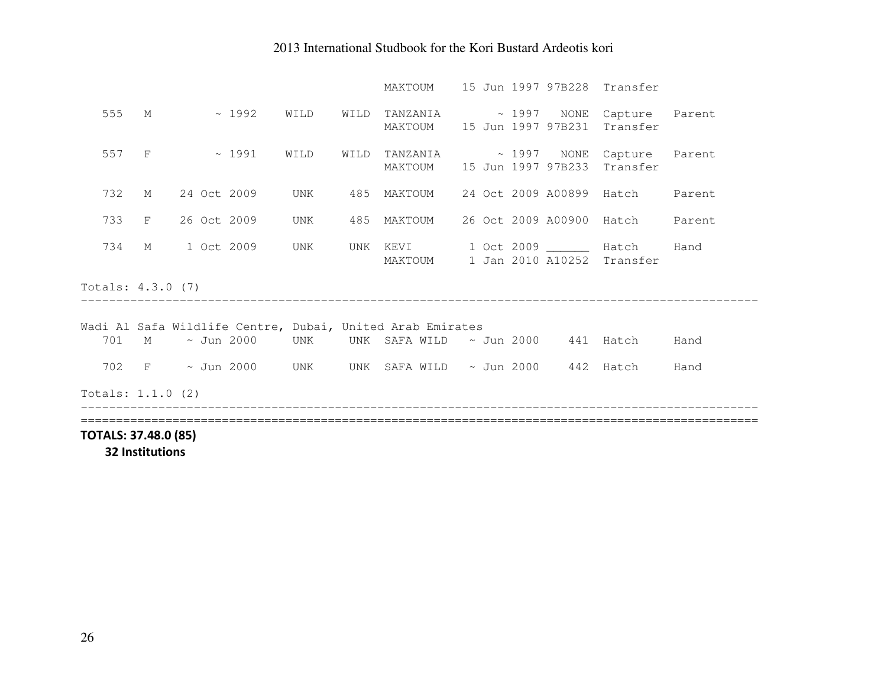```
                                            MAKTOUM    15 Jun 1997 97B228  Transfer

   555   M         ~ 1992    WILD    WILD  TANZANIA        ~ 1997   NONE  Capture   Parent
                                            MAKTOUM    15 Jun 1997 97B231  Transfer

   557   F         ~ 1991    WILD    WILD  TANZANIA        ~ 1997   NONE  Capture   Parent
                                            MAKTOUM    15 Jun 1997 97B233  Transfer

   732   M    24 Oct 2009     UNK     485  MAKTOUM    24 Oct 2009 A00899  Hatch     Parent

   733   F    26 Oct 2009     UNK     485  MAKTOUM    26 Oct 2009 A00900  Hatch     Parent

   734   M     1 Oct 2009     UNK     UNK  KEVI        1 Oct 2009 ______  Hatch     Hand
                                            MAKTOUM     1 Jan 2010 A10252  Transfer

Totals: 4.3.0 (7)
------------------------------------------------------------------------------------------

Wadi Al Safa Wildlife Centre, Dubai, United Arab Emirates
   701   M     ~ Jun 2000     UNK     UNK  SAFA WILD   ~ Jun 2000    441  Hatch     Hand

   702   F     ~ Jun 2000     UNK     UNK  SAFA WILD   ~ Jun 2000    442  Hatch     Hand

Totals: 1.1.0 (2)
------------------------------------------------------------------------------------------
==========================================================================================
```

**TOTALS: 37.48.0 (85)**

**32 Institutions**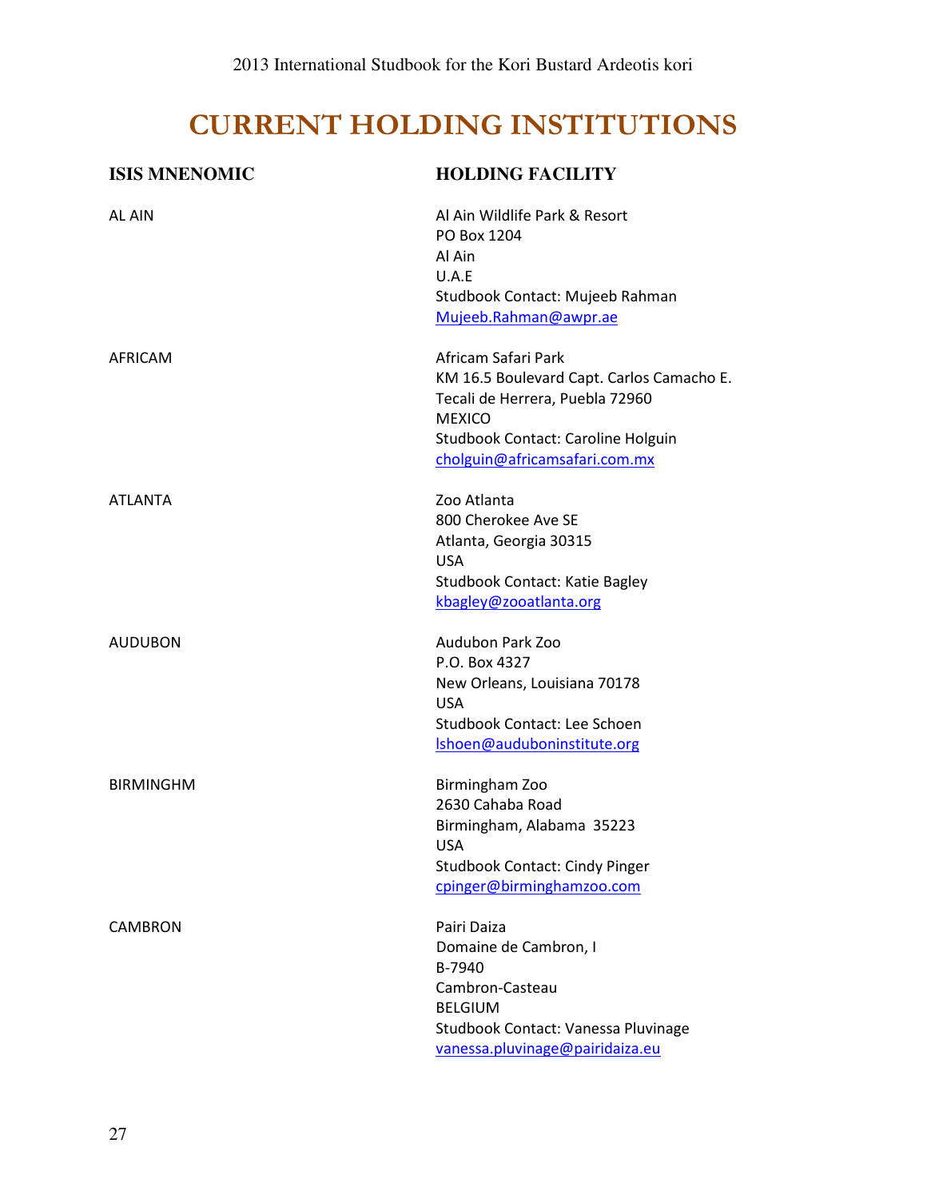# CURRENT HOLDING INSTITUTIONS

| ISIS MNENOMIC | HOLDING FACILITY |
|---|---|
| AL AIN | Al Ain Wildlife Park & Resort<br>PO Box 1204<br>Al Ain<br>U.A.E<br>Studbook Contact: Mujeeb Rahman<br>Mujeeb.Rahman@awpr.ae |
| AFRICAM | Africam Safari Park<br>KM 16.5 Boulevard Capt. Carlos Camacho E.<br>Tecali de Herrera, Puebla 72960<br>MEXICO<br>Studbook Contact: Caroline Holguin<br>cholguin@africamsafari.com.mx |
| ATLANTA | Zoo Atlanta<br>800 Cherokee Ave SE<br>Atlanta, Georgia 30315<br>USA<br>Studbook Contact: Katie Bagley<br>kbagley@zooatlanta.org |
| AUDUBON | Audubon Park Zoo<br>P.O. Box 4327<br>New Orleans, Louisiana 70178<br>USA<br>Studbook Contact: Lee Schoen<br>lshoen@auduboninstitute.org |
| BIRMINGHM | Birmingham Zoo<br>2630 Cahaba Road<br>Birmingham, Alabama 35223<br>USA<br>Studbook Contact: Cindy Pinger<br>cpinger@birminghamzoo.com |
| CAMBRON | Pairi Daiza<br>Domaine de Cambron, I<br>B-7940<br>Cambron-Casteau<br>BELGIUM<br>Studbook Contact: Vanessa Pluvinage<br>vanessa.pluvinage@pairidaiza.eu |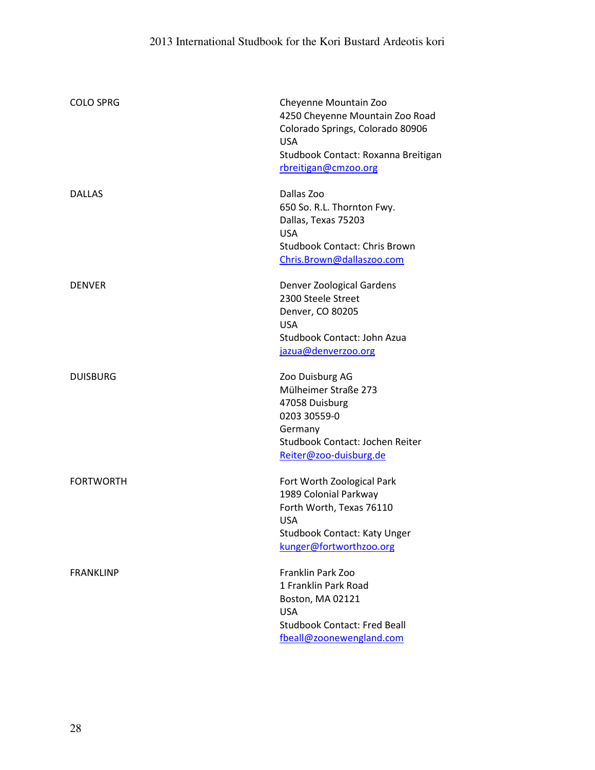| | |
|---|---|
| COLO SPRG | Cheyenne Mountain Zoo<br>4250 Cheyenne Mountain Zoo Road<br>Colorado Springs, Colorado 80906<br>USA<br>Studbook Contact: Roxanna Breitigan<br>rbreitigan@cmzoo.org |
| DALLAS | Dallas Zoo<br>650 So. R.L. Thornton Fwy.<br>Dallas, Texas 75203<br>USA<br>Studbook Contact: Chris Brown<br>Chris.Brown@dallaszoo.com |
| DENVER | Denver Zoological Gardens<br>2300 Steele Street<br>Denver, CO 80205<br>USA<br>Studbook Contact: John Azua<br>jazua@denverzoo.org |
| DUISBURG | Zoo Duisburg AG<br>Mülheimer Straße 273<br>47058 Duisburg<br>0203 30559-0<br>Germany<br>Studbook Contact: Jochen Reiter<br>Reiter@zoo-duisburg.de |
| FORTWORTH | Fort Worth Zoological Park<br>1989 Colonial Parkway<br>Forth Worth, Texas 76110<br>USA<br>Studbook Contact: Katy Unger<br>kunger@fortworthzoo.org |
| FRANKLINP | Franklin Park Zoo<br>1 Franklin Park Road<br>Boston, MA 02121<br>USA<br>Studbook Contact: Fred Beall<br>fbeall@zoonewengland.com |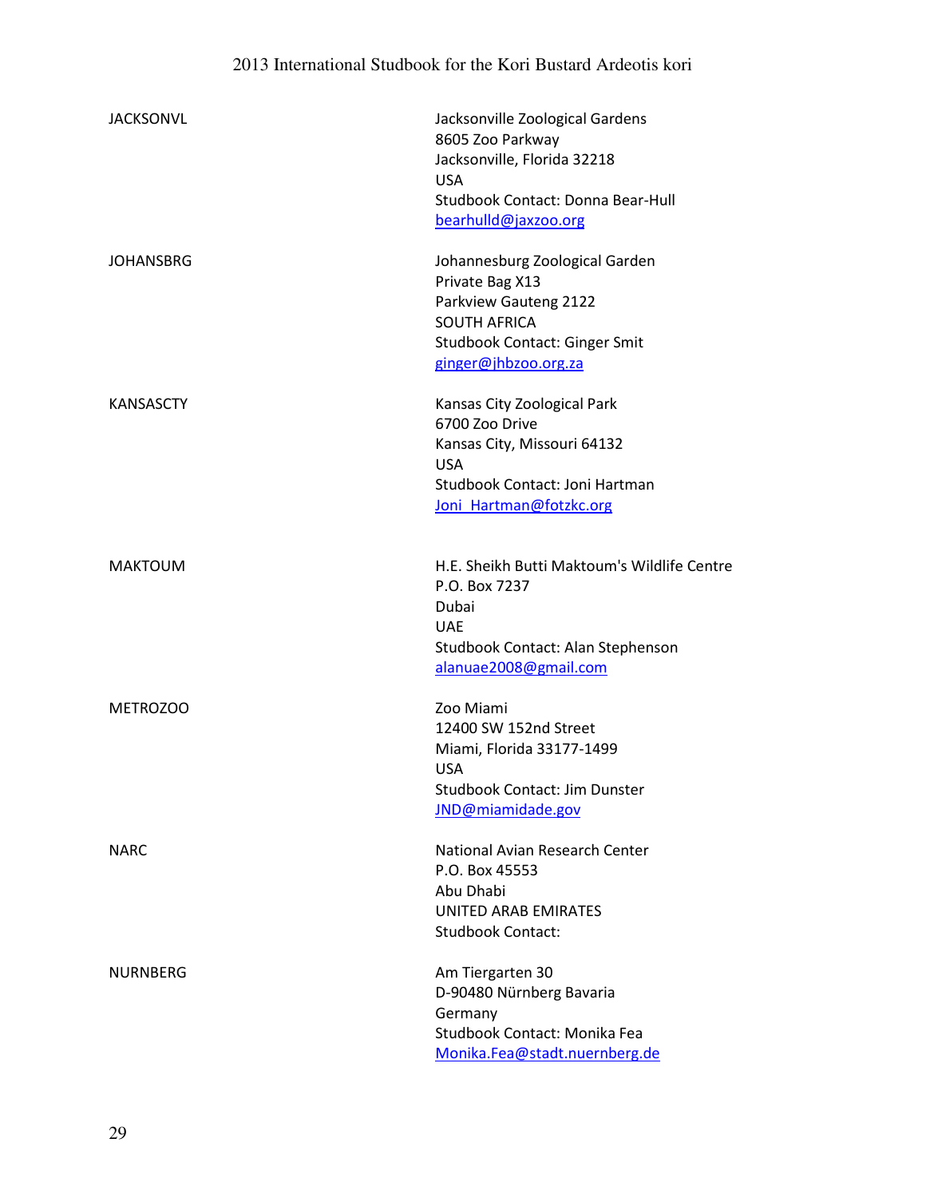| | |
|---|---|
| JACKSONVL | Jacksonville Zoological Gardens<br>8605 Zoo Parkway<br>Jacksonville, Florida 32218<br>USA<br>Studbook Contact: Donna Bear-Hull<br>bearhulld@jaxzoo.org |
| JOHANSBRG | Johannesburg Zoological Garden<br>Private Bag X13<br>Parkview Gauteng 2122<br>SOUTH AFRICA<br>Studbook Contact: Ginger Smit<br>ginger@jhbzoo.org.za |
| KANSASCTY | Kansas City Zoological Park<br>6700 Zoo Drive<br>Kansas City, Missouri 64132<br>USA<br>Studbook Contact: Joni Hartman<br>Joni_Hartman@fotzkc.org |
| MAKTOUM | H.E. Sheikh Butti Maktoum's Wildlife Centre<br>P.O. Box 7237<br>Dubai<br>UAE<br>Studbook Contact: Alan Stephenson<br>alanuae2008@gmail.com |
| METROZOO | Zoo Miami<br>12400 SW 152nd Street<br>Miami, Florida 33177-1499<br>USA<br>Studbook Contact: Jim Dunster<br>JND@miamidade.gov |
| NARC | National Avian Research Center<br>P.O. Box 45553<br>Abu Dhabi<br>UNITED ARAB EMIRATES<br>Studbook Contact: |
| NURNBERG | Am Tiergarten 30<br>D-90480 Nürnberg Bavaria<br>Germany<br>Studbook Contact: Monika Fea<br>Monika.Fea@stadt.nuernberg.de |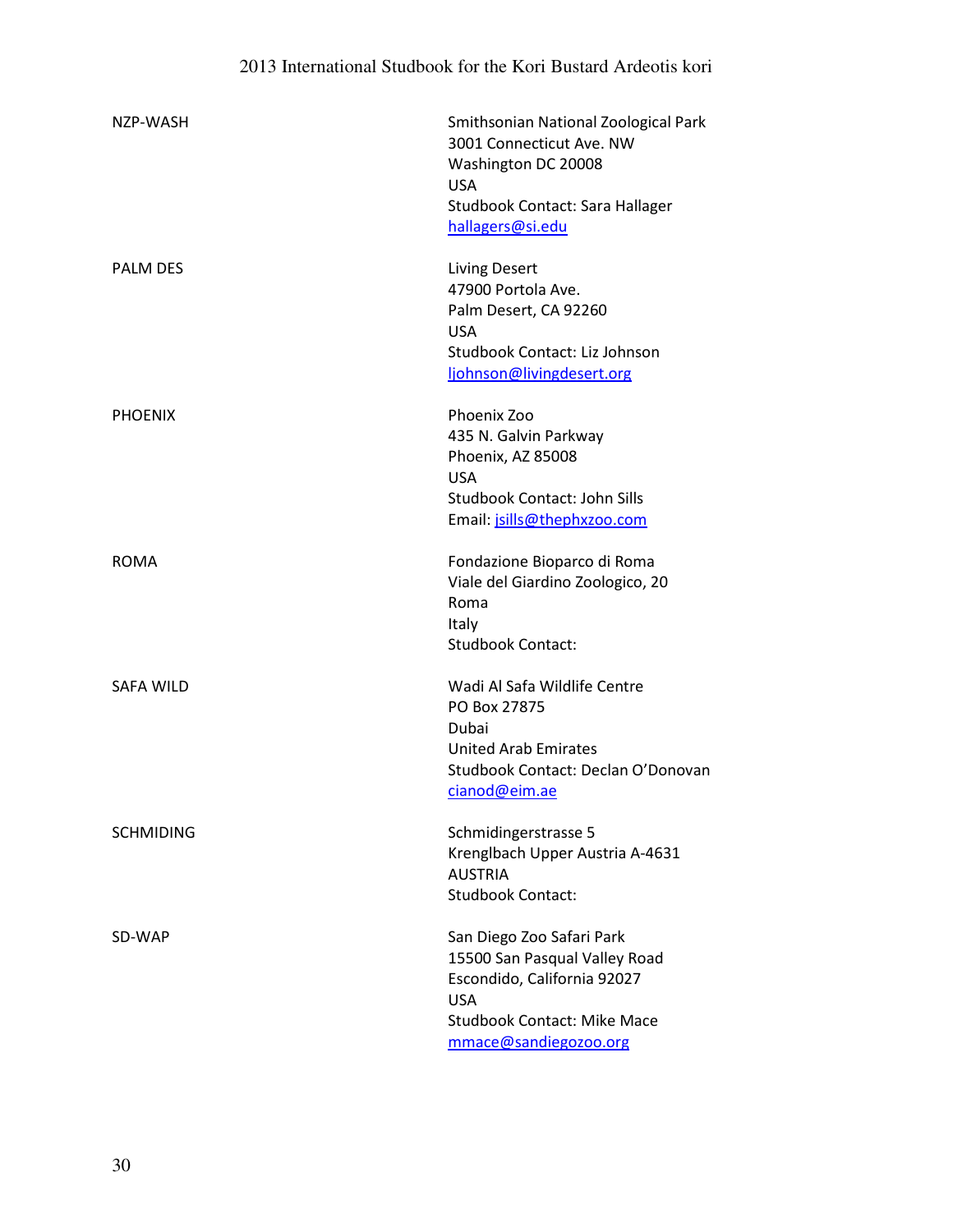NZP-WASH

Smithsonian National Zoological Park
3001 Connecticut Ave. NW
Washington DC 20008
USA
Studbook Contact: Sara Hallager
hallagers@si.edu

PALM DES

Living Desert
47900 Portola Ave.
Palm Desert, CA 92260
USA
Studbook Contact: Liz Johnson
ljohnson@livingdesert.org

PHOENIX

Phoenix Zoo
435 N. Galvin Parkway
Phoenix, AZ 85008
USA
Studbook Contact: John Sills
Email: jsills@thephxzoo.com

ROMA

Fondazione Bioparco di Roma
Viale del Giardino Zoologico, 20
Roma
Italy
Studbook Contact:

SAFA WILD

Wadi Al Safa Wildlife Centre
PO Box 27875
Dubai
United Arab Emirates
Studbook Contact: Declan O'Donovan
cianod@eim.ae

SCHMIDING

Schmidingerstrasse 5
Krenglbach Upper Austria A-4631
AUSTRIA
Studbook Contact:

SD-WAP

San Diego Zoo Safari Park
15500 San Pasqual Valley Road
Escondido, California 92027
USA
Studbook Contact: Mike Mace
mmace@sandiegozoo.org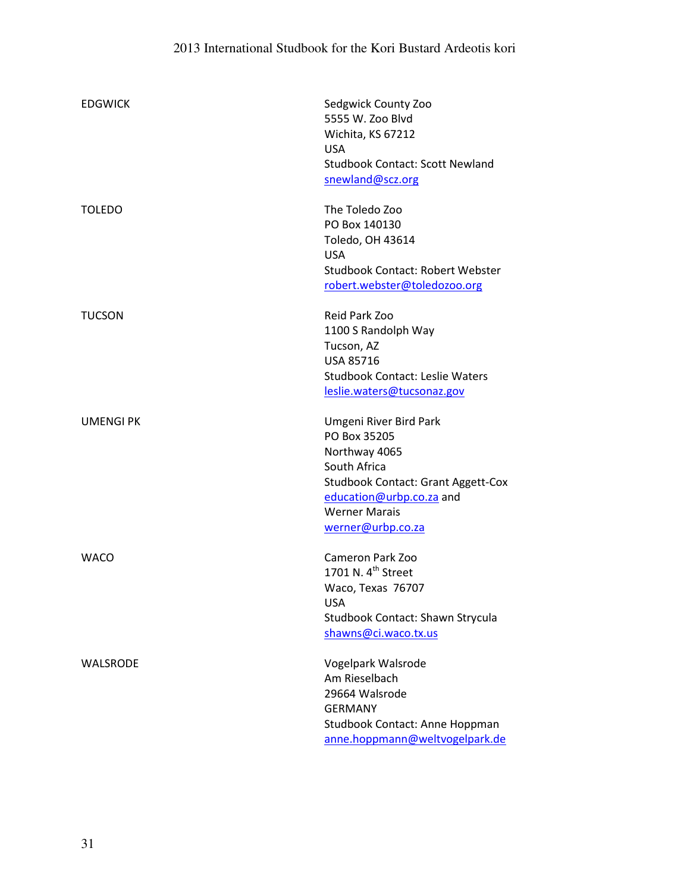| | |
|---|---|
| EDGWICK | Sedgwick County Zoo<br>5555 W. Zoo Blvd<br>Wichita, KS 67212<br>USA<br>Studbook Contact: Scott Newland<br>snewland@scz.org |
| TOLEDO | The Toledo Zoo<br>PO Box 140130<br>Toledo, OH 43614<br>USA<br>Studbook Contact: Robert Webster<br>robert.webster@toledozoo.org |
| TUCSON | Reid Park Zoo<br>1100 S Randolph Way<br>Tucson, AZ<br>USA 85716<br>Studbook Contact: Leslie Waters<br>leslie.waters@tucsonaz.gov |
| UMENGI PK | Umgeni River Bird Park<br>PO Box 35205<br>Northway 4065<br>South Africa<br>Studbook Contact: Grant Aggett-Cox<br>education@urbp.co.za and<br>Werner Marais<br>werner@urbp.co.za |
| WACO | Cameron Park Zoo<br>1701 N. 4th Street<br>Waco, Texas 76707<br>USA<br>Studbook Contact: Shawn Strycula<br>shawns@ci.waco.tx.us |
| WALSRODE | Vogelpark Walsrode<br>Am Rieselbach<br>29664 Walsrode<br>GERMANY<br>Studbook Contact: Anne Hoppman<br>anne.hoppmann@weltvogelpark.de |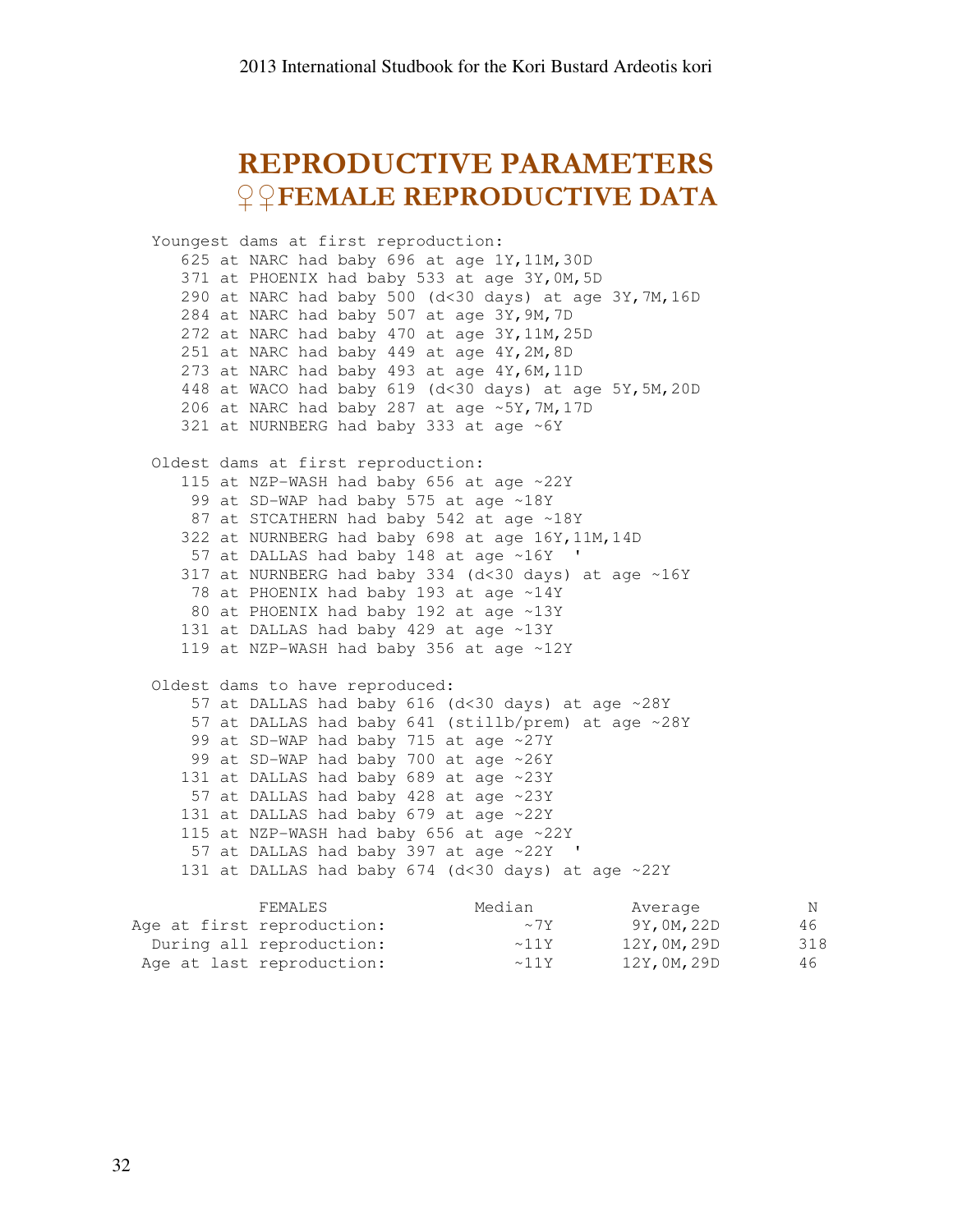# REPRODUCTIVE PARAMETERS

## ♀♀FEMALE REPRODUCTIVE DATA

```
Youngest dams at first reproduction:
   625 at NARC had baby 696 at age 1Y,11M,30D
   371 at PHOENIX had baby 533 at age 3Y,0M,5D
   290 at NARC had baby 500 (d<30 days) at age 3Y,7M,16D
   284 at NARC had baby 507 at age 3Y,9M,7D
   272 at NARC had baby 470 at age 3Y,11M,25D
   251 at NARC had baby 449 at age 4Y,2M,8D
   273 at NARC had baby 493 at age 4Y,6M,11D
   448 at WACO had baby 619 (d<30 days) at age 5Y,5M,20D
   206 at NARC had baby 287 at age ~5Y,7M,17D
   321 at NURNBERG had baby 333 at age ~6Y

Oldest dams at first reproduction:
   115 at NZP-WASH had baby 656 at age ~22Y
    99 at SD-WAP had baby 575 at age ~18Y
    87 at STCATHERN had baby 542 at age ~18Y
   322 at NURNBERG had baby 698 at age 16Y,11M,14D
    57 at DALLAS had baby 148 at age ~16Y  '
   317 at NURNBERG had baby 334 (d<30 days) at age ~16Y
    78 at PHOENIX had baby 193 at age ~14Y
    80 at PHOENIX had baby 192 at age ~13Y
   131 at DALLAS had baby 429 at age ~13Y
   119 at NZP-WASH had baby 356 at age ~12Y

Oldest dams to have reproduced:
    57 at DALLAS had baby 616 (d<30 days) at age ~28Y
    57 at DALLAS had baby 641 (stillb/prem) at age ~28Y
    99 at SD-WAP had baby 715 at age ~27Y
    99 at SD-WAP had baby 700 at age ~26Y
   131 at DALLAS had baby 689 at age ~23Y
    57 at DALLAS had baby 428 at age ~23Y
   131 at DALLAS had baby 679 at age ~22Y
   115 at NZP-WASH had baby 656 at age ~22Y
    57 at DALLAS had baby 397 at age ~22Y  '
   131 at DALLAS had baby 674 (d<30 days) at age ~22Y
```

| FEMALES | Median | Average | N |
|---|---|---|---|
| Age at first reproduction: | ~7Y | 9Y,0M,22D | 46 |
| During all reproduction: | ~11Y | 12Y,0M,29D | 318 |
| Age at last reproduction: | ~11Y | 12Y,0M,29D | 46 |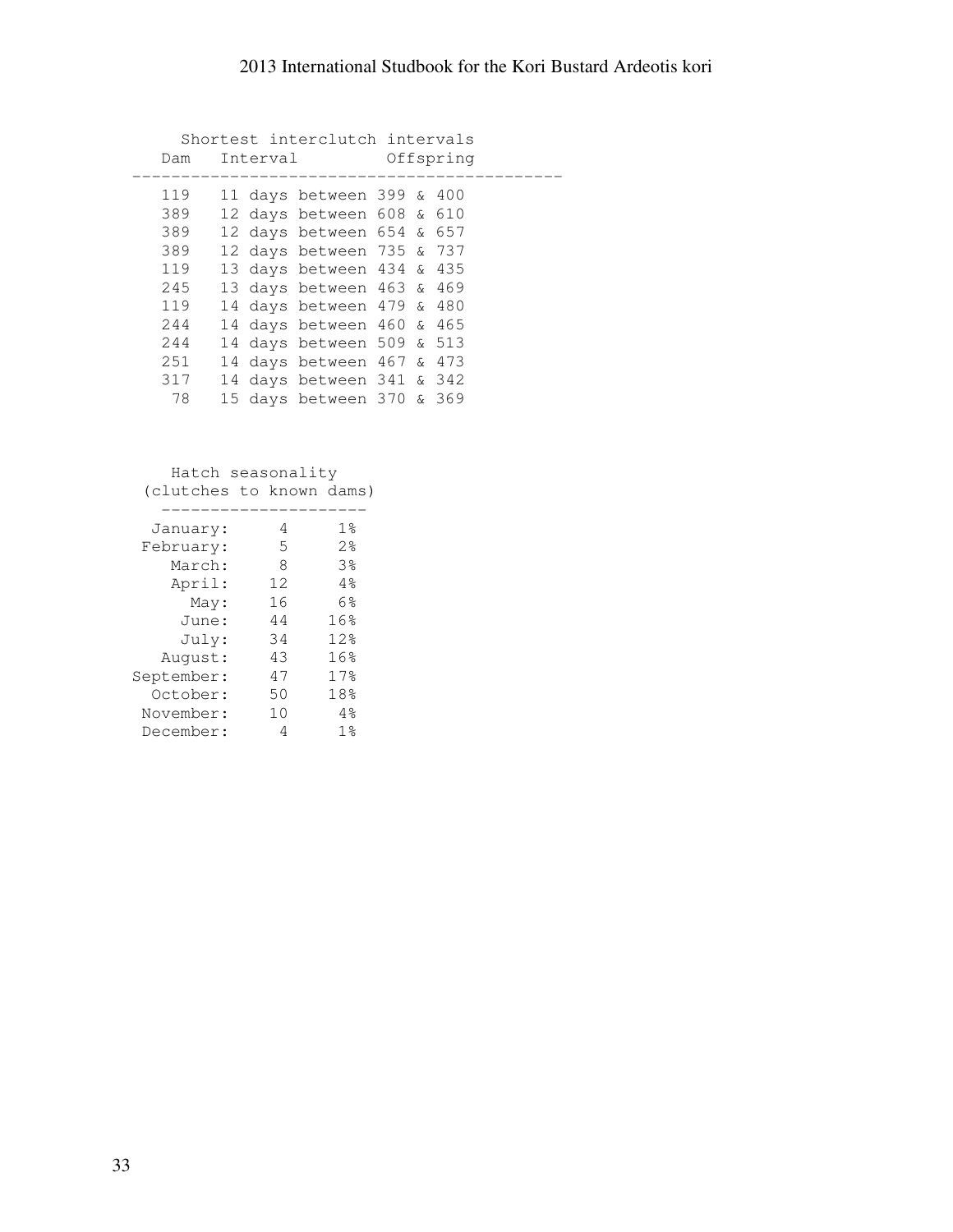### Shortest interclutch intervals

| Dam | Interval | Offspring |
|---|---|---|
| 119 | 11 days | between 399 & 400 |
| 389 | 12 days | between 608 & 610 |
| 389 | 12 days | between 654 & 657 |
| 389 | 12 days | between 735 & 737 |
| 119 | 13 days | between 434 & 435 |
| 245 | 13 days | between 463 & 469 |
| 119 | 14 days | between 479 & 480 |
| 244 | 14 days | between 460 & 465 |
| 244 | 14 days | between 509 & 513 |
| 251 | 14 days | between 467 & 473 |
| 317 | 14 days | between 341 & 342 |
| 78 | 15 days | between 370 & 369 |

### Hatch seasonality (clutches to known dams)

| Month | Count | Percent |
|---|---|---|
| January: | 4 | 1% |
| February: | 5 | 2% |
| March: | 8 | 3% |
| April: | 12 | 4% |
| May: | 16 | 6% |
| June: | 44 | 16% |
| July: | 34 | 12% |
| August: | 43 | 16% |
| September: | 47 | 17% |
| October: | 50 | 18% |
| November: | 10 | 4% |
| December: | 4 | 1% |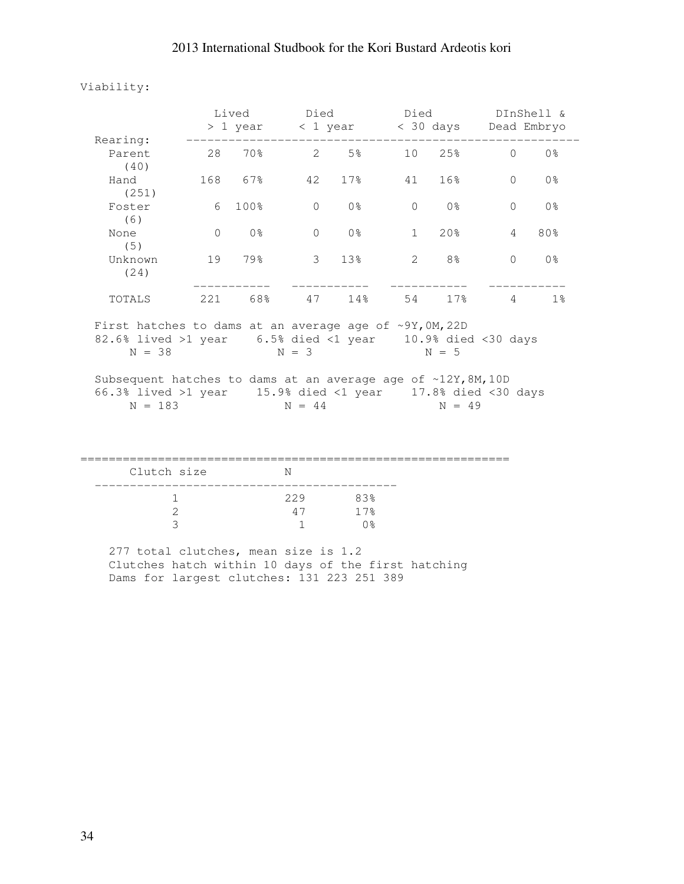Viability:

| Rearing: | Lived > 1 year | | Died < 1 year | | Died < 30 days | | DInShell & Dead Embryo | |
|---|---|---|---|---|---|---|---|---|
| Parent (40) | 28 | 70% | 2 | 5% | 10 | 25% | 0 | 0% |
| Hand (251) | 168 | 67% | 42 | 17% | 41 | 16% | 0 | 0% |
| Foster (6) | 6 | 100% | 0 | 0% | 0 | 0% | 0 | 0% |
| None (5) | 0 | 0% | 0 | 0% | 1 | 20% | 4 | 80% |
| Unknown (24) | 19 | 79% | 3 | 13% | 2 | 8% | 0 | 0% |
| TOTALS | 221 | 68% | 47 | 14% | 54 | 17% | 4 | 1% |

First hatches to dams at an average age of ~9Y,0M,22D

| 82.6% lived >1 year | 6.5% died <1 year | 10.9% died <30 days |
|---|---|---|
| N = 38 | N = 3 | N = 5 |

Subsequent hatches to dams at an average age of ~12Y,8M,10D

| 66.3% lived >1 year | 15.9% died <1 year | 17.8% died <30 days |
|---|---|---|
| N = 183 | N = 44 | N = 49 |

| Clutch size | N | |
|---|---|---|
| 1 | 229 | 83% |
| 2 | 47 | 17% |
| 3 | 1 | 0% |

277 total clutches, mean size is 1.2

Clutches hatch within 10 days of the first hatching

Dams for largest clutches: 131 223 251 389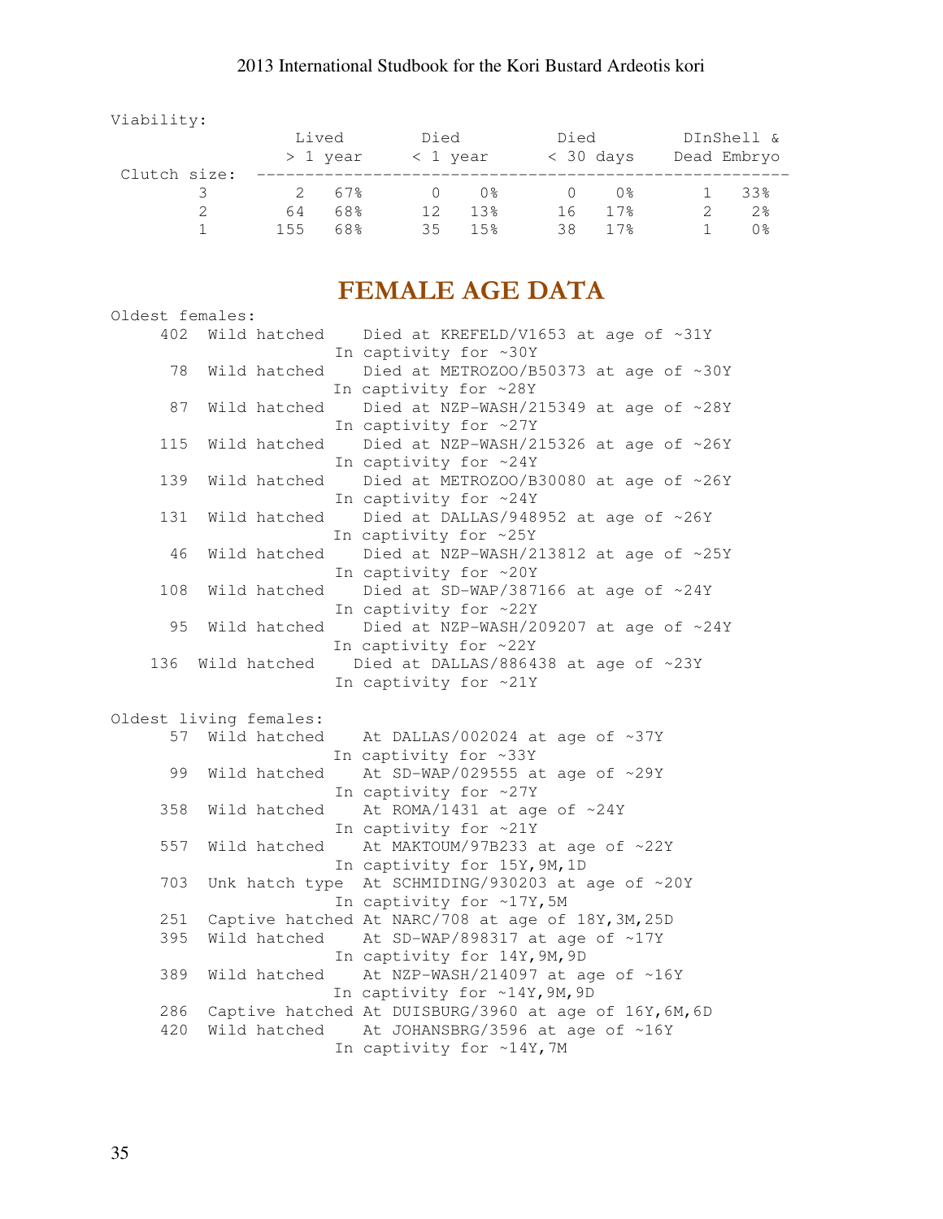Viability:

| Clutch size: | Lived > 1 year | | Died < 1 year | | Died < 30 days | | DInShell & Dead Embryo | |
|---|---|---|---|---|---|---|---|---|
| 3 | 2 | 67% | 0 | 0% | 0 | 0% | 1 | 33% |
| 2 | 64 | 68% | 12 | 13% | 16 | 17% | 2 | 2% |
| 1 | 155 | 68% | 35 | 15% | 38 | 17% | 1 | 0% |

# FEMALE AGE DATA

Oldest females:

```
     402  Wild hatched    Died at KREFELD/V1653 at age of ~31Y
                         In captivity for ~30Y
      78  Wild hatched    Died at METROZOO/B50373 at age of ~30Y
                         In captivity for ~28Y
      87  Wild hatched    Died at NZP-WASH/215349 at age of ~28Y
                         In captivity for ~27Y
     115  Wild hatched    Died at NZP-WASH/215326 at age of ~26Y
                         In captivity for ~24Y
     139  Wild hatched    Died at METROZOO/B30080 at age of ~26Y
                         In captivity for ~24Y
     131  Wild hatched    Died at DALLAS/948952 at age of ~26Y
                         In captivity for ~25Y
      46  Wild hatched    Died at NZP-WASH/213812 at age of ~25Y
                         In captivity for ~20Y
     108  Wild hatched    Died at SD-WAP/387166 at age of ~24Y
                         In captivity for ~22Y
      95  Wild hatched    Died at NZP-WASH/209207 at age of ~24Y
                         In captivity for ~22Y
     136  Wild hatched    Died at DALLAS/886438 at age of ~23Y
                         In captivity for ~21Y
```

Oldest living females:

```
      57  Wild hatched    At DALLAS/002024 at age of ~37Y
                         In captivity for ~33Y
      99  Wild hatched    At SD-WAP/029555 at age of ~29Y
                         In captivity for ~27Y
     358  Wild hatched    At ROMA/1431 at age of ~24Y
                         In captivity for ~21Y
     557  Wild hatched    At MAKTOUM/97B233 at age of ~22Y
                         In captivity for 15Y,9M,1D
     703  Unk hatch type  At SCHMIDING/930203 at age of ~20Y
                         In captivity for ~17Y,5M
     251  Captive hatched At NARC/708 at age of 18Y,3M,25D
     395  Wild hatched    At SD-WAP/898317 at age of ~17Y
                         In captivity for 14Y,9M,9D
     389  Wild hatched    At NZP-WASH/214097 at age of ~16Y
                         In captivity for ~14Y,9M,9D
     286  Captive hatched At DUISBURG/3960 at age of 16Y,6M,6D
     420  Wild hatched    At JOHANSBRG/3596 at age of ~16Y
                         In captivity for ~14Y,7M
```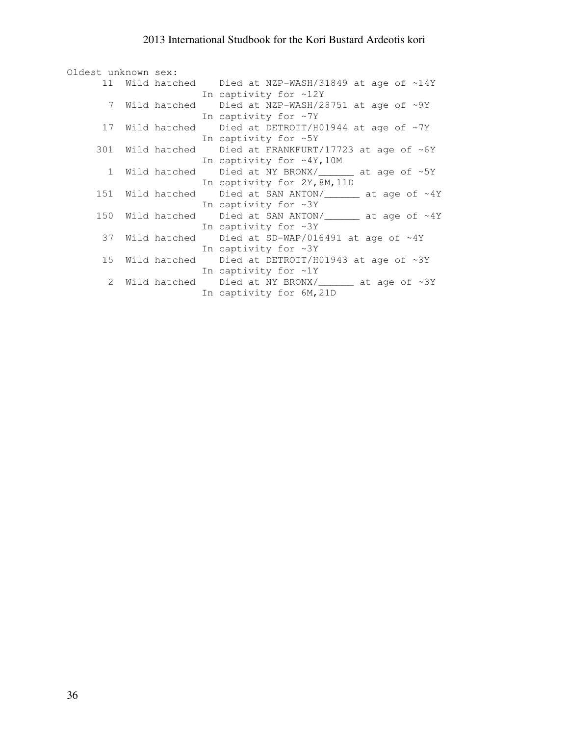```
Oldest unknown sex:
      11  Wild hatched    Died at NZP-WASH/31849 at age of ~14Y
                       In captivity for ~12Y
       7  Wild hatched    Died at NZP-WASH/28751 at age of ~9Y
                       In captivity for ~7Y
      17  Wild hatched    Died at DETROIT/H01944 at age of ~7Y
                       In captivity for ~5Y
     301  Wild hatched    Died at FRANKFURT/17723 at age of ~6Y
                       In captivity for ~4Y,10M
       1  Wild hatched    Died at NY BRONX/______ at age of ~5Y
                       In captivity for 2Y,8M,11D
     151  Wild hatched    Died at SAN ANTON/______ at age of ~4Y
                       In captivity for ~3Y
     150  Wild hatched    Died at SAN ANTON/______ at age of ~4Y
                       In captivity for ~3Y
      37  Wild hatched    Died at SD-WAP/016491 at age of ~4Y
                       In captivity for ~3Y
      15  Wild hatched    Died at DETROIT/H01943 at age of ~3Y
                       In captivity for ~1Y
       2  Wild hatched    Died at NY BRONX/______ at age of ~3Y
                       In captivity for 6M,21D
```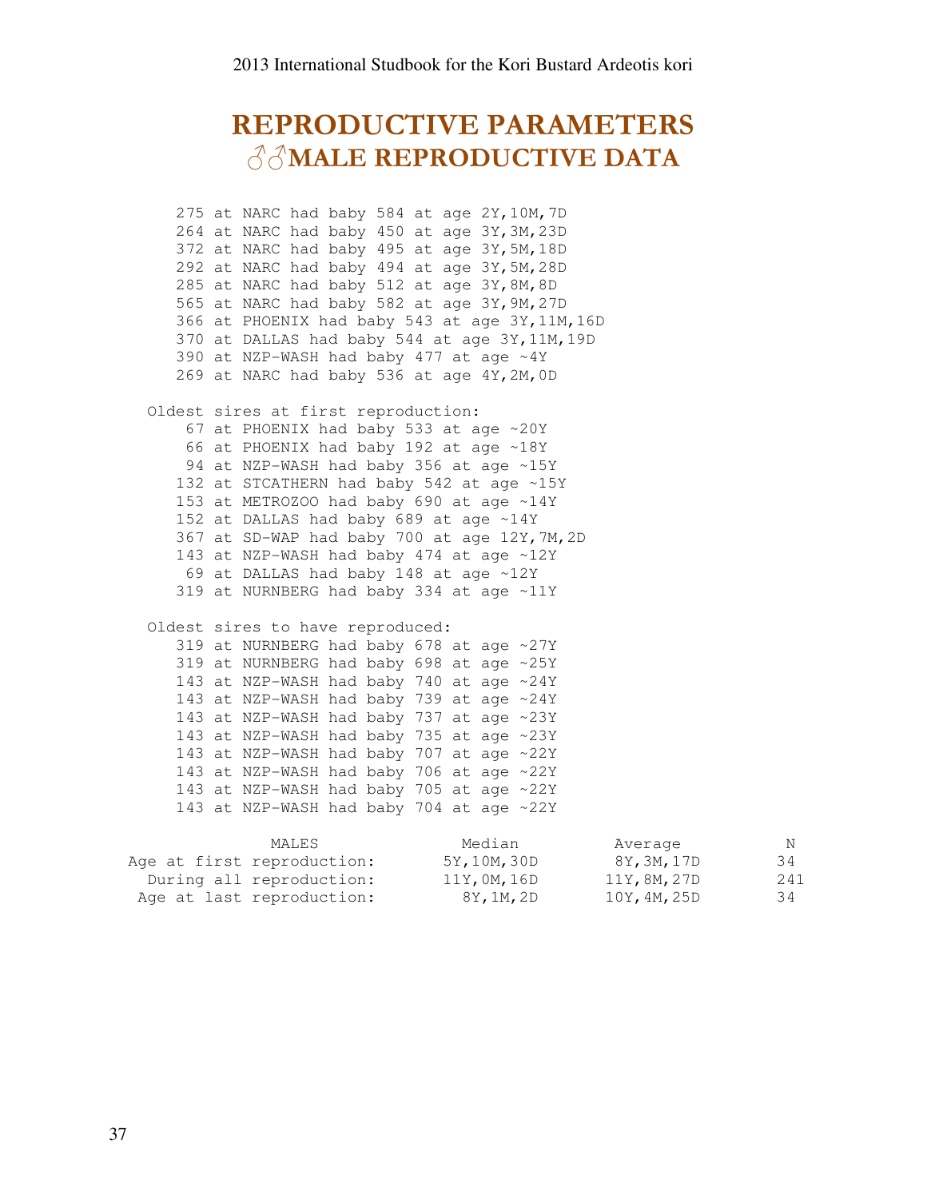# REPRODUCTIVE PARAMETERS

## ♂♂MALE REPRODUCTIVE DATA

```
    275 at NARC had baby 584 at age 2Y,10M,7D
    264 at NARC had baby 450 at age 3Y,3M,23D
    372 at NARC had baby 495 at age 3Y,5M,18D
    292 at NARC had baby 494 at age 3Y,5M,28D
    285 at NARC had baby 512 at age 3Y,8M,8D
    565 at NARC had baby 582 at age 3Y,9M,27D
    366 at PHOENIX had baby 543 at age 3Y,11M,16D
    370 at DALLAS had baby 544 at age 3Y,11M,19D
    390 at NZP-WASH had baby 477 at age ~4Y
    269 at NARC had baby 536 at age 4Y,2M,0D

 Oldest sires at first reproduction:
     67 at PHOENIX had baby 533 at age ~20Y
     66 at PHOENIX had baby 192 at age ~18Y
     94 at NZP-WASH had baby 356 at age ~15Y
    132 at STCATHERN had baby 542 at age ~15Y
    153 at METROZOO had baby 690 at age ~14Y
    152 at DALLAS had baby 689 at age ~14Y
    367 at SD-WAP had baby 700 at age 12Y,7M,2D
    143 at NZP-WASH had baby 474 at age ~12Y
     69 at DALLAS had baby 148 at age ~12Y
    319 at NURNBERG had baby 334 at age ~11Y

 Oldest sires to have reproduced:
    319 at NURNBERG had baby 678 at age ~27Y
    319 at NURNBERG had baby 698 at age ~25Y
    143 at NZP-WASH had baby 740 at age ~24Y
    143 at NZP-WASH had baby 739 at age ~24Y
    143 at NZP-WASH had baby 737 at age ~23Y
    143 at NZP-WASH had baby 735 at age ~23Y
    143 at NZP-WASH had baby 707 at age ~22Y
    143 at NZP-WASH had baby 706 at age ~22Y
    143 at NZP-WASH had baby 705 at age ~22Y
    143 at NZP-WASH had baby 704 at age ~22Y
```

| MALES | Median | Average | N |
|---|---|---|---|
| Age at first reproduction: | 5Y,10M,30D | 8Y,3M,17D | 34 |
| During all reproduction: | 11Y,0M,16D | 11Y,8M,27D | 241 |
| Age at last reproduction: | 8Y,1M,2D | 10Y,4M,25D | 34 |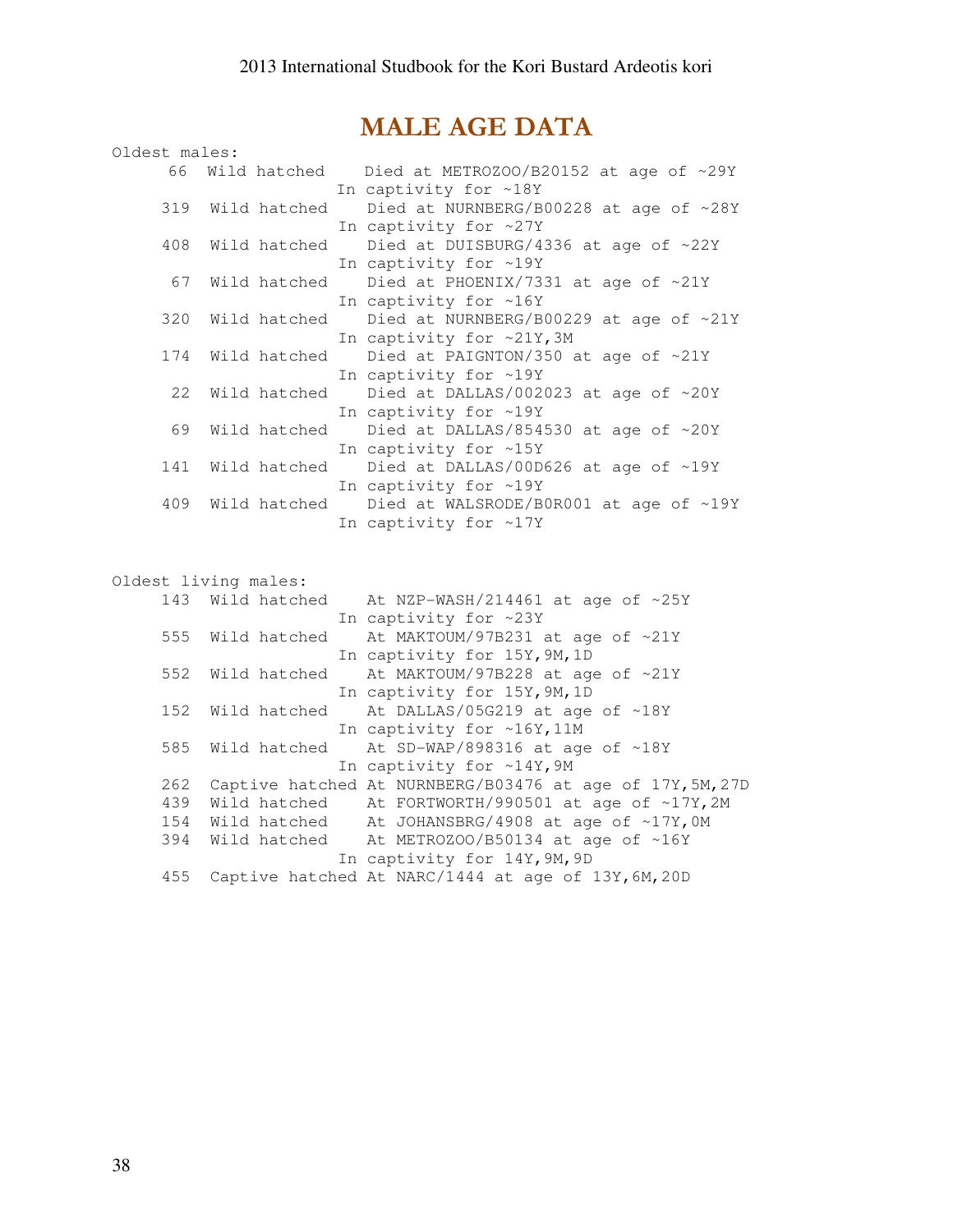# MALE AGE DATA

```
Oldest males:
      66  Wild hatched    Died at METROZOO/B20152 at age of ~29Y
                         In captivity for ~18Y
     319  Wild hatched    Died at NURNBERG/B00228 at age of ~28Y
                         In captivity for ~27Y
     408  Wild hatched    Died at DUISBURG/4336 at age of ~22Y
                         In captivity for ~19Y
      67  Wild hatched    Died at PHOENIX/7331 at age of ~21Y
                         In captivity for ~16Y
     320  Wild hatched    Died at NURNBERG/B00229 at age of ~21Y
                         In captivity for ~21Y,3M
     174  Wild hatched    Died at PAIGNTON/350 at age of ~21Y
                         In captivity for ~19Y
      22  Wild hatched    Died at DALLAS/002023 at age of ~20Y
                         In captivity for ~19Y
      69  Wild hatched    Died at DALLAS/854530 at age of ~20Y
                         In captivity for ~15Y
     141  Wild hatched    Died at DALLAS/00D626 at age of ~19Y
                         In captivity for ~19Y
     409  Wild hatched    Died at WALSRODE/B0R001 at age of ~19Y
                         In captivity for ~17Y


Oldest living males:
     143  Wild hatched    At NZP-WASH/214461 at age of ~25Y
                         In captivity for ~23Y
     555  Wild hatched    At MAKTOUM/97B231 at age of ~21Y
                         In captivity for 15Y,9M,1D
     552  Wild hatched    At MAKTOUM/97B228 at age of ~21Y
                         In captivity for 15Y,9M,1D
     152  Wild hatched    At DALLAS/05G219 at age of ~18Y
                         In captivity for ~16Y,11M
     585  Wild hatched    At SD-WAP/898316 at age of ~18Y
                         In captivity for ~14Y,9M
     262  Captive hatched At NURNBERG/B03476 at age of 17Y,5M,27D
     439  Wild hatched    At FORTWORTH/990501 at age of ~17Y,2M
     154  Wild hatched    At JOHANSBRG/4908 at age of ~17Y,0M
     394  Wild hatched    At METROZOO/B50134 at age of ~16Y
                         In captivity for 14Y,9M,9D
     455  Captive hatched At NARC/1444 at age of 13Y,6M,20D
```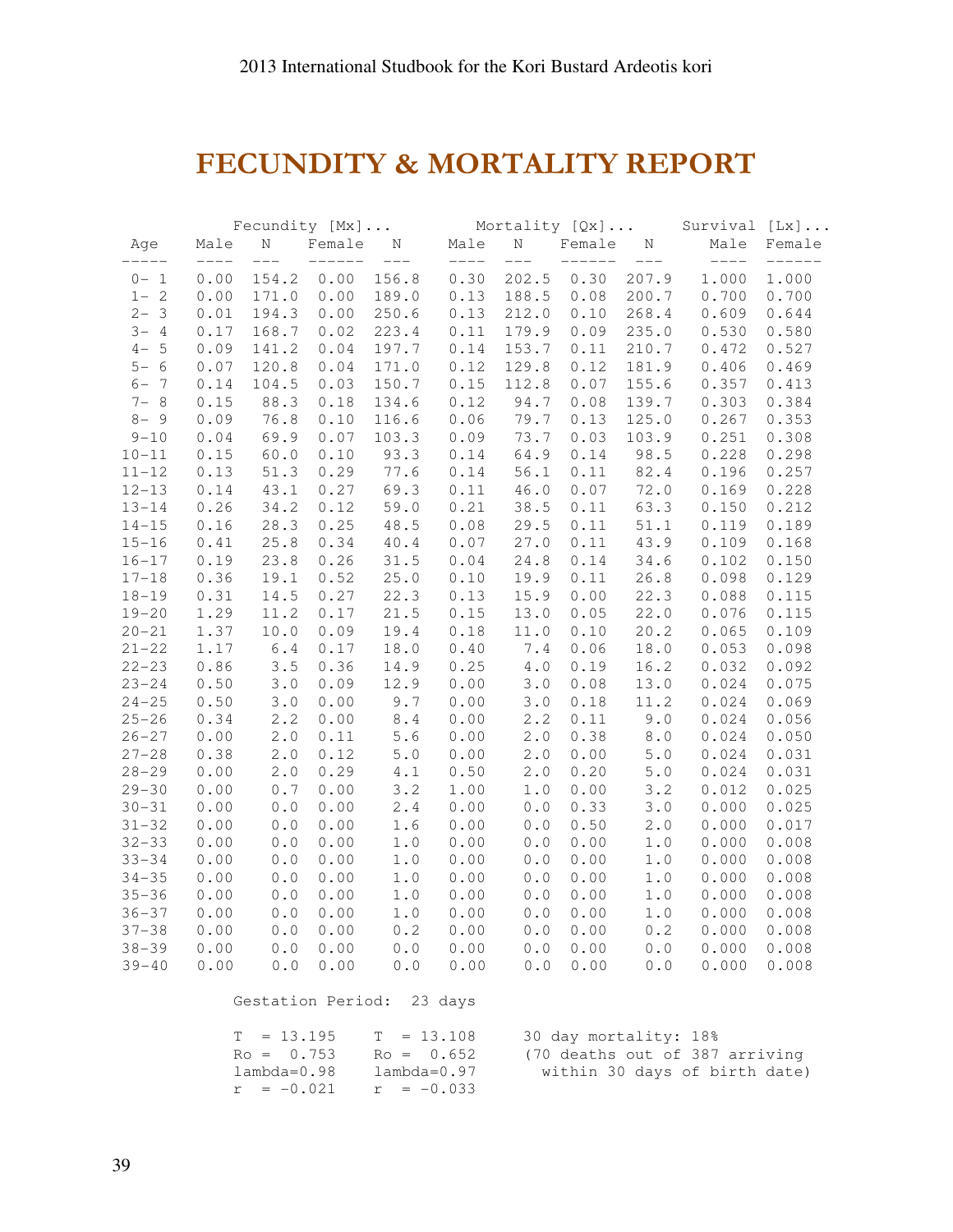# FECUNDITY & MORTALITY REPORT

| Age | Fecundity [Mx]... | | | | Mortality [Qx]... | | | | Survival [Lx]... | |
|---|---|---|---|---|---|---|---|---|---|---|
| | Male | N | Female | N | Male | N | Female | N | Male | Female |
| 0- 1 | 0.00 | 154.2 | 0.00 | 156.8 | 0.30 | 202.5 | 0.30 | 207.9 | 1.000 | 1.000 |
| 1- 2 | 0.00 | 171.0 | 0.00 | 189.0 | 0.13 | 188.5 | 0.08 | 200.7 | 0.700 | 0.700 |
| 2- 3 | 0.01 | 194.3 | 0.00 | 250.6 | 0.13 | 212.0 | 0.10 | 268.4 | 0.609 | 0.644 |
| 3- 4 | 0.17 | 168.7 | 0.02 | 223.4 | 0.11 | 179.9 | 0.09 | 235.0 | 0.530 | 0.580 |
| 4- 5 | 0.09 | 141.2 | 0.04 | 197.7 | 0.14 | 153.7 | 0.11 | 210.7 | 0.472 | 0.527 |
| 5- 6 | 0.07 | 120.8 | 0.04 | 171.0 | 0.12 | 129.8 | 0.12 | 181.9 | 0.406 | 0.469 |
| 6- 7 | 0.14 | 104.5 | 0.03 | 150.7 | 0.15 | 112.8 | 0.07 | 155.6 | 0.357 | 0.413 |
| 7- 8 | 0.15 | 88.3 | 0.18 | 134.6 | 0.12 | 94.7 | 0.08 | 139.7 | 0.303 | 0.384 |
| 8- 9 | 0.09 | 76.8 | 0.10 | 116.6 | 0.06 | 79.7 | 0.13 | 125.0 | 0.267 | 0.353 |
| 9-10 | 0.04 | 69.9 | 0.07 | 103.3 | 0.09 | 73.7 | 0.03 | 103.9 | 0.251 | 0.308 |
| 10-11 | 0.15 | 60.0 | 0.10 | 93.3 | 0.14 | 64.9 | 0.14 | 98.5 | 0.228 | 0.298 |
| 11-12 | 0.13 | 51.3 | 0.29 | 77.6 | 0.14 | 56.1 | 0.11 | 82.4 | 0.196 | 0.257 |
| 12-13 | 0.14 | 43.1 | 0.27 | 69.3 | 0.11 | 46.0 | 0.07 | 72.0 | 0.169 | 0.228 |
| 13-14 | 0.26 | 34.2 | 0.12 | 59.0 | 0.21 | 38.5 | 0.11 | 63.3 | 0.150 | 0.212 |
| 14-15 | 0.16 | 28.3 | 0.25 | 48.5 | 0.08 | 29.5 | 0.11 | 51.1 | 0.119 | 0.189 |
| 15-16 | 0.41 | 25.8 | 0.34 | 40.4 | 0.07 | 27.0 | 0.11 | 43.9 | 0.109 | 0.168 |
| 16-17 | 0.19 | 23.8 | 0.26 | 31.5 | 0.04 | 24.8 | 0.14 | 34.6 | 0.102 | 0.150 |
| 17-18 | 0.36 | 19.1 | 0.52 | 25.0 | 0.10 | 19.9 | 0.11 | 26.8 | 0.098 | 0.129 |
| 18-19 | 0.31 | 14.5 | 0.27 | 22.3 | 0.13 | 15.9 | 0.00 | 22.3 | 0.088 | 0.115 |
| 19-20 | 1.29 | 11.2 | 0.17 | 21.5 | 0.15 | 13.0 | 0.05 | 22.0 | 0.076 | 0.115 |
| 20-21 | 1.37 | 10.0 | 0.09 | 19.4 | 0.18 | 11.0 | 0.10 | 20.2 | 0.065 | 0.109 |
| 21-22 | 1.17 | 6.4 | 0.17 | 18.0 | 0.40 | 7.4 | 0.06 | 18.0 | 0.053 | 0.098 |
| 22-23 | 0.86 | 3.5 | 0.36 | 14.9 | 0.25 | 4.0 | 0.19 | 16.2 | 0.032 | 0.092 |
| 23-24 | 0.50 | 3.0 | 0.09 | 12.9 | 0.00 | 3.0 | 0.08 | 13.0 | 0.024 | 0.075 |
| 24-25 | 0.50 | 3.0 | 0.00 | 9.7 | 0.00 | 3.0 | 0.18 | 11.2 | 0.024 | 0.069 |
| 25-26 | 0.34 | 2.2 | 0.00 | 8.4 | 0.00 | 2.2 | 0.11 | 9.0 | 0.024 | 0.056 |
| 26-27 | 0.00 | 2.0 | 0.11 | 5.6 | 0.00 | 2.0 | 0.38 | 8.0 | 0.024 | 0.050 |
| 27-28 | 0.38 | 2.0 | 0.12 | 5.0 | 0.00 | 2.0 | 0.00 | 5.0 | 0.024 | 0.031 |
| 28-29 | 0.00 | 2.0 | 0.29 | 4.1 | 0.50 | 2.0 | 0.20 | 5.0 | 0.024 | 0.031 |
| 29-30 | 0.00 | 0.7 | 0.00 | 3.2 | 1.00 | 1.0 | 0.00 | 3.2 | 0.012 | 0.025 |
| 30-31 | 0.00 | 0.0 | 0.00 | 2.4 | 0.00 | 0.0 | 0.33 | 3.0 | 0.000 | 0.025 |
| 31-32 | 0.00 | 0.0 | 0.00 | 1.6 | 0.00 | 0.0 | 0.50 | 2.0 | 0.000 | 0.017 |
| 32-33 | 0.00 | 0.0 | 0.00 | 1.0 | 0.00 | 0.0 | 0.00 | 1.0 | 0.000 | 0.008 |
| 33-34 | 0.00 | 0.0 | 0.00 | 1.0 | 0.00 | 0.0 | 0.00 | 1.0 | 0.000 | 0.008 |
| 34-35 | 0.00 | 0.0 | 0.00 | 1.0 | 0.00 | 0.0 | 0.00 | 1.0 | 0.000 | 0.008 |
| 35-36 | 0.00 | 0.0 | 0.00 | 1.0 | 0.00 | 0.0 | 0.00 | 1.0 | 0.000 | 0.008 |
| 36-37 | 0.00 | 0.0 | 0.00 | 1.0 | 0.00 | 0.0 | 0.00 | 1.0 | 0.000 | 0.008 |
| 37-38 | 0.00 | 0.0 | 0.00 | 0.2 | 0.00 | 0.0 | 0.00 | 0.2 | 0.000 | 0.008 |
| 38-39 | 0.00 | 0.0 | 0.00 | 0.0 | 0.00 | 0.0 | 0.00 | 0.0 | 0.000 | 0.008 |
| 39-40 | 0.00 | 0.0 | 0.00 | 0.0 | 0.00 | 0.0 | 0.00 | 0.0 | 0.000 | 0.008 |

Gestation Period: 23 days

| Male | Female | |
|---|---|---|
| T = 13.195 | T = 13.108 | 30 day mortality: 18% |
| Ro = 0.753 | Ro = 0.652 | (70 deaths out of 387 arriving |
| lambda=0.98 | lambda=0.97 | within 30 days of birth date) |
| r = -0.021 | r = -0.033 | |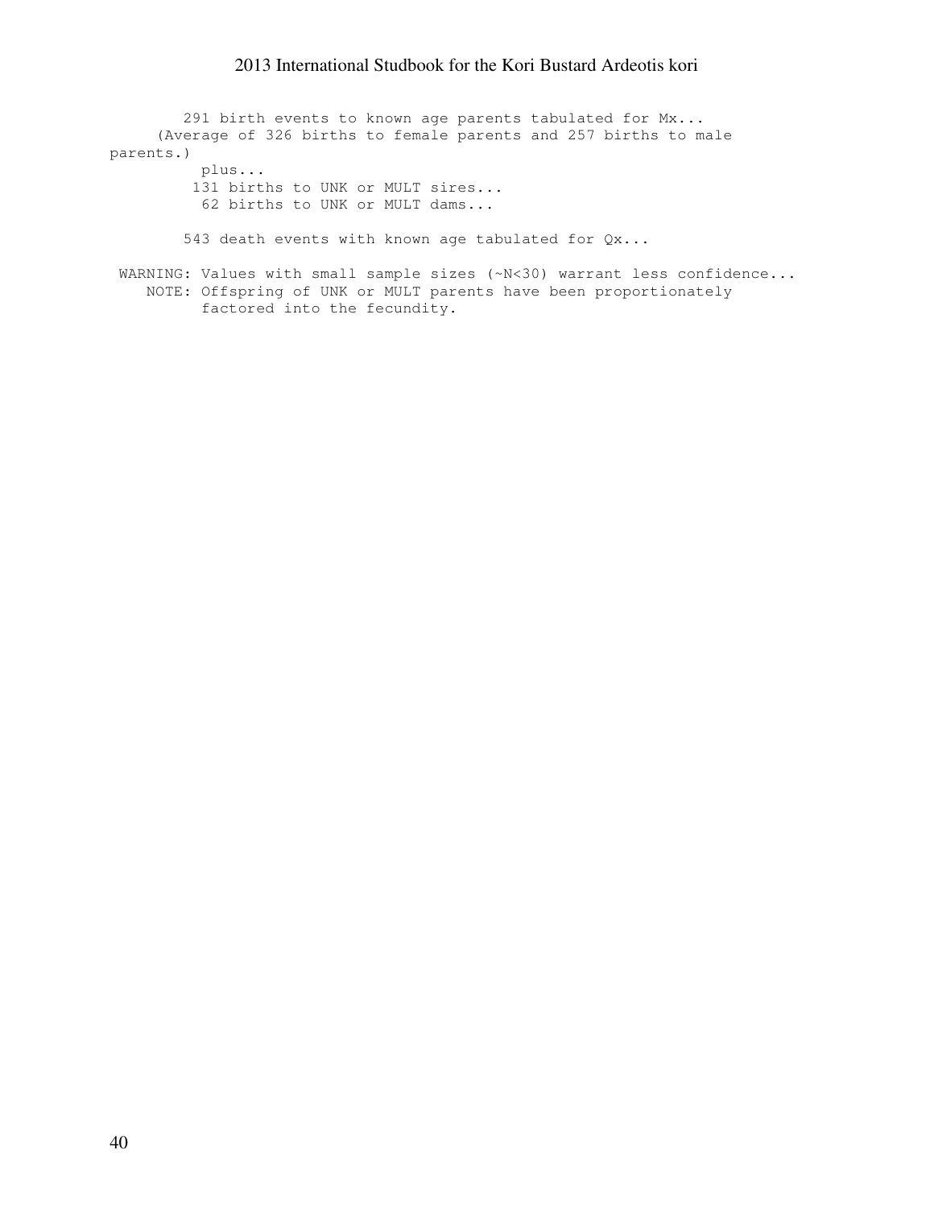```
        291 birth events to known age parents tabulated for Mx...
     (Average of 326 births to female parents and 257 births to male
parents.)
          plus...
         131 births to UNK or MULT sires...
          62 births to UNK or MULT dams...

        543 death events with known age tabulated for Qx...

 WARNING: Values with small sample sizes (~N<30) warrant less confidence...
    NOTE: Offspring of UNK or MULT parents have been proportionately
          factored into the fecundity.
```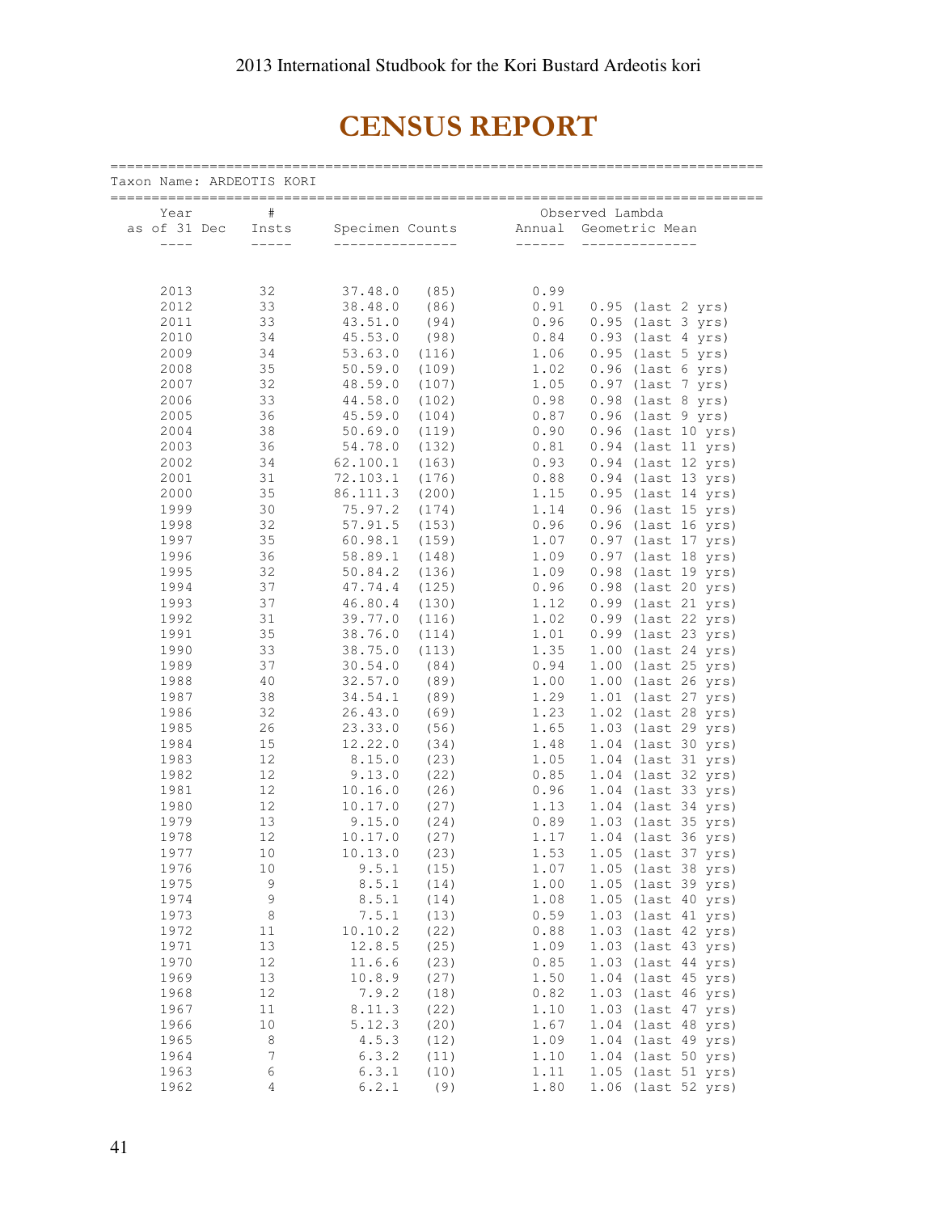# CENSUS REPORT

Taxon Name: ARDEOTIS KORI

| Year as of 31 Dec | # Insts | Specimen Counts | | Observed Lambda Annual | Geometric Mean |
|---|---|---|---|---|---|
| 2013 | 32 | 37.48.0 | (85) | 0.99 | |
| 2012 | 33 | 38.48.0 | (86) | 0.91 | 0.95 (last 2 yrs) |
| 2011 | 33 | 43.51.0 | (94) | 0.96 | 0.95 (last 3 yrs) |
| 2010 | 34 | 45.53.0 | (98) | 0.84 | 0.93 (last 4 yrs) |
| 2009 | 34 | 53.63.0 | (116) | 1.06 | 0.95 (last 5 yrs) |
| 2008 | 35 | 50.59.0 | (109) | 1.02 | 0.96 (last 6 yrs) |
| 2007 | 32 | 48.59.0 | (107) | 1.05 | 0.97 (last 7 yrs) |
| 2006 | 33 | 44.58.0 | (102) | 0.98 | 0.98 (last 8 yrs) |
| 2005 | 36 | 45.59.0 | (104) | 0.87 | 0.96 (last 9 yrs) |
| 2004 | 38 | 50.69.0 | (119) | 0.90 | 0.96 (last 10 yrs) |
| 2003 | 36 | 54.78.0 | (132) | 0.81 | 0.94 (last 11 yrs) |
| 2002 | 34 | 62.100.1 | (163) | 0.93 | 0.94 (last 12 yrs) |
| 2001 | 31 | 72.103.1 | (176) | 0.88 | 0.94 (last 13 yrs) |
| 2000 | 35 | 86.111.3 | (200) | 1.15 | 0.95 (last 14 yrs) |
| 1999 | 30 | 75.97.2 | (174) | 1.14 | 0.96 (last 15 yrs) |
| 1998 | 32 | 57.91.5 | (153) | 0.96 | 0.96 (last 16 yrs) |
| 1997 | 35 | 60.98.1 | (159) | 1.07 | 0.97 (last 17 yrs) |
| 1996 | 36 | 58.89.1 | (148) | 1.09 | 0.97 (last 18 yrs) |
| 1995 | 32 | 50.84.2 | (136) | 1.09 | 0.98 (last 19 yrs) |
| 1994 | 37 | 47.74.4 | (125) | 0.96 | 0.98 (last 20 yrs) |
| 1993 | 37 | 46.80.4 | (130) | 1.12 | 0.99 (last 21 yrs) |
| 1992 | 31 | 39.77.0 | (116) | 1.02 | 0.99 (last 22 yrs) |
| 1991 | 35 | 38.76.0 | (114) | 1.01 | 0.99 (last 23 yrs) |
| 1990 | 33 | 38.75.0 | (113) | 1.35 | 1.00 (last 24 yrs) |
| 1989 | 37 | 30.54.0 | (84) | 0.94 | 1.00 (last 25 yrs) |
| 1988 | 40 | 32.57.0 | (89) | 1.00 | 1.00 (last 26 yrs) |
| 1987 | 38 | 34.54.1 | (89) | 1.29 | 1.01 (last 27 yrs) |
| 1986 | 32 | 26.43.0 | (69) | 1.23 | 1.02 (last 28 yrs) |
| 1985 | 26 | 23.33.0 | (56) | 1.65 | 1.03 (last 29 yrs) |
| 1984 | 15 | 12.22.0 | (34) | 1.48 | 1.04 (last 30 yrs) |
| 1983 | 12 | 8.15.0 | (23) | 1.05 | 1.04 (last 31 yrs) |
| 1982 | 12 | 9.13.0 | (22) | 0.85 | 1.04 (last 32 yrs) |
| 1981 | 12 | 10.16.0 | (26) | 0.96 | 1.04 (last 33 yrs) |
| 1980 | 12 | 10.17.0 | (27) | 1.13 | 1.04 (last 34 yrs) |
| 1979 | 13 | 9.15.0 | (24) | 0.89 | 1.03 (last 35 yrs) |
| 1978 | 12 | 10.17.0 | (27) | 1.17 | 1.04 (last 36 yrs) |
| 1977 | 10 | 10.13.0 | (23) | 1.53 | 1.05 (last 37 yrs) |
| 1976 | 10 | 9.5.1 | (15) | 1.07 | 1.05 (last 38 yrs) |
| 1975 | 9 | 8.5.1 | (14) | 1.00 | 1.05 (last 39 yrs) |
| 1974 | 9 | 8.5.1 | (14) | 1.08 | 1.05 (last 40 yrs) |
| 1973 | 8 | 7.5.1 | (13) | 0.59 | 1.03 (last 41 yrs) |
| 1972 | 11 | 10.10.2 | (22) | 0.88 | 1.03 (last 42 yrs) |
| 1971 | 13 | 12.8.5 | (25) | 1.09 | 1.03 (last 43 yrs) |
| 1970 | 12 | 11.6.6 | (23) | 0.85 | 1.03 (last 44 yrs) |
| 1969 | 13 | 10.8.9 | (27) | 1.50 | 1.04 (last 45 yrs) |
| 1968 | 12 | 7.9.2 | (18) | 0.82 | 1.03 (last 46 yrs) |
| 1967 | 11 | 8.11.3 | (22) | 1.10 | 1.03 (last 47 yrs) |
| 1966 | 10 | 5.12.3 | (20) | 1.67 | 1.04 (last 48 yrs) |
| 1965 | 8 | 4.5.3 | (12) | 1.09 | 1.04 (last 49 yrs) |
| 1964 | 7 | 6.3.2 | (11) | 1.10 | 1.04 (last 50 yrs) |
| 1963 | 6 | 6.3.1 | (10) | 1.11 | 1.05 (last 51 yrs) |
| 1962 | 4 | 6.2.1 | (9) | 1.80 | 1.06 (last 52 yrs) |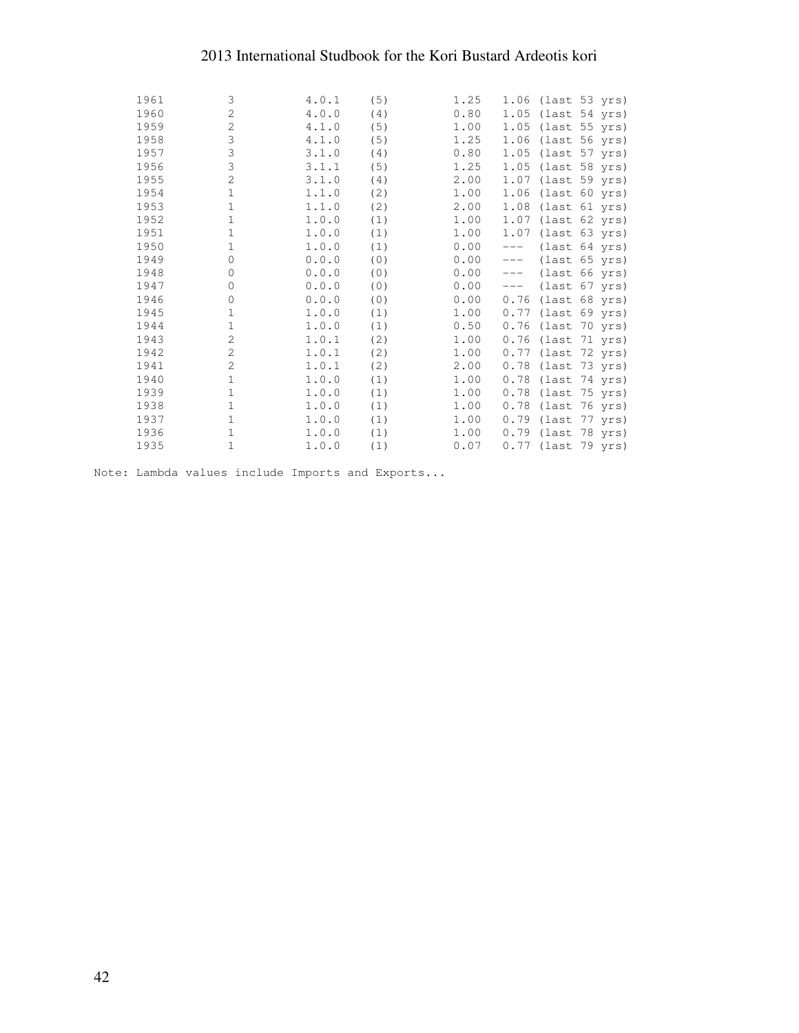| | | | | | |
|---|---|---|---|---|---|
| 1961 | 3 | 4.0.1 | (5) | 1.25 | 1.06 (last 53 yrs) |
| 1960 | 2 | 4.0.0 | (4) | 0.80 | 1.05 (last 54 yrs) |
| 1959 | 2 | 4.1.0 | (5) | 1.00 | 1.05 (last 55 yrs) |
| 1958 | 3 | 4.1.0 | (5) | 1.25 | 1.06 (last 56 yrs) |
| 1957 | 3 | 3.1.0 | (4) | 0.80 | 1.05 (last 57 yrs) |
| 1956 | 3 | 3.1.1 | (5) | 1.25 | 1.05 (last 58 yrs) |
| 1955 | 2 | 3.1.0 | (4) | 2.00 | 1.07 (last 59 yrs) |
| 1954 | 1 | 1.1.0 | (2) | 1.00 | 1.06 (last 60 yrs) |
| 1953 | 1 | 1.1.0 | (2) | 2.00 | 1.08 (last 61 yrs) |
| 1952 | 1 | 1.0.0 | (1) | 1.00 | 1.07 (last 62 yrs) |
| 1951 | 1 | 1.0.0 | (1) | 1.00 | 1.07 (last 63 yrs) |
| 1950 | 1 | 1.0.0 | (1) | 0.00 | --- (last 64 yrs) |
| 1949 | 0 | 0.0.0 | (0) | 0.00 | --- (last 65 yrs) |
| 1948 | 0 | 0.0.0 | (0) | 0.00 | --- (last 66 yrs) |
| 1947 | 0 | 0.0.0 | (0) | 0.00 | --- (last 67 yrs) |
| 1946 | 0 | 0.0.0 | (0) | 0.00 | 0.76 (last 68 yrs) |
| 1945 | 1 | 1.0.0 | (1) | 1.00 | 0.77 (last 69 yrs) |
| 1944 | 1 | 1.0.0 | (1) | 0.50 | 0.76 (last 70 yrs) |
| 1943 | 2 | 1.0.1 | (2) | 1.00 | 0.76 (last 71 yrs) |
| 1942 | 2 | 1.0.1 | (2) | 1.00 | 0.77 (last 72 yrs) |
| 1941 | 2 | 1.0.1 | (2) | 2.00 | 0.78 (last 73 yrs) |
| 1940 | 1 | 1.0.0 | (1) | 1.00 | 0.78 (last 74 yrs) |
| 1939 | 1 | 1.0.0 | (1) | 1.00 | 0.78 (last 75 yrs) |
| 1938 | 1 | 1.0.0 | (1) | 1.00 | 0.78 (last 76 yrs) |
| 1937 | 1 | 1.0.0 | (1) | 1.00 | 0.79 (last 77 yrs) |
| 1936 | 1 | 1.0.0 | (1) | 1.00 | 0.79 (last 78 yrs) |
| 1935 | 1 | 1.0.0 | (1) | 0.07 | 0.77 (last 79 yrs) |

Note: Lambda values include Imports and Exports...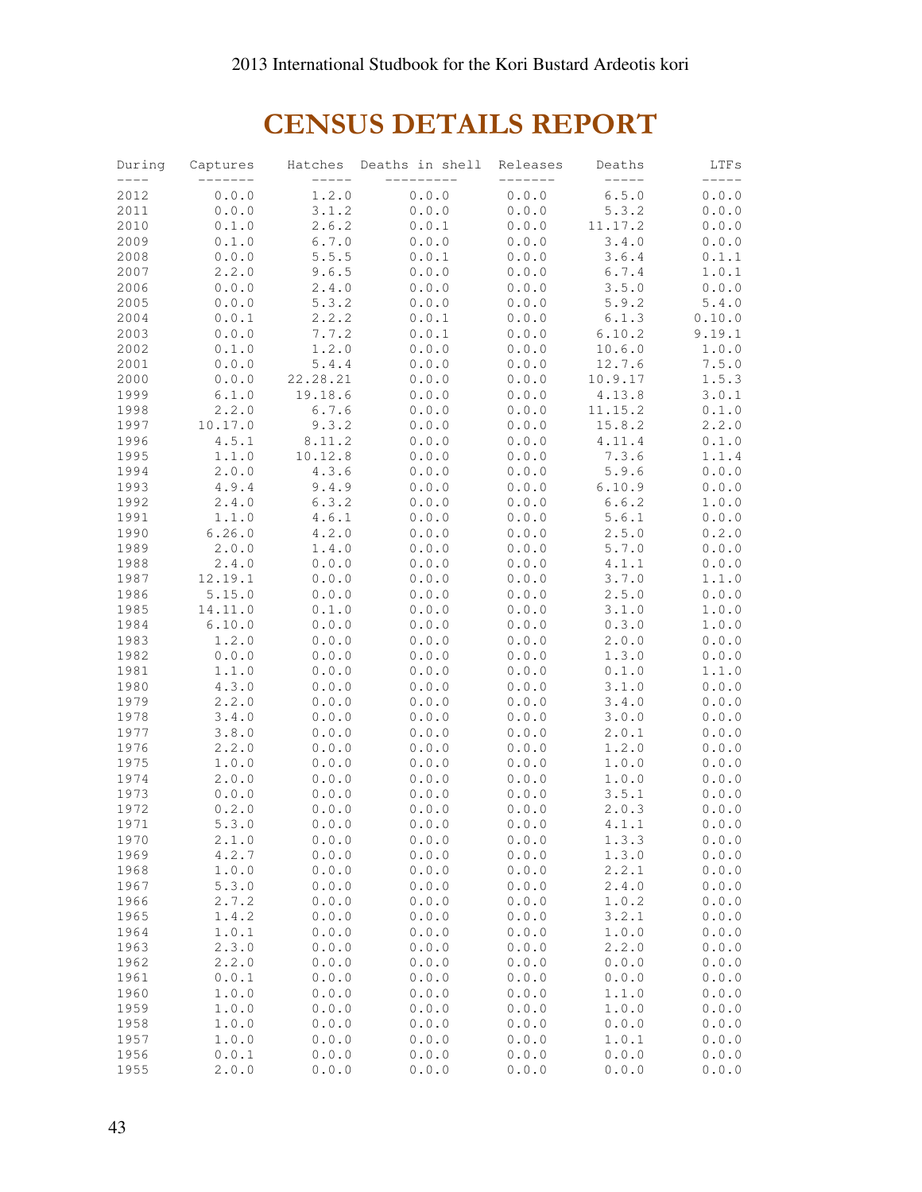# CENSUS DETAILS REPORT

| During | Captures | Hatches | Deaths in shell | Releases | Deaths | LTFs |
|---|---|---|---|---|---|---|
| 2012 | 0.0.0 | 1.2.0 | 0.0.0 | 0.0.0 | 6.5.0 | 0.0.0 |
| 2011 | 0.0.0 | 3.1.2 | 0.0.0 | 0.0.0 | 5.3.2 | 0.0.0 |
| 2010 | 0.1.0 | 2.6.2 | 0.0.1 | 0.0.0 | 11.17.2 | 0.0.0 |
| 2009 | 0.1.0 | 6.7.0 | 0.0.0 | 0.0.0 | 3.4.0 | 0.0.0 |
| 2008 | 0.0.0 | 5.5.5 | 0.0.1 | 0.0.0 | 3.6.4 | 0.1.1 |
| 2007 | 2.2.0 | 9.6.5 | 0.0.0 | 0.0.0 | 6.7.4 | 1.0.1 |
| 2006 | 0.0.0 | 2.4.0 | 0.0.0 | 0.0.0 | 3.5.0 | 0.0.0 |
| 2005 | 0.0.0 | 5.3.2 | 0.0.0 | 0.0.0 | 5.9.2 | 5.4.0 |
| 2004 | 0.0.1 | 2.2.2 | 0.0.1 | 0.0.0 | 6.1.3 | 0.10.0 |
| 2003 | 0.0.0 | 7.7.2 | 0.0.1 | 0.0.0 | 6.10.2 | 9.19.1 |
| 2002 | 0.1.0 | 1.2.0 | 0.0.0 | 0.0.0 | 10.6.0 | 1.0.0 |
| 2001 | 0.0.0 | 5.4.4 | 0.0.0 | 0.0.0 | 12.7.6 | 7.5.0 |
| 2000 | 0.0.0 | 22.28.21 | 0.0.0 | 0.0.0 | 10.9.17 | 1.5.3 |
| 1999 | 6.1.0 | 19.18.6 | 0.0.0 | 0.0.0 | 4.13.8 | 3.0.1 |
| 1998 | 2.2.0 | 6.7.6 | 0.0.0 | 0.0.0 | 11.15.2 | 0.1.0 |
| 1997 | 10.17.0 | 9.3.2 | 0.0.0 | 0.0.0 | 15.8.2 | 2.2.0 |
| 1996 | 4.5.1 | 8.11.2 | 0.0.0 | 0.0.0 | 4.11.4 | 0.1.0 |
| 1995 | 1.1.0 | 10.12.8 | 0.0.0 | 0.0.0 | 7.3.6 | 1.1.4 |
| 1994 | 2.0.0 | 4.3.6 | 0.0.0 | 0.0.0 | 5.9.6 | 0.0.0 |
| 1993 | 4.9.4 | 9.4.9 | 0.0.0 | 0.0.0 | 6.10.9 | 0.0.0 |
| 1992 | 2.4.0 | 6.3.2 | 0.0.0 | 0.0.0 | 6.6.2 | 1.0.0 |
| 1991 | 1.1.0 | 4.6.1 | 0.0.0 | 0.0.0 | 5.6.1 | 0.0.0 |
| 1990 | 6.26.0 | 4.2.0 | 0.0.0 | 0.0.0 | 2.5.0 | 0.2.0 |
| 1989 | 2.0.0 | 1.4.0 | 0.0.0 | 0.0.0 | 5.7.0 | 0.0.0 |
| 1988 | 2.4.0 | 0.0.0 | 0.0.0 | 0.0.0 | 4.1.1 | 0.0.0 |
| 1987 | 12.19.1 | 0.0.0 | 0.0.0 | 0.0.0 | 3.7.0 | 1.1.0 |
| 1986 | 5.15.0 | 0.0.0 | 0.0.0 | 0.0.0 | 2.5.0 | 0.0.0 |
| 1985 | 14.11.0 | 0.1.0 | 0.0.0 | 0.0.0 | 3.1.0 | 1.0.0 |
| 1984 | 6.10.0 | 0.0.0 | 0.0.0 | 0.0.0 | 0.3.0 | 1.0.0 |
| 1983 | 1.2.0 | 0.0.0 | 0.0.0 | 0.0.0 | 2.0.0 | 0.0.0 |
| 1982 | 0.0.0 | 0.0.0 | 0.0.0 | 0.0.0 | 1.3.0 | 0.0.0 |
| 1981 | 1.1.0 | 0.0.0 | 0.0.0 | 0.0.0 | 0.1.0 | 1.1.0 |
| 1980 | 4.3.0 | 0.0.0 | 0.0.0 | 0.0.0 | 3.1.0 | 0.0.0 |
| 1979 | 2.2.0 | 0.0.0 | 0.0.0 | 0.0.0 | 3.4.0 | 0.0.0 |
| 1978 | 3.4.0 | 0.0.0 | 0.0.0 | 0.0.0 | 3.0.0 | 0.0.0 |
| 1977 | 3.8.0 | 0.0.0 | 0.0.0 | 0.0.0 | 2.0.1 | 0.0.0 |
| 1976 | 2.2.0 | 0.0.0 | 0.0.0 | 0.0.0 | 1.2.0 | 0.0.0 |
| 1975 | 1.0.0 | 0.0.0 | 0.0.0 | 0.0.0 | 1.0.0 | 0.0.0 |
| 1974 | 2.0.0 | 0.0.0 | 0.0.0 | 0.0.0 | 1.0.0 | 0.0.0 |
| 1973 | 0.0.0 | 0.0.0 | 0.0.0 | 0.0.0 | 3.5.1 | 0.0.0 |
| 1972 | 0.2.0 | 0.0.0 | 0.0.0 | 0.0.0 | 2.0.3 | 0.0.0 |
| 1971 | 5.3.0 | 0.0.0 | 0.0.0 | 0.0.0 | 4.1.1 | 0.0.0 |
| 1970 | 2.1.0 | 0.0.0 | 0.0.0 | 0.0.0 | 1.3.3 | 0.0.0 |
| 1969 | 4.2.7 | 0.0.0 | 0.0.0 | 0.0.0 | 1.3.0 | 0.0.0 |
| 1968 | 1.0.0 | 0.0.0 | 0.0.0 | 0.0.0 | 2.2.1 | 0.0.0 |
| 1967 | 5.3.0 | 0.0.0 | 0.0.0 | 0.0.0 | 2.4.0 | 0.0.0 |
| 1966 | 2.7.2 | 0.0.0 | 0.0.0 | 0.0.0 | 1.0.2 | 0.0.0 |
| 1965 | 1.4.2 | 0.0.0 | 0.0.0 | 0.0.0 | 3.2.1 | 0.0.0 |
| 1964 | 1.0.1 | 0.0.0 | 0.0.0 | 0.0.0 | 1.0.0 | 0.0.0 |
| 1963 | 2.3.0 | 0.0.0 | 0.0.0 | 0.0.0 | 2.2.0 | 0.0.0 |
| 1962 | 2.2.0 | 0.0.0 | 0.0.0 | 0.0.0 | 0.0.0 | 0.0.0 |
| 1961 | 0.0.1 | 0.0.0 | 0.0.0 | 0.0.0 | 0.0.0 | 0.0.0 |
| 1960 | 1.0.0 | 0.0.0 | 0.0.0 | 0.0.0 | 1.1.0 | 0.0.0 |
| 1959 | 1.0.0 | 0.0.0 | 0.0.0 | 0.0.0 | 1.0.0 | 0.0.0 |
| 1958 | 1.0.0 | 0.0.0 | 0.0.0 | 0.0.0 | 0.0.0 | 0.0.0 |
| 1957 | 1.0.0 | 0.0.0 | 0.0.0 | 0.0.0 | 1.0.1 | 0.0.0 |
| 1956 | 0.0.1 | 0.0.0 | 0.0.0 | 0.0.0 | 0.0.0 | 0.0.0 |
| 1955 | 2.0.0 | 0.0.0 | 0.0.0 | 0.0.0 | 0.0.0 | 0.0.0 |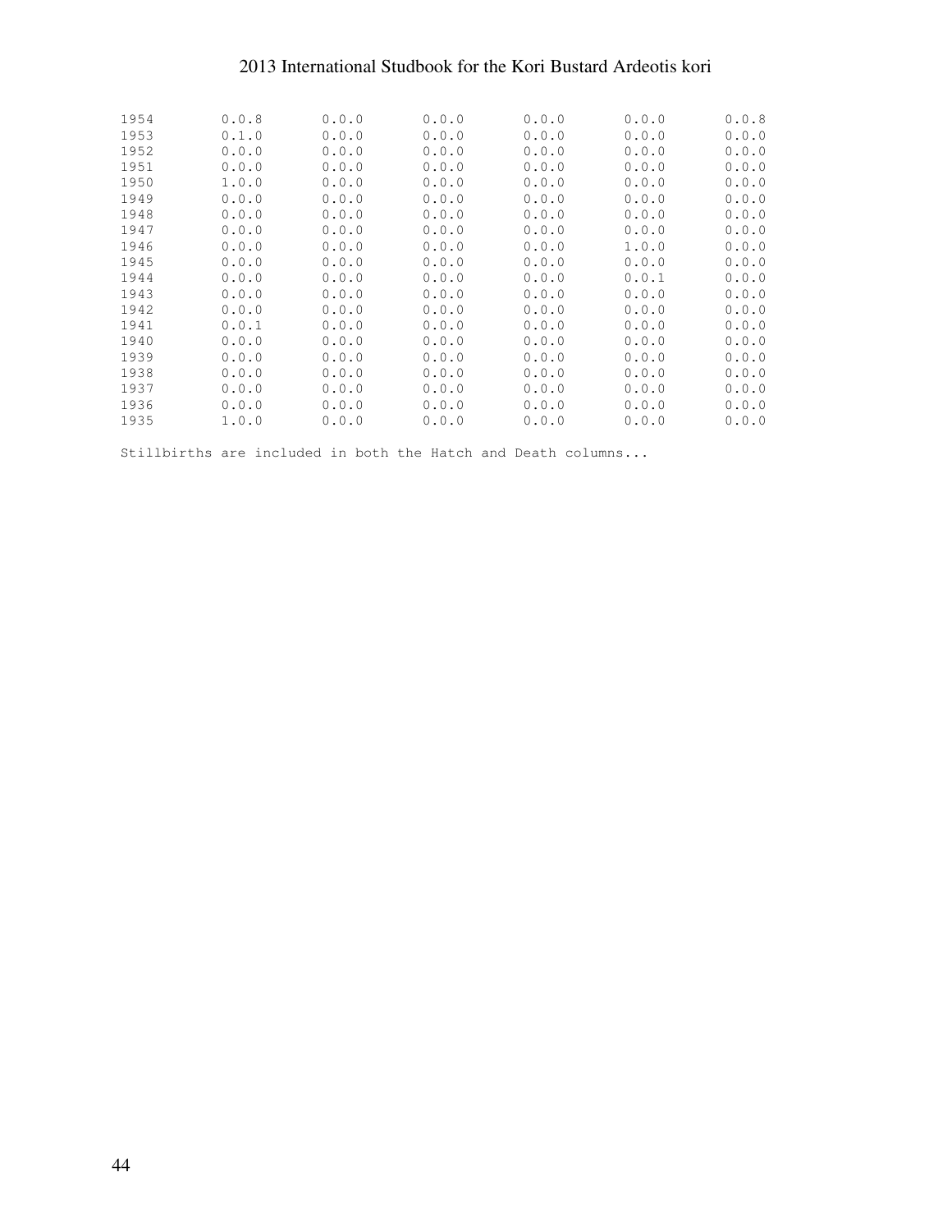| | | | | | | |
|---|---|---|---|---|---|---|
| 1954 | 0.0.8 | 0.0.0 | 0.0.0 | 0.0.0 | 0.0.0 | 0.0.8 |
| 1953 | 0.1.0 | 0.0.0 | 0.0.0 | 0.0.0 | 0.0.0 | 0.0.0 |
| 1952 | 0.0.0 | 0.0.0 | 0.0.0 | 0.0.0 | 0.0.0 | 0.0.0 |
| 1951 | 0.0.0 | 0.0.0 | 0.0.0 | 0.0.0 | 0.0.0 | 0.0.0 |
| 1950 | 1.0.0 | 0.0.0 | 0.0.0 | 0.0.0 | 0.0.0 | 0.0.0 |
| 1949 | 0.0.0 | 0.0.0 | 0.0.0 | 0.0.0 | 0.0.0 | 0.0.0 |
| 1948 | 0.0.0 | 0.0.0 | 0.0.0 | 0.0.0 | 0.0.0 | 0.0.0 |
| 1947 | 0.0.0 | 0.0.0 | 0.0.0 | 0.0.0 | 0.0.0 | 0.0.0 |
| 1946 | 0.0.0 | 0.0.0 | 0.0.0 | 0.0.0 | 1.0.0 | 0.0.0 |
| 1945 | 0.0.0 | 0.0.0 | 0.0.0 | 0.0.0 | 0.0.0 | 0.0.0 |
| 1944 | 0.0.0 | 0.0.0 | 0.0.0 | 0.0.0 | 0.0.1 | 0.0.0 |
| 1943 | 0.0.0 | 0.0.0 | 0.0.0 | 0.0.0 | 0.0.0 | 0.0.0 |
| 1942 | 0.0.0 | 0.0.0 | 0.0.0 | 0.0.0 | 0.0.0 | 0.0.0 |
| 1941 | 0.0.1 | 0.0.0 | 0.0.0 | 0.0.0 | 0.0.0 | 0.0.0 |
| 1940 | 0.0.0 | 0.0.0 | 0.0.0 | 0.0.0 | 0.0.0 | 0.0.0 |
| 1939 | 0.0.0 | 0.0.0 | 0.0.0 | 0.0.0 | 0.0.0 | 0.0.0 |
| 1938 | 0.0.0 | 0.0.0 | 0.0.0 | 0.0.0 | 0.0.0 | 0.0.0 |
| 1937 | 0.0.0 | 0.0.0 | 0.0.0 | 0.0.0 | 0.0.0 | 0.0.0 |
| 1936 | 0.0.0 | 0.0.0 | 0.0.0 | 0.0.0 | 0.0.0 | 0.0.0 |
| 1935 | 1.0.0 | 0.0.0 | 0.0.0 | 0.0.0 | 0.0.0 | 0.0.0 |

Stillbirths are included in both the Hatch and Death columns...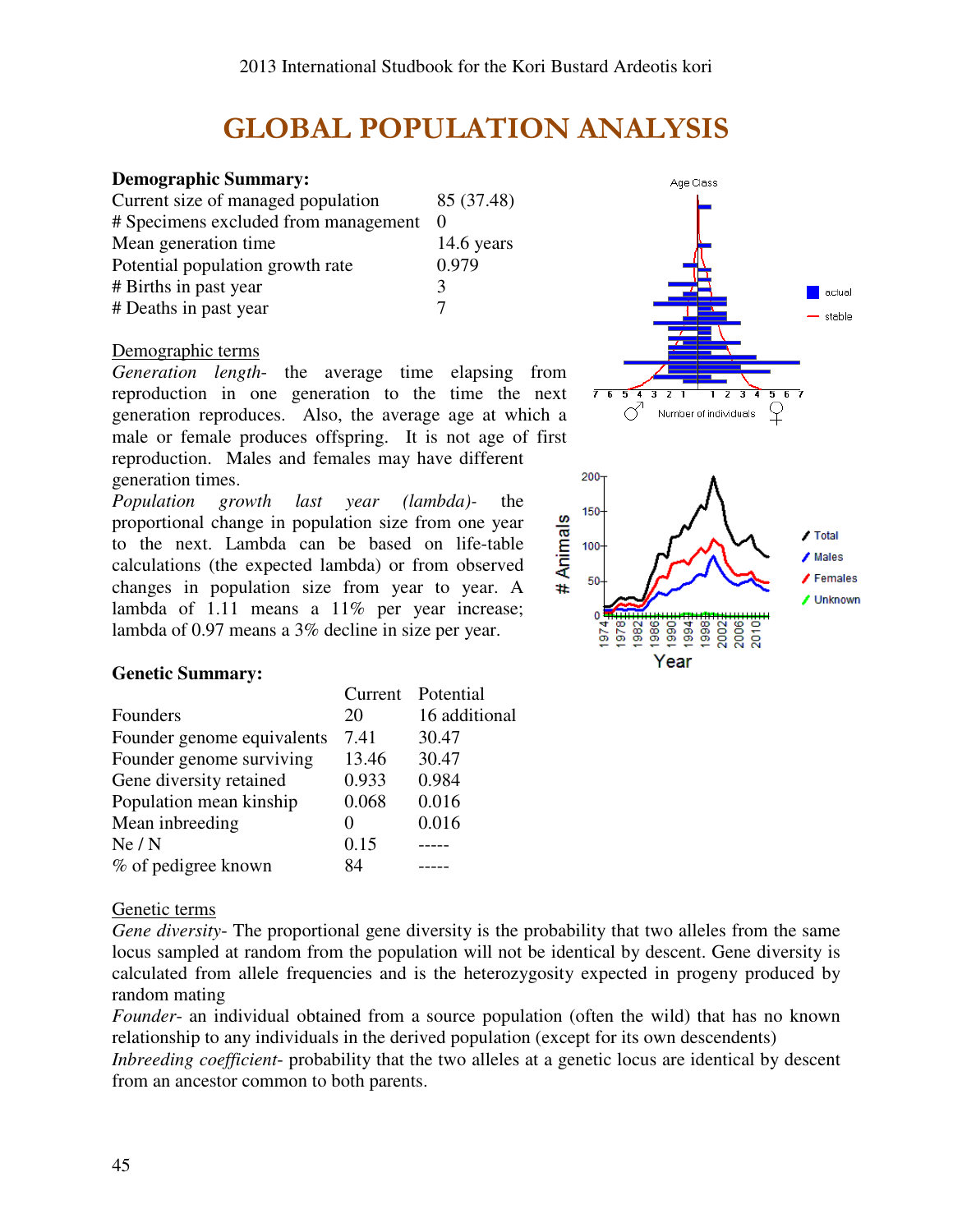# GLOBAL POPULATION ANALYSIS

**Demographic Summary:**

| | |
|---|---|
| Current size of managed population | 85 (37.48) |
| # Specimens excluded from management | 0 |
| Mean generation time | 14.6 years |
| Potential population growth rate | 0.979 |
| # Births in past year | 3 |
| # Deaths in past year | 7 |

Demographic terms

*Generation length*- the average time elapsing from reproduction in one generation to the time the next generation reproduces. Also, the average age at which a male or female produces offspring. It is not age of first reproduction. Males and females may have different generation times.

*Population growth last year (lambda)*- the proportional change in population size from one year to the next. Lambda can be based on life-table calculations (the expected lambda) or from observed changes in population size from year to year. A lambda of 1.11 means a 11% per year increase; lambda of 0.97 means a 3% decline in size per year.

**Genetic Summary:**

| | Current | Potential |
|---|---|---|
| Founders | 20 | 16 additional |
| Founder genome equivalents | 7.41 | 30.47 |
| Founder genome surviving | 13.46 | 30.47 |
| Gene diversity retained | 0.933 | 0.984 |
| Population mean kinship | 0.068 | 0.016 |
| Mean inbreeding | 0 | 0.016 |
| Ne / N | 0.15 | ----- |
| % of pedigree known | 84 | ----- |

Genetic terms

*Gene diversity*- The proportional gene diversity is the probability that two alleles from the same locus sampled at random from the population will not be identical by descent. Gene diversity is calculated from allele frequencies and is the heterozygosity expected in progeny produced by random mating

*Founder*- an individual obtained from a source population (often the wild) that has no known relationship to any individuals in the derived population (except for its own descendents)

*Inbreeding coefficient*- probability that the two alleles at a genetic locus are identical by descent from an ancestor common to both parents.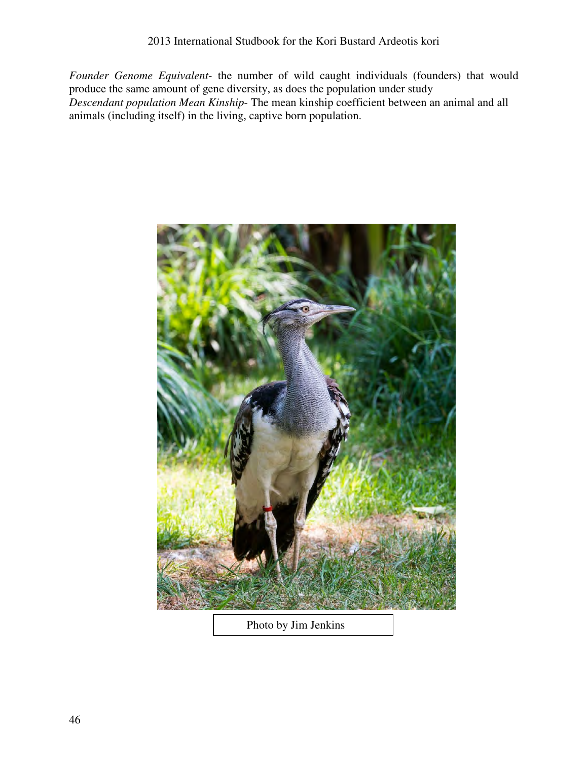*Founder Genome Equivalent*- the number of wild caught individuals (founders) that would produce the same amount of gene diversity, as does the population under study
*Descendant population Mean Kinship*- The mean kinship coefficient between an animal and all animals (including itself) in the living, captive born population.

Photo by Jim Jenkins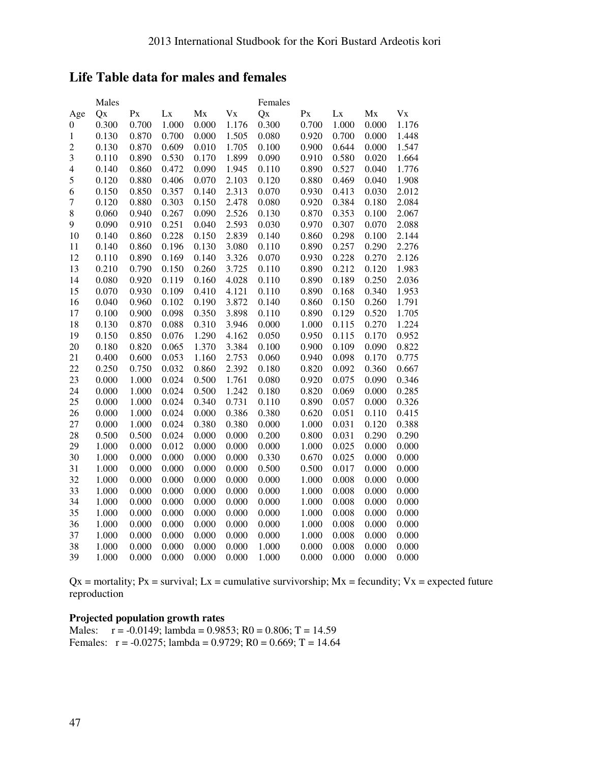## Life Table data for males and females

| | Males | | | | | Females | | | | |
|---|---|---|---|---|---|---|---|---|---|---|
| Age | Qx | Px | Lx | Mx | Vx | Qx | Px | Lx | Mx | Vx |
| 0 | 0.300 | 0.700 | 1.000 | 0.000 | 1.176 | 0.300 | 0.700 | 1.000 | 0.000 | 1.176 |
| 1 | 0.130 | 0.870 | 0.700 | 0.000 | 1.505 | 0.080 | 0.920 | 0.700 | 0.000 | 1.448 |
| 2 | 0.130 | 0.870 | 0.609 | 0.010 | 1.705 | 0.100 | 0.900 | 0.644 | 0.000 | 1.547 |
| 3 | 0.110 | 0.890 | 0.530 | 0.170 | 1.899 | 0.090 | 0.910 | 0.580 | 0.020 | 1.664 |
| 4 | 0.140 | 0.860 | 0.472 | 0.090 | 1.945 | 0.110 | 0.890 | 0.527 | 0.040 | 1.776 |
| 5 | 0.120 | 0.880 | 0.406 | 0.070 | 2.103 | 0.120 | 0.880 | 0.469 | 0.040 | 1.908 |
| 6 | 0.150 | 0.850 | 0.357 | 0.140 | 2.313 | 0.070 | 0.930 | 0.413 | 0.030 | 2.012 |
| 7 | 0.120 | 0.880 | 0.303 | 0.150 | 2.478 | 0.080 | 0.920 | 0.384 | 0.180 | 2.084 |
| 8 | 0.060 | 0.940 | 0.267 | 0.090 | 2.526 | 0.130 | 0.870 | 0.353 | 0.100 | 2.067 |
| 9 | 0.090 | 0.910 | 0.251 | 0.040 | 2.593 | 0.030 | 0.970 | 0.307 | 0.070 | 2.088 |
| 10 | 0.140 | 0.860 | 0.228 | 0.150 | 2.839 | 0.140 | 0.860 | 0.298 | 0.100 | 2.144 |
| 11 | 0.140 | 0.860 | 0.196 | 0.130 | 3.080 | 0.110 | 0.890 | 0.257 | 0.290 | 2.276 |
| 12 | 0.110 | 0.890 | 0.169 | 0.140 | 3.326 | 0.070 | 0.930 | 0.228 | 0.270 | 2.126 |
| 13 | 0.210 | 0.790 | 0.150 | 0.260 | 3.725 | 0.110 | 0.890 | 0.212 | 0.120 | 1.983 |
| 14 | 0.080 | 0.920 | 0.119 | 0.160 | 4.028 | 0.110 | 0.890 | 0.189 | 0.250 | 2.036 |
| 15 | 0.070 | 0.930 | 0.109 | 0.410 | 4.121 | 0.110 | 0.890 | 0.168 | 0.340 | 1.953 |
| 16 | 0.040 | 0.960 | 0.102 | 0.190 | 3.872 | 0.140 | 0.860 | 0.150 | 0.260 | 1.791 |
| 17 | 0.100 | 0.900 | 0.098 | 0.350 | 3.898 | 0.110 | 0.890 | 0.129 | 0.520 | 1.705 |
| 18 | 0.130 | 0.870 | 0.088 | 0.310 | 3.946 | 0.000 | 1.000 | 0.115 | 0.270 | 1.224 |
| 19 | 0.150 | 0.850 | 0.076 | 1.290 | 4.162 | 0.050 | 0.950 | 0.115 | 0.170 | 0.952 |
| 20 | 0.180 | 0.820 | 0.065 | 1.370 | 3.384 | 0.100 | 0.900 | 0.109 | 0.090 | 0.822 |
| 21 | 0.400 | 0.600 | 0.053 | 1.160 | 2.753 | 0.060 | 0.940 | 0.098 | 0.170 | 0.775 |
| 22 | 0.250 | 0.750 | 0.032 | 0.860 | 2.392 | 0.180 | 0.820 | 0.092 | 0.360 | 0.667 |
| 23 | 0.000 | 1.000 | 0.024 | 0.500 | 1.761 | 0.080 | 0.920 | 0.075 | 0.090 | 0.346 |
| 24 | 0.000 | 1.000 | 0.024 | 0.500 | 1.242 | 0.180 | 0.820 | 0.069 | 0.000 | 0.285 |
| 25 | 0.000 | 1.000 | 0.024 | 0.340 | 0.731 | 0.110 | 0.890 | 0.057 | 0.000 | 0.326 |
| 26 | 0.000 | 1.000 | 0.024 | 0.000 | 0.386 | 0.380 | 0.620 | 0.051 | 0.110 | 0.415 |
| 27 | 0.000 | 1.000 | 0.024 | 0.380 | 0.380 | 0.000 | 1.000 | 0.031 | 0.120 | 0.388 |
| 28 | 0.500 | 0.500 | 0.024 | 0.000 | 0.000 | 0.200 | 0.800 | 0.031 | 0.290 | 0.290 |
| 29 | 1.000 | 0.000 | 0.012 | 0.000 | 0.000 | 0.000 | 1.000 | 0.025 | 0.000 | 0.000 |
| 30 | 1.000 | 0.000 | 0.000 | 0.000 | 0.000 | 0.330 | 0.670 | 0.025 | 0.000 | 0.000 |
| 31 | 1.000 | 0.000 | 0.000 | 0.000 | 0.000 | 0.500 | 0.500 | 0.017 | 0.000 | 0.000 |
| 32 | 1.000 | 0.000 | 0.000 | 0.000 | 0.000 | 0.000 | 1.000 | 0.008 | 0.000 | 0.000 |
| 33 | 1.000 | 0.000 | 0.000 | 0.000 | 0.000 | 0.000 | 1.000 | 0.008 | 0.000 | 0.000 |
| 34 | 1.000 | 0.000 | 0.000 | 0.000 | 0.000 | 0.000 | 1.000 | 0.008 | 0.000 | 0.000 |
| 35 | 1.000 | 0.000 | 0.000 | 0.000 | 0.000 | 0.000 | 1.000 | 0.008 | 0.000 | 0.000 |
| 36 | 1.000 | 0.000 | 0.000 | 0.000 | 0.000 | 0.000 | 1.000 | 0.008 | 0.000 | 0.000 |
| 37 | 1.000 | 0.000 | 0.000 | 0.000 | 0.000 | 0.000 | 1.000 | 0.008 | 0.000 | 0.000 |
| 38 | 1.000 | 0.000 | 0.000 | 0.000 | 0.000 | 1.000 | 0.000 | 0.008 | 0.000 | 0.000 |
| 39 | 1.000 | 0.000 | 0.000 | 0.000 | 0.000 | 1.000 | 0.000 | 0.000 | 0.000 | 0.000 |

Qx = mortality; Px = survival; Lx = cumulative survivorship; Mx = fecundity; Vx = expected future reproduction

**Projected population growth rates**

Males: r = -0.0149; lambda = 0.9853; R0 = 0.806; T = 14.59

Females: r = -0.0275; lambda = 0.9729; R0 = 0.669; T = 14.64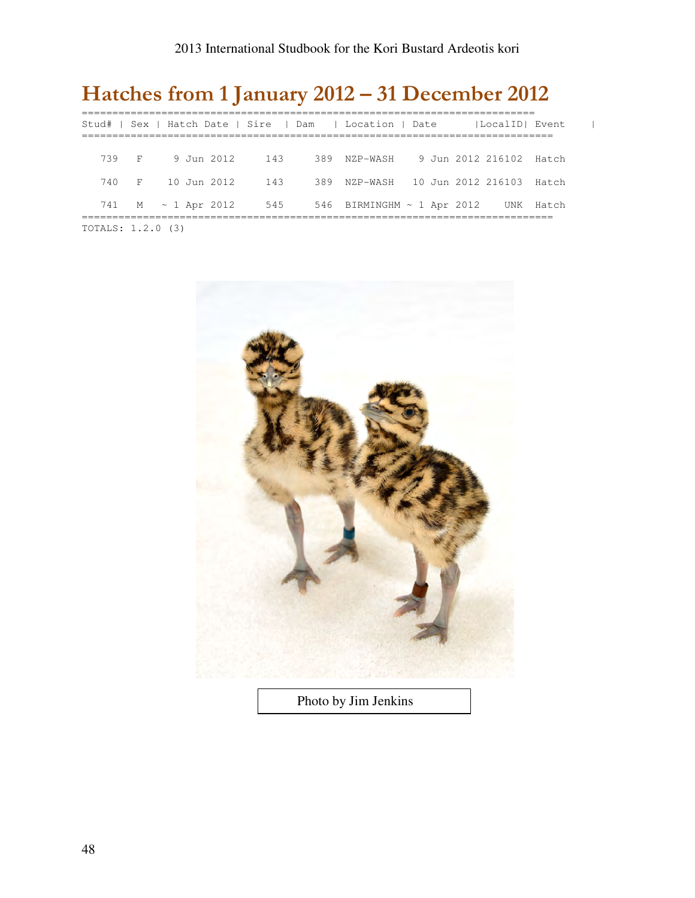# Hatches from 1 January 2012 – 31 December 2012

| Stud# | Sex | Hatch Date | Sire | Dam | Location | Date | LocalID | Event |
|---|---|---|---|---|---|---|---|---|
| 739 | F | 9 Jun 2012 | 143 | 389 | NZP-WASH | 9 Jun 2012 | 216102 | Hatch |
| 740 | F | 10 Jun 2012 | 143 | 389 | NZP-WASH | 10 Jun 2012 | 216103 | Hatch |
| 741 | M | ~ 1 Apr 2012 | 545 | 546 | BIRMINGHM | ~ 1 Apr 2012 | UNK | Hatch |

TOTALS: 1.2.0 (3)

Photo by Jim Jenkins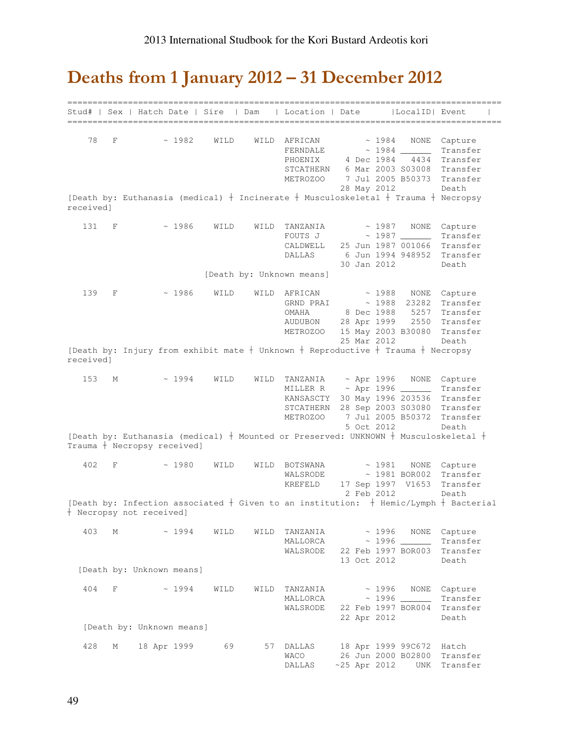## Deaths from 1 January 2012 – 31 December 2012

```
==================================================================================
Stud# | Sex | Hatch Date | Sire  | Dam   | Location | Date       |LocalID| Event    |
==================================================================================

   78   F         ~ 1982    WILD    WILD  AFRICAN          ~ 1984   NONE  Capture
                                          FERNDALE         ~ 1984 ______  Transfer
                                          PHOENIX     4 Dec 1984   4434  Transfer
                                          STCATHERN   6 Mar 2003 S03008  Transfer
                                          METROZOO    7 Jul 2005 B50373  Transfer
                                                     28 May 2012         Death
[Death by: Euthanasia (medical) ┼ Incinerate ┼ Musculoskeletal ┼ Trauma ┼ Necropsy
received]

  131   F         ~ 1986    WILD    WILD  TANZANIA         ~ 1987   NONE  Capture
                                          FOUTS J          ~ 1987 ______  Transfer
                                          CALDWELL   25 Jun 1987 001066  Transfer
                                          DALLAS      6 Jun 1994 948952  Transfer
                                                     30 Jan 2012         Death
                            [Death by: Unknown means]

  139   F         ~ 1986    WILD    WILD  AFRICAN          ~ 1988   NONE  Capture
                                          GRND PRAI        ~ 1988  23282  Transfer
                                          OMAHA       8 Dec 1988   5257  Transfer
                                          AUDUBON    28 Apr 1999   2550  Transfer
                                          METROZOO   15 May 2003 B30080  Transfer
                                                     25 Mar 2012         Death
[Death by: Injury from exhibit mate ┼ Unknown ┼ Reproductive ┼ Trauma ┼ Necropsy
received]

  153   M         ~ 1994    WILD    WILD  TANZANIA     ~ Apr 1996   NONE  Capture
                                          MILLER R     ~ Apr 1996 ______  Transfer
                                          KANSASCTY  30 May 1996 203536  Transfer
                                          STCATHERN  28 Sep 2003 S03080  Transfer
                                          METROZOO    7 Jul 2005 B50372  Transfer
                                                      5 Oct 2012         Death
[Death by: Euthanasia (medical) ┼ Mounted or Preserved: UNKNOWN ┼ Musculoskeletal ┼
Trauma ┼ Necropsy received]

  402   F         ~ 1980    WILD    WILD  BOTSWANA         ~ 1981   NONE  Capture
                                          WALSRODE         ~ 1981 BOR002  Transfer
                                          KREFELD    17 Sep 1997  V1653  Transfer
                                                      2 Feb 2012         Death
[Death by: Infection associated ┼ Given to an institution:  ┼ Hemic/Lymph ┼ Bacterial
┼ Necropsy not received]

  403   M         ~ 1994    WILD    WILD  TANZANIA         ~ 1996   NONE  Capture
                                          MALLORCA         ~ 1996 ______  Transfer
                                          WALSRODE   22 Feb 1997 BOR003  Transfer
                                                     13 Oct 2012         Death
  [Death by: Unknown means]

  404   F         ~ 1994    WILD    WILD  TANZANIA         ~ 1996   NONE  Capture
                                          MALLORCA         ~ 1996 ______  Transfer
                                          WALSRODE   22 Feb 1997 BOR004  Transfer
                                                     22 Apr 2012         Death
   [Death by: Unknown means]

  428   M    18 Apr 1999      69      57  DALLAS     18 Apr 1999 99C672  Hatch
                                          WACO       26 Jun 2000 B02800  Transfer
                                          DALLAS    ~25 Apr 2012    UNK  Transfer
```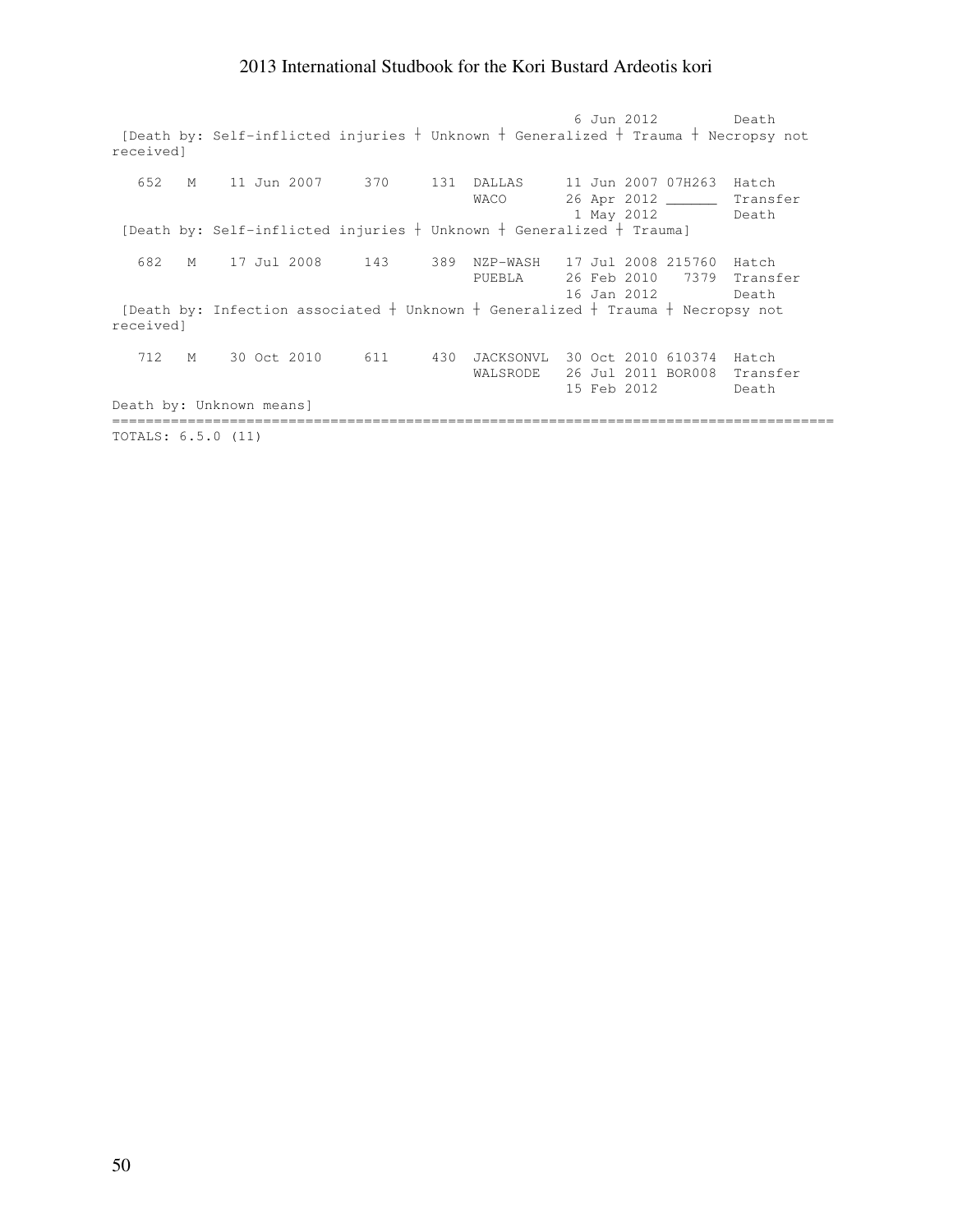```
                                                  6 Jun 2012         Death
 [Death by: Self-inflicted injuries ┼ Unknown ┼ Generalized ┼ Trauma ┼ Necropsy not
received]

   652   M    11 Jun 2007     370     131  DALLAS     11 Jun 2007 07H263  Hatch
                                           WACO       26 Apr 2012 ______  Transfer
                                                       1 May 2012         Death
 [Death by: Self-inflicted injuries ┼ Unknown ┼ Generalized ┼ Trauma]

   682   M    17 Jul 2008     143     389  NZP-WASH   17 Jul 2008 215760  Hatch
                                           PUEBLA     26 Feb 2010   7379  Transfer
                                                      16 Jan 2012         Death
 [Death by: Infection associated ┼ Unknown ┼ Generalized ┼ Trauma ┼ Necropsy not
received]

   712   M    30 Oct 2010     611     430  JACKSONVL  30 Oct 2010 610374  Hatch
                                           WALSRODE   26 Jul 2011 BOR008  Transfer
                                                      15 Feb 2012         Death
Death by: Unknown means]
=====================================================================================
TOTALS: 6.5.0 (11)
```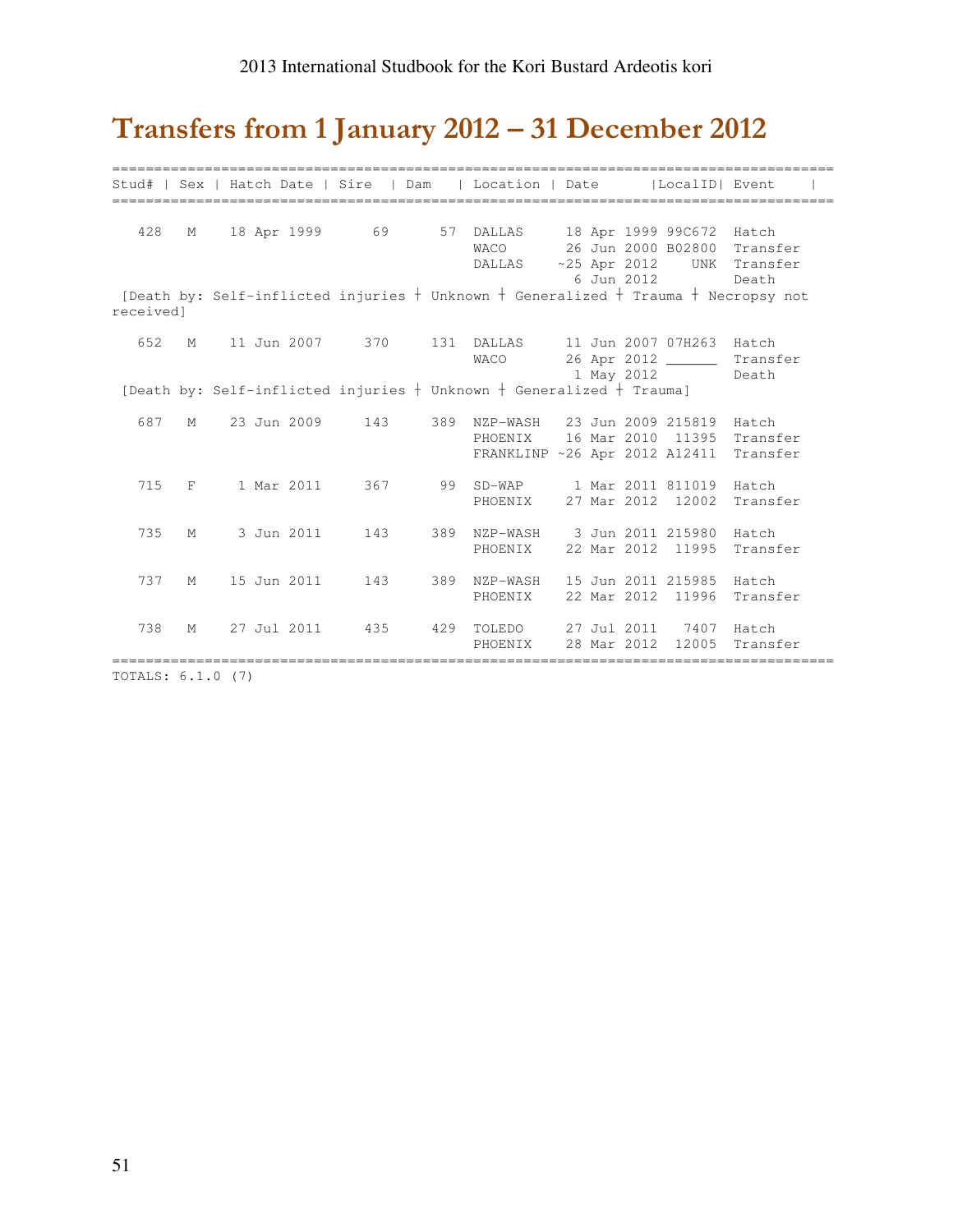# Transfers from 1 January 2012 – 31 December 2012

```
===================================================================================
Stud# | Sex | Hatch Date | Sire  | Dam   | Location | Date       |LocalID| Event    |
===================================================================================

  428   M    18 Apr 1999     69      57  DALLAS     18 Apr 1999 99C672  Hatch
                                         WACO       26 Jun 2000 B02800  Transfer
                                         DALLAS    ~25 Apr 2012    UNK  Transfer
                                                     6 Jun 2012         Death
 [Death by: Self-inflicted injuries ┼ Unknown ┼ Generalized ┼ Trauma ┼ Necropsy not
received]

  652   M    11 Jun 2007    370     131  DALLAS     11 Jun 2007 07H263  Hatch
                                         WACO       26 Apr 2012 ______  Transfer
                                                     1 May 2012         Death
 [Death by: Self-inflicted injuries ┼ Unknown ┼ Generalized ┼ Trauma]

  687   M    23 Jun 2009    143     389  NZP-WASH   23 Jun 2009 215819  Hatch
                                         PHOENIX    16 Mar 2010  11395  Transfer
                                         FRANKLINP ~26 Apr 2012 A12411  Transfer

  715   F     1 Mar 2011    367      99  SD-WAP      1 Mar 2011 811019  Hatch
                                         PHOENIX    27 Mar 2012  12002  Transfer

  735   M     3 Jun 2011    143     389  NZP-WASH    3 Jun 2011 215980  Hatch
                                         PHOENIX    22 Mar 2012  11995  Transfer

  737   M    15 Jun 2011    143     389  NZP-WASH   15 Jun 2011 215985  Hatch
                                         PHOENIX    22 Mar 2012  11996  Transfer

  738   M    27 Jul 2011    435     429  TOLEDO     27 Jul 2011   7407  Hatch
                                         PHOENIX    28 Mar 2012  12005  Transfer
===================================================================================
TOTALS: 6.1.0 (7)
```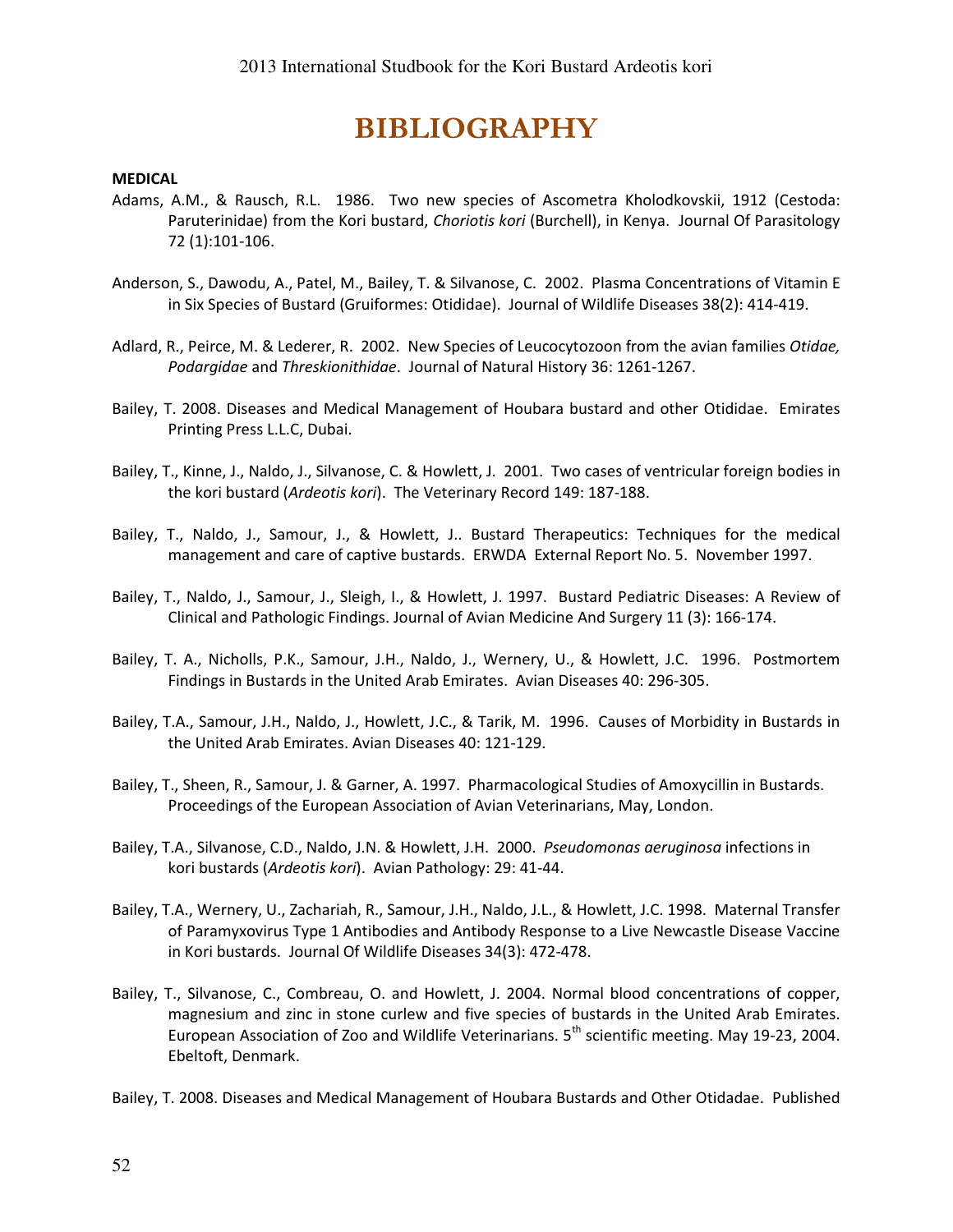# BIBLIOGRAPHY

**MEDICAL**

Adams, A.M., & Rausch, R.L. 1986. Two new species of Ascometra Kholodkovskii, 1912 (Cestoda: Paruterinidae) from the Kori bustard, *Choriotis kori* (Burchell), in Kenya. Journal Of Parasitology 72 (1):101-106.

Anderson, S., Dawodu, A., Patel, M., Bailey, T. & Silvanose, C. 2002. Plasma Concentrations of Vitamin E in Six Species of Bustard (Gruiformes: Otididae). Journal of Wildlife Diseases 38(2): 414-419.

Adlard, R., Peirce, M. & Lederer, R. 2002. New Species of Leucocytozoon from the avian families *Otidae, Podargidae* and *Threskionithidae*. Journal of Natural History 36: 1261-1267.

Bailey, T. 2008. Diseases and Medical Management of Houbara bustard and other Otididae. Emirates Printing Press L.L.C, Dubai.

Bailey, T., Kinne, J., Naldo, J., Silvanose, C. & Howlett, J. 2001. Two cases of ventricular foreign bodies in the kori bustard (*Ardeotis kori*). The Veterinary Record 149: 187-188.

Bailey, T., Naldo, J., Samour, J., & Howlett, J.. Bustard Therapeutics: Techniques for the medical management and care of captive bustards. ERWDA External Report No. 5. November 1997.

Bailey, T., Naldo, J., Samour, J., Sleigh, I., & Howlett, J. 1997. Bustard Pediatric Diseases: A Review of Clinical and Pathologic Findings. Journal of Avian Medicine And Surgery 11 (3): 166-174.

Bailey, T. A., Nicholls, P.K., Samour, J.H., Naldo, J., Wernery, U., & Howlett, J.C. 1996. Postmortem Findings in Bustards in the United Arab Emirates. Avian Diseases 40: 296-305.

Bailey, T.A., Samour, J.H., Naldo, J., Howlett, J.C., & Tarik, M. 1996. Causes of Morbidity in Bustards in the United Arab Emirates. Avian Diseases 40: 121-129.

Bailey, T., Sheen, R., Samour, J. & Garner, A. 1997. Pharmacological Studies of Amoxycillin in Bustards. Proceedings of the European Association of Avian Veterinarians, May, London.

Bailey, T.A., Silvanose, C.D., Naldo, J.N. & Howlett, J.H. 2000. *Pseudomonas aeruginosa* infections in kori bustards (*Ardeotis kori*). Avian Pathology: 29: 41-44.

Bailey, T.A., Wernery, U., Zachariah, R., Samour, J.H., Naldo, J.L., & Howlett, J.C. 1998. Maternal Transfer of Paramyxovirus Type 1 Antibodies and Antibody Response to a Live Newcastle Disease Vaccine in Kori bustards. Journal Of Wildlife Diseases 34(3): 472-478.

Bailey, T., Silvanose, C., Combreau, O. and Howlett, J. 2004. Normal blood concentrations of copper, magnesium and zinc in stone curlew and five species of bustards in the United Arab Emirates. European Association of Zoo and Wildlife Veterinarians. 5th scientific meeting. May 19-23, 2004. Ebeltoft, Denmark.

Bailey, T. 2008. Diseases and Medical Management of Houbara Bustards and Other Otidadae. Published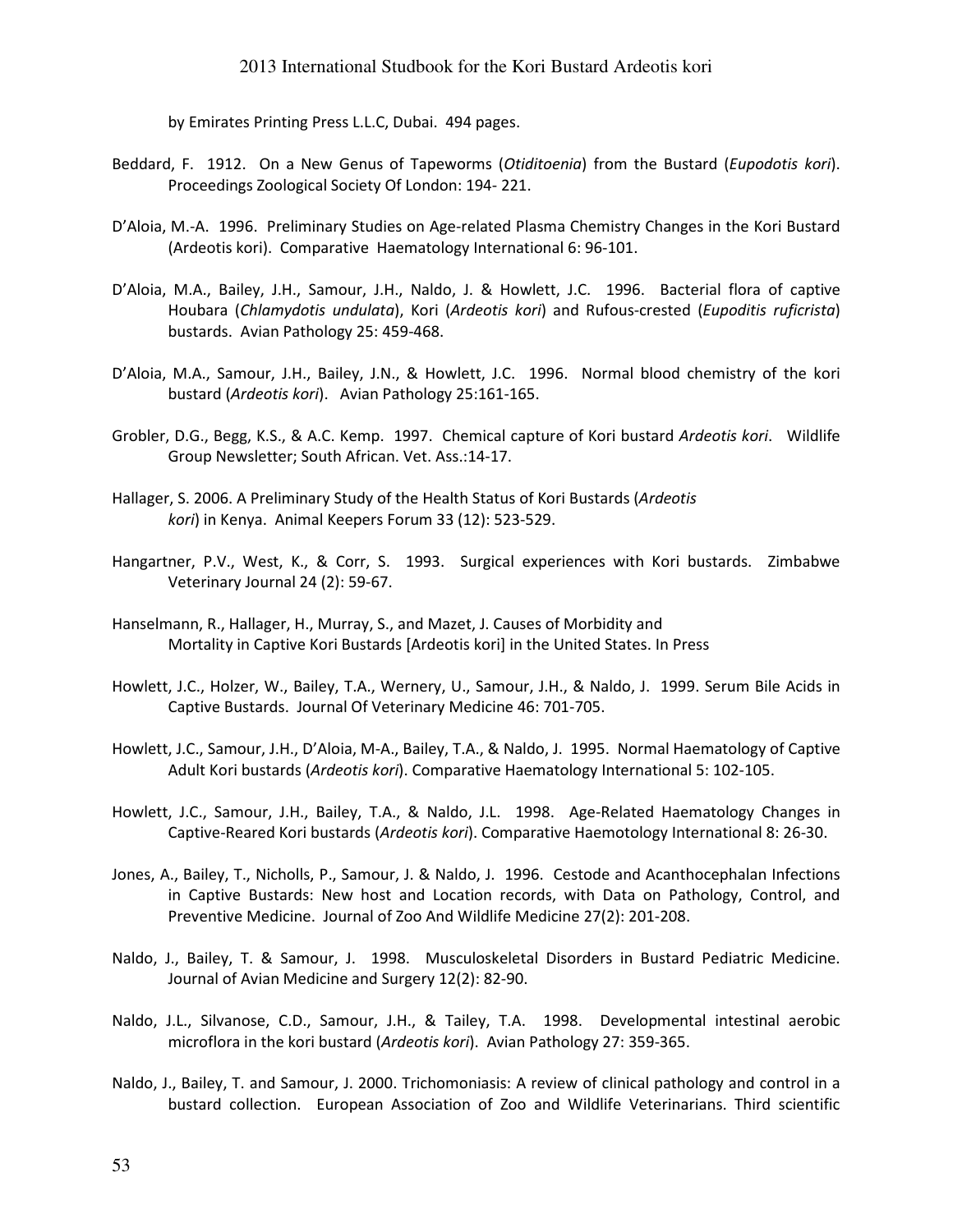by Emirates Printing Press L.L.C, Dubai. 494 pages.

Beddard, F. 1912. On a New Genus of Tapeworms (*Otiditoenia*) from the Bustard (*Eupodotis kori*). Proceedings Zoological Society Of London: 194- 221.

D'Aloia, M.-A. 1996. Preliminary Studies on Age-related Plasma Chemistry Changes in the Kori Bustard (Ardeotis kori). Comparative Haematology International 6: 96-101.

D'Aloia, M.A., Bailey, J.H., Samour, J.H., Naldo, J. & Howlett, J.C. 1996. Bacterial flora of captive Houbara (*Chlamydotis undulata*), Kori (*Ardeotis kori*) and Rufous-crested (*Eupoditis ruficrista*) bustards. Avian Pathology 25: 459-468.

D'Aloia, M.A., Samour, J.H., Bailey, J.N., & Howlett, J.C. 1996. Normal blood chemistry of the kori bustard (*Ardeotis kori*). Avian Pathology 25:161-165.

Grobler, D.G., Begg, K.S., & A.C. Kemp. 1997. Chemical capture of Kori bustard *Ardeotis kori*. Wildlife Group Newsletter; South African. Vet. Ass.:14-17.

Hallager, S. 2006. A Preliminary Study of the Health Status of Kori Bustards (*Ardeotis kori*) in Kenya. Animal Keepers Forum 33 (12): 523-529.

Hangartner, P.V., West, K., & Corr, S. 1993. Surgical experiences with Kori bustards. Zimbabwe Veterinary Journal 24 (2): 59-67.

Hanselmann, R., Hallager, H., Murray, S., and Mazet, J. Causes of Morbidity and Mortality in Captive Kori Bustards [Ardeotis kori] in the United States. In Press

Howlett, J.C., Holzer, W., Bailey, T.A., Wernery, U., Samour, J.H., & Naldo, J. 1999. Serum Bile Acids in Captive Bustards. Journal Of Veterinary Medicine 46: 701-705.

Howlett, J.C., Samour, J.H., D'Aloia, M-A., Bailey, T.A., & Naldo, J. 1995. Normal Haematology of Captive Adult Kori bustards (*Ardeotis kori*). Comparative Haematology International 5: 102-105.

Howlett, J.C., Samour, J.H., Bailey, T.A., & Naldo, J.L. 1998. Age-Related Haematology Changes in Captive-Reared Kori bustards (*Ardeotis kori*). Comparative Haemotology International 8: 26-30.

Jones, A., Bailey, T., Nicholls, P., Samour, J. & Naldo, J. 1996. Cestode and Acanthocephalan Infections in Captive Bustards: New host and Location records, with Data on Pathology, Control, and Preventive Medicine. Journal of Zoo And Wildlife Medicine 27(2): 201-208.

Naldo, J., Bailey, T. & Samour, J. 1998. Musculoskeletal Disorders in Bustard Pediatric Medicine. Journal of Avian Medicine and Surgery 12(2): 82-90.

Naldo, J.L., Silvanose, C.D., Samour, J.H., & Tailey, T.A. 1998. Developmental intestinal aerobic microflora in the kori bustard (*Ardeotis kori*). Avian Pathology 27: 359-365.

Naldo, J., Bailey, T. and Samour, J. 2000. Trichomoniasis: A review of clinical pathology and control in a bustard collection. European Association of Zoo and Wildlife Veterinarians. Third scientific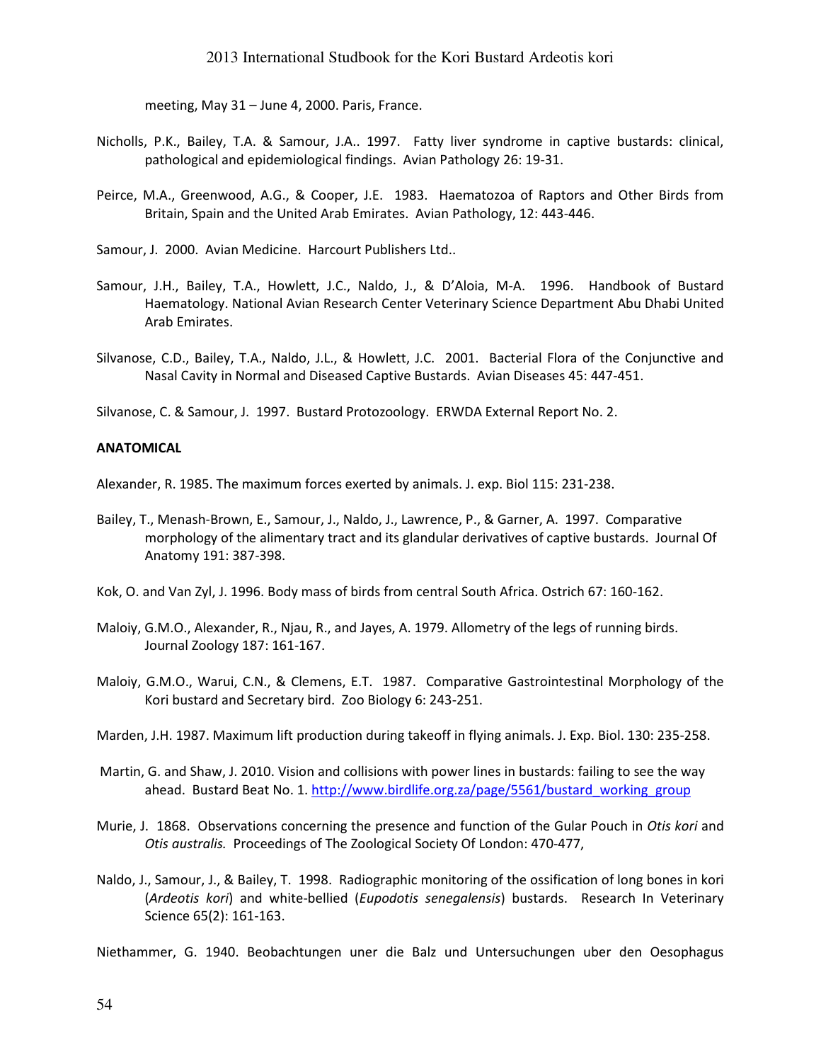meeting, May 31 – June 4, 2000. Paris, France.

Nicholls, P.K., Bailey, T.A. & Samour, J.A.. 1997. Fatty liver syndrome in captive bustards: clinical, pathological and epidemiological findings. Avian Pathology 26: 19-31.

Peirce, M.A., Greenwood, A.G., & Cooper, J.E. 1983. Haematozoa of Raptors and Other Birds from Britain, Spain and the United Arab Emirates. Avian Pathology, 12: 443-446.

Samour, J. 2000. Avian Medicine. Harcourt Publishers Ltd..

Samour, J.H., Bailey, T.A., Howlett, J.C., Naldo, J., & D'Aloia, M-A. 1996. Handbook of Bustard Haematology. National Avian Research Center Veterinary Science Department Abu Dhabi United Arab Emirates.

Silvanose, C.D., Bailey, T.A., Naldo, J.L., & Howlett, J.C. 2001. Bacterial Flora of the Conjunctive and Nasal Cavity in Normal and Diseased Captive Bustards. Avian Diseases 45: 447-451.

Silvanose, C. & Samour, J. 1997. Bustard Protozoology. ERWDA External Report No. 2.

**ANATOMICAL**

Alexander, R. 1985. The maximum forces exerted by animals. J. exp. Biol 115: 231-238.

Bailey, T., Menash-Brown, E., Samour, J., Naldo, J., Lawrence, P., & Garner, A. 1997. Comparative morphology of the alimentary tract and its glandular derivatives of captive bustards. Journal Of Anatomy 191: 387-398.

Kok, O. and Van Zyl, J. 1996. Body mass of birds from central South Africa. Ostrich 67: 160-162.

Maloiy, G.M.O., Alexander, R., Njau, R., and Jayes, A. 1979. Allometry of the legs of running birds. Journal Zoology 187: 161-167.

Maloiy, G.M.O., Warui, C.N., & Clemens, E.T. 1987. Comparative Gastrointestinal Morphology of the Kori bustard and Secretary bird. Zoo Biology 6: 243-251.

Marden, J.H. 1987. Maximum lift production during takeoff in flying animals. J. Exp. Biol. 130: 235-258.

Martin, G. and Shaw, J. 2010. Vision and collisions with power lines in bustards: failing to see the way ahead. Bustard Beat No. 1. http://www.birdlife.org.za/page/5561/bustard_working_group

Murie, J. 1868. Observations concerning the presence and function of the Gular Pouch in *Otis kori* and *Otis australis.* Proceedings of The Zoological Society Of London: 470-477,

Naldo, J., Samour, J., & Bailey, T. 1998. Radiographic monitoring of the ossification of long bones in kori (*Ardeotis kori*) and white-bellied (*Eupodotis senegalensis*) bustards. Research In Veterinary Science 65(2): 161-163.

Niethammer, G. 1940. Beobachtungen uner die Balz und Untersuchungen uber den Oesophagus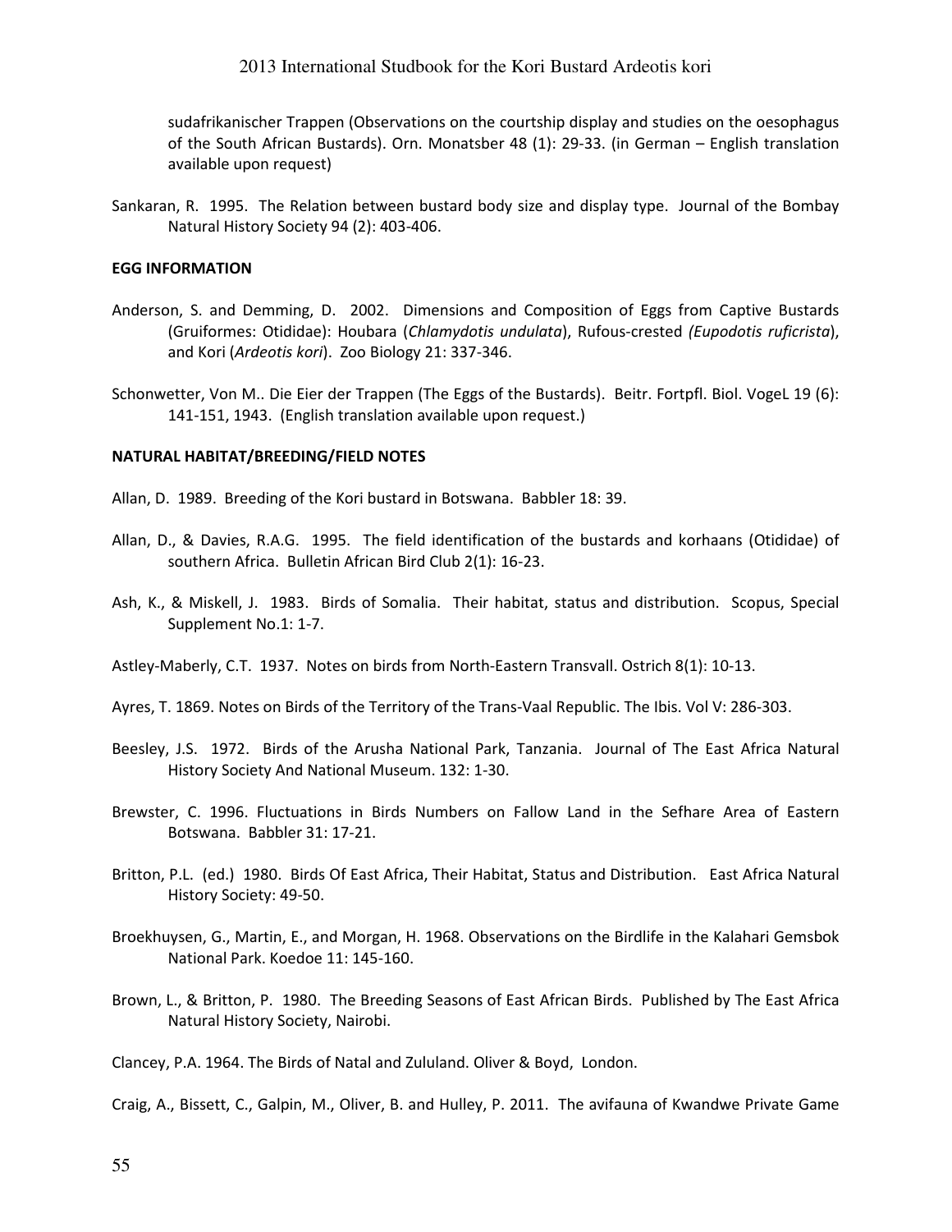sudafrikanischer Trappen (Observations on the courtship display and studies on the oesophagus of the South African Bustards). Orn. Monatsber 48 (1): 29-33. (in German – English translation available upon request)

Sankaran, R. 1995. The Relation between bustard body size and display type. Journal of the Bombay Natural History Society 94 (2): 403-406.

**EGG INFORMATION**

Anderson, S. and Demming, D. 2002. Dimensions and Composition of Eggs from Captive Bustards (Gruiformes: Otididae): Houbara (*Chlamydotis undulata*), Rufous-crested *(Eupodotis ruficrista*), and Kori (*Ardeotis kori*). Zoo Biology 21: 337-346.

Schonwetter, Von M.. Die Eier der Trappen (The Eggs of the Bustards). Beitr. Fortpfl. Biol. VogeL 19 (6): 141-151, 1943. (English translation available upon request.)

**NATURAL HABITAT/BREEDING/FIELD NOTES**

Allan, D. 1989. Breeding of the Kori bustard in Botswana. Babbler 18: 39.

Allan, D., & Davies, R.A.G. 1995. The field identification of the bustards and korhaans (Otididae) of southern Africa. Bulletin African Bird Club 2(1): 16-23.

Ash, K., & Miskell, J. 1983. Birds of Somalia. Their habitat, status and distribution. Scopus, Special Supplement No.1: 1-7.

Astley-Maberly, C.T. 1937. Notes on birds from North-Eastern Transvall. Ostrich 8(1): 10-13.

Ayres, T. 1869. Notes on Birds of the Territory of the Trans-Vaal Republic. The Ibis. Vol V: 286-303.

Beesley, J.S. 1972. Birds of the Arusha National Park, Tanzania. Journal of The East Africa Natural History Society And National Museum. 132: 1-30.

Brewster, C. 1996. Fluctuations in Birds Numbers on Fallow Land in the Sefhare Area of Eastern Botswana. Babbler 31: 17-21.

Britton, P.L. (ed.) 1980. Birds Of East Africa, Their Habitat, Status and Distribution. East Africa Natural History Society: 49-50.

Broekhuysen, G., Martin, E., and Morgan, H. 1968. Observations on the Birdlife in the Kalahari Gemsbok National Park. Koedoe 11: 145-160.

Brown, L., & Britton, P. 1980. The Breeding Seasons of East African Birds. Published by The East Africa Natural History Society, Nairobi.

Clancey, P.A. 1964. The Birds of Natal and Zululand. Oliver & Boyd, London.

Craig, A., Bissett, C., Galpin, M., Oliver, B. and Hulley, P. 2011. The avifauna of Kwandwe Private Game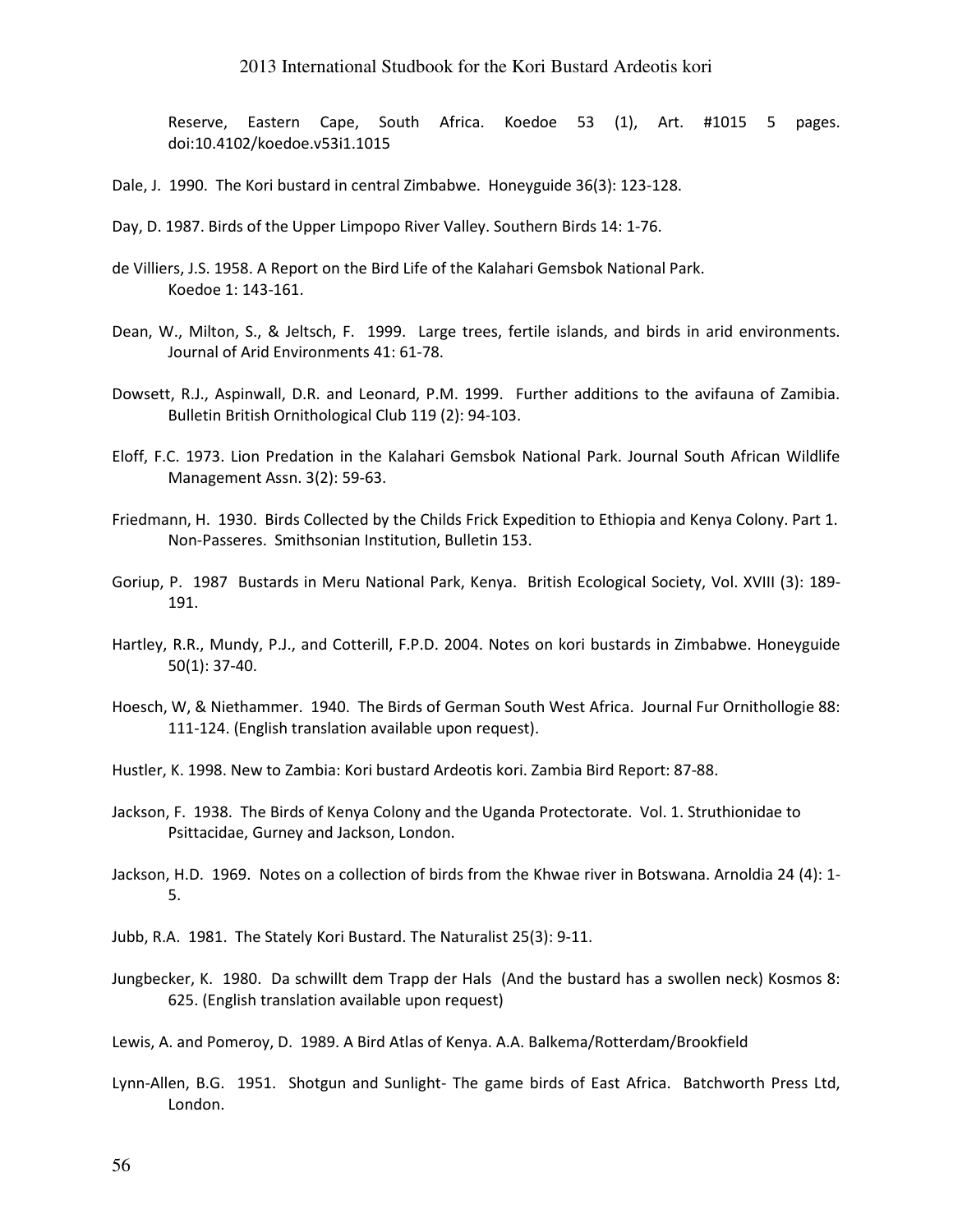Reserve, Eastern Cape, South Africa. Koedoe 53 (1), Art. #1015 5 pages. doi:10.4102/koedoe.v53i1.1015

Dale, J. 1990. The Kori bustard in central Zimbabwe. Honeyguide 36(3): 123-128.

Day, D. 1987. Birds of the Upper Limpopo River Valley. Southern Birds 14: 1-76.

de Villiers, J.S. 1958. A Report on the Bird Life of the Kalahari Gemsbok National Park. Koedoe 1: 143-161.

Dean, W., Milton, S., & Jeltsch, F. 1999. Large trees, fertile islands, and birds in arid environments. Journal of Arid Environments 41: 61-78.

Dowsett, R.J., Aspinwall, D.R. and Leonard, P.M. 1999. Further additions to the avifauna of Zamibia. Bulletin British Ornithological Club 119 (2): 94-103.

Eloff, F.C. 1973. Lion Predation in the Kalahari Gemsbok National Park. Journal South African Wildlife Management Assn. 3(2): 59-63.

Friedmann, H. 1930. Birds Collected by the Childs Frick Expedition to Ethiopia and Kenya Colony. Part 1. Non-Passeres. Smithsonian Institution, Bulletin 153.

Goriup, P. 1987 Bustards in Meru National Park, Kenya. British Ecological Society, Vol. XVIII (3): 189-191.

Hartley, R.R., Mundy, P.J., and Cotterill, F.P.D. 2004. Notes on kori bustards in Zimbabwe. Honeyguide 50(1): 37-40.

Hoesch, W, & Niethammer. 1940. The Birds of German South West Africa. Journal Fur Ornithollogie 88: 111-124. (English translation available upon request).

Hustler, K. 1998. New to Zambia: Kori bustard Ardeotis kori. Zambia Bird Report: 87-88.

Jackson, F. 1938. The Birds of Kenya Colony and the Uganda Protectorate. Vol. 1. Struthionidae to Psittacidae, Gurney and Jackson, London.

Jackson, H.D. 1969. Notes on a collection of birds from the Khwae river in Botswana. Arnoldia 24 (4): 1-5.

Jubb, R.A. 1981. The Stately Kori Bustard. The Naturalist 25(3): 9-11.

Jungbecker, K. 1980. Da schwillt dem Trapp der Hals (And the bustard has a swollen neck) Kosmos 8: 625. (English translation available upon request)

Lewis, A. and Pomeroy, D. 1989. A Bird Atlas of Kenya. A.A. Balkema/Rotterdam/Brookfield

Lynn-Allen, B.G. 1951. Shotgun and Sunlight- The game birds of East Africa. Batchworth Press Ltd, London.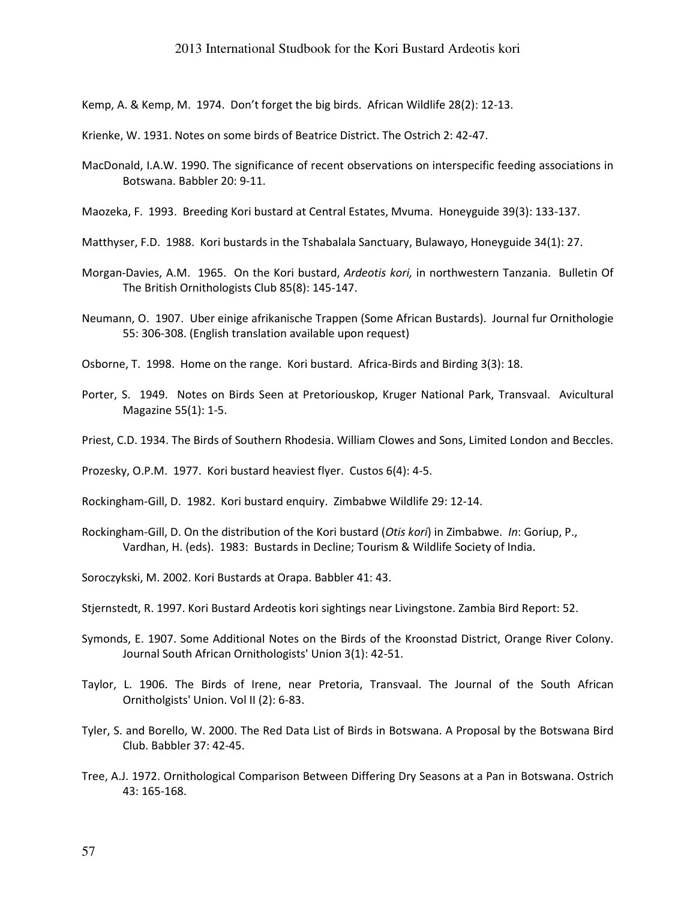Kemp, A. & Kemp, M. 1974. Don't forget the big birds. African Wildlife 28(2): 12-13.

Krienke, W. 1931. Notes on some birds of Beatrice District. The Ostrich 2: 42-47.

MacDonald, I.A.W. 1990. The significance of recent observations on interspecific feeding associations in Botswana. Babbler 20: 9-11.

Maozeka, F. 1993. Breeding Kori bustard at Central Estates, Mvuma. Honeyguide 39(3): 133-137.

Matthyser, F.D. 1988. Kori bustards in the Tshabalala Sanctuary, Bulawayo, Honeyguide 34(1): 27.

Morgan-Davies, A.M. 1965. On the Kori bustard, *Ardeotis kori,* in northwestern Tanzania. Bulletin Of The British Ornithologists Club 85(8): 145-147.

Neumann, O. 1907. Uber einige afrikanische Trappen (Some African Bustards). Journal fur Ornithologie 55: 306-308. (English translation available upon request)

Osborne, T. 1998. Home on the range. Kori bustard. Africa-Birds and Birding 3(3): 18.

Porter, S. 1949. Notes on Birds Seen at Pretoriouskop, Kruger National Park, Transvaal. Avicultural Magazine 55(1): 1-5.

Priest, C.D. 1934. The Birds of Southern Rhodesia. William Clowes and Sons, Limited London and Beccles.

Prozesky, O.P.M. 1977. Kori bustard heaviest flyer. Custos 6(4): 4-5.

Rockingham-Gill, D. 1982. Kori bustard enquiry. Zimbabwe Wildlife 29: 12-14.

Rockingham-Gill, D. On the distribution of the Kori bustard (*Otis kori*) in Zimbabwe. *In*: Goriup, P., Vardhan, H. (eds). 1983: Bustards in Decline; Tourism & Wildlife Society of India.

Soroczykski, M. 2002. Kori Bustards at Orapa. Babbler 41: 43.

Stjernstedt, R. 1997. Kori Bustard Ardeotis kori sightings near Livingstone. Zambia Bird Report: 52.

Symonds, E. 1907. Some Additional Notes on the Birds of the Kroonstad District, Orange River Colony. Journal South African Ornithologists' Union 3(1): 42-51.

Taylor, L. 1906. The Birds of Irene, near Pretoria, Transvaal. The Journal of the South African Ornitholgists' Union. Vol II (2): 6-83.

Tyler, S. and Borello, W. 2000. The Red Data List of Birds in Botswana. A Proposal by the Botswana Bird Club. Babbler 37: 42-45.

Tree, A.J. 1972. Ornithological Comparison Between Differing Dry Seasons at a Pan in Botswana. Ostrich 43: 165-168.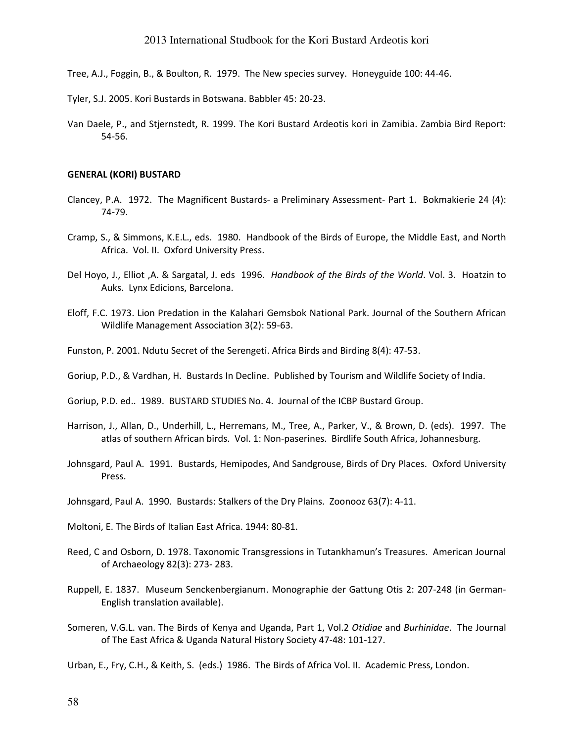Tree, A.J., Foggin, B., & Boulton, R. 1979. The New species survey. Honeyguide 100: 44-46.

Tyler, S.J. 2005. Kori Bustards in Botswana. Babbler 45: 20-23.

Van Daele, P., and Stjernstedt, R. 1999. The Kori Bustard Ardeotis kori in Zamibia. Zambia Bird Report: 54-56.

**GENERAL (KORI) BUSTARD**

Clancey, P.A. 1972. The Magnificent Bustards- a Preliminary Assessment- Part 1. Bokmakierie 24 (4): 74-79.

Cramp, S., & Simmons, K.E.L., eds. 1980. Handbook of the Birds of Europe, the Middle East, and North Africa. Vol. II. Oxford University Press.

Del Hoyo, J., Elliot ,A. & Sargatal, J. eds 1996. *Handbook of the Birds of the World*. Vol. 3. Hoatzin to Auks. Lynx Edicions, Barcelona.

Eloff, F.C. 1973. Lion Predation in the Kalahari Gemsbok National Park. Journal of the Southern African Wildlife Management Association 3(2): 59-63.

Funston, P. 2001. Ndutu Secret of the Serengeti. Africa Birds and Birding 8(4): 47-53.

Goriup, P.D., & Vardhan, H. Bustards In Decline. Published by Tourism and Wildlife Society of India.

Goriup, P.D. ed.. 1989. BUSTARD STUDIES No. 4. Journal of the ICBP Bustard Group.

Harrison, J., Allan, D., Underhill, L., Herremans, M., Tree, A., Parker, V., & Brown, D. (eds). 1997. The atlas of southern African birds. Vol. 1: Non-paserines. Birdlife South Africa, Johannesburg.

Johnsgard, Paul A. 1991. Bustards, Hemipodes, And Sandgrouse, Birds of Dry Places. Oxford University Press.

Johnsgard, Paul A. 1990. Bustards: Stalkers of the Dry Plains. Zoonooz 63(7): 4-11.

Moltoni, E. The Birds of Italian East Africa. 1944: 80-81.

Reed, C and Osborn, D. 1978. Taxonomic Transgressions in Tutankhamun's Treasures. American Journal of Archaeology 82(3): 273- 283.

Ruppell, E. 1837. Museum Senckenbergianum. Monographie der Gattung Otis 2: 207-248 (in German-English translation available).

Someren, V.G.L. van. The Birds of Kenya and Uganda, Part 1, Vol.2 *Otidiae* and *Burhinidae*. The Journal of The East Africa & Uganda Natural History Society 47-48: 101-127.

Urban, E., Fry, C.H., & Keith, S. (eds.) 1986. The Birds of Africa Vol. II. Academic Press, London.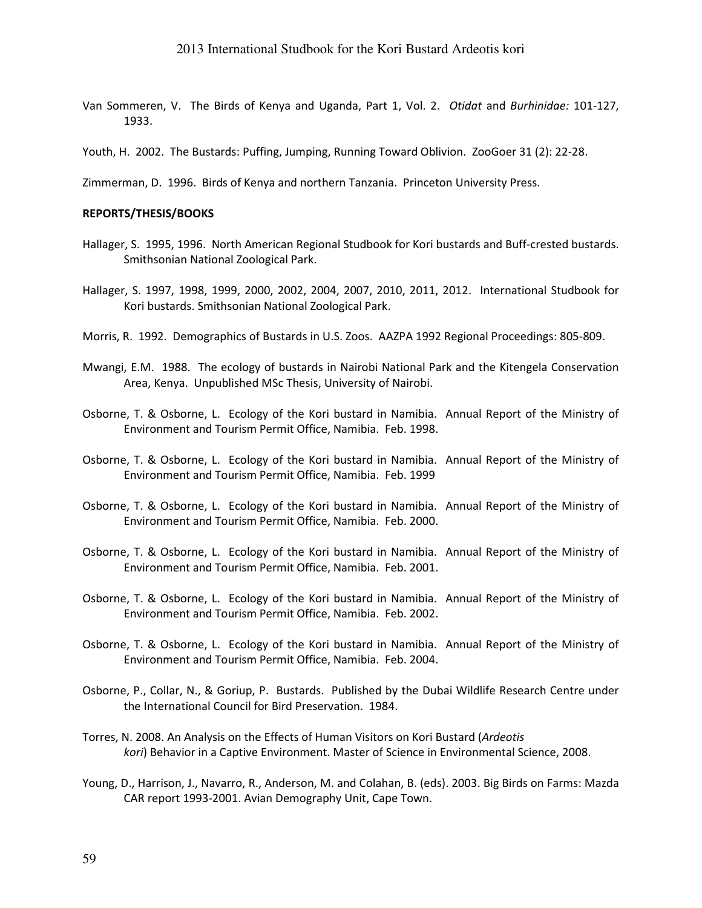Van Sommeren, V. The Birds of Kenya and Uganda, Part 1, Vol. 2. *Otidat* and *Burhinidae:* 101-127, 1933.

Youth, H. 2002. The Bustards: Puffing, Jumping, Running Toward Oblivion. ZooGoer 31 (2): 22-28.

Zimmerman, D. 1996. Birds of Kenya and northern Tanzania. Princeton University Press.

**REPORTS/THESIS/BOOKS**

Hallager, S. 1995, 1996. North American Regional Studbook for Kori bustards and Buff-crested bustards. Smithsonian National Zoological Park.

Hallager, S. 1997, 1998, 1999, 2000, 2002, 2004, 2007, 2010, 2011, 2012. International Studbook for Kori bustards. Smithsonian National Zoological Park.

Morris, R. 1992. Demographics of Bustards in U.S. Zoos. AAZPA 1992 Regional Proceedings: 805-809.

Mwangi, E.M. 1988. The ecology of bustards in Nairobi National Park and the Kitengela Conservation Area, Kenya. Unpublished MSc Thesis, University of Nairobi.

Osborne, T. & Osborne, L. Ecology of the Kori bustard in Namibia. Annual Report of the Ministry of Environment and Tourism Permit Office, Namibia. Feb. 1998.

Osborne, T. & Osborne, L. Ecology of the Kori bustard in Namibia. Annual Report of the Ministry of Environment and Tourism Permit Office, Namibia. Feb. 1999

Osborne, T. & Osborne, L. Ecology of the Kori bustard in Namibia. Annual Report of the Ministry of Environment and Tourism Permit Office, Namibia. Feb. 2000.

Osborne, T. & Osborne, L. Ecology of the Kori bustard in Namibia. Annual Report of the Ministry of Environment and Tourism Permit Office, Namibia. Feb. 2001.

Osborne, T. & Osborne, L. Ecology of the Kori bustard in Namibia. Annual Report of the Ministry of Environment and Tourism Permit Office, Namibia. Feb. 2002.

Osborne, T. & Osborne, L. Ecology of the Kori bustard in Namibia. Annual Report of the Ministry of Environment and Tourism Permit Office, Namibia. Feb. 2004.

Osborne, P., Collar, N., & Goriup, P. Bustards. Published by the Dubai Wildlife Research Centre under the International Council for Bird Preservation. 1984.

Torres, N. 2008. An Analysis on the Effects of Human Visitors on Kori Bustard (*Ardeotis kori*) Behavior in a Captive Environment. Master of Science in Environmental Science, 2008.

Young, D., Harrison, J., Navarro, R., Anderson, M. and Colahan, B. (eds). 2003. Big Birds on Farms: Mazda CAR report 1993-2001. Avian Demography Unit, Cape Town.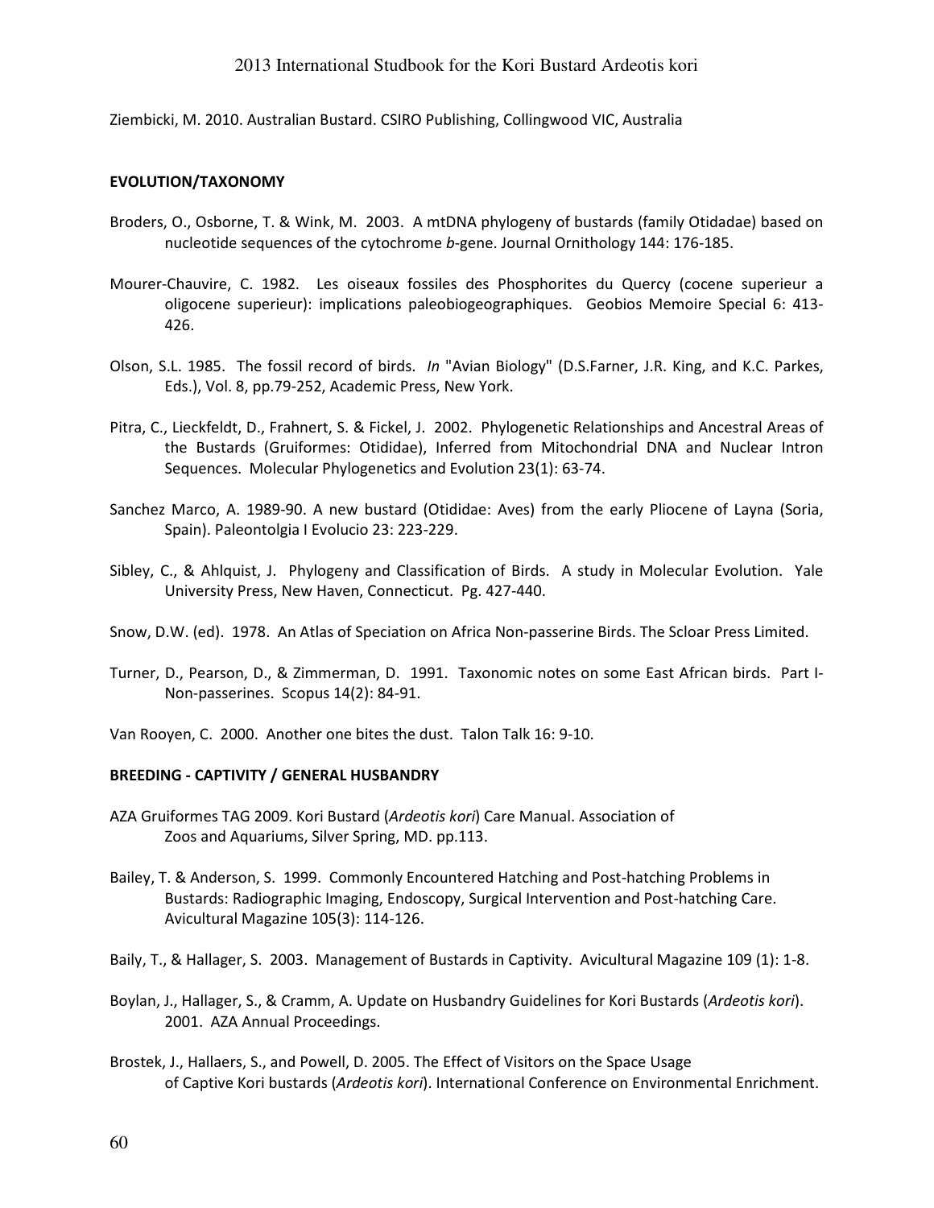Ziembicki, M. 2010. Australian Bustard. CSIRO Publishing, Collingwood VIC, Australia

**EVOLUTION/TAXONOMY**

Broders, O., Osborne, T. & Wink, M. 2003. A mtDNA phylogeny of bustards (family Otidadae) based on nucleotide sequences of the cytochrome *b*-gene. Journal Ornithology 144: 176-185.

Mourer-Chauvire, C. 1982. Les oiseaux fossiles des Phosphorites du Quercy (cocene superieur a oligocene superieur): implications paleobiogeographiques. Geobios Memoire Special 6: 413-426.

Olson, S.L. 1985. The fossil record of birds. *In* "Avian Biology" (D.S.Farner, J.R. King, and K.C. Parkes, Eds.), Vol. 8, pp.79-252, Academic Press, New York.

Pitra, C., Lieckfeldt, D., Frahnert, S. & Fickel, J. 2002. Phylogenetic Relationships and Ancestral Areas of the Bustards (Gruiformes: Otididae), Inferred from Mitochondrial DNA and Nuclear Intron Sequences. Molecular Phylogenetics and Evolution 23(1): 63-74.

Sanchez Marco, A. 1989-90. A new bustard (Otididae: Aves) from the early Pliocene of Layna (Soria, Spain). Paleontolgia I Evolucio 23: 223-229.

Sibley, C., & Ahlquist, J. Phylogeny and Classification of Birds. A study in Molecular Evolution. Yale University Press, New Haven, Connecticut. Pg. 427-440.

Snow, D.W. (ed). 1978. An Atlas of Speciation on Africa Non-passerine Birds. The Scloar Press Limited.

Turner, D., Pearson, D., & Zimmerman, D. 1991. Taxonomic notes on some East African birds. Part I-Non-passerines. Scopus 14(2): 84-91.

Van Rooyen, C. 2000. Another one bites the dust. Talon Talk 16: 9-10.

**BREEDING - CAPTIVITY / GENERAL HUSBANDRY**

AZA Gruiformes TAG 2009. Kori Bustard (*Ardeotis kori*) Care Manual. Association of Zoos and Aquariums, Silver Spring, MD. pp.113.

Bailey, T. & Anderson, S. 1999. Commonly Encountered Hatching and Post-hatching Problems in Bustards: Radiographic Imaging, Endoscopy, Surgical Intervention and Post-hatching Care. Avicultural Magazine 105(3): 114-126.

Baily, T., & Hallager, S. 2003. Management of Bustards in Captivity. Avicultural Magazine 109 (1): 1-8.

Boylan, J., Hallager, S., & Cramm, A. Update on Husbandry Guidelines for Kori Bustards (*Ardeotis kori*). 2001. AZA Annual Proceedings.

Brostek, J., Hallaers, S., and Powell, D. 2005. The Effect of Visitors on the Space Usage of Captive Kori bustards (*Ardeotis kori*). International Conference on Environmental Enrichment.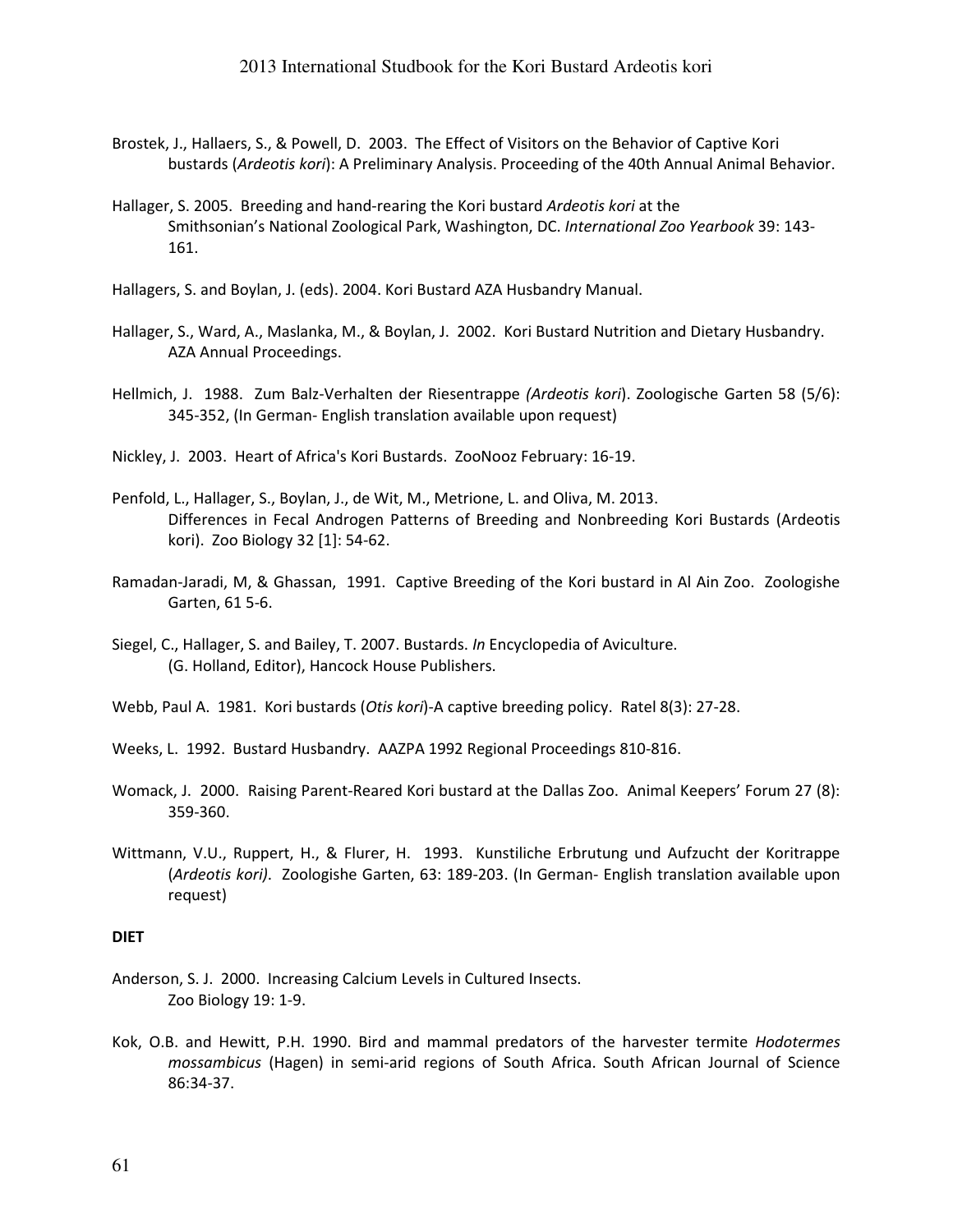Brostek, J., Hallaers, S., & Powell, D. 2003. The Effect of Visitors on the Behavior of Captive Kori bustards (*Ardeotis kori*): A Preliminary Analysis. Proceeding of the 40th Annual Animal Behavior.

Hallager, S. 2005. Breeding and hand-rearing the Kori bustard *Ardeotis kori* at the Smithsonian's National Zoological Park, Washington, DC. *International Zoo Yearbook* 39: 143-161.

Hallagers, S. and Boylan, J. (eds). 2004. Kori Bustard AZA Husbandry Manual.

Hallager, S., Ward, A., Maslanka, M., & Boylan, J. 2002. Kori Bustard Nutrition and Dietary Husbandry. AZA Annual Proceedings.

Hellmich, J. 1988. Zum Balz-Verhalten der Riesentrappe *(Ardeotis kori*). Zoologische Garten 58 (5/6): 345-352, (In German- English translation available upon request)

Nickley, J. 2003. Heart of Africa's Kori Bustards. ZooNooz February: 16-19.

Penfold, L., Hallager, S., Boylan, J., de Wit, M., Metrione, L. and Oliva, M. 2013. Differences in Fecal Androgen Patterns of Breeding and Nonbreeding Kori Bustards (Ardeotis kori). Zoo Biology 32 [1]: 54-62.

Ramadan-Jaradi, M, & Ghassan, 1991. Captive Breeding of the Kori bustard in Al Ain Zoo. Zoologishe Garten, 61 5-6.

Siegel, C., Hallager, S. and Bailey, T. 2007. Bustards. *In* Encyclopedia of Aviculture. (G. Holland, Editor), Hancock House Publishers.

Webb, Paul A. 1981. Kori bustards (*Otis kori*)-A captive breeding policy. Ratel 8(3): 27-28.

Weeks, L. 1992. Bustard Husbandry. AAZPA 1992 Regional Proceedings 810-816.

Womack, J. 2000. Raising Parent-Reared Kori bustard at the Dallas Zoo. Animal Keepers' Forum 27 (8): 359-360.

Wittmann, V.U., Ruppert, H., & Flurer, H. 1993. Kunstiliche Erbrutung und Aufzucht der Koritrappe (*Ardeotis kori)*. Zoologishe Garten, 63: 189-203. (In German- English translation available upon request)

**DIET**

Anderson, S. J. 2000. Increasing Calcium Levels in Cultured Insects. Zoo Biology 19: 1-9.

Kok, O.B. and Hewitt, P.H. 1990. Bird and mammal predators of the harvester termite *Hodotermes mossambicus* (Hagen) in semi-arid regions of South Africa. South African Journal of Science 86:34-37.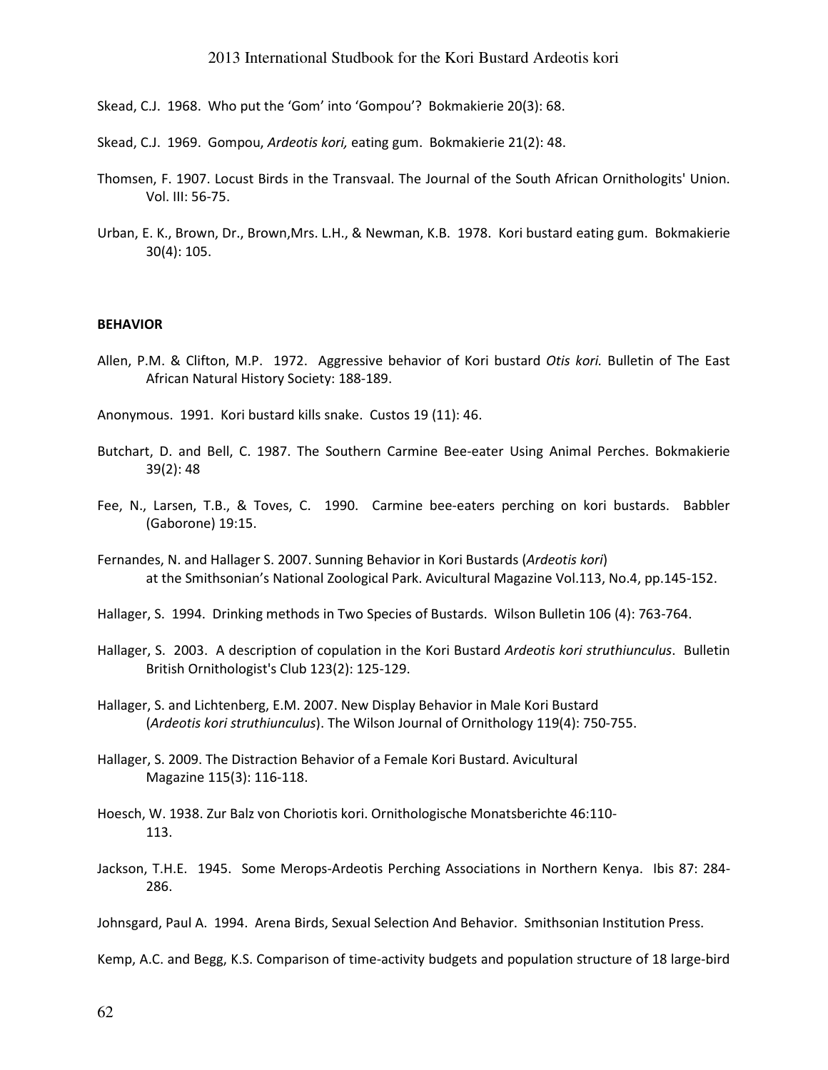Skead, C.J. 1968. Who put the 'Gom' into 'Gompou'? Bokmakierie 20(3): 68.

Skead, C.J. 1969. Gompou, *Ardeotis kori,* eating gum. Bokmakierie 21(2): 48.

Thomsen, F. 1907. Locust Birds in the Transvaal. The Journal of the South African Ornithologits' Union. Vol. III: 56-75.

Urban, E. K., Brown, Dr., Brown,Mrs. L.H., & Newman, K.B. 1978. Kori bustard eating gum. Bokmakierie 30(4): 105.

**BEHAVIOR**

Allen, P.M. & Clifton, M.P. 1972. Aggressive behavior of Kori bustard *Otis kori.* Bulletin of The East African Natural History Society: 188-189.

Anonymous. 1991. Kori bustard kills snake. Custos 19 (11): 46.

Butchart, D. and Bell, C. 1987. The Southern Carmine Bee-eater Using Animal Perches. Bokmakierie 39(2): 48

Fee, N., Larsen, T.B., & Toves, C. 1990. Carmine bee-eaters perching on kori bustards. Babbler (Gaborone) 19:15.

Fernandes, N. and Hallager S. 2007. Sunning Behavior in Kori Bustards (*Ardeotis kori*) at the Smithsonian's National Zoological Park. Avicultural Magazine Vol.113, No.4, pp.145-152.

Hallager, S. 1994. Drinking methods in Two Species of Bustards. Wilson Bulletin 106 (4): 763-764.

Hallager, S. 2003. A description of copulation in the Kori Bustard *Ardeotis kori struthiunculus*. Bulletin British Ornithologist's Club 123(2): 125-129.

Hallager, S. and Lichtenberg, E.M. 2007. New Display Behavior in Male Kori Bustard (*Ardeotis kori struthiunculus*). The Wilson Journal of Ornithology 119(4): 750-755.

Hallager, S. 2009. The Distraction Behavior of a Female Kori Bustard. Avicultural Magazine 115(3): 116-118.

Hoesch, W. 1938. Zur Balz von Choriotis kori. Ornithologische Monatsberichte 46:110-113.

Jackson, T.H.E. 1945. Some Merops-Ardeotis Perching Associations in Northern Kenya. Ibis 87: 284-286.

Johnsgard, Paul A. 1994. Arena Birds, Sexual Selection And Behavior. Smithsonian Institution Press.

Kemp, A.C. and Begg, K.S. Comparison of time-activity budgets and population structure of 18 large-bird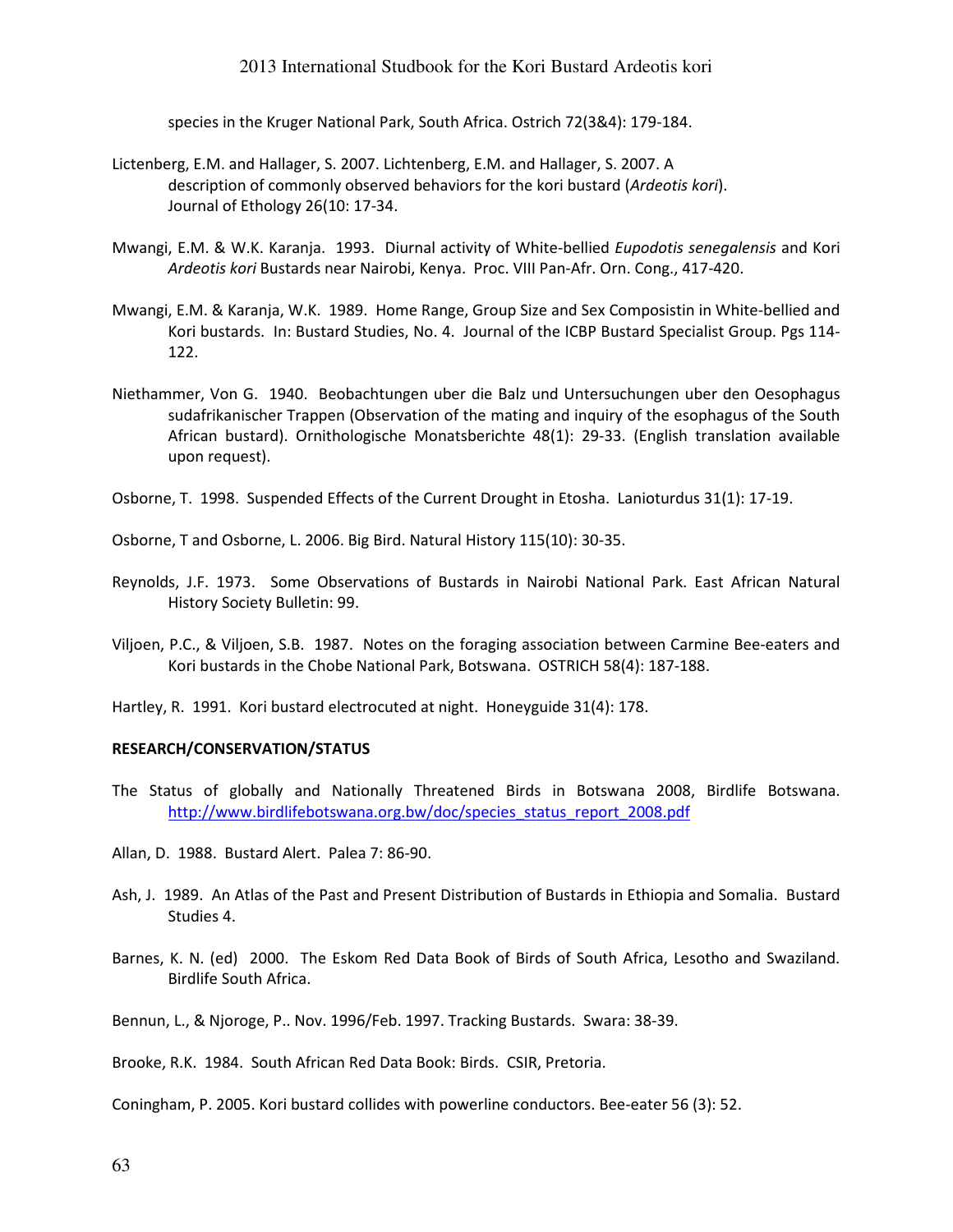species in the Kruger National Park, South Africa. Ostrich 72(3&4): 179-184.

Lictenberg, E.M. and Hallager, S. 2007. Lichtenberg, E.M. and Hallager, S. 2007. A description of commonly observed behaviors for the kori bustard (*Ardeotis kori*). Journal of Ethology 26(10: 17-34.

Mwangi, E.M. & W.K. Karanja. 1993. Diurnal activity of White-bellied *Eupodotis senegalensis* and Kori *Ardeotis kori* Bustards near Nairobi, Kenya. Proc. VIII Pan-Afr. Orn. Cong., 417-420.

Mwangi, E.M. & Karanja, W.K. 1989. Home Range, Group Size and Sex Composistin in White-bellied and Kori bustards. In: Bustard Studies, No. 4. Journal of the ICBP Bustard Specialist Group. Pgs 114-122.

Niethammer, Von G. 1940. Beobachtungen uber die Balz und Untersuchungen uber den Oesophagus sudafrikanischer Trappen (Observation of the mating and inquiry of the esophagus of the South African bustard). Ornithologische Monatsberichte 48(1): 29-33. (English translation available upon request).

Osborne, T. 1998. Suspended Effects of the Current Drought in Etosha. Lanioturdus 31(1): 17-19.

Osborne, T and Osborne, L. 2006. Big Bird. Natural History 115(10): 30-35.

Reynolds, J.F. 1973. Some Observations of Bustards in Nairobi National Park. East African Natural History Society Bulletin: 99.

Viljoen, P.C., & Viljoen, S.B. 1987. Notes on the foraging association between Carmine Bee-eaters and Kori bustards in the Chobe National Park, Botswana. OSTRICH 58(4): 187-188.

Hartley, R. 1991. Kori bustard electrocuted at night. Honeyguide 31(4): 178.

**RESEARCH/CONSERVATION/STATUS**

The Status of globally and Nationally Threatened Birds in Botswana 2008, Birdlife Botswana. http://www.birdlifebotswana.org.bw/doc/species_status_report_2008.pdf

Allan, D. 1988. Bustard Alert. Palea 7: 86-90.

Ash, J. 1989. An Atlas of the Past and Present Distribution of Bustards in Ethiopia and Somalia. Bustard Studies 4.

Barnes, K. N. (ed) 2000. The Eskom Red Data Book of Birds of South Africa, Lesotho and Swaziland. Birdlife South Africa.

Bennun, L., & Njoroge, P.. Nov. 1996/Feb. 1997. Tracking Bustards. Swara: 38-39.

Brooke, R.K. 1984. South African Red Data Book: Birds. CSIR, Pretoria.

Coningham, P. 2005. Kori bustard collides with powerline conductors. Bee-eater 56 (3): 52.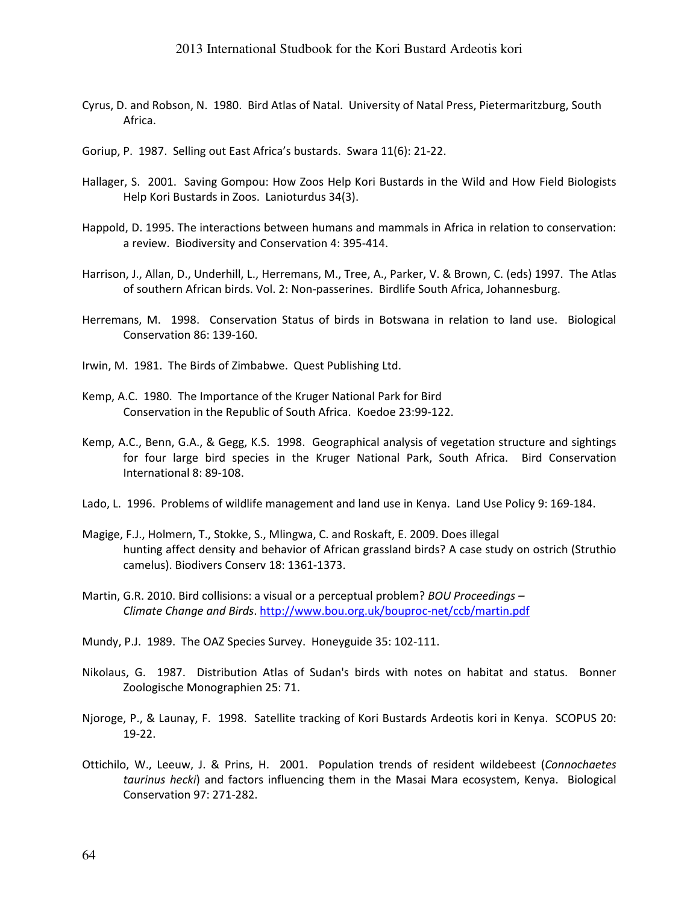Cyrus, D. and Robson, N. 1980. Bird Atlas of Natal. University of Natal Press, Pietermaritzburg, South Africa.

Goriup, P. 1987. Selling out East Africa's bustards. Swara 11(6): 21-22.

Hallager, S. 2001. Saving Gompou: How Zoos Help Kori Bustards in the Wild and How Field Biologists Help Kori Bustards in Zoos. Lanioturdus 34(3).

Happold, D. 1995. The interactions between humans and mammals in Africa in relation to conservation: a review. Biodiversity and Conservation 4: 395-414.

Harrison, J., Allan, D., Underhill, L., Herremans, M., Tree, A., Parker, V. & Brown, C. (eds) 1997. The Atlas of southern African birds. Vol. 2: Non-passerines. Birdlife South Africa, Johannesburg.

Herremans, M. 1998. Conservation Status of birds in Botswana in relation to land use. Biological Conservation 86: 139-160.

Irwin, M. 1981. The Birds of Zimbabwe. Quest Publishing Ltd.

Kemp, A.C. 1980. The Importance of the Kruger National Park for Bird Conservation in the Republic of South Africa. Koedoe 23:99-122.

Kemp, A.C., Benn, G.A., & Gegg, K.S. 1998. Geographical analysis of vegetation structure and sightings for four large bird species in the Kruger National Park, South Africa. Bird Conservation International 8: 89-108.

Lado, L. 1996. Problems of wildlife management and land use in Kenya. Land Use Policy 9: 169-184.

Magige, F.J., Holmern, T., Stokke, S., Mlingwa, C. and Roskaft, E. 2009. Does illegal hunting affect density and behavior of African grassland birds? A case study on ostrich (Struthio camelus). Biodivers Conserv 18: 1361-1373.

Martin, G.R. 2010. Bird collisions: a visual or a perceptual problem? *BOU Proceedings – Climate Change and Birds*. http://www.bou.org.uk/bouproc-net/ccb/martin.pdf

Mundy, P.J. 1989. The OAZ Species Survey. Honeyguide 35: 102-111.

Nikolaus, G. 1987. Distribution Atlas of Sudan's birds with notes on habitat and status. Bonner Zoologische Monographien 25: 71.

Njoroge, P., & Launay, F. 1998. Satellite tracking of Kori Bustards Ardeotis kori in Kenya. SCOPUS 20: 19-22.

Ottichilo, W., Leeuw, J. & Prins, H. 2001. Population trends of resident wildebeest (*Connochaetes taurinus hecki*) and factors influencing them in the Masai Mara ecosystem, Kenya. Biological Conservation 97: 271-282.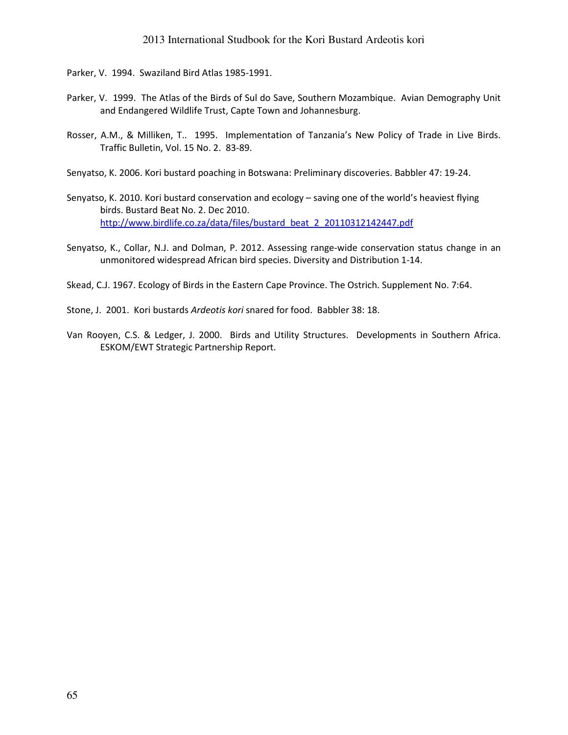Parker, V. 1994. Swaziland Bird Atlas 1985-1991.

Parker, V. 1999. The Atlas of the Birds of Sul do Save, Southern Mozambique. Avian Demography Unit and Endangered Wildlife Trust, Capte Town and Johannesburg.

Rosser, A.M., & Milliken, T.. 1995. Implementation of Tanzania's New Policy of Trade in Live Birds. Traffic Bulletin, Vol. 15 No. 2. 83-89.

Senyatso, K. 2006. Kori bustard poaching in Botswana: Preliminary discoveries. Babbler 47: 19-24.

Senyatso, K. 2010. Kori bustard conservation and ecology – saving one of the world's heaviest flying birds. Bustard Beat No. 2. Dec 2010. http://www.birdlife.co.za/data/files/bustard_beat_2_20110312142447.pdf

Senyatso, K., Collar, N.J. and Dolman, P. 2012. Assessing range-wide conservation status change in an unmonitored widespread African bird species. Diversity and Distribution 1-14.

Skead, C.J. 1967. Ecology of Birds in the Eastern Cape Province. The Ostrich. Supplement No. 7:64.

Stone, J. 2001. Kori bustards *Ardeotis kori* snared for food. Babbler 38: 18.

Van Rooyen, C.S. & Ledger, J. 2000. Birds and Utility Structures. Developments in Southern Africa. ESKOM/EWT Strategic Partnership Report.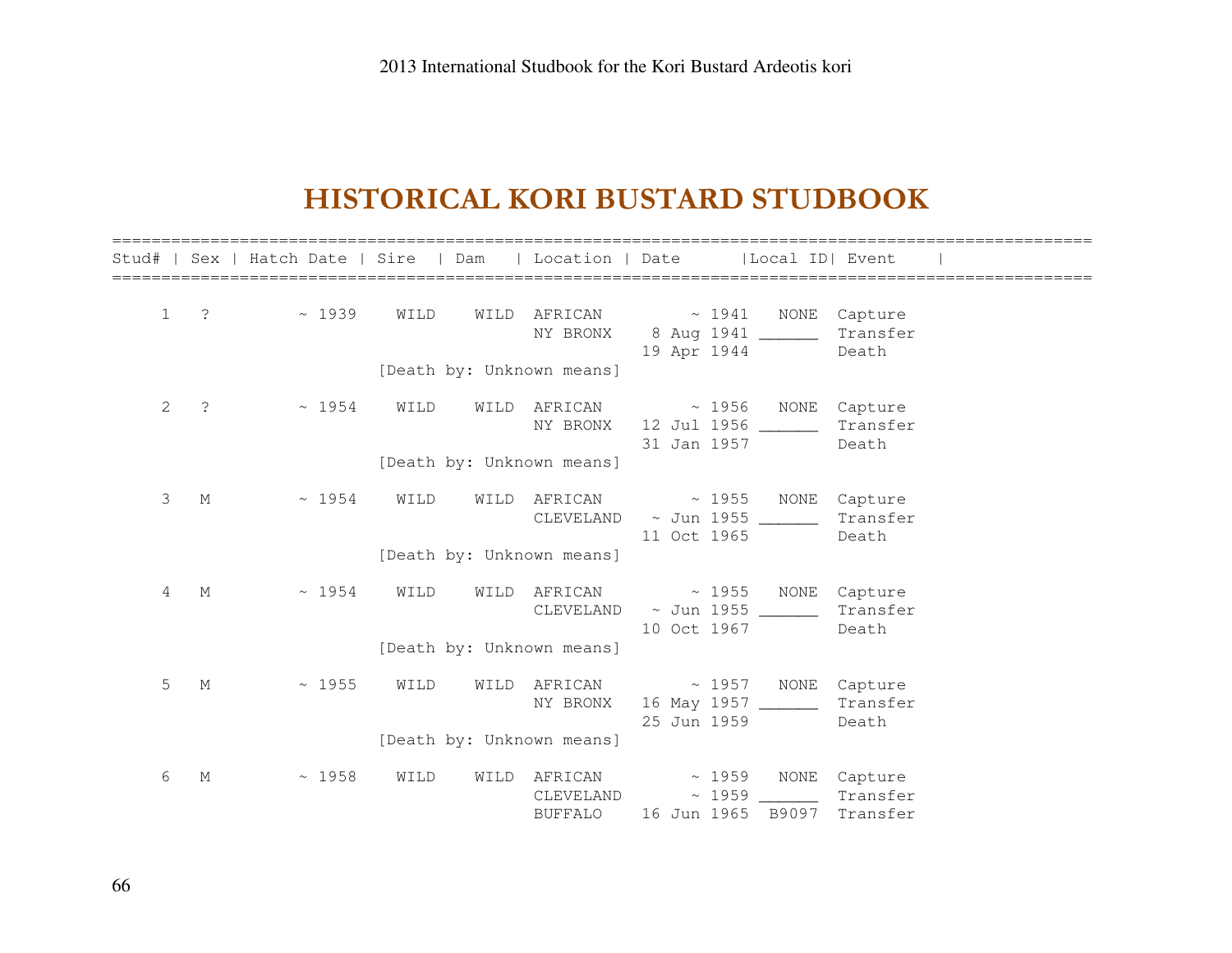# HISTORICAL KORI BUSTARD STUDBOOK

| Stud# | Sex | Hatch Date | Sire | Dam | Location | Date | Local ID | Event |
|---|---|---|---|---|---|---|---|---|
| 1 | ? | ~ 1939 | WILD | WILD | AFRICAN | ~ 1941 | NONE | Capture |
| | | | | | NY BRONX | 8 Aug 1941 | ______ | Transfer |
| | | | | | | 19 Apr 1944 | | Death |
| | | | [Death by: Unknown means] | | | | | |
| 2 | ? | ~ 1954 | WILD | WILD | AFRICAN | ~ 1956 | NONE | Capture |
| | | | | | NY BRONX | 12 Jul 1956 | ______ | Transfer |
| | | | | | | 31 Jan 1957 | | Death |
| | | | [Death by: Unknown means] | | | | | |
| 3 | M | ~ 1954 | WILD | WILD | AFRICAN | ~ 1955 | NONE | Capture |
| | | | | | CLEVELAND | ~ Jun 1955 | ______ | Transfer |
| | | | | | | 11 Oct 1965 | | Death |
| | | | [Death by: Unknown means] | | | | | |
| 4 | M | ~ 1954 | WILD | WILD | AFRICAN | ~ 1955 | NONE | Capture |
| | | | | | CLEVELAND | ~ Jun 1955 | ______ | Transfer |
| | | | | | | 10 Oct 1967 | | Death |
| | | | [Death by: Unknown means] | | | | | |
| 5 | M | ~ 1955 | WILD | WILD | AFRICAN | ~ 1957 | NONE | Capture |
| | | | | | NY BRONX | 16 May 1957 | ______ | Transfer |
| | | | | | | 25 Jun 1959 | | Death |
| | | | [Death by: Unknown means] | | | | | |
| 6 | M | ~ 1958 | WILD | WILD | AFRICAN | ~ 1959 | NONE | Capture |
| | | | | | CLEVELAND | ~ 1959 | ______ | Transfer |
| | | | | | BUFFALO | 16 Jun 1965 | B9097 | Transfer |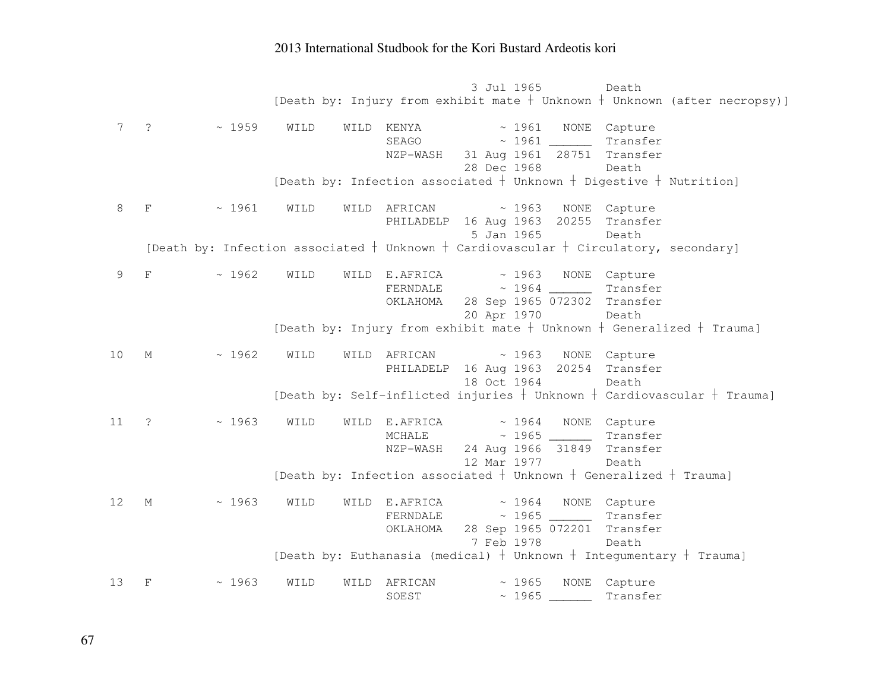```
                                 3 Jul 1965         Death
                  [Death by: Injury from exhibit mate ┼ Unknown ┼ Unknown (after necropsy)]

 7  ?         ~ 1959    WILD    WILD  KENYA           ~ 1961   NONE  Capture
                                      SEAGO           ~ 1961 ______  Transfer
                                      NZP-WASH   31 Aug 1961  28751  Transfer
                                                 28 Dec 1968         Death
                  [Death by: Infection associated ┼ Unknown ┼ Digestive ┼ Nutrition]

 8  F         ~ 1961    WILD    WILD  AFRICAN         ~ 1963   NONE  Capture
                                      PHILADELP  16 Aug 1963  20255  Transfer
                                                  5 Jan 1965         Death
    [Death by: Infection associated ┼ Unknown ┼ Cardiovascular ┼ Circulatory, secondary]

 9  F         ~ 1962    WILD    WILD  E.AFRICA        ~ 1963   NONE  Capture
                                      FERNDALE        ~ 1964 ______  Transfer
                                      OKLAHOMA   28 Sep 1965 072302  Transfer
                                                 20 Apr 1970         Death
                  [Death by: Injury from exhibit mate ┼ Unknown ┼ Generalized ┼ Trauma]

10  M         ~ 1962    WILD    WILD  AFRICAN         ~ 1963   NONE  Capture
                                      PHILADELP  16 Aug 1963  20254  Transfer
                                                 18 Oct 1964         Death
                  [Death by: Self-inflicted injuries ┼ Unknown ┼ Cardiovascular ┼ Trauma]

11  ?         ~ 1963    WILD    WILD  E.AFRICA        ~ 1964   NONE  Capture
                                      MCHALE          ~ 1965 ______  Transfer
                                      NZP-WASH   24 Aug 1966  31849  Transfer
                                                 12 Mar 1977         Death
                  [Death by: Infection associated ┼ Unknown ┼ Generalized ┼ Trauma]

12  M         ~ 1963    WILD    WILD  E.AFRICA        ~ 1964   NONE  Capture
                                      FERNDALE        ~ 1965 ______  Transfer
                                      OKLAHOMA   28 Sep 1965 072201  Transfer
                                                  7 Feb 1978         Death
                  [Death by: Euthanasia (medical) ┼ Unknown ┼ Integumentary ┼ Trauma]

13  F         ~ 1963    WILD    WILD  AFRICAN         ~ 1965   NONE  Capture
                                      SOEST           ~ 1965 ______  Transfer
```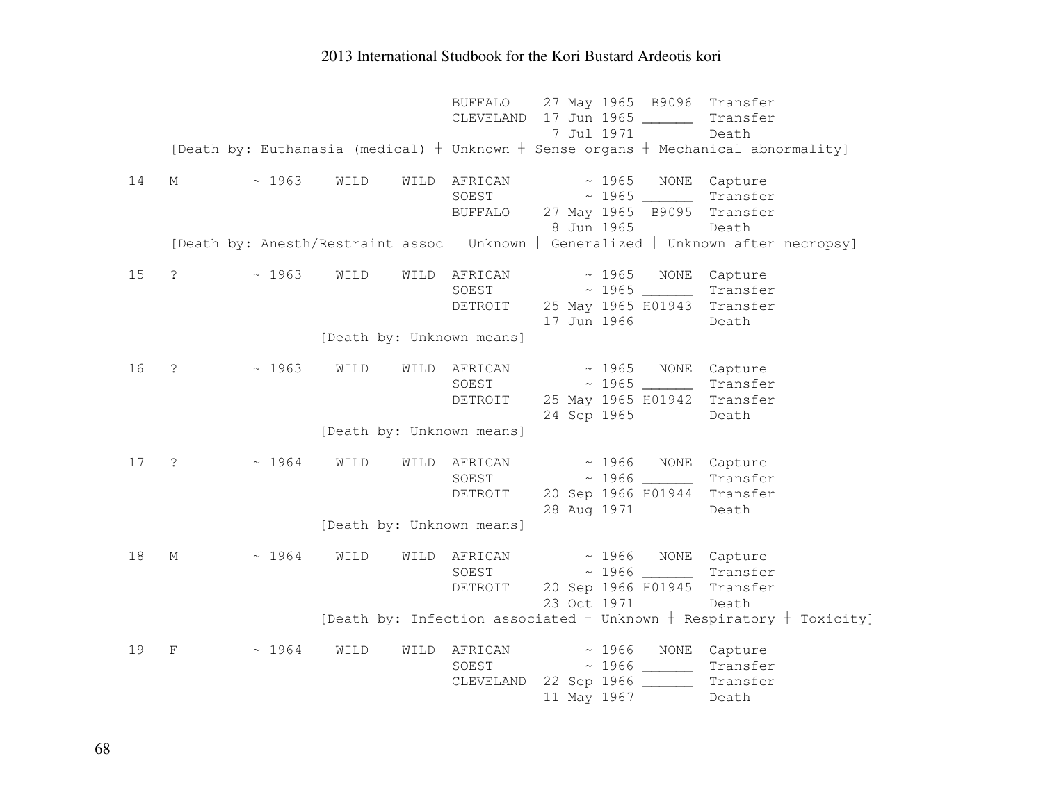```
                                 BUFFALO    27 May 1965  B9096  Transfer
                                 CLEVELAND  17 Jun 1965 ______  Transfer
                                             7 Jul 1971         Death
     [Death by: Euthanasia (medical) ┼ Unknown ┼ Sense organs ┼ Mechanical abnormality]

14   M        ~ 1963    WILD    WILD  AFRICAN        ~ 1965   NONE  Capture
                                 SOEST          ~ 1965 ______  Transfer
                                 BUFFALO    27 May 1965  B9095  Transfer
                                             8 Jun 1965         Death
     [Death by: Anesth/Restraint assoc ┼ Unknown ┼ Generalized ┼ Unknown after necropsy]

15   ?        ~ 1963    WILD    WILD  AFRICAN        ~ 1965   NONE  Capture
                                 SOEST          ~ 1965 ______  Transfer
                                 DETROIT    25 May 1965 H01943  Transfer
                                            17 Jun 1966         Death
                      [Death by: Unknown means]

16   ?        ~ 1963    WILD    WILD  AFRICAN        ~ 1965   NONE  Capture
                                 SOEST          ~ 1965 ______  Transfer
                                 DETROIT    25 May 1965 H01942  Transfer
                                            24 Sep 1965         Death
                      [Death by: Unknown means]

17   ?        ~ 1964    WILD    WILD  AFRICAN        ~ 1966   NONE  Capture
                                 SOEST          ~ 1966 ______  Transfer
                                 DETROIT    20 Sep 1966 H01944  Transfer
                                            28 Aug 1971         Death
                      [Death by: Unknown means]

18   M        ~ 1964    WILD    WILD  AFRICAN        ~ 1966   NONE  Capture
                                 SOEST          ~ 1966 ______  Transfer
                                 DETROIT    20 Sep 1966 H01945  Transfer
                                            23 Oct 1971         Death
                      [Death by: Infection associated ┼ Unknown ┼ Respiratory ┼ Toxicity]

19   F        ~ 1964    WILD    WILD  AFRICAN        ~ 1966   NONE  Capture
                                 SOEST          ~ 1966 ______  Transfer
                                 CLEVELAND  22 Sep 1966 ______  Transfer
                                            11 May 1967         Death
```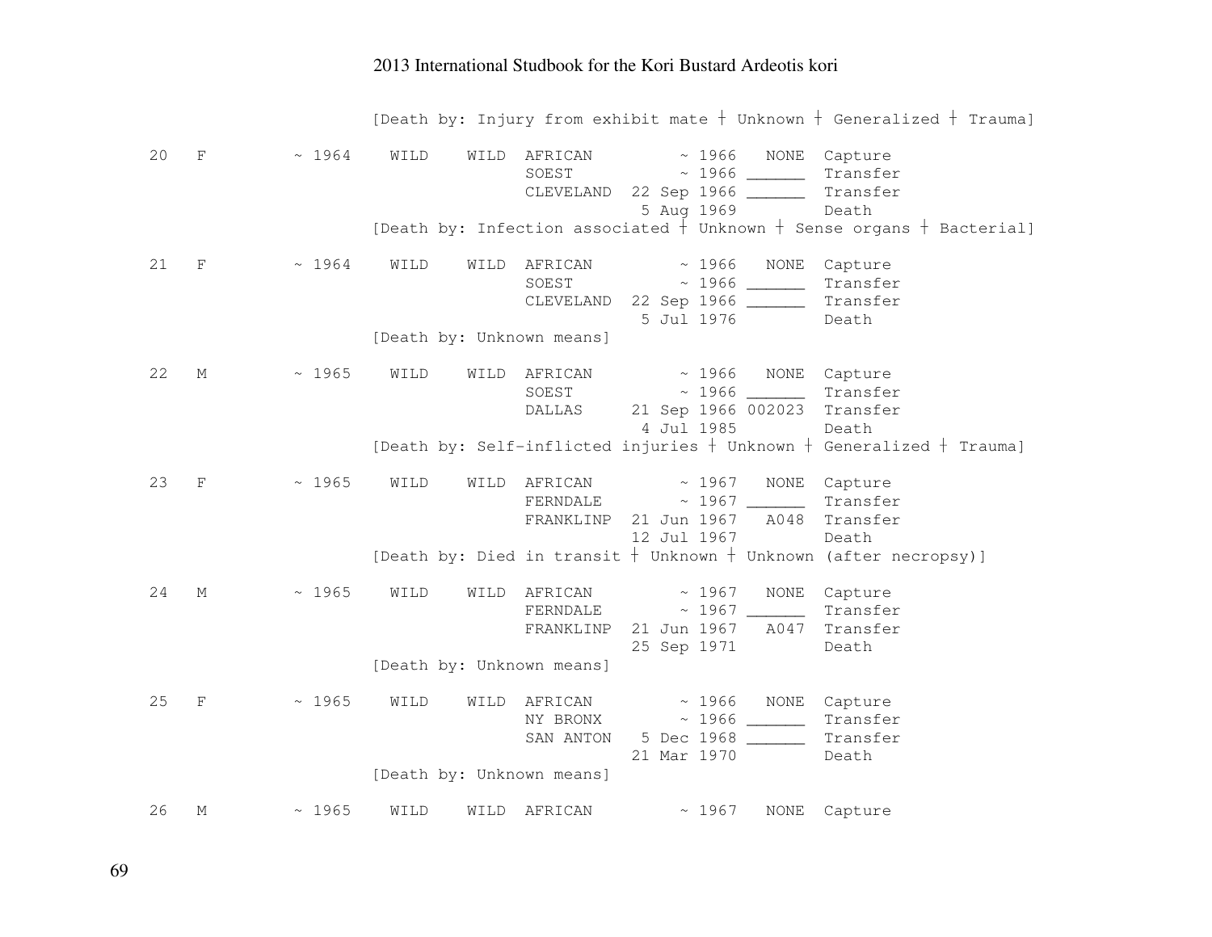[Death by: Injury from exhibit mate ┼ Unknown ┼ Generalized ┼ Trauma]

```
20   F        ~ 1964   WILD    WILD  AFRICAN         ~ 1966   NONE  Capture
                                     SOEST           ~ 1966 ______  Transfer
                                     CLEVELAND  22 Sep 1966 ______  Transfer
                                                 5 Aug 1969         Death
                       [Death by: Infection associated ┼ Unknown ┼ Sense organs ┼ Bacterial]

21   F        ~ 1964   WILD    WILD  AFRICAN         ~ 1966   NONE  Capture
                                     SOEST           ~ 1966 ______  Transfer
                                     CLEVELAND  22 Sep 1966 ______  Transfer
                                                 5 Jul 1976         Death
                       [Death by: Unknown means]

22   M        ~ 1965   WILD    WILD  AFRICAN         ~ 1966   NONE  Capture
                                     SOEST           ~ 1966 ______  Transfer
                                     DALLAS     21 Sep 1966 002023  Transfer
                                                 4 Jul 1985         Death
                       [Death by: Self-inflicted injuries ┼ Unknown ┼ Generalized ┼ Trauma]

23   F        ~ 1965   WILD    WILD  AFRICAN         ~ 1967   NONE  Capture
                                     FERNDALE        ~ 1967 ______  Transfer
                                     FRANKLINP  21 Jun 1967   A048  Transfer
                                                12 Jul 1967         Death
                       [Death by: Died in transit ┼ Unknown ┼ Unknown (after necropsy)]

24   M        ~ 1965   WILD    WILD  AFRICAN         ~ 1967   NONE  Capture
                                     FERNDALE        ~ 1967 ______  Transfer
                                     FRANKLINP  21 Jun 1967   A047  Transfer
                                                25 Sep 1971         Death
                       [Death by: Unknown means]

25   F        ~ 1965   WILD    WILD  AFRICAN         ~ 1966   NONE  Capture
                                     NY BRONX        ~ 1966 ______  Transfer
                                     SAN ANTON   5 Dec 1968 ______  Transfer
                                                21 Mar 1970         Death
                       [Death by: Unknown means]

26   M        ~ 1965   WILD    WILD  AFRICAN         ~ 1967   NONE  Capture
```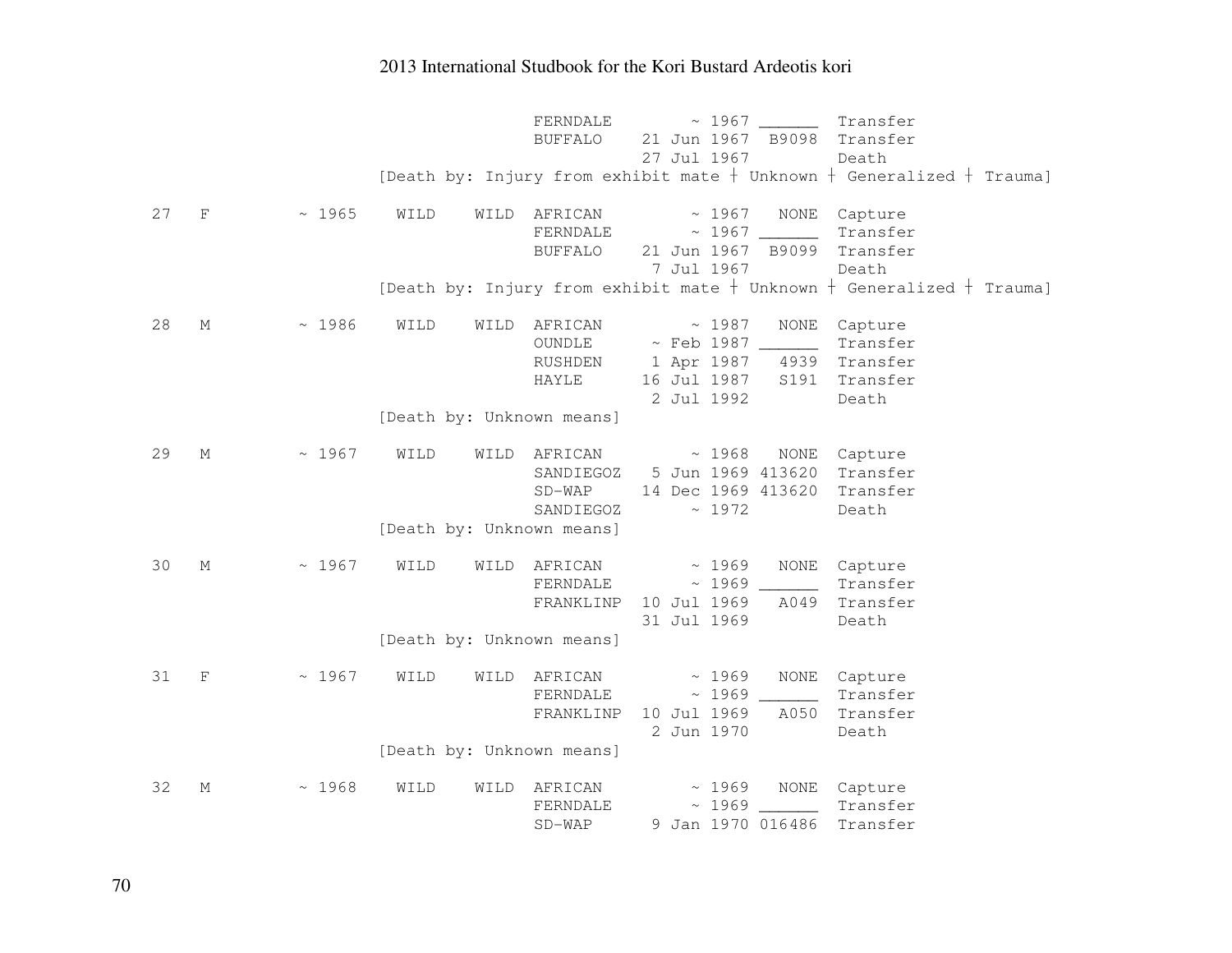```
                              FERNDALE        ~ 1967 ______  Transfer
                              BUFFALO    21 Jun 1967  B9098  Transfer
                                         27 Jul 1967         Death
                [Death by: Injury from exhibit mate ┼ Unknown ┼ Generalized ┼ Trauma]

27   F        ~ 1965    WILD    WILD  AFRICAN         ~ 1967   NONE  Capture
                              FERNDALE        ~ 1967 ______  Transfer
                              BUFFALO    21 Jun 1967  B9099  Transfer
                                          7 Jul 1967         Death
                [Death by: Injury from exhibit mate ┼ Unknown ┼ Generalized ┼ Trauma]

28   M        ~ 1986    WILD    WILD  AFRICAN         ~ 1987   NONE  Capture
                              OUNDLE      ~ Feb 1987 ______  Transfer
                              RUSHDEN     1 Apr 1987   4939  Transfer
                              HAYLE      16 Jul 1987   S191  Transfer
                                          2 Jul 1992         Death
                [Death by: Unknown means]

29   M        ~ 1967    WILD    WILD  AFRICAN         ~ 1968   NONE  Capture
                              SANDIEGOZ   5 Jun 1969 413620  Transfer
                              SD-WAP     14 Dec 1969 413620  Transfer
                              SANDIEGOZ       ~ 1972         Death
                [Death by: Unknown means]

30   M        ~ 1967    WILD    WILD  AFRICAN         ~ 1969   NONE  Capture
                              FERNDALE        ~ 1969 ______  Transfer
                              FRANKLINP  10 Jul 1969   A049  Transfer
                                         31 Jul 1969         Death
                [Death by: Unknown means]

31   F        ~ 1967    WILD    WILD  AFRICAN         ~ 1969   NONE  Capture
                              FERNDALE        ~ 1969 ______  Transfer
                              FRANKLINP  10 Jul 1969   A050  Transfer
                                          2 Jun 1970         Death
                [Death by: Unknown means]

32   M        ~ 1968    WILD    WILD  AFRICAN         ~ 1969   NONE  Capture
                              FERNDALE        ~ 1969 ______  Transfer
                              SD-WAP      9 Jan 1970 016486  Transfer
```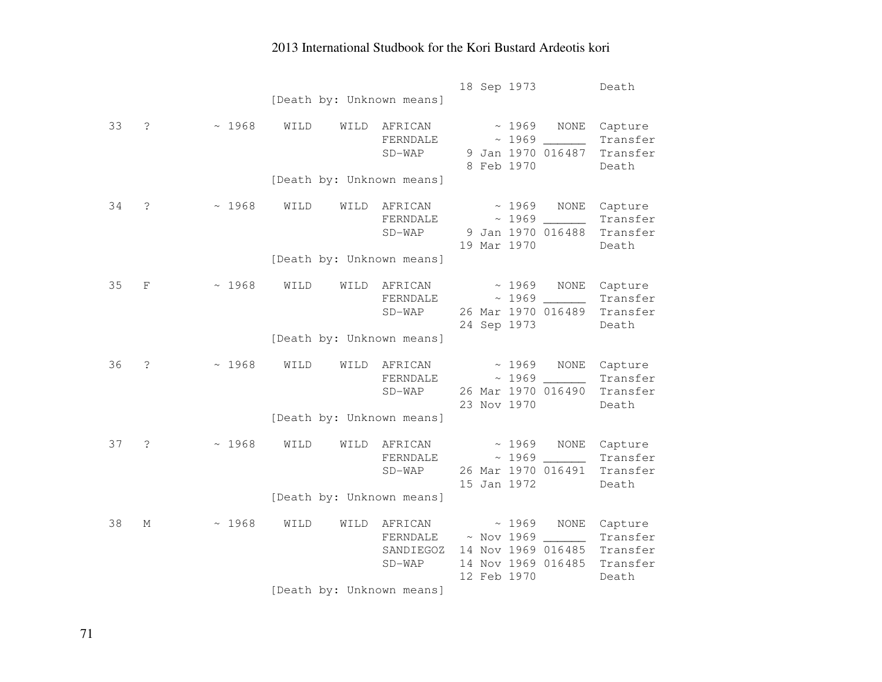| | | | | | | | | | |
|---|---|---|---|---|---|---|---|---|---|
| | | | | | | | 18 Sep 1973 | | Death |
| | | | [Death by: Unknown means] | | | | | | |
| 33 | ? | ~ 1968 | WILD | WILD | AFRICAN | | ~ 1969 | NONE | Capture |
| | | | | | FERNDALE | | ~ 1969 | ______ | Transfer |
| | | | | | SD-WAP | | 9 Jan 1970 | 016487 | Transfer |
| | | | | | | | 8 Feb 1970 | | Death |
| | | | [Death by: Unknown means] | | | | | | |
| 34 | ? | ~ 1968 | WILD | WILD | AFRICAN | | ~ 1969 | NONE | Capture |
| | | | | | FERNDALE | | ~ 1969 | ______ | Transfer |
| | | | | | SD-WAP | | 9 Jan 1970 | 016488 | Transfer |
| | | | | | | | 19 Mar 1970 | | Death |
| | | | [Death by: Unknown means] | | | | | | |
| 35 | F | ~ 1968 | WILD | WILD | AFRICAN | | ~ 1969 | NONE | Capture |
| | | | | | FERNDALE | | ~ 1969 | ______ | Transfer |
| | | | | | SD-WAP | | 26 Mar 1970 | 016489 | Transfer |
| | | | | | | | 24 Sep 1973 | | Death |
| | | | [Death by: Unknown means] | | | | | | |
| 36 | ? | ~ 1968 | WILD | WILD | AFRICAN | | ~ 1969 | NONE | Capture |
| | | | | | FERNDALE | | ~ 1969 | ______ | Transfer |
| | | | | | SD-WAP | | 26 Mar 1970 | 016490 | Transfer |
| | | | | | | | 23 Nov 1970 | | Death |
| | | | [Death by: Unknown means] | | | | | | |
| 37 | ? | ~ 1968 | WILD | WILD | AFRICAN | | ~ 1969 | NONE | Capture |
| | | | | | FERNDALE | | ~ 1969 | ______ | Transfer |
| | | | | | SD-WAP | | 26 Mar 1970 | 016491 | Transfer |
| | | | | | | | 15 Jan 1972 | | Death |
| | | | [Death by: Unknown means] | | | | | | |
| 38 | M | ~ 1968 | WILD | WILD | AFRICAN | | ~ 1969 | NONE | Capture |
| | | | | | FERNDALE | | ~ Nov 1969 | ______ | Transfer |
| | | | | | SANDIEGOZ | | 14 Nov 1969 | 016485 | Transfer |
| | | | | | SD-WAP | | 14 Nov 1969 | 016485 | Transfer |
| | | | | | | | 12 Feb 1970 | | Death |
| | | | [Death by: Unknown means] | | | | | | |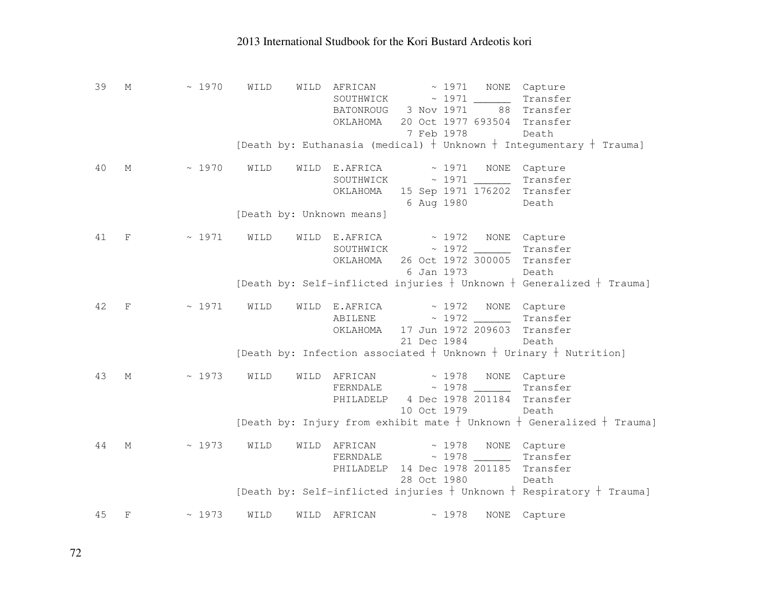```
 39   M         ~ 1970    WILD    WILD  AFRICAN         ~ 1971   NONE  Capture
                                        SOUTHWICK       ~ 1971 ______  Transfer
                                        BATONROUG   3 Nov 1971     88  Transfer
                                        OKLAHOMA   20 Oct 1977 693504  Transfer
                                                    7 Feb 1978         Death
                          [Death by: Euthanasia (medical) ┼ Unknown ┼ Integumentary ┼ Trauma]

 40   M         ~ 1970    WILD    WILD  E.AFRICA        ~ 1971   NONE  Capture
                                        SOUTHWICK       ~ 1971 ______  Transfer
                                        OKLAHOMA   15 Sep 1971 176202  Transfer
                                                    6 Aug 1980         Death
                          [Death by: Unknown means]

 41   F         ~ 1971    WILD    WILD  E.AFRICA        ~ 1972   NONE  Capture
                                        SOUTHWICK       ~ 1972 ______  Transfer
                                        OKLAHOMA   26 Oct 1972 300005  Transfer
                                                    6 Jan 1973         Death
                          [Death by: Self-inflicted injuries ┼ Unknown ┼ Generalized ┼ Trauma]

 42   F         ~ 1971    WILD    WILD  E.AFRICA        ~ 1972   NONE  Capture
                                        ABILENE         ~ 1972 ______  Transfer
                                        OKLAHOMA   17 Jun 1972 209603  Transfer
                                                   21 Dec 1984         Death
                          [Death by: Infection associated ┼ Unknown ┼ Urinary ┼ Nutrition]

 43   M         ~ 1973    WILD    WILD  AFRICAN         ~ 1978   NONE  Capture
                                        FERNDALE        ~ 1978 ______  Transfer
                                        PHILADELP   4 Dec 1978 201184  Transfer
                                                   10 Oct 1979         Death
                          [Death by: Injury from exhibit mate ┼ Unknown ┼ Generalized ┼ Trauma]

 44   M         ~ 1973    WILD    WILD  AFRICAN         ~ 1978   NONE  Capture
                                        FERNDALE        ~ 1978 ______  Transfer
                                        PHILADELP  14 Dec 1978 201185  Transfer
                                                   28 Oct 1980         Death
                          [Death by: Self-inflicted injuries ┼ Unknown ┼ Respiratory ┼ Trauma]

 45   F         ~ 1973    WILD    WILD  AFRICAN         ~ 1978   NONE  Capture
```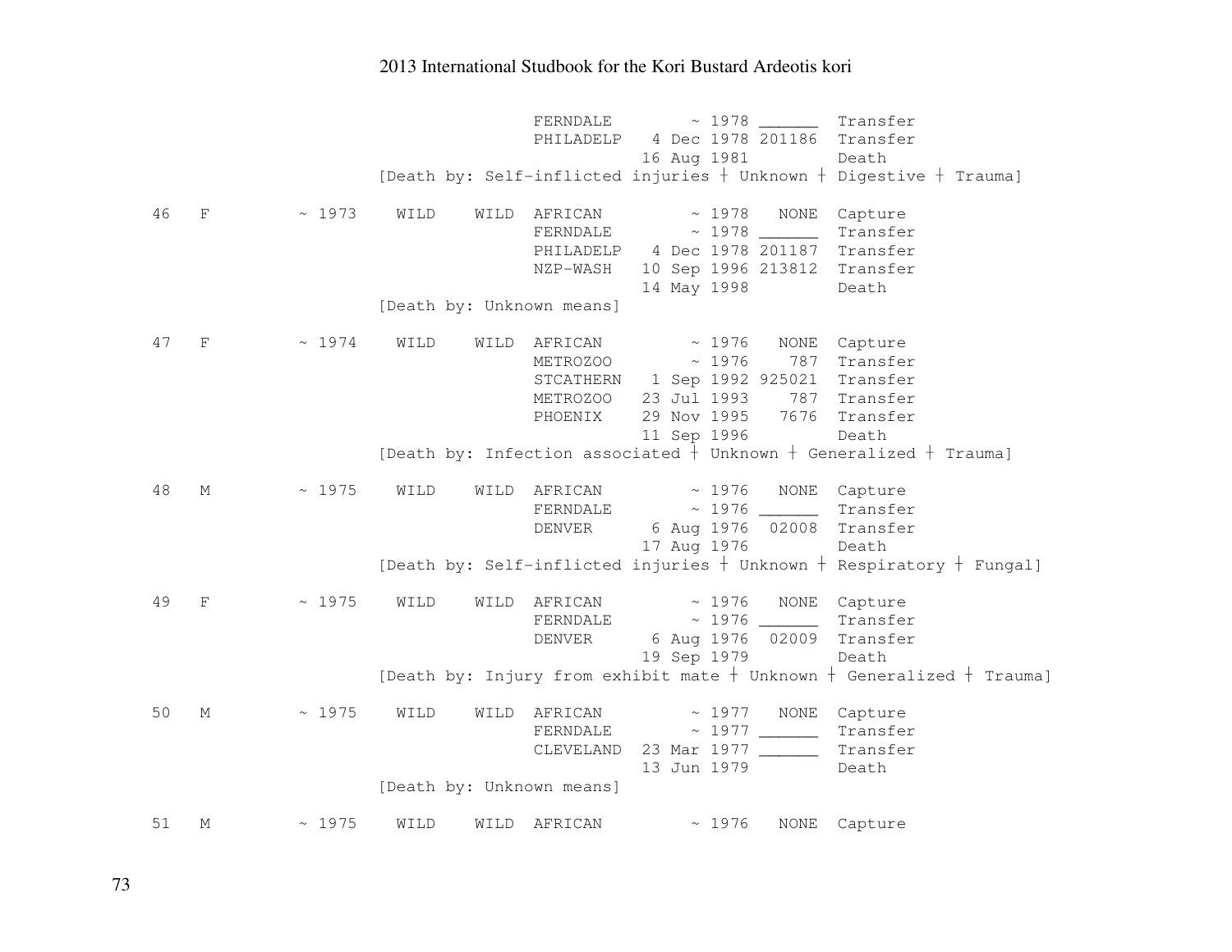```
                          FERNDALE        ~ 1978 ______  Transfer
                          PHILADELP   4 Dec 1978 201186  Transfer
                                     16 Aug 1981         Death
                 [Death by: Self-inflicted injuries ┼ Unknown ┼ Digestive ┼ Trauma]

 46   F      ~ 1973   WILD    WILD  AFRICAN         ~ 1978   NONE  Capture
                          FERNDALE        ~ 1978 ______  Transfer
                          PHILADELP   4 Dec 1978 201187  Transfer
                          NZP-WASH   10 Sep 1996 213812  Transfer
                                     14 May 1998         Death
                 [Death by: Unknown means]

 47   F      ~ 1974   WILD    WILD  AFRICAN         ~ 1976   NONE  Capture
                          METROZOO        ~ 1976    787  Transfer
                          STCATHERN   1 Sep 1992 925021  Transfer
                          METROZOO   23 Jul 1993    787  Transfer
                          PHOENIX    29 Nov 1995   7676  Transfer
                                     11 Sep 1996         Death
                 [Death by: Infection associated ┼ Unknown ┼ Generalized ┼ Trauma]

 48   M      ~ 1975   WILD    WILD  AFRICAN         ~ 1976   NONE  Capture
                          FERNDALE        ~ 1976 ______  Transfer
                          DENVER      6 Aug 1976  02008  Transfer
                                     17 Aug 1976         Death
                 [Death by: Self-inflicted injuries ┼ Unknown ┼ Respiratory ┼ Fungal]

 49   F      ~ 1975   WILD    WILD  AFRICAN         ~ 1976   NONE  Capture
                          FERNDALE        ~ 1976 ______  Transfer
                          DENVER      6 Aug 1976  02009  Transfer
                                     19 Sep 1979         Death
                 [Death by: Injury from exhibit mate ┼ Unknown ┼ Generalized ┼ Trauma]

 50   M      ~ 1975   WILD    WILD  AFRICAN         ~ 1977   NONE  Capture
                          FERNDALE        ~ 1977 ______  Transfer
                          CLEVELAND  23 Mar 1977 ______  Transfer
                                     13 Jun 1979         Death
                 [Death by: Unknown means]

 51   M      ~ 1975   WILD    WILD  AFRICAN         ~ 1976   NONE  Capture
```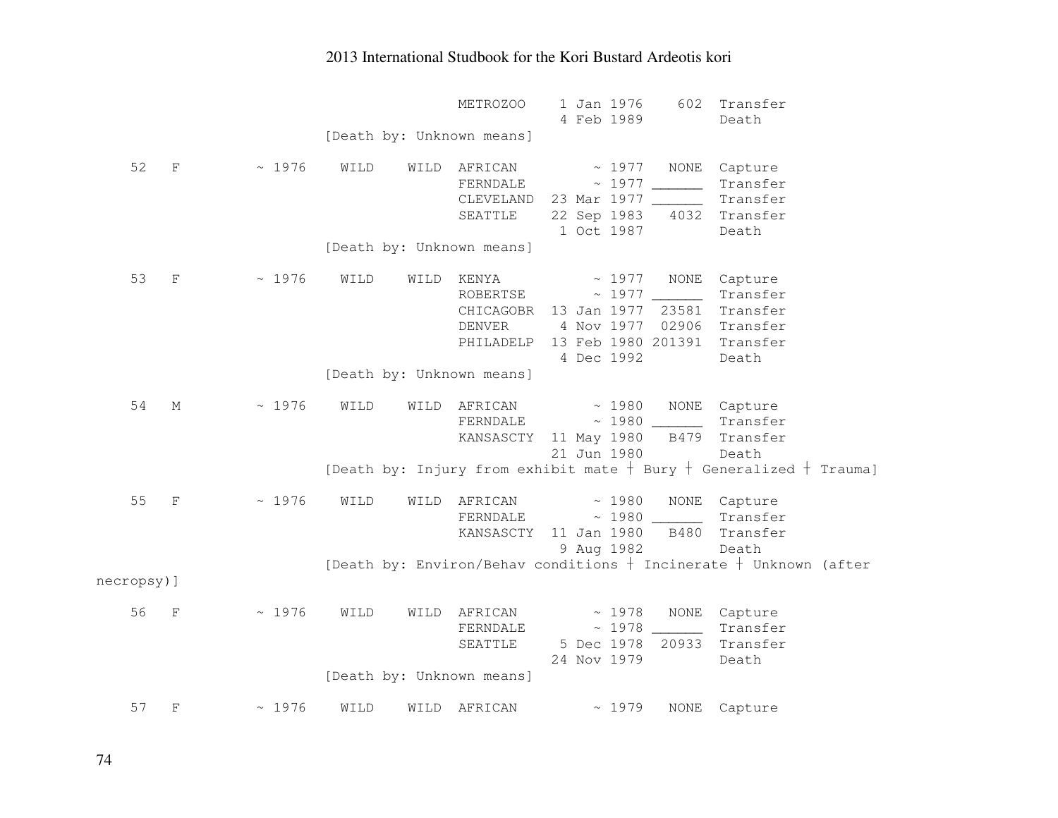```
                              METROZOO    1 Jan 1976    602  Transfer
                                          4 Feb 1989         Death
                    [Death by: Unknown means]

  52   F      ~ 1976   WILD    WILD  AFRICAN        ~ 1977   NONE  Capture
                                     FERNDALE       ~ 1977 ______  Transfer
                                     CLEVELAND  23 Mar 1977 ______  Transfer
                                     SEATTLE    22 Sep 1983   4032  Transfer
                                                 1 Oct 1987         Death
                    [Death by: Unknown means]

  53   F      ~ 1976   WILD    WILD  KENYA          ~ 1977   NONE  Capture
                                     ROBERTSE       ~ 1977 ______  Transfer
                                     CHICAGOBR  13 Jan 1977  23581  Transfer
                                     DENVER      4 Nov 1977  02906  Transfer
                                     PHILADELP  13 Feb 1980 201391  Transfer
                                                 4 Dec 1992         Death
                    [Death by: Unknown means]

  54   M      ~ 1976   WILD    WILD  AFRICAN        ~ 1980   NONE  Capture
                                     FERNDALE       ~ 1980 ______  Transfer
                                     KANSASCTY  11 May 1980   B479  Transfer
                                                21 Jun 1980         Death
                    [Death by: Injury from exhibit mate | Bury | Generalized | Trauma]

  55   F      ~ 1976   WILD    WILD  AFRICAN        ~ 1980   NONE  Capture
                                     FERNDALE       ~ 1980 ______  Transfer
                                     KANSASCTY  11 Jan 1980   B480  Transfer
                                                 9 Aug 1982         Death
                    [Death by: Environ/Behav conditions | Incinerate | Unknown (after
necropsy)]

  56   F      ~ 1976   WILD    WILD  AFRICAN        ~ 1978   NONE  Capture
                                     FERNDALE       ~ 1978 ______  Transfer
                                     SEATTLE     5 Dec 1978  20933  Transfer
                                                24 Nov 1979         Death
                    [Death by: Unknown means]

  57   F      ~ 1976   WILD    WILD  AFRICAN        ~ 1979   NONE  Capture
```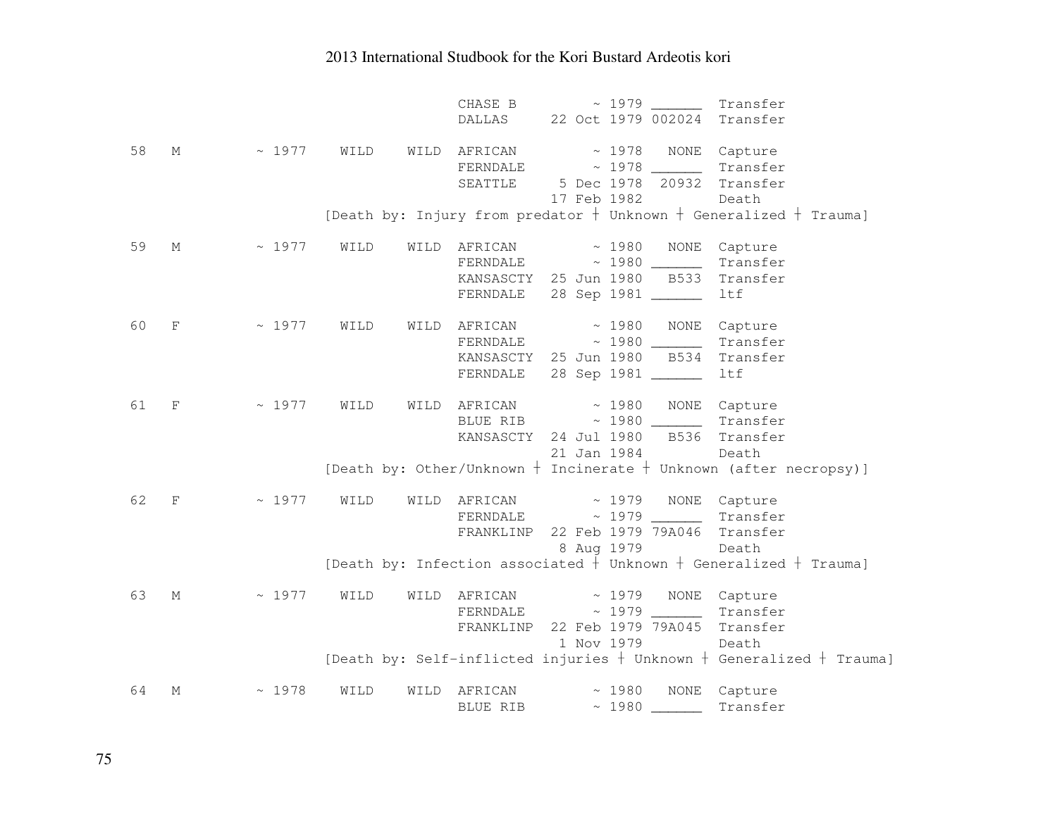```
                              CHASE B         ~ 1979 ______  Transfer
                              DALLAS     22 Oct 1979 002024  Transfer

58   M        ~ 1977   WILD    WILD  AFRICAN         ~ 1978   NONE  Capture
                              FERNDALE        ~ 1978 ______  Transfer
                              SEATTLE     5 Dec 1978  20932  Transfer
                                         17 Feb 1982         Death
                [Death by: Injury from predator ┼ Unknown ┼ Generalized ┼ Trauma]

59   M        ~ 1977   WILD    WILD  AFRICAN         ~ 1980   NONE  Capture
                              FERNDALE        ~ 1980 ______  Transfer
                              KANSASCTY  25 Jun 1980   B533  Transfer
                              FERNDALE   28 Sep 1981 ______  ltf

60   F        ~ 1977   WILD    WILD  AFRICAN         ~ 1980   NONE  Capture
                              FERNDALE        ~ 1980 ______  Transfer
                              KANSASCTY  25 Jun 1980   B534  Transfer
                              FERNDALE   28 Sep 1981 ______  ltf

61   F        ~ 1977   WILD    WILD  AFRICAN         ~ 1980   NONE  Capture
                              BLUE RIB        ~ 1980 ______  Transfer
                              KANSASCTY  24 Jul 1980   B536  Transfer
                                         21 Jan 1984         Death
                [Death by: Other/Unknown ┼ Incinerate ┼ Unknown (after necropsy)]

62   F        ~ 1977   WILD    WILD  AFRICAN         ~ 1979   NONE  Capture
                              FERNDALE        ~ 1979 ______  Transfer
                              FRANKLINP  22 Feb 1979 79A046  Transfer
                                          8 Aug 1979         Death
                [Death by: Infection associated ┼ Unknown ┼ Generalized ┼ Trauma]

63   M        ~ 1977   WILD    WILD  AFRICAN         ~ 1979   NONE  Capture
                              FERNDALE        ~ 1979 ______  Transfer
                              FRANKLINP  22 Feb 1979 79A045  Transfer
                                          1 Nov 1979         Death
                [Death by: Self-inflicted injuries ┼ Unknown ┼ Generalized ┼ Trauma]

64   M        ~ 1978   WILD    WILD  AFRICAN         ~ 1980   NONE  Capture
                              BLUE RIB        ~ 1980 ______  Transfer
```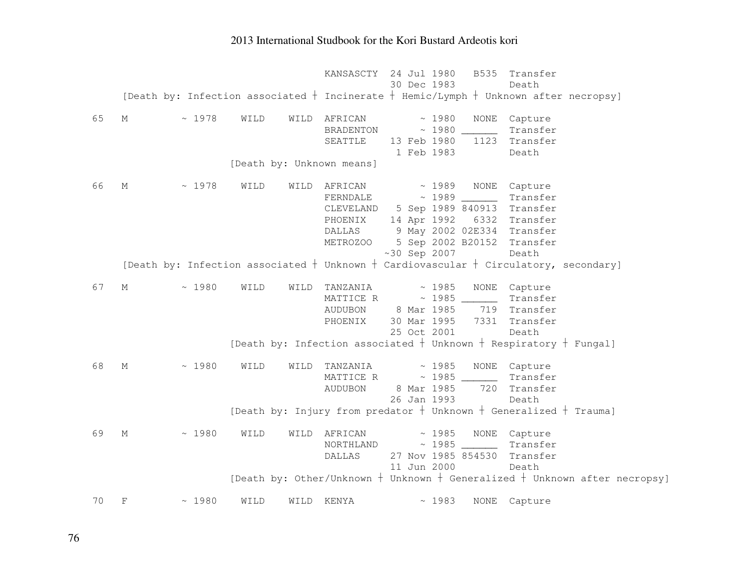```
                                    KANSASCTY  24 Jul 1980   B535  Transfer
                                               30 Dec 1983         Death
     [Death by: Infection associated ┼ Incinerate ┼ Hemic/Lymph ┼ Unknown after necropsy]

  65   M         ~ 1978    WILD    WILD  AFRICAN         ~ 1980   NONE  Capture
                                    BRADENTON       ~ 1980 ______  Transfer
                                    SEATTLE    13 Feb 1980   1123  Transfer
                                                1 Feb 1983         Death
                      [Death by: Unknown means]

  66   M         ~ 1978    WILD    WILD  AFRICAN         ~ 1989   NONE  Capture
                                    FERNDALE        ~ 1989 ______  Transfer
                                    CLEVELAND   5 Sep 1989 840913  Transfer
                                    PHOENIX    14 Apr 1992   6332  Transfer
                                    DALLAS      9 May 2002 02E334  Transfer
                                    METROZOO    5 Sep 2002 B20152  Transfer
                                              ~30 Sep 2007         Death
     [Death by: Infection associated ┼ Unknown ┼ Cardiovascular ┼ Circulatory, secondary]

  67   M         ~ 1980    WILD    WILD  TANZANIA        ~ 1985   NONE  Capture
                                    MATTICE R       ~ 1985 ______  Transfer
                                    AUDUBON     8 Mar 1985    719  Transfer
                                    PHOENIX    30 Mar 1995   7331  Transfer
                                               25 Oct 2001         Death
                      [Death by: Infection associated ┼ Unknown ┼ Respiratory ┼ Fungal]

  68   M         ~ 1980    WILD    WILD  TANZANIA        ~ 1985   NONE  Capture
                                    MATTICE R       ~ 1985 ______  Transfer
                                    AUDUBON     8 Mar 1985    720  Transfer
                                               26 Jan 1993         Death
                      [Death by: Injury from predator ┼ Unknown ┼ Generalized ┼ Trauma]

  69   M         ~ 1980    WILD    WILD  AFRICAN         ~ 1985   NONE  Capture
                                    NORTHLAND       ~ 1985 ______  Transfer
                                    DALLAS     27 Nov 1985 854530  Transfer
                                               11 Jun 2000         Death
                      [Death by: Other/Unknown ┼ Unknown ┼ Generalized ┼ Unknown after necropsy]

  70   F         ~ 1980    WILD    WILD  KENYA           ~ 1983   NONE  Capture
```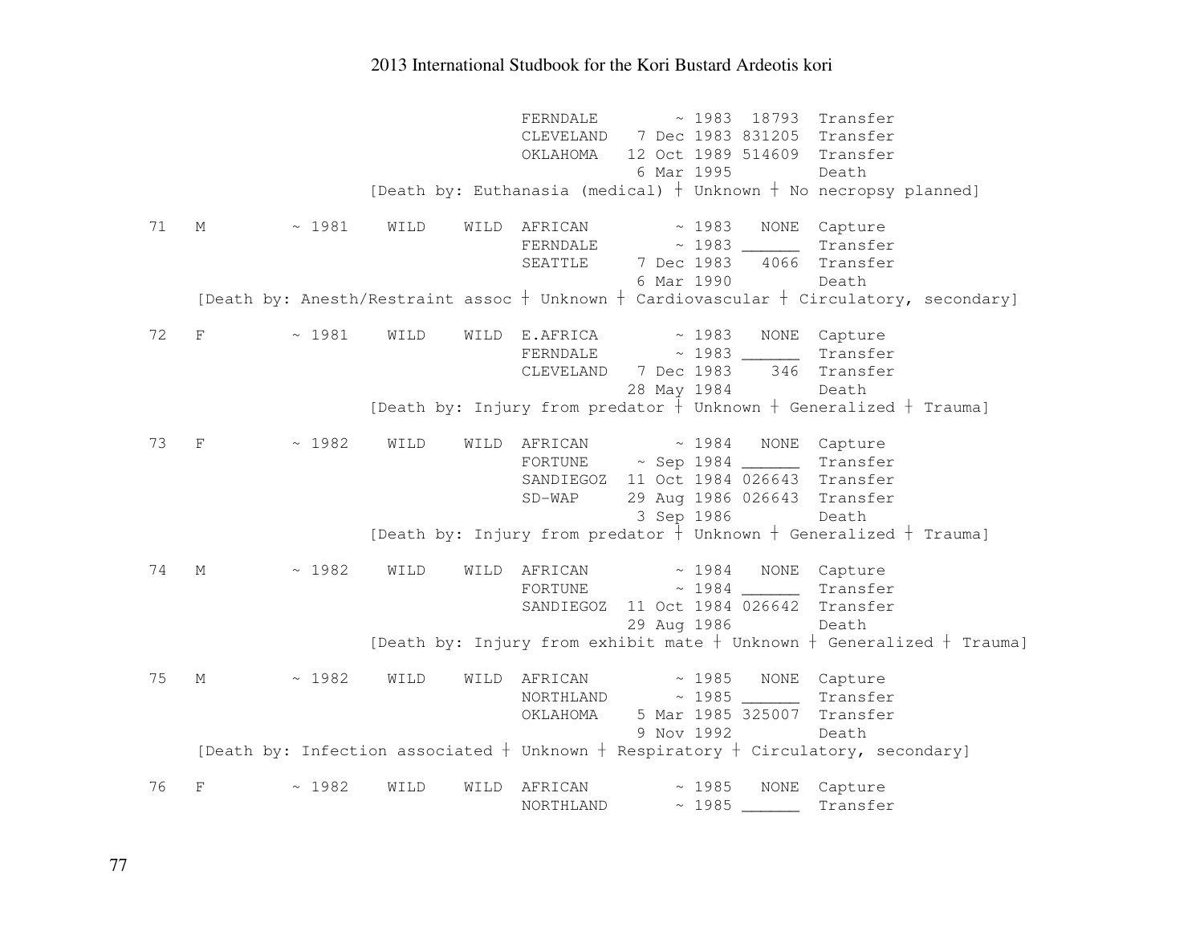```
                                 FERNDALE        ~ 1983  18793  Transfer
                                 CLEVELAND   7 Dec 1983 831205  Transfer
                                 OKLAHOMA   12 Oct 1989 514609  Transfer
                                             6 Mar 1995         Death
                   [Death by: Euthanasia (medical) ┼ Unknown ┼ No necropsy planned]

71   M        ~ 1981    WILD    WILD  AFRICAN         ~ 1983   NONE  Capture
                                 FERNDALE        ~ 1983 ______  Transfer
                                 SEATTLE     7 Dec 1983   4066  Transfer
                                             6 Mar 1990         Death
   [Death by: Anesth/Restraint assoc ┼ Unknown ┼ Cardiovascular ┼ Circulatory, secondary]

72   F        ~ 1981    WILD    WILD  E.AFRICA        ~ 1983   NONE  Capture
                                 FERNDALE        ~ 1983 ______  Transfer
                                 CLEVELAND   7 Dec 1983    346  Transfer
                                            28 May 1984         Death
                   [Death by: Injury from predator ┼ Unknown ┼ Generalized ┼ Trauma]

73   F        ~ 1982    WILD    WILD  AFRICAN         ~ 1984   NONE  Capture
                                 FORTUNE     ~ Sep 1984 ______  Transfer
                                 SANDIEGOZ  11 Oct 1984 026643  Transfer
                                 SD-WAP     29 Aug 1986 026643  Transfer
                                             3 Sep 1986         Death
                   [Death by: Injury from predator ┼ Unknown ┼ Generalized ┼ Trauma]

74   M        ~ 1982    WILD    WILD  AFRICAN         ~ 1984   NONE  Capture
                                 FORTUNE         ~ 1984 ______  Transfer
                                 SANDIEGOZ  11 Oct 1984 026642  Transfer
                                            29 Aug 1986         Death
                   [Death by: Injury from exhibit mate ┼ Unknown ┼ Generalized ┼ Trauma]

75   M        ~ 1982    WILD    WILD  AFRICAN         ~ 1985   NONE  Capture
                                 NORTHLAND       ~ 1985 ______  Transfer
                                 OKLAHOMA    5 Mar 1985 325007  Transfer
                                             9 Nov 1992         Death
   [Death by: Infection associated ┼ Unknown ┼ Respiratory ┼ Circulatory, secondary]

76   F        ~ 1982    WILD    WILD  AFRICAN         ~ 1985   NONE  Capture
                                 NORTHLAND       ~ 1985 ______  Transfer
```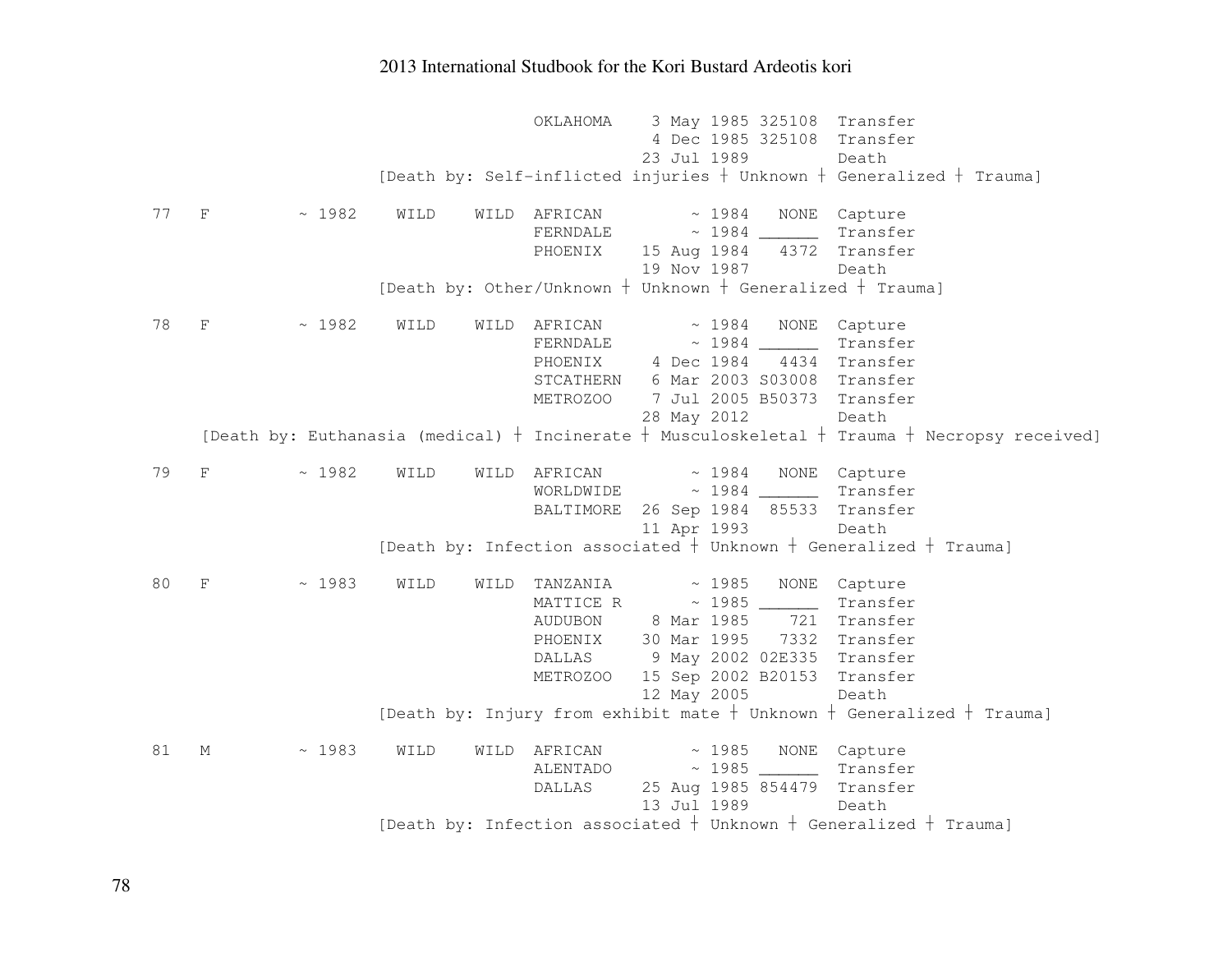2013 International Studbook for the Kori Bustard Ardeotis kori

```
                         OKLAHOMA    3 May 1985 325108  Transfer
                                     4 Dec 1985 325108  Transfer
                                    23 Jul 1989         Death
                [Death by: Self-inflicted injuries ┼ Unknown ┼ Generalized ┼ Trauma]

77   F      ~ 1982    WILD    WILD  AFRICAN         ~ 1984   NONE  Capture
                                    FERNDALE        ~ 1984 ______  Transfer
                                    PHOENIX    15 Aug 1984   4372  Transfer
                                               19 Nov 1987         Death
                [Death by: Other/Unknown ┼ Unknown ┼ Generalized ┼ Trauma]

78   F      ~ 1982    WILD    WILD  AFRICAN         ~ 1984   NONE  Capture
                                    FERNDALE        ~ 1984 ______  Transfer
                                    PHOENIX     4 Dec 1984   4434  Transfer
                                    STCATHERN   6 Mar 2003 S03008  Transfer
                                    METROZOO    7 Jul 2005 B50373  Transfer
                                               28 May 2012         Death
     [Death by: Euthanasia (medical) ┼ Incinerate ┼ Musculoskeletal ┼ Trauma ┼ Necropsy received]

79   F      ~ 1982    WILD    WILD  AFRICAN         ~ 1984   NONE  Capture
                                    WORLDWIDE       ~ 1984 ______  Transfer
                                    BALTIMORE  26 Sep 1984  85533  Transfer
                                               11 Apr 1993         Death
                [Death by: Infection associated ┼ Unknown ┼ Generalized ┼ Trauma]

80   F      ~ 1983    WILD    WILD  TANZANIA        ~ 1985   NONE  Capture
                                    MATTICE R       ~ 1985 ______  Transfer
                                    AUDUBON     8 Mar 1985    721  Transfer
                                    PHOENIX    30 Mar 1995   7332  Transfer
                                    DALLAS      9 May 2002 02E335  Transfer
                                    METROZOO   15 Sep 2002 B20153  Transfer
                                               12 May 2005         Death
                [Death by: Injury from exhibit mate ┼ Unknown ┼ Generalized ┼ Trauma]

81   M      ~ 1983    WILD    WILD  AFRICAN         ~ 1985   NONE  Capture
                                    ALENTADO        ~ 1985 ______  Transfer
                                    DALLAS     25 Aug 1985 854479  Transfer
                                               13 Jul 1989         Death
                [Death by: Infection associated ┼ Unknown ┼ Generalized ┼ Trauma]
```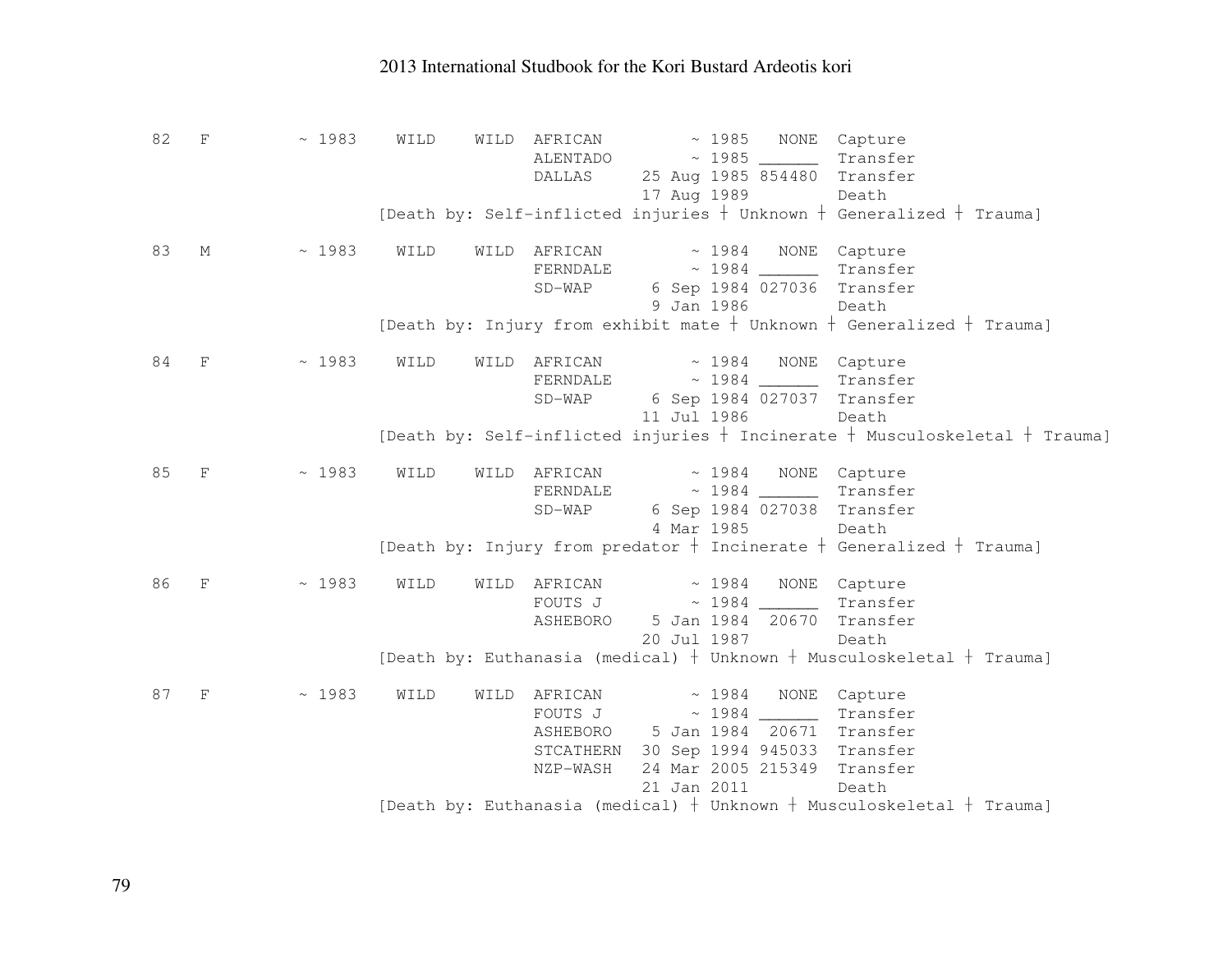```
82   F         ~ 1983    WILD    WILD  AFRICAN         ~ 1985   NONE  Capture
                                       ALENTADO        ~ 1985 ______  Transfer
                                       DALLAS     25 Aug 1985 854480  Transfer
                                                  17 Aug 1989         Death
                        [Death by: Self-inflicted injuries ┼ Unknown ┼ Generalized ┼ Trauma]

83   M         ~ 1983    WILD    WILD  AFRICAN         ~ 1984   NONE  Capture
                                       FERNDALE        ~ 1984 ______  Transfer
                                       SD-WAP      6 Sep 1984 027036  Transfer
                                                   9 Jan 1986         Death
                        [Death by: Injury from exhibit mate ┼ Unknown ┼ Generalized ┼ Trauma]

84   F         ~ 1983    WILD    WILD  AFRICAN         ~ 1984   NONE  Capture
                                       FERNDALE        ~ 1984 ______  Transfer
                                       SD-WAP      6 Sep 1984 027037  Transfer
                                                  11 Jul 1986         Death
                        [Death by: Self-inflicted injuries ┼ Incinerate ┼ Musculoskeletal ┼ Trauma]

85   F         ~ 1983    WILD    WILD  AFRICAN         ~ 1984   NONE  Capture
                                       FERNDALE        ~ 1984 ______  Transfer
                                       SD-WAP      6 Sep 1984 027038  Transfer
                                                   4 Mar 1985         Death
                        [Death by: Injury from predator ┼ Incinerate ┼ Generalized ┼ Trauma]

86   F         ~ 1983    WILD    WILD  AFRICAN         ~ 1984   NONE  Capture
                                       FOUTS J         ~ 1984 ______  Transfer
                                       ASHEBORO    5 Jan 1984  20670  Transfer
                                                  20 Jul 1987         Death
                        [Death by: Euthanasia (medical) ┼ Unknown ┼ Musculoskeletal ┼ Trauma]

87   F         ~ 1983    WILD    WILD  AFRICAN         ~ 1984   NONE  Capture
                                       FOUTS J         ~ 1984 ______  Transfer
                                       ASHEBORO    5 Jan 1984  20671  Transfer
                                       STCATHERN  30 Sep 1994 945033  Transfer
                                       NZP-WASH   24 Mar 2005 215349  Transfer
                                                  21 Jan 2011         Death
                        [Death by: Euthanasia (medical) ┼ Unknown ┼ Musculoskeletal ┼ Trauma]
```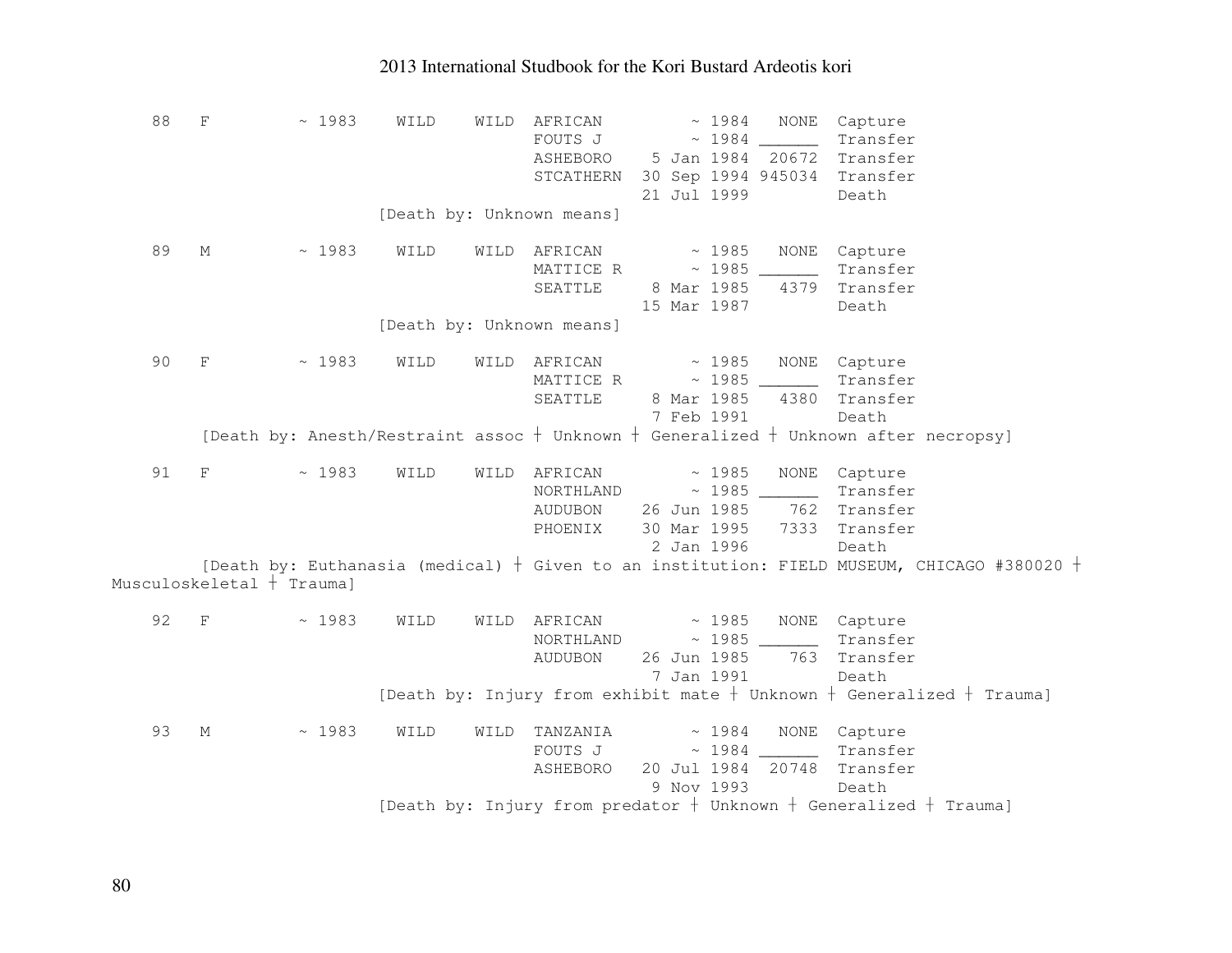```
    88   F         ~ 1983    WILD    WILD  AFRICAN         ~ 1984   NONE  Capture
                                           FOUTS J         ~ 1984 ______  Transfer
                                           ASHEBORO    5 Jan 1984  20672  Transfer
                                           STCATHERN  30 Sep 1994 945034  Transfer
                                                      21 Jul 1999         Death
                             [Death by: Unknown means]

    89   M         ~ 1983    WILD    WILD  AFRICAN         ~ 1985   NONE  Capture
                                           MATTICE R       ~ 1985 ______  Transfer
                                           SEATTLE     8 Mar 1985   4379  Transfer
                                                      15 Mar 1987         Death
                             [Death by: Unknown means]

    90   F         ~ 1983    WILD    WILD  AFRICAN         ~ 1985   NONE  Capture
                                           MATTICE R       ~ 1985 ______  Transfer
                                           SEATTLE     8 Mar 1985   4380  Transfer
                                                       7 Feb 1991         Death
         [Death by: Anesth/Restraint assoc ┼ Unknown ┼ Generalized ┼ Unknown after necropsy]

    91   F         ~ 1983    WILD    WILD  AFRICAN         ~ 1985   NONE  Capture
                                           NORTHLAND       ~ 1985 ______  Transfer
                                           AUDUBON    26 Jun 1985    762  Transfer
                                           PHOENIX    30 Mar 1995   7333  Transfer
                                                       2 Jan 1996         Death
         [Death by: Euthanasia (medical) ┼ Given to an institution: FIELD MUSEUM, CHICAGO #380020 ┼
Musculoskeletal ┼ Trauma]

    92   F         ~ 1983    WILD    WILD  AFRICAN         ~ 1985   NONE  Capture
                                           NORTHLAND       ~ 1985 ______  Transfer
                                           AUDUBON    26 Jun 1985    763  Transfer
                                                       7 Jan 1991         Death
                             [Death by: Injury from exhibit mate ┼ Unknown ┼ Generalized ┼ Trauma]

    93   M         ~ 1983    WILD    WILD  TANZANIA        ~ 1984   NONE  Capture
                                           FOUTS J         ~ 1984 ______  Transfer
                                           ASHEBORO   20 Jul 1984  20748  Transfer
                                                       9 Nov 1993         Death
                             [Death by: Injury from predator ┼ Unknown ┼ Generalized ┼ Trauma]
```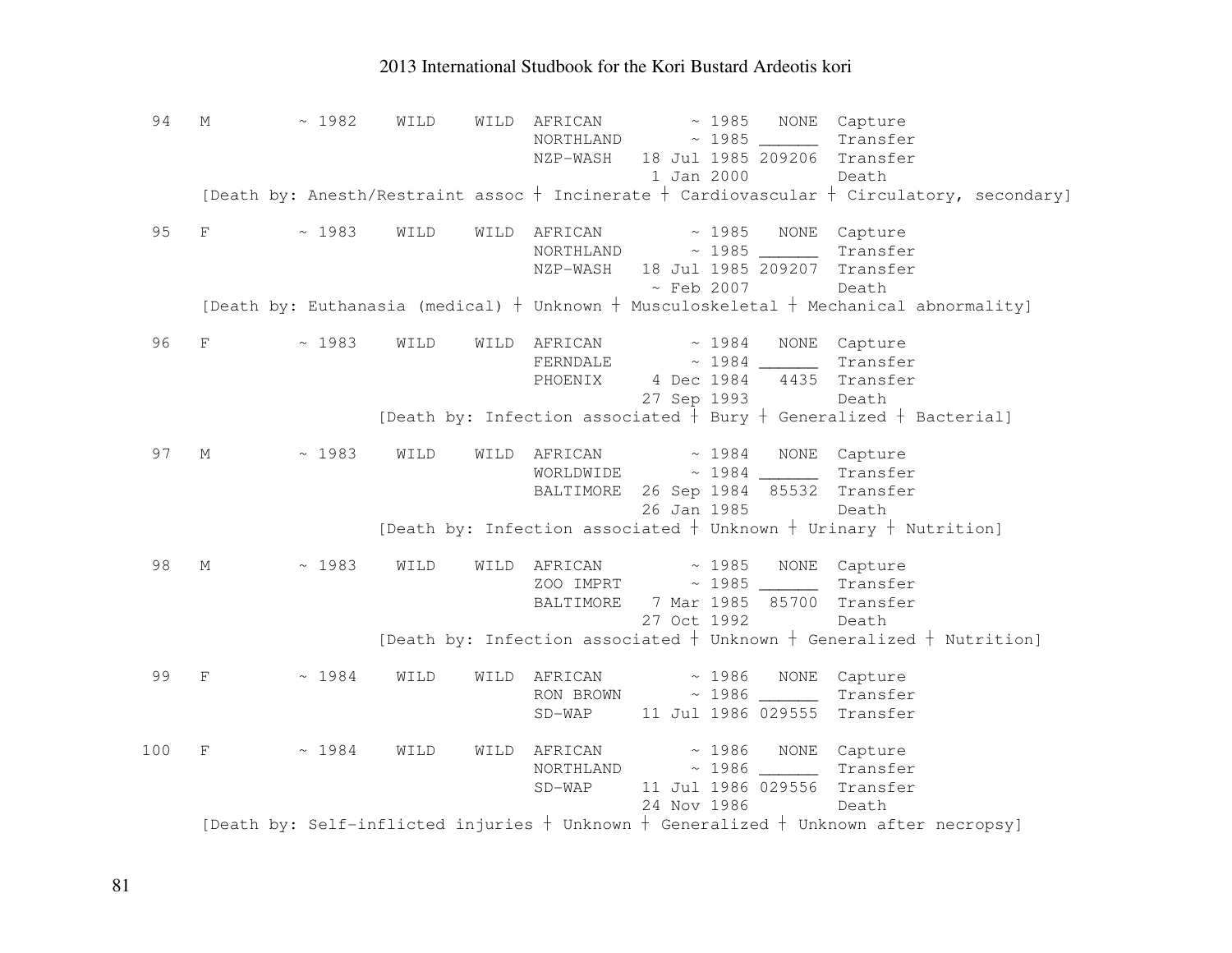```
 94   M         ~ 1982    WILD    WILD  AFRICAN         ~ 1985   NONE  Capture
                                        NORTHLAND       ~ 1985 ______  Transfer
                                        NZP-WASH   18 Jul 1985 209206  Transfer
                                                    1 Jan 2000         Death
     [Death by: Anesth/Restraint assoc ┼ Incinerate ┼ Cardiovascular ┼ Circulatory, secondary]

 95   F         ~ 1983    WILD    WILD  AFRICAN         ~ 1985   NONE  Capture
                                        NORTHLAND       ~ 1985 ______  Transfer
                                        NZP-WASH   18 Jul 1985 209207  Transfer
                                                    ~ Feb 2007         Death
     [Death by: Euthanasia (medical) ┼ Unknown ┼ Musculoskeletal ┼ Mechanical abnormality]

 96   F         ~ 1983    WILD    WILD  AFRICAN         ~ 1984   NONE  Capture
                                        FERNDALE        ~ 1984 ______  Transfer
                                        PHOENIX     4 Dec 1984   4435  Transfer
                                                   27 Sep 1993         Death
                        [Death by: Infection associated ┼ Bury ┼ Generalized ┼ Bacterial]

 97   M         ~ 1983    WILD    WILD  AFRICAN         ~ 1984   NONE  Capture
                                        WORLDWIDE       ~ 1984 ______  Transfer
                                        BALTIMORE  26 Sep 1984  85532  Transfer
                                                   26 Jan 1985         Death
                        [Death by: Infection associated ┼ Unknown ┼ Urinary ┼ Nutrition]

 98   M         ~ 1983    WILD    WILD  AFRICAN         ~ 1985   NONE  Capture
                                        ZOO IMPRT       ~ 1985 ______  Transfer
                                        BALTIMORE   7 Mar 1985  85700  Transfer
                                                   27 Oct 1992         Death
                        [Death by: Infection associated ┼ Unknown ┼ Generalized ┼ Nutrition]

 99   F         ~ 1984    WILD    WILD  AFRICAN         ~ 1986   NONE  Capture
                                        RON BROWN       ~ 1986 ______  Transfer
                                        SD-WAP     11 Jul 1986 029555  Transfer

100   F         ~ 1984    WILD    WILD  AFRICAN         ~ 1986   NONE  Capture
                                        NORTHLAND       ~ 1986 ______  Transfer
                                        SD-WAP     11 Jul 1986 029556  Transfer
                                                   24 Nov 1986         Death
     [Death by: Self-inflicted injuries ┼ Unknown ┼ Generalized ┼ Unknown after necropsy]
```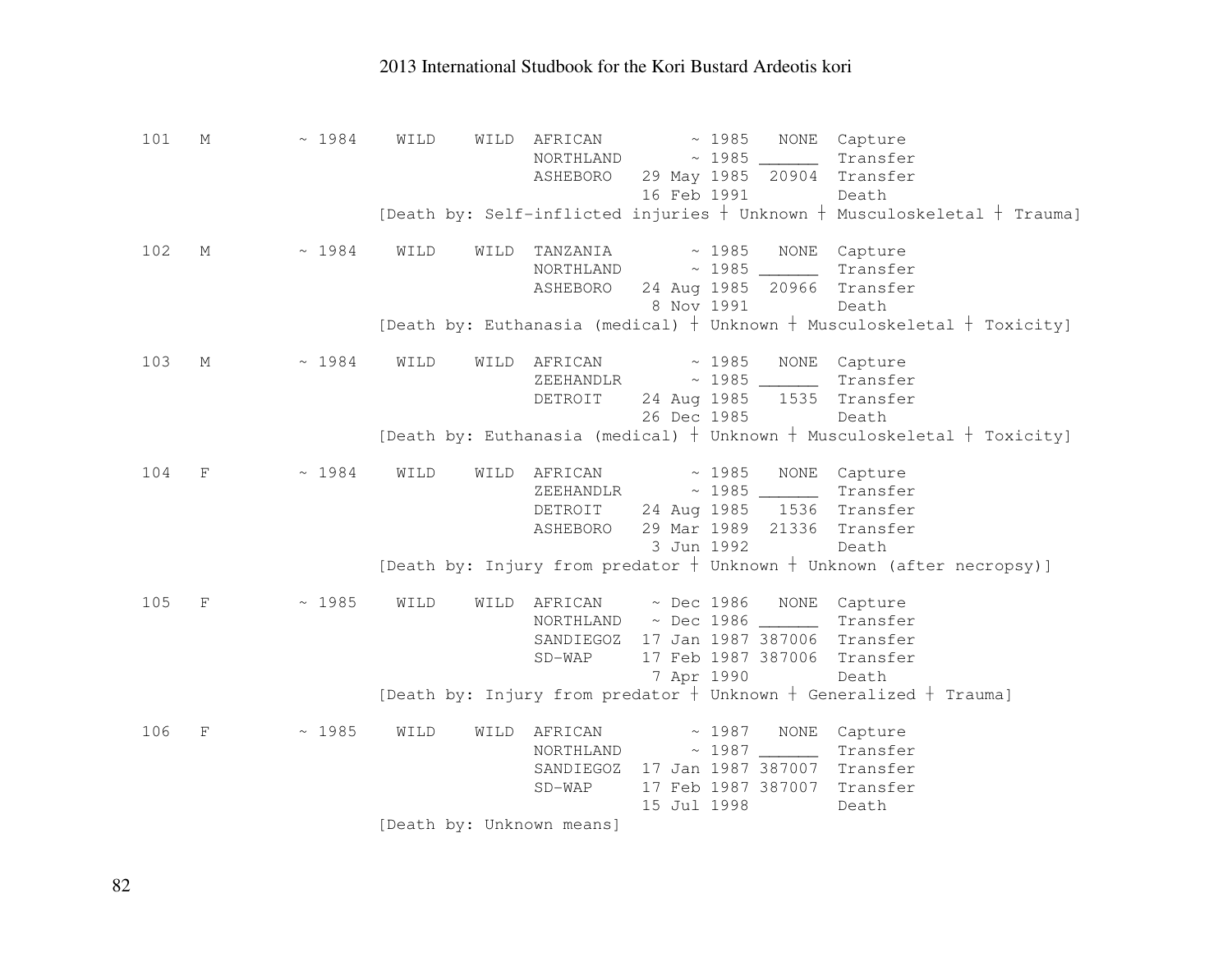```
101   M         ~ 1984    WILD    WILD  AFRICAN         ~ 1985   NONE  Capture
                                        NORTHLAND       ~ 1985 ______  Transfer
                                        ASHEBORO   29 May 1985  20904  Transfer
                                                   16 Feb 1991         Death
                          [Death by: Self-inflicted injuries ┼ Unknown ┼ Musculoskeletal ┼ Trauma]

102   M         ~ 1984    WILD    WILD  TANZANIA        ~ 1985   NONE  Capture
                                        NORTHLAND       ~ 1985 ______  Transfer
                                        ASHEBORO   24 Aug 1985  20966  Transfer
                                                    8 Nov 1991         Death
                          [Death by: Euthanasia (medical) ┼ Unknown ┼ Musculoskeletal ┼ Toxicity]

103   M         ~ 1984    WILD    WILD  AFRICAN         ~ 1985   NONE  Capture
                                        ZEEHANDLR       ~ 1985 ______  Transfer
                                        DETROIT    24 Aug 1985   1535  Transfer
                                                   26 Dec 1985         Death
                          [Death by: Euthanasia (medical) ┼ Unknown ┼ Musculoskeletal ┼ Toxicity]

104   F         ~ 1984    WILD    WILD  AFRICAN         ~ 1985   NONE  Capture
                                        ZEEHANDLR       ~ 1985 ______  Transfer
                                        DETROIT    24 Aug 1985   1536  Transfer
                                        ASHEBORO   29 Mar 1989  21336  Transfer
                                                    3 Jun 1992         Death
                          [Death by: Injury from predator ┼ Unknown ┼ Unknown (after necropsy)]

105   F         ~ 1985    WILD    WILD  AFRICAN     ~ Dec 1986   NONE  Capture
                                        NORTHLAND   ~ Dec 1986 ______  Transfer
                                        SANDIEGOZ  17 Jan 1987 387006  Transfer
                                        SD-WAP     17 Feb 1987 387006  Transfer
                                                    7 Apr 1990         Death
                          [Death by: Injury from predator ┼ Unknown ┼ Generalized ┼ Trauma]

106   F         ~ 1985    WILD    WILD  AFRICAN         ~ 1987   NONE  Capture
                                        NORTHLAND       ~ 1987 ______  Transfer
                                        SANDIEGOZ  17 Jan 1987 387007  Transfer
                                        SD-WAP     17 Feb 1987 387007  Transfer
                                                   15 Jul 1998         Death
                          [Death by: Unknown means]
```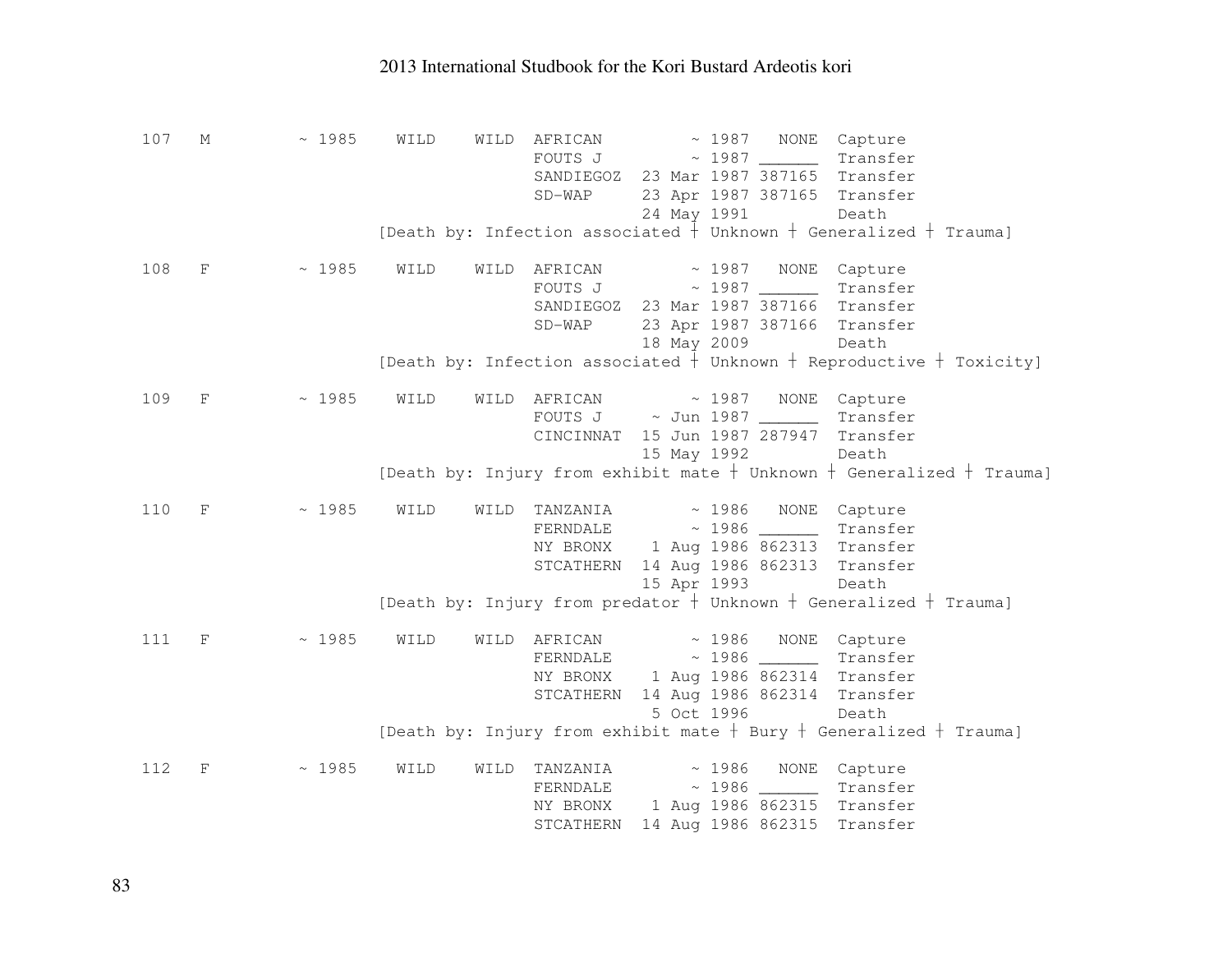```
107   M         ~ 1985    WILD    WILD  AFRICAN         ~ 1987   NONE  Capture
                                        FOUTS J         ~ 1987 ______  Transfer
                                        SANDIEGOZ  23 Mar 1987 387165  Transfer
                                        SD-WAP     23 Apr 1987 387165  Transfer
                                                   24 May 1991         Death
                          [Death by: Infection associated ┼ Unknown ┼ Generalized ┼ Trauma]

108   F         ~ 1985    WILD    WILD  AFRICAN         ~ 1987   NONE  Capture
                                        FOUTS J         ~ 1987 ______  Transfer
                                        SANDIEGOZ  23 Mar 1987 387166  Transfer
                                        SD-WAP     23 Apr 1987 387166  Transfer
                                                   18 May 2009         Death
                          [Death by: Infection associated ┼ Unknown ┼ Reproductive ┼ Toxicity]

109   F         ~ 1985    WILD    WILD  AFRICAN         ~ 1987   NONE  Capture
                                        FOUTS J     ~ Jun 1987 ______  Transfer
                                        CINCINNAT  15 Jun 1987 287947  Transfer
                                                   15 May 1992         Death
                          [Death by: Injury from exhibit mate ┼ Unknown ┼ Generalized ┼ Trauma]

110   F         ~ 1985    WILD    WILD  TANZANIA        ~ 1986   NONE  Capture
                                        FERNDALE        ~ 1986 ______  Transfer
                                        NY BRONX    1 Aug 1986 862313  Transfer
                                        STCATHERN  14 Aug 1986 862313  Transfer
                                                   15 Apr 1993         Death
                          [Death by: Injury from predator ┼ Unknown ┼ Generalized ┼ Trauma]

111   F         ~ 1985    WILD    WILD  AFRICAN         ~ 1986   NONE  Capture
                                        FERNDALE        ~ 1986 ______  Transfer
                                        NY BRONX    1 Aug 1986 862314  Transfer
                                        STCATHERN  14 Aug 1986 862314  Transfer
                                                    5 Oct 1996         Death
                          [Death by: Injury from exhibit mate ┼ Bury ┼ Generalized ┼ Trauma]

112   F         ~ 1985    WILD    WILD  TANZANIA        ~ 1986   NONE  Capture
                                        FERNDALE        ~ 1986 ______  Transfer
                                        NY BRONX    1 Aug 1986 862315  Transfer
                                        STCATHERN  14 Aug 1986 862315  Transfer
```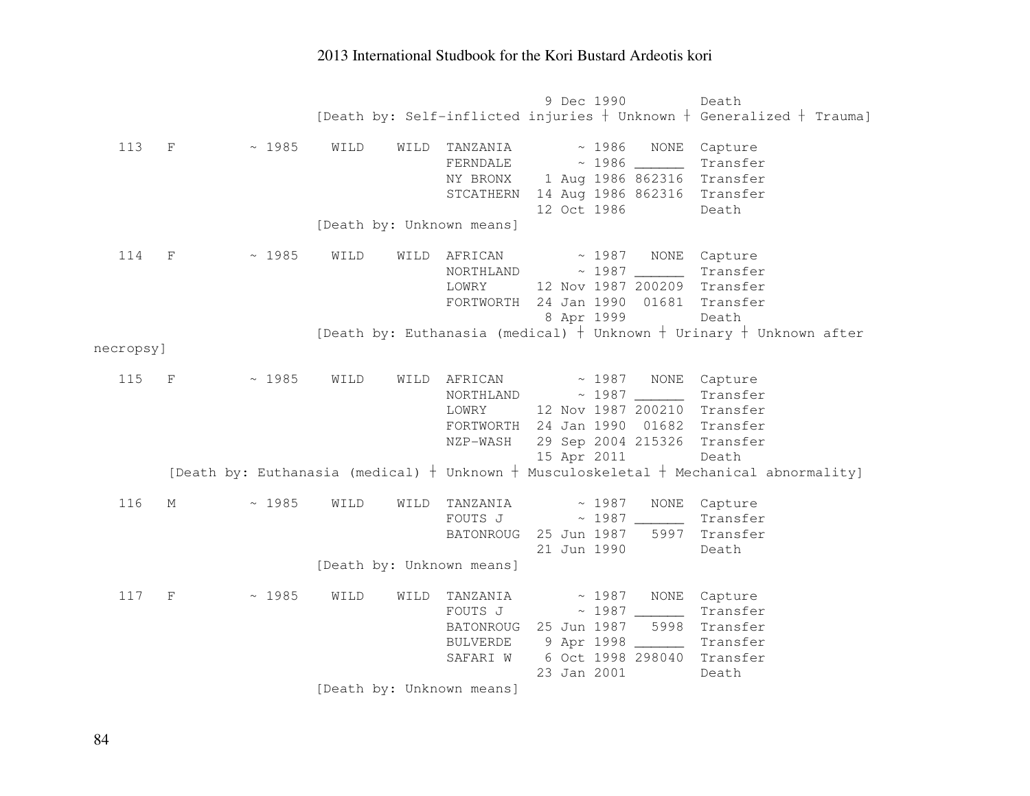```
                                 9 Dec 1990         Death
                    [Death by: Self-inflicted injuries ┼ Unknown ┼ Generalized ┼ Trauma]

   113   F         ~ 1985    WILD    WILD  TANZANIA        ~ 1986   NONE  Capture
                                           FERNDALE        ~ 1986 ______  Transfer
                                           NY BRONX    1 Aug 1986 862316  Transfer
                                           STCATHERN  14 Aug 1986 862316  Transfer
                                                      12 Oct 1986         Death
                    [Death by: Unknown means]

   114   F         ~ 1985    WILD    WILD  AFRICAN         ~ 1987   NONE  Capture
                                           NORTHLAND       ~ 1987 ______  Transfer
                                           LOWRY      12 Nov 1987 200209  Transfer
                                           FORTWORTH  24 Jan 1990  01681  Transfer
                                                       8 Apr 1999         Death
                    [Death by: Euthanasia (medical) ┼ Unknown ┼ Urinary ┼ Unknown after
necropsy]

   115   F         ~ 1985    WILD    WILD  AFRICAN         ~ 1987   NONE  Capture
                                           NORTHLAND       ~ 1987 ______  Transfer
                                           LOWRY      12 Nov 1987 200210  Transfer
                                           FORTWORTH  24 Jan 1990  01682  Transfer
                                           NZP-WASH   29 Sep 2004 215326  Transfer
                                                      15 Apr 2011         Death
      [Death by: Euthanasia (medical) ┼ Unknown ┼ Musculoskeletal ┼ Mechanical abnormality]

   116   M         ~ 1985    WILD    WILD  TANZANIA        ~ 1987   NONE  Capture
                                           FOUTS J         ~ 1987 ______  Transfer
                                           BATONROUG  25 Jun 1987   5997  Transfer
                                                      21 Jun 1990         Death
                    [Death by: Unknown means]

   117   F         ~ 1985    WILD    WILD  TANZANIA        ~ 1987   NONE  Capture
                                           FOUTS J         ~ 1987 ______  Transfer
                                           BATONROUG  25 Jun 1987   5998  Transfer
                                           BULVERDE    9 Apr 1998 ______  Transfer
                                           SAFARI W    6 Oct 1998 298040  Transfer
                                                      23 Jan 2001         Death
                    [Death by: Unknown means]
```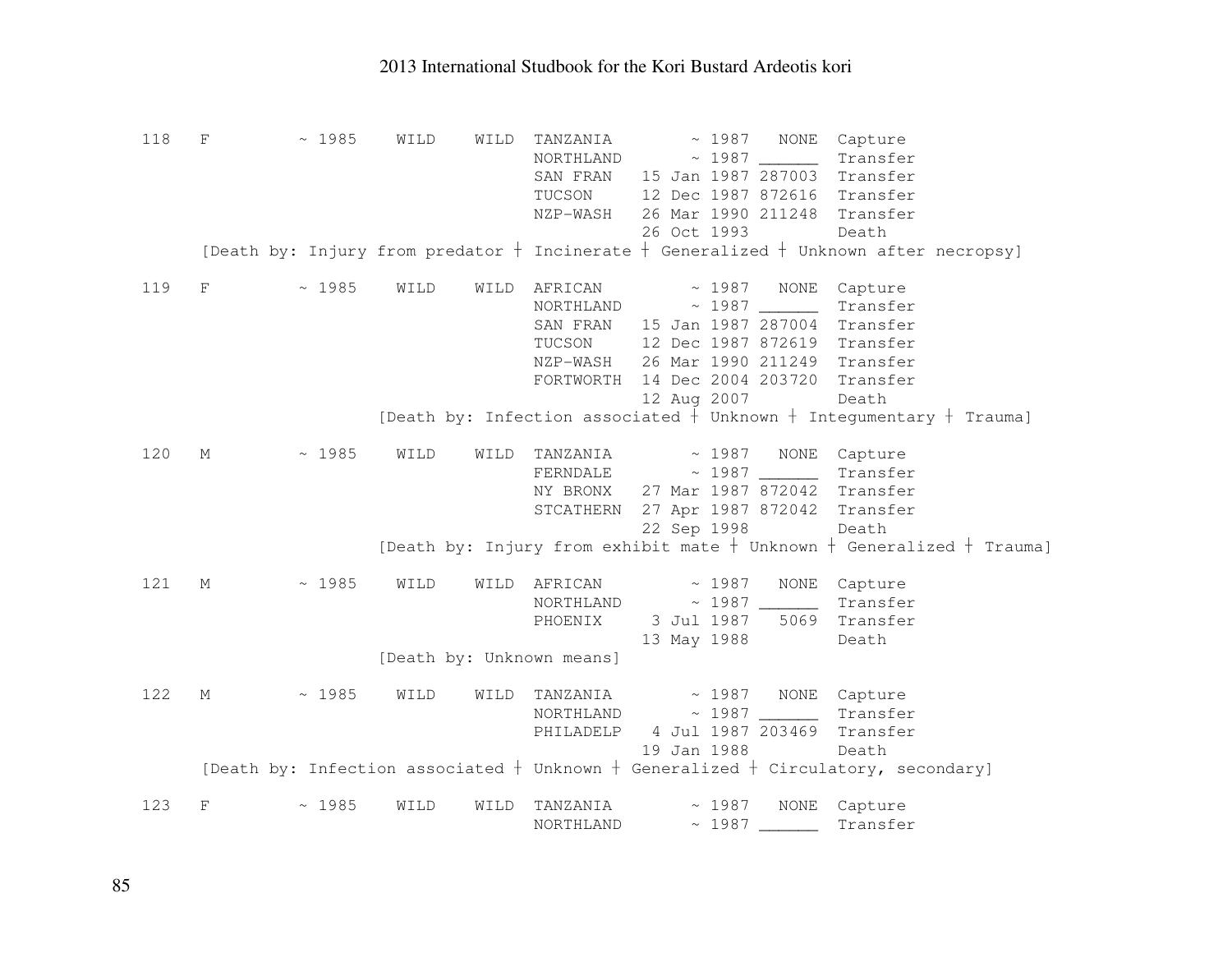```
118   F         ~ 1985    WILD    WILD  TANZANIA        ~ 1987   NONE  Capture
                                        NORTHLAND       ~ 1987 ______  Transfer
                                        SAN FRAN   15 Jan 1987 287003  Transfer
                                        TUCSON     12 Dec 1987 872616  Transfer
                                        NZP-WASH   26 Mar 1990 211248  Transfer
                                                   26 Oct 1993         Death
      [Death by: Injury from predator ┼ Incinerate ┼ Generalized ┼ Unknown after necropsy]

119   F         ~ 1985    WILD    WILD  AFRICAN         ~ 1987   NONE  Capture
                                        NORTHLAND       ~ 1987 ______  Transfer
                                        SAN FRAN   15 Jan 1987 287004  Transfer
                                        TUCSON     12 Dec 1987 872619  Transfer
                                        NZP-WASH   26 Mar 1990 211249  Transfer
                                        FORTWORTH  14 Dec 2004 203720  Transfer
                                                   12 Aug 2007         Death
                          [Death by: Infection associated ┼ Unknown ┼ Integumentary ┼ Trauma]

120   M         ~ 1985    WILD    WILD  TANZANIA        ~ 1987   NONE  Capture
                                        FERNDALE        ~ 1987 ______  Transfer
                                        NY BRONX   27 Mar 1987 872042  Transfer
                                        STCATHERN  27 Apr 1987 872042  Transfer
                                                   22 Sep 1998         Death
                          [Death by: Injury from exhibit mate ┼ Unknown ┼ Generalized ┼ Trauma]

121   M         ~ 1985    WILD    WILD  AFRICAN         ~ 1987   NONE  Capture
                                        NORTHLAND       ~ 1987 ______  Transfer
                                        PHOENIX     3 Jul 1987   5069  Transfer
                                                   13 May 1988         Death
                          [Death by: Unknown means]

122   M         ~ 1985    WILD    WILD  TANZANIA        ~ 1987   NONE  Capture
                                        NORTHLAND       ~ 1987 ______  Transfer
                                        PHILADELP   4 Jul 1987 203469  Transfer
                                                   19 Jan 1988         Death
      [Death by: Infection associated ┼ Unknown ┼ Generalized ┼ Circulatory, secondary]

123   F         ~ 1985    WILD    WILD  TANZANIA        ~ 1987   NONE  Capture
                                        NORTHLAND       ~ 1987 ______  Transfer
```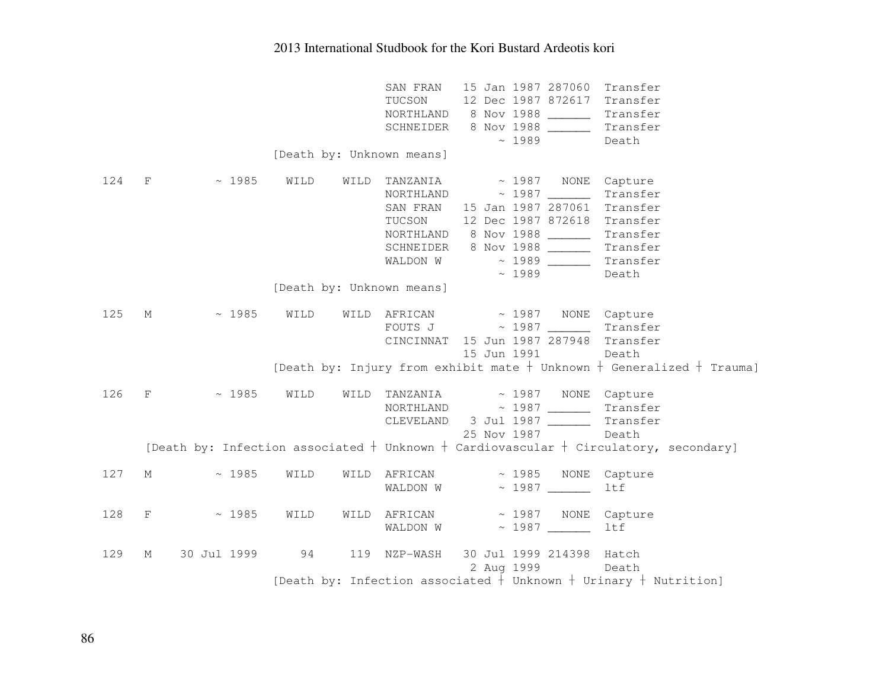# 2013 International Studbook for the Kori Bustard Ardeotis kori

```
                                  SAN FRAN   15 Jan 1987 287060  Transfer
                                  TUCSON     12 Dec 1987 872617  Transfer
                                  NORTHLAND   8 Nov 1988 ______  Transfer
                                  SCHNEIDER   8 Nov 1988 ______  Transfer
                                                  ~ 1989         Death
                    [Death by: Unknown means]

124  F      ~ 1985    WILD    WILD  TANZANIA        ~ 1987   NONE  Capture
                                  NORTHLAND       ~ 1987 ______  Transfer
                                  SAN FRAN   15 Jan 1987 287061  Transfer
                                  TUCSON     12 Dec 1987 872618  Transfer
                                  NORTHLAND   8 Nov 1988 ______  Transfer
                                  SCHNEIDER   8 Nov 1988 ______  Transfer
                                  WALDON W        ~ 1989 ______  Transfer
                                                  ~ 1989         Death
                    [Death by: Unknown means]

125  M      ~ 1985    WILD    WILD  AFRICAN         ~ 1987   NONE  Capture
                                  FOUTS J         ~ 1987 ______  Transfer
                                  CINCINNAT  15 Jun 1987 287948  Transfer
                                             15 Jun 1991         Death
                    [Death by: Injury from exhibit mate ┼ Unknown ┼ Generalized ┼ Trauma]

126  F      ~ 1985    WILD    WILD  TANZANIA        ~ 1987   NONE  Capture
                                  NORTHLAND       ~ 1987 ______  Transfer
                                  CLEVELAND   3 Jul 1987 ______  Transfer
                                             25 Nov 1987         Death
     [Death by: Infection associated ┼ Unknown ┼ Cardiovascular ┼ Circulatory, secondary]

127  M      ~ 1985    WILD    WILD  AFRICAN         ~ 1985   NONE  Capture
                                  WALDON W        ~ 1987 ______  ltf

128  F      ~ 1985    WILD    WILD  AFRICAN         ~ 1987   NONE  Capture
                                  WALDON W        ~ 1987 ______  ltf

129  M  30 Jul 1999      94     119  NZP-WASH   30 Jul 1999 214398  Hatch
                                              2 Aug 1999         Death
                    [Death by: Infection associated ┼ Unknown ┼ Urinary ┼ Nutrition]
```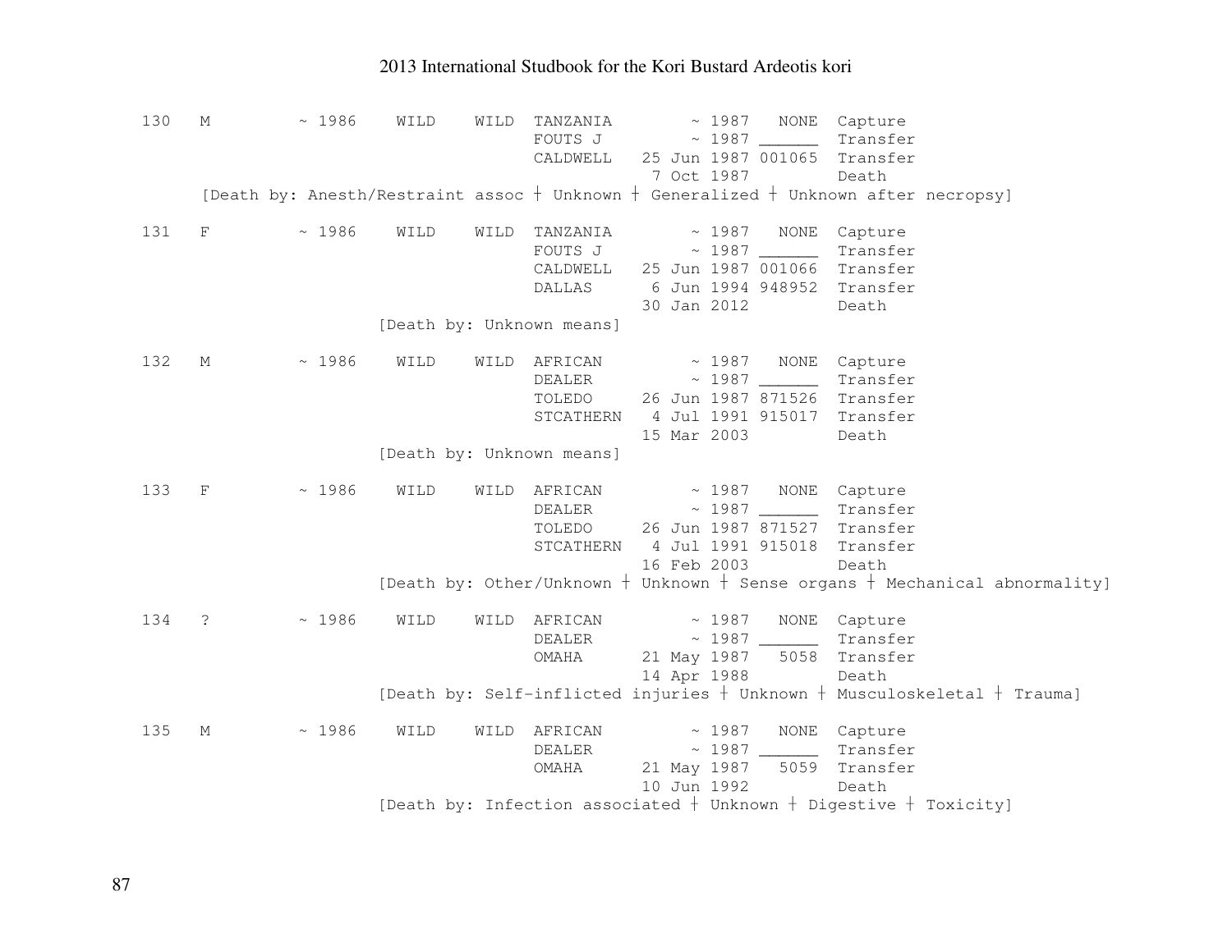```
130   M        ~ 1986    WILD    WILD  TANZANIA        ~ 1987   NONE  Capture
                                       FOUTS J         ~ 1987 ______  Transfer
                                       CALDWELL   25 Jun 1987 001065  Transfer
                                                   7 Oct 1987         Death
      [Death by: Anesth/Restraint assoc ┼ Unknown ┼ Generalized ┼ Unknown after necropsy]

131   F        ~ 1986    WILD    WILD  TANZANIA        ~ 1987   NONE  Capture
                                       FOUTS J         ~ 1987 ______  Transfer
                                       CALDWELL   25 Jun 1987 001066  Transfer
                                       DALLAS      6 Jun 1994 948952  Transfer
                                                  30 Jan 2012         Death
                         [Death by: Unknown means]

132   M        ~ 1986    WILD    WILD  AFRICAN         ~ 1987   NONE  Capture
                                       DEALER          ~ 1987 ______  Transfer
                                       TOLEDO     26 Jun 1987 871526  Transfer
                                       STCATHERN   4 Jul 1991 915017  Transfer
                                                  15 Mar 2003         Death
                         [Death by: Unknown means]

133   F        ~ 1986    WILD    WILD  AFRICAN         ~ 1987   NONE  Capture
                                       DEALER          ~ 1987 ______  Transfer
                                       TOLEDO     26 Jun 1987 871527  Transfer
                                       STCATHERN   4 Jul 1991 915018  Transfer
                                                  16 Feb 2003         Death
                         [Death by: Other/Unknown ┼ Unknown ┼ Sense organs ┼ Mechanical abnormality]

134   ?        ~ 1986    WILD    WILD  AFRICAN         ~ 1987   NONE  Capture
                                       DEALER          ~ 1987 ______  Transfer
                                       OMAHA      21 May 1987   5058  Transfer
                                                  14 Apr 1988         Death
                         [Death by: Self-inflicted injuries ┼ Unknown ┼ Musculoskeletal ┼ Trauma]

135   M        ~ 1986    WILD    WILD  AFRICAN         ~ 1987   NONE  Capture
                                       DEALER          ~ 1987 ______  Transfer
                                       OMAHA      21 May 1987   5059  Transfer
                                                  10 Jun 1992         Death
                         [Death by: Infection associated ┼ Unknown ┼ Digestive ┼ Toxicity]
```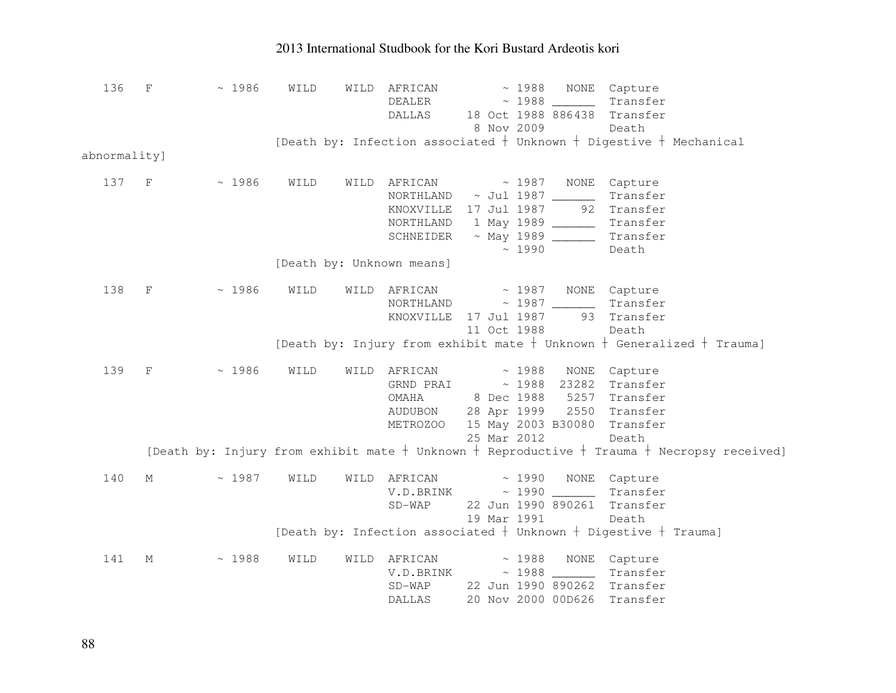```
   136   F         ~ 1986    WILD    WILD  AFRICAN         ~ 1988   NONE  Capture
                                           DEALER          ~ 1988 ______  Transfer
                                           DALLAS     18 Oct 1988 886438  Transfer
                                                       8 Nov 2009         Death
                             [Death by: Infection associated ┼ Unknown ┼ Digestive ┼ Mechanical
abnormality]

   137   F         ~ 1986    WILD    WILD  AFRICAN         ~ 1987   NONE  Capture
                                           NORTHLAND   ~ Jul 1987 ______  Transfer
                                           KNOXVILLE  17 Jul 1987     92  Transfer
                                           NORTHLAND   1 May 1989 ______  Transfer
                                           SCHNEIDER   ~ May 1989 ______  Transfer
                                                           ~ 1990         Death
                             [Death by: Unknown means]

   138   F         ~ 1986    WILD    WILD  AFRICAN         ~ 1987   NONE  Capture
                                           NORTHLAND       ~ 1987 ______  Transfer
                                           KNOXVILLE  17 Jul 1987     93  Transfer
                                                      11 Oct 1988         Death
                             [Death by: Injury from exhibit mate ┼ Unknown ┼ Generalized ┼ Trauma]

   139   F         ~ 1986    WILD    WILD  AFRICAN         ~ 1988   NONE  Capture
                                           GRND PRAI       ~ 1988  23282  Transfer
                                           OMAHA       8 Dec 1988   5257  Transfer
                                           AUDUBON    28 Apr 1999   2550  Transfer
                                           METROZOO   15 May 2003 B30080  Transfer
                                                      25 Mar 2012         Death
       [Death by: Injury from exhibit mate ┼ Unknown ┼ Reproductive ┼ Trauma ┼ Necropsy received]

   140   M         ~ 1987    WILD    WILD  AFRICAN         ~ 1990   NONE  Capture
                                           V.D.BRINK       ~ 1990 ______  Transfer
                                           SD-WAP     22 Jun 1990 890261  Transfer
                                                      19 Mar 1991         Death
                             [Death by: Infection associated ┼ Unknown ┼ Digestive ┼ Trauma]

   141   M         ~ 1988    WILD    WILD  AFRICAN         ~ 1988   NONE  Capture
                                           V.D.BRINK       ~ 1988 ______  Transfer
                                           SD-WAP     22 Jun 1990 890262  Transfer
                                           DALLAS     20 Nov 2000 00D626  Transfer
```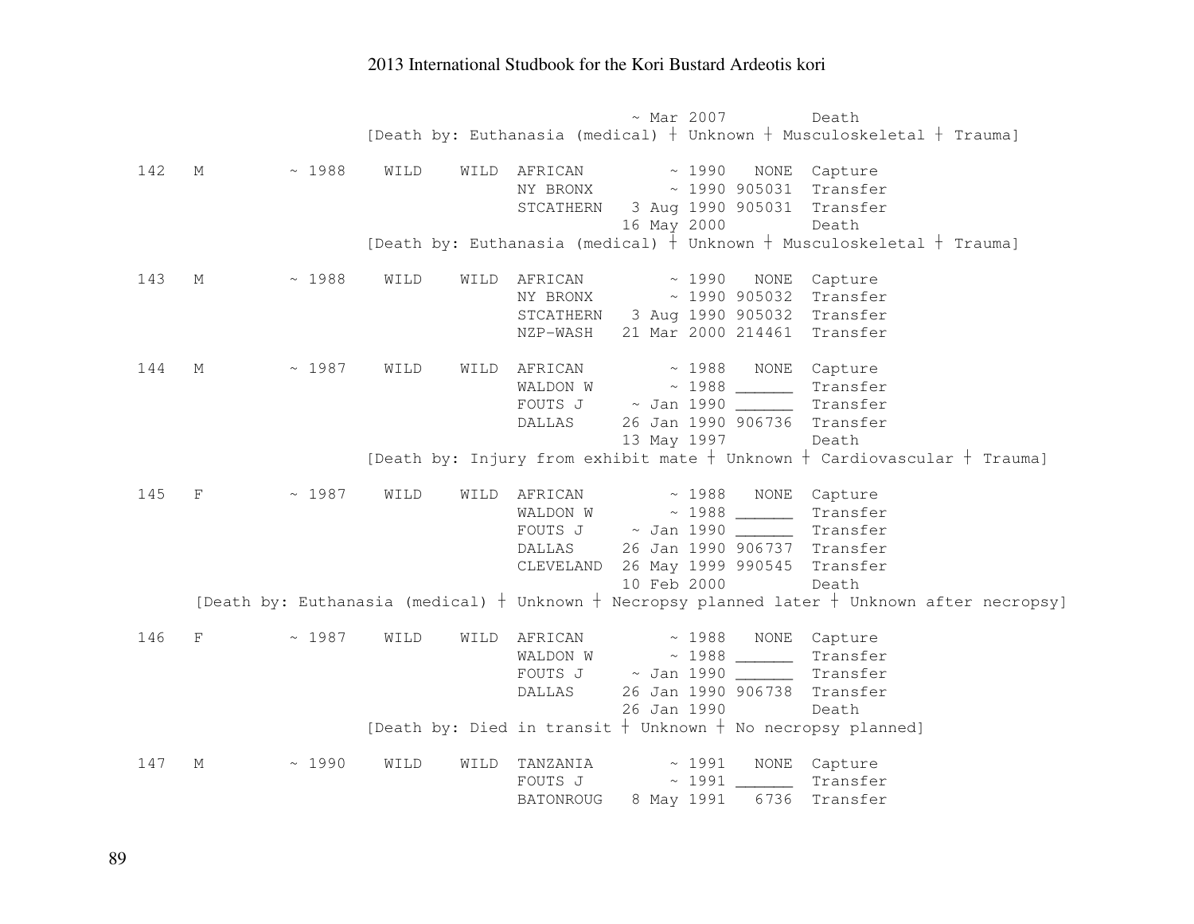```
                                  ~ Mar 2007          Death
                    [Death by: Euthanasia (medical) ┼ Unknown ┼ Musculoskeletal ┼ Trauma]

142   M        ~ 1988    WILD    WILD  AFRICAN         ~ 1990   NONE  Capture
                                       NY BRONX        ~ 1990 905031  Transfer
                                       STCATHERN   3 Aug 1990 905031  Transfer
                                                  16 May 2000         Death
                    [Death by: Euthanasia (medical) ┼ Unknown ┼ Musculoskeletal ┼ Trauma]

143   M        ~ 1988    WILD    WILD  AFRICAN         ~ 1990   NONE  Capture
                                       NY BRONX        ~ 1990 905032  Transfer
                                       STCATHERN   3 Aug 1990 905032  Transfer
                                       NZP-WASH   21 Mar 2000 214461  Transfer

144   M        ~ 1987    WILD    WILD  AFRICAN         ~ 1988   NONE  Capture
                                       WALDON W        ~ 1988 ______  Transfer
                                       FOUTS J     ~ Jan 1990 ______  Transfer
                                       DALLAS     26 Jan 1990 906736  Transfer
                                                  13 May 1997         Death
                    [Death by: Injury from exhibit mate ┼ Unknown ┼ Cardiovascular ┼ Trauma]

145   F        ~ 1987    WILD    WILD  AFRICAN         ~ 1988   NONE  Capture
                                       WALDON W        ~ 1988 ______  Transfer
                                       FOUTS J     ~ Jan 1990 ______  Transfer
                                       DALLAS     26 Jan 1990 906737  Transfer
                                       CLEVELAND  26 May 1999 990545  Transfer
                                                  10 Feb 2000         Death
      [Death by: Euthanasia (medical) ┼ Unknown ┼ Necropsy planned later ┼ Unknown after necropsy]

146   F        ~ 1987    WILD    WILD  AFRICAN         ~ 1988   NONE  Capture
                                       WALDON W        ~ 1988 ______  Transfer
                                       FOUTS J     ~ Jan 1990 ______  Transfer
                                       DALLAS     26 Jan 1990 906738  Transfer
                                                  26 Jan 1990         Death
                    [Death by: Died in transit ┼ Unknown ┼ No necropsy planned]

147   M        ~ 1990    WILD    WILD  TANZANIA        ~ 1991   NONE  Capture
                                       FOUTS J         ~ 1991 ______  Transfer
                                       BATONROUG   8 May 1991   6736  Transfer
```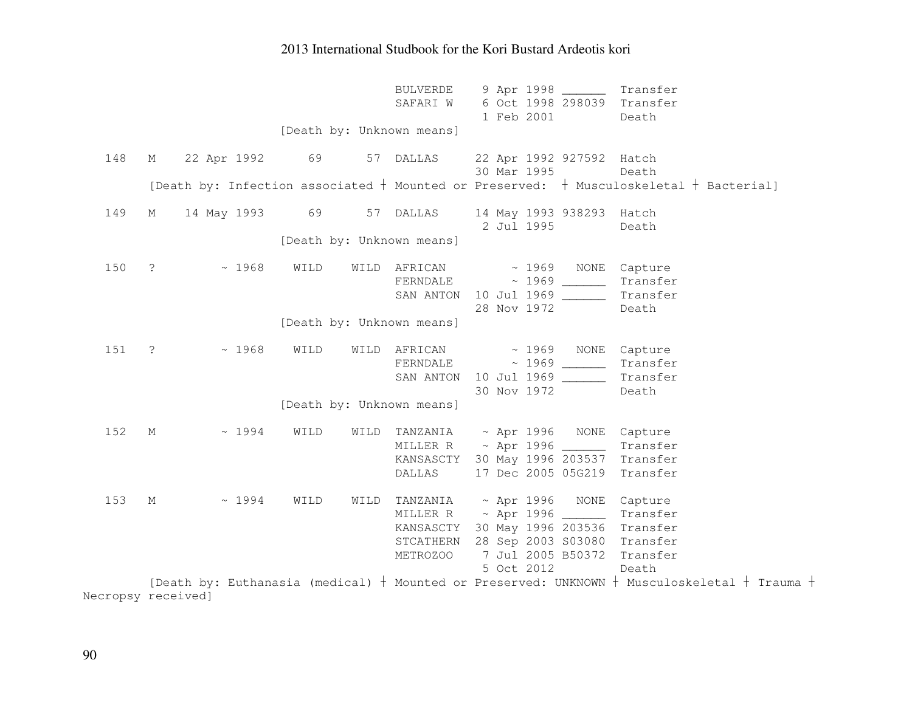```
                                 BULVERDE    9 Apr 1998 ______  Transfer
                                 SAFARI W    6 Oct 1998 298039  Transfer
                                             1 Feb 2001         Death
                    [Death by: Unknown means]

  148   M    22 Apr 1992      69      57  DALLAS     22 Apr 1992 927592  Hatch
                                             30 Mar 1995         Death
        [Death by: Infection associated ┼ Mounted or Preserved:  ┼ Musculoskeletal ┼ Bacterial]

  149   M    14 May 1993      69      57  DALLAS     14 May 1993 938293  Hatch
                                              2 Jul 1995         Death
                    [Death by: Unknown means]

  150   ?         ~ 1968    WILD    WILD  AFRICAN         ~ 1969   NONE  Capture
                                          FERNDALE        ~ 1969 ______  Transfer
                                          SAN ANTON  10 Jul 1969 ______  Transfer
                                                     28 Nov 1972         Death
                    [Death by: Unknown means]

  151   ?         ~ 1968    WILD    WILD  AFRICAN         ~ 1969   NONE  Capture
                                          FERNDALE        ~ 1969 ______  Transfer
                                          SAN ANTON  10 Jul 1969 ______  Transfer
                                                     30 Nov 1972         Death
                    [Death by: Unknown means]

  152   M         ~ 1994    WILD    WILD  TANZANIA    ~ Apr 1996   NONE  Capture
                                          MILLER R    ~ Apr 1996 ______  Transfer
                                          KANSASCTY  30 May 1996 203537  Transfer
                                          DALLAS     17 Dec 2005 05G219  Transfer

  153   M         ~ 1994    WILD    WILD  TANZANIA    ~ Apr 1996   NONE  Capture
                                          MILLER R    ~ Apr 1996 ______  Transfer
                                          KANSASCTY  30 May 1996 203536  Transfer
                                          STCATHERN  28 Sep 2003 S03080  Transfer
                                          METROZOO    7 Jul 2005 B50372  Transfer
                                                      5 Oct 2012         Death
        [Death by: Euthanasia (medical) ┼ Mounted or Preserved: UNKNOWN ┼ Musculoskeletal ┼ Trauma ┼
Necropsy received]
```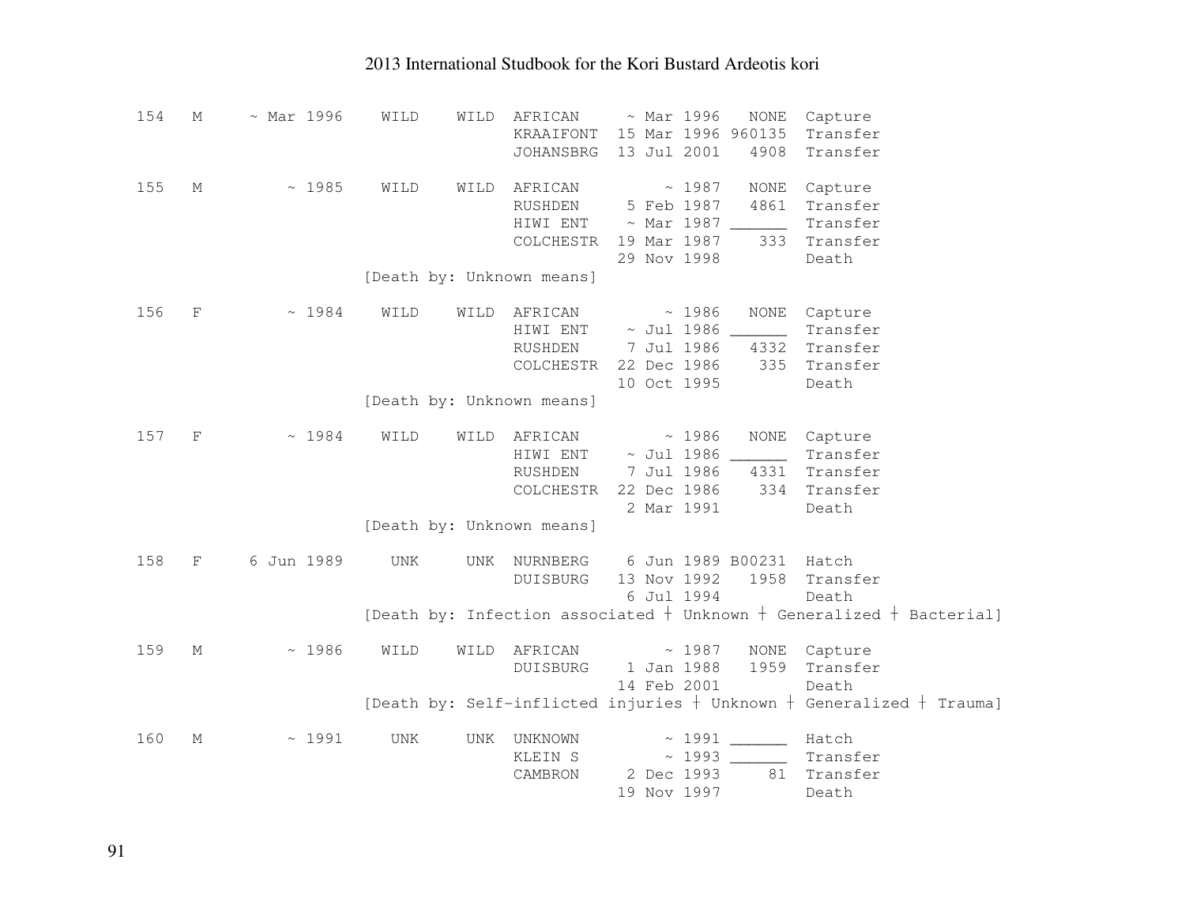```
154   M     ~ Mar 1996    WILD    WILD  AFRICAN     ~ Mar 1996   NONE  Capture
                                        KRAAIFONT  15 Mar 1996 960135  Transfer
                                        JOHANSBRG  13 Jul 2001   4908  Transfer

155   M         ~ 1985    WILD    WILD  AFRICAN         ~ 1987   NONE  Capture
                                        RUSHDEN     5 Feb 1987   4861  Transfer
                                        HIWI ENT    ~ Mar 1987 ______  Transfer
                                        COLCHESTR  19 Mar 1987    333  Transfer
                                                   29 Nov 1998         Death
                          [Death by: Unknown means]

156   F         ~ 1984    WILD    WILD  AFRICAN         ~ 1986   NONE  Capture
                                        HIWI ENT    ~ Jul 1986 ______  Transfer
                                        RUSHDEN     7 Jul 1986   4332  Transfer
                                        COLCHESTR  22 Dec 1986    335  Transfer
                                                   10 Oct 1995         Death
                          [Death by: Unknown means]

157   F         ~ 1984    WILD    WILD  AFRICAN         ~ 1986   NONE  Capture
                                        HIWI ENT    ~ Jul 1986 ______  Transfer
                                        RUSHDEN     7 Jul 1986   4331  Transfer
                                        COLCHESTR  22 Dec 1986    334  Transfer
                                                    2 Mar 1991         Death
                          [Death by: Unknown means]

158   F     6 Jun 1989     UNK     UNK  NURNBERG    6 Jun 1989 B00231  Hatch
                                        DUISBURG   13 Nov 1992   1958  Transfer
                                                    6 Jul 1994         Death
                          [Death by: Infection associated † Unknown † Generalized † Bacterial]

159   M         ~ 1986    WILD    WILD  AFRICAN         ~ 1987   NONE  Capture
                                        DUISBURG    1 Jan 1988   1959  Transfer
                                                   14 Feb 2001         Death
                          [Death by: Self-inflicted injuries † Unknown † Generalized † Trauma]

160   M         ~ 1991     UNK     UNK  UNKNOWN         ~ 1991 ______  Hatch
                                        KLEIN S         ~ 1993 ______  Transfer
                                        CAMBRON     2 Dec 1993     81  Transfer
                                                   19 Nov 1997         Death
```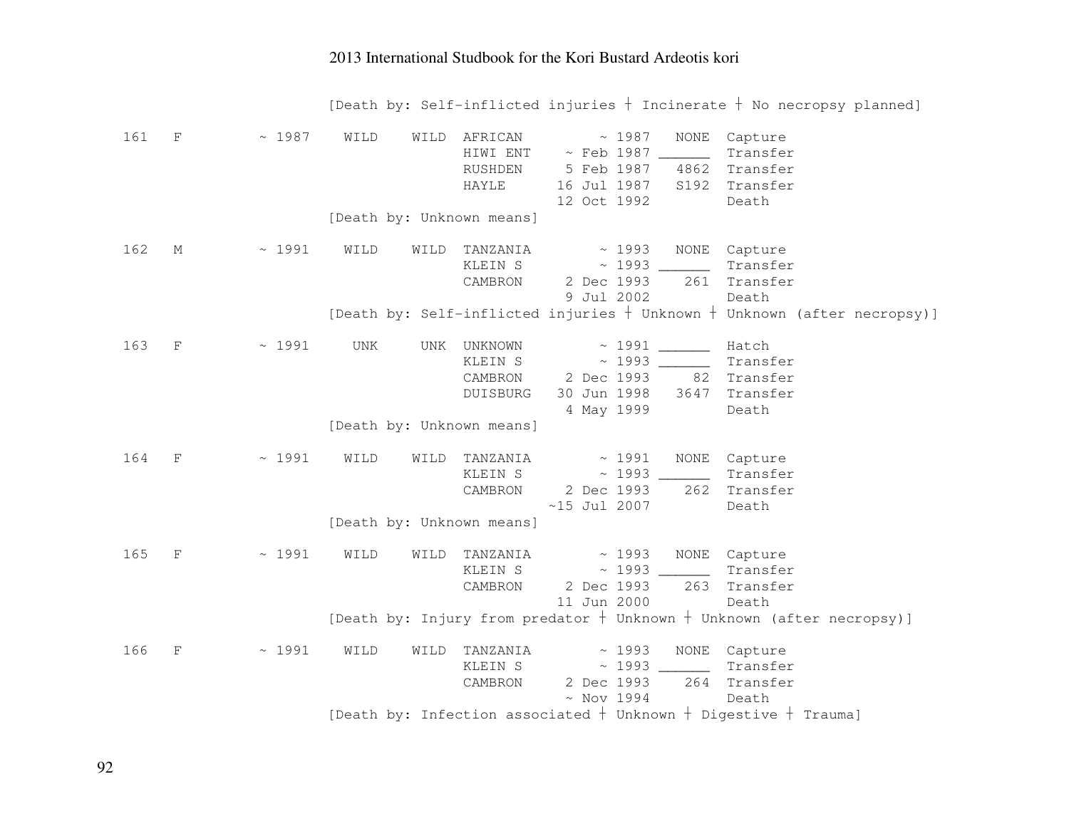[Death by: Self-inflicted injuries ┼ Incinerate ┼ No necropsy planned]

```
161   F        ~ 1987    WILD    WILD  AFRICAN         ~ 1987   NONE  Capture
                                       HIWI ENT    ~ Feb 1987 ______  Transfer
                                       RUSHDEN     5 Feb 1987   4862  Transfer
                                       HAYLE      16 Jul 1987   S192  Transfer
                                                  12 Oct 1992         Death
                         [Death by: Unknown means]

162   M        ~ 1991    WILD    WILD  TANZANIA        ~ 1993   NONE  Capture
                                       KLEIN S         ~ 1993 ______  Transfer
                                       CAMBRON     2 Dec 1993    261  Transfer
                                                   9 Jul 2002         Death
                         [Death by: Self-inflicted injuries ┼ Unknown ┼ Unknown (after necropsy)]

163   F        ~ 1991     UNK     UNK  UNKNOWN         ~ 1991 ______  Hatch
                                       KLEIN S         ~ 1993 ______  Transfer
                                       CAMBRON     2 Dec 1993     82  Transfer
                                       DUISBURG   30 Jun 1998   3647  Transfer
                                                   4 May 1999         Death
                         [Death by: Unknown means]

164   F        ~ 1991    WILD    WILD  TANZANIA        ~ 1991   NONE  Capture
                                       KLEIN S         ~ 1993 ______  Transfer
                                       CAMBRON     2 Dec 1993    262  Transfer
                                                 ~15 Jul 2007         Death
                         [Death by: Unknown means]

165   F        ~ 1991    WILD    WILD  TANZANIA        ~ 1993   NONE  Capture
                                       KLEIN S         ~ 1993 ______  Transfer
                                       CAMBRON     2 Dec 1993    263  Transfer
                                                  11 Jun 2000         Death
                         [Death by: Injury from predator ┼ Unknown ┼ Unknown (after necropsy)]

166   F        ~ 1991    WILD    WILD  TANZANIA        ~ 1993   NONE  Capture
                                       KLEIN S         ~ 1993 ______  Transfer
                                       CAMBRON     2 Dec 1993    264  Transfer
                                                   ~ Nov 1994         Death
                         [Death by: Infection associated ┼ Unknown ┼ Digestive ┼ Trauma]
```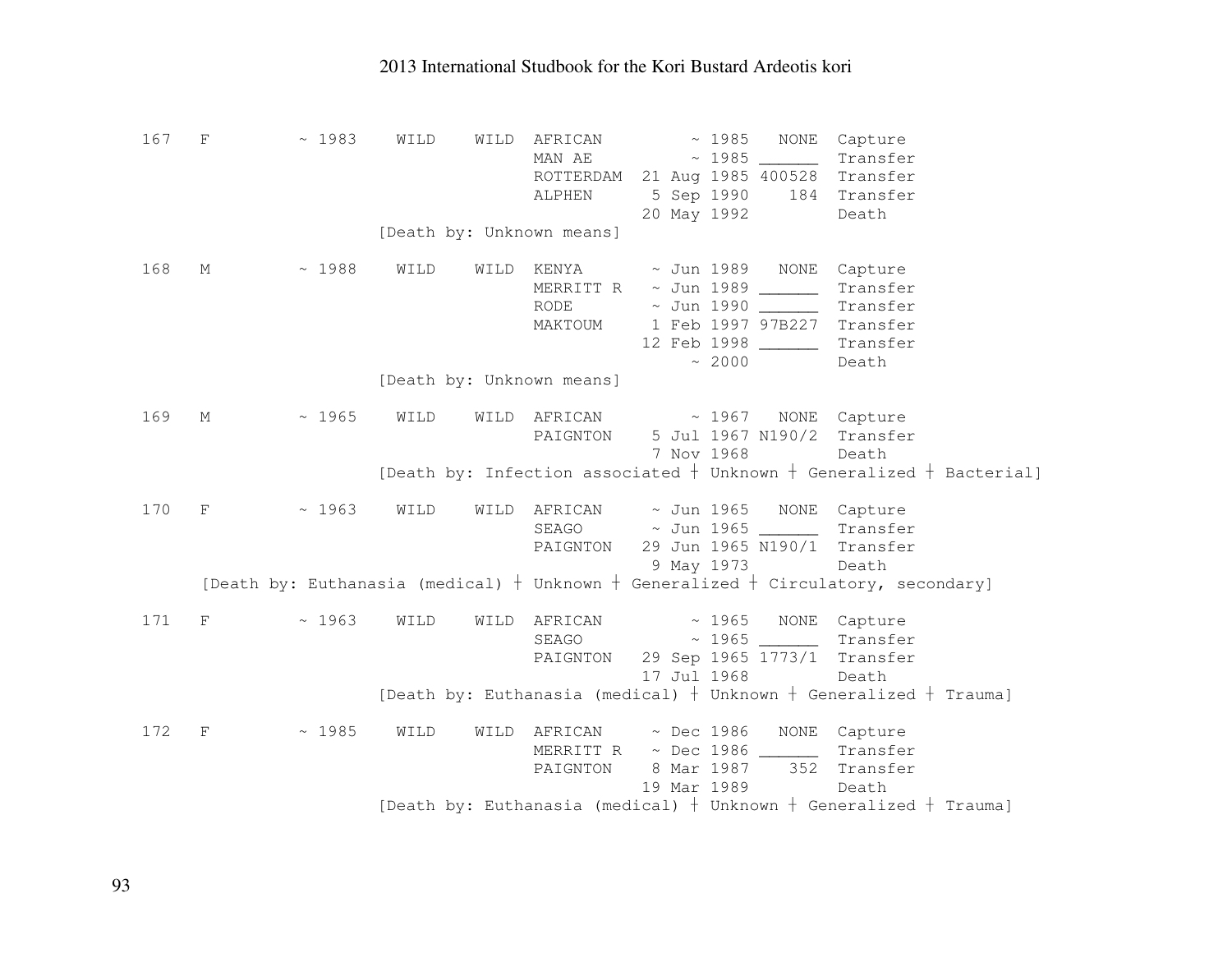```
167   F         ~ 1983    WILD    WILD  AFRICAN         ~ 1985   NONE  Capture
                                        MAN AE          ~ 1985 ______  Transfer
                                        ROTTERDAM  21 Aug 1985 400528  Transfer
                                        ALPHEN      5 Sep 1990    184  Transfer
                                                   20 May 1992         Death
                        [Death by: Unknown means]

168   M         ~ 1988    WILD    WILD  KENYA       ~ Jun 1989   NONE  Capture
                                        MERRITT R   ~ Jun 1989 ______  Transfer
                                        RODE        ~ Jun 1990 ______  Transfer
                                        MAKTOUM     1 Feb 1997 97B227  Transfer
                                                   12 Feb 1998 ______  Transfer
                                                        ~ 2000         Death
                        [Death by: Unknown means]

169   M         ~ 1965    WILD    WILD  AFRICAN         ~ 1967   NONE  Capture
                                        PAIGNTON    5 Jul 1967 N190/2  Transfer
                                                    7 Nov 1968         Death
                        [Death by: Infection associated ┼ Unknown ┼ Generalized ┼ Bacterial]

170   F         ~ 1963    WILD    WILD  AFRICAN     ~ Jun 1965   NONE  Capture
                                        SEAGO       ~ Jun 1965 ______  Transfer
                                        PAIGNTON   29 Jun 1965 N190/1  Transfer
                                                    9 May 1973         Death
      [Death by: Euthanasia (medical) ┼ Unknown ┼ Generalized ┼ Circulatory, secondary]

171   F         ~ 1963    WILD    WILD  AFRICAN         ~ 1965   NONE  Capture
                                        SEAGO           ~ 1965 ______  Transfer
                                        PAIGNTON   29 Sep 1965 1773/1  Transfer
                                                   17 Jul 1968         Death
                        [Death by: Euthanasia (medical) ┼ Unknown ┼ Generalized ┼ Trauma]

172   F         ~ 1985    WILD    WILD  AFRICAN     ~ Dec 1986   NONE  Capture
                                        MERRITT R   ~ Dec 1986 ______  Transfer
                                        PAIGNTON    8 Mar 1987    352  Transfer
                                                   19 Mar 1989         Death
                        [Death by: Euthanasia (medical) ┼ Unknown ┼ Generalized ┼ Trauma]
```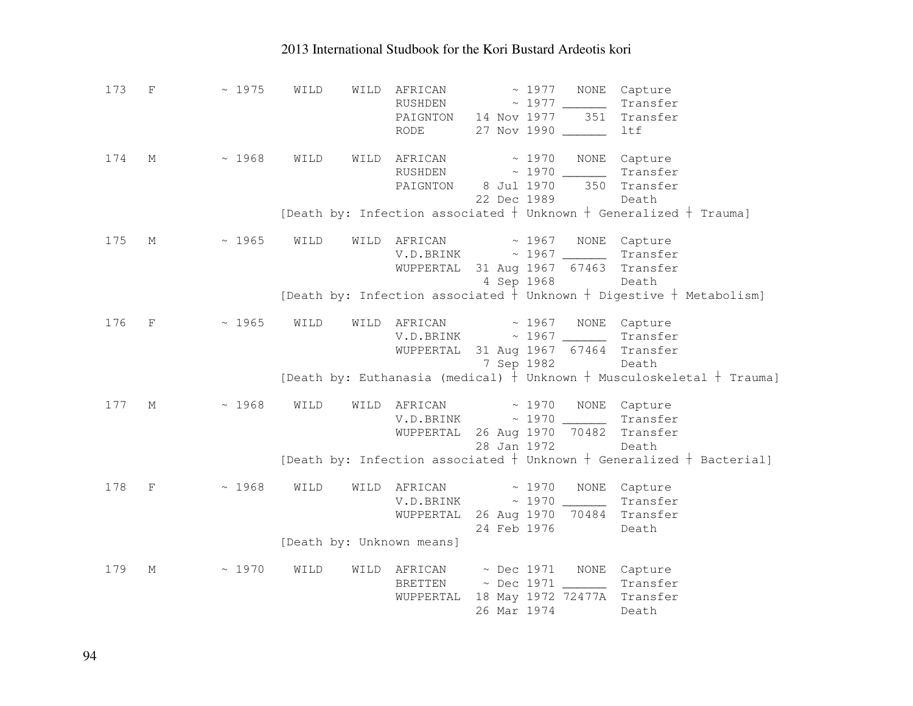```
173   F         ~ 1975    WILD    WILD  AFRICAN         ~ 1977   NONE  Capture
                                        RUSHDEN         ~ 1977 ______  Transfer
                                        PAIGNTON   14 Nov 1977    351  Transfer
                                        RODE       27 Nov 1990 ______  ltf

174   M         ~ 1968    WILD    WILD  AFRICAN         ~ 1970   NONE  Capture
                                        RUSHDEN         ~ 1970 ______  Transfer
                                        PAIGNTON    8 Jul 1970    350  Transfer
                                                   22 Dec 1989         Death
                          [Death by: Infection associated ┼ Unknown ┼ Generalized ┼ Trauma]

175   M         ~ 1965    WILD    WILD  AFRICAN         ~ 1967   NONE  Capture
                                        V.D.BRINK       ~ 1967 ______  Transfer
                                        WUPPERTAL  31 Aug 1967  67463  Transfer
                                                    4 Sep 1968         Death
                          [Death by: Infection associated ┼ Unknown ┼ Digestive ┼ Metabolism]

176   F         ~ 1965    WILD    WILD  AFRICAN         ~ 1967   NONE  Capture
                                        V.D.BRINK       ~ 1967 ______  Transfer
                                        WUPPERTAL  31 Aug 1967  67464  Transfer
                                                    7 Sep 1982         Death
                          [Death by: Euthanasia (medical) ┼ Unknown ┼ Musculoskeletal ┼ Trauma]

177   M         ~ 1968    WILD    WILD  AFRICAN         ~ 1970   NONE  Capture
                                        V.D.BRINK       ~ 1970 ______  Transfer
                                        WUPPERTAL  26 Aug 1970  70482  Transfer
                                                   28 Jan 1972         Death
                          [Death by: Infection associated ┼ Unknown ┼ Generalized ┼ Bacterial]

178   F         ~ 1968    WILD    WILD  AFRICAN         ~ 1970   NONE  Capture
                                        V.D.BRINK       ~ 1970 ______  Transfer
                                        WUPPERTAL  26 Aug 1970  70484  Transfer
                                                   24 Feb 1976         Death
                          [Death by: Unknown means]

179   M         ~ 1970    WILD    WILD  AFRICAN     ~ Dec 1971   NONE  Capture
                                        BRETTEN     ~ Dec 1971 ______  Transfer
                                        WUPPERTAL  18 May 1972 72477A  Transfer
                                                   26 Mar 1974         Death
```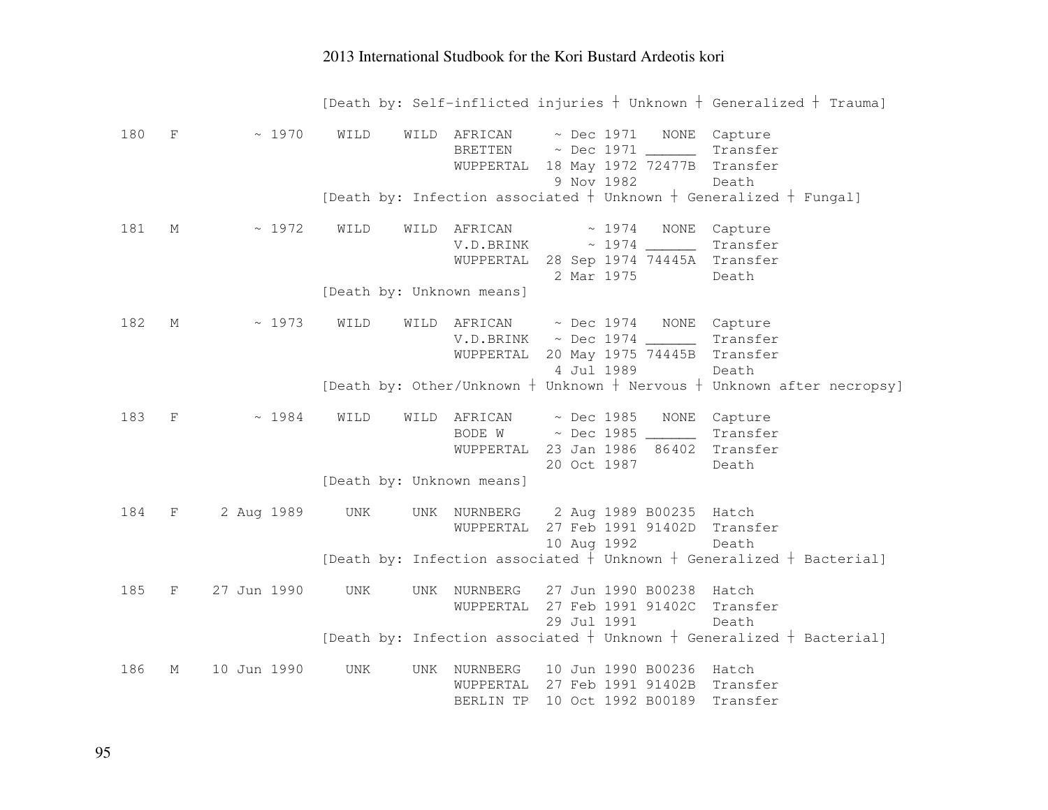[Death by: Self-inflicted injuries ┼ Unknown ┼ Generalized ┼ Trauma]

```
180   F       ~ 1970    WILD    WILD  AFRICAN     ~ Dec 1971   NONE  Capture
                                      BRETTEN     ~ Dec 1971 ______  Transfer
                                      WUPPERTAL  18 May 1972 72477B  Transfer
                                                  9 Nov 1982         Death
                 [Death by: Infection associated ┼ Unknown ┼ Generalized ┼ Fungal]

181   M       ~ 1972    WILD    WILD  AFRICAN         ~ 1974   NONE  Capture
                                      V.D.BRINK       ~ 1974 ______  Transfer
                                      WUPPERTAL  28 Sep 1974 74445A  Transfer
                                                  2 Mar 1975         Death
                 [Death by: Unknown means]

182   M       ~ 1973    WILD    WILD  AFRICAN     ~ Dec 1974   NONE  Capture
                                      V.D.BRINK   ~ Dec 1974 ______  Transfer
                                      WUPPERTAL  20 May 1975 74445B  Transfer
                                                  4 Jul 1989         Death
                 [Death by: Other/Unknown ┼ Unknown ┼ Nervous ┼ Unknown after necropsy]

183   F       ~ 1984    WILD    WILD  AFRICAN     ~ Dec 1985   NONE  Capture
                                      BODE W      ~ Dec 1985 ______  Transfer
                                      WUPPERTAL  23 Jan 1986  86402  Transfer
                                                 20 Oct 1987         Death
                 [Death by: Unknown means]

184   F   2 Aug 1989     UNK     UNK  NURNBERG    2 Aug 1989 B00235  Hatch
                                      WUPPERTAL  27 Feb 1991 91402D  Transfer
                                                 10 Aug 1992         Death
                 [Death by: Infection associated ┼ Unknown ┼ Generalized ┼ Bacterial]

185   F  27 Jun 1990     UNK     UNK  NURNBERG   27 Jun 1990 B00238  Hatch
                                      WUPPERTAL  27 Feb 1991 91402C  Transfer
                                                 29 Jul 1991         Death
                 [Death by: Infection associated ┼ Unknown ┼ Generalized ┼ Bacterial]

186   M  10 Jun 1990     UNK     UNK  NURNBERG   10 Jun 1990 B00236  Hatch
                                      WUPPERTAL  27 Feb 1991 91402B  Transfer
                                      BERLIN TP  10 Oct 1992 B00189  Transfer
```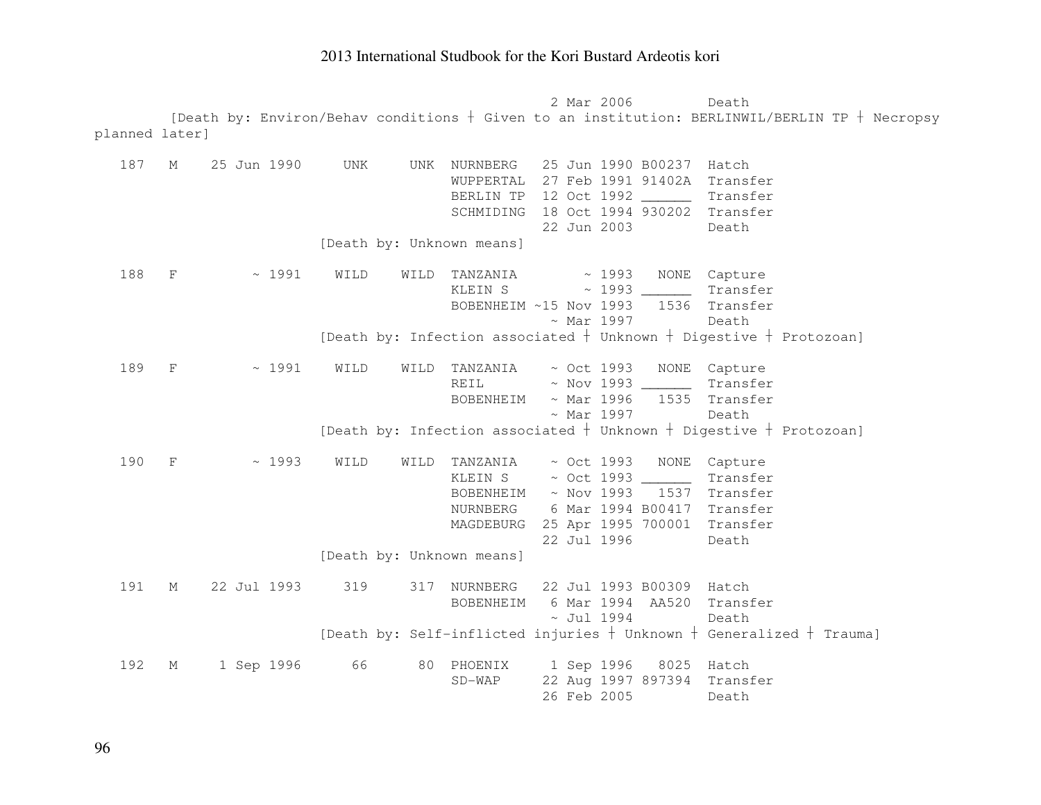```
                                                    2 Mar 2006         Death
        [Death by: Environ/Behav conditions ┼ Given to an institution: BERLINWIL/BERLIN TP ┼ Necropsy
planned later]

   187   M    25 Jun 1990     UNK     UNK  NURNBERG   25 Jun 1990 B00237  Hatch
                                           WUPPERTAL  27 Feb 1991 91402A  Transfer
                                           BERLIN TP  12 Oct 1992 ______  Transfer
                                           SCHMIDING  18 Oct 1994 930202  Transfer
                                                      22 Jun 2003         Death
                         [Death by: Unknown means]

   188   F         ~ 1991    WILD    WILD  TANZANIA        ~ 1993   NONE  Capture
                                           KLEIN S         ~ 1993 ______  Transfer
                                           BOBENHEIM ~15 Nov 1993   1536  Transfer
                                                        ~ Mar 1997        Death
                         [Death by: Infection associated ┼ Unknown ┼ Digestive ┼ Protozoan]

   189   F         ~ 1991    WILD    WILD  TANZANIA    ~ Oct 1993   NONE  Capture
                                           REIL        ~ Nov 1993 ______  Transfer
                                           BOBENHEIM   ~ Mar 1996   1535  Transfer
                                                       ~ Mar 1997         Death
                         [Death by: Infection associated ┼ Unknown ┼ Digestive ┼ Protozoan]

   190   F         ~ 1993    WILD    WILD  TANZANIA    ~ Oct 1993   NONE  Capture
                                           KLEIN S     ~ Oct 1993 ______  Transfer
                                           BOBENHEIM   ~ Nov 1993   1537  Transfer
                                           NURNBERG    6 Mar 1994 B00417  Transfer
                                           MAGDEBURG  25 Apr 1995 700001  Transfer
                                                      22 Jul 1996         Death
                         [Death by: Unknown means]

   191   M    22 Jul 1993     319     317  NURNBERG   22 Jul 1993 B00309  Hatch
                                           BOBENHEIM   6 Mar 1994  AA520  Transfer
                                                       ~ Jul 1994         Death
                         [Death by: Self-inflicted injuries ┼ Unknown ┼ Generalized ┼ Trauma]

   192   M     1 Sep 1996      66      80  PHOENIX     1 Sep 1996   8025  Hatch
                                           SD-WAP     22 Aug 1997 897394  Transfer
                                                      26 Feb 2005         Death
```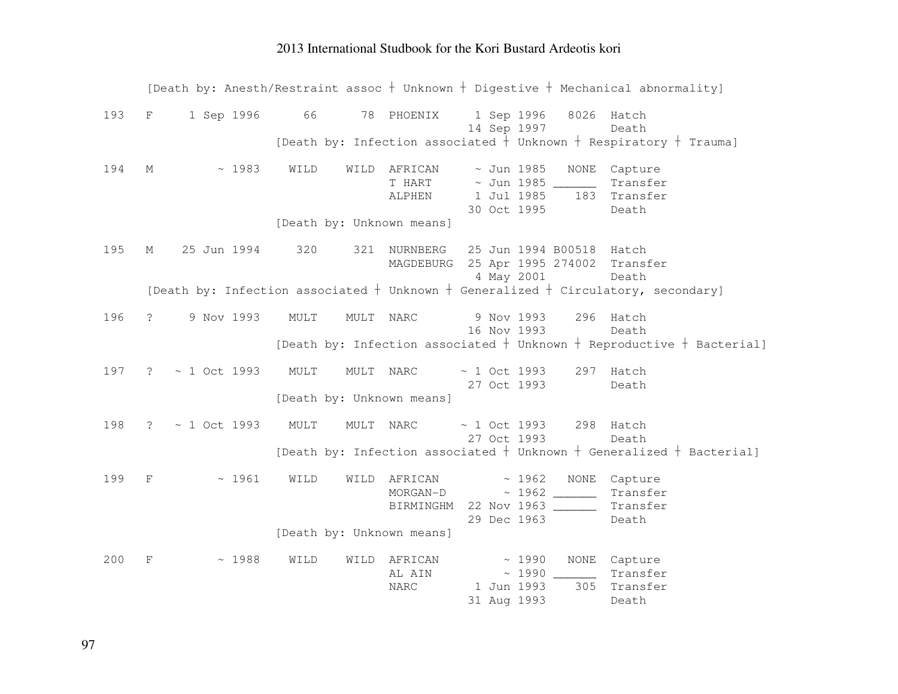```
     [Death by: Anesth/Restraint assoc ┼ Unknown ┼ Digestive ┼ Mechanical abnormality]

193   F     1 Sep 1996      66      78  PHOENIX     1 Sep 1996   8026  Hatch
                                                   14 Sep 1997         Death
                       [Death by: Infection associated ┼ Unknown ┼ Respiratory ┼ Trauma]

194   M         ~ 1983    WILD    WILD  AFRICAN     ~ Jun 1985   NONE  Capture
                                        T HART      ~ Jun 1985 ______  Transfer
                                        ALPHEN      1 Jul 1985    183  Transfer
                                                   30 Oct 1995         Death
                       [Death by: Unknown means]

195   M    25 Jun 1994     320     321  NURNBERG   25 Jun 1994 B00518  Hatch
                                        MAGDEBURG  25 Apr 1995 274002  Transfer
                                                    4 May 2001         Death
     [Death by: Infection associated ┼ Unknown ┼ Generalized ┼ Circulatory, secondary]

196   ?     9 Nov 1993    MULT    MULT  NARC        9 Nov 1993    296  Hatch
                                                   16 Nov 1993         Death
                       [Death by: Infection associated ┼ Unknown ┼ Reproductive ┼ Bacterial]

197   ?   ~ 1 Oct 1993    MULT    MULT  NARC      ~ 1 Oct 1993    297  Hatch
                                                   27 Oct 1993         Death
                       [Death by: Unknown means]

198   ?   ~ 1 Oct 1993    MULT    MULT  NARC      ~ 1 Oct 1993    298  Hatch
                                                   27 Oct 1993         Death
                       [Death by: Infection associated ┼ Unknown ┼ Generalized ┼ Bacterial]

199   F         ~ 1961    WILD    WILD  AFRICAN         ~ 1962   NONE  Capture
                                        MORGAN-D        ~ 1962 ______  Transfer
                                        BIRMINGHM  22 Nov 1963 ______  Transfer
                                                   29 Dec 1963         Death
                       [Death by: Unknown means]

200   F         ~ 1988    WILD    WILD  AFRICAN         ~ 1990   NONE  Capture
                                        AL AIN          ~ 1990 ______  Transfer
                                        NARC        1 Jun 1993    305  Transfer
                                                   31 Aug 1993         Death
```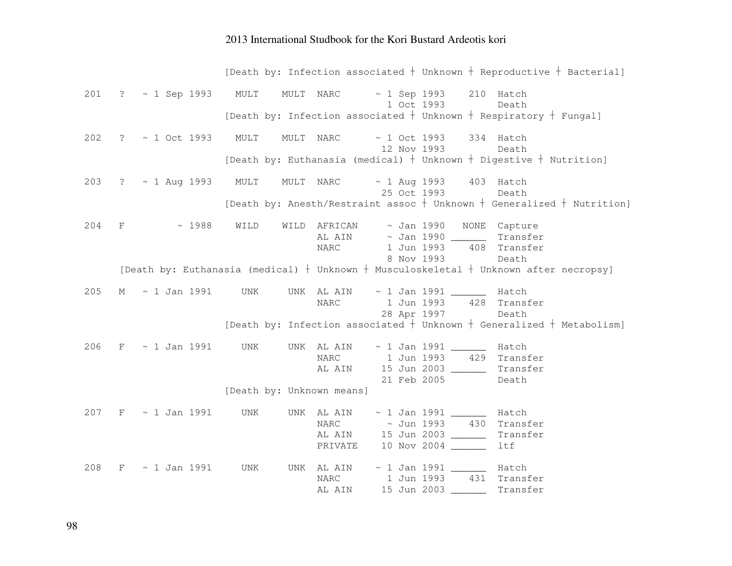```
                    [Death by: Infection associated ┼ Unknown ┼ Reproductive ┼ Bacterial]

201   ?   ~ 1 Sep 1993    MULT    MULT  NARC      ~ 1 Sep 1993    210  Hatch
                                                    1 Oct 1993         Death
                    [Death by: Infection associated ┼ Unknown ┼ Respiratory ┼ Fungal]

202   ?   ~ 1 Oct 1993    MULT    MULT  NARC      ~ 1 Oct 1993    334  Hatch
                                                   12 Nov 1993         Death
                    [Death by: Euthanasia (medical) ┼ Unknown ┼ Digestive ┼ Nutrition]

203   ?   ~ 1 Aug 1993    MULT    MULT  NARC      ~ 1 Aug 1993    403  Hatch
                                                   25 Oct 1993         Death
                    [Death by: Anesth/Restraint assoc ┼ Unknown ┼ Generalized ┼ Nutrition]

204   F        ~ 1988     WILD    WILD  AFRICAN     ~ Jan 1990   NONE  Capture
                                        AL AIN      ~ Jan 1990 ______  Transfer
                                        NARC       1 Jun 1993    408  Transfer
                                                   8 Nov 1993         Death
     [Death by: Euthanasia (medical) ┼ Unknown ┼ Musculoskeletal ┼ Unknown after necropsy]

205   M   ~ 1 Jan 1991     UNK     UNK  AL AIN    ~ 1 Jan 1991 ______  Hatch
                                        NARC       1 Jun 1993    428  Transfer
                                                  28 Apr 1997         Death
                    [Death by: Infection associated ┼ Unknown ┼ Generalized ┼ Metabolism]

206   F   ~ 1 Jan 1991     UNK     UNK  AL AIN    ~ 1 Jan 1991 ______  Hatch
                                        NARC       1 Jun 1993    429  Transfer
                                        AL AIN    15 Jun 2003 ______  Transfer
                                                  21 Feb 2005         Death
                    [Death by: Unknown means]

207   F   ~ 1 Jan 1991     UNK     UNK  AL AIN    ~ 1 Jan 1991 ______  Hatch
                                        NARC        ~ Jun 1993    430  Transfer
                                        AL AIN    15 Jun 2003 ______  Transfer
                                        PRIVATE   10 Nov 2004 ______  ltf

208   F   ~ 1 Jan 1991     UNK     UNK  AL AIN    ~ 1 Jan 1991 ______  Hatch
                                        NARC       1 Jun 1993    431  Transfer
                                        AL AIN    15 Jun 2003 ______  Transfer
```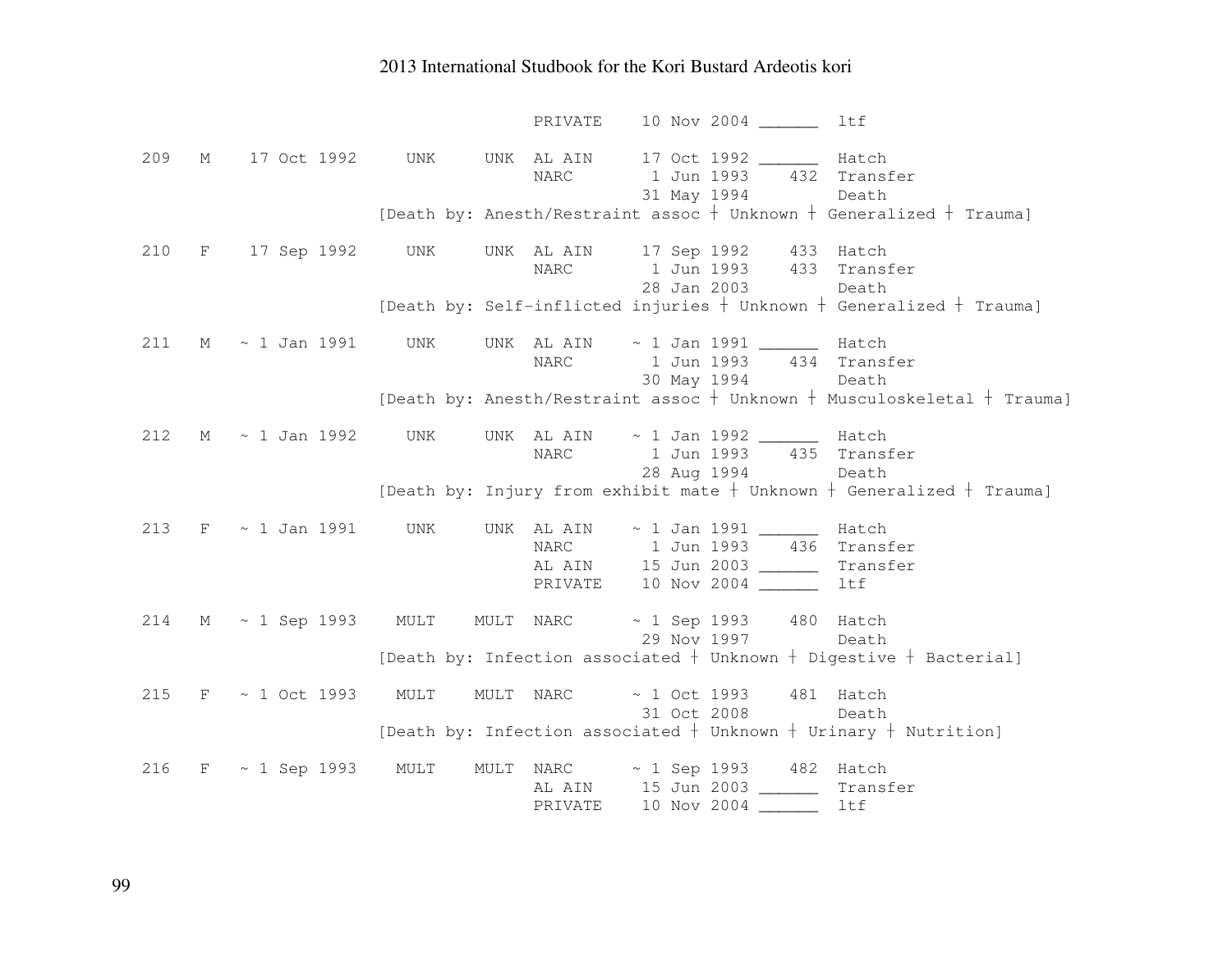```
                                 PRIVATE    10 Nov 2004 ______  ltf

  209  M   17 Oct 1992    UNK     UNK  AL AIN     17 Oct 1992 ______  Hatch
                                       NARC        1 Jun 1993    432  Transfer
                                                  31 May 1994         Death
                        [Death by: Anesth/Restraint assoc ┼ Unknown ┼ Generalized ┼ Trauma]

  210  F   17 Sep 1992    UNK     UNK  AL AIN     17 Sep 1992    433  Hatch
                                       NARC        1 Jun 1993    433  Transfer
                                                  28 Jan 2003         Death
                        [Death by: Self-inflicted injuries ┼ Unknown ┼ Generalized ┼ Trauma]

  211  M  ~ 1 Jan 1991    UNK     UNK  AL AIN    ~ 1 Jan 1991 ______  Hatch
                                       NARC        1 Jun 1993    434  Transfer
                                                  30 May 1994         Death
                        [Death by: Anesth/Restraint assoc ┼ Unknown ┼ Musculoskeletal ┼ Trauma]

  212  M  ~ 1 Jan 1992    UNK     UNK  AL AIN    ~ 1 Jan 1992 ______  Hatch
                                       NARC        1 Jun 1993    435  Transfer
                                                  28 Aug 1994         Death
                        [Death by: Injury from exhibit mate ┼ Unknown ┼ Generalized ┼ Trauma]

  213  F  ~ 1 Jan 1991    UNK     UNK  AL AIN    ~ 1 Jan 1991 ______  Hatch
                                       NARC        1 Jun 1993    436  Transfer
                                       AL AIN     15 Jun 2003 ______  Transfer
                                       PRIVATE    10 Nov 2004 ______  ltf

  214  M  ~ 1 Sep 1993   MULT    MULT  NARC      ~ 1 Sep 1993    480  Hatch
                                                  29 Nov 1997         Death
                        [Death by: Infection associated ┼ Unknown ┼ Digestive ┼ Bacterial]

  215  F  ~ 1 Oct 1993   MULT    MULT  NARC      ~ 1 Oct 1993    481  Hatch
                                                  31 Oct 2008         Death
                        [Death by: Infection associated ┼ Unknown ┼ Urinary ┼ Nutrition]

  216  F  ~ 1 Sep 1993   MULT    MULT  NARC      ~ 1 Sep 1993    482  Hatch
                                       AL AIN     15 Jun 2003 ______  Transfer
                                       PRIVATE    10 Nov 2004 ______  ltf
```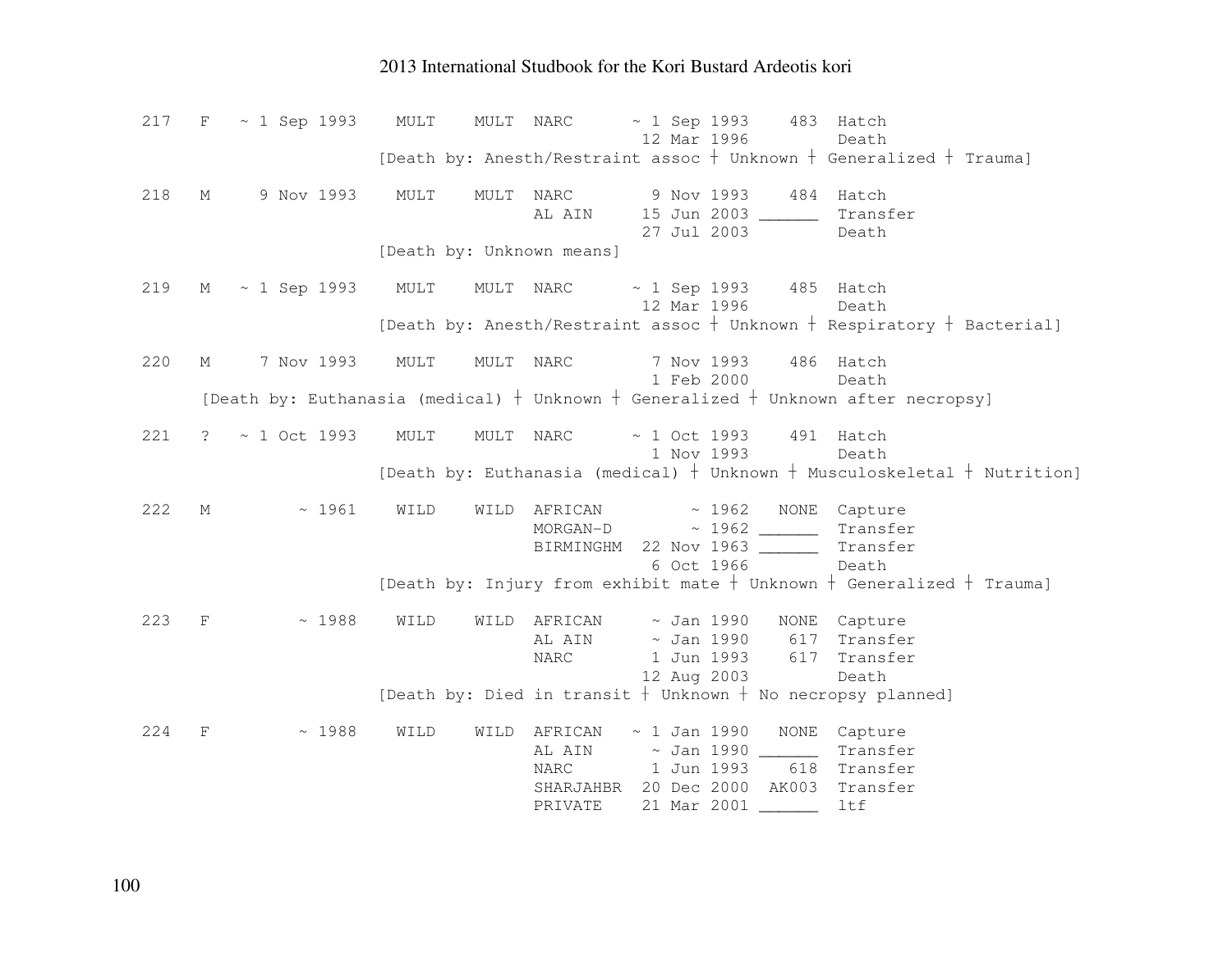```
217   F   ~ 1 Sep 1993    MULT    MULT  NARC      ~ 1 Sep 1993    483  Hatch
                                                   12 Mar 1996         Death
                    [Death by: Anesth/Restraint assoc ┼ Unknown ┼ Generalized ┼ Trauma]

218   M     9 Nov 1993    MULT    MULT  NARC        9 Nov 1993    484  Hatch
                                        AL AIN     15 Jun 2003 ______  Transfer
                                                   27 Jul 2003         Death
                    [Death by: Unknown means]

219   M   ~ 1 Sep 1993    MULT    MULT  NARC      ~ 1 Sep 1993    485  Hatch
                                                   12 Mar 1996         Death
                    [Death by: Anesth/Restraint assoc ┼ Unknown ┼ Respiratory ┼ Bacterial]

220   M     7 Nov 1993    MULT    MULT  NARC        7 Nov 1993    486  Hatch
                                                    1 Feb 2000         Death
     [Death by: Euthanasia (medical) ┼ Unknown ┼ Generalized ┼ Unknown after necropsy]

221   ?   ~ 1 Oct 1993    MULT    MULT  NARC      ~ 1 Oct 1993    491  Hatch
                                                    1 Nov 1993         Death
                    [Death by: Euthanasia (medical) ┼ Unknown ┼ Musculoskeletal ┼ Nutrition]

222   M         ~ 1961    WILD    WILD  AFRICAN         ~ 1962   NONE  Capture
                                        MORGAN-D        ~ 1962 ______  Transfer
                                        BIRMINGHM  22 Nov 1963 ______  Transfer
                                                    6 Oct 1966         Death
                    [Death by: Injury from exhibit mate ┼ Unknown ┼ Generalized ┼ Trauma]

223   F         ~ 1988    WILD    WILD  AFRICAN     ~ Jan 1990   NONE  Capture
                                        AL AIN      ~ Jan 1990    617  Transfer
                                        NARC        1 Jun 1993    617  Transfer
                                                   12 Aug 2003         Death
                    [Death by: Died in transit ┼ Unknown ┼ No necropsy planned]

224   F         ~ 1988    WILD    WILD  AFRICAN   ~ 1 Jan 1990   NONE  Capture
                                        AL AIN      ~ Jan 1990 ______  Transfer
                                        NARC        1 Jun 1993    618  Transfer
                                        SHARJAHBR  20 Dec 2000  AK003  Transfer
                                        PRIVATE    21 Mar 2001 ______  ltf
```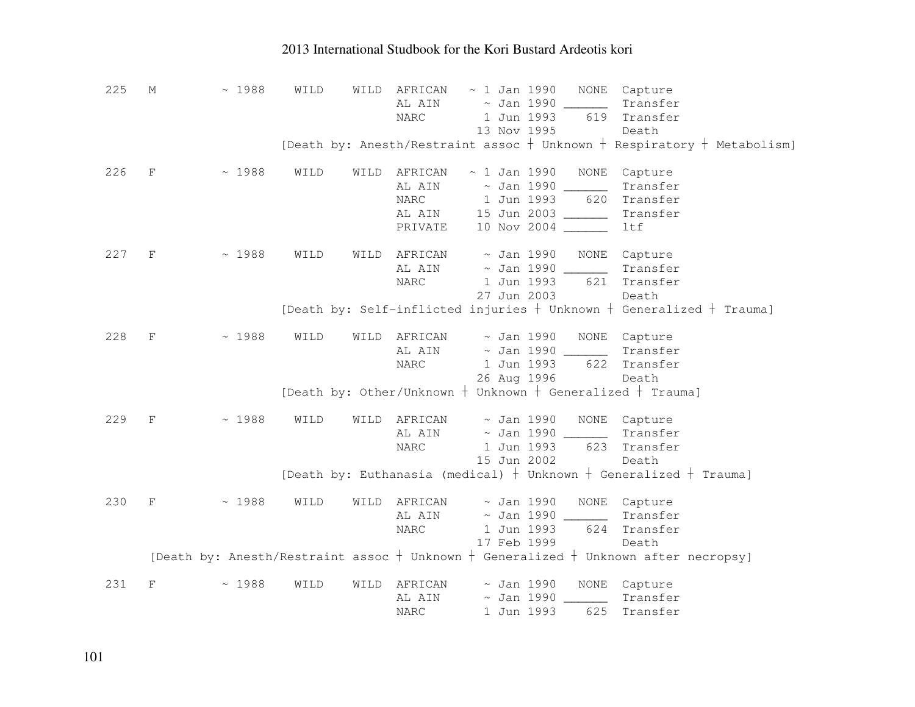```
225   M         ~ 1988    WILD    WILD  AFRICAN   ~ 1 Jan 1990   NONE  Capture
                                        AL AIN      ~ Jan 1990 ______  Transfer
                                        NARC        1 Jun 1993    619  Transfer
                                                   13 Nov 1995         Death
                         [Death by: Anesth/Restraint assoc ┼ Unknown ┼ Respiratory ┼ Metabolism]

226   F         ~ 1988    WILD    WILD  AFRICAN   ~ 1 Jan 1990   NONE  Capture
                                        AL AIN      ~ Jan 1990 ______  Transfer
                                        NARC        1 Jun 1993    620  Transfer
                                        AL AIN     15 Jun 2003 ______  Transfer
                                        PRIVATE    10 Nov 2004 ______  ltf

227   F         ~ 1988    WILD    WILD  AFRICAN     ~ Jan 1990   NONE  Capture
                                        AL AIN      ~ Jan 1990 ______  Transfer
                                        NARC        1 Jun 1993    621  Transfer
                                                   27 Jun 2003         Death
                         [Death by: Self-inflicted injuries ┼ Unknown ┼ Generalized ┼ Trauma]

228   F         ~ 1988    WILD    WILD  AFRICAN     ~ Jan 1990   NONE  Capture
                                        AL AIN      ~ Jan 1990 ______  Transfer
                                        NARC        1 Jun 1993    622  Transfer
                                                   26 Aug 1996         Death
                         [Death by: Other/Unknown ┼ Unknown ┼ Generalized ┼ Trauma]

229   F         ~ 1988    WILD    WILD  AFRICAN     ~ Jan 1990   NONE  Capture
                                        AL AIN      ~ Jan 1990 ______  Transfer
                                        NARC        1 Jun 1993    623  Transfer
                                                   15 Jun 2002         Death
                         [Death by: Euthanasia (medical) ┼ Unknown ┼ Generalized ┼ Trauma]

230   F         ~ 1988    WILD    WILD  AFRICAN     ~ Jan 1990   NONE  Capture
                                        AL AIN      ~ Jan 1990 ______  Transfer
                                        NARC        1 Jun 1993    624  Transfer
                                                   17 Feb 1999         Death
      [Death by: Anesth/Restraint assoc ┼ Unknown ┼ Generalized ┼ Unknown after necropsy]

231   F         ~ 1988    WILD    WILD  AFRICAN     ~ Jan 1990   NONE  Capture
                                        AL AIN      ~ Jan 1990 ______  Transfer
                                        NARC        1 Jun 1993    625  Transfer
```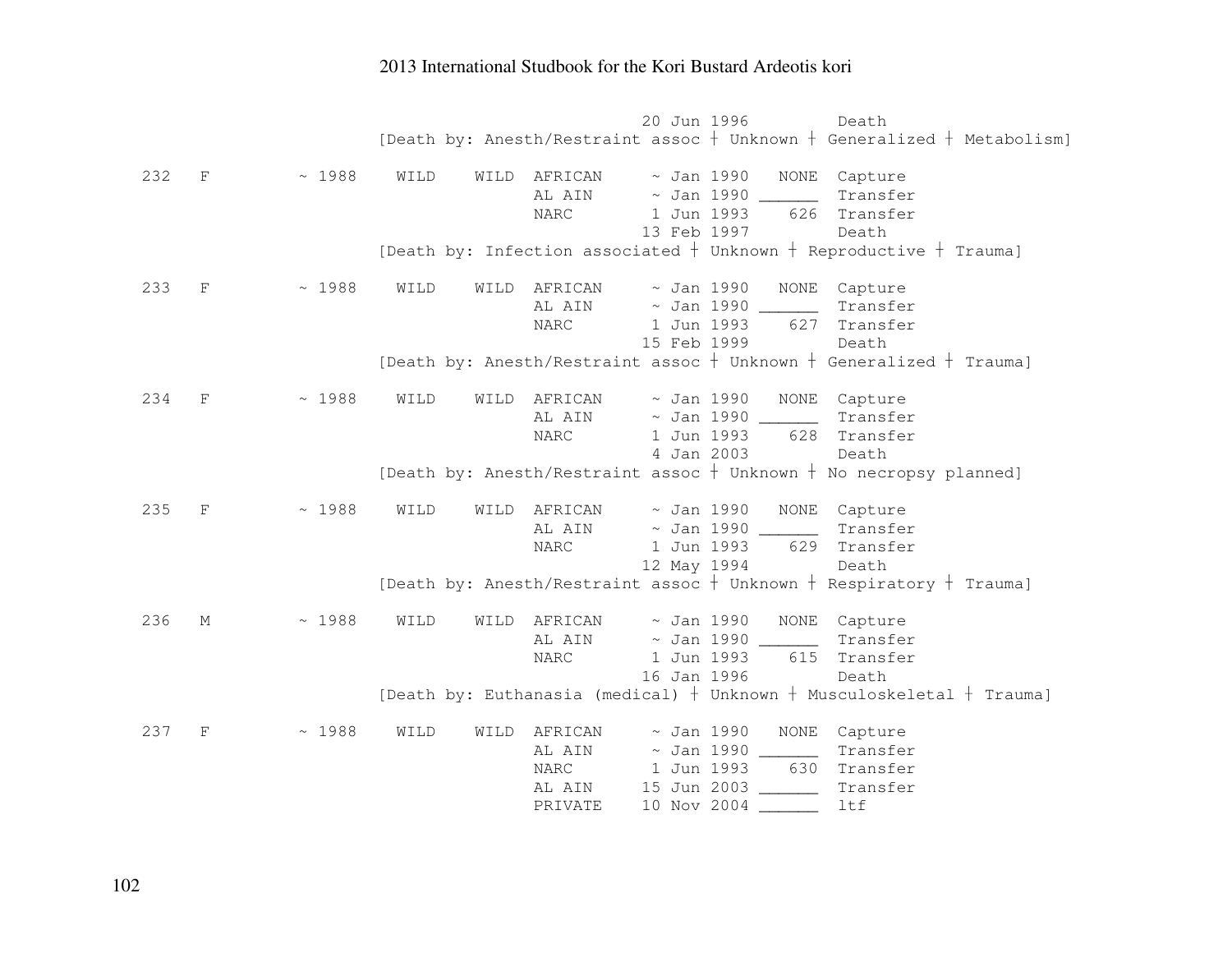```
                                  20 Jun 1996         Death
                  [Death by: Anesth/Restraint assoc ┼ Unknown ┼ Generalized ┼ Metabolism]

232   F    ~ 1988   WILD    WILD  AFRICAN     ~ Jan 1990   NONE  Capture
                                  AL AIN      ~ Jan 1990 ______  Transfer
                                  NARC         1 Jun 1993    626  Transfer
                                              13 Feb 1997         Death
                  [Death by: Infection associated ┼ Unknown ┼ Reproductive ┼ Trauma]

233   F    ~ 1988   WILD    WILD  AFRICAN     ~ Jan 1990   NONE  Capture
                                  AL AIN      ~ Jan 1990 ______  Transfer
                                  NARC         1 Jun 1993    627  Transfer
                                              15 Feb 1999         Death
                  [Death by: Anesth/Restraint assoc ┼ Unknown ┼ Generalized ┼ Trauma]

234   F    ~ 1988   WILD    WILD  AFRICAN     ~ Jan 1990   NONE  Capture
                                  AL AIN      ~ Jan 1990 ______  Transfer
                                  NARC         1 Jun 1993    628  Transfer
                                               4 Jan 2003         Death
                  [Death by: Anesth/Restraint assoc ┼ Unknown ┼ No necropsy planned]

235   F    ~ 1988   WILD    WILD  AFRICAN     ~ Jan 1990   NONE  Capture
                                  AL AIN      ~ Jan 1990 ______  Transfer
                                  NARC         1 Jun 1993    629  Transfer
                                              12 May 1994         Death
                  [Death by: Anesth/Restraint assoc ┼ Unknown ┼ Respiratory ┼ Trauma]

236   M    ~ 1988   WILD    WILD  AFRICAN     ~ Jan 1990   NONE  Capture
                                  AL AIN      ~ Jan 1990 ______  Transfer
                                  NARC         1 Jun 1993    615  Transfer
                                              16 Jan 1996         Death
                  [Death by: Euthanasia (medical) ┼ Unknown ┼ Musculoskeletal ┼ Trauma]

237   F    ~ 1988   WILD    WILD  AFRICAN     ~ Jan 1990   NONE  Capture
                                  AL AIN      ~ Jan 1990 ______  Transfer
                                  NARC         1 Jun 1993    630  Transfer
                                  AL AIN      15 Jun 2003 ______  Transfer
                                  PRIVATE     10 Nov 2004 ______  ltf
```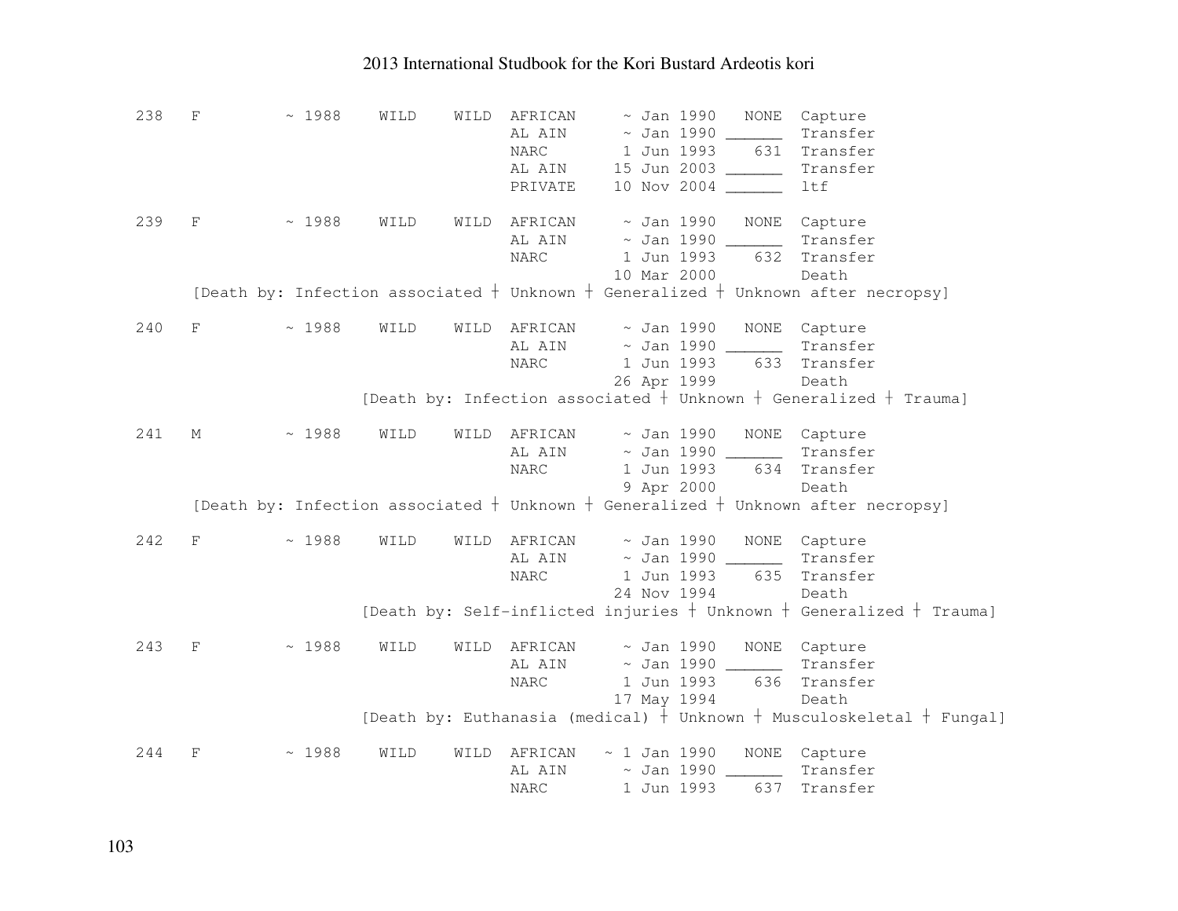```
238   F         ~ 1988    WILD    WILD  AFRICAN     ~ Jan 1990   NONE  Capture
                                        AL AIN      ~ Jan 1990 ______  Transfer
                                        NARC        1 Jun 1993    631  Transfer
                                        AL AIN     15 Jun 2003 ______  Transfer
                                        PRIVATE    10 Nov 2004 ______  ltf

239   F         ~ 1988    WILD    WILD  AFRICAN     ~ Jan 1990   NONE  Capture
                                        AL AIN      ~ Jan 1990 ______  Transfer
                                        NARC        1 Jun 1993    632  Transfer
                                                   10 Mar 2000         Death
      [Death by: Infection associated ┼ Unknown ┼ Generalized ┼ Unknown after necropsy]

240   F         ~ 1988    WILD    WILD  AFRICAN     ~ Jan 1990   NONE  Capture
                                        AL AIN      ~ Jan 1990 ______  Transfer
                                        NARC        1 Jun 1993    633  Transfer
                                                   26 Apr 1999         Death
                          [Death by: Infection associated ┼ Unknown ┼ Generalized ┼ Trauma]

241   M         ~ 1988    WILD    WILD  AFRICAN     ~ Jan 1990   NONE  Capture
                                        AL AIN      ~ Jan 1990 ______  Transfer
                                        NARC        1 Jun 1993    634  Transfer
                                                    9 Apr 2000         Death
      [Death by: Infection associated ┼ Unknown ┼ Generalized ┼ Unknown after necropsy]

242   F         ~ 1988    WILD    WILD  AFRICAN     ~ Jan 1990   NONE  Capture
                                        AL AIN      ~ Jan 1990 ______  Transfer
                                        NARC        1 Jun 1993    635  Transfer
                                                   24 Nov 1994         Death
                          [Death by: Self-inflicted injuries ┼ Unknown ┼ Generalized ┼ Trauma]

243   F         ~ 1988    WILD    WILD  AFRICAN     ~ Jan 1990   NONE  Capture
                                        AL AIN      ~ Jan 1990 ______  Transfer
                                        NARC        1 Jun 1993    636  Transfer
                                                   17 May 1994         Death
                          [Death by: Euthanasia (medical) ┼ Unknown ┼ Musculoskeletal ┼ Fungal]

244   F         ~ 1988    WILD    WILD  AFRICAN   ~ 1 Jan 1990   NONE  Capture
                                        AL AIN      ~ Jan 1990 ______  Transfer
                                        NARC        1 Jun 1993    637  Transfer
```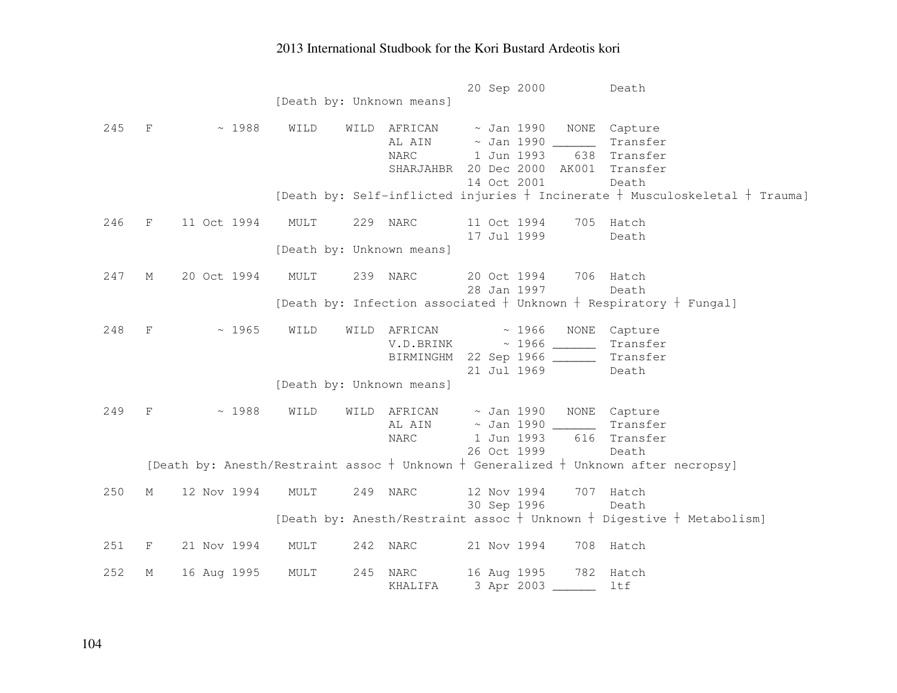```
                                            20 Sep 2000         Death
                       [Death by: Unknown means]

 245   F         ~ 1988    WILD    WILD  AFRICAN     ~ Jan 1990   NONE  Capture
                                         AL AIN      ~ Jan 1990 ______  Transfer
                                         NARC        1 Jun 1993    638  Transfer
                                         SHARJAHBR  20 Dec 2000  AK001  Transfer
                                                    14 Oct 2001         Death
                       [Death by: Self-inflicted injuries ┼ Incinerate ┼ Musculoskeletal ┼ Trauma]

 246   F    11 Oct 1994    MULT     229  NARC       11 Oct 1994    705  Hatch
                                                    17 Jul 1999         Death
                       [Death by: Unknown means]

 247   M    20 Oct 1994    MULT     239  NARC       20 Oct 1994    706  Hatch
                                                    28 Jan 1997         Death
                       [Death by: Infection associated ┼ Unknown ┼ Respiratory ┼ Fungal]

 248   F         ~ 1965    WILD    WILD  AFRICAN         ~ 1966   NONE  Capture
                                         V.D.BRINK       ~ 1966 ______  Transfer
                                         BIRMINGHM  22 Sep 1966 ______  Transfer
                                                    21 Jul 1969         Death
                       [Death by: Unknown means]

 249   F         ~ 1988    WILD    WILD  AFRICAN     ~ Jan 1990   NONE  Capture
                                         AL AIN      ~ Jan 1990 ______  Transfer
                                         NARC        1 Jun 1993    616  Transfer
                                                    26 Oct 1999         Death
      [Death by: Anesth/Restraint assoc ┼ Unknown ┼ Generalized ┼ Unknown after necropsy]

 250   M    12 Nov 1994    MULT     249  NARC       12 Nov 1994    707  Hatch
                                                    30 Sep 1996         Death
                       [Death by: Anesth/Restraint assoc ┼ Unknown ┼ Digestive ┼ Metabolism]

 251   F    21 Nov 1994    MULT     242  NARC       21 Nov 1994    708  Hatch

 252   M    16 Aug 1995    MULT     245  NARC       16 Aug 1995    782  Hatch
                                         KHALIFA     3 Apr 2003 ______  ltf
```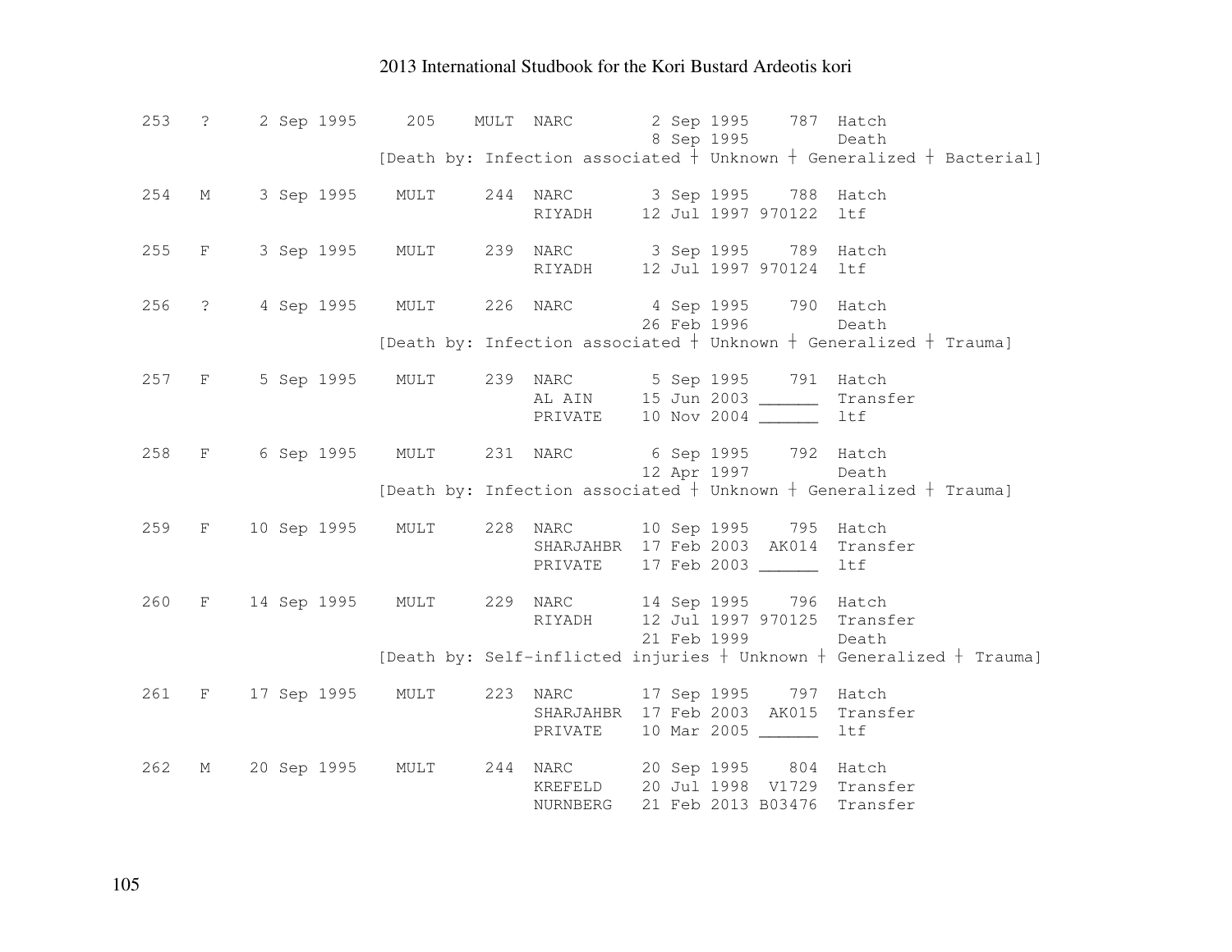```
253   ?     2 Sep 1995     205    MULT  NARC        2 Sep 1995    787  Hatch
                                                    8 Sep 1995         Death
                    [Death by: Infection associated ┼ Unknown ┼ Generalized ┼ Bacterial]

254   M     3 Sep 1995    MULT     244  NARC        3 Sep 1995    788  Hatch
                                        RIYADH     12 Jul 1997 970122  ltf

255   F     3 Sep 1995    MULT     239  NARC        3 Sep 1995    789  Hatch
                                        RIYADH     12 Jul 1997 970124  ltf

256   ?     4 Sep 1995    MULT     226  NARC        4 Sep 1995    790  Hatch
                                                   26 Feb 1996         Death
                    [Death by: Infection associated ┼ Unknown ┼ Generalized ┼ Trauma]

257   F     5 Sep 1995    MULT     239  NARC        5 Sep 1995    791  Hatch
                                        AL AIN     15 Jun 2003 ______  Transfer
                                        PRIVATE    10 Nov 2004 ______  ltf

258   F     6 Sep 1995    MULT     231  NARC        6 Sep 1995    792  Hatch
                                                   12 Apr 1997         Death
                    [Death by: Infection associated ┼ Unknown ┼ Generalized ┼ Trauma]

259   F    10 Sep 1995    MULT     228  NARC       10 Sep 1995    795  Hatch
                                        SHARJAHBR  17 Feb 2003  AK014  Transfer
                                        PRIVATE    17 Feb 2003 ______  ltf

260   F    14 Sep 1995    MULT     229  NARC       14 Sep 1995    796  Hatch
                                        RIYADH     12 Jul 1997 970125  Transfer
                                                   21 Feb 1999         Death
                    [Death by: Self-inflicted injuries ┼ Unknown ┼ Generalized ┼ Trauma]

261   F    17 Sep 1995    MULT     223  NARC       17 Sep 1995    797  Hatch
                                        SHARJAHBR  17 Feb 2003  AK015  Transfer
                                        PRIVATE    10 Mar 2005 ______  ltf

262   M    20 Sep 1995    MULT     244  NARC       20 Sep 1995    804  Hatch
                                        KREFELD    20 Jul 1998  V1729  Transfer
                                        NURNBERG   21 Feb 2013 B03476  Transfer
```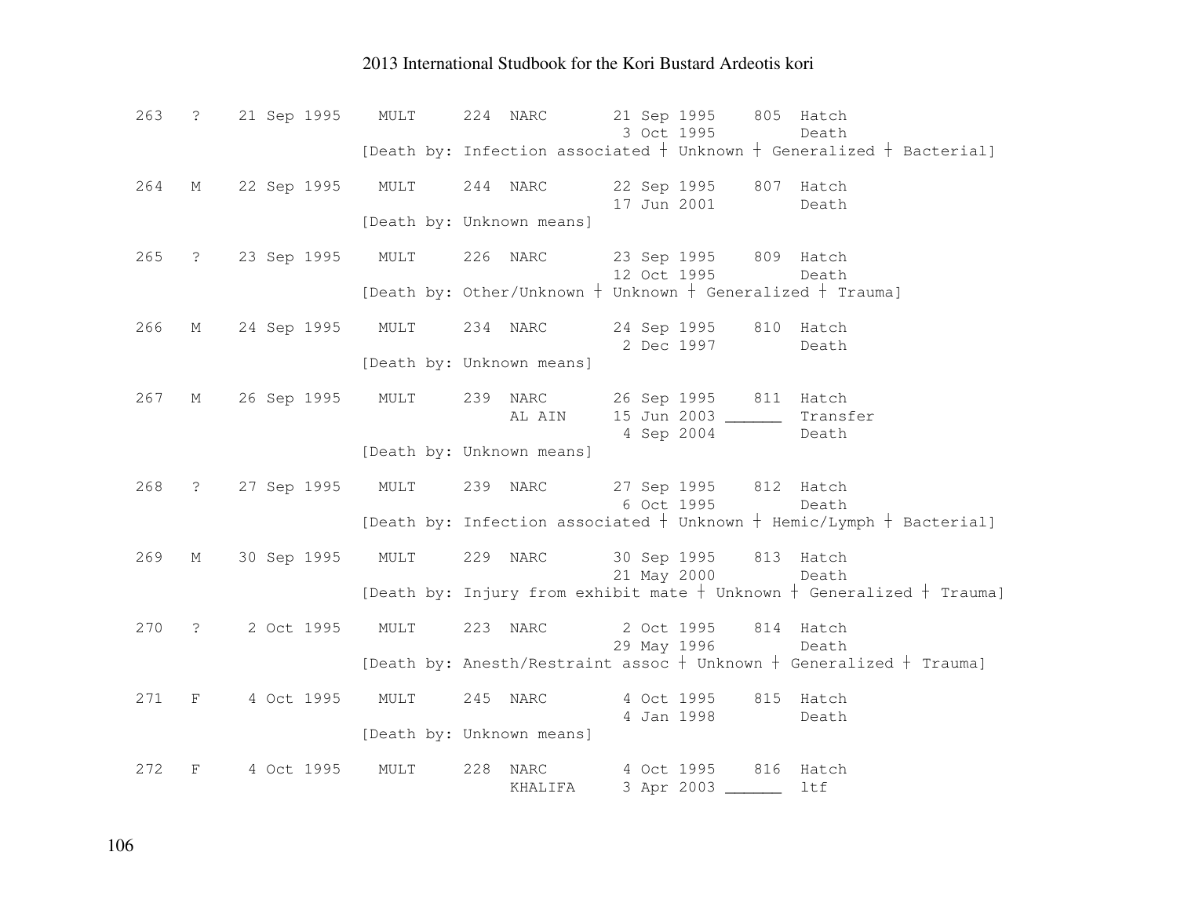```
263   ?   21 Sep 1995   MULT    224  NARC       21 Sep 1995    805  Hatch
                                                 3 Oct 1995         Death
                        [Death by: Infection associated ┼ Unknown ┼ Generalized ┼ Bacterial]

264   M   22 Sep 1995   MULT    244  NARC       22 Sep 1995    807  Hatch
                                                17 Jun 2001         Death
                        [Death by: Unknown means]

265   ?   23 Sep 1995   MULT    226  NARC       23 Sep 1995    809  Hatch
                                                12 Oct 1995         Death
                        [Death by: Other/Unknown ┼ Unknown ┼ Generalized ┼ Trauma]

266   M   24 Sep 1995   MULT    234  NARC       24 Sep 1995    810  Hatch
                                                 2 Dec 1997         Death
                        [Death by: Unknown means]

267   M   26 Sep 1995   MULT    239  NARC       26 Sep 1995    811  Hatch
                                     AL AIN     15 Jun 2003 ______  Transfer
                                                 4 Sep 2004         Death
                        [Death by: Unknown means]

268   ?   27 Sep 1995   MULT    239  NARC       27 Sep 1995    812  Hatch
                                                 6 Oct 1995         Death
                        [Death by: Infection associated ┼ Unknown ┼ Hemic/Lymph ┼ Bacterial]

269   M   30 Sep 1995   MULT    229  NARC       30 Sep 1995    813  Hatch
                                                21 May 2000         Death
                        [Death by: Injury from exhibit mate ┼ Unknown ┼ Generalized ┼ Trauma]

270   ?    2 Oct 1995   MULT    223  NARC        2 Oct 1995    814  Hatch
                                                29 May 1996         Death
                        [Death by: Anesth/Restraint assoc ┼ Unknown ┼ Generalized ┼ Trauma]

271   F    4 Oct 1995   MULT    245  NARC        4 Oct 1995    815  Hatch
                                                 4 Jan 1998         Death
                        [Death by: Unknown means]

272   F    4 Oct 1995   MULT    228  NARC        4 Oct 1995    816  Hatch
                                     KHALIFA     3 Apr 2003 ______  ltf
```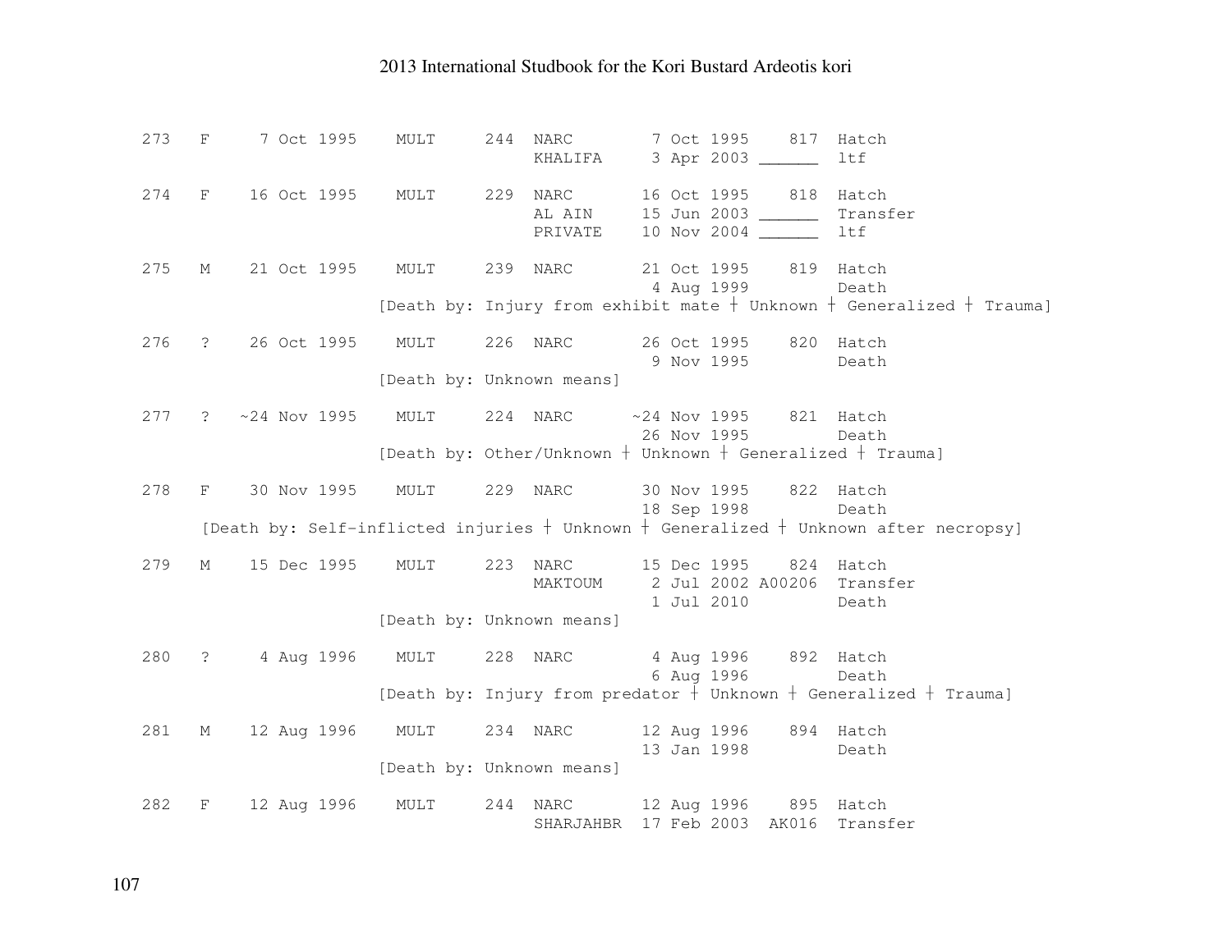```
273   F     7 Oct 1995    MULT     244  NARC        7 Oct 1995    817  Hatch
                                        KHALIFA     3 Apr 2003 ______  ltf

274   F    16 Oct 1995    MULT     229  NARC       16 Oct 1995    818  Hatch
                                        AL AIN     15 Jun 2003 ______  Transfer
                                        PRIVATE    10 Nov 2004 ______  ltf

275   M    21 Oct 1995    MULT     239  NARC       21 Oct 1995    819  Hatch
                                                    4 Aug 1999         Death
                          [Death by: Injury from exhibit mate ┼ Unknown ┼ Generalized ┼ Trauma]

276   ?    26 Oct 1995    MULT     226  NARC       26 Oct 1995    820  Hatch
                                                    9 Nov 1995         Death
                          [Death by: Unknown means]

277   ?   ~24 Nov 1995    MULT     224  NARC      ~24 Nov 1995    821  Hatch
                                                   26 Nov 1995         Death
                          [Death by: Other/Unknown ┼ Unknown ┼ Generalized ┼ Trauma]

278   F    30 Nov 1995    MULT     229  NARC       30 Nov 1995    822  Hatch
                                                   18 Sep 1998         Death
      [Death by: Self-inflicted injuries ┼ Unknown ┼ Generalized ┼ Unknown after necropsy]

279   M    15 Dec 1995    MULT     223  NARC       15 Dec 1995    824  Hatch
                                        MAKTOUM     2 Jul 2002 A00206  Transfer
                                                    1 Jul 2010         Death
                          [Death by: Unknown means]

280   ?     4 Aug 1996    MULT     228  NARC        4 Aug 1996    892  Hatch
                                                    6 Aug 1996         Death
                          [Death by: Injury from predator ┼ Unknown ┼ Generalized ┼ Trauma]

281   M    12 Aug 1996    MULT     234  NARC       12 Aug 1996    894  Hatch
                                                   13 Jan 1998         Death
                          [Death by: Unknown means]

282   F    12 Aug 1996    MULT     244  NARC       12 Aug 1996    895  Hatch
                                        SHARJAHBR  17 Feb 2003  AK016  Transfer
```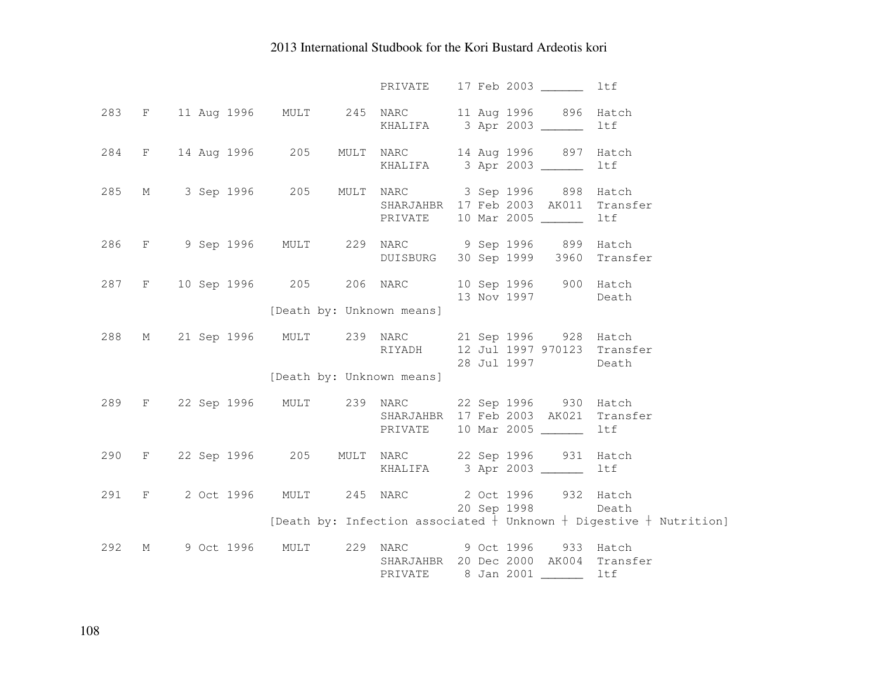```
                                   PRIVATE    17 Feb 2003 ______  ltf

283  F   11 Aug 1996   MULT    245  NARC       11 Aug 1996    896  Hatch
                                   KHALIFA     3 Apr 2003 ______  ltf

284  F   14 Aug 1996    205   MULT  NARC       14 Aug 1996    897  Hatch
                                   KHALIFA     3 Apr 2003 ______  ltf

285  M    3 Sep 1996    205   MULT  NARC        3 Sep 1996    898  Hatch
                                   SHARJAHBR  17 Feb 2003  AK011  Transfer
                                   PRIVATE    10 Mar 2005 ______  ltf

286  F    9 Sep 1996   MULT    229  NARC        9 Sep 1996    899  Hatch
                                   DUISBURG   30 Sep 1999   3960  Transfer

287  F   10 Sep 1996    205    206  NARC       10 Sep 1996    900  Hatch
                                              13 Nov 1997         Death
                        [Death by: Unknown means]

288  M   21 Sep 1996   MULT    239  NARC       21 Sep 1996    928  Hatch
                                   RIYADH     12 Jul 1997 970123  Transfer
                                              28 Jul 1997         Death
                        [Death by: Unknown means]

289  F   22 Sep 1996   MULT    239  NARC       22 Sep 1996    930  Hatch
                                   SHARJAHBR  17 Feb 2003  AK021  Transfer
                                   PRIVATE    10 Mar 2005 ______  ltf

290  F   22 Sep 1996    205   MULT  NARC       22 Sep 1996    931  Hatch
                                   KHALIFA     3 Apr 2003 ______  ltf

291  F    2 Oct 1996   MULT    245  NARC        2 Oct 1996    932  Hatch
                                              20 Sep 1998         Death
                        [Death by: Infection associated ┼ Unknown ┼ Digestive ┼ Nutrition]

292  M    9 Oct 1996   MULT    229  NARC        9 Oct 1996    933  Hatch
                                   SHARJAHBR  20 Dec 2000  AK004  Transfer
                                   PRIVATE     8 Jan 2001 ______  ltf
```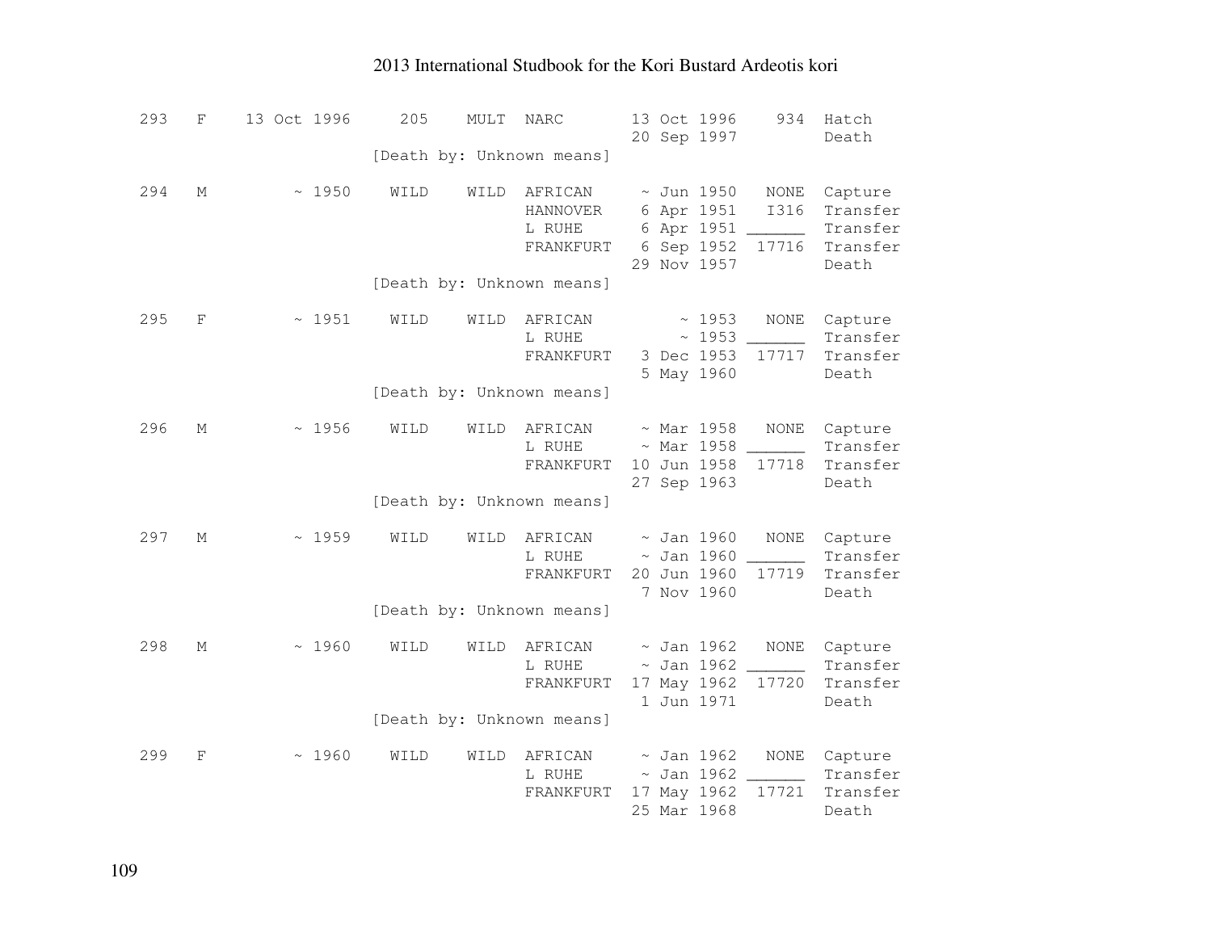```
293   F    13 Oct 1996     205    MULT  NARC       13 Oct 1996    934  Hatch
                                                   20 Sep 1997         Death
                        [Death by: Unknown means]

294   M         ~ 1950    WILD    WILD  AFRICAN     ~ Jun 1950   NONE  Capture
                                        HANNOVER    6 Apr 1951   I316  Transfer
                                        L RUHE      6 Apr 1951 ______  Transfer
                                        FRANKFURT   6 Sep 1952  17716  Transfer
                                                   29 Nov 1957         Death
                        [Death by: Unknown means]

295   F         ~ 1951    WILD    WILD  AFRICAN         ~ 1953   NONE  Capture
                                        L RUHE          ~ 1953 ______  Transfer
                                        FRANKFURT   3 Dec 1953  17717  Transfer
                                                    5 May 1960         Death
                        [Death by: Unknown means]

296   M         ~ 1956    WILD    WILD  AFRICAN     ~ Mar 1958   NONE  Capture
                                        L RUHE      ~ Mar 1958 ______  Transfer
                                        FRANKFURT  10 Jun 1958  17718  Transfer
                                                   27 Sep 1963         Death
                        [Death by: Unknown means]

297   M         ~ 1959    WILD    WILD  AFRICAN     ~ Jan 1960   NONE  Capture
                                        L RUHE      ~ Jan 1960 ______  Transfer
                                        FRANKFURT  20 Jun 1960  17719  Transfer
                                                    7 Nov 1960         Death
                        [Death by: Unknown means]

298   M         ~ 1960    WILD    WILD  AFRICAN     ~ Jan 1962   NONE  Capture
                                        L RUHE      ~ Jan 1962 ______  Transfer
                                        FRANKFURT  17 May 1962  17720  Transfer
                                                    1 Jun 1971         Death
                        [Death by: Unknown means]

299   F         ~ 1960    WILD    WILD  AFRICAN     ~ Jan 1962   NONE  Capture
                                        L RUHE      ~ Jan 1962 ______  Transfer
                                        FRANKFURT  17 May 1962  17721  Transfer
                                                   25 Mar 1968         Death
```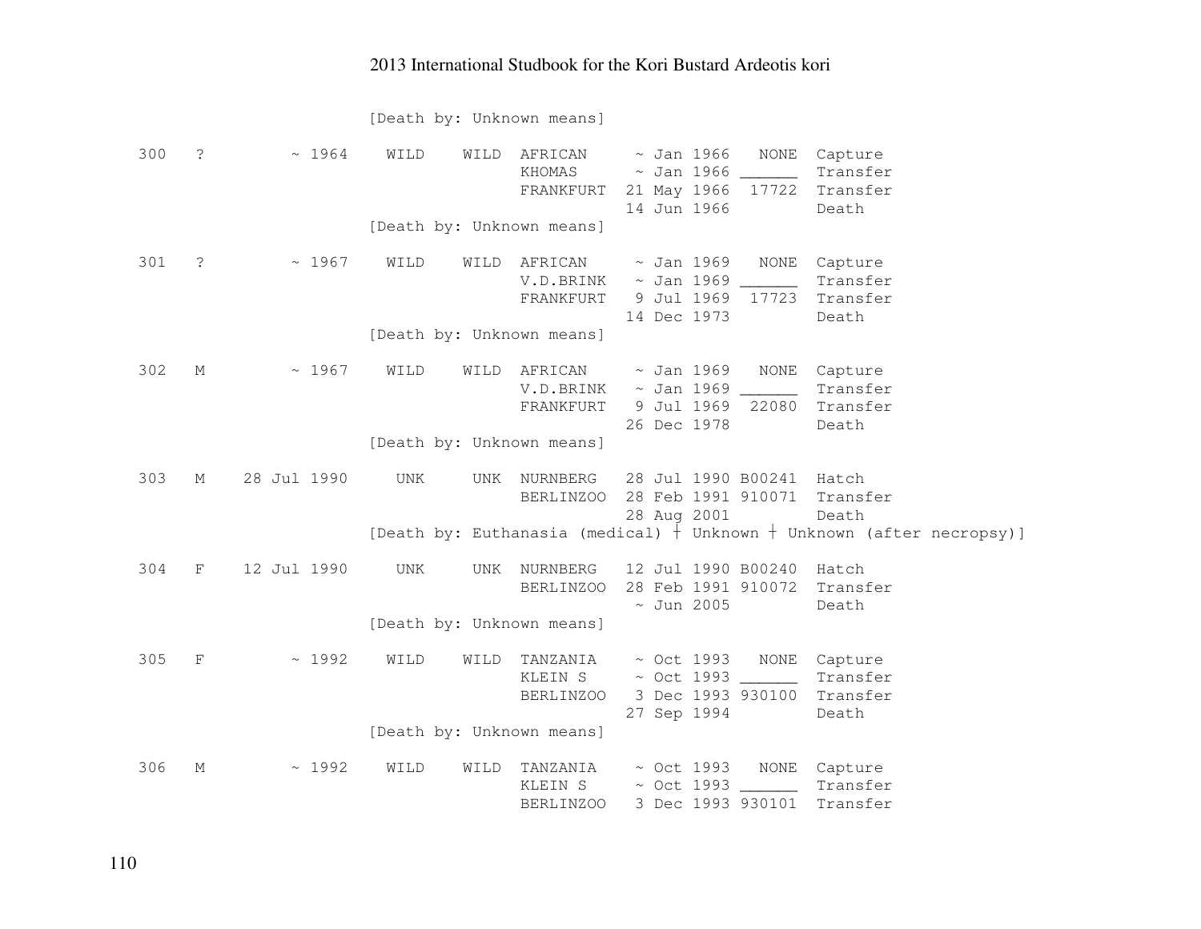```
                    [Death by: Unknown means]

300   ?        ~ 1964    WILD    WILD  AFRICAN     ~ Jan 1966   NONE  Capture
                                       KHOMAS      ~ Jan 1966 ______  Transfer
                                       FRANKFURT  21 May 1966  17722  Transfer
                                                  14 Jun 1966         Death
                    [Death by: Unknown means]

301   ?        ~ 1967    WILD    WILD  AFRICAN     ~ Jan 1969   NONE  Capture
                                       V.D.BRINK   ~ Jan 1969 ______  Transfer
                                       FRANKFURT   9 Jul 1969  17723  Transfer
                                                  14 Dec 1973         Death
                    [Death by: Unknown means]

302   M        ~ 1967    WILD    WILD  AFRICAN     ~ Jan 1969   NONE  Capture
                                       V.D.BRINK   ~ Jan 1969 ______  Transfer
                                       FRANKFURT   9 Jul 1969  22080  Transfer
                                                  26 Dec 1978         Death
                    [Death by: Unknown means]

303   M    28 Jul 1990    UNK     UNK  NURNBERG   28 Jul 1990 B00241  Hatch
                                       BERLINZOO  28 Feb 1991 910071  Transfer
                                                  28 Aug 2001         Death
                    [Death by: Euthanasia (medical) † Unknown † Unknown (after necropsy)]

304   F    12 Jul 1990    UNK     UNK  NURNBERG   12 Jul 1990 B00240  Hatch
                                       BERLINZOO  28 Feb 1991 910072  Transfer
                                                   ~ Jun 2005         Death
                    [Death by: Unknown means]

305   F        ~ 1992    WILD    WILD  TANZANIA    ~ Oct 1993   NONE  Capture
                                       KLEIN S     ~ Oct 1993 ______  Transfer
                                       BERLINZOO   3 Dec 1993 930100  Transfer
                                                  27 Sep 1994         Death
                    [Death by: Unknown means]

306   M        ~ 1992    WILD    WILD  TANZANIA    ~ Oct 1993   NONE  Capture
                                       KLEIN S     ~ Oct 1993 ______  Transfer
                                       BERLINZOO   3 Dec 1993 930101  Transfer
```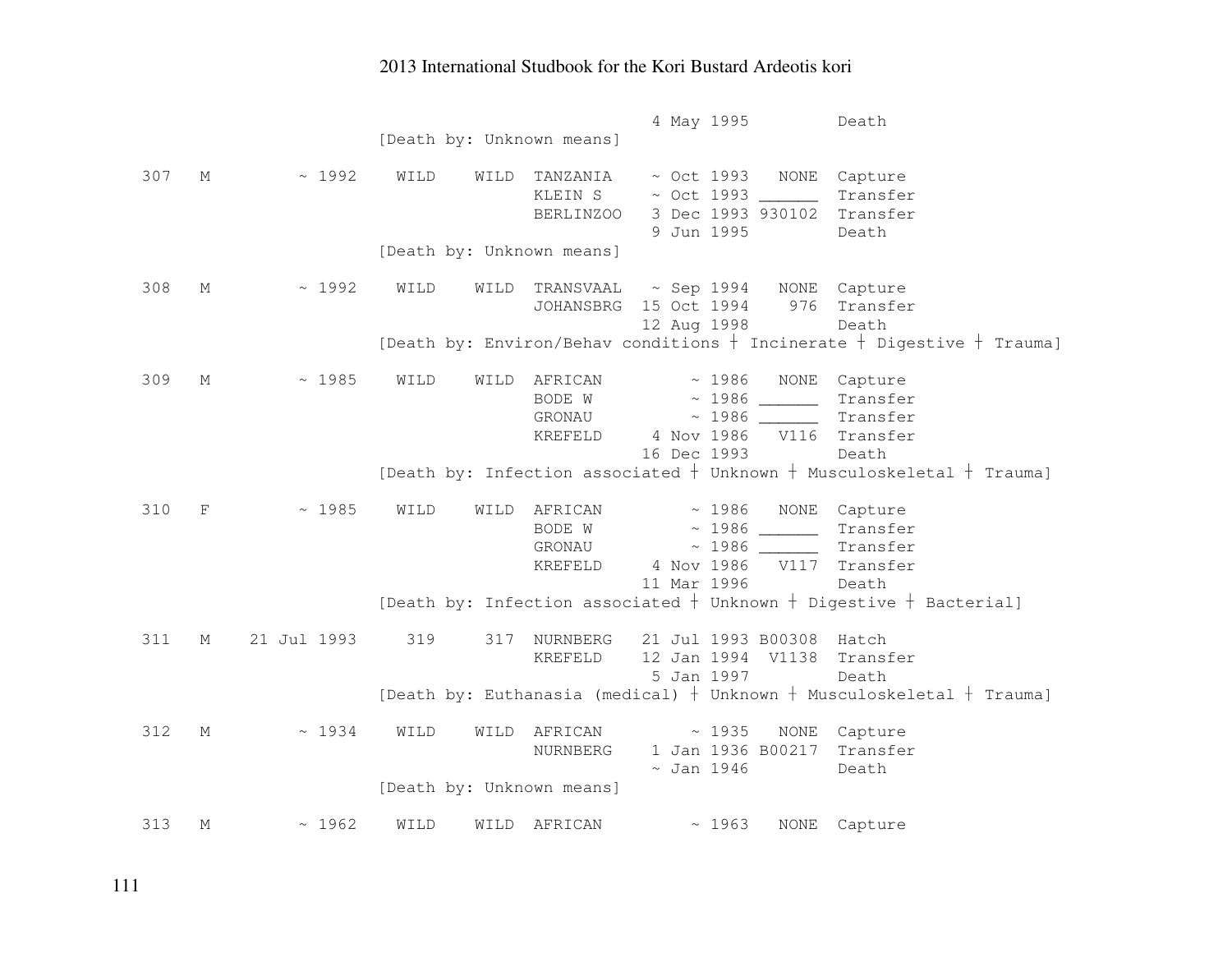```
                                     4 May 1995         Death
                   [Death by: Unknown means]

307   M      ~ 1992    WILD    WILD  TANZANIA    ~ Oct 1993   NONE  Capture
                                     KLEIN S     ~ Oct 1993 ______  Transfer
                                     BERLINZOO   3 Dec 1993 930102  Transfer
                                                 9 Jun 1995         Death
                   [Death by: Unknown means]

308   M      ~ 1992    WILD    WILD  TRANSVAAL   ~ Sep 1994   NONE  Capture
                                     JOHANSBRG  15 Oct 1994    976  Transfer
                                                12 Aug 1998         Death
                   [Death by: Environ/Behav conditions ┼ Incinerate ┼ Digestive ┼ Trauma]

309   M      ~ 1985    WILD    WILD  AFRICAN         ~ 1986   NONE  Capture
                                     BODE W          ~ 1986 ______  Transfer
                                     GRONAU          ~ 1986 ______  Transfer
                                     KREFELD     4 Nov 1986   V116  Transfer
                                                16 Dec 1993         Death
                   [Death by: Infection associated ┼ Unknown ┼ Musculoskeletal ┼ Trauma]

310   F      ~ 1985    WILD    WILD  AFRICAN         ~ 1986   NONE  Capture
                                     BODE W          ~ 1986 ______  Transfer
                                     GRONAU          ~ 1986 ______  Transfer
                                     KREFELD     4 Nov 1986   V117  Transfer
                                                11 Mar 1996         Death
                   [Death by: Infection associated ┼ Unknown ┼ Digestive ┼ Bacterial]

311   M  21 Jul 1993    319     317  NURNBERG   21 Jul 1993 B00308  Hatch
                                     KREFELD    12 Jan 1994  V1138  Transfer
                                                 5 Jan 1997         Death
                   [Death by: Euthanasia (medical) ┼ Unknown ┼ Musculoskeletal ┼ Trauma]

312   M      ~ 1934    WILD    WILD  AFRICAN         ~ 1935   NONE  Capture
                                     NURNBERG    1 Jan 1936 B00217  Transfer
                                                 ~ Jan 1946         Death
                   [Death by: Unknown means]

313   M      ~ 1962    WILD    WILD  AFRICAN         ~ 1963   NONE  Capture
```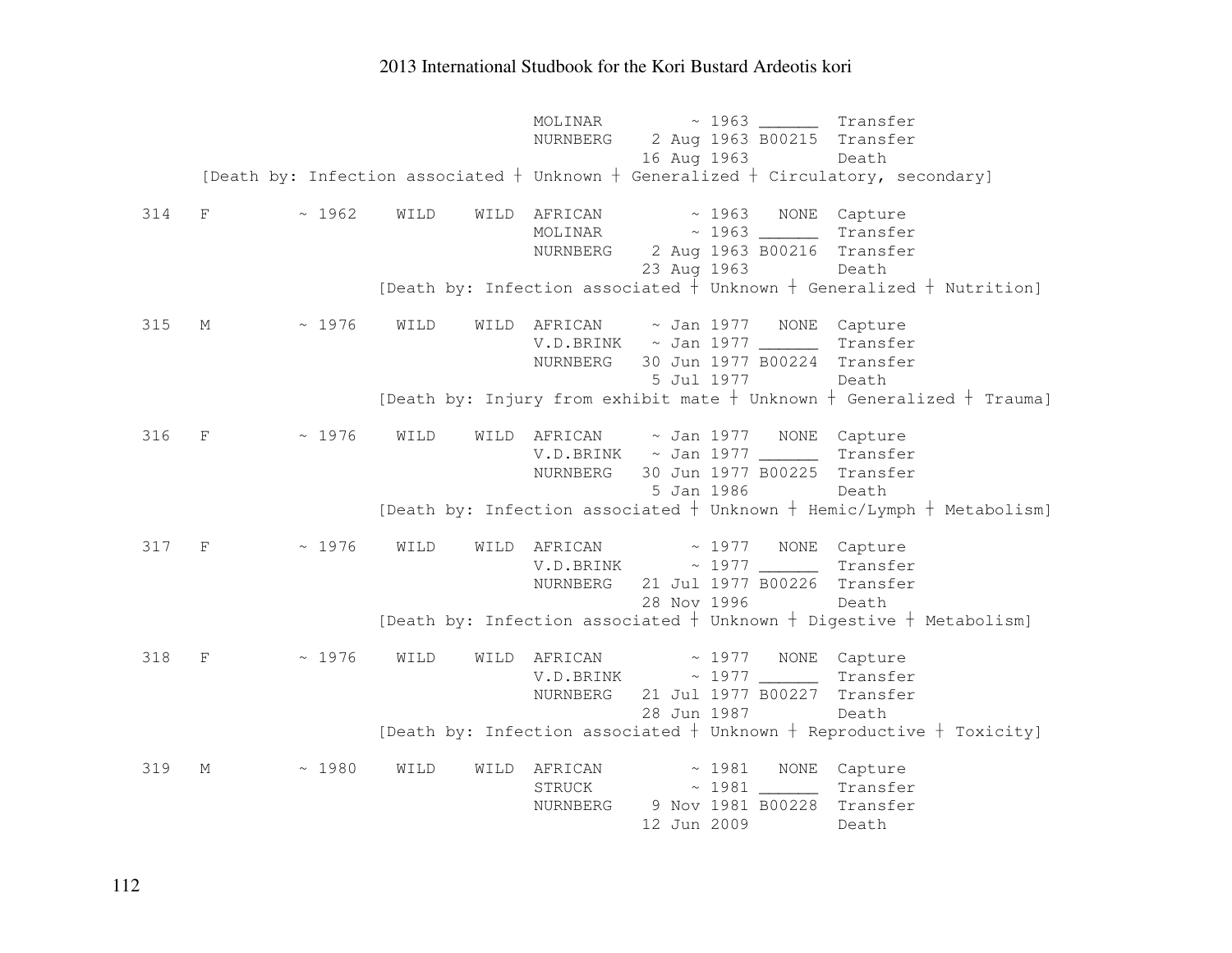```
                                   MOLINAR         ~ 1963 ______  Transfer
                                   NURNBERG    2 Aug 1963 B00215  Transfer
                                              16 Aug 1963         Death
     [Death by: Infection associated ┼ Unknown ┼ Generalized ┼ Circulatory, secondary]

314  F         ~ 1962    WILD    WILD  AFRICAN         ~ 1963   NONE  Capture
                                   MOLINAR         ~ 1963 ______  Transfer
                                   NURNBERG    2 Aug 1963 B00216  Transfer
                                              23 Aug 1963         Death
                     [Death by: Infection associated ┼ Unknown ┼ Generalized ┼ Nutrition]

315  M         ~ 1976    WILD    WILD  AFRICAN     ~ Jan 1977   NONE  Capture
                                   V.D.BRINK   ~ Jan 1977 ______  Transfer
                                   NURNBERG   30 Jun 1977 B00224  Transfer
                                               5 Jul 1977         Death
                     [Death by: Injury from exhibit mate ┼ Unknown ┼ Generalized ┼ Trauma]

316  F         ~ 1976    WILD    WILD  AFRICAN     ~ Jan 1977   NONE  Capture
                                   V.D.BRINK   ~ Jan 1977 ______  Transfer
                                   NURNBERG   30 Jun 1977 B00225  Transfer
                                               5 Jan 1986         Death
                     [Death by: Infection associated ┼ Unknown ┼ Hemic/Lymph ┼ Metabolism]

317  F         ~ 1976    WILD    WILD  AFRICAN         ~ 1977   NONE  Capture
                                   V.D.BRINK       ~ 1977 ______  Transfer
                                   NURNBERG   21 Jul 1977 B00226  Transfer
                                              28 Nov 1996         Death
                     [Death by: Infection associated ┼ Unknown ┼ Digestive ┼ Metabolism]

318  F         ~ 1976    WILD    WILD  AFRICAN         ~ 1977   NONE  Capture
                                   V.D.BRINK       ~ 1977 ______  Transfer
                                   NURNBERG   21 Jul 1977 B00227  Transfer
                                              28 Jun 1987         Death
                     [Death by: Infection associated ┼ Unknown ┼ Reproductive ┼ Toxicity]

319  M         ~ 1980    WILD    WILD  AFRICAN         ~ 1981   NONE  Capture
                                   STRUCK          ~ 1981 ______  Transfer
                                   NURNBERG    9 Nov 1981 B00228  Transfer
                                              12 Jun 2009         Death
```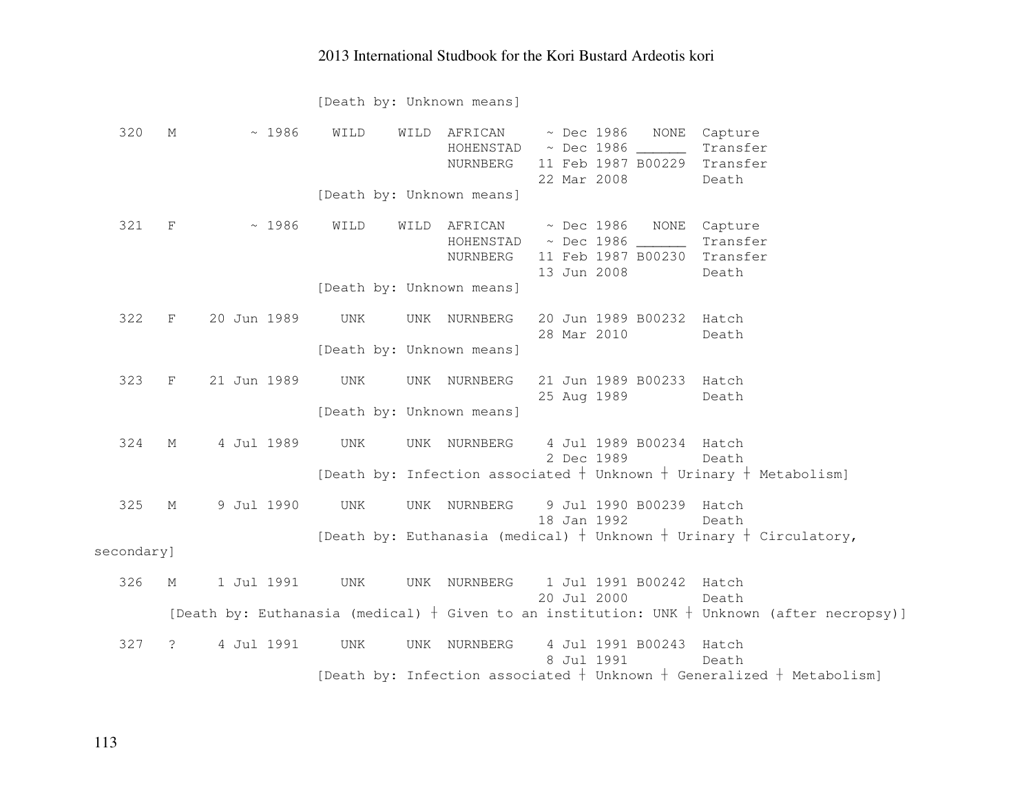```
                        [Death by: Unknown means]

 320   M        ~ 1986    WILD    WILD  AFRICAN     ~ Dec 1986   NONE  Capture
                                        HOHENSTAD   ~ Dec 1986 ______  Transfer
                                        NURNBERG   11 Feb 1987 B00229  Transfer
                                                   22 Mar 2008         Death
                        [Death by: Unknown means]

 321   F        ~ 1986    WILD    WILD  AFRICAN     ~ Dec 1986   NONE  Capture
                                        HOHENSTAD   ~ Dec 1986 ______  Transfer
                                        NURNBERG   11 Feb 1987 B00230  Transfer
                                                   13 Jun 2008         Death
                        [Death by: Unknown means]

 322   F    20 Jun 1989    UNK     UNK  NURNBERG   20 Jun 1989 B00232  Hatch
                                                   28 Mar 2010         Death
                        [Death by: Unknown means]

 323   F    21 Jun 1989    UNK     UNK  NURNBERG   21 Jun 1989 B00233  Hatch
                                                   25 Aug 1989         Death
                        [Death by: Unknown means]

 324   M     4 Jul 1989    UNK     UNK  NURNBERG    4 Jul 1989 B00234  Hatch
                                                    2 Dec 1989         Death
                        [Death by: Infection associated ┼ Unknown ┼ Urinary ┼ Metabolism]

 325   M     9 Jul 1990    UNK     UNK  NURNBERG    9 Jul 1990 B00239  Hatch
                                                   18 Jan 1992         Death
                        [Death by: Euthanasia (medical) ┼ Unknown ┼ Urinary ┼ Circulatory,
secondary]

 326   M     1 Jul 1991    UNK     UNK  NURNBERG    1 Jul 1991 B00242  Hatch
                                                   20 Jul 2000         Death
        [Death by: Euthanasia (medical) ┼ Given to an institution: UNK ┼ Unknown (after necropsy)]

 327   ?     4 Jul 1991    UNK     UNK  NURNBERG    4 Jul 1991 B00243  Hatch
                                                    8 Jul 1991         Death
                        [Death by: Infection associated ┼ Unknown ┼ Generalized ┼ Metabolism]
```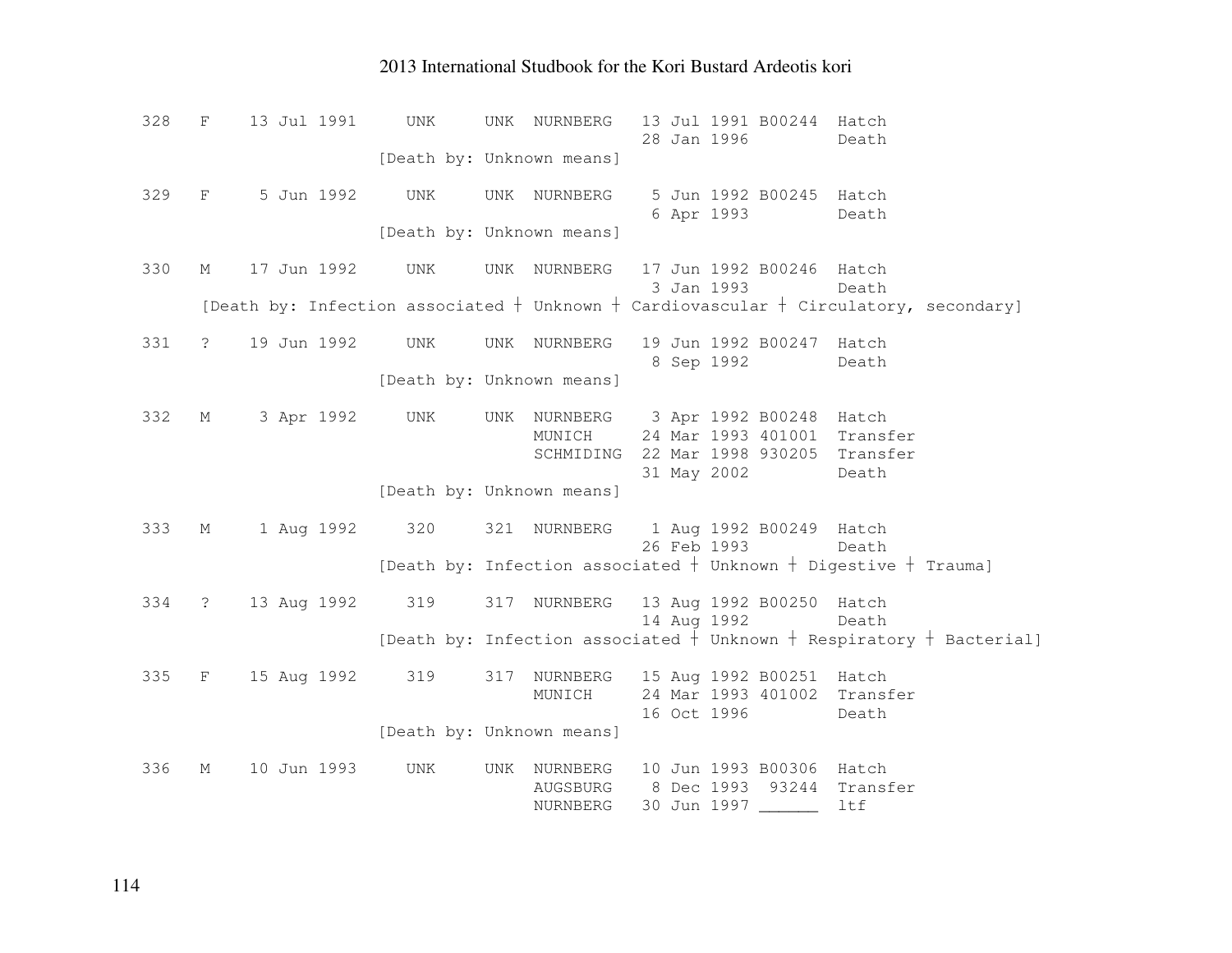```
328   F    13 Jul 1991     UNK     UNK  NURNBERG   13 Jul 1991 B00244  Hatch
                                                   28 Jan 1996         Death
                        [Death by: Unknown means]

329   F     5 Jun 1992     UNK     UNK  NURNBERG    5 Jun 1992 B00245  Hatch
                                                    6 Apr 1993         Death
                        [Death by: Unknown means]

330   M    17 Jun 1992     UNK     UNK  NURNBERG   17 Jun 1992 B00246  Hatch
                                                    3 Jan 1993         Death
      [Death by: Infection associated ┼ Unknown ┼ Cardiovascular ┼ Circulatory, secondary]

331   ?    19 Jun 1992     UNK     UNK  NURNBERG   19 Jun 1992 B00247  Hatch
                                                    8 Sep 1992         Death
                        [Death by: Unknown means]

332   M     3 Apr 1992     UNK     UNK  NURNBERG    3 Apr 1992 B00248  Hatch
                                        MUNICH     24 Mar 1993 401001  Transfer
                                        SCHMIDING  22 Mar 1998 930205  Transfer
                                                   31 May 2002         Death
                        [Death by: Unknown means]

333   M     1 Aug 1992     320     321  NURNBERG    1 Aug 1992 B00249  Hatch
                                                   26 Feb 1993         Death
                        [Death by: Infection associated ┼ Unknown ┼ Digestive ┼ Trauma]

334   ?    13 Aug 1992     319     317  NURNBERG   13 Aug 1992 B00250  Hatch
                                                   14 Aug 1992         Death
                        [Death by: Infection associated ┼ Unknown ┼ Respiratory ┼ Bacterial]

335   F    15 Aug 1992     319     317  NURNBERG   15 Aug 1992 B00251  Hatch
                                        MUNICH     24 Mar 1993 401002  Transfer
                                                   16 Oct 1996         Death
                        [Death by: Unknown means]

336   M    10 Jun 1993     UNK     UNK  NURNBERG   10 Jun 1993 B00306  Hatch
                                        AUGSBURG    8 Dec 1993  93244  Transfer
                                        NURNBERG   30 Jun 1997 ______  ltf
```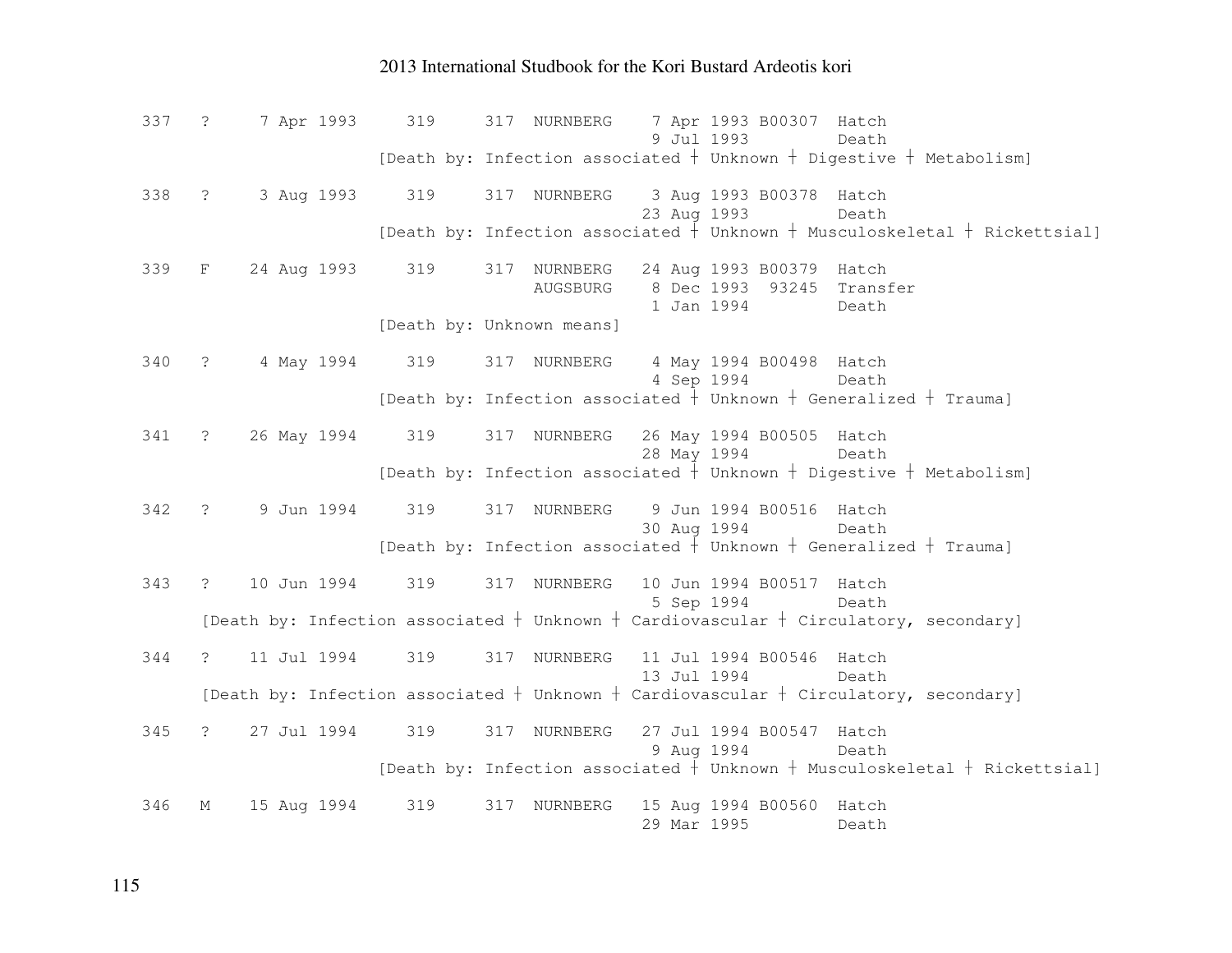```
 337   ?     7 Apr 1993     319     317  NURNBERG    7 Apr 1993 B00307  Hatch
                                                     9 Jul 1993         Death
                        [Death by: Infection associated ┼ Unknown ┼ Digestive ┼ Metabolism]

 338   ?     3 Aug 1993     319     317  NURNBERG    3 Aug 1993 B00378  Hatch
                                                    23 Aug 1993         Death
                        [Death by: Infection associated ┼ Unknown ┼ Musculoskeletal ┼ Rickettsial]

 339   F    24 Aug 1993     319     317  NURNBERG   24 Aug 1993 B00379  Hatch
                                         AUGSBURG    8 Dec 1993  93245  Transfer
                                                     1 Jan 1994         Death
                        [Death by: Unknown means]

 340   ?     4 May 1994     319     317  NURNBERG    4 May 1994 B00498  Hatch
                                                     4 Sep 1994         Death
                        [Death by: Infection associated ┼ Unknown ┼ Generalized ┼ Trauma]

 341   ?    26 May 1994     319     317  NURNBERG   26 May 1994 B00505  Hatch
                                                    28 May 1994         Death
                        [Death by: Infection associated ┼ Unknown ┼ Digestive ┼ Metabolism]

 342   ?     9 Jun 1994     319     317  NURNBERG    9 Jun 1994 B00516  Hatch
                                                    30 Aug 1994         Death
                        [Death by: Infection associated ┼ Unknown ┼ Generalized ┼ Trauma]

 343   ?    10 Jun 1994     319     317  NURNBERG   10 Jun 1994 B00517  Hatch
                                                     5 Sep 1994         Death
      [Death by: Infection associated ┼ Unknown ┼ Cardiovascular ┼ Circulatory, secondary]

 344   ?    11 Jul 1994     319     317  NURNBERG   11 Jul 1994 B00546  Hatch
                                                    13 Jul 1994         Death
      [Death by: Infection associated ┼ Unknown ┼ Cardiovascular ┼ Circulatory, secondary]

 345   ?    27 Jul 1994     319     317  NURNBERG   27 Jul 1994 B00547  Hatch
                                                     9 Aug 1994         Death
                        [Death by: Infection associated ┼ Unknown ┼ Musculoskeletal ┼ Rickettsial]

 346   M    15 Aug 1994     319     317  NURNBERG   15 Aug 1994 B00560  Hatch
                                                    29 Mar 1995         Death
```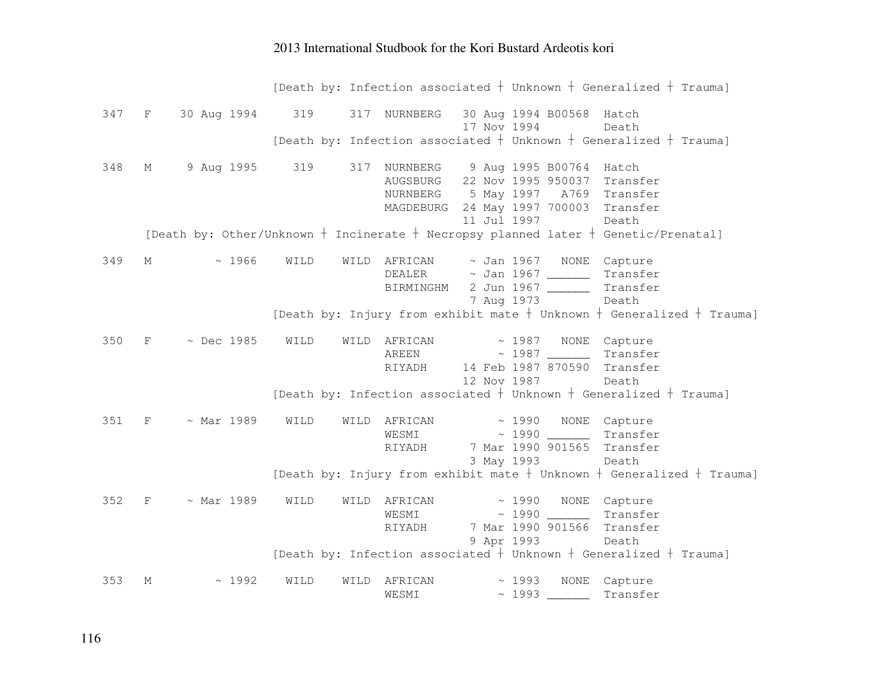```
                    [Death by: Infection associated ┼ Unknown ┼ Generalized ┼ Trauma]

347  F   30 Aug 1994     319     317  NURNBERG   30 Aug 1994 B00568  Hatch
                                                 17 Nov 1994         Death
                    [Death by: Infection associated ┼ Unknown ┼ Generalized ┼ Trauma]

348  M    9 Aug 1995     319     317  NURNBERG    9 Aug 1995 B00764  Hatch
                                      AUGSBURG   22 Nov 1995 950037  Transfer
                                      NURNBERG    5 May 1997   A769  Transfer
                                      MAGDEBURG  24 May 1997 700003  Transfer
                                                 11 Jul 1997         Death
     [Death by: Other/Unknown ┼ Incinerate ┼ Necropsy planned later ┼ Genetic/Prenatal]

349  M        ~ 1966    WILD    WILD  AFRICAN     ~ Jan 1967   NONE  Capture
                                      DEALER      ~ Jan 1967 ______  Transfer
                                      BIRMINGHM   2 Jun 1967 ______  Transfer
                                                  7 Aug 1973         Death
                    [Death by: Injury from exhibit mate ┼ Unknown ┼ Generalized ┼ Trauma]

350  F    ~ Dec 1985    WILD    WILD  AFRICAN         ~ 1987   NONE  Capture
                                      AREEN           ~ 1987 ______  Transfer
                                      RIYADH     14 Feb 1987 870590  Transfer
                                                 12 Nov 1987         Death
                    [Death by: Infection associated ┼ Unknown ┼ Generalized ┼ Trauma]

351  F    ~ Mar 1989    WILD    WILD  AFRICAN         ~ 1990   NONE  Capture
                                      WESMI           ~ 1990 ______  Transfer
                                      RIYADH      7 Mar 1990 901565  Transfer
                                                  3 May 1993         Death
                    [Death by: Injury from exhibit mate ┼ Unknown ┼ Generalized ┼ Trauma]

352  F    ~ Mar 1989    WILD    WILD  AFRICAN         ~ 1990   NONE  Capture
                                      WESMI           ~ 1990 ______  Transfer
                                      RIYADH      7 Mar 1990 901566  Transfer
                                                  9 Apr 1993         Death
                    [Death by: Infection associated ┼ Unknown ┼ Generalized ┼ Trauma]

353  M        ~ 1992    WILD    WILD  AFRICAN         ~ 1993   NONE  Capture
                                      WESMI           ~ 1993 ______  Transfer
```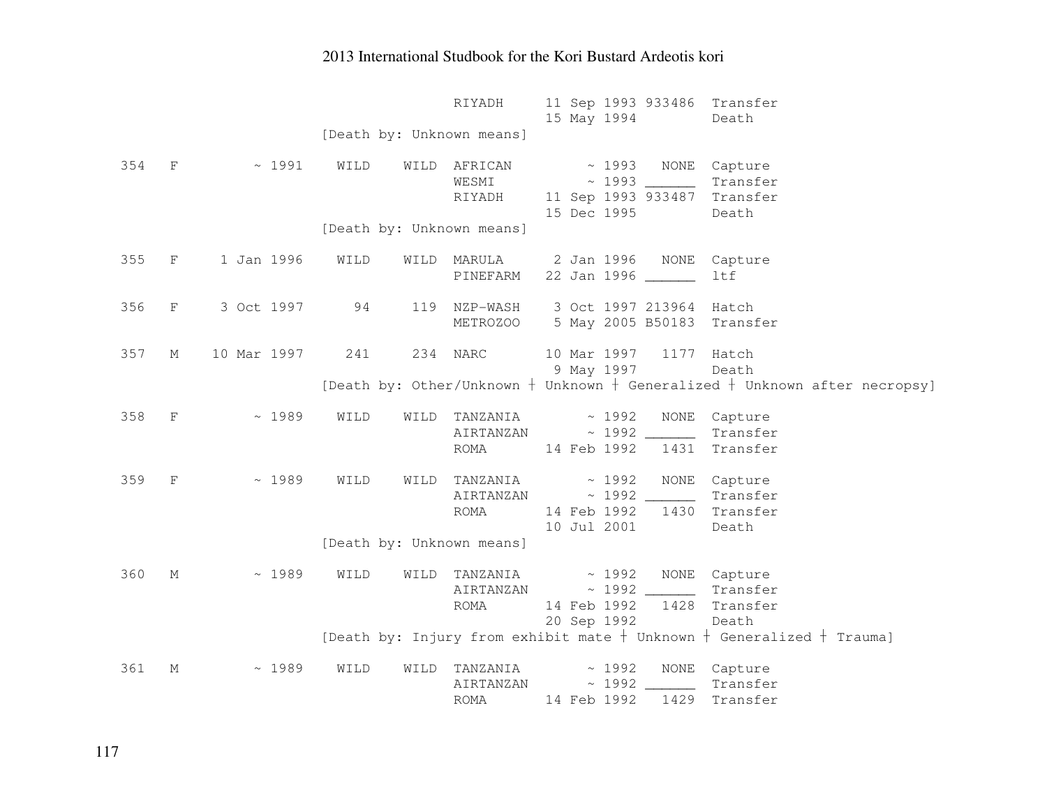```
                                   RIYADH     11 Sep 1993 933486  Transfer
                                              15 May 1994         Death
                   [Death by: Unknown means]

354  F       ~ 1991    WILD    WILD  AFRICAN         ~ 1993   NONE  Capture
                                     WESMI           ~ 1993 ______  Transfer
                                     RIYADH     11 Sep 1993 933487  Transfer
                                                15 Dec 1995         Death
                   [Death by: Unknown means]

355  F   1 Jan 1996    WILD    WILD  MARULA      2 Jan 1996   NONE  Capture
                                     PINEFARM   22 Jan 1996 ______  ltf

356  F   3 Oct 1997      94     119  NZP-WASH    3 Oct 1997 213964  Hatch
                                     METROZOO    5 May 2005 B50183  Transfer

357  M  10 Mar 1997     241     234  NARC       10 Mar 1997   1177  Hatch
                                                 9 May 1997         Death
                   [Death by: Other/Unknown ┼ Unknown ┼ Generalized ┼ Unknown after necropsy]

358  F       ~ 1989    WILD    WILD  TANZANIA        ~ 1992   NONE  Capture
                                     AIRTANZAN       ~ 1992 ______  Transfer
                                     ROMA       14 Feb 1992   1431  Transfer

359  F       ~ 1989    WILD    WILD  TANZANIA        ~ 1992   NONE  Capture
                                     AIRTANZAN       ~ 1992 ______  Transfer
                                     ROMA       14 Feb 1992   1430  Transfer
                                                10 Jul 2001         Death
                   [Death by: Unknown means]

360  M       ~ 1989    WILD    WILD  TANZANIA        ~ 1992   NONE  Capture
                                     AIRTANZAN       ~ 1992 ______  Transfer
                                     ROMA       14 Feb 1992   1428  Transfer
                                                20 Sep 1992         Death
                   [Death by: Injury from exhibit mate ┼ Unknown ┼ Generalized ┼ Trauma]

361  M       ~ 1989    WILD    WILD  TANZANIA        ~ 1992   NONE  Capture
                                     AIRTANZAN       ~ 1992 ______  Transfer
                                     ROMA       14 Feb 1992   1429  Transfer
```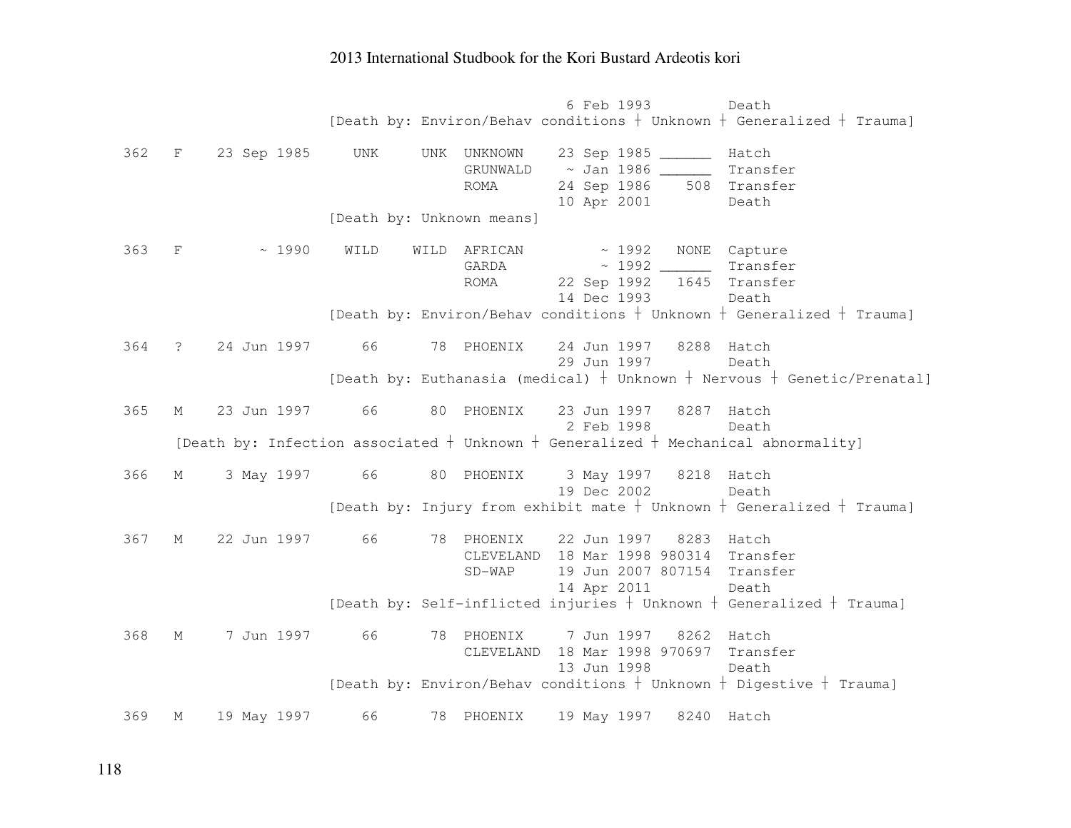```
                                             6 Feb 1993          Death
                    [Death by: Environ/Behav conditions ┼ Unknown ┼ Generalized ┼ Trauma]

 362  F    23 Sep 1985     UNK     UNK  UNKNOWN     23 Sep 1985 ______  Hatch
                                        GRUNWALD    ~ Jan 1986 ______  Transfer
                                        ROMA        24 Sep 1986    508  Transfer
                                                    10 Apr 2001         Death
                    [Death by: Unknown means]

 363  F         ~ 1990    WILD    WILD  AFRICAN          ~ 1992   NONE  Capture
                                        GARDA            ~ 1992 ______  Transfer
                                        ROMA        22 Sep 1992   1645  Transfer
                                                    14 Dec 1993         Death
                    [Death by: Environ/Behav conditions ┼ Unknown ┼ Generalized ┼ Trauma]

 364  ?    24 Jun 1997      66      78  PHOENIX     24 Jun 1997   8288  Hatch
                                                    29 Jun 1997         Death
                    [Death by: Euthanasia (medical) ┼ Unknown ┼ Nervous ┼ Genetic/Prenatal]

 365  M    23 Jun 1997      66      80  PHOENIX     23 Jun 1997   8287  Hatch
                                                     2 Feb 1998         Death
      [Death by: Infection associated ┼ Unknown ┼ Generalized ┼ Mechanical abnormality]

 366  M     3 May 1997      66      80  PHOENIX      3 May 1997   8218  Hatch
                                                    19 Dec 2002         Death
                    [Death by: Injury from exhibit mate ┼ Unknown ┼ Generalized ┼ Trauma]

 367  M    22 Jun 1997      66      78  PHOENIX     22 Jun 1997   8283  Hatch
                                        CLEVELAND   18 Mar 1998 980314  Transfer
                                        SD-WAP      19 Jun 2007 807154  Transfer
                                                    14 Apr 2011         Death
                    [Death by: Self-inflicted injuries ┼ Unknown ┼ Generalized ┼ Trauma]

 368  M     7 Jun 1997      66      78  PHOENIX      7 Jun 1997   8262  Hatch
                                        CLEVELAND   18 Mar 1998 970697  Transfer
                                                    13 Jun 1998         Death
                    [Death by: Environ/Behav conditions ┼ Unknown ┼ Digestive ┼ Trauma]

 369  M    19 May 1997      66      78  PHOENIX     19 May 1997   8240  Hatch
```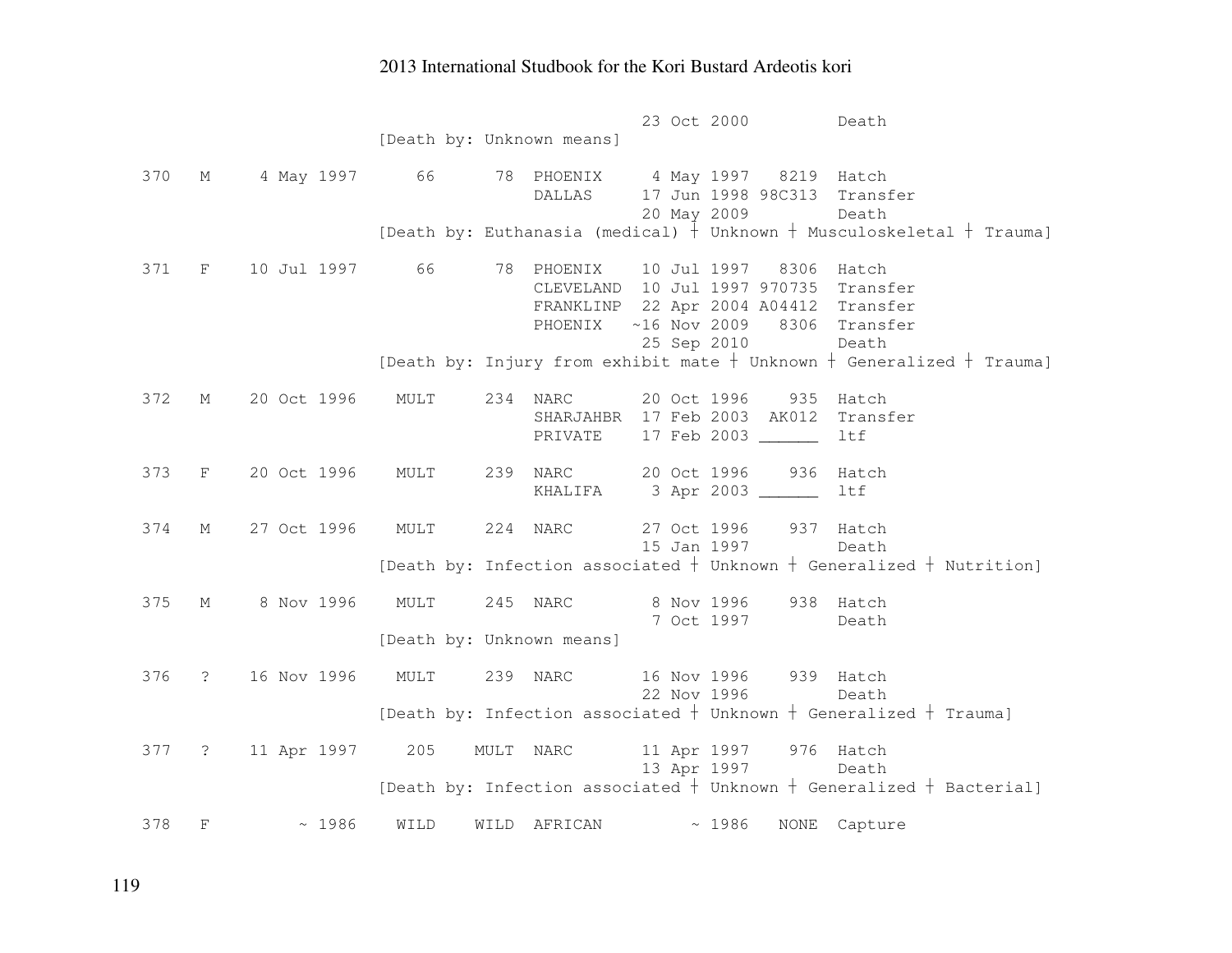```
                                          23 Oct 2000         Death
                    [Death by: Unknown means]

 370   M     4 May 1997     66      78  PHOENIX     4 May 1997   8219  Hatch
                                        DALLAS     17 Jun 1998 98C313  Transfer
                                                   20 May 2009         Death
                    [Death by: Euthanasia (medical) ┼ Unknown ┼ Musculoskeletal ┼ Trauma]

 371   F    10 Jul 1997     66      78  PHOENIX    10 Jul 1997   8306  Hatch
                                        CLEVELAND  10 Jul 1997 970735  Transfer
                                        FRANKLINP  22 Apr 2004 A04412  Transfer
                                        PHOENIX   ~16 Nov 2009   8306  Transfer
                                                   25 Sep 2010         Death
                    [Death by: Injury from exhibit mate ┼ Unknown ┼ Generalized ┼ Trauma]

 372   M    20 Oct 1996   MULT     234  NARC       20 Oct 1996    935  Hatch
                                        SHARJAHBR  17 Feb 2003  AK012  Transfer
                                        PRIVATE    17 Feb 2003 ______  ltf

 373   F    20 Oct 1996   MULT     239  NARC       20 Oct 1996    936  Hatch
                                        KHALIFA     3 Apr 2003 ______  ltf

 374   M    27 Oct 1996   MULT     224  NARC       27 Oct 1996    937  Hatch
                                                   15 Jan 1997         Death
                    [Death by: Infection associated ┼ Unknown ┼ Generalized ┼ Nutrition]

 375   M     8 Nov 1996   MULT     245  NARC        8 Nov 1996    938  Hatch
                                                    7 Oct 1997         Death
                    [Death by: Unknown means]

 376   ?    16 Nov 1996   MULT     239  NARC       16 Nov 1996    939  Hatch
                                                   22 Nov 1996         Death
                    [Death by: Infection associated ┼ Unknown ┼ Generalized ┼ Trauma]

 377   ?    11 Apr 1997    205    MULT  NARC       11 Apr 1997    976  Hatch
                                                   13 Apr 1997         Death
                    [Death by: Infection associated ┼ Unknown ┼ Generalized ┼ Bacterial]

 378   F         ~ 1986   WILD    WILD  AFRICAN         ~ 1986   NONE  Capture
```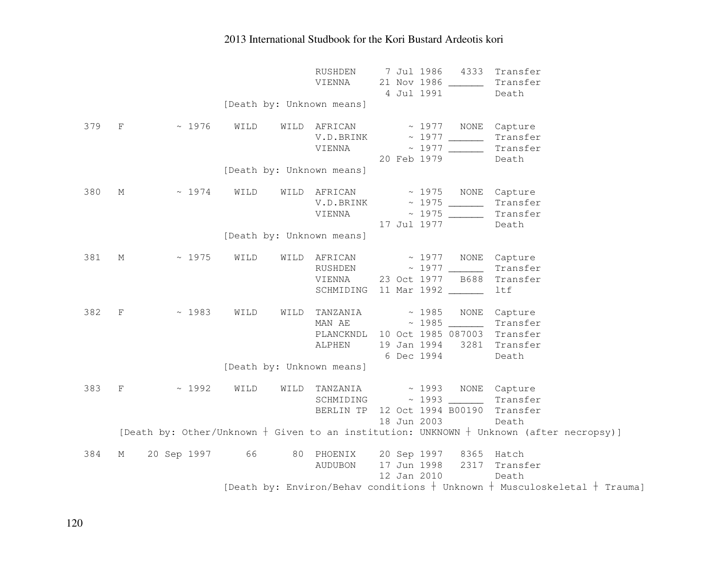```
                              RUSHDEN     7 Jul 1986   4333  Transfer
                              VIENNA     21 Nov 1986 ______  Transfer
                                          4 Jul 1991         Death
                    [Death by: Unknown means]

379  F       ~ 1976   WILD    WILD  AFRICAN        ~ 1977   NONE  Capture
                                    V.D.BRINK      ~ 1977 ______  Transfer
                                    VIENNA         ~ 1977 ______  Transfer
                                              20 Feb 1979         Death
                    [Death by: Unknown means]

380  M       ~ 1974   WILD    WILD  AFRICAN        ~ 1975   NONE  Capture
                                    V.D.BRINK      ~ 1975 ______  Transfer
                                    VIENNA         ~ 1975 ______  Transfer
                                              17 Jul 1977         Death
                    [Death by: Unknown means]

381  M       ~ 1975   WILD    WILD  AFRICAN        ~ 1977   NONE  Capture
                                    RUSHDEN        ~ 1977 ______  Transfer
                                    VIENNA    23 Oct 1977   B688  Transfer
                                    SCHMIDING 11 Mar 1992 ______  ltf

382  F       ~ 1983   WILD    WILD  TANZANIA       ~ 1985   NONE  Capture
                                    MAN AE         ~ 1985 ______  Transfer
                                    PLANCKNDL 10 Oct 1985 087003  Transfer
                                    ALPHEN    19 Jan 1994   3281  Transfer
                                               6 Dec 1994         Death
                    [Death by: Unknown means]

383  F       ~ 1992   WILD    WILD  TANZANIA       ~ 1993   NONE  Capture
                                    SCHMIDING      ~ 1993 ______  Transfer
                                    BERLIN TP 12 Oct 1994 B00190  Transfer
                                              18 Jun 2003         Death
     [Death by: Other/Unknown + Given to an institution: UNKNOWN + Unknown (after necropsy)]

384  M   20 Sep 1997     66      80 PHOENIX   20 Sep 1997   8365  Hatch
                                    AUDUBON   17 Jun 1998   2317  Transfer
                                              12 Jan 2010         Death
                    [Death by: Environ/Behav conditions + Unknown + Musculoskeletal + Trauma]
```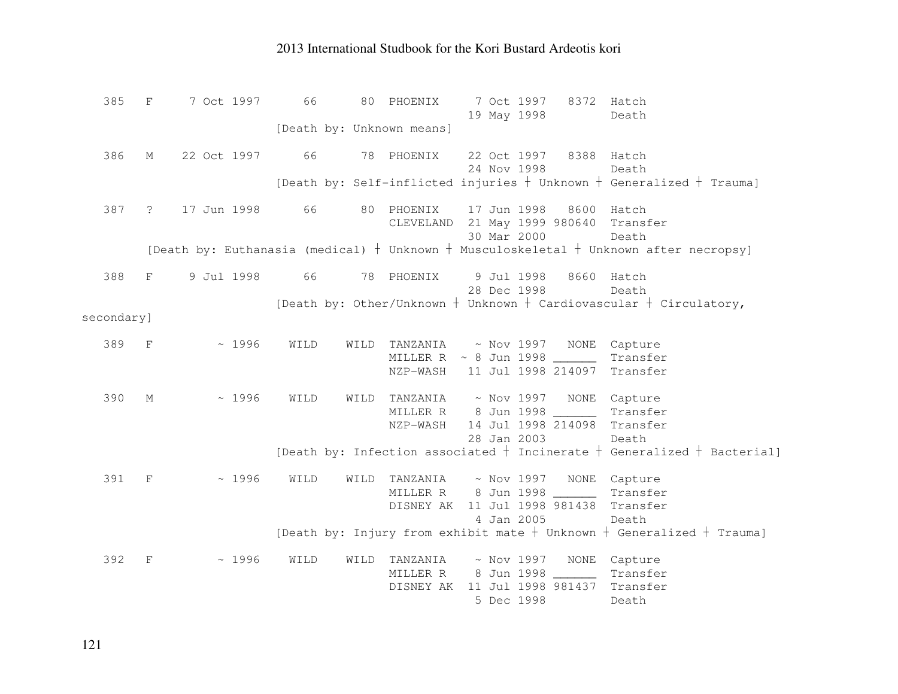```
   385   F     7 Oct 1997      66      80  PHOENIX     7 Oct 1997   8372  Hatch
                                                      19 May 1998         Death
                          [Death by: Unknown means]

   386   M    22 Oct 1997      66      78  PHOENIX    22 Oct 1997   8388  Hatch
                                                      24 Nov 1998         Death
                          [Death by: Self-inflicted injuries | Unknown | Generalized | Trauma]

   387   ?    17 Jun 1998      66      80  PHOENIX    17 Jun 1998   8600  Hatch
                                           CLEVELAND  21 May 1999 980640  Transfer
                                                      30 Mar 2000         Death
        [Death by: Euthanasia (medical) | Unknown | Musculoskeletal | Unknown after necropsy]

   388   F     9 Jul 1998      66      78  PHOENIX     9 Jul 1998   8660  Hatch
                                                      28 Dec 1998         Death
                          [Death by: Other/Unknown | Unknown | Cardiovascular | Circulatory,
secondary]

   389   F         ~ 1996    WILD    WILD  TANZANIA    ~ Nov 1997   NONE  Capture
                                           MILLER R  ~ 8 Jun 1998 ______  Transfer
                                           NZP-WASH   11 Jul 1998 214097  Transfer

   390   M         ~ 1996    WILD    WILD  TANZANIA    ~ Nov 1997   NONE  Capture
                                           MILLER R    8 Jun 1998 ______  Transfer
                                           NZP-WASH   14 Jul 1998 214098  Transfer
                                                      28 Jan 2003         Death
                          [Death by: Infection associated | Incinerate | Generalized | Bacterial]

   391   F         ~ 1996    WILD    WILD  TANZANIA    ~ Nov 1997   NONE  Capture
                                           MILLER R    8 Jun 1998 ______  Transfer
                                           DISNEY AK  11 Jul 1998 981438  Transfer
                                                       4 Jan 2005         Death
                          [Death by: Injury from exhibit mate | Unknown | Generalized | Trauma]

   392   F         ~ 1996    WILD    WILD  TANZANIA    ~ Nov 1997   NONE  Capture
                                           MILLER R    8 Jun 1998 ______  Transfer
                                           DISNEY AK  11 Jul 1998 981437  Transfer
                                                       5 Dec 1998         Death
```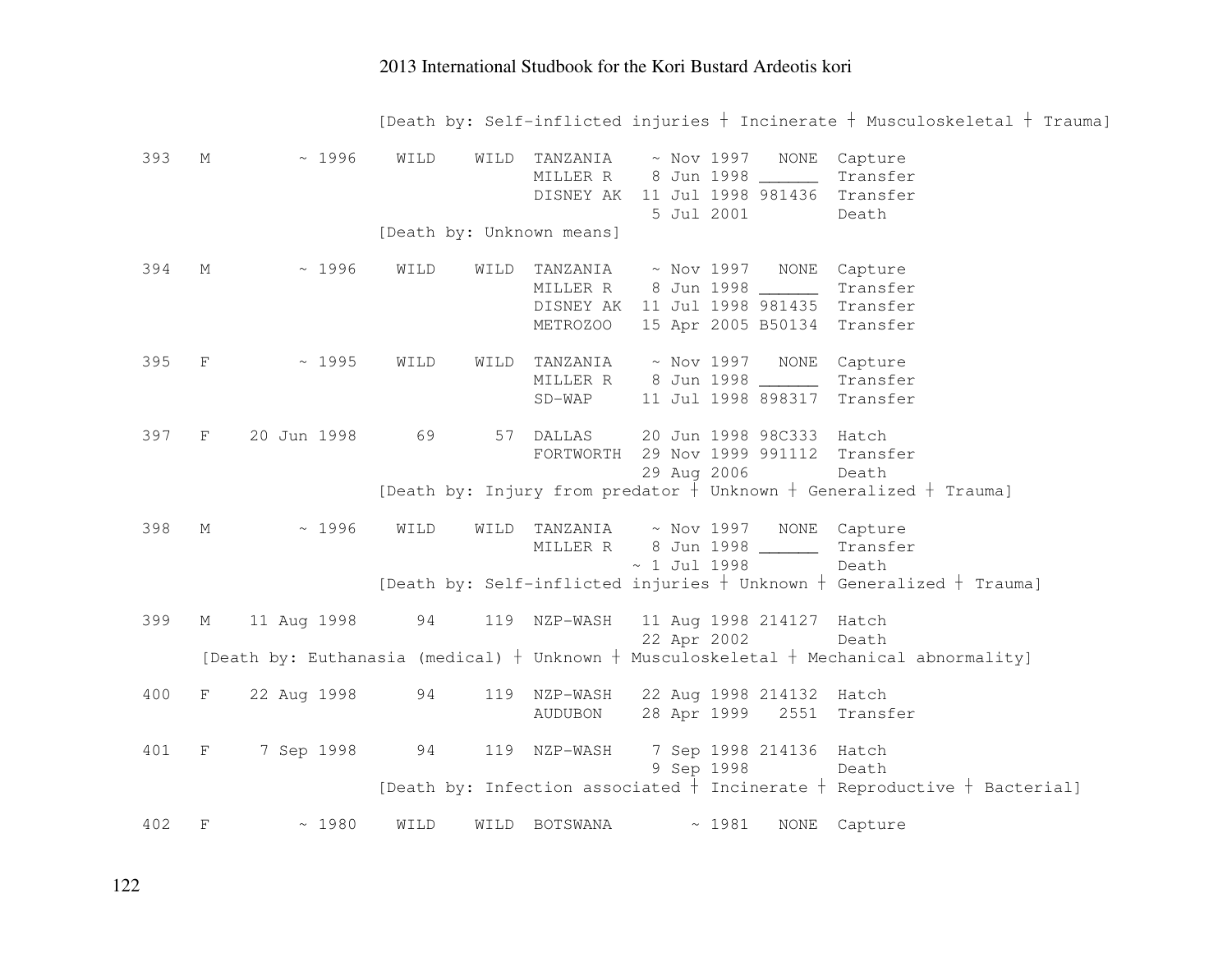```
                    [Death by: Self-inflicted injuries ┼ Incinerate ┼ Musculoskeletal ┼ Trauma]

393  M       ~ 1996   WILD   WILD  TANZANIA    ~ Nov 1997   NONE  Capture
                                   MILLER R    8 Jun 1998 ______  Transfer
                                   DISNEY AK  11 Jul 1998 981436  Transfer
                                               5 Jul 2001         Death
                    [Death by: Unknown means]

394  M       ~ 1996   WILD   WILD  TANZANIA    ~ Nov 1997   NONE  Capture
                                   MILLER R    8 Jun 1998 ______  Transfer
                                   DISNEY AK  11 Jul 1998 981435  Transfer
                                   METROZOO   15 Apr 2005 B50134  Transfer

395  F       ~ 1995   WILD   WILD  TANZANIA    ~ Nov 1997   NONE  Capture
                                   MILLER R    8 Jun 1998 ______  Transfer
                                   SD-WAP     11 Jul 1998 898317  Transfer

397  F  20 Jun 1998     69     57  DALLAS     20 Jun 1998 98C333  Hatch
                                   FORTWORTH  29 Nov 1999 991112  Transfer
                                              29 Aug 2006         Death
                    [Death by: Injury from predator ┼ Unknown ┼ Generalized ┼ Trauma]

398  M       ~ 1996   WILD   WILD  TANZANIA    ~ Nov 1997   NONE  Capture
                                   MILLER R    8 Jun 1998 ______  Transfer
                                             ~ 1 Jul 1998         Death
                    [Death by: Self-inflicted injuries ┼ Unknown ┼ Generalized ┼ Trauma]

399  M  11 Aug 1998     94    119  NZP-WASH   11 Aug 1998 214127  Hatch
                                              22 Apr 2002         Death
     [Death by: Euthanasia (medical) ┼ Unknown ┼ Musculoskeletal ┼ Mechanical abnormality]

400  F  22 Aug 1998     94    119  NZP-WASH   22 Aug 1998 214132  Hatch
                                   AUDUBON    28 Apr 1999   2551  Transfer

401  F   7 Sep 1998     94    119  NZP-WASH    7 Sep 1998 214136  Hatch
                                               9 Sep 1998         Death
                    [Death by: Infection associated ┼ Incinerate ┼ Reproductive ┼ Bacterial]

402  F       ~ 1980   WILD   WILD  BOTSWANA        ~ 1981   NONE  Capture
```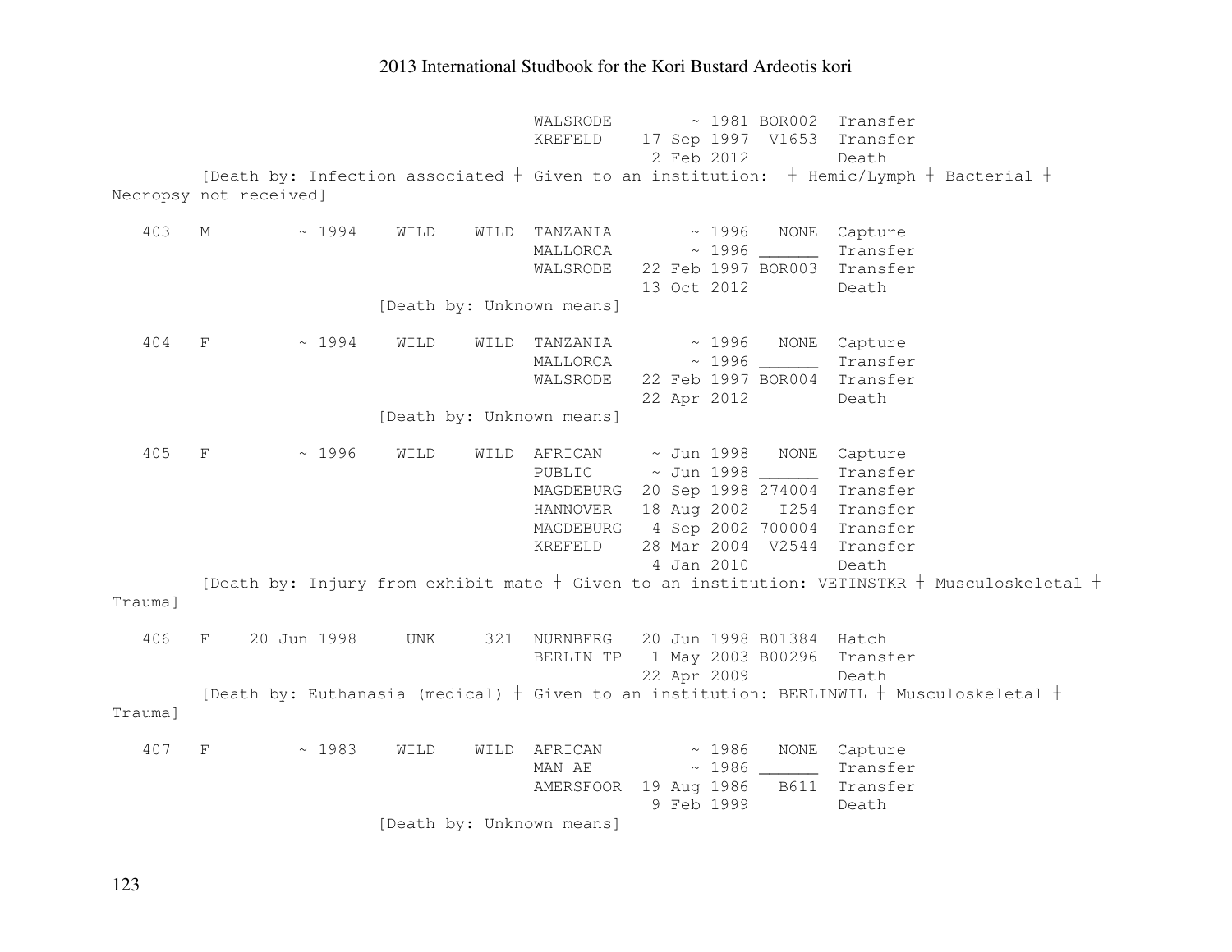```
                                    WALSRODE        ~ 1981 BOR002  Transfer
                                    KREFELD    17 Sep 1997  V1653  Transfer
                                                2 Feb 2012         Death
        [Death by: Infection associated ┼ Given to an institution:  ┼ Hemic/Lymph ┼ Bacterial ┼
Necropsy not received]

   403   M        ~ 1994    WILD    WILD  TANZANIA        ~ 1996   NONE  Capture
                                          MALLORCA        ~ 1996 ______  Transfer
                                          WALSRODE   22 Feb 1997 BOR003  Transfer
                                                     13 Oct 2012         Death
                        [Death by: Unknown means]

   404   F        ~ 1994    WILD    WILD  TANZANIA        ~ 1996   NONE  Capture
                                          MALLORCA        ~ 1996 ______  Transfer
                                          WALSRODE   22 Feb 1997 BOR004  Transfer
                                                     22 Apr 2012         Death
                        [Death by: Unknown means]

   405   F        ~ 1996    WILD    WILD  AFRICAN     ~ Jun 1998   NONE  Capture
                                          PUBLIC      ~ Jun 1998 ______  Transfer
                                          MAGDEBURG  20 Sep 1998 274004  Transfer
                                          HANNOVER   18 Aug 2002   I254  Transfer
                                          MAGDEBURG   4 Sep 2002 700004  Transfer
                                          KREFELD    28 Mar 2004  V2544  Transfer
                                                      4 Jan 2010         Death
        [Death by: Injury from exhibit mate ┼ Given to an institution: VETINSTKR ┼ Musculoskeletal ┼
Trauma]

   406   F    20 Jun 1998     UNK     321  NURNBERG   20 Jun 1998 B01384  Hatch
                                          BERLIN TP   1 May 2003 B00296  Transfer
                                                     22 Apr 2009         Death
        [Death by: Euthanasia (medical) ┼ Given to an institution: BERLINWIL ┼ Musculoskeletal ┼
Trauma]

   407   F        ~ 1983    WILD    WILD  AFRICAN         ~ 1986   NONE  Capture
                                          MAN AE          ~ 1986 ______  Transfer
                                          AMERSFOOR  19 Aug 1986   B611  Transfer
                                                      9 Feb 1999         Death
                        [Death by: Unknown means]
```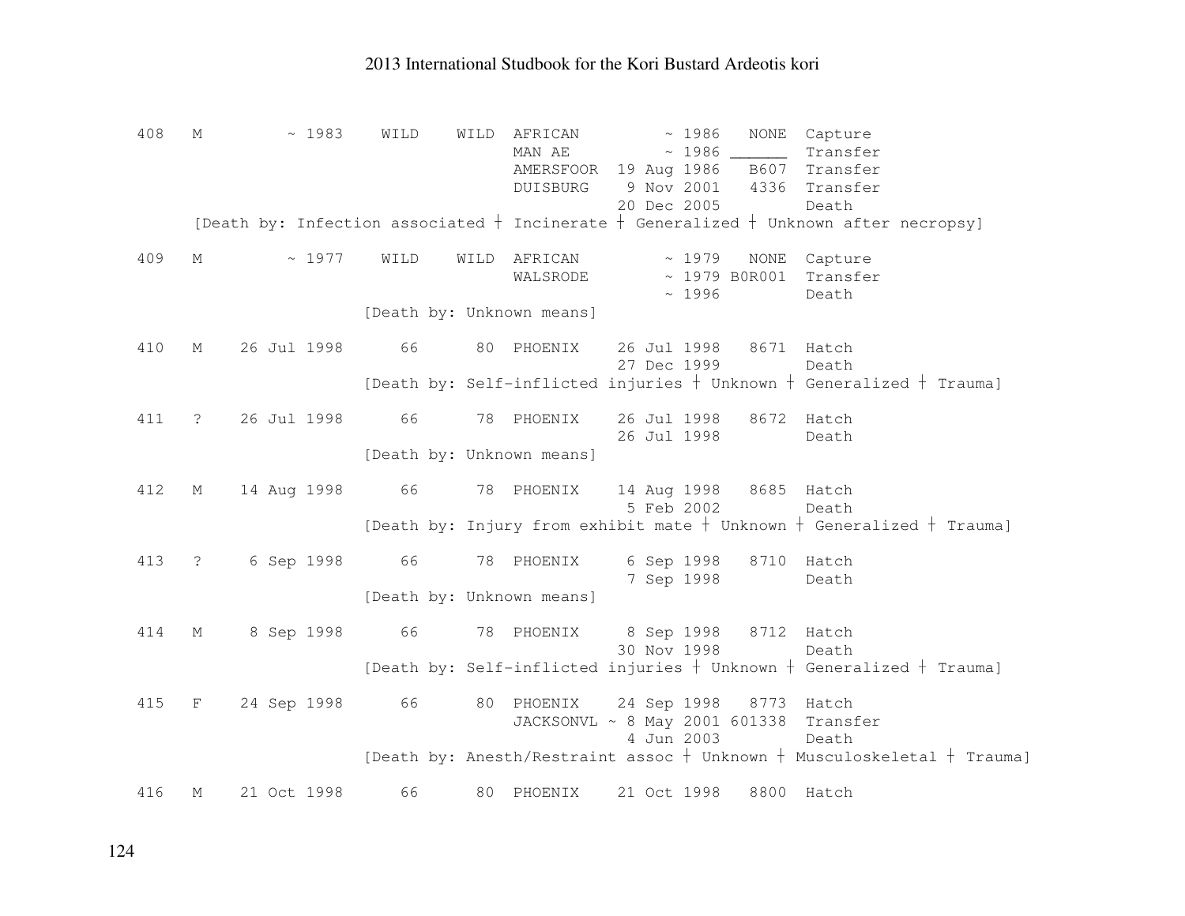```
408   M        ~ 1983    WILD    WILD  AFRICAN         ~ 1986   NONE  Capture
                                       MAN AE          ~ 1986 ______  Transfer
                                       AMERSFOOR  19 Aug 1986   B607  Transfer
                                       DUISBURG    9 Nov 2001   4336  Transfer
                                                  20 Dec 2005         Death
      [Death by: Infection associated ┼ Incinerate ┼ Generalized ┼ Unknown after necropsy]

409   M        ~ 1977    WILD    WILD  AFRICAN         ~ 1979   NONE  Capture
                                       WALSRODE        ~ 1979 B0R001  Transfer
                                                       ~ 1996         Death
                         [Death by: Unknown means]

410   M    26 Jul 1998      66      80  PHOENIX    26 Jul 1998   8671  Hatch
                                                  27 Dec 1999         Death
                         [Death by: Self-inflicted injuries ┼ Unknown ┼ Generalized ┼ Trauma]

411   ?    26 Jul 1998      66      78  PHOENIX    26 Jul 1998   8672  Hatch
                                                  26 Jul 1998         Death
                         [Death by: Unknown means]

412   M    14 Aug 1998      66      78  PHOENIX    14 Aug 1998   8685  Hatch
                                                   5 Feb 2002         Death
                         [Death by: Injury from exhibit mate ┼ Unknown ┼ Generalized ┼ Trauma]

413   ?     6 Sep 1998      66      78  PHOENIX     6 Sep 1998   8710  Hatch
                                                   7 Sep 1998         Death
                         [Death by: Unknown means]

414   M     8 Sep 1998      66      78  PHOENIX     8 Sep 1998   8712  Hatch
                                                  30 Nov 1998         Death
                         [Death by: Self-inflicted injuries ┼ Unknown ┼ Generalized ┼ Trauma]

415   F    24 Sep 1998      66      80  PHOENIX    24 Sep 1998   8773  Hatch
                                       JACKSONVL ~ 8 May 2001 601338  Transfer
                                                   4 Jun 2003         Death
                         [Death by: Anesth/Restraint assoc ┼ Unknown ┼ Musculoskeletal ┼ Trauma]

416   M    21 Oct 1998      66      80  PHOENIX    21 Oct 1998   8800  Hatch
```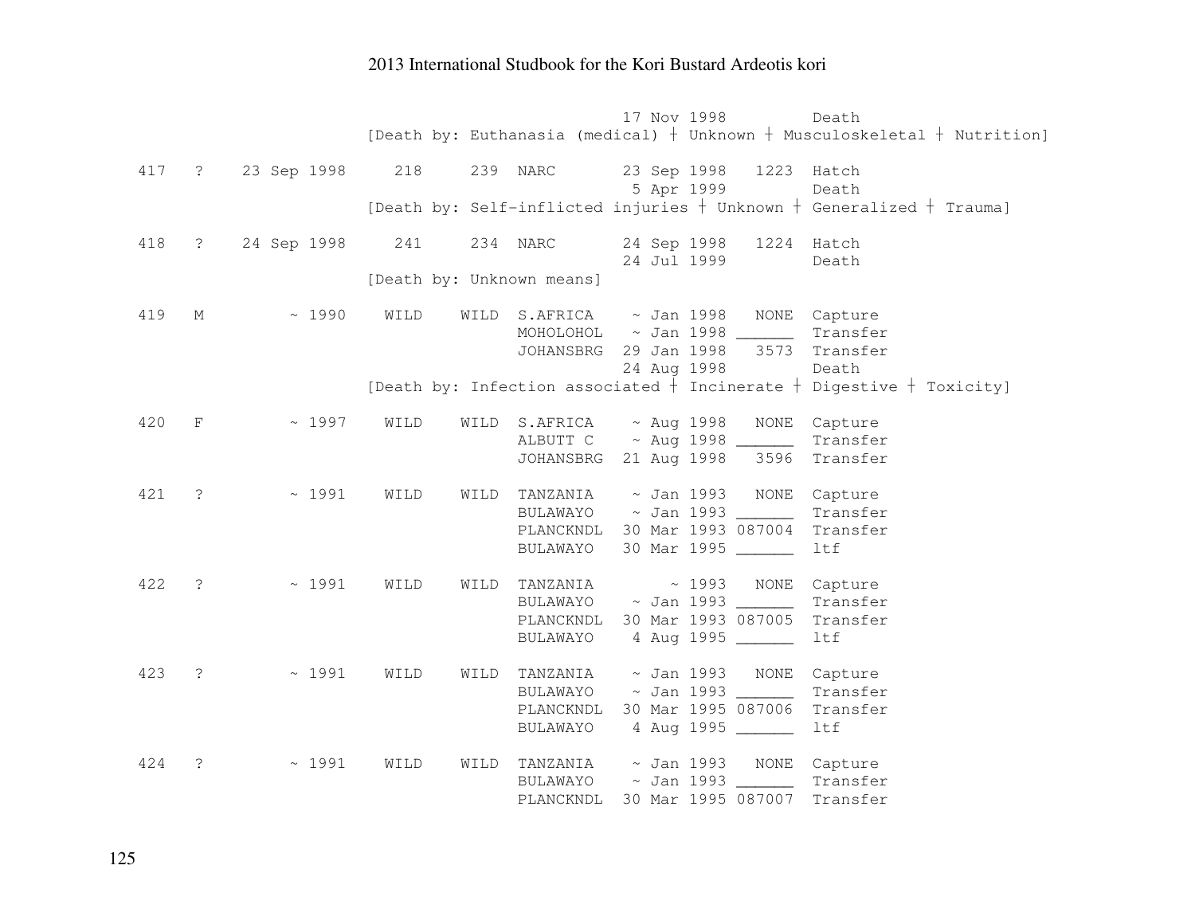```
                                    17 Nov 1998         Death
                  [Death by: Euthanasia (medical) † Unknown † Musculoskeletal † Nutrition]

 417  ?   23 Sep 1998    218     239  NARC       23 Sep 1998   1223  Hatch
                                                  5 Apr 1999         Death
                  [Death by: Self-inflicted injuries † Unknown † Generalized † Trauma]

 418  ?   24 Sep 1998    241     234  NARC       24 Sep 1998   1224  Hatch
                                                 24 Jul 1999         Death
                  [Death by: Unknown means]

 419  M        ~ 1990   WILD    WILD  S.AFRICA    ~ Jan 1998   NONE  Capture
                                      MOHOLOHOL   ~ Jan 1998 ______  Transfer
                                      JOHANSBRG  29 Jan 1998   3573  Transfer
                                                 24 Aug 1998         Death
                  [Death by: Infection associated † Incinerate † Digestive † Toxicity]

 420  F        ~ 1997   WILD    WILD  S.AFRICA    ~ Aug 1998   NONE  Capture
                                      ALBUTT C    ~ Aug 1998 ______  Transfer
                                      JOHANSBRG  21 Aug 1998   3596  Transfer

 421  ?        ~ 1991   WILD    WILD  TANZANIA    ~ Jan 1993   NONE  Capture
                                      BULAWAYO    ~ Jan 1993 ______  Transfer
                                      PLANCKNDL  30 Mar 1993 087004  Transfer
                                      BULAWAYO   30 Mar 1995 ______  ltf

 422  ?        ~ 1991   WILD    WILD  TANZANIA        ~ 1993   NONE  Capture
                                      BULAWAYO    ~ Jan 1993 ______  Transfer
                                      PLANCKNDL  30 Mar 1993 087005  Transfer
                                      BULAWAYO    4 Aug 1995 ______  ltf

 423  ?        ~ 1991   WILD    WILD  TANZANIA    ~ Jan 1993   NONE  Capture
                                      BULAWAYO    ~ Jan 1993 ______  Transfer
                                      PLANCKNDL  30 Mar 1995 087006  Transfer
                                      BULAWAYO    4 Aug 1995 ______  ltf

 424  ?        ~ 1991   WILD    WILD  TANZANIA    ~ Jan 1993   NONE  Capture
                                      BULAWAYO    ~ Jan 1993 ______  Transfer
                                      PLANCKNDL  30 Mar 1995 087007  Transfer
```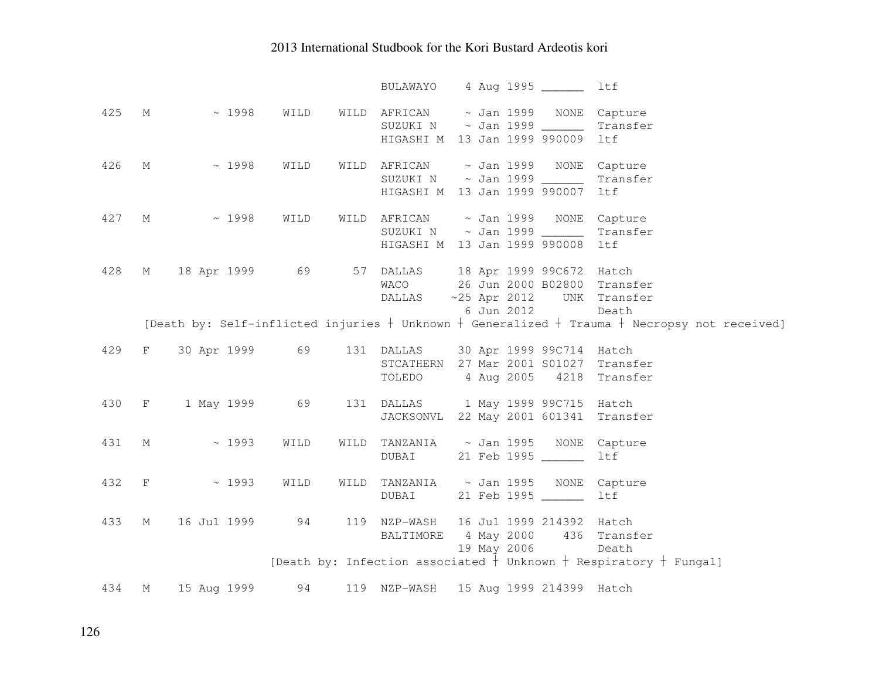```
                                        BULAWAYO    4 Aug 1995 ______  ltf

 425   M         ~ 1998    WILD    WILD  AFRICAN     ~ Jan 1999   NONE  Capture
                                        SUZUKI N    ~ Jan 1999 ______  Transfer
                                        HIGASHI M  13 Jan 1999 990009  ltf

 426   M         ~ 1998    WILD    WILD  AFRICAN     ~ Jan 1999   NONE  Capture
                                        SUZUKI N    ~ Jan 1999 ______  Transfer
                                        HIGASHI M  13 Jan 1999 990007  ltf

 427   M         ~ 1998    WILD    WILD  AFRICAN     ~ Jan 1999   NONE  Capture
                                        SUZUKI N    ~ Jan 1999 ______  Transfer
                                        HIGASHI M  13 Jan 1999 990008  ltf

 428   M    18 Apr 1999      69      57  DALLAS     18 Apr 1999 99C672  Hatch
                                        WACO       26 Jun 2000 B02800  Transfer
                                        DALLAS    ~25 Apr 2012    UNK  Transfer
                                                    6 Jun 2012         Death
       [Death by: Self-inflicted injuries ┼ Unknown ┼ Generalized ┼ Trauma ┼ Necropsy not received]

 429   F    30 Apr 1999      69     131  DALLAS     30 Apr 1999 99C714  Hatch
                                        STCATHERN  27 Mar 2001 S01027  Transfer
                                        TOLEDO      4 Aug 2005   4218  Transfer

 430   F     1 May 1999      69     131  DALLAS      1 May 1999 99C715  Hatch
                                        JACKSONVL  22 May 2001 601341  Transfer

 431   M         ~ 1993    WILD    WILD  TANZANIA    ~ Jan 1995   NONE  Capture
                                        DUBAI      21 Feb 1995 ______  ltf

 432   F         ~ 1993    WILD    WILD  TANZANIA    ~ Jan 1995   NONE  Capture
                                        DUBAI      21 Feb 1995 ______  ltf

 433   M    16 Jul 1999      94     119  NZP-WASH   16 Jul 1999 214392  Hatch
                                        BALTIMORE   4 May 2000    436  Transfer
                                                   19 May 2006         Death
                         [Death by: Infection associated ┼ Unknown ┼ Respiratory ┼ Fungal]

 434   M    15 Aug 1999      94     119  NZP-WASH   15 Aug 1999 214399  Hatch
```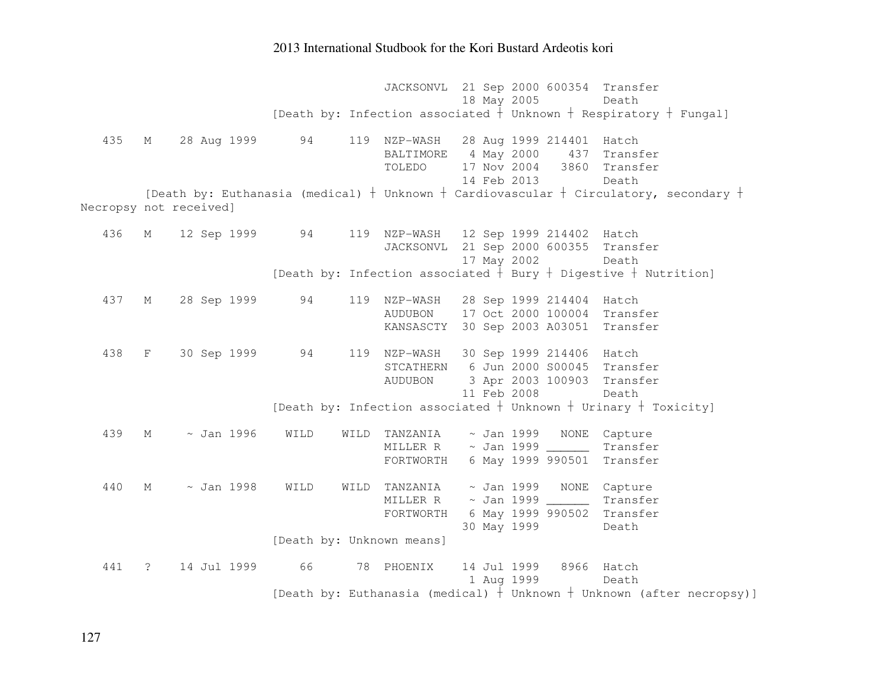```
                                 JACKSONVL  21 Sep 2000 600354  Transfer
                                            18 May 2005         Death
                    [Death by: Infection associated ┼ Unknown ┼ Respiratory ┼ Fungal]

   435   M    28 Aug 1999      94     119  NZP-WASH   28 Aug 1999 214401  Hatch
                                           BALTIMORE   4 May 2000    437  Transfer
                                           TOLEDO     17 Nov 2004   3860  Transfer
                                                      14 Feb 2013         Death
        [Death by: Euthanasia (medical) ┼ Unknown ┼ Cardiovascular ┼ Circulatory, secondary ┼
Necropsy not received]

   436   M    12 Sep 1999      94     119  NZP-WASH   12 Sep 1999 214402  Hatch
                                           JACKSONVL  21 Sep 2000 600355  Transfer
                                                      17 May 2002         Death
                    [Death by: Infection associated ┼ Bury ┼ Digestive ┼ Nutrition]

   437   M    28 Sep 1999      94     119  NZP-WASH   28 Sep 1999 214404  Hatch
                                           AUDUBON    17 Oct 2000 100004  Transfer
                                           KANSASCTY  30 Sep 2003 A03051  Transfer

   438   F    30 Sep 1999      94     119  NZP-WASH   30 Sep 1999 214406  Hatch
                                           STCATHERN   6 Jun 2000 S00045  Transfer
                                           AUDUBON     3 Apr 2003 100903  Transfer
                                                      11 Feb 2008         Death
                    [Death by: Infection associated ┼ Unknown ┼ Urinary ┼ Toxicity]

   439   M     ~ Jan 1996    WILD    WILD  TANZANIA    ~ Jan 1999   NONE  Capture
                                           MILLER R    ~ Jan 1999 ______  Transfer
                                           FORTWORTH   6 May 1999 990501  Transfer

   440   M     ~ Jan 1998    WILD    WILD  TANZANIA    ~ Jan 1999   NONE  Capture
                                           MILLER R    ~ Jan 1999 ______  Transfer
                                           FORTWORTH   6 May 1999 990502  Transfer
                                                      30 May 1999         Death
                    [Death by: Unknown means]

   441   ?    14 Jul 1999      66      78  PHOENIX    14 Jul 1999   8966  Hatch
                                                       1 Aug 1999         Death
                    [Death by: Euthanasia (medical) ┼ Unknown ┼ Unknown (after necropsy)]
```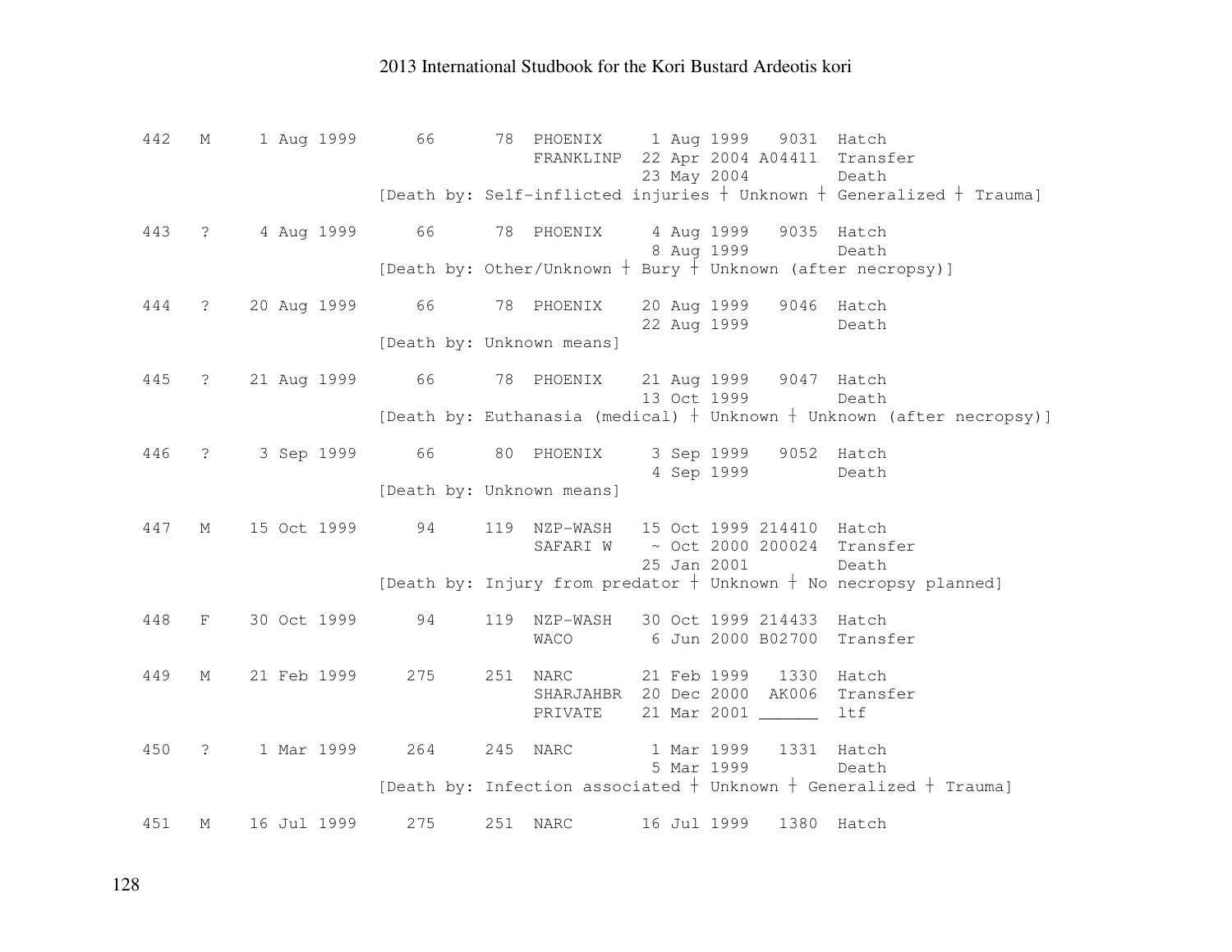```
442   M     1 Aug 1999      66      78  PHOENIX     1 Aug 1999   9031  Hatch
                                        FRANKLINP  22 Apr 2004 A04411  Transfer
                                                   23 May 2004         Death
                        [Death by: Self-inflicted injuries ┼ Unknown ┼ Generalized ┼ Trauma]

443   ?     4 Aug 1999      66      78  PHOENIX     4 Aug 1999   9035  Hatch
                                                    8 Aug 1999         Death
                        [Death by: Other/Unknown ┼ Bury ┼ Unknown (after necropsy)]

444   ?    20 Aug 1999      66      78  PHOENIX    20 Aug 1999   9046  Hatch
                                                   22 Aug 1999         Death
                        [Death by: Unknown means]

445   ?    21 Aug 1999      66      78  PHOENIX    21 Aug 1999   9047  Hatch
                                                   13 Oct 1999         Death
                        [Death by: Euthanasia (medical) ┼ Unknown ┼ Unknown (after necropsy)]

446   ?     3 Sep 1999      66      80  PHOENIX     3 Sep 1999   9052  Hatch
                                                    4 Sep 1999         Death
                        [Death by: Unknown means]

447   M    15 Oct 1999      94     119  NZP-WASH   15 Oct 1999 214410  Hatch
                                        SAFARI W    ~ Oct 2000 200024  Transfer
                                                   25 Jan 2001         Death
                        [Death by: Injury from predator ┼ Unknown ┼ No necropsy planned]

448   F    30 Oct 1999      94     119  NZP-WASH   30 Oct 1999 214433  Hatch
                                        WACO        6 Jun 2000 B02700  Transfer

449   M    21 Feb 1999     275     251  NARC       21 Feb 1999   1330  Hatch
                                        SHARJAHBR  20 Dec 2000  AK006  Transfer
                                        PRIVATE    21 Mar 2001 ______  ltf

450   ?     1 Mar 1999     264     245  NARC        1 Mar 1999   1331  Hatch
                                                    5 Mar 1999         Death
                        [Death by: Infection associated ┼ Unknown ┼ Generalized ┼ Trauma]

451   M    16 Jul 1999     275     251  NARC       16 Jul 1999   1380  Hatch
```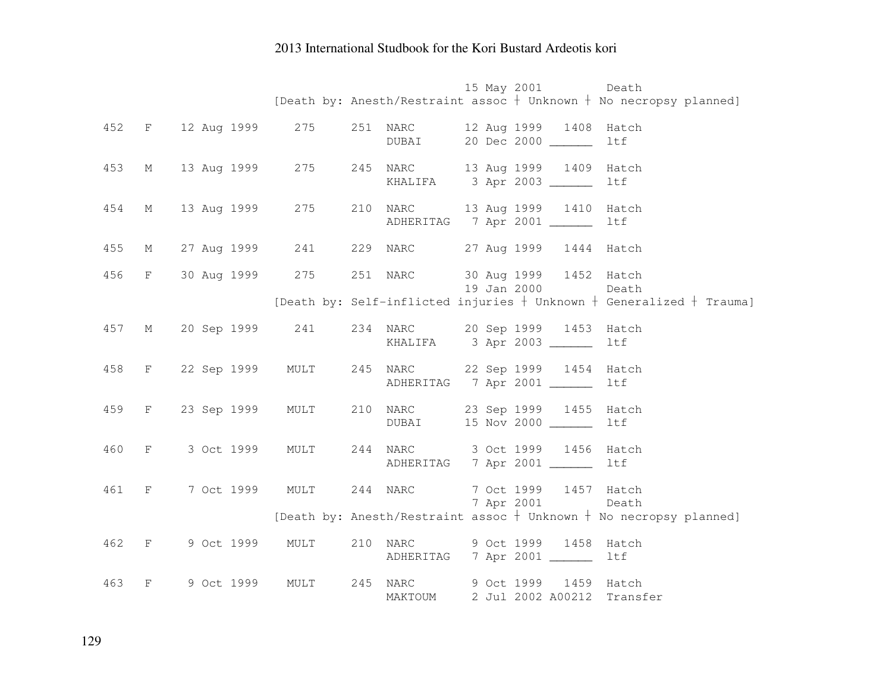```
                                         15 May 2001         Death
                    [Death by: Anesth/Restraint assoc ┼ Unknown ┼ No necropsy planned]

  452   F    12 Aug 1999     275     251  NARC       12 Aug 1999   1408  Hatch
                                          DUBAI      20 Dec 2000 ______  ltf

  453   M    13 Aug 1999     275     245  NARC       13 Aug 1999   1409  Hatch
                                          KHALIFA     3 Apr 2003 ______  ltf

  454   M    13 Aug 1999     275     210  NARC       13 Aug 1999   1410  Hatch
                                          ADHERITAG   7 Apr 2001 ______  ltf

  455   M    27 Aug 1999     241     229  NARC       27 Aug 1999   1444  Hatch

  456   F    30 Aug 1999     275     251  NARC       30 Aug 1999   1452  Hatch
                                                     19 Jan 2000         Death
                    [Death by: Self-inflicted injuries ┼ Unknown ┼ Generalized ┼ Trauma]

  457   M    20 Sep 1999     241     234  NARC       20 Sep 1999   1453  Hatch
                                          KHALIFA     3 Apr 2003 ______  ltf

  458   F    22 Sep 1999    MULT     245  NARC       22 Sep 1999   1454  Hatch
                                          ADHERITAG   7 Apr 2001 ______  ltf

  459   F    23 Sep 1999    MULT     210  NARC       23 Sep 1999   1455  Hatch
                                          DUBAI      15 Nov 2000 ______  ltf

  460   F     3 Oct 1999    MULT     244  NARC        3 Oct 1999   1456  Hatch
                                          ADHERITAG   7 Apr 2001 ______  ltf

  461   F     7 Oct 1999    MULT     244  NARC        7 Oct 1999   1457  Hatch
                                                      7 Apr 2001         Death
                    [Death by: Anesth/Restraint assoc ┼ Unknown ┼ No necropsy planned]

  462   F     9 Oct 1999    MULT     210  NARC        9 Oct 1999   1458  Hatch
                                          ADHERITAG   7 Apr 2001 ______  ltf

  463   F     9 Oct 1999    MULT     245  NARC        9 Oct 1999   1459  Hatch
                                          MAKTOUM     2 Jul 2002 A00212  Transfer
```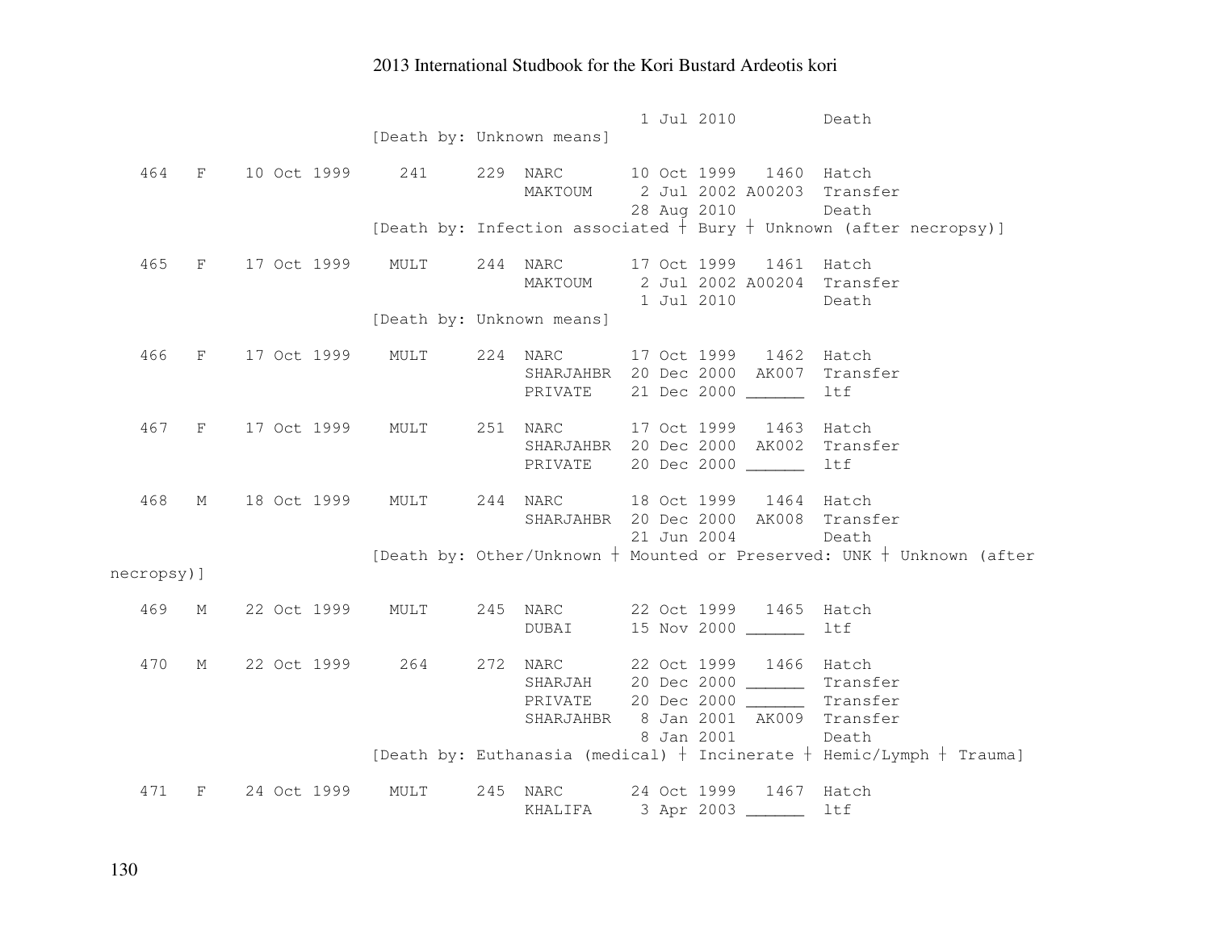```
                                                    1 Jul 2010         Death
                         [Death by: Unknown means]

   464   F    10 Oct 1999     241     229  NARC       10 Oct 1999   1460  Hatch
                                           MAKTOUM     2 Jul 2002 A00203  Transfer
                                                      28 Aug 2010         Death
                         [Death by: Infection associated ┼ Bury ┼ Unknown (after necropsy)]

   465   F    17 Oct 1999    MULT     244  NARC       17 Oct 1999   1461  Hatch
                                           MAKTOUM     2 Jul 2002 A00204  Transfer
                                                       1 Jul 2010         Death
                         [Death by: Unknown means]

   466   F    17 Oct 1999    MULT     224  NARC       17 Oct 1999   1462  Hatch
                                           SHARJAHBR  20 Dec 2000  AK007  Transfer
                                           PRIVATE    21 Dec 2000 ______  ltf

   467   F    17 Oct 1999    MULT     251  NARC       17 Oct 1999   1463  Hatch
                                           SHARJAHBR  20 Dec 2000  AK002  Transfer
                                           PRIVATE    20 Dec 2000 ______  ltf

   468   M    18 Oct 1999    MULT     244  NARC       18 Oct 1999   1464  Hatch
                                           SHARJAHBR  20 Dec 2000  AK008  Transfer
                                                      21 Jun 2004         Death
                         [Death by: Other/Unknown ┼ Mounted or Preserved: UNK ┼ Unknown (after
necropsy)]

   469   M    22 Oct 1999    MULT     245  NARC       22 Oct 1999   1465  Hatch
                                           DUBAI      15 Nov 2000 ______  ltf

   470   M    22 Oct 1999     264     272  NARC       22 Oct 1999   1466  Hatch
                                           SHARJAH    20 Dec 2000 ______  Transfer
                                           PRIVATE    20 Dec 2000 ______  Transfer
                                           SHARJAHBR   8 Jan 2001  AK009  Transfer
                                                       8 Jan 2001         Death
                         [Death by: Euthanasia (medical) ┼ Incinerate ┼ Hemic/Lymph ┼ Trauma]

   471   F    24 Oct 1999    MULT     245  NARC       24 Oct 1999   1467  Hatch
                                           KHALIFA     3 Apr 2003 ______  ltf
```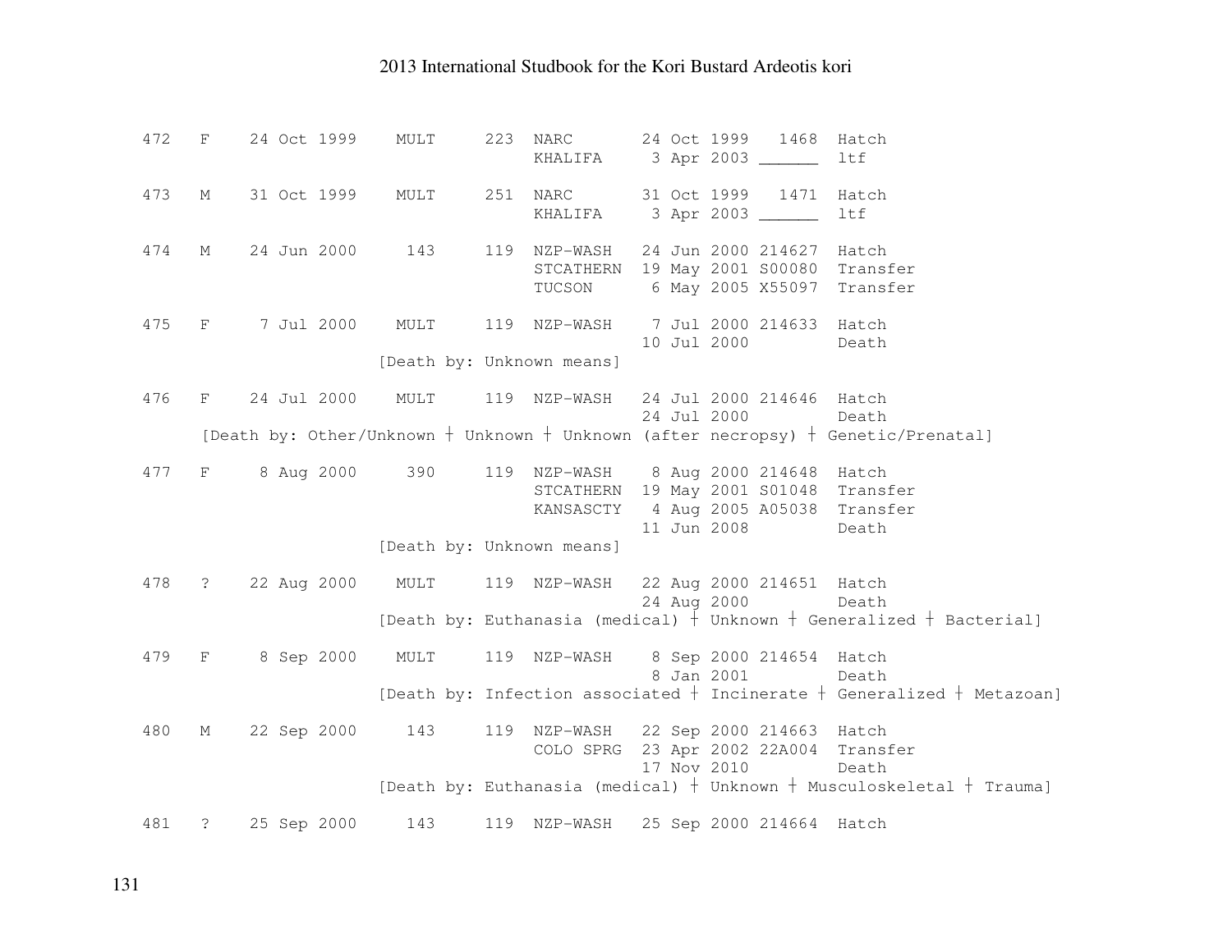```
472   F    24 Oct 1999    MULT     223  NARC       24 Oct 1999   1468  Hatch
                                        KHALIFA     3 Apr 2003 ______  ltf

473   M    31 Oct 1999    MULT     251  NARC       31 Oct 1999   1471  Hatch
                                        KHALIFA     3 Apr 2003 ______  ltf

474   M    24 Jun 2000     143     119  NZP-WASH   24 Jun 2000 214627  Hatch
                                        STCATHERN  19 May 2001 S00080  Transfer
                                        TUCSON      6 May 2005 X55097  Transfer

475   F     7 Jul 2000    MULT     119  NZP-WASH    7 Jul 2000 214633  Hatch
                                                   10 Jul 2000         Death
                          [Death by: Unknown means]

476   F    24 Jul 2000    MULT     119  NZP-WASH   24 Jul 2000 214646  Hatch
                                                   24 Jul 2000         Death
      [Death by: Other/Unknown ┼ Unknown ┼ Unknown (after necropsy) ┼ Genetic/Prenatal]

477   F     8 Aug 2000     390     119  NZP-WASH    8 Aug 2000 214648  Hatch
                                        STCATHERN  19 May 2001 S01048  Transfer
                                        KANSASCTY   4 Aug 2005 A05038  Transfer
                                                   11 Jun 2008         Death
                          [Death by: Unknown means]

478   ?    22 Aug 2000    MULT     119  NZP-WASH   22 Aug 2000 214651  Hatch
                                                   24 Aug 2000         Death
                          [Death by: Euthanasia (medical) ┼ Unknown ┼ Generalized ┼ Bacterial]

479   F     8 Sep 2000    MULT     119  NZP-WASH    8 Sep 2000 214654  Hatch
                                                    8 Jan 2001         Death
                          [Death by: Infection associated ┼ Incinerate ┼ Generalized ┼ Metazoan]

480   M    22 Sep 2000     143     119  NZP-WASH   22 Sep 2000 214663  Hatch
                                        COLO SPRG  23 Apr 2002 22A004  Transfer
                                                   17 Nov 2010         Death
                          [Death by: Euthanasia (medical) ┼ Unknown ┼ Musculoskeletal ┼ Trauma]

481   ?    25 Sep 2000     143     119  NZP-WASH   25 Sep 2000 214664  Hatch
```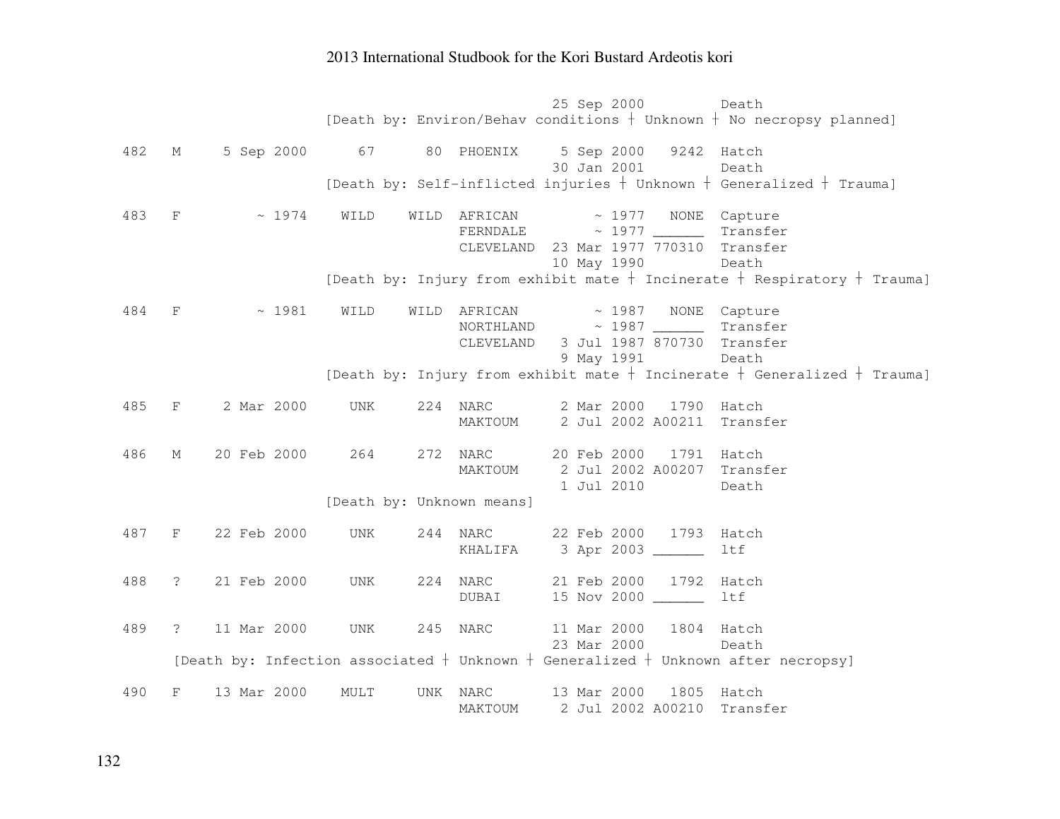```
                                             25 Sep 2000         Death
                    [Death by: Environ/Behav conditions ┼ Unknown ┼ No necropsy planned]

 482   M     5 Sep 2000      67      80  PHOENIX     5 Sep 2000   9242  Hatch
                                                    30 Jan 2001         Death
                    [Death by: Self-inflicted injuries ┼ Unknown ┼ Generalized ┼ Trauma]

 483   F         ~ 1974    WILD    WILD  AFRICAN         ~ 1977   NONE  Capture
                                         FERNDALE        ~ 1977 ______  Transfer
                                         CLEVELAND  23 Mar 1977 770310  Transfer
                                                    10 May 1990         Death
                    [Death by: Injury from exhibit mate ┼ Incinerate ┼ Respiratory ┼ Trauma]

 484   F         ~ 1981    WILD    WILD  AFRICAN         ~ 1987   NONE  Capture
                                         NORTHLAND       ~ 1987 ______  Transfer
                                         CLEVELAND   3 Jul 1987 870730  Transfer
                                                     9 May 1991         Death
                    [Death by: Injury from exhibit mate ┼ Incinerate ┼ Generalized ┼ Trauma]

 485   F     2 Mar 2000     UNK     224  NARC        2 Mar 2000   1790  Hatch
                                         MAKTOUM     2 Jul 2002 A00211  Transfer

 486   M    20 Feb 2000     264     272  NARC       20 Feb 2000   1791  Hatch
                                         MAKTOUM     2 Jul 2002 A00207  Transfer
                                                     1 Jul 2010         Death
                    [Death by: Unknown means]

 487   F    22 Feb 2000     UNK     244  NARC       22 Feb 2000   1793  Hatch
                                         KHALIFA     3 Apr 2003 ______  ltf

 488   ?    21 Feb 2000     UNK     224  NARC       21 Feb 2000   1792  Hatch
                                         DUBAI      15 Nov 2000 ______  ltf

 489   ?    11 Mar 2000     UNK     245  NARC       11 Mar 2000   1804  Hatch
                                                    23 Mar 2000         Death
      [Death by: Infection associated ┼ Unknown ┼ Generalized ┼ Unknown after necropsy]

 490   F    13 Mar 2000    MULT     UNK  NARC       13 Mar 2000   1805  Hatch
                                         MAKTOUM     2 Jul 2002 A00210  Transfer
```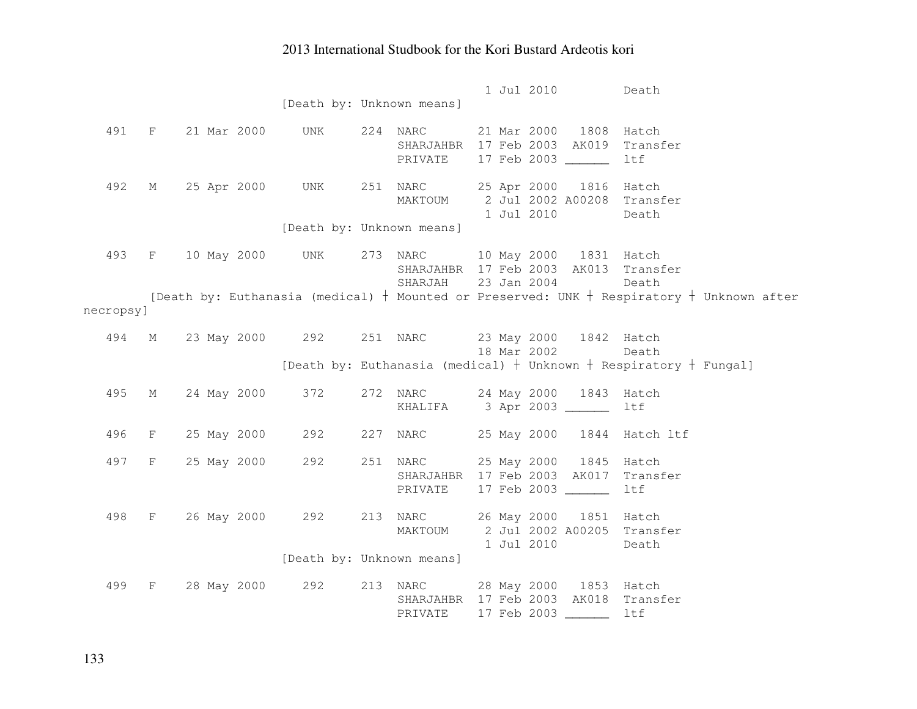```
                                         1 Jul 2010         Death
                        [Death by: Unknown means]

   491   F    21 Mar 2000     UNK     224  NARC       21 Mar 2000   1808  Hatch
                                           SHARJAHBR  17 Feb 2003  AK019  Transfer
                                           PRIVATE    17 Feb 2003 ______  ltf

   492   M    25 Apr 2000     UNK     251  NARC       25 Apr 2000   1816  Hatch
                                           MAKTOUM     2 Jul 2002 A00208  Transfer
                                                       1 Jul 2010         Death
                        [Death by: Unknown means]

   493   F    10 May 2000     UNK     273  NARC       10 May 2000   1831  Hatch
                                           SHARJAHBR  17 Feb 2003  AK013  Transfer
                                           SHARJAH    23 Jan 2004         Death
        [Death by: Euthanasia (medical) | Mounted or Preserved: UNK | Respiratory | Unknown after
necropsy]

   494   M    23 May 2000     292     251  NARC       23 May 2000   1842  Hatch
                                                      18 Mar 2002         Death
                        [Death by: Euthanasia (medical) | Unknown | Respiratory | Fungal]

   495   M    24 May 2000     372     272  NARC       24 May 2000   1843  Hatch
                                           KHALIFA     3 Apr 2003 ______  ltf

   496   F    25 May 2000     292     227  NARC       25 May 2000   1844  Hatch ltf

   497   F    25 May 2000     292     251  NARC       25 May 2000   1845  Hatch
                                           SHARJAHBR  17 Feb 2003  AK017  Transfer
                                           PRIVATE    17 Feb 2003 ______  ltf

   498   F    26 May 2000     292     213  NARC       26 May 2000   1851  Hatch
                                           MAKTOUM     2 Jul 2002 A00205  Transfer
                                                       1 Jul 2010         Death
                        [Death by: Unknown means]

   499   F    28 May 2000     292     213  NARC       28 May 2000   1853  Hatch
                                           SHARJAHBR  17 Feb 2003  AK018  Transfer
                                           PRIVATE    17 Feb 2003 ______  ltf
```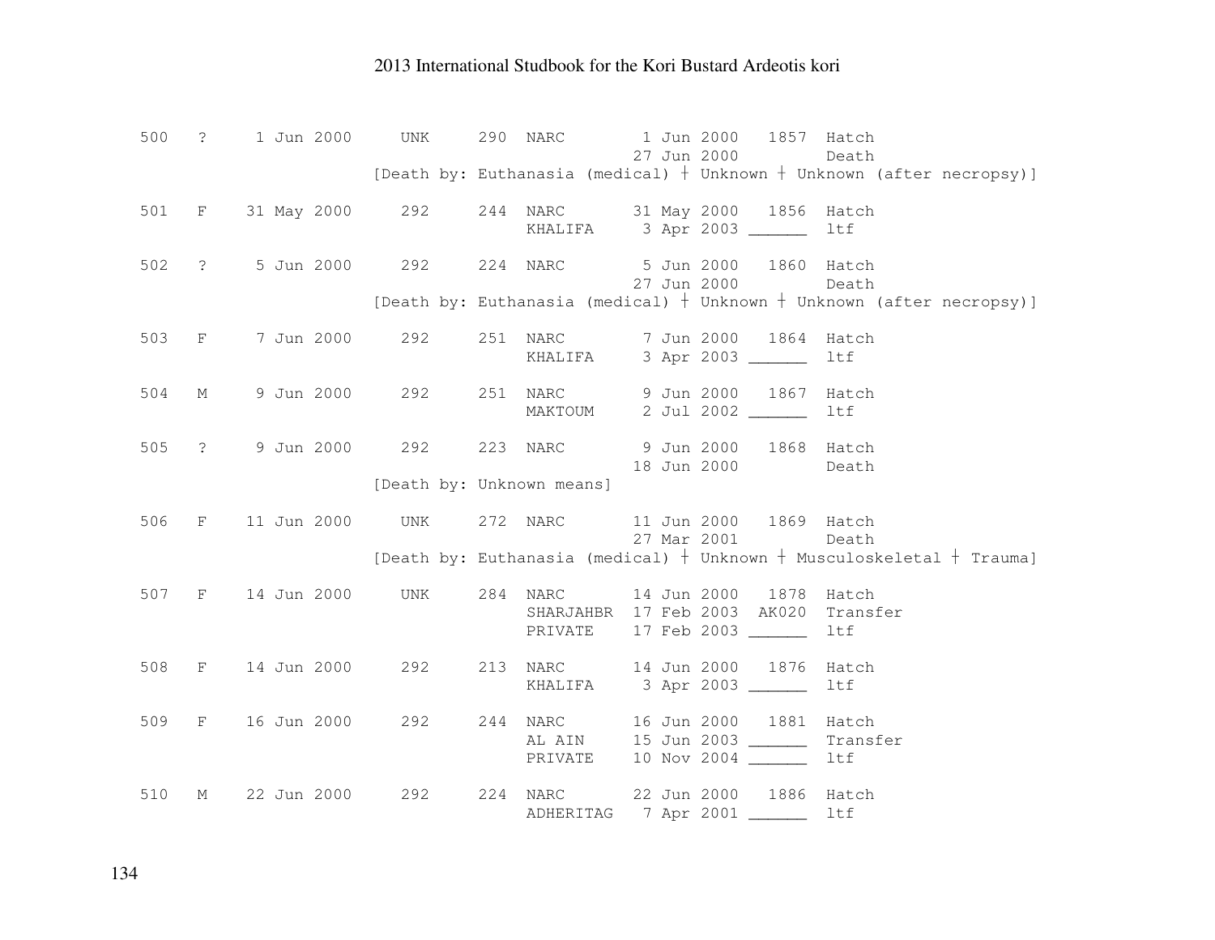```
500   ?    1 Jun 2000    UNK     290  NARC        1 Jun 2000   1857  Hatch
                                                  27 Jun 2000         Death
                        [Death by: Euthanasia (medical) | Unknown | Unknown (after necropsy)]

501   F   31 May 2000    292     244  NARC       31 May 2000   1856  Hatch
                                      KHALIFA     3 Apr 2003 ______  ltf

502   ?    5 Jun 2000    292     224  NARC        5 Jun 2000   1860  Hatch
                                                  27 Jun 2000         Death
                        [Death by: Euthanasia (medical) | Unknown | Unknown (after necropsy)]

503   F    7 Jun 2000    292     251  NARC        7 Jun 2000   1864  Hatch
                                      KHALIFA     3 Apr 2003 ______  ltf

504   M    9 Jun 2000    292     251  NARC        9 Jun 2000   1867  Hatch
                                      MAKTOUM     2 Jul 2002 ______  ltf

505   ?    9 Jun 2000    292     223  NARC        9 Jun 2000   1868  Hatch
                                                  18 Jun 2000         Death
                        [Death by: Unknown means]

506   F   11 Jun 2000    UNK     272  NARC       11 Jun 2000   1869  Hatch
                                                  27 Mar 2001         Death
                        [Death by: Euthanasia (medical) | Unknown | Musculoskeletal | Trauma]

507   F   14 Jun 2000    UNK     284  NARC       14 Jun 2000   1878  Hatch
                                      SHARJAHBR  17 Feb 2003  AK020  Transfer
                                      PRIVATE    17 Feb 2003 ______  ltf

508   F   14 Jun 2000    292     213  NARC       14 Jun 2000   1876  Hatch
                                      KHALIFA     3 Apr 2003 ______  ltf

509   F   16 Jun 2000    292     244  NARC       16 Jun 2000   1881  Hatch
                                      AL AIN     15 Jun 2003 ______  Transfer
                                      PRIVATE    10 Nov 2004 ______  ltf

510   M   22 Jun 2000    292     224  NARC       22 Jun 2000   1886  Hatch
                                      ADHERITAG   7 Apr 2001 ______  ltf
```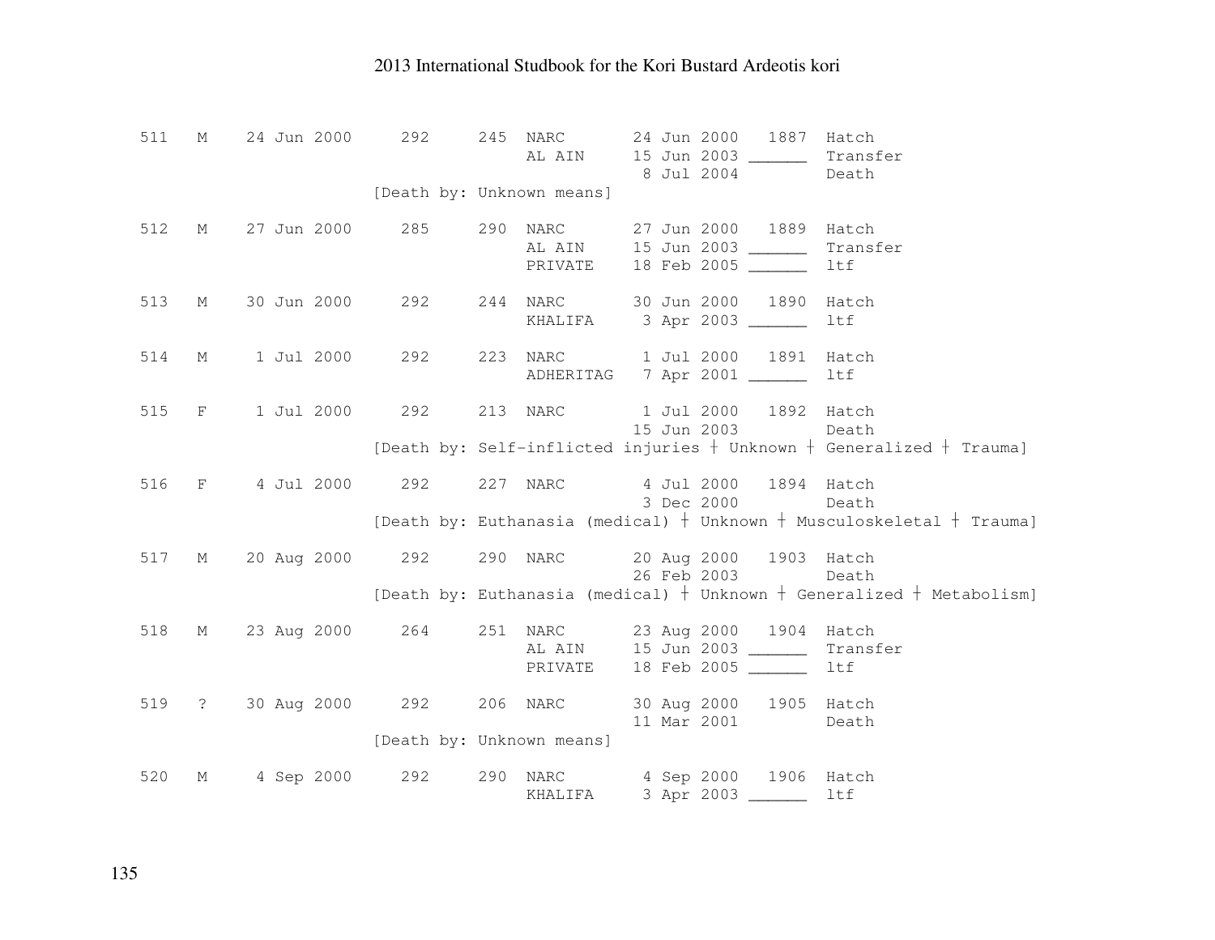```
 511   M    24 Jun 2000     292     245  NARC       24 Jun 2000   1887  Hatch
                                         AL AIN     15 Jun 2003 ______  Transfer
                                                     8 Jul 2004         Death
                           [Death by: Unknown means]

 512   M    27 Jun 2000     285     290  NARC       27 Jun 2000   1889  Hatch
                                         AL AIN     15 Jun 2003 ______  Transfer
                                         PRIVATE    18 Feb 2005 ______  ltf

 513   M    30 Jun 2000     292     244  NARC       30 Jun 2000   1890  Hatch
                                         KHALIFA     3 Apr 2003 ______  ltf

 514   M     1 Jul 2000     292     223  NARC        1 Jul 2000   1891  Hatch
                                         ADHERITAG   7 Apr 2001 ______  ltf

 515   F     1 Jul 2000     292     213  NARC        1 Jul 2000   1892  Hatch
                                                    15 Jun 2003         Death
                           [Death by: Self-inflicted injuries | Unknown | Generalized | Trauma]

 516   F     4 Jul 2000     292     227  NARC        4 Jul 2000   1894  Hatch
                                                     3 Dec 2000         Death
                           [Death by: Euthanasia (medical) | Unknown | Musculoskeletal | Trauma]

 517   M    20 Aug 2000     292     290  NARC       20 Aug 2000   1903  Hatch
                                                    26 Feb 2003         Death
                           [Death by: Euthanasia (medical) | Unknown | Generalized | Metabolism]

 518   M    23 Aug 2000     264     251  NARC       23 Aug 2000   1904  Hatch
                                         AL AIN     15 Jun 2003 ______  Transfer
                                         PRIVATE    18 Feb 2005 ______  ltf

 519   ?    30 Aug 2000     292     206  NARC       30 Aug 2000   1905  Hatch
                                                    11 Mar 2001         Death
                           [Death by: Unknown means]

 520   M     4 Sep 2000     292     290  NARC        4 Sep 2000   1906  Hatch
                                         KHALIFA     3 Apr 2003 ______  ltf
```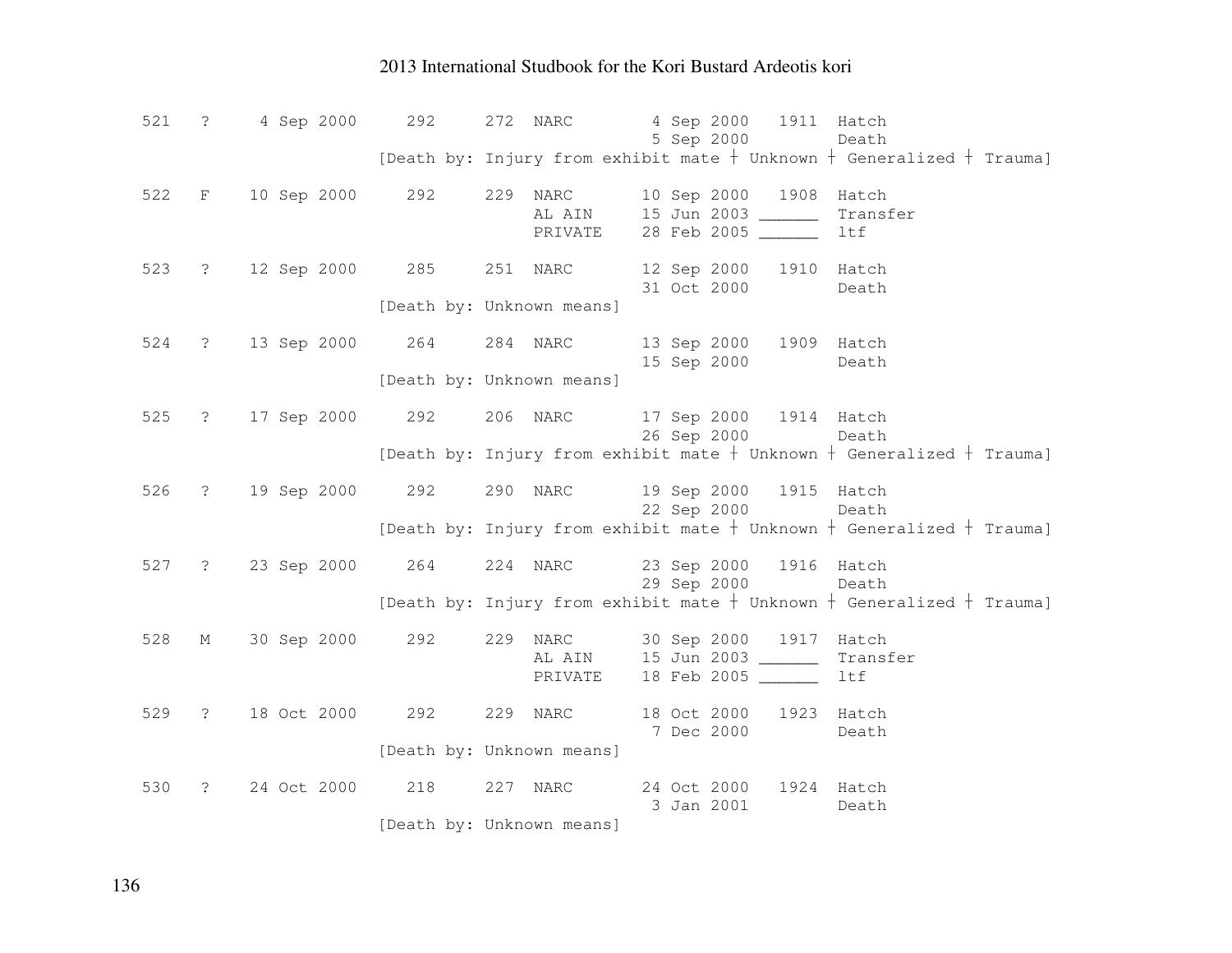```
521   ?    4 Sep 2000    292     272  NARC        4 Sep 2000   1911  Hatch
                                                  5 Sep 2000         Death
                      [Death by: Injury from exhibit mate | Unknown | Generalized | Trauma]

522   F   10 Sep 2000    292     229  NARC       10 Sep 2000   1908  Hatch
                                      AL AIN     15 Jun 2003 ______  Transfer
                                      PRIVATE    28 Feb 2005 ______  ltf

523   ?   12 Sep 2000    285     251  NARC       12 Sep 2000   1910  Hatch
                                                 31 Oct 2000         Death
                      [Death by: Unknown means]

524   ?   13 Sep 2000    264     284  NARC       13 Sep 2000   1909  Hatch
                                                 15 Sep 2000         Death
                      [Death by: Unknown means]

525   ?   17 Sep 2000    292     206  NARC       17 Sep 2000   1914  Hatch
                                                 26 Sep 2000         Death
                      [Death by: Injury from exhibit mate | Unknown | Generalized | Trauma]

526   ?   19 Sep 2000    292     290  NARC       19 Sep 2000   1915  Hatch
                                                 22 Sep 2000         Death
                      [Death by: Injury from exhibit mate | Unknown | Generalized | Trauma]

527   ?   23 Sep 2000    264     224  NARC       23 Sep 2000   1916  Hatch
                                                 29 Sep 2000         Death
                      [Death by: Injury from exhibit mate | Unknown | Generalized | Trauma]

528   M   30 Sep 2000    292     229  NARC       30 Sep 2000   1917  Hatch
                                      AL AIN     15 Jun 2003 ______  Transfer
                                      PRIVATE    18 Feb 2005 ______  ltf

529   ?   18 Oct 2000    292     229  NARC       18 Oct 2000   1923  Hatch
                                                  7 Dec 2000         Death
                      [Death by: Unknown means]

530   ?   24 Oct 2000    218     227  NARC       24 Oct 2000   1924  Hatch
                                                  3 Jan 2001         Death
                      [Death by: Unknown means]
```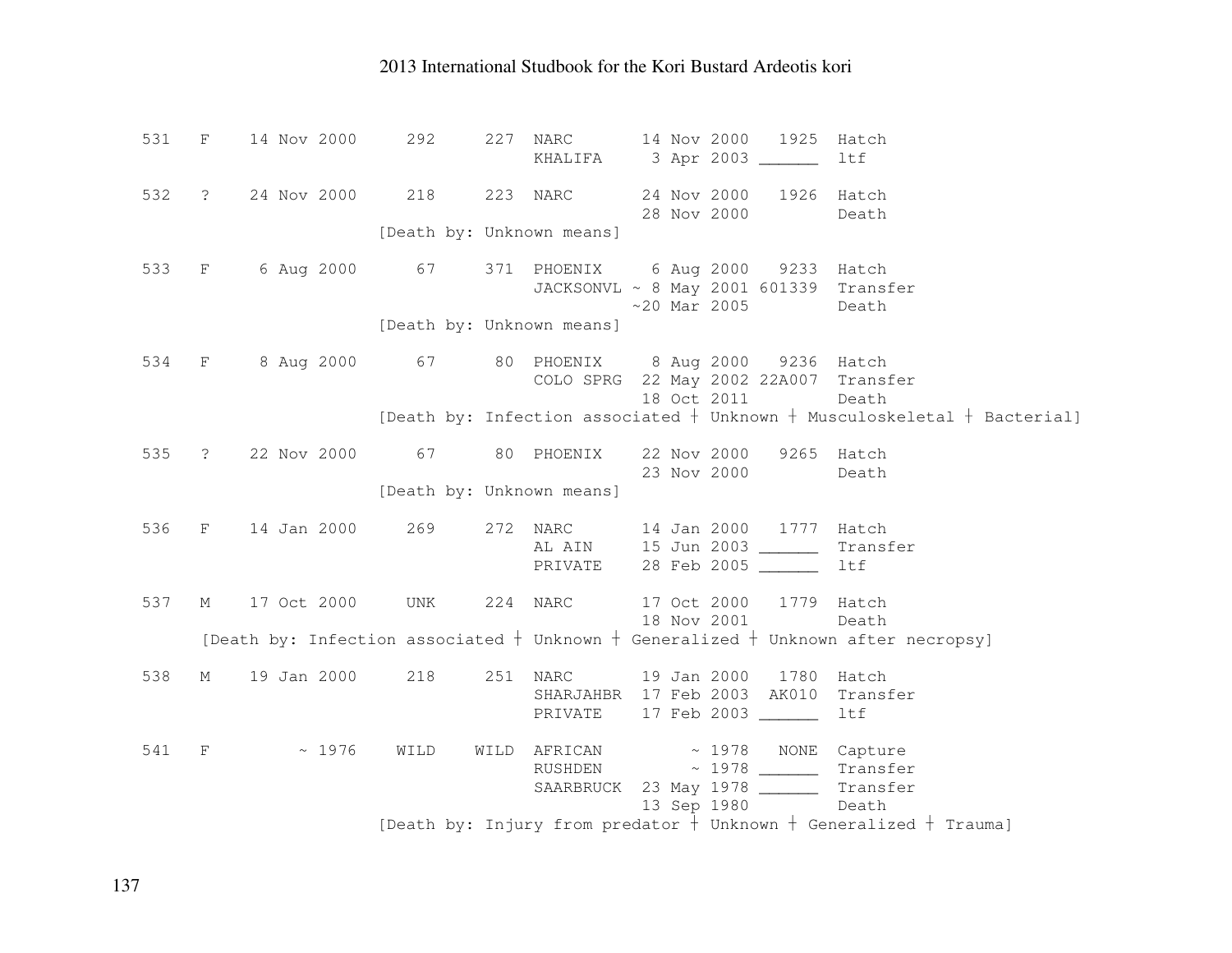```
531   F    14 Nov 2000     292     227  NARC       14 Nov 2000   1925  Hatch
                                        KHALIFA     3 Apr 2003 ______  ltf

532   ?    24 Nov 2000     218     223  NARC       24 Nov 2000   1926  Hatch
                                                   28 Nov 2000         Death
                       [Death by: Unknown means]

533   F     6 Aug 2000      67     371  PHOENIX     6 Aug 2000   9233  Hatch
                                        JACKSONVL ~ 8 May 2001 601339  Transfer
                                                  ~20 Mar 2005         Death
                       [Death by: Unknown means]

534   F     8 Aug 2000      67      80  PHOENIX     8 Aug 2000   9236  Hatch
                                        COLO SPRG  22 May 2002 22A007  Transfer
                                                   18 Oct 2011         Death
                       [Death by: Infection associated ┼ Unknown ┼ Musculoskeletal ┼ Bacterial]

535   ?    22 Nov 2000      67      80  PHOENIX    22 Nov 2000   9265  Hatch
                                                   23 Nov 2000         Death
                       [Death by: Unknown means]

536   F    14 Jan 2000     269     272  NARC       14 Jan 2000   1777  Hatch
                                        AL AIN     15 Jun 2003 ______  Transfer
                                        PRIVATE    28 Feb 2005 ______  ltf

537   M    17 Oct 2000     UNK     224  NARC       17 Oct 2000   1779  Hatch
                                                   18 Nov 2001         Death
      [Death by: Infection associated ┼ Unknown ┼ Generalized ┼ Unknown after necropsy]

538   M    19 Jan 2000     218     251  NARC       19 Jan 2000   1780  Hatch
                                        SHARJAHBR  17 Feb 2003  AK010  Transfer
                                        PRIVATE    17 Feb 2003 ______  ltf

541   F         ~ 1976    WILD    WILD  AFRICAN         ~ 1978   NONE  Capture
                                        RUSHDEN         ~ 1978 ______  Transfer
                                        SAARBRUCK  23 May 1978 ______  Transfer
                                                   13 Sep 1980         Death
                       [Death by: Injury from predator ┼ Unknown ┼ Generalized ┼ Trauma]
```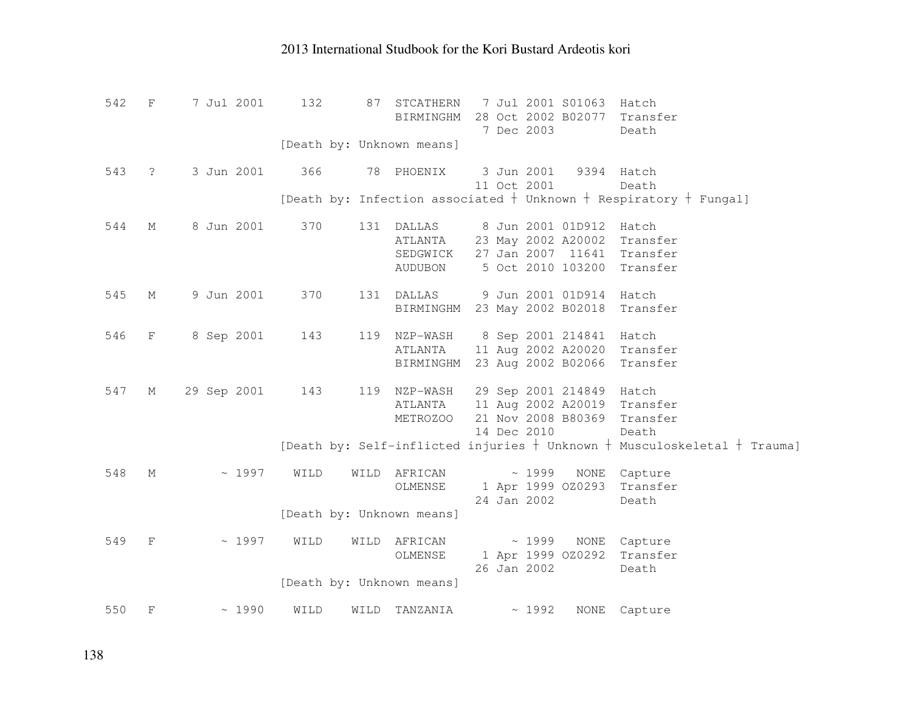```
542   F     7 Jul 2001     132      87  STCATHERN   7 Jul 2001 S01063  Hatch
                                          BIRMINGHM  28 Oct 2002 B02077  Transfer
                                                      7 Dec 2003         Death
                        [Death by: Unknown means]

543   ?     3 Jun 2001     366      78  PHOENIX     3 Jun 2001   9394  Hatch
                                                     11 Oct 2001         Death
                        [Death by: Infection associated ┼ Unknown ┼ Respiratory ┼ Fungal]

544   M     8 Jun 2001     370     131  DALLAS      8 Jun 2001 01D912  Hatch
                                          ATLANTA    23 May 2002 A20002  Transfer
                                          SEDGWICK   27 Jan 2007  11641  Transfer
                                          AUDUBON     5 Oct 2010 103200  Transfer

545   M     9 Jun 2001     370     131  DALLAS      9 Jun 2001 01D914  Hatch
                                          BIRMINGHM  23 May 2002 B02018  Transfer

546   F     8 Sep 2001     143     119  NZP-WASH    8 Sep 2001 214841  Hatch
                                          ATLANTA    11 Aug 2002 A20020  Transfer
                                          BIRMINGHM  23 Aug 2002 B02066  Transfer

547   M    29 Sep 2001     143     119  NZP-WASH   29 Sep 2001 214849  Hatch
                                          ATLANTA    11 Aug 2002 A20019  Transfer
                                          METROZOO   21 Nov 2008 B80369  Transfer
                                                     14 Dec 2010         Death
                        [Death by: Self-inflicted injuries ┼ Unknown ┼ Musculoskeletal ┼ Trauma]

548   M         ~ 1997    WILD    WILD  AFRICAN         ~ 1999   NONE  Capture
                                          OLMENSE     1 Apr 1999 OZ0293  Transfer
                                                     24 Jan 2002         Death
                        [Death by: Unknown means]

549   F         ~ 1997    WILD    WILD  AFRICAN         ~ 1999   NONE  Capture
                                          OLMENSE     1 Apr 1999 OZ0292  Transfer
                                                     26 Jan 2002         Death
                        [Death by: Unknown means]

550   F         ~ 1990    WILD    WILD  TANZANIA        ~ 1992   NONE  Capture
```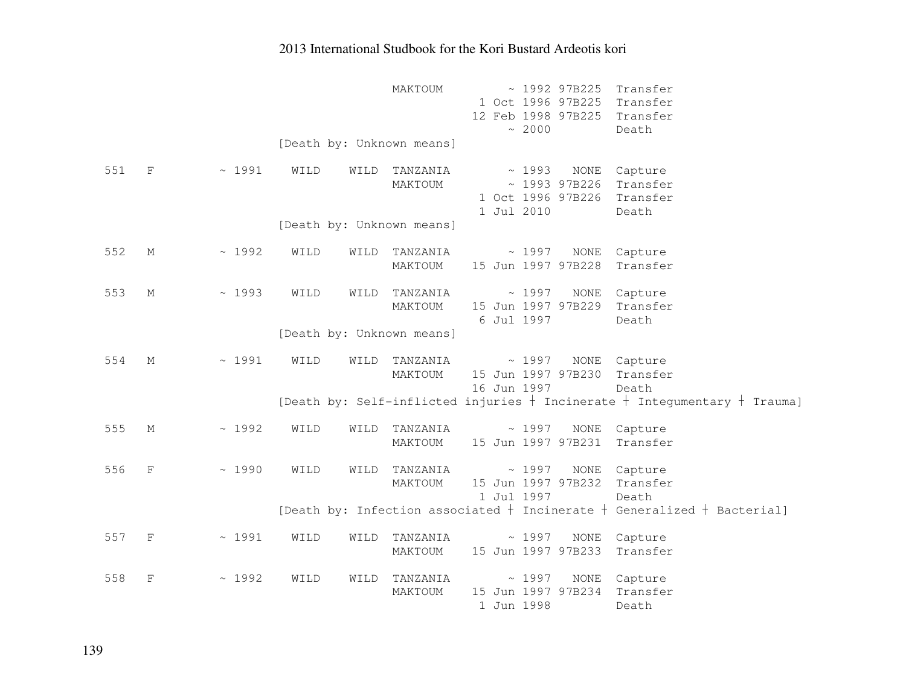```
                                    MAKTOUM         ~ 1992 97B225  Transfer
                                                  1 Oct 1996 97B225  Transfer
                                                 12 Feb 1998 97B225  Transfer
                                                      ~ 2000         Death
                        [Death by: Unknown means]

 551   F         ~ 1991    WILD    WILD  TANZANIA        ~ 1993   NONE  Capture
                                    MAKTOUM         ~ 1993 97B226  Transfer
                                                  1 Oct 1996 97B226  Transfer
                                                  1 Jul 2010         Death
                        [Death by: Unknown means]

 552   M         ~ 1992    WILD    WILD  TANZANIA        ~ 1997   NONE  Capture
                                    MAKTOUM    15 Jun 1997 97B228  Transfer

 553   M         ~ 1993    WILD    WILD  TANZANIA        ~ 1997   NONE  Capture
                                    MAKTOUM    15 Jun 1997 97B229  Transfer
                                                  6 Jul 1997         Death
                        [Death by: Unknown means]

 554   M         ~ 1991    WILD    WILD  TANZANIA        ~ 1997   NONE  Capture
                                    MAKTOUM    15 Jun 1997 97B230  Transfer
                                                 16 Jun 1997         Death
                        [Death by: Self-inflicted injuries ┼ Incinerate ┼ Integumentary ┼ Trauma]

 555   M         ~ 1992    WILD    WILD  TANZANIA        ~ 1997   NONE  Capture
                                    MAKTOUM    15 Jun 1997 97B231  Transfer

 556   F         ~ 1990    WILD    WILD  TANZANIA        ~ 1997   NONE  Capture
                                    MAKTOUM    15 Jun 1997 97B232  Transfer
                                                  1 Jul 1997         Death
                        [Death by: Infection associated ┼ Incinerate ┼ Generalized ┼ Bacterial]

 557   F         ~ 1991    WILD    WILD  TANZANIA        ~ 1997   NONE  Capture
                                    MAKTOUM    15 Jun 1997 97B233  Transfer

 558   F         ~ 1992    WILD    WILD  TANZANIA        ~ 1997   NONE  Capture
                                    MAKTOUM    15 Jun 1997 97B234  Transfer
                                                  1 Jun 1998         Death
```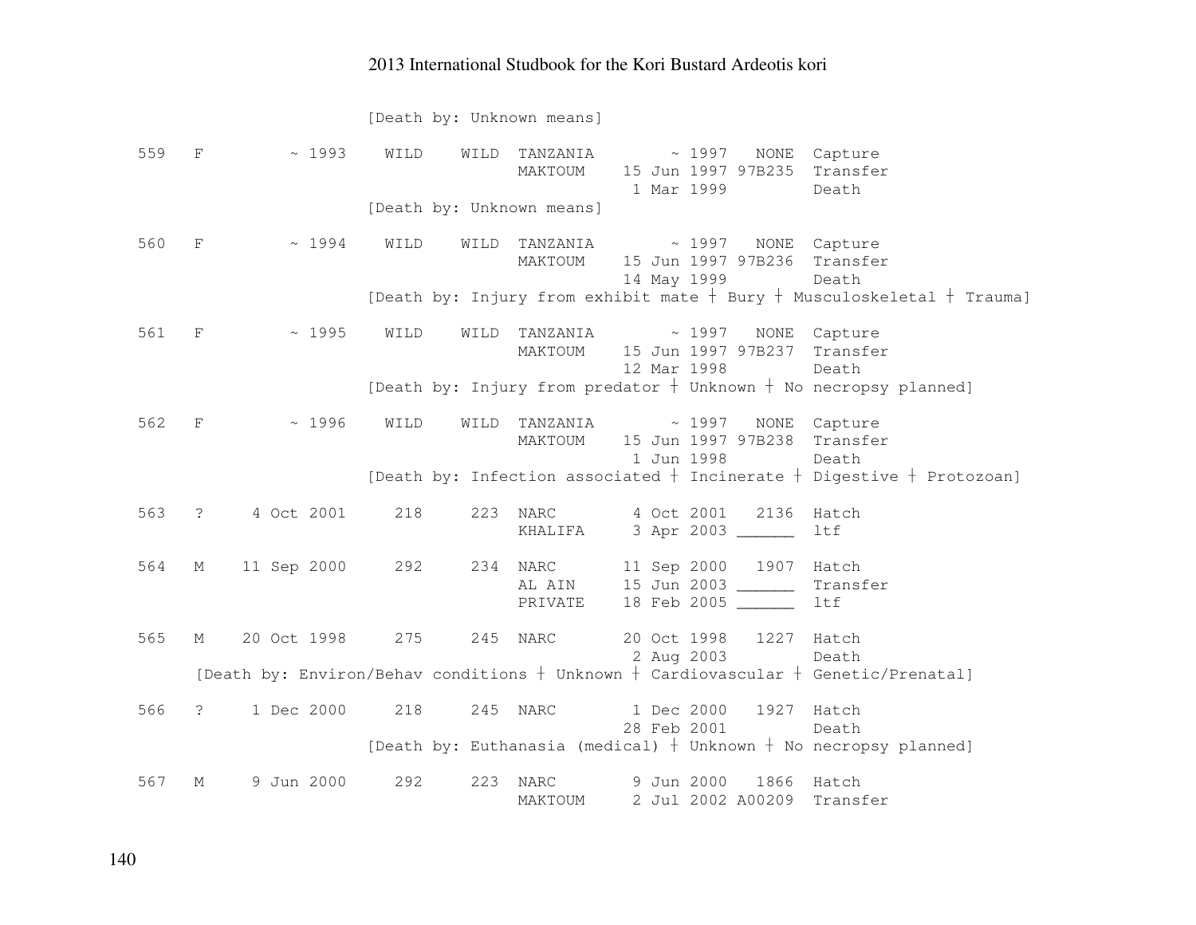```
                    [Death by: Unknown means]

 559   F        ~ 1993    WILD    WILD  TANZANIA        ~ 1997   NONE  Capture
                                        MAKTOUM    15 Jun 1997 97B235  Transfer
                                                    1 Mar 1999         Death
                    [Death by: Unknown means]

 560   F        ~ 1994    WILD    WILD  TANZANIA        ~ 1997   NONE  Capture
                                        MAKTOUM    15 Jun 1997 97B236  Transfer
                                                   14 May 1999         Death
                    [Death by: Injury from exhibit mate ┼ Bury ┼ Musculoskeletal ┼ Trauma]

 561   F        ~ 1995    WILD    WILD  TANZANIA        ~ 1997   NONE  Capture
                                        MAKTOUM    15 Jun 1997 97B237  Transfer
                                                   12 Mar 1998         Death
                    [Death by: Injury from predator ┼ Unknown ┼ No necropsy planned]

 562   F        ~ 1996    WILD    WILD  TANZANIA        ~ 1997   NONE  Capture
                                        MAKTOUM    15 Jun 1997 97B238  Transfer
                                                    1 Jun 1998         Death
                    [Death by: Infection associated ┼ Incinerate ┼ Digestive ┼ Protozoan]

 563   ?    4 Oct 2001     218     223  NARC        4 Oct 2001   2136  Hatch
                                        KHALIFA     3 Apr 2003 ______  ltf

 564   M   11 Sep 2000     292     234  NARC       11 Sep 2000   1907  Hatch
                                        AL AIN     15 Jun 2003 ______  Transfer
                                        PRIVATE    18 Feb 2005 ______  ltf

 565   M   20 Oct 1998     275     245  NARC       20 Oct 1998   1227  Hatch
                                                    2 Aug 2003         Death
       [Death by: Environ/Behav conditions ┼ Unknown ┼ Cardiovascular ┼ Genetic/Prenatal]

 566   ?    1 Dec 2000     218     245  NARC        1 Dec 2000   1927  Hatch
                                                   28 Feb 2001         Death
                    [Death by: Euthanasia (medical) ┼ Unknown ┼ No necropsy planned]

 567   M    9 Jun 2000     292     223  NARC        9 Jun 2000   1866  Hatch
                                        MAKTOUM     2 Jul 2002 A00209  Transfer
```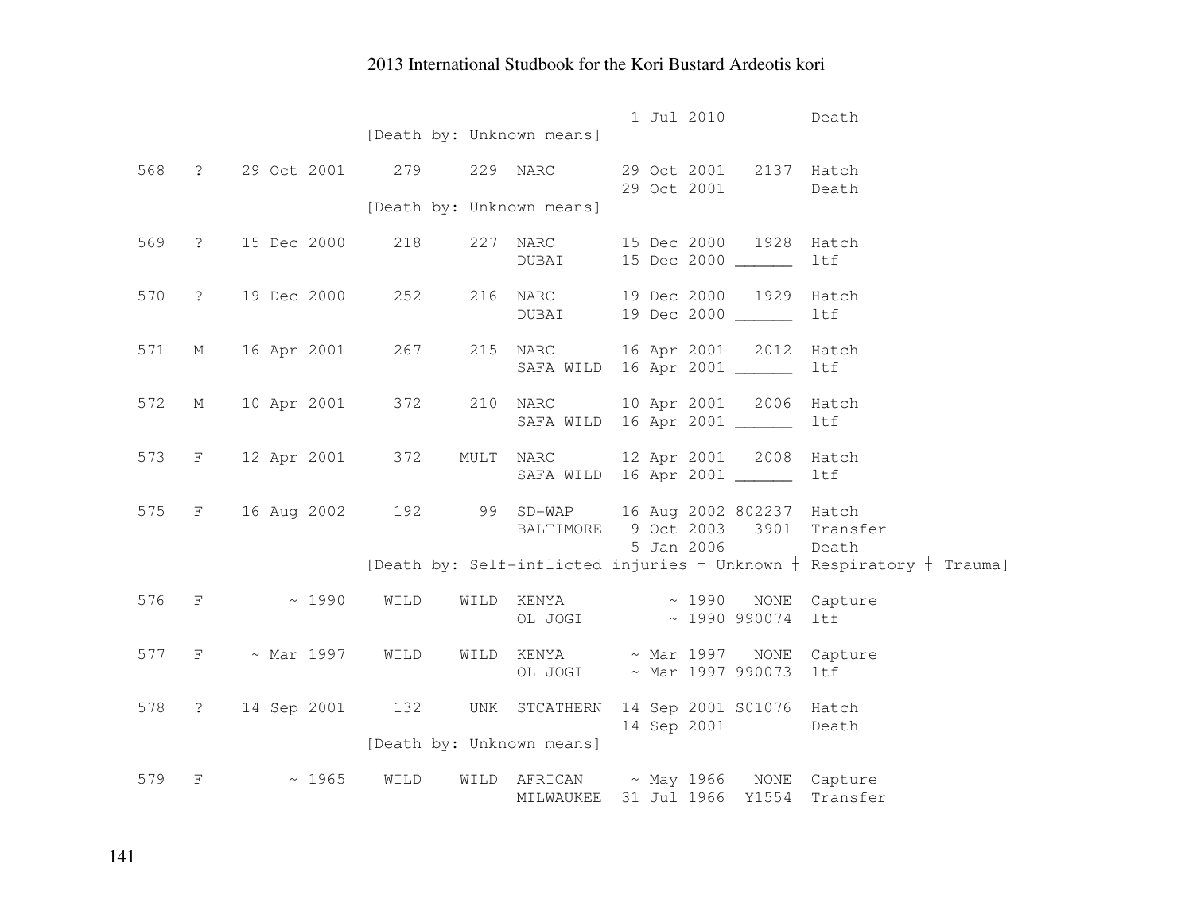| Stbk # | Sex | Hatch Date | Sire | Dam | Location | Date | Local ID | Event |
|---|---|---|---|---|---|---|---|---|
| | | | | | | 1 Jul 2010 | | Death |
| | | | [Death by: Unknown means] | | | | | |
| 568 | ? | 29 Oct 2001 | 279 | 229 | NARC | 29 Oct 2001 | 2137 | Hatch |
| | | | | | | 29 Oct 2001 | | Death |
| | | | [Death by: Unknown means] | | | | | |
| 569 | ? | 15 Dec 2000 | 218 | 227 | NARC | 15 Dec 2000 | 1928 | Hatch |
| | | | | | DUBAI | 15 Dec 2000 | ______ | ltf |
| 570 | ? | 19 Dec 2000 | 252 | 216 | NARC | 19 Dec 2000 | 1929 | Hatch |
| | | | | | DUBAI | 19 Dec 2000 | ______ | ltf |
| 571 | M | 16 Apr 2001 | 267 | 215 | NARC | 16 Apr 2001 | 2012 | Hatch |
| | | | | | SAFA WILD | 16 Apr 2001 | ______ | ltf |
| 572 | M | 10 Apr 2001 | 372 | 210 | NARC | 10 Apr 2001 | 2006 | Hatch |
| | | | | | SAFA WILD | 16 Apr 2001 | ______ | ltf |
| 573 | F | 12 Apr 2001 | 372 | MULT | NARC | 12 Apr 2001 | 2008 | Hatch |
| | | | | | SAFA WILD | 16 Apr 2001 | ______ | ltf |
| 575 | F | 16 Aug 2002 | 192 | 99 | SD-WAP | 16 Aug 2002 | 802237 | Hatch |
| | | | | | BALTIMORE | 9 Oct 2003 | 3901 | Transfer |
| | | | | | | 5 Jan 2006 | | Death |
| | | | [Death by: Self-inflicted injuries † Unknown † Respiratory † Trauma] | | | | | |
| 576 | F | ~ 1990 | WILD | WILD | KENYA | ~ 1990 | NONE | Capture |
| | | | | | OL JOGI | ~ 1990 | 990074 | ltf |
| 577 | F | ~ Mar 1997 | WILD | WILD | KENYA | ~ Mar 1997 | NONE | Capture |
| | | | | | OL JOGI | ~ Mar 1997 | 990073 | ltf |
| 578 | ? | 14 Sep 2001 | 132 | UNK | STCATHERN | 14 Sep 2001 | S01076 | Hatch |
| | | | | | | 14 Sep 2001 | | Death |
| | | | [Death by: Unknown means] | | | | | |
| 579 | F | ~ 1965 | WILD | WILD | AFRICAN | ~ May 1966 | NONE | Capture |
| | | | | | MILWAUKEE | 31 Jul 1966 | Y1554 | Transfer |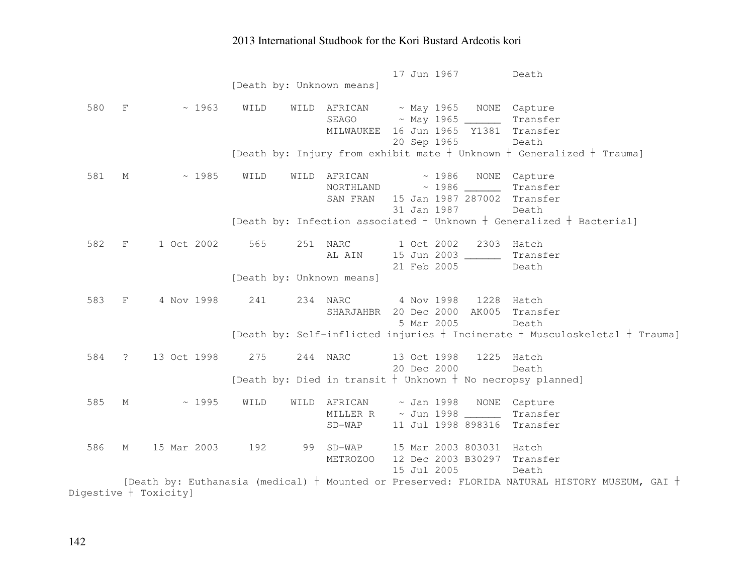```
                                       17 Jun 1967         Death
                   [Death by: Unknown means]

  580  F        ~ 1963    WILD    WILD  AFRICAN     ~ May 1965   NONE  Capture
                                        SEAGO       ~ May 1965 ______  Transfer
                                        MILWAUKEE  16 Jun 1965  Y1381  Transfer
                                                   20 Sep 1965         Death
                   [Death by: Injury from exhibit mate ┼ Unknown ┼ Generalized ┼ Trauma]

  581  M        ~ 1985    WILD    WILD  AFRICAN         ~ 1986   NONE  Capture
                                        NORTHLAND       ~ 1986 ______  Transfer
                                        SAN FRAN   15 Jan 1987 287002  Transfer
                                                   31 Jan 1987         Death
                   [Death by: Infection associated ┼ Unknown ┼ Generalized ┼ Bacterial]

  582  F    1 Oct 2002     565     251  NARC        1 Oct 2002   2303  Hatch
                                        AL AIN     15 Jun 2003 ______  Transfer
                                                   21 Feb 2005         Death
                   [Death by: Unknown means]

  583  F    4 Nov 1998     241     234  NARC        4 Nov 1998   1228  Hatch
                                        SHARJAHBR  20 Dec 2000  AK005  Transfer
                                                    5 Mar 2005         Death
                   [Death by: Self-inflicted injuries ┼ Incinerate ┼ Musculoskeletal ┼ Trauma]

  584  ?   13 Oct 1998     275     244  NARC       13 Oct 1998   1225  Hatch
                                                   20 Dec 2000         Death
                   [Death by: Died in transit ┼ Unknown ┼ No necropsy planned]

  585  M        ~ 1995    WILD    WILD  AFRICAN     ~ Jan 1998   NONE  Capture
                                        MILLER R    ~ Jun 1998 ______  Transfer
                                        SD-WAP     11 Jul 1998 898316  Transfer

  586  M   15 Mar 2003     192      99  SD-WAP     15 Mar 2003 803031  Hatch
                                        METROZOO   12 Dec 2003 B30297  Transfer
                                                   15 Jul 2005         Death
        [Death by: Euthanasia (medical) ┼ Mounted or Preserved: FLORIDA NATURAL HISTORY MUSEUM, GAI ┼
Digestive ┼ Toxicity]
```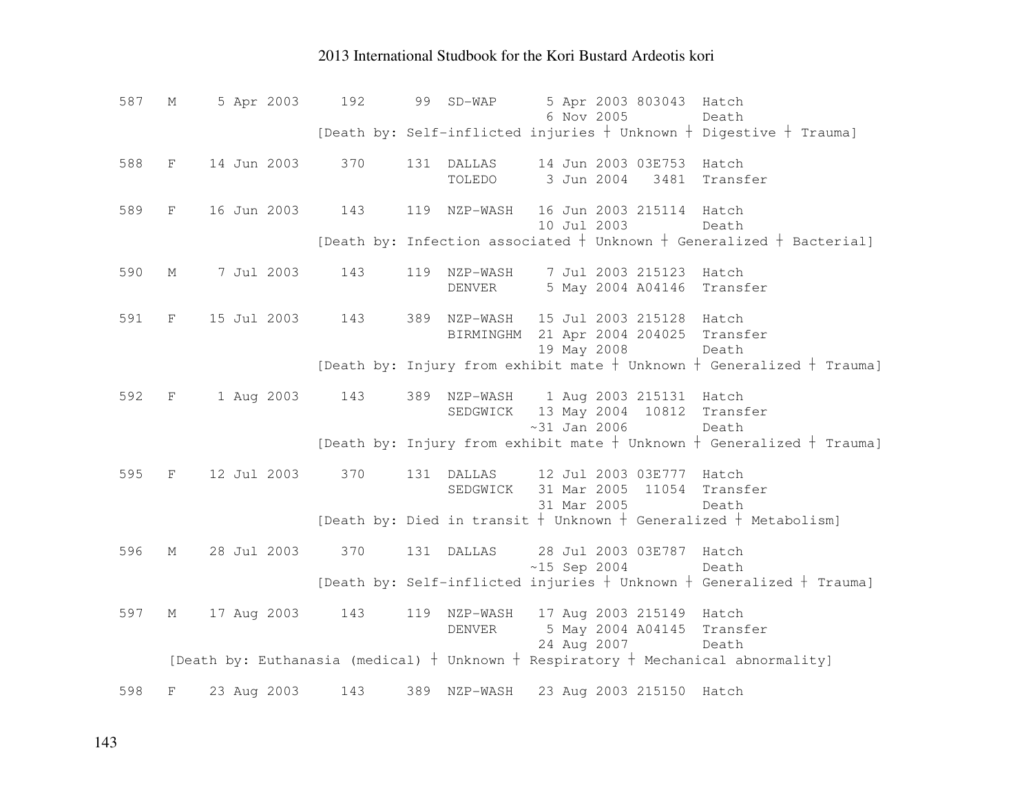```
587   M     5 Apr 2003     192      99  SD-WAP      5 Apr 2003 803043  Hatch
                                                     6 Nov 2005         Death
                          [Death by: Self-inflicted injuries ┼ Unknown ┼ Digestive ┼ Trauma]

588   F    14 Jun 2003     370     131  DALLAS     14 Jun 2003 03E753  Hatch
                                        TOLEDO      3 Jun 2004   3481  Transfer

589   F    16 Jun 2003     143     119  NZP-WASH   16 Jun 2003 215114  Hatch
                                                   10 Jul 2003         Death
                          [Death by: Infection associated ┼ Unknown ┼ Generalized ┼ Bacterial]

590   M     7 Jul 2003     143     119  NZP-WASH    7 Jul 2003 215123  Hatch
                                        DENVER      5 May 2004 A04146  Transfer

591   F    15 Jul 2003     143     389  NZP-WASH   15 Jul 2003 215128  Hatch
                                        BIRMINGHM  21 Apr 2004 204025  Transfer
                                                   19 May 2008         Death
                          [Death by: Injury from exhibit mate ┼ Unknown ┼ Generalized ┼ Trauma]

592   F     1 Aug 2003     143     389  NZP-WASH    1 Aug 2003 215131  Hatch
                                        SEDGWICK   13 May 2004  10812  Transfer
                                                  ~31 Jan 2006         Death
                          [Death by: Injury from exhibit mate ┼ Unknown ┼ Generalized ┼ Trauma]

595   F    12 Jul 2003     370     131  DALLAS     12 Jul 2003 03E777  Hatch
                                        SEDGWICK   31 Mar 2005  11054  Transfer
                                                   31 Mar 2005         Death
                          [Death by: Died in transit ┼ Unknown ┼ Generalized ┼ Metabolism]

596   M    28 Jul 2003     370     131  DALLAS     28 Jul 2003 03E787  Hatch
                                                  ~15 Sep 2004         Death
                          [Death by: Self-inflicted injuries ┼ Unknown ┼ Generalized ┼ Trauma]

597   M    17 Aug 2003     143     119  NZP-WASH   17 Aug 2003 215149  Hatch
                                        DENVER      5 May 2004 A04145  Transfer
                                                   24 Aug 2007         Death
      [Death by: Euthanasia (medical) ┼ Unknown ┼ Respiratory ┼ Mechanical abnormality]

598   F    23 Aug 2003     143     389  NZP-WASH   23 Aug 2003 215150  Hatch
```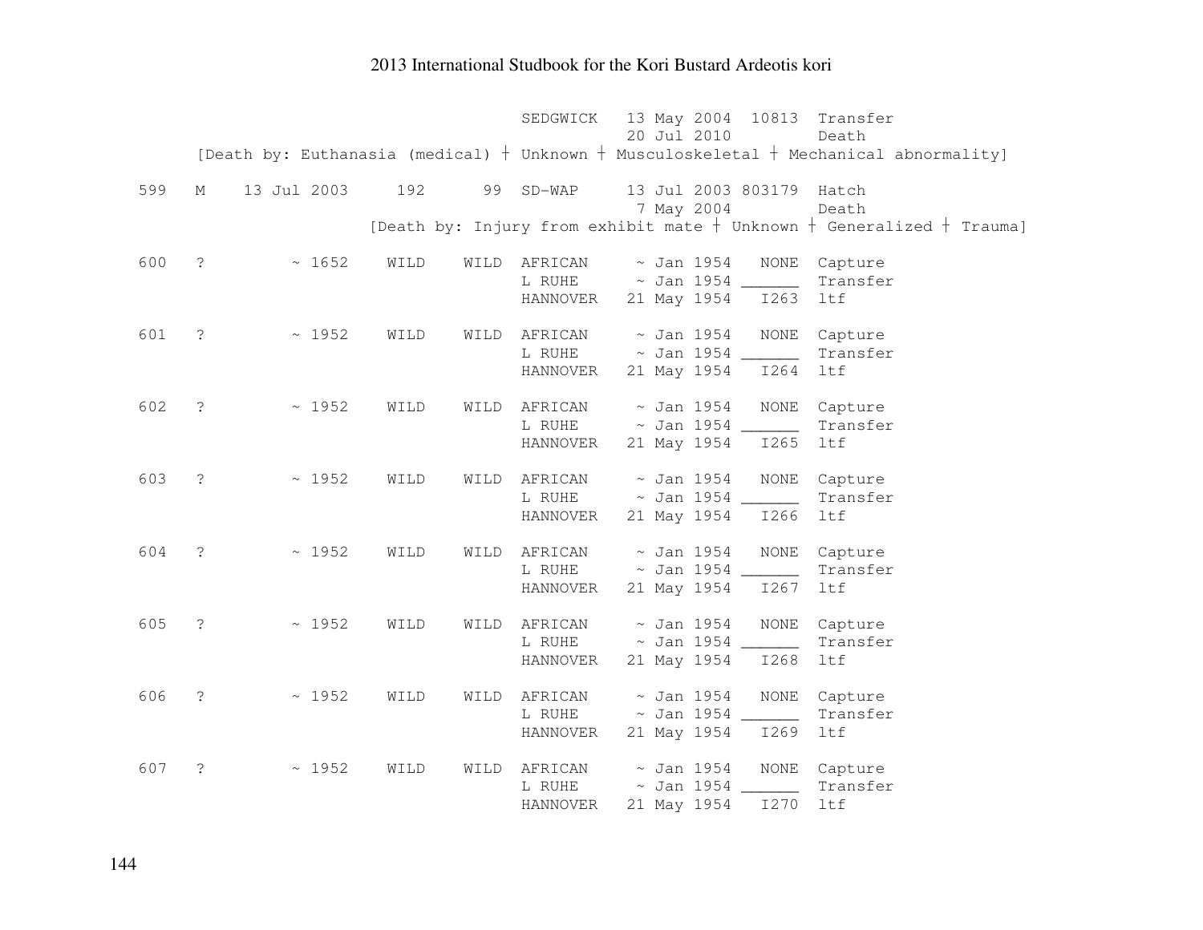```
                                     SEDGWICK   13 May 2004  10813  Transfer
                                                20 Jul 2010         Death
      [Death by: Euthanasia (medical) ┼ Unknown ┼ Musculoskeletal ┼ Mechanical abnormality]

  599   M    13 Jul 2003     192      99  SD-WAP     13 Jul 2003 803179  Hatch
                                                      7 May 2004         Death
                        [Death by: Injury from exhibit mate ┼ Unknown ┼ Generalized ┼ Trauma]

  600   ?         ~ 1652    WILD    WILD  AFRICAN     ~ Jan 1954   NONE  Capture
                                          L RUHE      ~ Jan 1954 ______  Transfer
                                          HANNOVER   21 May 1954   I263  ltf

  601   ?         ~ 1952    WILD    WILD  AFRICAN     ~ Jan 1954   NONE  Capture
                                          L RUHE      ~ Jan 1954 ______  Transfer
                                          HANNOVER   21 May 1954   I264  ltf

  602   ?         ~ 1952    WILD    WILD  AFRICAN     ~ Jan 1954   NONE  Capture
                                          L RUHE      ~ Jan 1954 ______  Transfer
                                          HANNOVER   21 May 1954   I265  ltf

  603   ?         ~ 1952    WILD    WILD  AFRICAN     ~ Jan 1954   NONE  Capture
                                          L RUHE      ~ Jan 1954 ______  Transfer
                                          HANNOVER   21 May 1954   I266  ltf

  604   ?         ~ 1952    WILD    WILD  AFRICAN     ~ Jan 1954   NONE  Capture
                                          L RUHE      ~ Jan 1954 ______  Transfer
                                          HANNOVER   21 May 1954   I267  ltf

  605   ?         ~ 1952    WILD    WILD  AFRICAN     ~ Jan 1954   NONE  Capture
                                          L RUHE      ~ Jan 1954 ______  Transfer
                                          HANNOVER   21 May 1954   I268  ltf

  606   ?         ~ 1952    WILD    WILD  AFRICAN     ~ Jan 1954   NONE  Capture
                                          L RUHE      ~ Jan 1954 ______  Transfer
                                          HANNOVER   21 May 1954   I269  ltf

  607   ?         ~ 1952    WILD    WILD  AFRICAN     ~ Jan 1954   NONE  Capture
                                          L RUHE      ~ Jan 1954 ______  Transfer
                                          HANNOVER   21 May 1954   I270  ltf
```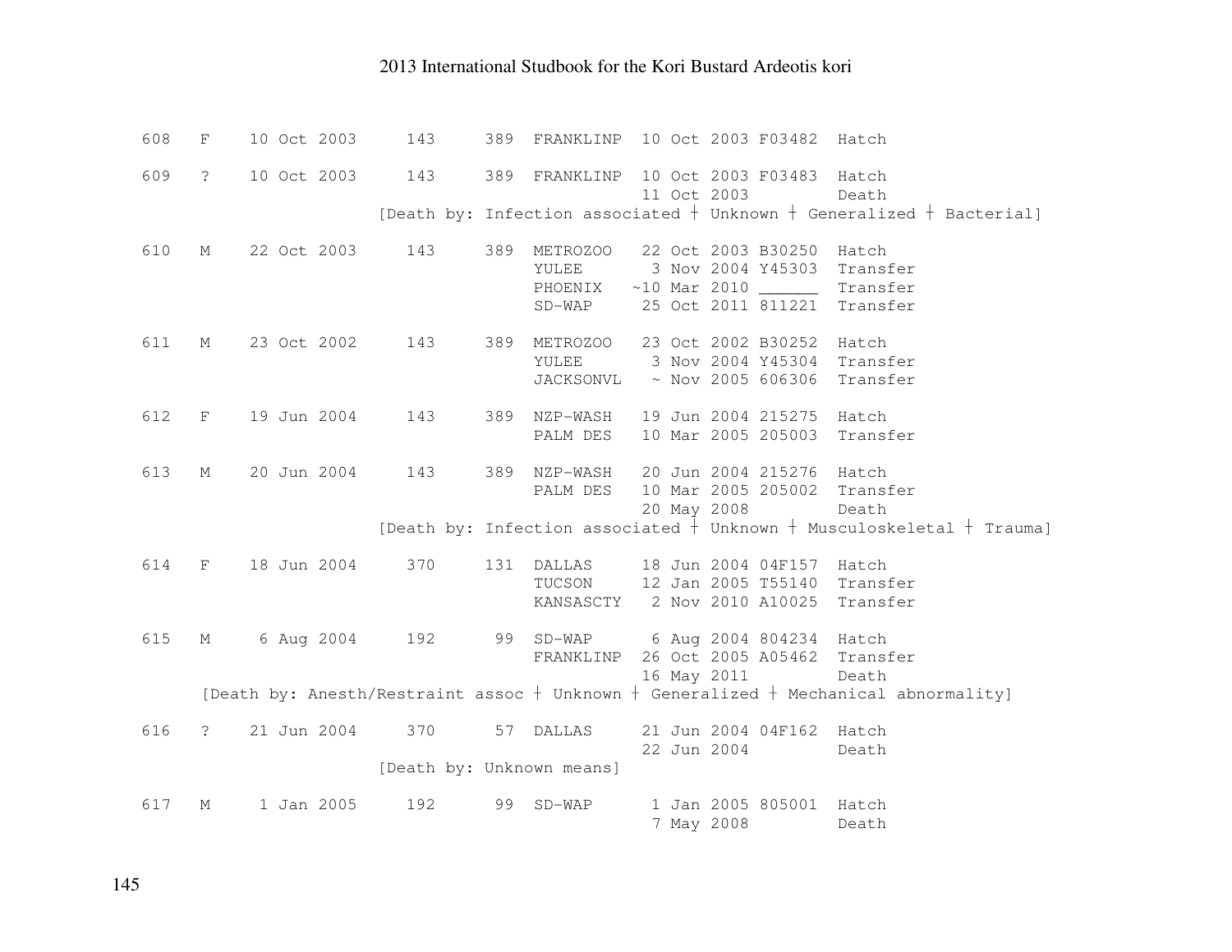```
608   F    10 Oct 2003     143     389  FRANKLINP  10 Oct 2003 F03482  Hatch

609   ?    10 Oct 2003     143     389  FRANKLINP  10 Oct 2003 F03483  Hatch
                                                   11 Oct 2003         Death
                      [Death by: Infection associated ┼ Unknown ┼ Generalized ┼ Bacterial]

610   M    22 Oct 2003     143     389  METROZOO   22 Oct 2003 B30250  Hatch
                                        YULEE       3 Nov 2004 Y45303  Transfer
                                        PHOENIX   ~10 Mar 2010 ______  Transfer
                                        SD-WAP     25 Oct 2011 811221  Transfer

611   M    23 Oct 2002     143     389  METROZOO   23 Oct 2002 B30252  Hatch
                                        YULEE       3 Nov 2004 Y45304  Transfer
                                        JACKSONVL   ~ Nov 2005 606306  Transfer

612   F    19 Jun 2004     143     389  NZP-WASH   19 Jun 2004 215275  Hatch
                                        PALM DES   10 Mar 2005 205003  Transfer

613   M    20 Jun 2004     143     389  NZP-WASH   20 Jun 2004 215276  Hatch
                                        PALM DES   10 Mar 2005 205002  Transfer
                                                   20 May 2008         Death
                      [Death by: Infection associated ┼ Unknown ┼ Musculoskeletal ┼ Trauma]

614   F    18 Jun 2004     370     131  DALLAS     18 Jun 2004 04F157  Hatch
                                        TUCSON     12 Jan 2005 T55140  Transfer
                                        KANSASCTY   2 Nov 2010 A10025  Transfer

615   M     6 Aug 2004     192      99  SD-WAP      6 Aug 2004 804234  Hatch
                                        FRANKLINP  26 Oct 2005 A05462  Transfer
                                                   16 May 2011         Death
     [Death by: Anesth/Restraint assoc ┼ Unknown ┼ Generalized ┼ Mechanical abnormality]

616   ?    21 Jun 2004     370      57  DALLAS     21 Jun 2004 04F162  Hatch
                                                   22 Jun 2004         Death
                      [Death by: Unknown means]

617   M     1 Jan 2005     192      99  SD-WAP      1 Jan 2005 805001  Hatch
                                                    7 May 2008         Death
```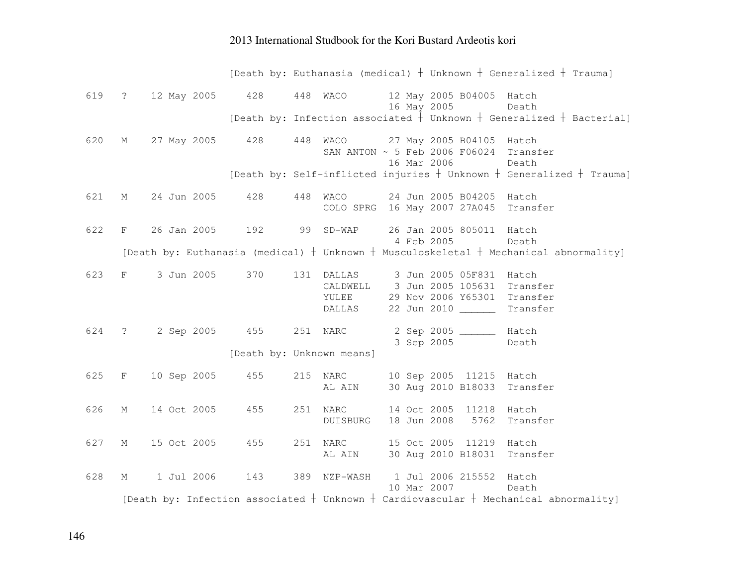```
                    [Death by: Euthanasia (medical) ┼ Unknown ┼ Generalized ┼ Trauma]

619   ?    12 May 2005     428     448  WACO       12 May 2005 B04005  Hatch
                                                    16 May 2005         Death
                    [Death by: Infection associated ┼ Unknown ┼ Generalized ┼ Bacterial]

620   M    27 May 2005     428     448  WACO       27 May 2005 B04105  Hatch
                                        SAN ANTON ~ 5 Feb 2006 F06024  Transfer
                                                    16 Mar 2006         Death
                    [Death by: Self-inflicted injuries ┼ Unknown ┼ Generalized ┼ Trauma]

621   M    24 Jun 2005     428     448  WACO       24 Jun 2005 B04205  Hatch
                                        COLO SPRG  16 May 2007 27A045  Transfer

622   F    26 Jan 2005     192      99  SD-WAP     26 Jan 2005 805011  Hatch
                                                    4 Feb 2005         Death
     [Death by: Euthanasia (medical) ┼ Unknown ┼ Musculoskeletal ┼ Mechanical abnormality]

623   F     3 Jun 2005     370     131  DALLAS      3 Jun 2005 05F831  Hatch
                                        CALDWELL    3 Jun 2005 105631  Transfer
                                        YULEE      29 Nov 2006 Y65301  Transfer
                                        DALLAS     22 Jun 2010 ______  Transfer

624   ?     2 Sep 2005     455     251  NARC        2 Sep 2005 ______  Hatch
                                                    3 Sep 2005         Death
                    [Death by: Unknown means]

625   F    10 Sep 2005     455     215  NARC       10 Sep 2005  11215  Hatch
                                        AL AIN     30 Aug 2010 B18033  Transfer

626   M    14 Oct 2005     455     251  NARC       14 Oct 2005  11218  Hatch
                                        DUISBURG   18 Jun 2008   5762  Transfer

627   M    15 Oct 2005     455     251  NARC       15 Oct 2005  11219  Hatch
                                        AL AIN     30 Aug 2010 B18031  Transfer

628   M     1 Jul 2006     143     389  NZP-WASH    1 Jul 2006 215552  Hatch
                                                   10 Mar 2007         Death
     [Death by: Infection associated ┼ Unknown ┼ Cardiovascular ┼ Mechanical abnormality]
```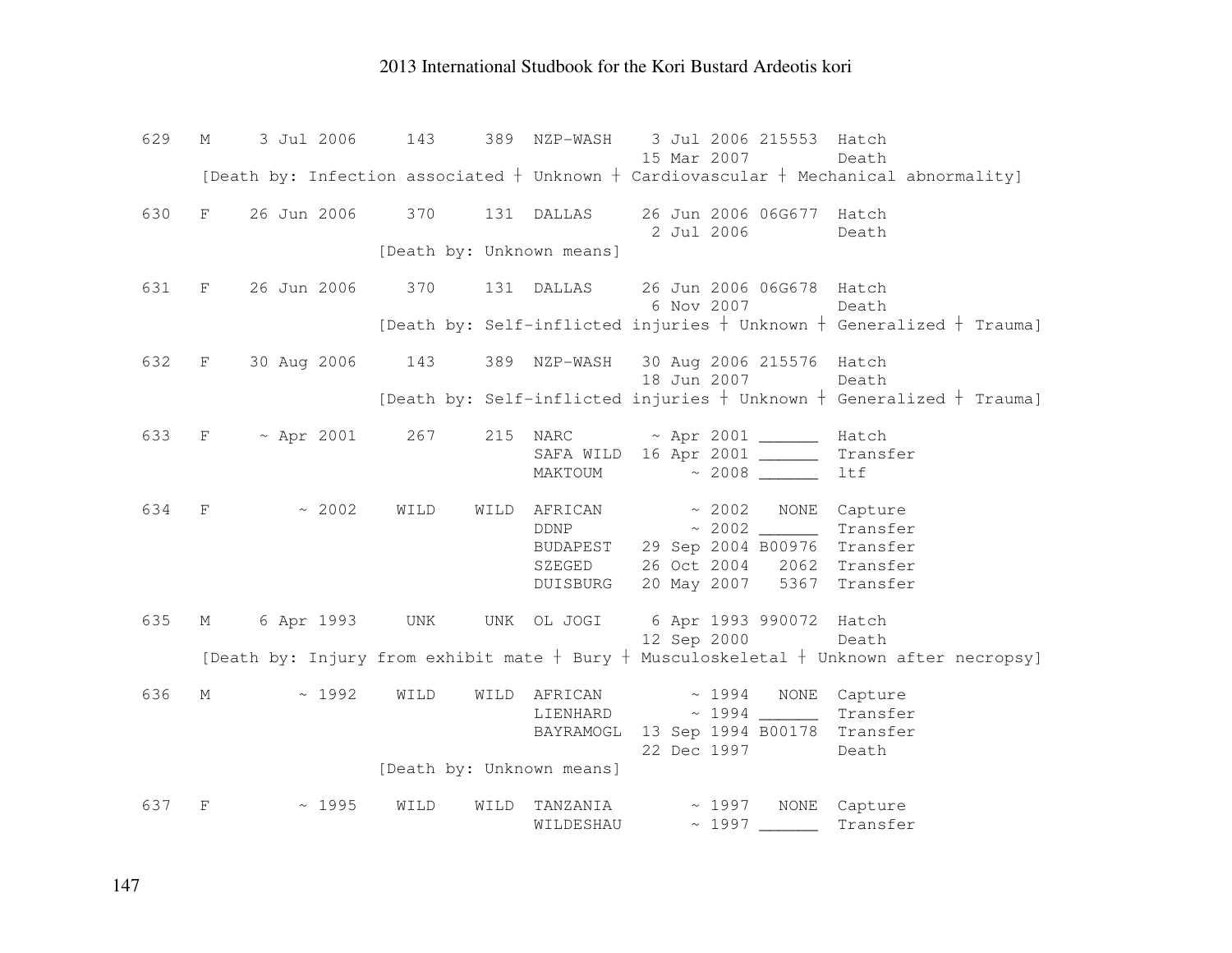```
629   M     3 Jul 2006     143     389  NZP-WASH    3 Jul 2006 215553  Hatch
                                                   15 Mar 2007         Death
      [Death by: Infection associated ┼ Unknown ┼ Cardiovascular ┼ Mechanical abnormality]

630   F    26 Jun 2006     370     131  DALLAS     26 Jun 2006 06G677  Hatch
                                                    2 Jul 2006         Death
                        [Death by: Unknown means]

631   F    26 Jun 2006     370     131  DALLAS     26 Jun 2006 06G678  Hatch
                                                    6 Nov 2007         Death
                        [Death by: Self-inflicted injuries ┼ Unknown ┼ Generalized ┼ Trauma]

632   F    30 Aug 2006     143     389  NZP-WASH   30 Aug 2006 215576  Hatch
                                                   18 Jun 2007         Death
                        [Death by: Self-inflicted injuries ┼ Unknown ┼ Generalized ┼ Trauma]

633   F     ~ Apr 2001     267     215  NARC        ~ Apr 2001 ______  Hatch
                                        SAFA WILD  16 Apr 2001 ______  Transfer
                                        MAKTOUM         ~ 2008 ______  ltf

634   F         ~ 2002    WILD    WILD  AFRICAN         ~ 2002   NONE  Capture
                                        DDNP            ~ 2002 ______  Transfer
                                        BUDAPEST   29 Sep 2004 B00976  Transfer
                                        SZEGED     26 Oct 2004   2062  Transfer
                                        DUISBURG   20 May 2007   5367  Transfer

635   M     6 Apr 1993     UNK     UNK  OL JOGI     6 Apr 1993 990072  Hatch
                                                   12 Sep 2000         Death
      [Death by: Injury from exhibit mate ┼ Bury ┼ Musculoskeletal ┼ Unknown after necropsy]

636   M         ~ 1992    WILD    WILD  AFRICAN         ~ 1994   NONE  Capture
                                        LIENHARD        ~ 1994 ______  Transfer
                                        BAYRAMOGL  13 Sep 1994 B00178  Transfer
                                                   22 Dec 1997         Death
                        [Death by: Unknown means]

637   F         ~ 1995    WILD    WILD  TANZANIA        ~ 1997   NONE  Capture
                                        WILDESHAU       ~ 1997 ______  Transfer
```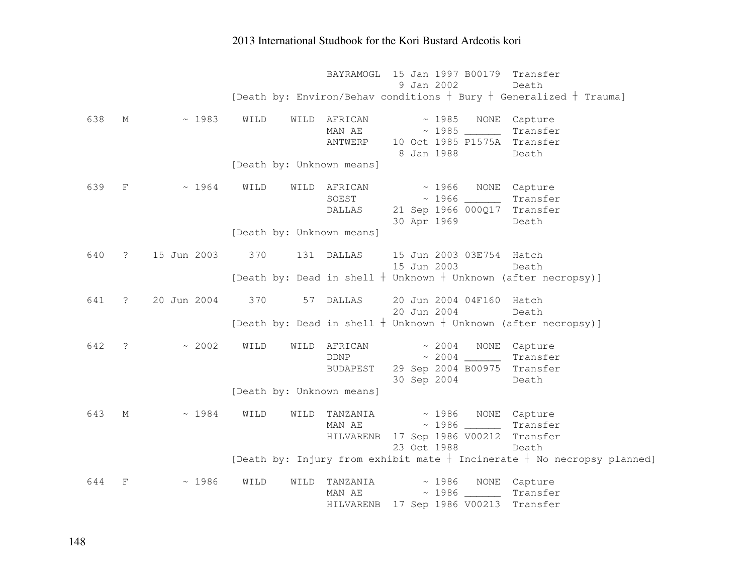```
                          BAYRAMOGL  15 Jan 1997 B00179  Transfer
                                      9 Jan 2002         Death
                    [Death by: Environ/Behav conditions † Bury † Generalized † Trauma]

638  M       ~ 1983   WILD    WILD  AFRICAN        ~ 1985   NONE  Capture
                                    MAN AE         ~ 1985 ______  Transfer
                                    ANTWERP    10 Oct 1985 P1575A  Transfer
                                                8 Jan 1988         Death
                    [Death by: Unknown means]

639  F       ~ 1964   WILD    WILD  AFRICAN        ~ 1966   NONE  Capture
                                    SOEST          ~ 1966 ______  Transfer
                                    DALLAS     21 Sep 1966 000Q17  Transfer
                                               30 Apr 1969         Death
                    [Death by: Unknown means]

640  ?  15 Jun 2003    370     131  DALLAS     15 Jun 2003 03E754  Hatch
                                               15 Jun 2003         Death
                    [Death by: Dead in shell † Unknown † Unknown (after necropsy)]

641  ?  20 Jun 2004    370      57  DALLAS     20 Jun 2004 04F160  Hatch
                                               20 Jun 2004         Death
                    [Death by: Dead in shell † Unknown † Unknown (after necropsy)]

642  ?       ~ 2002   WILD    WILD  AFRICAN        ~ 2004   NONE  Capture
                                    DDNP           ~ 2004 ______  Transfer
                                    BUDAPEST   29 Sep 2004 B00975  Transfer
                                               30 Sep 2004         Death
                    [Death by: Unknown means]

643  M       ~ 1984   WILD    WILD  TANZANIA       ~ 1986   NONE  Capture
                                    MAN AE         ~ 1986 ______  Transfer
                                    HILVARENB  17 Sep 1986 V00212  Transfer
                                               23 Oct 1988         Death
                    [Death by: Injury from exhibit mate † Incinerate † No necropsy planned]

644  F       ~ 1986   WILD    WILD  TANZANIA       ~ 1986   NONE  Capture
                                    MAN AE         ~ 1986 ______  Transfer
                                    HILVARENB  17 Sep 1986 V00213  Transfer
```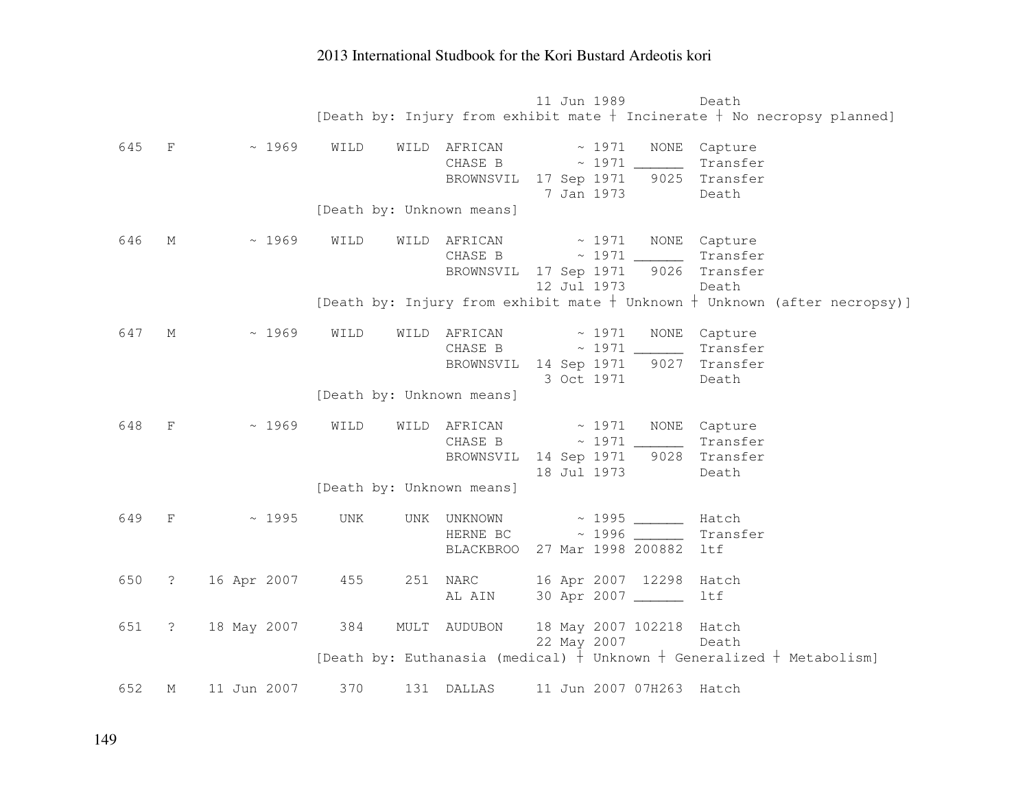```
                                11 Jun 1989         Death
                  [Death by: Injury from exhibit mate ┼ Incinerate ┼ No necropsy planned]

645  F      ~ 1969   WILD   WILD  AFRICAN        ~ 1971   NONE  Capture
                                  CHASE B        ~ 1971 ______  Transfer
                                  BROWNSVIL  17 Sep 1971   9025  Transfer
                                              7 Jan 1973        Death
                  [Death by: Unknown means]

646  M      ~ 1969   WILD   WILD  AFRICAN        ~ 1971   NONE  Capture
                                  CHASE B        ~ 1971 ______  Transfer
                                  BROWNSVIL  17 Sep 1971   9026  Transfer
                                             12 Jul 1973        Death
                  [Death by: Injury from exhibit mate ┼ Unknown ┼ Unknown (after necropsy)]

647  M      ~ 1969   WILD   WILD  AFRICAN        ~ 1971   NONE  Capture
                                  CHASE B        ~ 1971 ______  Transfer
                                  BROWNSVIL  14 Sep 1971   9027  Transfer
                                              3 Oct 1971        Death
                  [Death by: Unknown means]

648  F      ~ 1969   WILD   WILD  AFRICAN        ~ 1971   NONE  Capture
                                  CHASE B        ~ 1971 ______  Transfer
                                  BROWNSVIL  14 Sep 1971   9028  Transfer
                                             18 Jul 1973        Death
                  [Death by: Unknown means]

649  F      ~ 1995    UNK    UNK  UNKNOWN        ~ 1995 ______  Hatch
                                  HERNE BC       ~ 1996 ______  Transfer
                                  BLACKBROO  27 Mar 1998 200882  ltf

650  ?  16 Apr 2007    455    251  NARC       16 Apr 2007  12298  Hatch
                                  AL AIN     30 Apr 2007 ______  ltf

651  ?  18 May 2007    384   MULT  AUDUBON    18 May 2007 102218  Hatch
                                             22 May 2007        Death
                  [Death by: Euthanasia (medical) ┼ Unknown ┼ Generalized ┼ Metabolism]

652  M  11 Jun 2007    370    131  DALLAS     11 Jun 2007 07H263  Hatch
```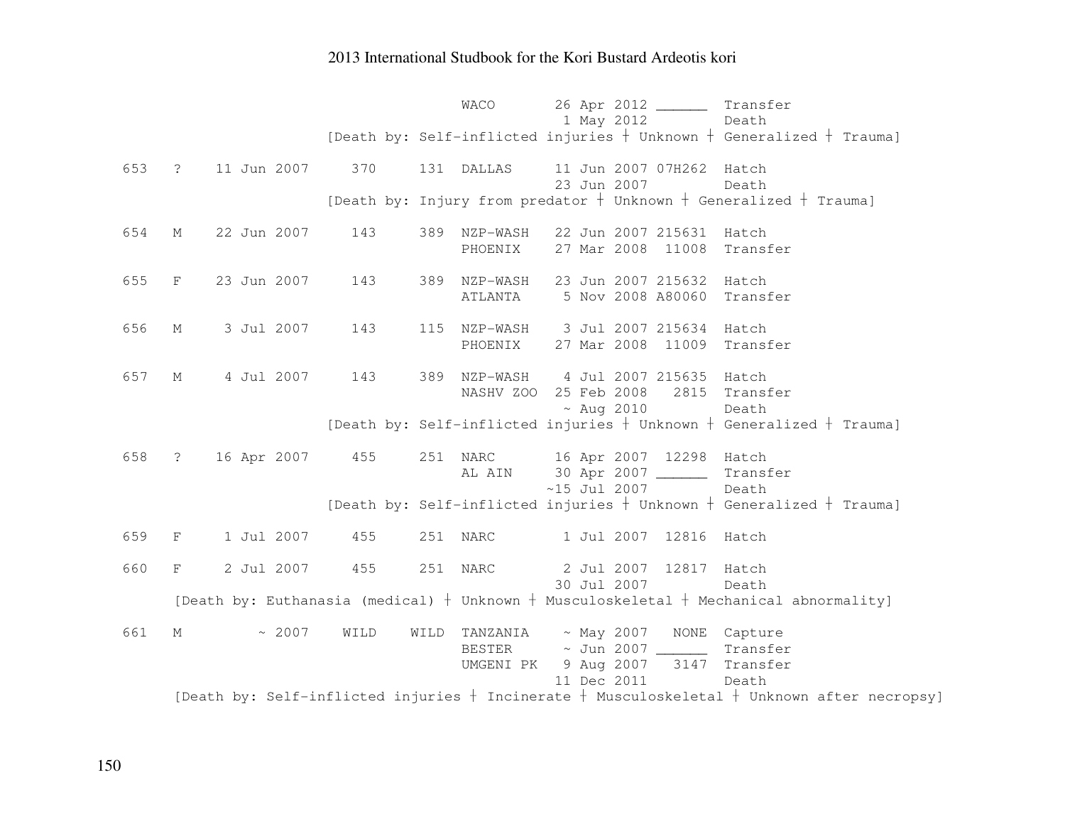```
                              WACO       26 Apr 2012 ______  Transfer
                                          1 May 2012         Death
                [Death by: Self-inflicted injuries ┼ Unknown ┼ Generalized ┼ Trauma]

653  ?   11 Jun 2007    370    131  DALLAS     11 Jun 2007 07H262  Hatch
                                               23 Jun 2007         Death
                [Death by: Injury from predator ┼ Unknown ┼ Generalized ┼ Trauma]

654  M   22 Jun 2007    143    389  NZP-WASH   22 Jun 2007 215631  Hatch
                                    PHOENIX    27 Mar 2008  11008  Transfer

655  F   23 Jun 2007    143    389  NZP-WASH   23 Jun 2007 215632  Hatch
                                    ATLANTA     5 Nov 2008 A80060  Transfer

656  M    3 Jul 2007    143    115  NZP-WASH    3 Jul 2007 215634  Hatch
                                    PHOENIX    27 Mar 2008  11009  Transfer

657  M    4 Jul 2007    143    389  NZP-WASH    4 Jul 2007 215635  Hatch
                                    NASHV ZOO  25 Feb 2008   2815  Transfer
                                                ~ Aug 2010         Death
                [Death by: Self-inflicted injuries ┼ Unknown ┼ Generalized ┼ Trauma]

658  ?   16 Apr 2007    455    251  NARC       16 Apr 2007  12298  Hatch
                                    AL AIN     30 Apr 2007 ______  Transfer
                                              ~15 Jul 2007         Death
                [Death by: Self-inflicted injuries ┼ Unknown ┼ Generalized ┼ Trauma]

659  F    1 Jul 2007    455    251  NARC        1 Jul 2007  12816  Hatch

660  F    2 Jul 2007    455    251  NARC        2 Jul 2007  12817  Hatch
                                               30 Jul 2007         Death
     [Death by: Euthanasia (medical) ┼ Unknown ┼ Musculoskeletal ┼ Mechanical abnormality]

661  M        ~ 2007   WILD   WILD  TANZANIA    ~ May 2007   NONE  Capture
                                    BESTER      ~ Jun 2007 ______  Transfer
                                    UMGENI PK   9 Aug 2007   3147  Transfer
                                               11 Dec 2011         Death
     [Death by: Self-inflicted injuries ┼ Incinerate ┼ Musculoskeletal ┼ Unknown after necropsy]
```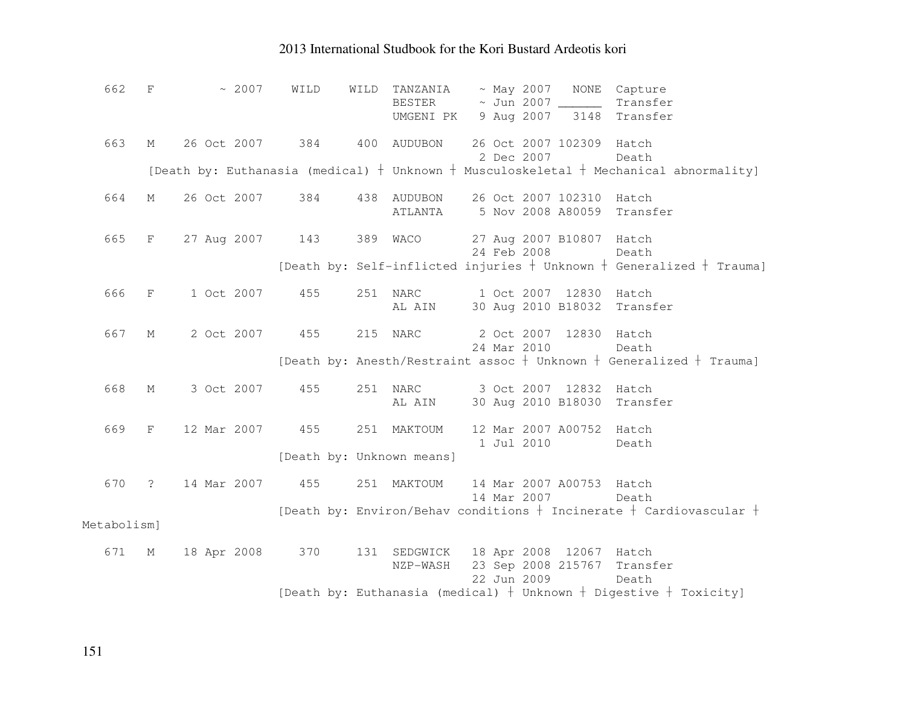```
662   F         ~ 2007    WILD    WILD  TANZANIA    ~ May 2007   NONE  Capture
                                        BESTER      ~ Jun 2007 ______  Transfer
                                        UMGENI PK   9 Aug 2007   3148  Transfer

663   M    26 Oct 2007     384     400  AUDUBON    26 Oct 2007 102309  Hatch
                                                    2 Dec 2007         Death
      [Death by: Euthanasia (medical) | Unknown | Musculoskeletal | Mechanical abnormality]

664   M    26 Oct 2007     384     438  AUDUBON    26 Oct 2007 102310  Hatch
                                        ATLANTA     5 Nov 2008 A80059  Transfer

665   F    27 Aug 2007     143     389  WACO       27 Aug 2007 B10807  Hatch
                                                   24 Feb 2008         Death
                          [Death by: Self-inflicted injuries | Unknown | Generalized | Trauma]

666   F     1 Oct 2007     455     251  NARC        1 Oct 2007  12830  Hatch
                                        AL AIN     30 Aug 2010 B18032  Transfer

667   M     2 Oct 2007     455     215  NARC        2 Oct 2007  12830  Hatch
                                                   24 Mar 2010         Death
                          [Death by: Anesth/Restraint assoc | Unknown | Generalized | Trauma]

668   M     3 Oct 2007     455     251  NARC        3 Oct 2007  12832  Hatch
                                        AL AIN     30 Aug 2010 B18030  Transfer

669   F    12 Mar 2007     455     251  MAKTOUM    12 Mar 2007 A00752  Hatch
                                                    1 Jul 2010         Death
                          [Death by: Unknown means]

670   ?    14 Mar 2007     455     251  MAKTOUM    14 Mar 2007 A00753  Hatch
                                                   14 Mar 2007         Death
                          [Death by: Environ/Behav conditions | Incinerate | Cardiovascular |
Metabolism]

671   M    18 Apr 2008     370     131  SEDGWICK   18 Apr 2008  12067  Hatch
                                        NZP-WASH   23 Sep 2008 215767  Transfer
                                                   22 Jun 2009         Death
                          [Death by: Euthanasia (medical) | Unknown | Digestive | Toxicity]
```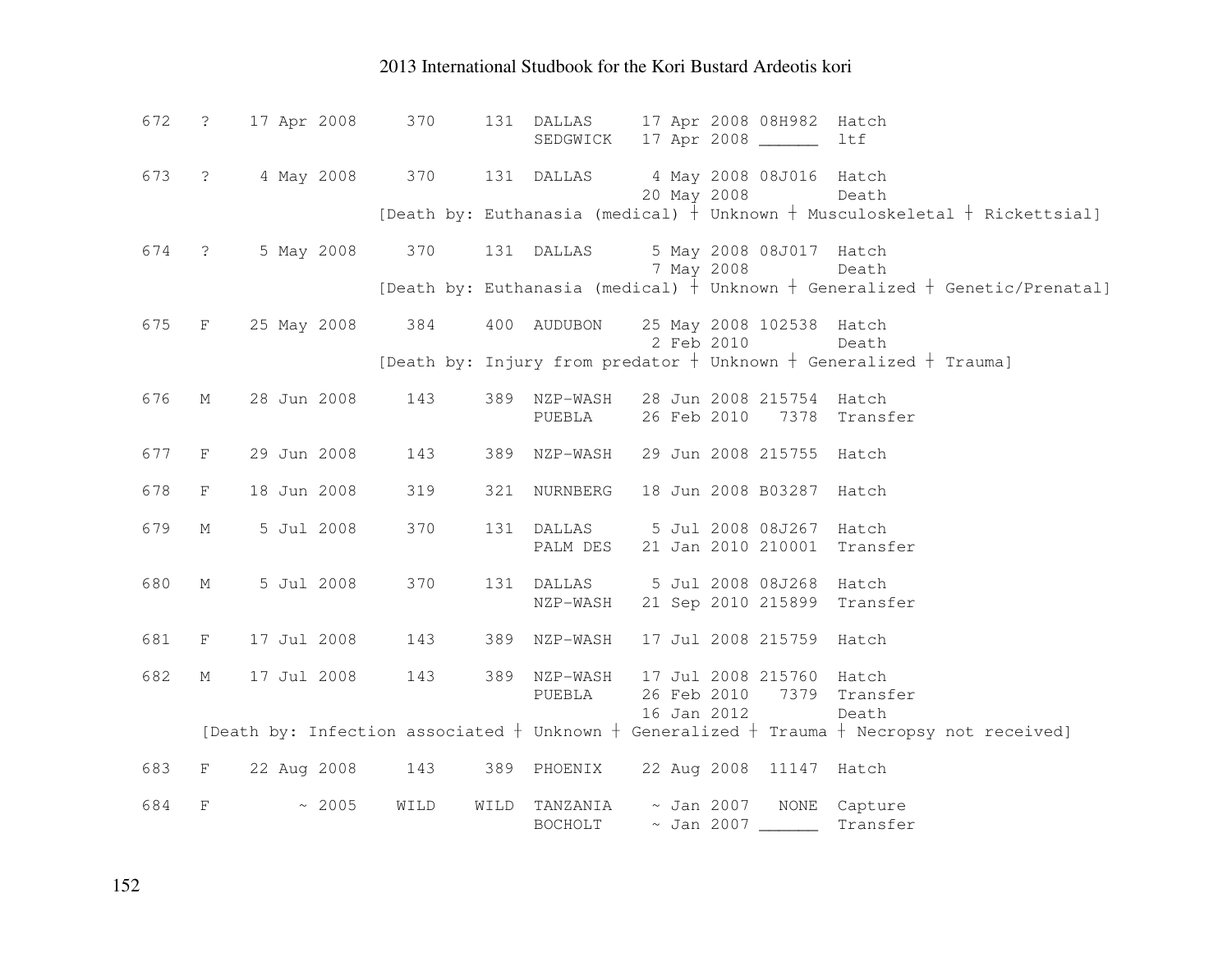```
672   ?    17 Apr 2008     370     131  DALLAS     17 Apr 2008 08H982  Hatch
                                        SEDGWICK   17 Apr 2008 ______  ltf

673   ?     4 May 2008     370     131  DALLAS      4 May 2008 08J016  Hatch
                                                   20 May 2008         Death
                     [Death by: Euthanasia (medical) ┼ Unknown ┼ Musculoskeletal ┼ Rickettsial]

674   ?     5 May 2008     370     131  DALLAS      5 May 2008 08J017  Hatch
                                                    7 May 2008         Death
                     [Death by: Euthanasia (medical) ┼ Unknown ┼ Generalized ┼ Genetic/Prenatal]

675   F    25 May 2008     384     400  AUDUBON    25 May 2008 102538  Hatch
                                                    2 Feb 2010         Death
                     [Death by: Injury from predator ┼ Unknown ┼ Generalized ┼ Trauma]

676   M    28 Jun 2008     143     389  NZP-WASH   28 Jun 2008 215754  Hatch
                                        PUEBLA     26 Feb 2010   7378  Transfer

677   F    29 Jun 2008     143     389  NZP-WASH   29 Jun 2008 215755  Hatch

678   F    18 Jun 2008     319     321  NURNBERG   18 Jun 2008 B03287  Hatch

679   M     5 Jul 2008     370     131  DALLAS      5 Jul 2008 08J267  Hatch
                                        PALM DES   21 Jan 2010 210001  Transfer

680   M     5 Jul 2008     370     131  DALLAS      5 Jul 2008 08J268  Hatch
                                        NZP-WASH   21 Sep 2010 215899  Transfer

681   F    17 Jul 2008     143     389  NZP-WASH   17 Jul 2008 215759  Hatch

682   M    17 Jul 2008     143     389  NZP-WASH   17 Jul 2008 215760  Hatch
                                        PUEBLA     26 Feb 2010   7379  Transfer
                                                   16 Jan 2012         Death
      [Death by: Infection associated ┼ Unknown ┼ Generalized ┼ Trauma ┼ Necropsy not received]

683   F    22 Aug 2008     143     389  PHOENIX    22 Aug 2008  11147  Hatch

684   F         ~ 2005    WILD    WILD  TANZANIA    ~ Jan 2007   NONE  Capture
                                        BOCHOLT     ~ Jan 2007 ______  Transfer
```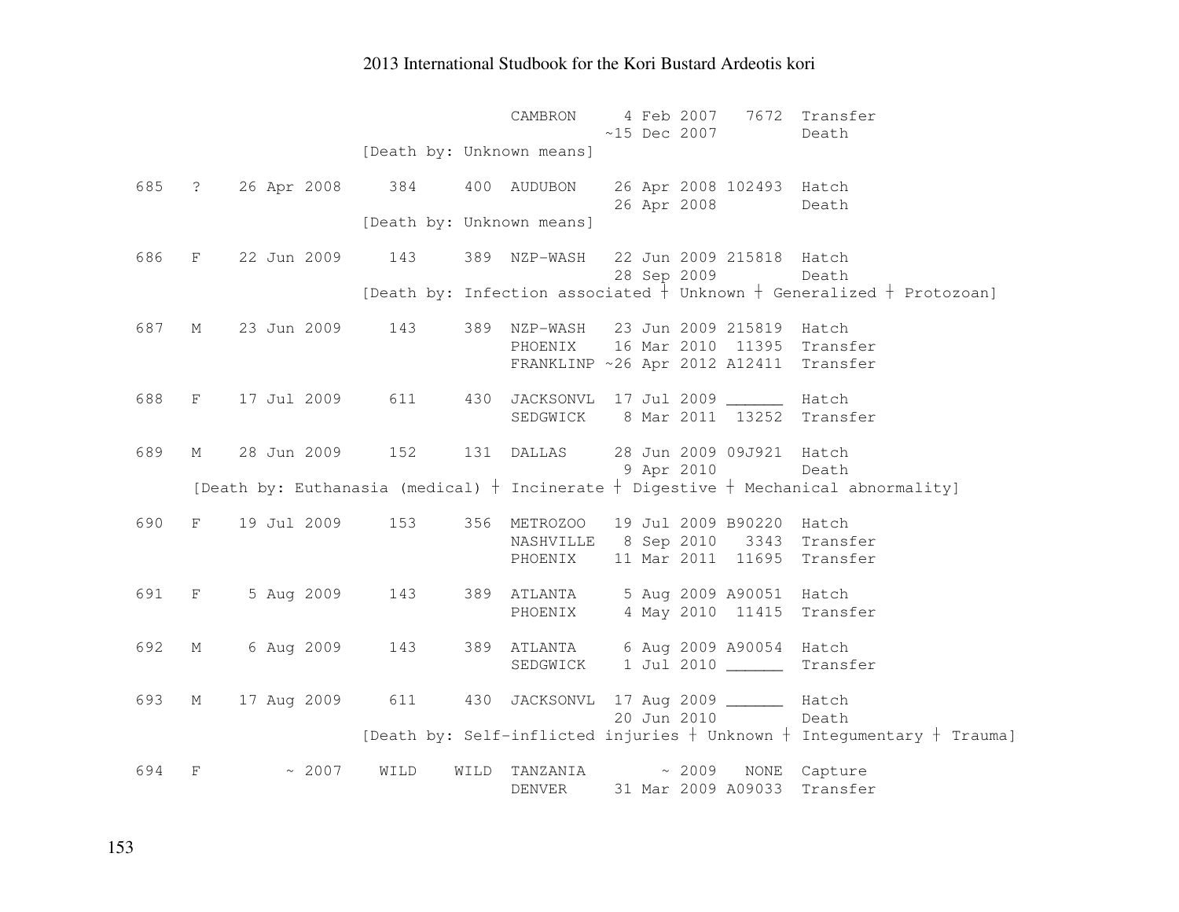```
                              CAMBRON     4 Feb 2007   7672  Transfer
                                         ~15 Dec 2007        Death
                   [Death by: Unknown means]

685  ?    26 Apr 2008    384     400  AUDUBON    26 Apr 2008 102493  Hatch
                                                 26 Apr 2008         Death
                   [Death by: Unknown means]

686  F    22 Jun 2009    143     389  NZP-WASH   22 Jun 2009 215818  Hatch
                                                 28 Sep 2009         Death
                   [Death by: Infection associated ┼ Unknown ┼ Generalized ┼ Protozoan]

687  M    23 Jun 2009    143     389  NZP-WASH   23 Jun 2009 215819  Hatch
                                      PHOENIX    16 Mar 2010  11395  Transfer
                                      FRANKLINP ~26 Apr 2012 A12411  Transfer

688  F    17 Jul 2009    611     430  JACKSONVL  17 Jul 2009 ______  Hatch
                                      SEDGWICK    8 Mar 2011  13252  Transfer

689  M    28 Jun 2009    152     131  DALLAS     28 Jun 2009 09J921  Hatch
                                                  9 Apr 2010         Death
     [Death by: Euthanasia (medical) ┼ Incinerate ┼ Digestive ┼ Mechanical abnormality]

690  F    19 Jul 2009    153     356  METROZOO   19 Jul 2009 B90220  Hatch
                                      NASHVILLE   8 Sep 2010   3343  Transfer
                                      PHOENIX    11 Mar 2011  11695  Transfer

691  F     5 Aug 2009    143     389  ATLANTA     5 Aug 2009 A90051  Hatch
                                      PHOENIX     4 May 2010  11415  Transfer

692  M     6 Aug 2009    143     389  ATLANTA     6 Aug 2009 A90054  Hatch
                                      SEDGWICK    1 Jul 2010 ______  Transfer

693  M    17 Aug 2009    611     430  JACKSONVL  17 Aug 2009 ______  Hatch
                                                 20 Jun 2010         Death
                   [Death by: Self-inflicted injuries ┼ Unknown ┼ Integumentary ┼ Trauma]

694  F         ~ 2007   WILD    WILD  TANZANIA        ~ 2009   NONE  Capture
                                      DENVER     31 Mar 2009 A09033  Transfer
```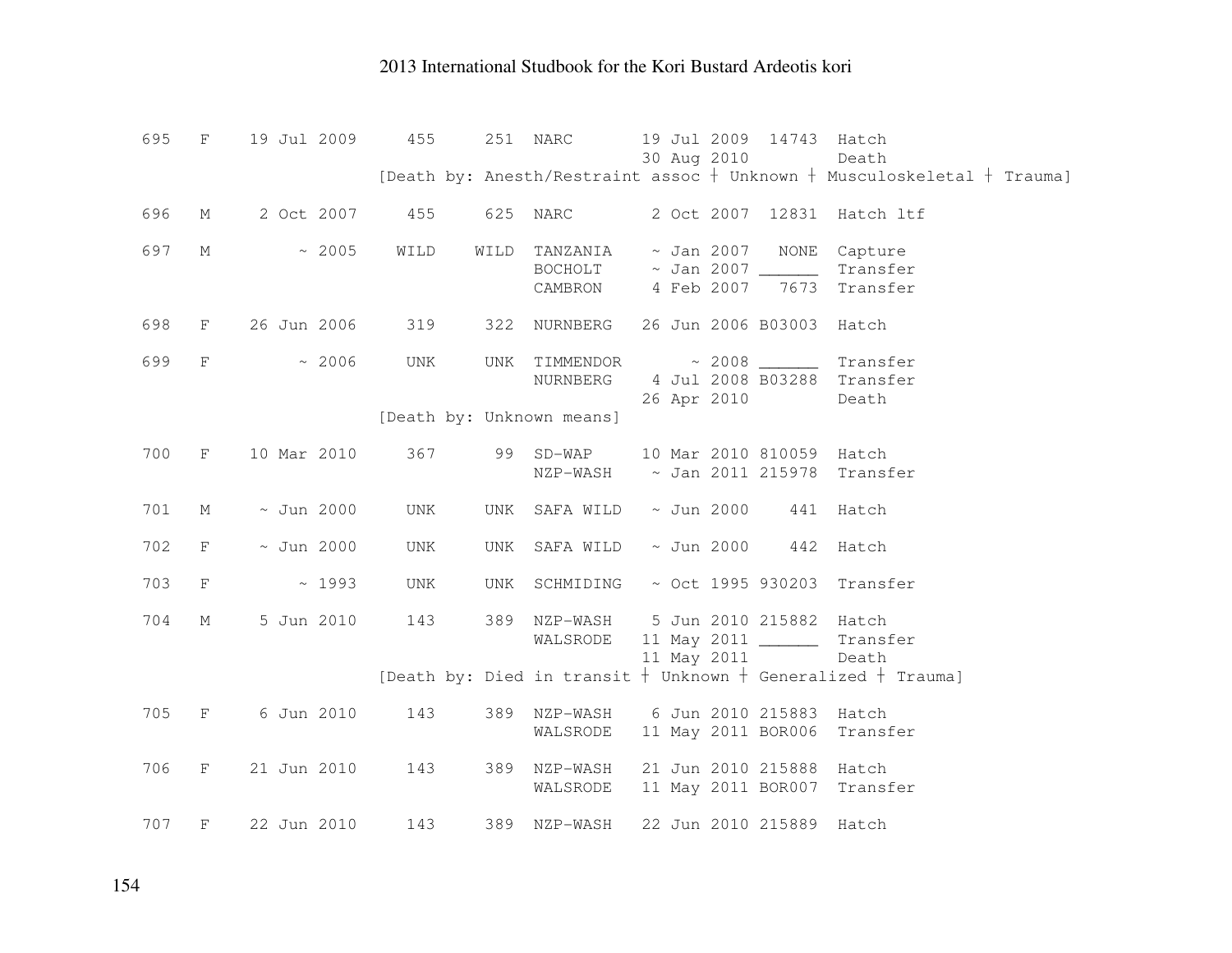```
695   F    19 Jul 2009     455     251  NARC       19 Jul 2009  14743  Hatch
                                                   30 Aug 2010         Death
                      [Death by: Anesth/Restraint assoc † Unknown † Musculoskeletal † Trauma]

696   M     2 Oct 2007     455     625  NARC        2 Oct 2007  12831  Hatch ltf

697   M         ~ 2005    WILD    WILD  TANZANIA    ~ Jan 2007   NONE  Capture
                                        BOCHOLT     ~ Jan 2007 ______  Transfer
                                        CAMBRON     4 Feb 2007   7673  Transfer

698   F    26 Jun 2006     319     322  NURNBERG   26 Jun 2006 B03003  Hatch

699   F         ~ 2006     UNK     UNK  TIMMENDOR       ~ 2008 ______  Transfer
                                        NURNBERG    4 Jul 2008 B03288  Transfer
                                                   26 Apr 2010         Death
                      [Death by: Unknown means]

700   F    10 Mar 2010     367      99  SD-WAP     10 Mar 2010 810059  Hatch
                                        NZP-WASH    ~ Jan 2011 215978  Transfer

701   M     ~ Jun 2000     UNK     UNK  SAFA WILD   ~ Jun 2000    441  Hatch

702   F     ~ Jun 2000     UNK     UNK  SAFA WILD   ~ Jun 2000    442  Hatch

703   F         ~ 1993     UNK     UNK  SCHMIDING   ~ Oct 1995 930203  Transfer

704   M     5 Jun 2010     143     389  NZP-WASH    5 Jun 2010 215882  Hatch
                                        WALSRODE   11 May 2011 ______  Transfer
                                                   11 May 2011         Death
                      [Death by: Died in transit † Unknown † Generalized † Trauma]

705   F     6 Jun 2010     143     389  NZP-WASH    6 Jun 2010 215883  Hatch
                                        WALSRODE   11 May 2011 BOR006  Transfer

706   F    21 Jun 2010     143     389  NZP-WASH   21 Jun 2010 215888  Hatch
                                        WALSRODE   11 May 2011 BOR007  Transfer

707   F    22 Jun 2010     143     389  NZP-WASH   22 Jun 2010 215889  Hatch
```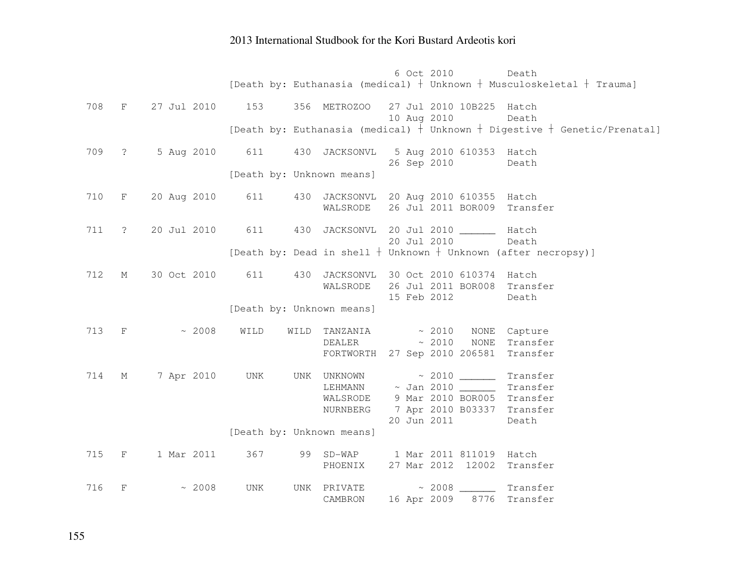```
                                      6 Oct 2010         Death
                  [Death by: Euthanasia (medical) ┼ Unknown ┼ Musculoskeletal ┼ Trauma]

708   F    27 Jul 2010    153     356  METROZOO   27 Jul 2010 10B225  Hatch
                                                  10 Aug 2010         Death
                  [Death by: Euthanasia (medical) ┼ Unknown ┼ Digestive ┼ Genetic/Prenatal]

709   ?     5 Aug 2010    611     430  JACKSONVL   5 Aug 2010 610353  Hatch
                                                  26 Sep 2010         Death
                  [Death by: Unknown means]

710   F    20 Aug 2010    611     430  JACKSONVL  20 Aug 2010 610355  Hatch
                                       WALSRODE   26 Jul 2011 BOR009  Transfer

711   ?    20 Jul 2010    611     430  JACKSONVL  20 Jul 2010 ______  Hatch
                                                  20 Jul 2010         Death
                  [Death by: Dead in shell ┼ Unknown ┼ Unknown (after necropsy)]

712   M    30 Oct 2010    611     430  JACKSONVL  30 Oct 2010 610374  Hatch
                                       WALSRODE   26 Jul 2011 BOR008  Transfer
                                                  15 Feb 2012         Death
                  [Death by: Unknown means]

713   F         ~ 2008   WILD    WILD  TANZANIA        ~ 2010   NONE  Capture
                                       DEALER          ~ 2010   NONE  Transfer
                                       FORTWORTH  27 Sep 2010 206581  Transfer

714   M     7 Apr 2010    UNK     UNK  UNKNOWN         ~ 2010 ______  Transfer
                                       LEHMANN     ~ Jan 2010 ______  Transfer
                                       WALSRODE    9 Mar 2010 BOR005  Transfer
                                       NURNBERG    7 Apr 2010 B03337  Transfer
                                                  20 Jun 2011         Death
                  [Death by: Unknown means]

715   F     1 Mar 2011    367      99  SD-WAP      1 Mar 2011 811019  Hatch
                                       PHOENIX    27 Mar 2012  12002  Transfer

716   F         ~ 2008    UNK     UNK  PRIVATE         ~ 2008 ______  Transfer
                                       CAMBRON    16 Apr 2009   8776  Transfer
```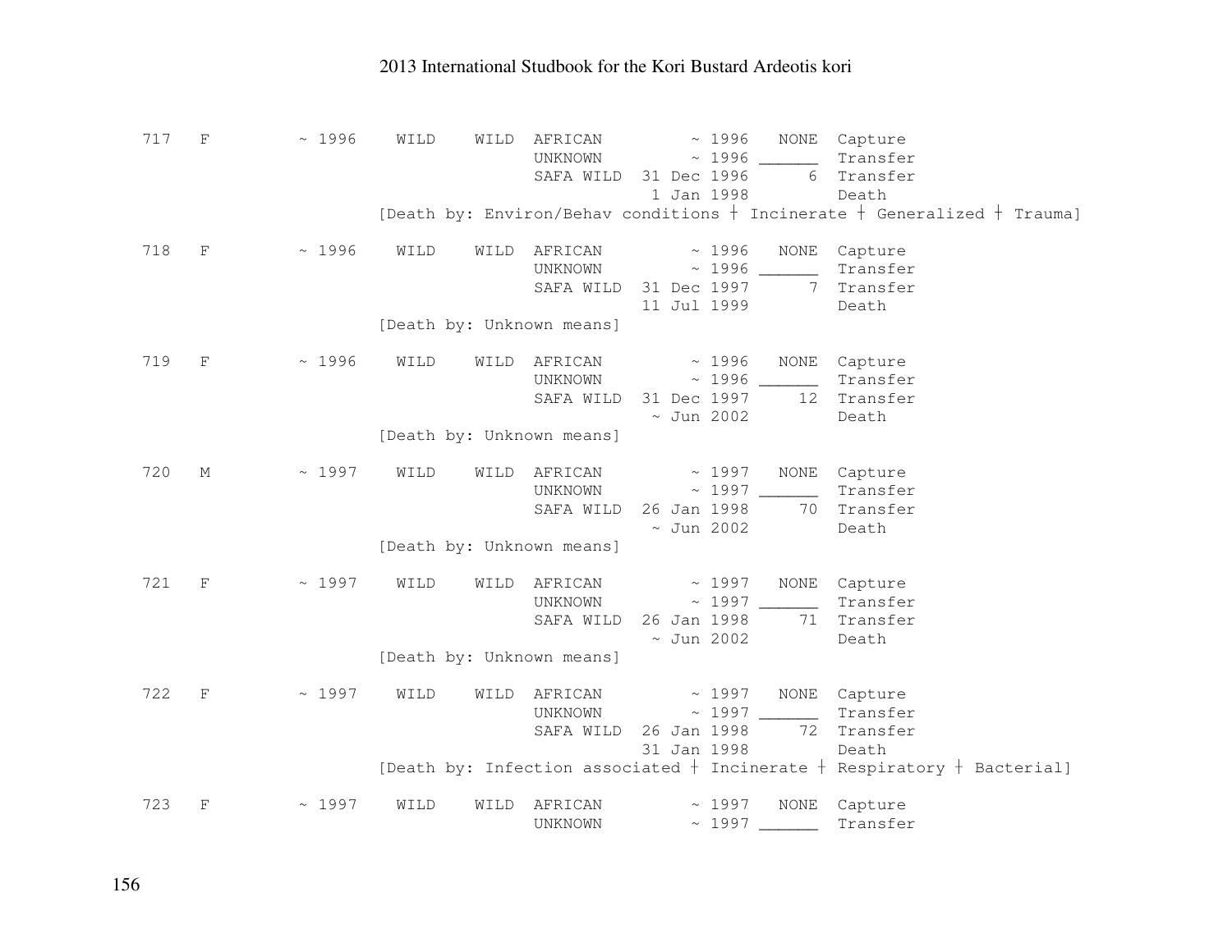```
717   F        ~ 1996    WILD    WILD  AFRICAN         ~ 1996   NONE  Capture
                                       UNKNOWN         ~ 1996 ______  Transfer
                                       SAFA WILD  31 Dec 1996      6  Transfer
                                                   1 Jan 1998         Death
                         [Death by: Environ/Behav conditions ┼ Incinerate ┼ Generalized ┼ Trauma]

718   F        ~ 1996    WILD    WILD  AFRICAN         ~ 1996   NONE  Capture
                                       UNKNOWN         ~ 1996 ______  Transfer
                                       SAFA WILD  31 Dec 1997      7  Transfer
                                                  11 Jul 1999         Death
                         [Death by: Unknown means]

719   F        ~ 1996    WILD    WILD  AFRICAN         ~ 1996   NONE  Capture
                                       UNKNOWN         ~ 1996 ______  Transfer
                                       SAFA WILD  31 Dec 1997     12  Transfer
                                                   ~ Jun 2002         Death
                         [Death by: Unknown means]

720   M        ~ 1997    WILD    WILD  AFRICAN         ~ 1997   NONE  Capture
                                       UNKNOWN         ~ 1997 ______  Transfer
                                       SAFA WILD  26 Jan 1998     70  Transfer
                                                   ~ Jun 2002         Death
                         [Death by: Unknown means]

721   F        ~ 1997    WILD    WILD  AFRICAN         ~ 1997   NONE  Capture
                                       UNKNOWN         ~ 1997 ______  Transfer
                                       SAFA WILD  26 Jan 1998     71  Transfer
                                                   ~ Jun 2002         Death
                         [Death by: Unknown means]

722   F        ~ 1997    WILD    WILD  AFRICAN         ~ 1997   NONE  Capture
                                       UNKNOWN         ~ 1997 ______  Transfer
                                       SAFA WILD  26 Jan 1998     72  Transfer
                                                  31 Jan 1998         Death
                         [Death by: Infection associated ┼ Incinerate ┼ Respiratory ┼ Bacterial]

723   F        ~ 1997    WILD    WILD  AFRICAN         ~ 1997   NONE  Capture
                                       UNKNOWN         ~ 1997 ______  Transfer
```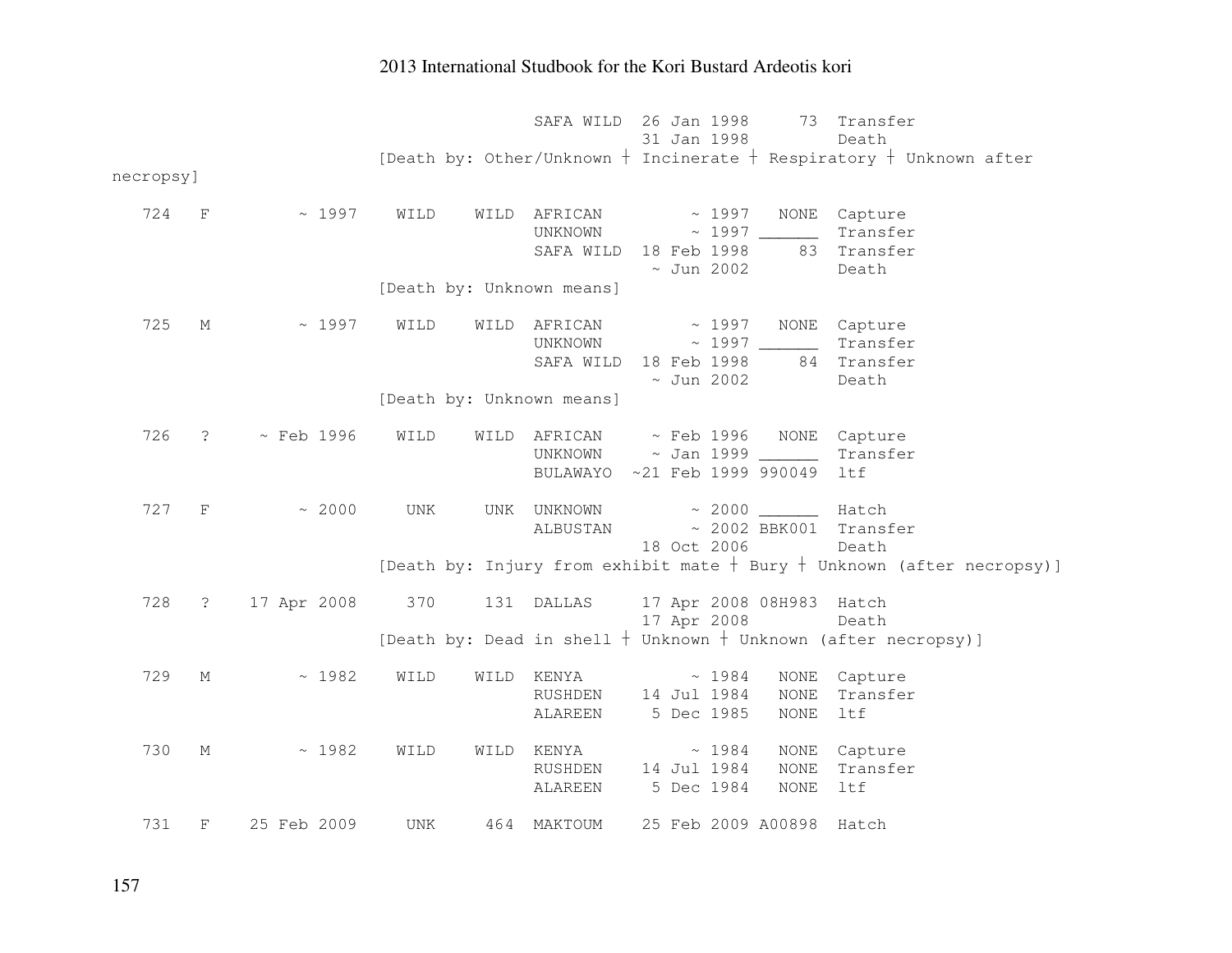```
                              SAFA WILD  26 Jan 1998      73  Transfer
                                         31 Jan 1998          Death
                    [Death by: Other/Unknown ┼ Incinerate ┼ Respiratory ┼ Unknown after
necropsy]

   724   F        ~ 1997    WILD    WILD  AFRICAN        ~ 1997   NONE  Capture
                                          UNKNOWN        ~ 1997 ______  Transfer
                                          SAFA WILD  18 Feb 1998      83  Transfer
                                                      ~ Jun 2002          Death
                    [Death by: Unknown means]

   725   M        ~ 1997    WILD    WILD  AFRICAN        ~ 1997   NONE  Capture
                                          UNKNOWN        ~ 1997 ______  Transfer
                                          SAFA WILD  18 Feb 1998      84  Transfer
                                                      ~ Jun 2002          Death
                    [Death by: Unknown means]

   726   ?    ~ Feb 1996    WILD    WILD  AFRICAN    ~ Feb 1996   NONE  Capture
                                          UNKNOWN    ~ Jan 1999 ______  Transfer
                                          BULAWAYO  ~21 Feb 1999 990049  ltf

   727   F        ~ 2000     UNK     UNK  UNKNOWN        ~ 2000 ______  Hatch
                                          ALBUSTAN       ~ 2002 BBK001  Transfer
                                                     18 Oct 2006          Death
                    [Death by: Injury from exhibit mate ┼ Bury ┼ Unknown (after necropsy)]

   728   ?   17 Apr 2008     370     131  DALLAS     17 Apr 2008 08H983  Hatch
                                                     17 Apr 2008          Death
                    [Death by: Dead in shell ┼ Unknown ┼ Unknown (after necropsy)]

   729   M        ~ 1982    WILD    WILD  KENYA          ~ 1984   NONE  Capture
                                          RUSHDEN    14 Jul 1984   NONE  Transfer
                                          ALAREEN     5 Dec 1985   NONE  ltf

   730   M        ~ 1982    WILD    WILD  KENYA          ~ 1984   NONE  Capture
                                          RUSHDEN    14 Jul 1984   NONE  Transfer
                                          ALAREEN     5 Dec 1984   NONE  ltf

   731   F   25 Feb 2009     UNK     464  MAKTOUM    25 Feb 2009 A00898  Hatch
```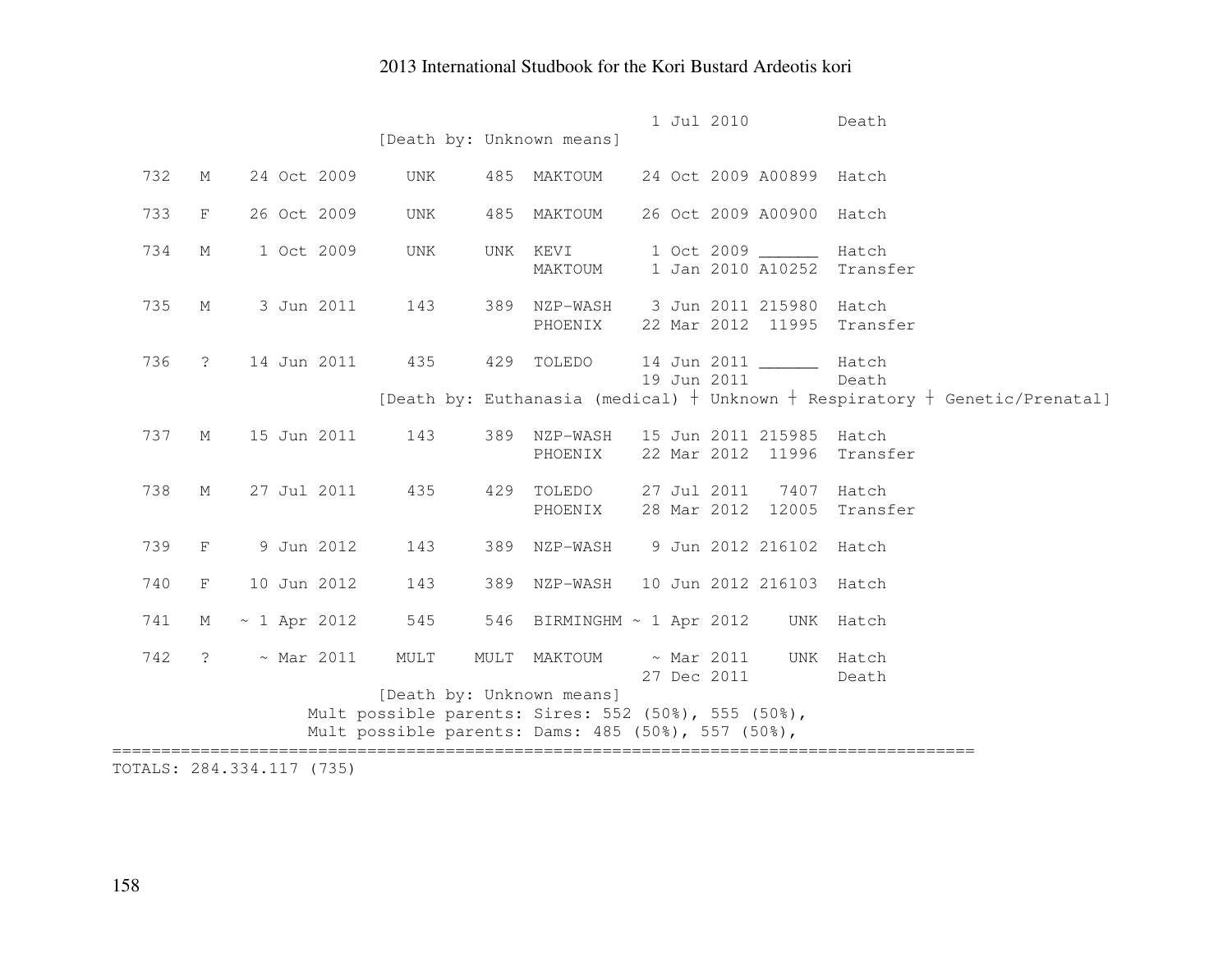```
                                                    1 Jul 2010         Death
                            [Death by: Unknown means]

   732   M    24 Oct 2009     UNK     485  MAKTOUM    24 Oct 2009 A00899  Hatch

   733   F    26 Oct 2009     UNK     485  MAKTOUM    26 Oct 2009 A00900  Hatch

   734   M     1 Oct 2009     UNK     UNK  KEVI        1 Oct 2009 ______  Hatch
                                           MAKTOUM     1 Jan 2010 A10252  Transfer

   735   M     3 Jun 2011     143     389  NZP-WASH    3 Jun 2011 215980  Hatch
                                           PHOENIX    22 Mar 2012  11995  Transfer

   736   ?    14 Jun 2011     435     429  TOLEDO     14 Jun 2011 ______  Hatch
                                                      19 Jun 2011         Death
                            [Death by: Euthanasia (medical) † Unknown † Respiratory † Genetic/Prenatal]

   737   M    15 Jun 2011     143     389  NZP-WASH   15 Jun 2011 215985  Hatch
                                           PHOENIX    22 Mar 2012  11996  Transfer

   738   M    27 Jul 2011     435     429  TOLEDO     27 Jul 2011   7407  Hatch
                                           PHOENIX    28 Mar 2012  12005  Transfer

   739   F     9 Jun 2012     143     389  NZP-WASH    9 Jun 2012 216102  Hatch

   740   F    10 Jun 2012     143     389  NZP-WASH   10 Jun 2012 216103  Hatch

   741   M   ~ 1 Apr 2012     545     546  BIRMINGHM ~ 1 Apr 2012    UNK  Hatch

   742   ?     ~ Mar 2011    MULT    MULT  MAKTOUM     ~ Mar 2011    UNK  Hatch
                                                      27 Dec 2011         Death
                            [Death by: Unknown means]
                      Mult possible parents: Sires: 552 (50%), 555 (50%),
                      Mult possible parents: Dams: 485 (50%), 557 (50%),
====================================================================================
TOTALS: 284.334.117 (735)
```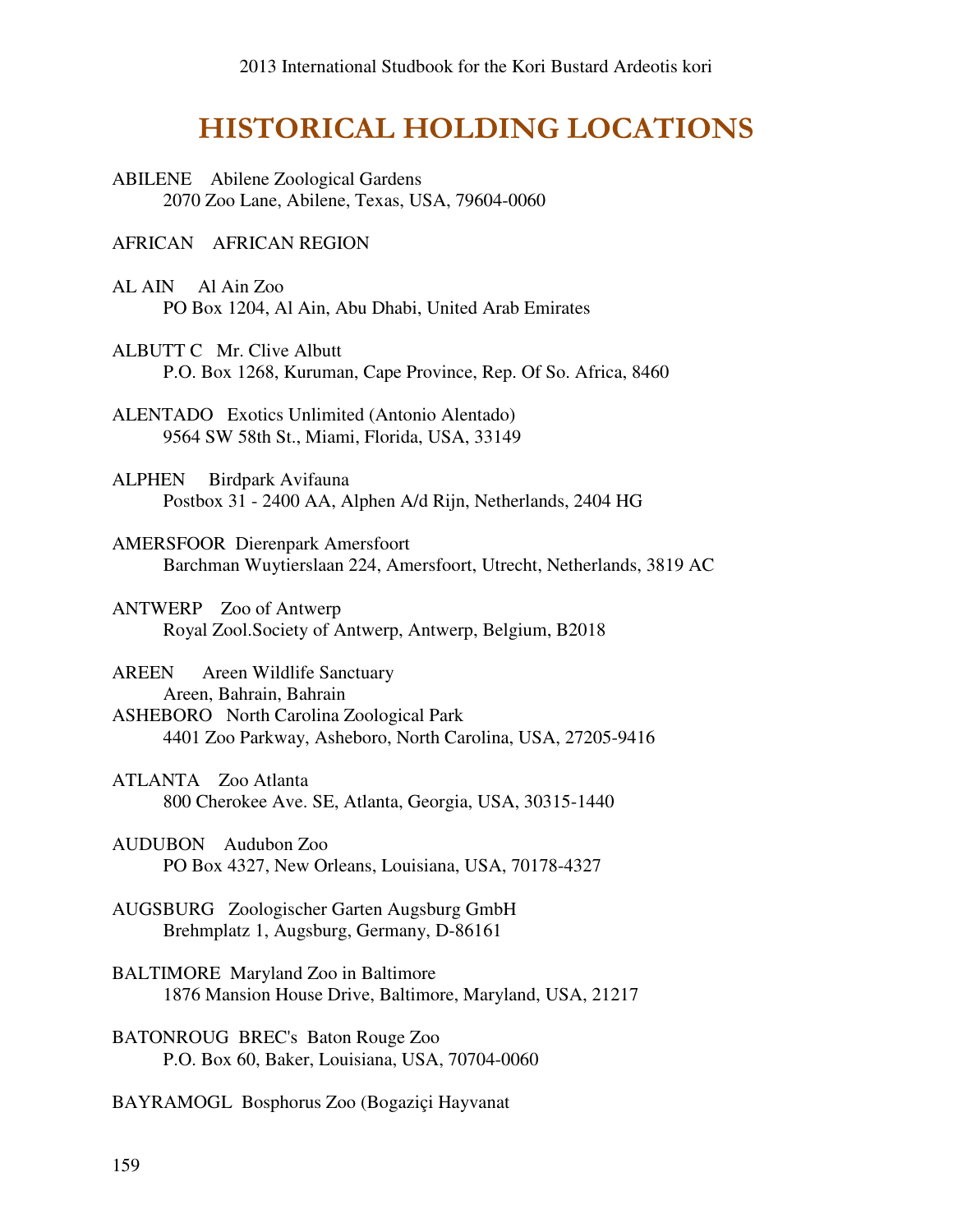# HISTORICAL HOLDING LOCATIONS

ABILENE Abilene Zoological Gardens
2070 Zoo Lane, Abilene, Texas, USA, 79604-0060

AFRICAN AFRICAN REGION

AL AIN Al Ain Zoo
PO Box 1204, Al Ain, Abu Dhabi, United Arab Emirates

ALBUTT C Mr. Clive Albutt
P.O. Box 1268, Kuruman, Cape Province, Rep. Of So. Africa, 8460

ALENTADO Exotics Unlimited (Antonio Alentado)
9564 SW 58th St., Miami, Florida, USA, 33149

ALPHEN Birdpark Avifauna
Postbox 31 - 2400 AA, Alphen A/d Rijn, Netherlands, 2404 HG

AMERSFOOR Dierenpark Amersfoort
Barchman Wuytierslaan 224, Amersfoort, Utrecht, Netherlands, 3819 AC

ANTWERP Zoo of Antwerp
Royal Zool.Society of Antwerp, Antwerp, Belgium, B2018

AREEN Areen Wildlife Sanctuary
Areen, Bahrain, Bahrain

ASHEBORO North Carolina Zoological Park
4401 Zoo Parkway, Asheboro, North Carolina, USA, 27205-9416

ATLANTA Zoo Atlanta
800 Cherokee Ave. SE, Atlanta, Georgia, USA, 30315-1440

AUDUBON Audubon Zoo
PO Box 4327, New Orleans, Louisiana, USA, 70178-4327

AUGSBURG Zoologischer Garten Augsburg GmbH
Brehmplatz 1, Augsburg, Germany, D-86161

BALTIMORE Maryland Zoo in Baltimore
1876 Mansion House Drive, Baltimore, Maryland, USA, 21217

BATONROUG BREC's Baton Rouge Zoo
P.O. Box 60, Baker, Louisiana, USA, 70704-0060

BAYRAMOGL Bosphorus Zoo (Bogaziçi Hayvanat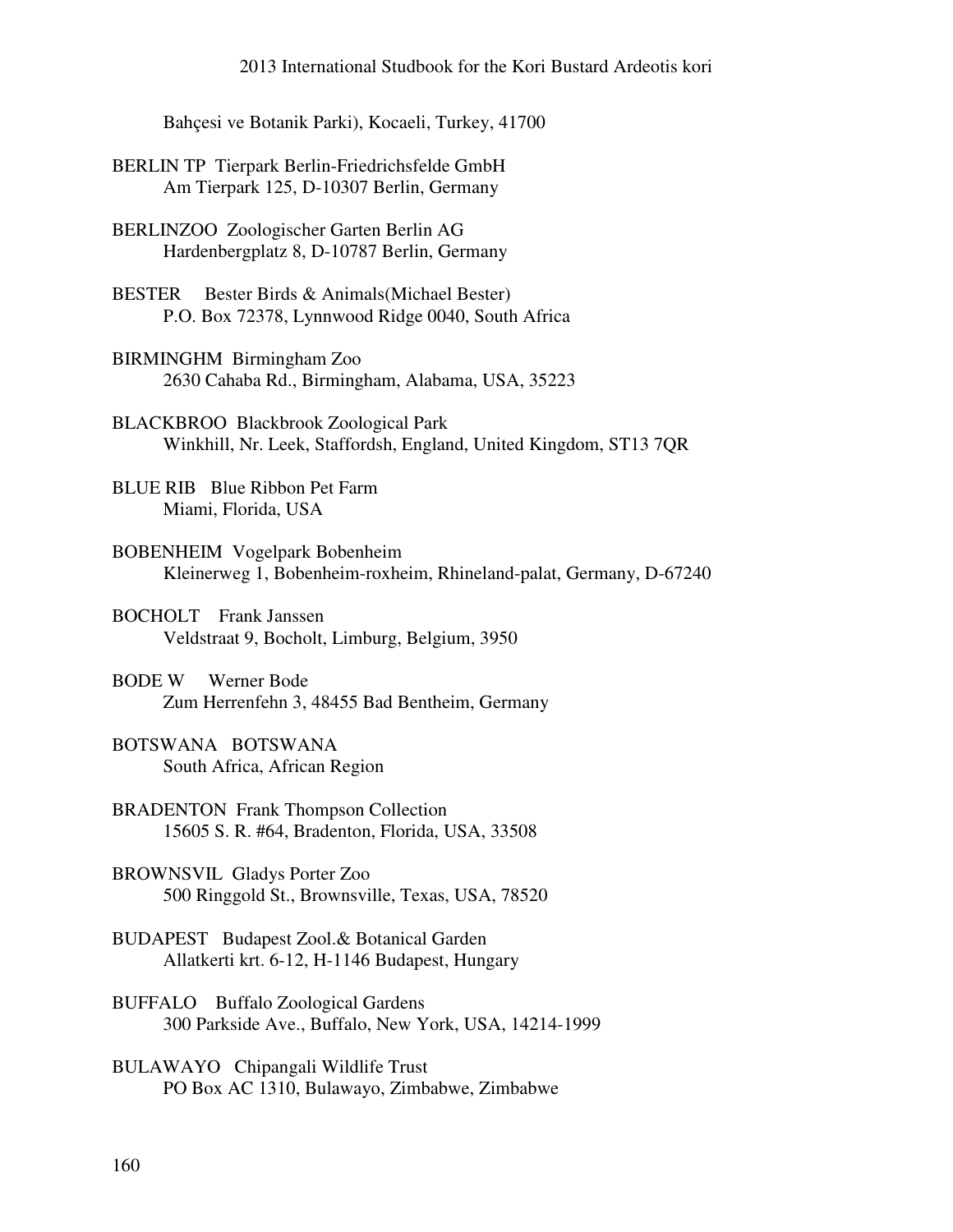Bahçesi ve Botanik Parki), Kocaeli, Turkey, 41700

BERLIN TP  Tierpark Berlin-Friedrichsfelde GmbH
Am Tierpark 125, D-10307 Berlin, Germany

BERLINZOO  Zoologischer Garten Berlin AG
Hardenbergplatz 8, D-10787 Berlin, Germany

BESTER  Bester Birds & Animals(Michael Bester)
P.O. Box 72378, Lynnwood Ridge 0040, South Africa

BIRMINGHM  Birmingham Zoo
2630 Cahaba Rd., Birmingham, Alabama, USA, 35223

BLACKBROO  Blackbrook Zoological Park
Winkhill, Nr. Leek, Staffordsh, England, United Kingdom, ST13 7QR

BLUE RIB  Blue Ribbon Pet Farm
Miami, Florida, USA

BOBENHEIM  Vogelpark Bobenheim
Kleinerweg 1, Bobenheim-roxheim, Rhineland-palat, Germany, D-67240

BOCHOLT  Frank Janssen
Veldstraat 9, Bocholt, Limburg, Belgium, 3950

BODE W  Werner Bode
Zum Herrenfehn 3, 48455 Bad Bentheim, Germany

BOTSWANA  BOTSWANA
South Africa, African Region

BRADENTON  Frank Thompson Collection
15605 S. R. #64, Bradenton, Florida, USA, 33508

BROWNSVIL  Gladys Porter Zoo
500 Ringgold St., Brownsville, Texas, USA, 78520

BUDAPEST  Budapest Zool.& Botanical Garden
Allatkerti krt. 6-12, H-1146 Budapest, Hungary

BUFFALO  Buffalo Zoological Gardens
300 Parkside Ave., Buffalo, New York, USA, 14214-1999

BULAWAYO  Chipangali Wildlife Trust
PO Box AC 1310, Bulawayo, Zimbabwe, Zimbabwe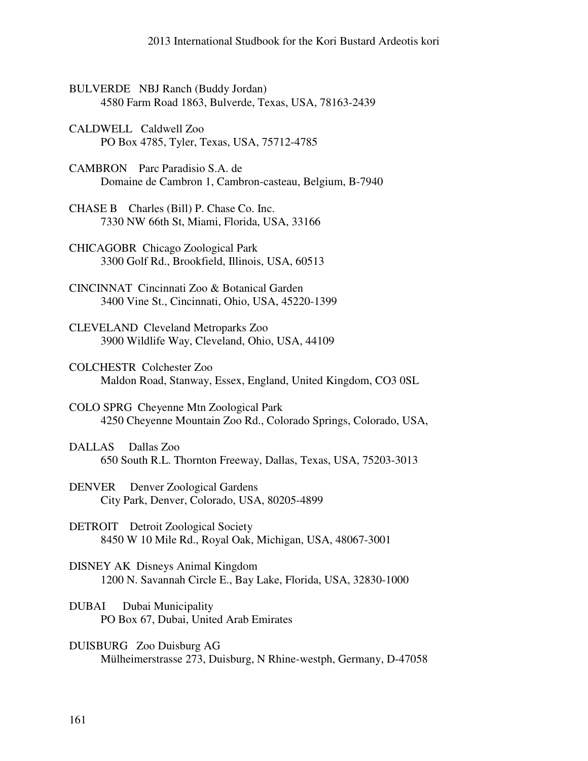BULVERDE   NBJ Ranch (Buddy Jordan)
4580 Farm Road 1863, Bulverde, Texas, USA, 78163-2439

CALDWELL   Caldwell Zoo
PO Box 4785, Tyler, Texas, USA, 75712-4785

CAMBRON   Parc Paradisio S.A. de
Domaine de Cambron 1, Cambron-casteau, Belgium, B-7940

CHASE B   Charles (Bill) P. Chase Co. Inc.
7330 NW 66th St, Miami, Florida, USA, 33166

CHICAGOBR  Chicago Zoological Park
3300 Golf Rd., Brookfield, Illinois, USA, 60513

CINCINNAT  Cincinnati Zoo & Botanical Garden
3400 Vine St., Cincinnati, Ohio, USA, 45220-1399

CLEVELAND  Cleveland Metroparks Zoo
3900 Wildlife Way, Cleveland, Ohio, USA, 44109

COLCHESTR  Colchester Zoo
Maldon Road, Stanway, Essex, England, United Kingdom, CO3 0SL

COLO SPRG  Cheyenne Mtn Zoological Park
4250 Cheyenne Mountain Zoo Rd., Colorado Springs, Colorado, USA,

DALLAS   Dallas Zoo
650 South R.L. Thornton Freeway, Dallas, Texas, USA, 75203-3013

DENVER   Denver Zoological Gardens
City Park, Denver, Colorado, USA, 80205-4899

DETROIT   Detroit Zoological Society
8450 W 10 Mile Rd., Royal Oak, Michigan, USA, 48067-3001

DISNEY AK  Disneys Animal Kingdom
1200 N. Savannah Circle E., Bay Lake, Florida, USA, 32830-1000

DUBAI   Dubai Municipality
PO Box 67, Dubai, United Arab Emirates

DUISBURG   Zoo Duisburg AG
Mülheimerstrasse 273, Duisburg, N Rhine-westph, Germany, D-47058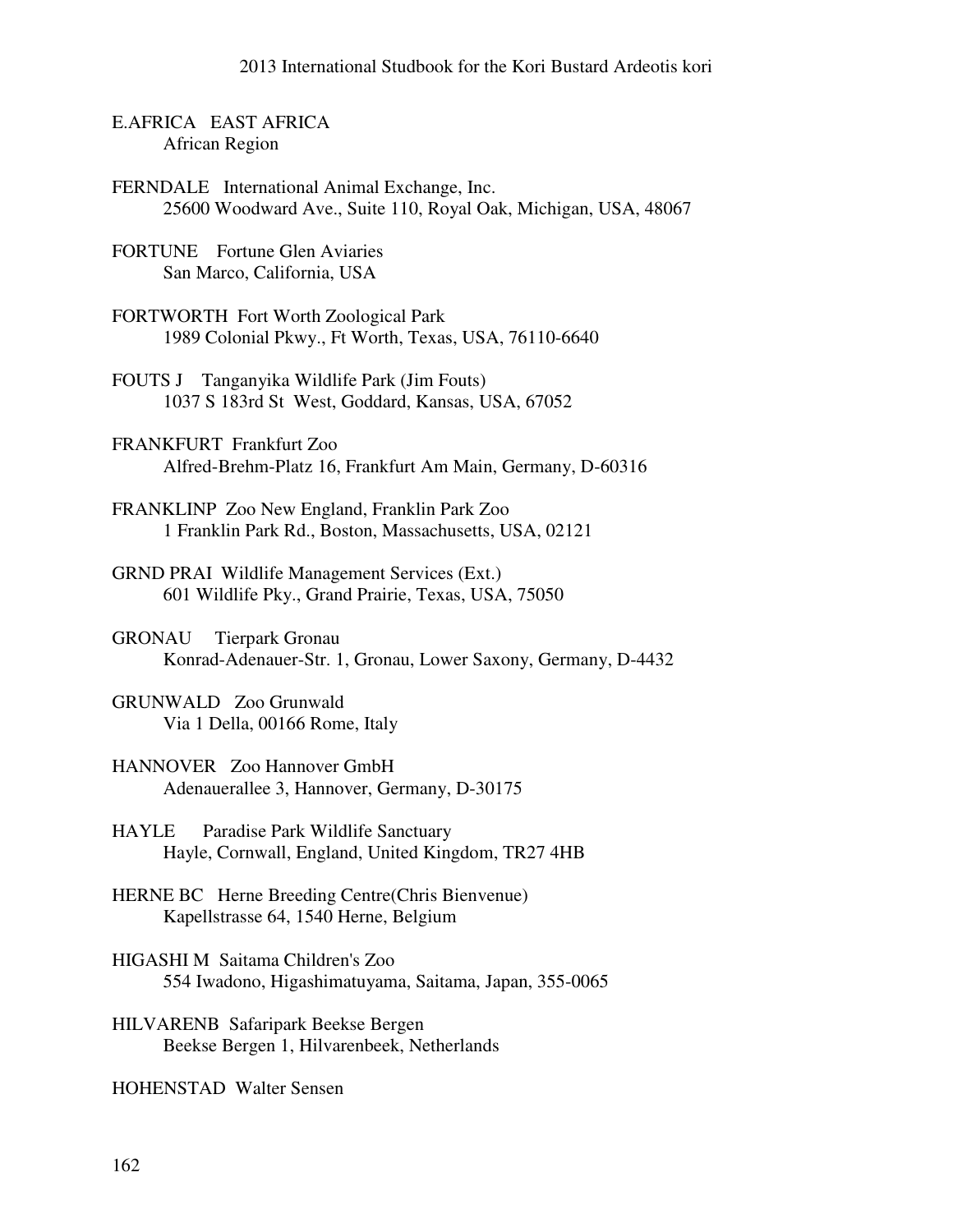E.AFRICA EAST AFRICA
African Region

FERNDALE International Animal Exchange, Inc.
25600 Woodward Ave., Suite 110, Royal Oak, Michigan, USA, 48067

FORTUNE Fortune Glen Aviaries
San Marco, California, USA

FORTWORTH Fort Worth Zoological Park
1989 Colonial Pkwy., Ft Worth, Texas, USA, 76110-6640

FOUTS J Tanganyika Wildlife Park (Jim Fouts)
1037 S 183rd St West, Goddard, Kansas, USA, 67052

FRANKFURT Frankfurt Zoo
Alfred-Brehm-Platz 16, Frankfurt Am Main, Germany, D-60316

FRANKLINP Zoo New England, Franklin Park Zoo
1 Franklin Park Rd., Boston, Massachusetts, USA, 02121

GRND PRAI Wildlife Management Services (Ext.)
601 Wildlife Pky., Grand Prairie, Texas, USA, 75050

GRONAU Tierpark Gronau
Konrad-Adenauer-Str. 1, Gronau, Lower Saxony, Germany, D-4432

GRUNWALD Zoo Grunwald
Via 1 Della, 00166 Rome, Italy

HANNOVER Zoo Hannover GmbH
Adenauerallee 3, Hannover, Germany, D-30175

HAYLE Paradise Park Wildlife Sanctuary
Hayle, Cornwall, England, United Kingdom, TR27 4HB

HERNE BC Herne Breeding Centre(Chris Bienvenue)
Kapellstrasse 64, 1540 Herne, Belgium

HIGASHI M Saitama Children's Zoo
554 Iwadono, Higashimatuyama, Saitama, Japan, 355-0065

HILVARENB Safaripark Beekse Bergen
Beekse Bergen 1, Hilvarenbeek, Netherlands

HOHENSTAD Walter Sensen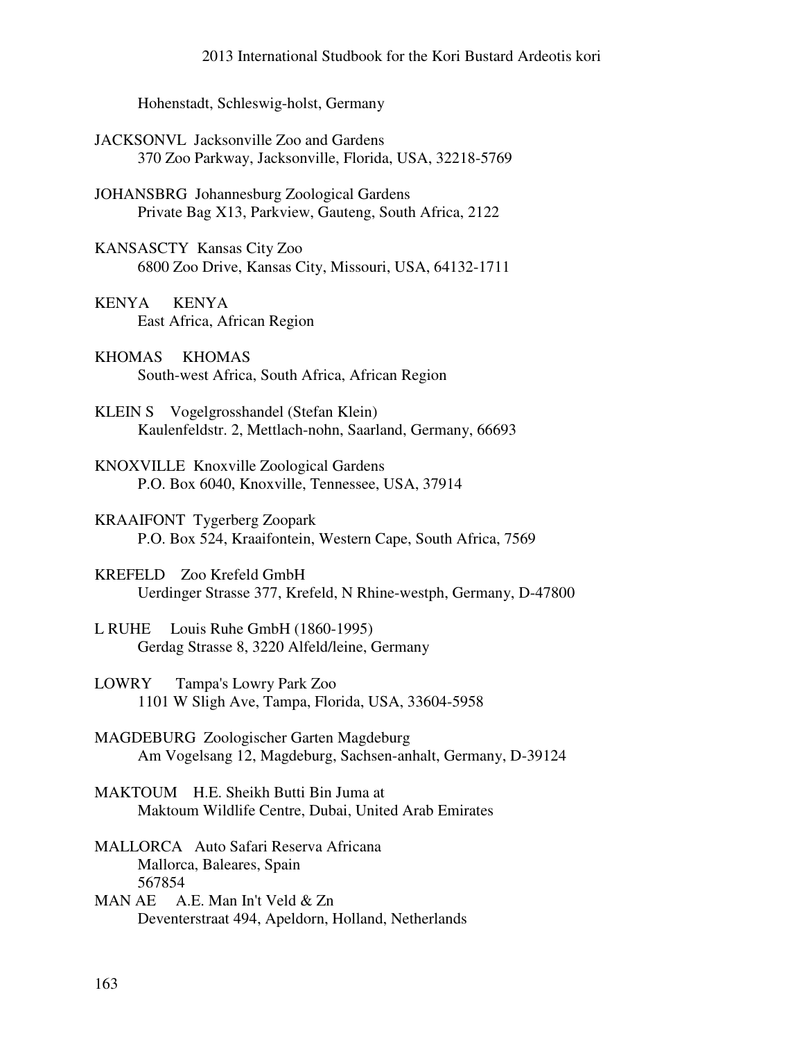Hohenstadt, Schleswig-holst, Germany

JACKSONVL  Jacksonville Zoo and Gardens
370 Zoo Parkway, Jacksonville, Florida, USA, 32218-5769

JOHANSBRG  Johannesburg Zoological Gardens
Private Bag X13, Parkview, Gauteng, South Africa, 2122

KANSASCTY  Kansas City Zoo
6800 Zoo Drive, Kansas City, Missouri, USA, 64132-1711

KENYA  KENYA
East Africa, African Region

KHOMAS  KHOMAS
South-west Africa, South Africa, African Region

KLEIN S  Vogelgrosshandel (Stefan Klein)
Kaulenfeldstr. 2, Mettlach-nohn, Saarland, Germany, 66693

KNOXVILLE  Knoxville Zoological Gardens
P.O. Box 6040, Knoxville, Tennessee, USA, 37914

KRAAIFONT  Tygerberg Zoopark
P.O. Box 524, Kraaifontein, Western Cape, South Africa, 7569

KREFELD  Zoo Krefeld GmbH
Uerdinger Strasse 377, Krefeld, N Rhine-westph, Germany, D-47800

L RUHE  Louis Ruhe GmbH (1860-1995)
Gerdag Strasse 8, 3220 Alfeld/leine, Germany

LOWRY  Tampa's Lowry Park Zoo
1101 W Sligh Ave, Tampa, Florida, USA, 33604-5958

MAGDEBURG  Zoologischer Garten Magdeburg
Am Vogelsang 12, Magdeburg, Sachsen-anhalt, Germany, D-39124

MAKTOUM  H.E. Sheikh Butti Bin Juma at
Maktoum Wildlife Centre, Dubai, United Arab Emirates

MALLORCA  Auto Safari Reserva Africana
Mallorca, Baleares, Spain
567854

MAN AE  A.E. Man In't Veld & Zn
Deventerstraat 494, Apeldorn, Holland, Netherlands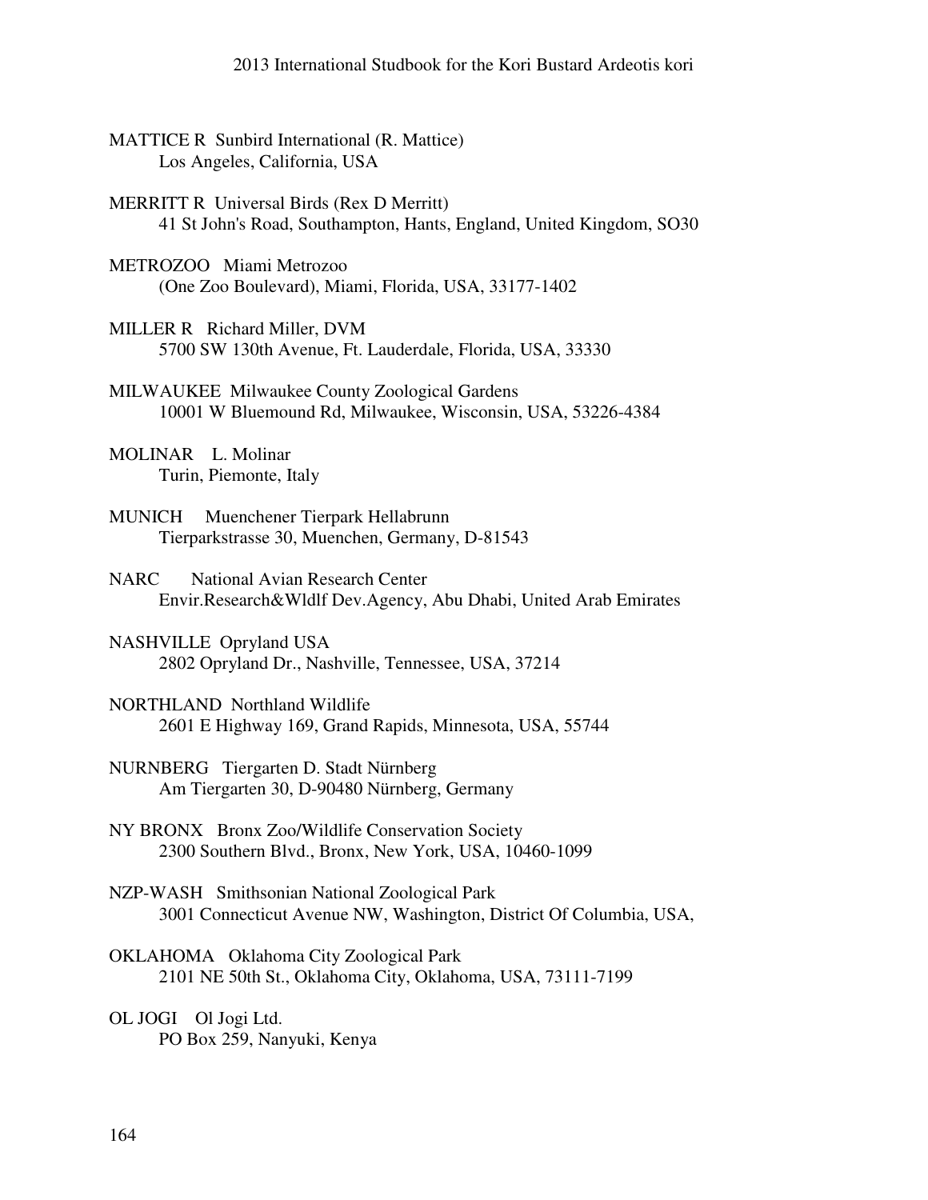MATTICE R  Sunbird International (R. Mattice)
Los Angeles, California, USA

MERRITT R  Universal Birds (Rex D Merritt)
41 St John's Road, Southampton, Hants, England, United Kingdom, SO30

METROZOO  Miami Metrozoo
(One Zoo Boulevard), Miami, Florida, USA, 33177-1402

MILLER R  Richard Miller, DVM
5700 SW 130th Avenue, Ft. Lauderdale, Florida, USA, 33330

MILWAUKEE  Milwaukee County Zoological Gardens
10001 W Bluemound Rd, Milwaukee, Wisconsin, USA, 53226-4384

MOLINAR  L. Molinar
Turin, Piemonte, Italy

MUNICH  Muenchener Tierpark Hellabrunn
Tierparkstrasse 30, Muenchen, Germany, D-81543

NARC  National Avian Research Center
Envir.Research&Wldlf Dev.Agency, Abu Dhabi, United Arab Emirates

NASHVILLE  Opryland USA
2802 Opryland Dr., Nashville, Tennessee, USA, 37214

NORTHLAND  Northland Wildlife
2601 E Highway 169, Grand Rapids, Minnesota, USA, 55744

NURNBERG  Tiergarten D. Stadt Nürnberg
Am Tiergarten 30, D-90480 Nürnberg, Germany

NY BRONX  Bronx Zoo/Wildlife Conservation Society
2300 Southern Blvd., Bronx, New York, USA, 10460-1099

NZP-WASH  Smithsonian National Zoological Park
3001 Connecticut Avenue NW, Washington, District Of Columbia, USA,

OKLAHOMA  Oklahoma City Zoological Park
2101 NE 50th St., Oklahoma City, Oklahoma, USA, 73111-7199

OL JOGI  Ol Jogi Ltd.
PO Box 259, Nanyuki, Kenya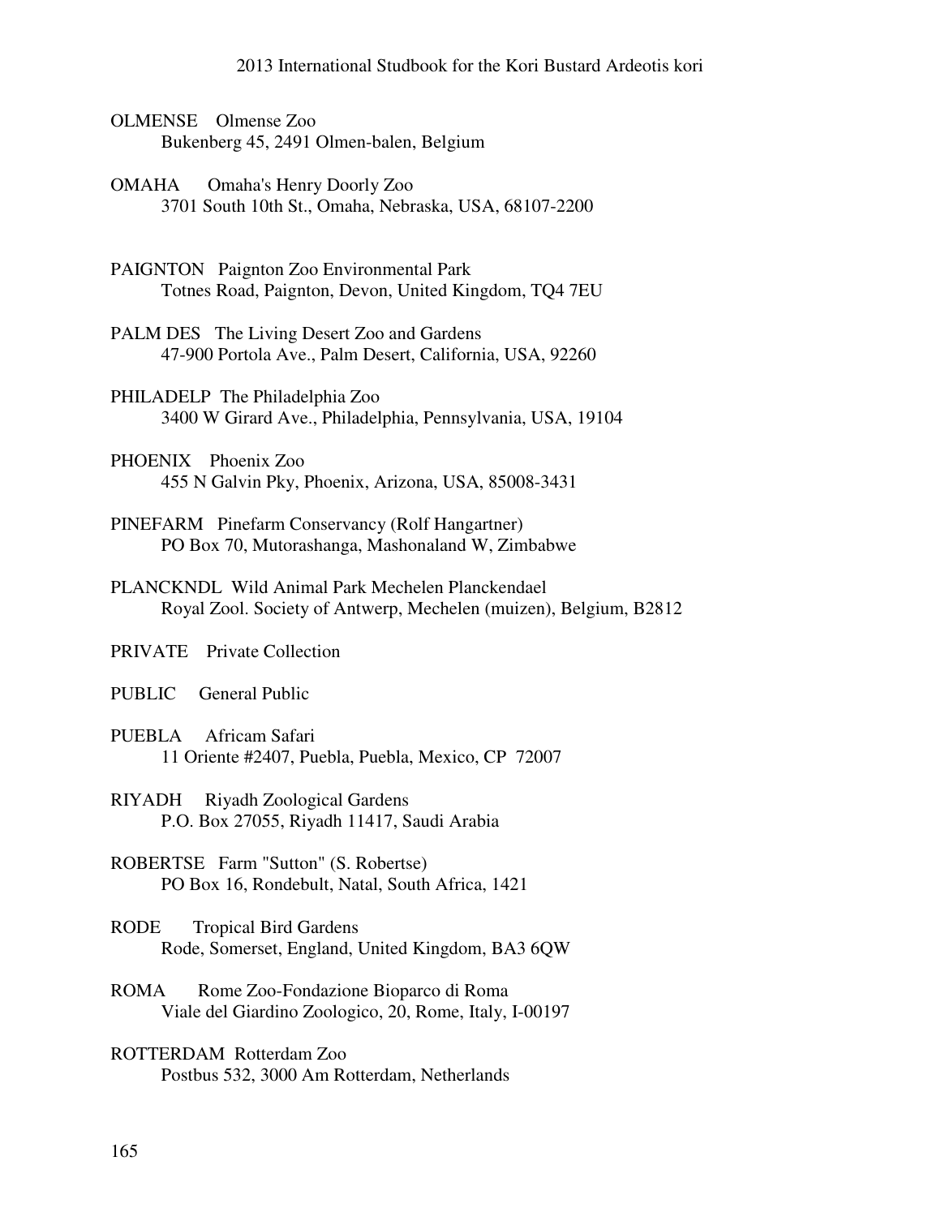OLMENSE  Olmense Zoo
Bukenberg 45, 2491 Olmen-balen, Belgium

OMAHA  Omaha's Henry Doorly Zoo
3701 South 10th St., Omaha, Nebraska, USA, 68107-2200

PAIGNTON  Paignton Zoo Environmental Park
Totnes Road, Paignton, Devon, United Kingdom, TQ4 7EU

PALM DES  The Living Desert Zoo and Gardens
47-900 Portola Ave., Palm Desert, California, USA, 92260

PHILADELP  The Philadelphia Zoo
3400 W Girard Ave., Philadelphia, Pennsylvania, USA, 19104

PHOENIX  Phoenix Zoo
455 N Galvin Pky, Phoenix, Arizona, USA, 85008-3431

PINEFARM  Pinefarm Conservancy (Rolf Hangartner)
PO Box 70, Mutorashanga, Mashonaland W, Zimbabwe

PLANCKNDL  Wild Animal Park Mechelen Planckendael
Royal Zool. Society of Antwerp, Mechelen (muizen), Belgium, B2812

PRIVATE  Private Collection

PUBLIC  General Public

PUEBLA  Africam Safari
11 Oriente #2407, Puebla, Puebla, Mexico, CP 72007

RIYADH  Riyadh Zoological Gardens
P.O. Box 27055, Riyadh 11417, Saudi Arabia

ROBERTSE  Farm "Sutton" (S. Robertse)
PO Box 16, Rondebult, Natal, South Africa, 1421

RODE  Tropical Bird Gardens
Rode, Somerset, England, United Kingdom, BA3 6QW

ROMA  Rome Zoo-Fondazione Bioparco di Roma
Viale del Giardino Zoologico, 20, Rome, Italy, I-00197

ROTTERDAM  Rotterdam Zoo
Postbus 532, 3000 Am Rotterdam, Netherlands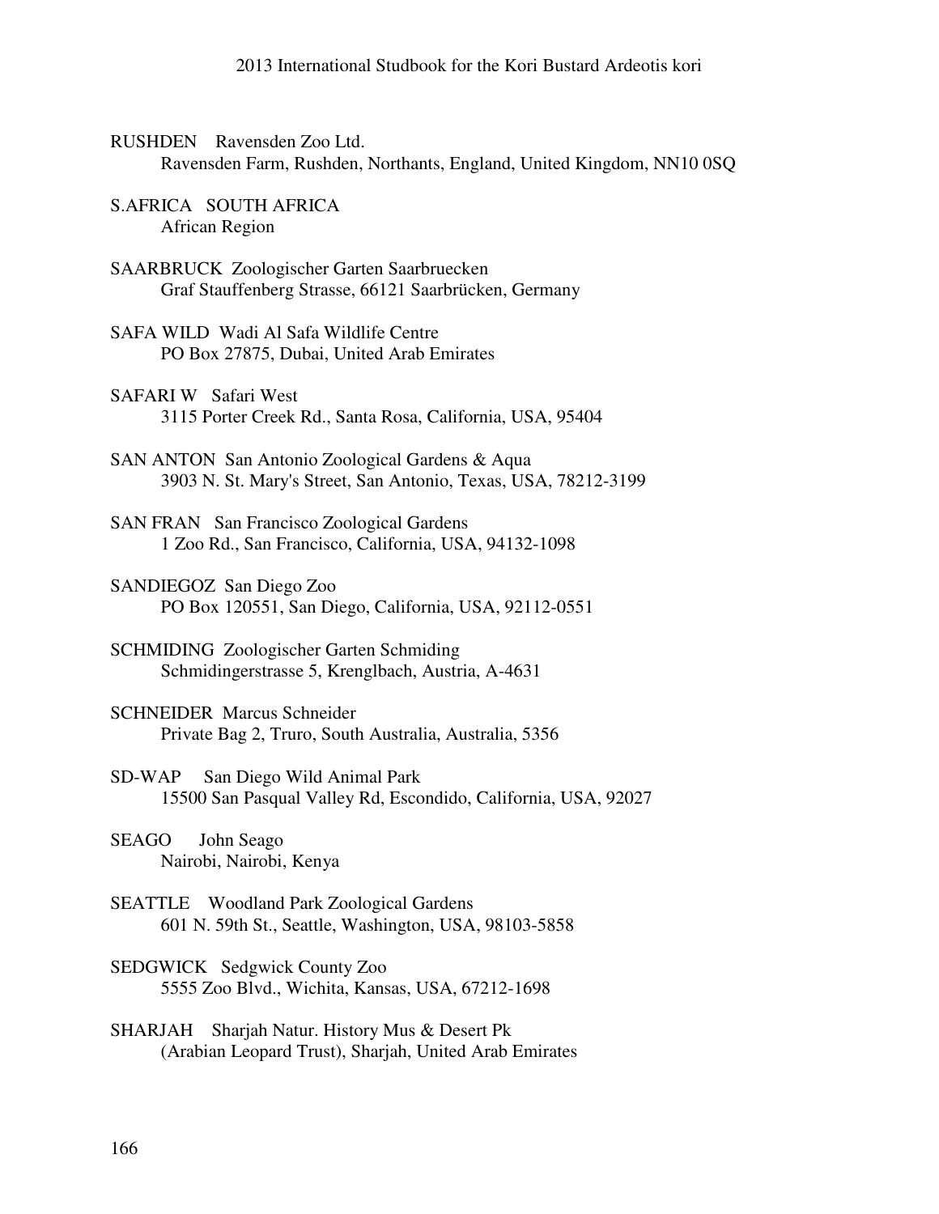RUSHDEN Ravensden Zoo Ltd.
Ravensden Farm, Rushden, Northants, England, United Kingdom, NN10 0SQ

S.AFRICA SOUTH AFRICA
African Region

SAARBRUCK Zoologischer Garten Saarbruecken
Graf Stauffenberg Strasse, 66121 Saarbrücken, Germany

SAFA WILD Wadi Al Safa Wildlife Centre
PO Box 27875, Dubai, United Arab Emirates

SAFARI W Safari West
3115 Porter Creek Rd., Santa Rosa, California, USA, 95404

SAN ANTON San Antonio Zoological Gardens & Aqua
3903 N. St. Mary's Street, San Antonio, Texas, USA, 78212-3199

SAN FRAN San Francisco Zoological Gardens
1 Zoo Rd., San Francisco, California, USA, 94132-1098

SANDIEGOZ San Diego Zoo
PO Box 120551, San Diego, California, USA, 92112-0551

SCHMIDING Zoologischer Garten Schmiding
Schmidingerstrasse 5, Krenglbach, Austria, A-4631

SCHNEIDER Marcus Schneider
Private Bag 2, Truro, South Australia, Australia, 5356

SD-WAP San Diego Wild Animal Park
15500 San Pasqual Valley Rd, Escondido, California, USA, 92027

SEAGO John Seago
Nairobi, Nairobi, Kenya

SEATTLE Woodland Park Zoological Gardens
601 N. 59th St., Seattle, Washington, USA, 98103-5858

SEDGWICK Sedgwick County Zoo
5555 Zoo Blvd., Wichita, Kansas, USA, 67212-1698

SHARJAH Sharjah Natur. History Mus & Desert Pk
(Arabian Leopard Trust), Sharjah, United Arab Emirates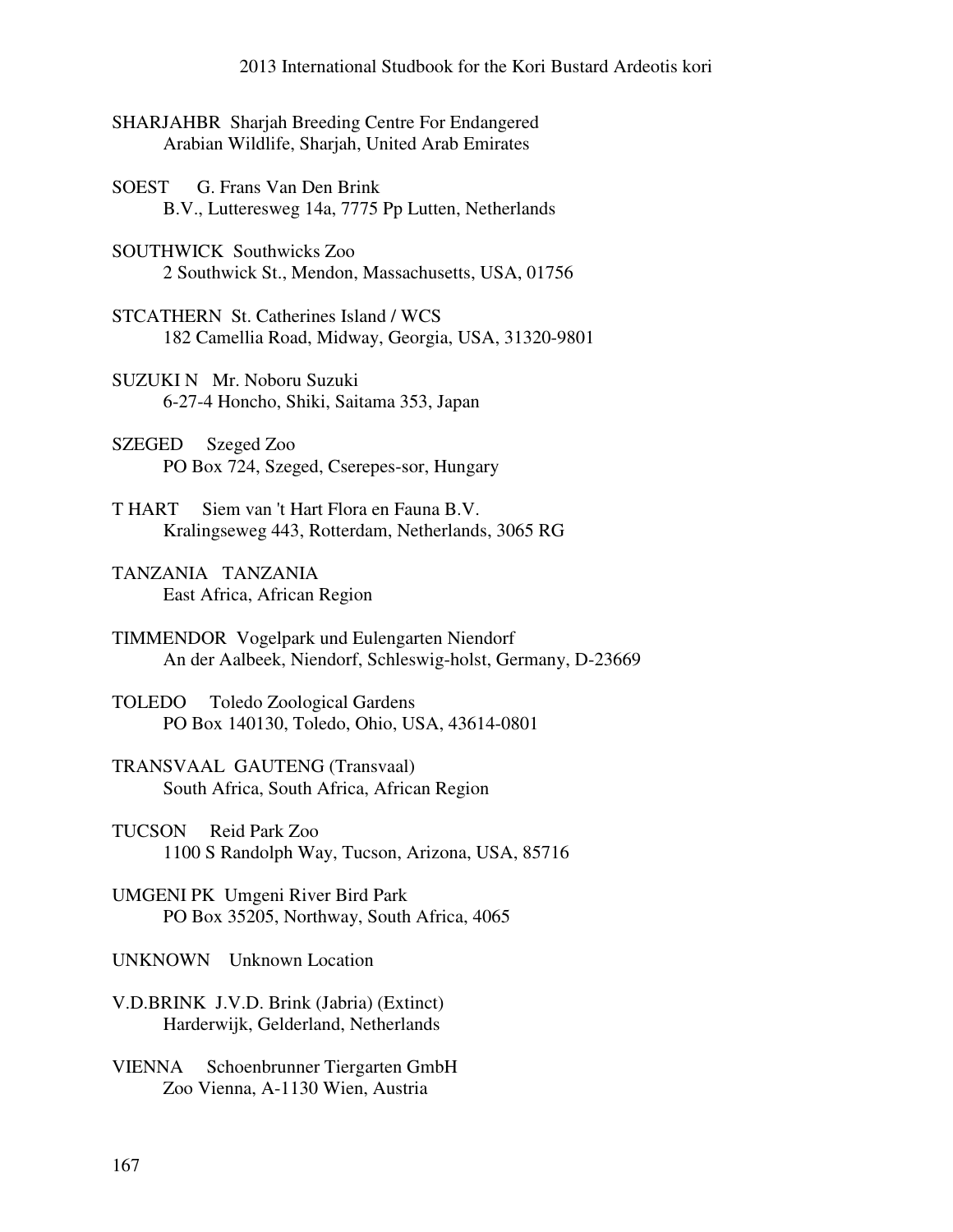SHARJAHBR  Sharjah Breeding Centre For Endangered
Arabian Wildlife, Sharjah, United Arab Emirates

SOEST  G. Frans Van Den Brink
B.V., Lutteresweg 14a, 7775 Pp Lutten, Netherlands

SOUTHWICK  Southwicks Zoo
2 Southwick St., Mendon, Massachusetts, USA, 01756

STCATHERN  St. Catherines Island / WCS
182 Camellia Road, Midway, Georgia, USA, 31320-9801

SUZUKI N  Mr. Noboru Suzuki
6-27-4 Honcho, Shiki, Saitama 353, Japan

SZEGED  Szeged Zoo
PO Box 724, Szeged, Cserepes-sor, Hungary

T HART  Siem van 't Hart Flora en Fauna B.V.
Kralingseweg 443, Rotterdam, Netherlands, 3065 RG

TANZANIA  TANZANIA
East Africa, African Region

TIMMENDOR  Vogelpark und Eulengarten Niendorf
An der Aalbeek, Niendorf, Schleswig-holst, Germany, D-23669

TOLEDO  Toledo Zoological Gardens
PO Box 140130, Toledo, Ohio, USA, 43614-0801

TRANSVAAL  GAUTENG (Transvaal)
South Africa, South Africa, African Region

TUCSON  Reid Park Zoo
1100 S Randolph Way, Tucson, Arizona, USA, 85716

UMGENI PK  Umgeni River Bird Park
PO Box 35205, Northway, South Africa, 4065

UNKNOWN  Unknown Location

V.D.BRINK  J.V.D. Brink (Jabria) (Extinct)
Harderwijk, Gelderland, Netherlands

VIENNA  Schoenbrunner Tiergarten GmbH
Zoo Vienna, A-1130 Wien, Austria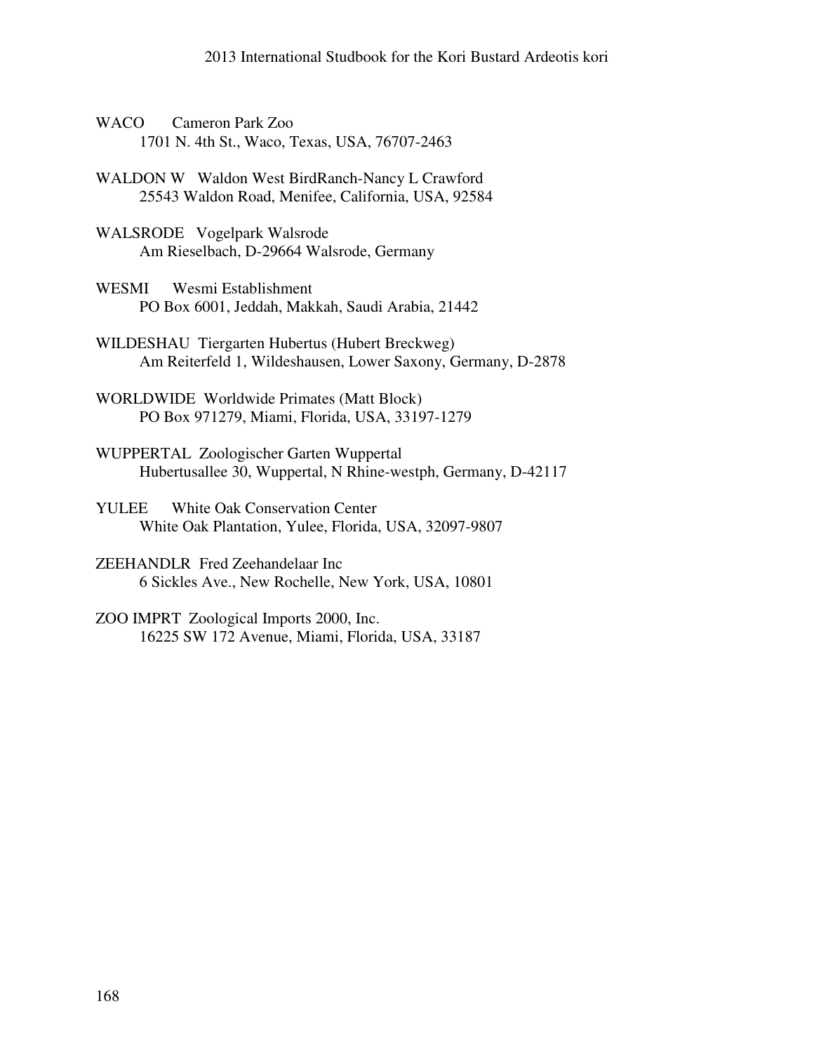WACO Cameron Park Zoo
1701 N. 4th St., Waco, Texas, USA, 76707-2463

WALDON W Waldon West BirdRanch-Nancy L Crawford
25543 Waldon Road, Menifee, California, USA, 92584

WALSRODE Vogelpark Walsrode
Am Rieselbach, D-29664 Walsrode, Germany

WESMI Wesmi Establishment
PO Box 6001, Jeddah, Makkah, Saudi Arabia, 21442

WILDESHAU Tiergarten Hubertus (Hubert Breckweg)
Am Reiterfeld 1, Wildeshausen, Lower Saxony, Germany, D-2878

WORLDWIDE Worldwide Primates (Matt Block)
PO Box 971279, Miami, Florida, USA, 33197-1279

WUPPERTAL Zoologischer Garten Wuppertal
Hubertusallee 30, Wuppertal, N Rhine-westph, Germany, D-42117

YULEE White Oak Conservation Center
White Oak Plantation, Yulee, Florida, USA, 32097-9807

ZEEHANDLR Fred Zeehandelaar Inc
6 Sickles Ave., New Rochelle, New York, USA, 10801

ZOO IMPRT Zoological Imports 2000, Inc.
16225 SW 172 Avenue, Miami, Florida, USA, 33187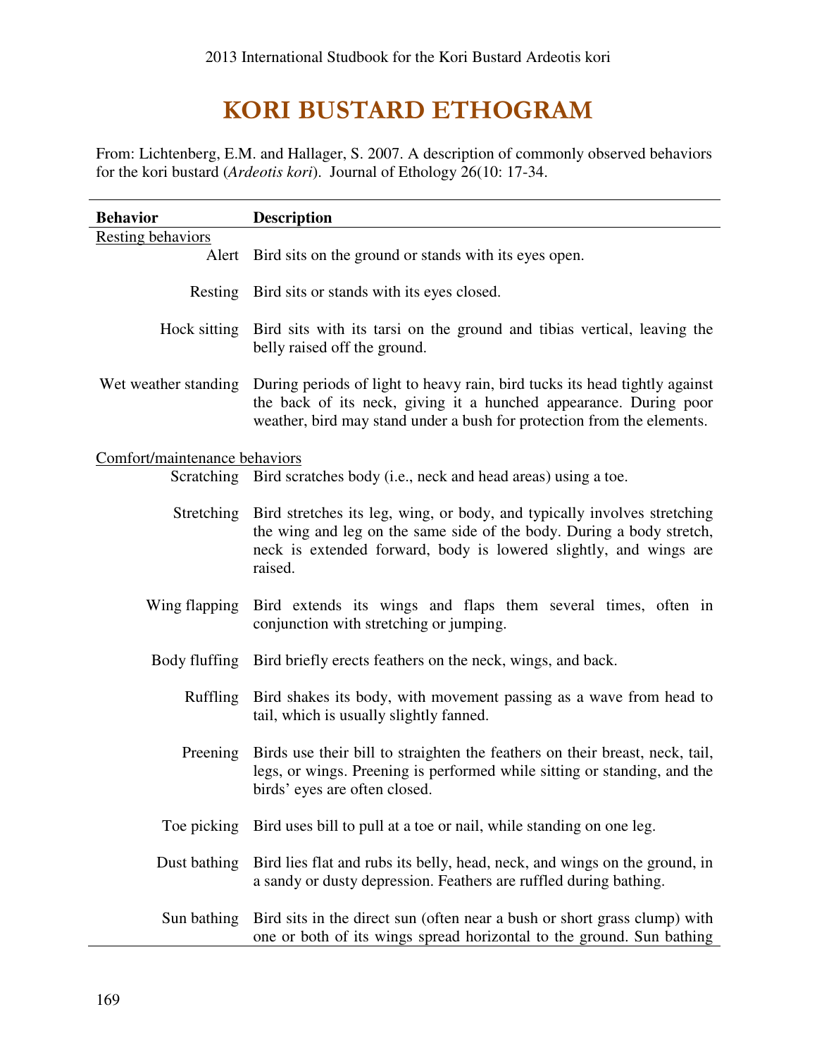# KORI BUSTARD ETHOGRAM

From: Lichtenberg, E.M. and Hallager, S. 2007. A description of commonly observed behaviors for the kori bustard (*Ardeotis kori*). Journal of Ethology 26(10: 17-34.

| Behavior | Description |
|---|---|
| Resting behaviors | |
| Alert | Bird sits on the ground or stands with its eyes open. |
| Resting | Bird sits or stands with its eyes closed. |
| Hock sitting | Bird sits with its tarsi on the ground and tibias vertical, leaving the belly raised off the ground. |
| Wet weather standing | During periods of light to heavy rain, bird tucks its head tightly against the back of its neck, giving it a hunched appearance. During poor weather, bird may stand under a bush for protection from the elements. |
| Comfort/maintenance behaviors | |
| Scratching | Bird scratches body (i.e., neck and head areas) using a toe. |
| Stretching | Bird stretches its leg, wing, or body, and typically involves stretching the wing and leg on the same side of the body. During a body stretch, neck is extended forward, body is lowered slightly, and wings are raised. |
| Wing flapping | Bird extends its wings and flaps them several times, often in conjunction with stretching or jumping. |
| Body fluffing | Bird briefly erects feathers on the neck, wings, and back. |
| Ruffling | Bird shakes its body, with movement passing as a wave from head to tail, which is usually slightly fanned. |
| Preening | Birds use their bill to straighten the feathers on their breast, neck, tail, legs, or wings. Preening is performed while sitting or standing, and the birds' eyes are often closed. |
| Toe picking | Bird uses bill to pull at a toe or nail, while standing on one leg. |
| Dust bathing | Bird lies flat and rubs its belly, head, neck, and wings on the ground, in a sandy or dusty depression. Feathers are ruffled during bathing. |
| Sun bathing | Bird sits in the direct sun (often near a bush or short grass clump) with one or both of its wings spread horizontal to the ground. Sun bathing |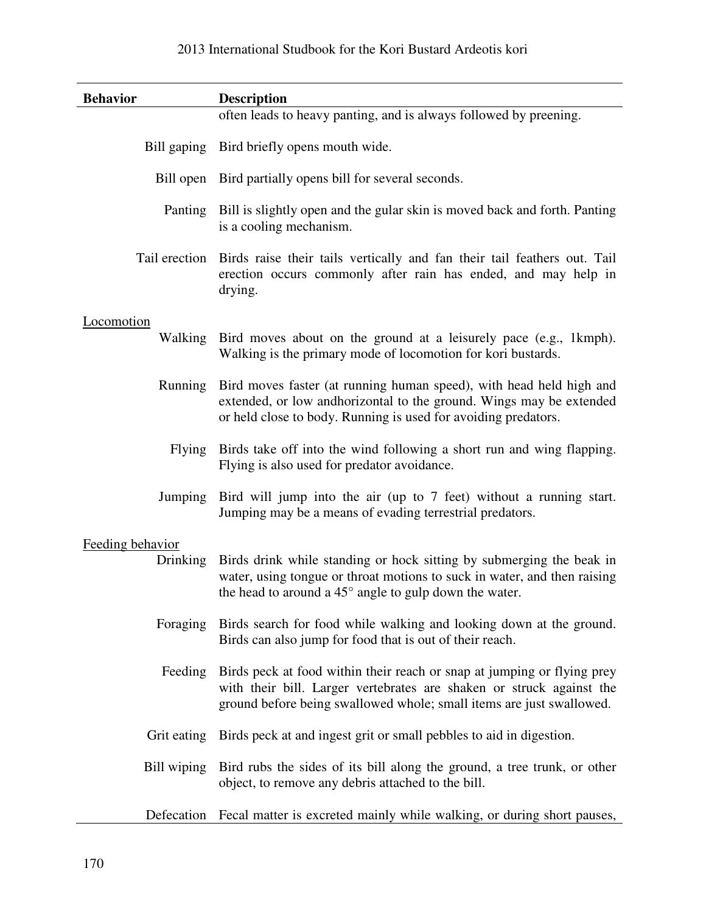| Behavior | Description |
| --- | --- |
| | often leads to heavy panting, and is always followed by preening. |
| Bill gaping | Bird briefly opens mouth wide. |
| Bill open | Bird partially opens bill for several seconds. |
| Panting | Bill is slightly open and the gular skin is moved back and forth. Panting is a cooling mechanism. |
| Tail erection | Birds raise their tails vertically and fan their tail feathers out. Tail erection occurs commonly after rain has ended, and may help in drying. |
| <u>Locomotion</u> | |
| Walking | Bird moves about on the ground at a leisurely pace (e.g., 1kmph). Walking is the primary mode of locomotion for kori bustards. |
| Running | Bird moves faster (at running human speed), with head held high and extended, or low andhorizontal to the ground. Wings may be extended or held close to body. Running is used for avoiding predators. |
| Flying | Birds take off into the wind following a short run and wing flapping. Flying is also used for predator avoidance. |
| Jumping | Bird will jump into the air (up to 7 feet) without a running start. Jumping may be a means of evading terrestrial predators. |
| <u>Feeding behavior</u> | |
| Drinking | Birds drink while standing or hock sitting by submerging the beak in water, using tongue or throat motions to suck in water, and then raising the head to around a 45° angle to gulp down the water. |
| Foraging | Birds search for food while walking and looking down at the ground. Birds can also jump for food that is out of their reach. |
| Feeding | Birds peck at food within their reach or snap at jumping or flying prey with their bill. Larger vertebrates are shaken or struck against the ground before being swallowed whole; small items are just swallowed. |
| Grit eating | Birds peck at and ingest grit or small pebbles to aid in digestion. |
| Bill wiping | Bird rubs the sides of its bill along the ground, a tree trunk, or other object, to remove any debris attached to the bill. |
| Defecation | Fecal matter is excreted mainly while walking, or during short pauses, |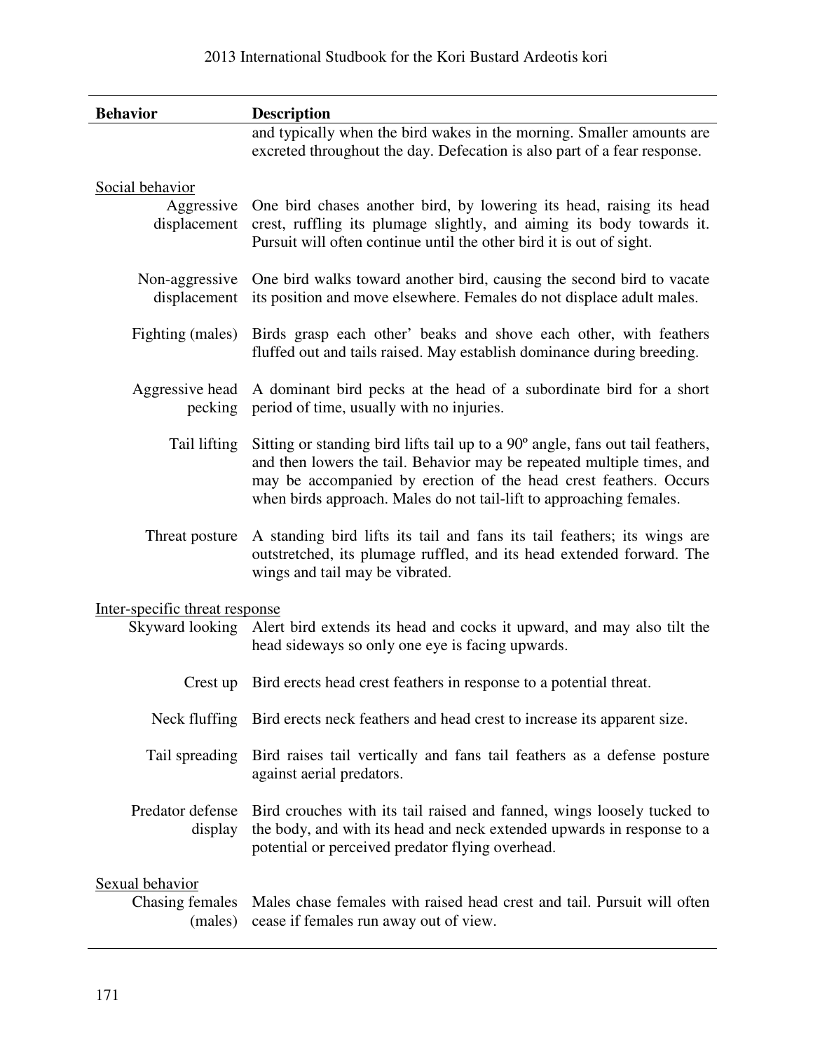| Behavior | Description |
|---|---|
| | and typically when the bird wakes in the morning. Smaller amounts are excreted throughout the day. Defecation is also part of a fear response. |
| <u>Social behavior</u> | |
| Aggressive displacement | One bird chases another bird, by lowering its head, raising its head crest, ruffling its plumage slightly, and aiming its body towards it. Pursuit will often continue until the other bird it is out of sight. |
| Non-aggressive displacement | One bird walks toward another bird, causing the second bird to vacate its position and move elsewhere. Females do not displace adult males. |
| Fighting (males) | Birds grasp each other' beaks and shove each other, with feathers fluffed out and tails raised. May establish dominance during breeding. |
| Aggressive head pecking | A dominant bird pecks at the head of a subordinate bird for a short period of time, usually with no injuries. |
| Tail lifting | Sitting or standing bird lifts tail up to a 90º angle, fans out tail feathers, and then lowers the tail. Behavior may be repeated multiple times, and may be accompanied by erection of the head crest feathers. Occurs when birds approach. Males do not tail-lift to approaching females. |
| Threat posture | A standing bird lifts its tail and fans its tail feathers; its wings are outstretched, its plumage ruffled, and its head extended forward. The wings and tail may be vibrated. |
| <u>Inter-specific threat response</u> | |
| Skyward looking | Alert bird extends its head and cocks it upward, and may also tilt the head sideways so only one eye is facing upwards. |
| Crest up | Bird erects head crest feathers in response to a potential threat. |
| Neck fluffing | Bird erects neck feathers and head crest to increase its apparent size. |
| Tail spreading | Bird raises tail vertically and fans tail feathers as a defense posture against aerial predators. |
| Predator defense display | Bird crouches with its tail raised and fanned, wings loosely tucked to the body, and with its head and neck extended upwards in response to a potential or perceived predator flying overhead. |
| <u>Sexual behavior</u> | |
| Chasing females (males) | Males chase females with raised head crest and tail. Pursuit will often cease if females run away out of view. |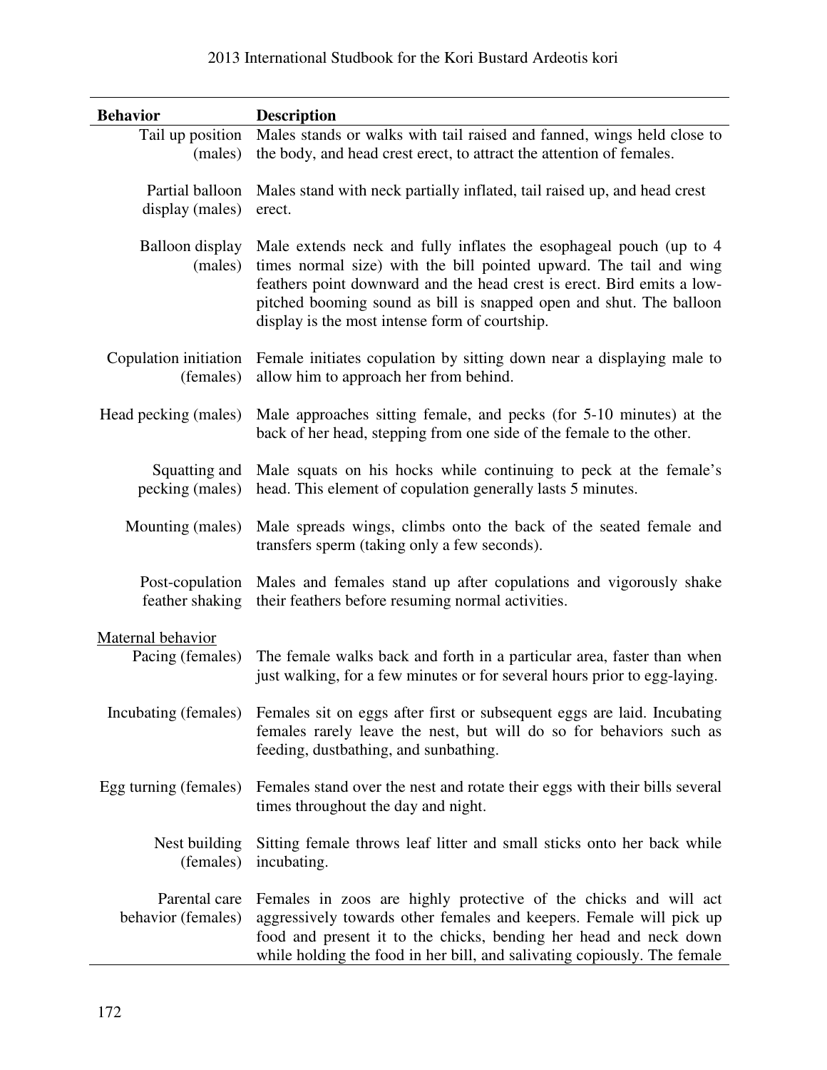| Behavior | Description |
|---|---|
| Tail up position (males) | Males stands or walks with tail raised and fanned, wings held close to the body, and head crest erect, to attract the attention of females. |
| Partial balloon display (males) | Males stand with neck partially inflated, tail raised up, and head crest erect. |
| Balloon display (males) | Male extends neck and fully inflates the esophageal pouch (up to 4 times normal size) with the bill pointed upward. The tail and wing feathers point downward and the head crest is erect. Bird emits a low-pitched booming sound as bill is snapped open and shut. The balloon display is the most intense form of courtship. |
| Copulation initiation (females) | Female initiates copulation by sitting down near a displaying male to allow him to approach her from behind. |
| Head pecking (males) | Male approaches sitting female, and pecks (for 5-10 minutes) at the back of her head, stepping from one side of the female to the other. |
| Squatting and pecking (males) | Male squats on his hocks while continuing to peck at the female's head. This element of copulation generally lasts 5 minutes. |
| Mounting (males) | Male spreads wings, climbs onto the back of the seated female and transfers sperm (taking only a few seconds). |
| Post-copulation feather shaking | Males and females stand up after copulations and vigorously shake their feathers before resuming normal activities. |
| Maternal behavior | |
| Pacing (females) | The female walks back and forth in a particular area, faster than when just walking, for a few minutes or for several hours prior to egg-laying. |
| Incubating (females) | Females sit on eggs after first or subsequent eggs are laid. Incubating females rarely leave the nest, but will do so for behaviors such as feeding, dustbathing, and sunbathing. |
| Egg turning (females) | Females stand over the nest and rotate their eggs with their bills several times throughout the day and night. |
| Nest building (females) | Sitting female throws leaf litter and small sticks onto her back while incubating. |
| Parental care behavior (females) | Females in zoos are highly protective of the chicks and will act aggressively towards other females and keepers. Female will pick up food and present it to the chicks, bending her head and neck down while holding the food in her bill, and salivating copiously. The female |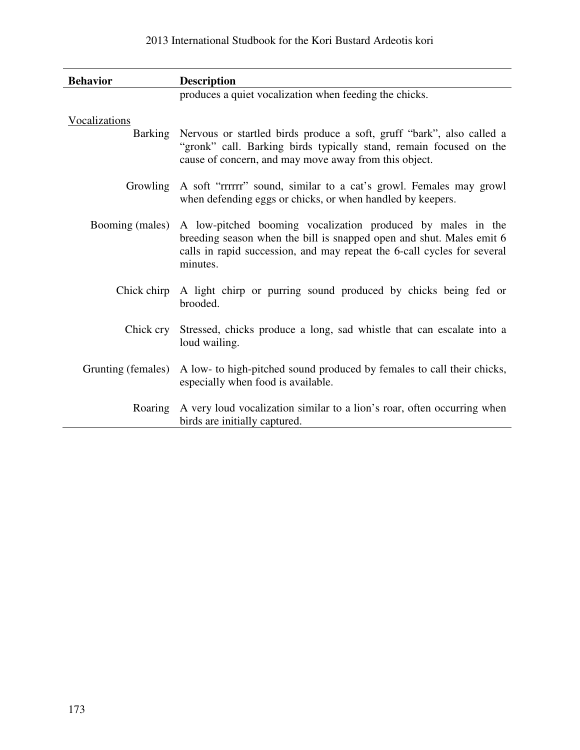| Behavior | Description |
|---|---|
| | produces a quiet vocalization when feeding the chicks. |
| Vocalizations | |
| Barking | Nervous or startled birds produce a soft, gruff "bark", also called a "gronk" call. Barking birds typically stand, remain focused on the cause of concern, and may move away from this object. |
| Growling | A soft "rrrrrr" sound, similar to a cat's growl. Females may growl when defending eggs or chicks, or when handled by keepers. |
| Booming (males) | A low-pitched booming vocalization produced by males in the breeding season when the bill is snapped open and shut. Males emit 6 calls in rapid succession, and may repeat the 6-call cycles for several minutes. |
| Chick chirp | A light chirp or purring sound produced by chicks being fed or brooded. |
| Chick cry | Stressed, chicks produce a long, sad whistle that can escalate into a loud wailing. |
| Grunting (females) | A low- to high-pitched sound produced by females to call their chicks, especially when food is available. |
| Roaring | A very loud vocalization similar to a lion's roar, often occurring when birds are initially captured. |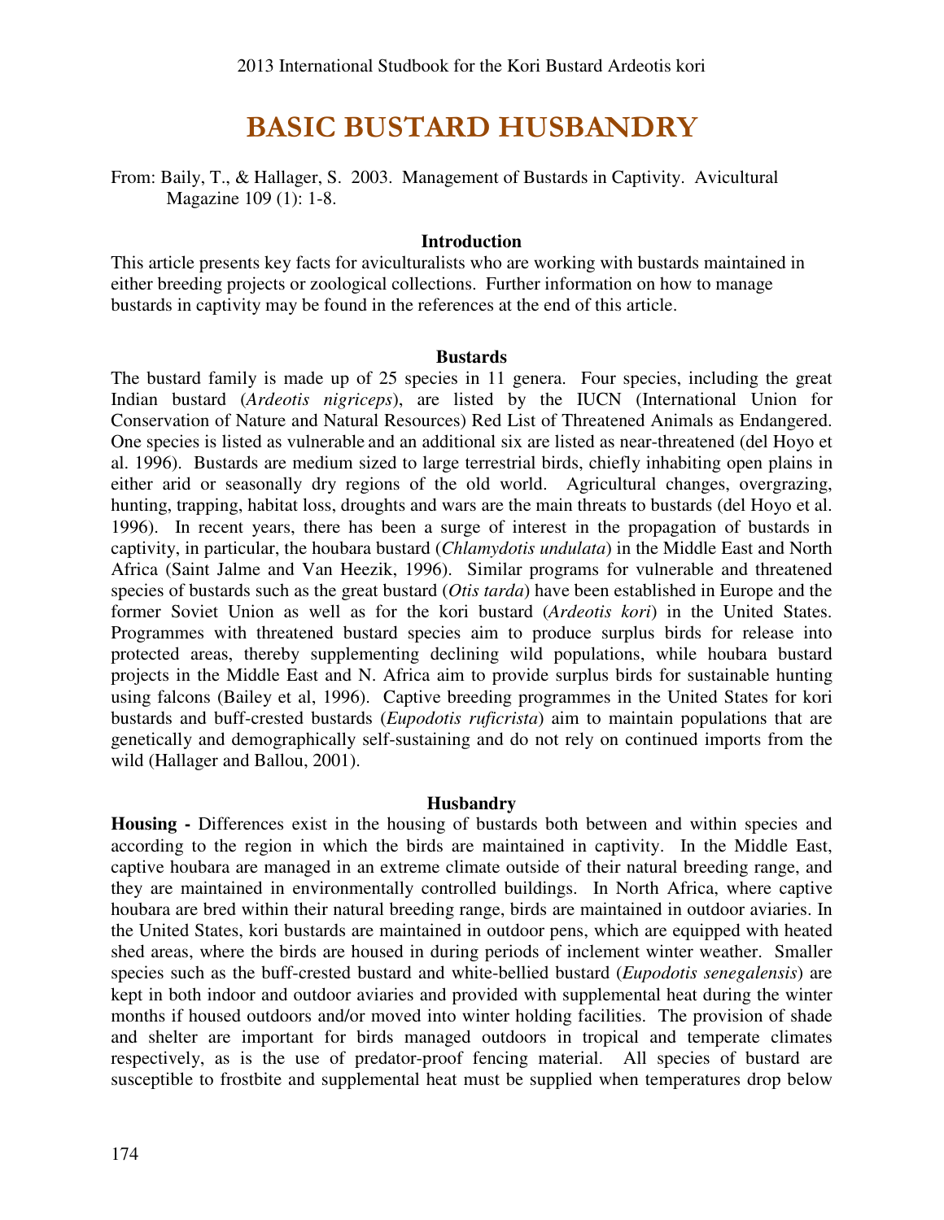# BASIC BUSTARD HUSBANDRY

From: Baily, T., & Hallager, S. 2003. Management of Bustards in Captivity. Avicultural Magazine 109 (1): 1-8.

### Introduction

This article presents key facts for aviculturalists who are working with bustards maintained in either breeding projects or zoological collections. Further information on how to manage bustards in captivity may be found in the references at the end of this article.

### Bustards

The bustard family is made up of 25 species in 11 genera. Four species, including the great Indian bustard (*Ardeotis nigriceps*), are listed by the IUCN (International Union for Conservation of Nature and Natural Resources) Red List of Threatened Animals as Endangered. One species is listed as vulnerable and an additional six are listed as near-threatened (del Hoyo et al. 1996). Bustards are medium sized to large terrestrial birds, chiefly inhabiting open plains in either arid or seasonally dry regions of the old world. Agricultural changes, overgrazing, hunting, trapping, habitat loss, droughts and wars are the main threats to bustards (del Hoyo et al. 1996). In recent years, there has been a surge of interest in the propagation of bustards in captivity, in particular, the houbara bustard (*Chlamydotis undulata*) in the Middle East and North Africa (Saint Jalme and Van Heezik, 1996). Similar programs for vulnerable and threatened species of bustards such as the great bustard (*Otis tarda*) have been established in Europe and the former Soviet Union as well as for the kori bustard (*Ardeotis kori*) in the United States. Programmes with threatened bustard species aim to produce surplus birds for release into protected areas, thereby supplementing declining wild populations, while houbara bustard projects in the Middle East and N. Africa aim to provide surplus birds for sustainable hunting using falcons (Bailey et al, 1996). Captive breeding programmes in the United States for kori bustards and buff-crested bustards (*Eupodotis ruficrista*) aim to maintain populations that are genetically and demographically self-sustaining and do not rely on continued imports from the wild (Hallager and Ballou, 2001).

### Husbandry

**Housing -** Differences exist in the housing of bustards both between and within species and according to the region in which the birds are maintained in captivity. In the Middle East, captive houbara are managed in an extreme climate outside of their natural breeding range, and they are maintained in environmentally controlled buildings. In North Africa, where captive houbara are bred within their natural breeding range, birds are maintained in outdoor aviaries. In the United States, kori bustards are maintained in outdoor pens, which are equipped with heated shed areas, where the birds are housed in during periods of inclement winter weather. Smaller species such as the buff-crested bustard and white-bellied bustard (*Eupodotis senegalensis*) are kept in both indoor and outdoor aviaries and provided with supplemental heat during the winter months if housed outdoors and/or moved into winter holding facilities. The provision of shade and shelter are important for birds managed outdoors in tropical and temperate climates respectively, as is the use of predator-proof fencing material. All species of bustard are susceptible to frostbite and supplemental heat must be supplied when temperatures drop below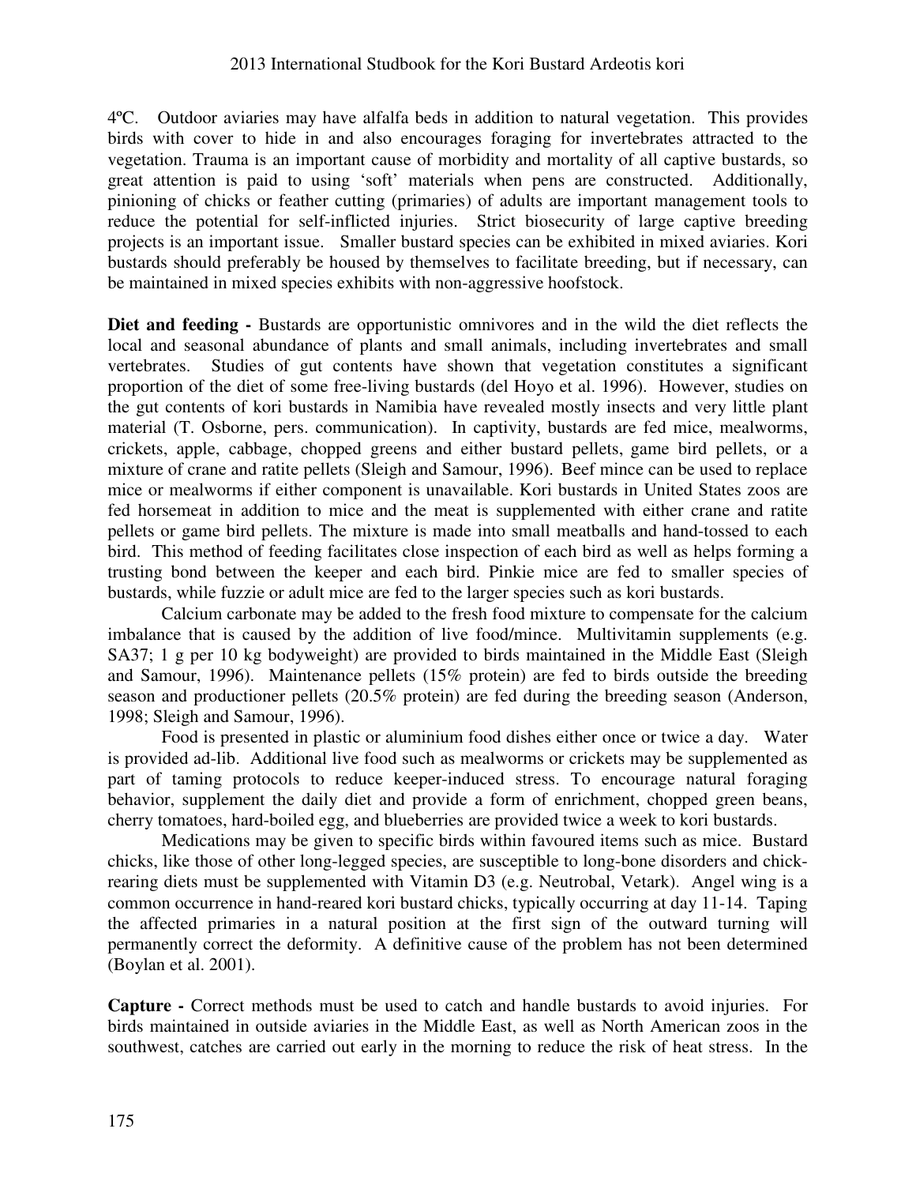4ºC. Outdoor aviaries may have alfalfa beds in addition to natural vegetation. This provides birds with cover to hide in and also encourages foraging for invertebrates attracted to the vegetation. Trauma is an important cause of morbidity and mortality of all captive bustards, so great attention is paid to using 'soft' materials when pens are constructed. Additionally, pinioning of chicks or feather cutting (primaries) of adults are important management tools to reduce the potential for self-inflicted injuries. Strict biosecurity of large captive breeding projects is an important issue. Smaller bustard species can be exhibited in mixed aviaries. Kori bustards should preferably be housed by themselves to facilitate breeding, but if necessary, can be maintained in mixed species exhibits with non-aggressive hoofstock.

**Diet and feeding -** Bustards are opportunistic omnivores and in the wild the diet reflects the local and seasonal abundance of plants and small animals, including invertebrates and small vertebrates. Studies of gut contents have shown that vegetation constitutes a significant proportion of the diet of some free-living bustards (del Hoyo et al. 1996). However, studies on the gut contents of kori bustards in Namibia have revealed mostly insects and very little plant material (T. Osborne, pers. communication). In captivity, bustards are fed mice, mealworms, crickets, apple, cabbage, chopped greens and either bustard pellets, game bird pellets, or a mixture of crane and ratite pellets (Sleigh and Samour, 1996). Beef mince can be used to replace mice or mealworms if either component is unavailable. Kori bustards in United States zoos are fed horsemeat in addition to mice and the meat is supplemented with either crane and ratite pellets or game bird pellets. The mixture is made into small meatballs and hand-tossed to each bird. This method of feeding facilitates close inspection of each bird as well as helps forming a trusting bond between the keeper and each bird. Pinkie mice are fed to smaller species of bustards, while fuzzie or adult mice are fed to the larger species such as kori bustards.

Calcium carbonate may be added to the fresh food mixture to compensate for the calcium imbalance that is caused by the addition of live food/mince. Multivitamin supplements (e.g. SA37; 1 g per 10 kg bodyweight) are provided to birds maintained in the Middle East (Sleigh and Samour, 1996). Maintenance pellets (15% protein) are fed to birds outside the breeding season and productioner pellets (20.5% protein) are fed during the breeding season (Anderson, 1998; Sleigh and Samour, 1996).

Food is presented in plastic or aluminium food dishes either once or twice a day. Water is provided ad-lib. Additional live food such as mealworms or crickets may be supplemented as part of taming protocols to reduce keeper-induced stress. To encourage natural foraging behavior, supplement the daily diet and provide a form of enrichment, chopped green beans, cherry tomatoes, hard-boiled egg, and blueberries are provided twice a week to kori bustards.

Medications may be given to specific birds within favoured items such as mice. Bustard chicks, like those of other long-legged species, are susceptible to long-bone disorders and chick-rearing diets must be supplemented with Vitamin D3 (e.g. Neutrobal, Vetark). Angel wing is a common occurrence in hand-reared kori bustard chicks, typically occurring at day 11-14. Taping the affected primaries in a natural position at the first sign of the outward turning will permanently correct the deformity. A definitive cause of the problem has not been determined (Boylan et al. 2001).

**Capture -** Correct methods must be used to catch and handle bustards to avoid injuries. For birds maintained in outside aviaries in the Middle East, as well as North American zoos in the southwest, catches are carried out early in the morning to reduce the risk of heat stress. In the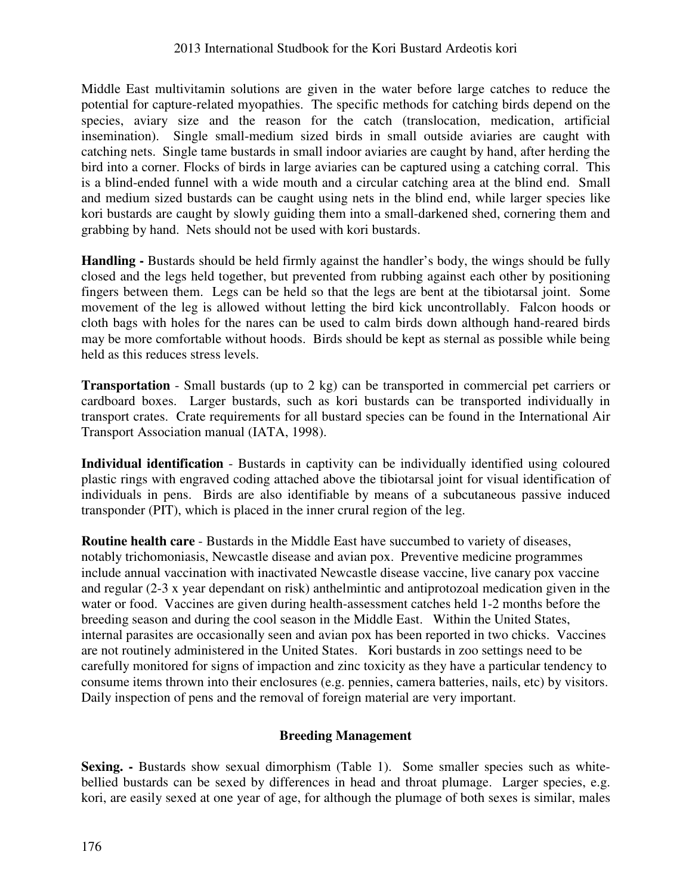Middle East multivitamin solutions are given in the water before large catches to reduce the potential for capture-related myopathies. The specific methods for catching birds depend on the species, aviary size and the reason for the catch (translocation, medication, artificial insemination). Single small-medium sized birds in small outside aviaries are caught with catching nets. Single tame bustards in small indoor aviaries are caught by hand, after herding the bird into a corner. Flocks of birds in large aviaries can be captured using a catching corral. This is a blind-ended funnel with a wide mouth and a circular catching area at the blind end. Small and medium sized bustards can be caught using nets in the blind end, while larger species like kori bustards are caught by slowly guiding them into a small-darkened shed, cornering them and grabbing by hand. Nets should not be used with kori bustards.

**Handling -** Bustards should be held firmly against the handler's body, the wings should be fully closed and the legs held together, but prevented from rubbing against each other by positioning fingers between them. Legs can be held so that the legs are bent at the tibiotarsal joint. Some movement of the leg is allowed without letting the bird kick uncontrollably. Falcon hoods or cloth bags with holes for the nares can be used to calm birds down although hand-reared birds may be more comfortable without hoods. Birds should be kept as sternal as possible while being held as this reduces stress levels.

**Transportation** - Small bustards (up to 2 kg) can be transported in commercial pet carriers or cardboard boxes. Larger bustards, such as kori bustards can be transported individually in transport crates. Crate requirements for all bustard species can be found in the International Air Transport Association manual (IATA, 1998).

**Individual identification** - Bustards in captivity can be individually identified using coloured plastic rings with engraved coding attached above the tibiotarsal joint for visual identification of individuals in pens. Birds are also identifiable by means of a subcutaneous passive induced transponder (PIT), which is placed in the inner crural region of the leg.

**Routine health care** - Bustards in the Middle East have succumbed to variety of diseases, notably trichomoniasis, Newcastle disease and avian pox. Preventive medicine programmes include annual vaccination with inactivated Newcastle disease vaccine, live canary pox vaccine and regular (2-3 x year dependant on risk) anthelmintic and antiprotozoal medication given in the water or food. Vaccines are given during health-assessment catches held 1-2 months before the breeding season and during the cool season in the Middle East. Within the United States, internal parasites are occasionally seen and avian pox has been reported in two chicks. Vaccines are not routinely administered in the United States. Kori bustards in zoo settings need to be carefully monitored for signs of impaction and zinc toxicity as they have a particular tendency to consume items thrown into their enclosures (e.g. pennies, camera batteries, nails, etc) by visitors. Daily inspection of pens and the removal of foreign material are very important.

## Breeding Management

**Sexing. -** Bustards show sexual dimorphism (Table 1). Some smaller species such as white-bellied bustards can be sexed by differences in head and throat plumage. Larger species, e.g. kori, are easily sexed at one year of age, for although the plumage of both sexes is similar, males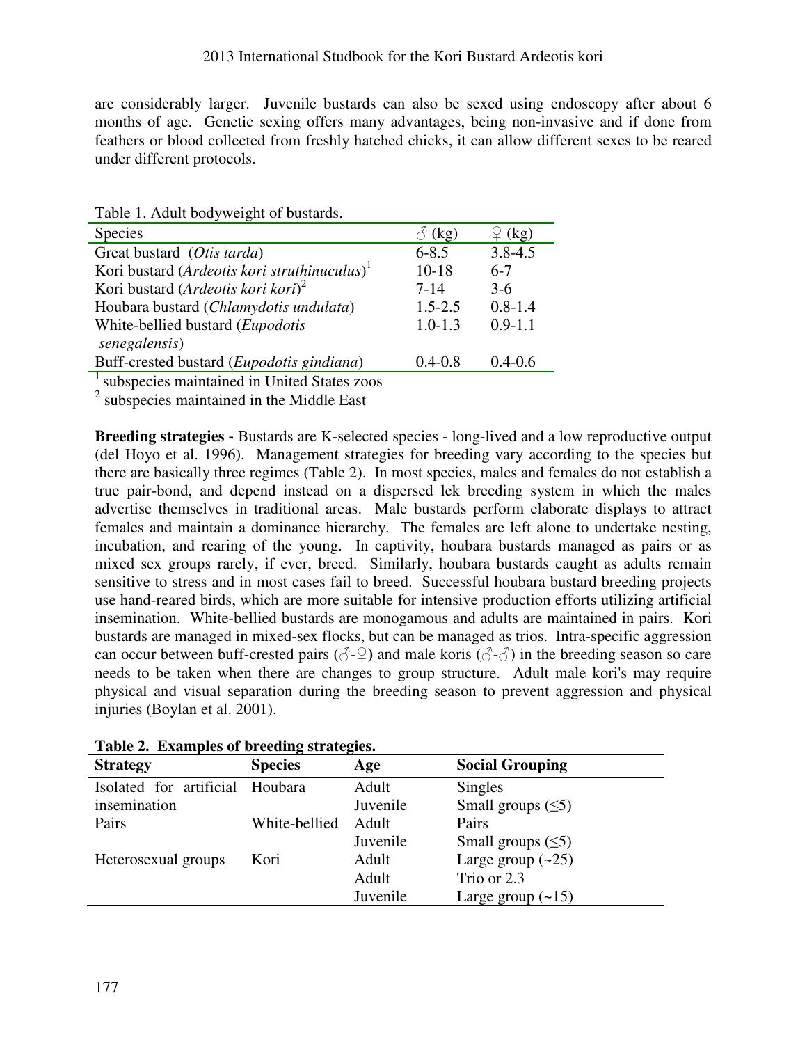are considerably larger. Juvenile bustards can also be sexed using endoscopy after about 6 months of age. Genetic sexing offers many advantages, being non-invasive and if done from feathers or blood collected from freshly hatched chicks, it can allow different sexes to be reared under different protocols.

Table 1. Adult bodyweight of bustards.

| Species | ♂ (kg) | ♀ (kg) |
|---|---|---|
| Great bustard (*Otis tarda*) | 6-8.5 | 3.8-4.5 |
| Kori bustard (*Ardeotis kori struthinuculus*)[1] | 10-18 | 6-7 |
| Kori bustard (*Ardeotis kori kori*)[2] | 7-14 | 3-6 |
| Houbara bustard (*Chlamydotis undulata*) | 1.5-2.5 | 0.8-1.4 |
| White-bellied bustard (*Eupodotis senegalensis*) | 1.0-1.3 | 0.9-1.1 |
| Buff-crested bustard (*Eupodotis gindiana*) | 0.4-0.8 | 0.4-0.6 |

[1] subspecies maintained in United States zoos

[2] subspecies maintained in the Middle East

**Breeding strategies -** Bustards are K-selected species - long-lived and a low reproductive output (del Hoyo et al. 1996). Management strategies for breeding vary according to the species but there are basically three regimes (Table 2). In most species, males and females do not establish a true pair-bond, and depend instead on a dispersed lek breeding system in which the males advertise themselves in traditional areas. Male bustards perform elaborate displays to attract females and maintain a dominance hierarchy. The females are left alone to undertake nesting, incubation, and rearing of the young. In captivity, houbara bustards managed as pairs or as mixed sex groups rarely, if ever, breed. Similarly, houbara bustards caught as adults remain sensitive to stress and in most cases fail to breed. Successful houbara bustard breeding projects use hand-reared birds, which are more suitable for intensive production efforts utilizing artificial insemination. White-bellied bustards are monogamous and adults are maintained in pairs. Kori bustards are managed in mixed-sex flocks, but can be managed as trios. Intra-specific aggression can occur between buff-crested pairs (♂-♀) and male koris (♂-♂) in the breeding season so care needs to be taken when there are changes to group structure. Adult male kori's may require physical and visual separation during the breeding season to prevent aggression and physical injuries (Boylan et al. 2001).

**Table 2. Examples of breeding strategies.**

| Strategy | Species | Age | Social Grouping |
|---|---|---|---|
| Isolated for artificial insemination | Houbara | Adult | Singles |
| | | Juvenile | Small groups (≤5) |
| Pairs | White-bellied | Adult | Pairs |
| | | Juvenile | Small groups (≤5) |
| Heterosexual groups | Kori | Adult | Large group (~25) |
| | | Adult | Trio or 2.3 |
| | | Juvenile | Large group (~15) |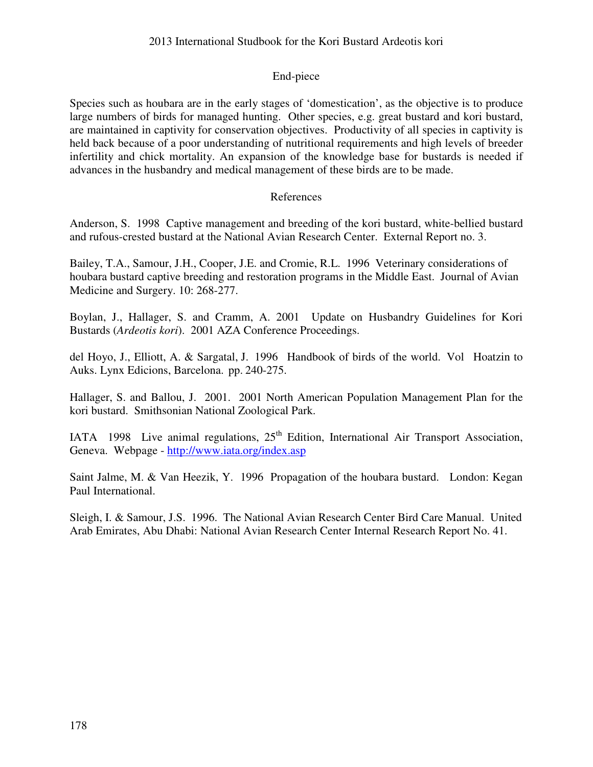## End-piece

Species such as houbara are in the early stages of 'domestication', as the objective is to produce large numbers of birds for managed hunting. Other species, e.g. great bustard and kori bustard, are maintained in captivity for conservation objectives. Productivity of all species in captivity is held back because of a poor understanding of nutritional requirements and high levels of breeder infertility and chick mortality. An expansion of the knowledge base for bustards is needed if advances in the husbandry and medical management of these birds are to be made.

## References

Anderson, S. 1998 Captive management and breeding of the kori bustard, white-bellied bustard and rufous-crested bustard at the National Avian Research Center. External Report no. 3.

Bailey, T.A., Samour, J.H., Cooper, J.E. and Cromie, R.L. 1996 Veterinary considerations of houbara bustard captive breeding and restoration programs in the Middle East. Journal of Avian Medicine and Surgery. 10: 268-277.

Boylan, J., Hallager, S. and Cramm, A. 2001 Update on Husbandry Guidelines for Kori Bustards (*Ardeotis kori*). 2001 AZA Conference Proceedings.

del Hoyo, J., Elliott, A. & Sargatal, J. 1996 Handbook of birds of the world. Vol Hoatzin to Auks. Lynx Edicions, Barcelona. pp. 240-275.

Hallager, S. and Ballou, J. 2001. 2001 North American Population Management Plan for the kori bustard. Smithsonian National Zoological Park.

IATA 1998 Live animal regulations, 25th Edition, International Air Transport Association, Geneva. Webpage - http://www.iata.org/index.asp

Saint Jalme, M. & Van Heezik, Y. 1996 Propagation of the houbara bustard. London: Kegan Paul International.

Sleigh, I. & Samour, J.S. 1996. The National Avian Research Center Bird Care Manual. United Arab Emirates, Abu Dhabi: National Avian Research Center Internal Research Report No. 41.